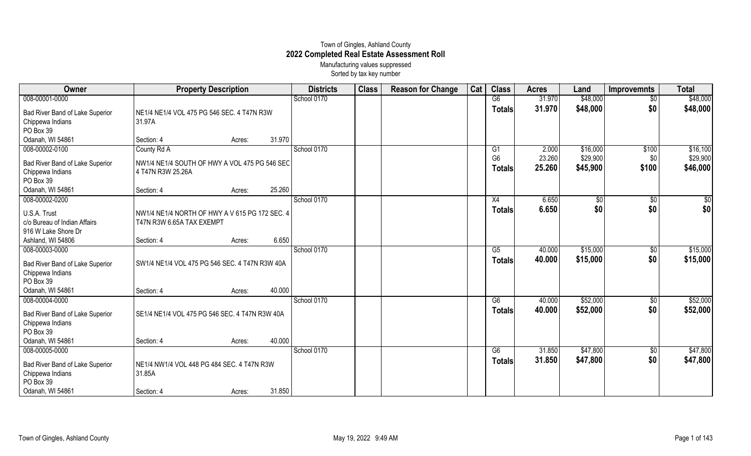# Town of Gingles, Ashland County

## 2022 Completed Real Estate Assessment Roll

Manufacturing values suppressed

Sorted by tax key number

| Owner | Property Description | Districts | Class | Reason for Change | Cat | Class | Acres | Land | Improvemnts | Total |
|---|---|---|---|---|---|---|---|---|---|---|
| 008-00001-0000 | | School 0170 | | | | G6 | 31.970 | $48,000 | $0 | $48,000 |
| Bad River Band of Lake Superior Chippewa Indians PO Box 39 Odanah, WI 54861 | NE1/4 NE1/4 VOL 475 PG 546 SEC. 4 T47N R3W 31.97A Section: 4 Acres: 31.970 | | | | | Totals | 31.970 | $48,000 | $0 | $48,000 |
| 008-00002-0100 | County Rd A | School 0170 | | | | G1 | 2.000 | $16,000 | $100 | $16,100 |
| Bad River Band of Lake Superior Chippewa Indians PO Box 39 Odanah, WI 54861 | NW1/4 NE1/4 SOUTH OF HWY A VOL 475 PG 546 SEC 4 T47N R3W 25.26A Section: 4 Acres: 25.260 | | | | | G6 | 23.260 | $29,900 | $0 | $29,900 |
| | | | | | | Totals | 25.260 | $45,900 | $100 | $46,000 |
| 008-00002-0200 | | School 0170 | | | | X4 | 6.650 | $0 | $0 | $0 |
| U.S.A. Trust c/o Bureau of Indian Affairs 916 W Lake Shore Dr Ashland, WI 54806 | NW1/4 NE1/4 NORTH OF HWY A V 615 PG 172 SEC. 4 T47N R3W 6.65A TAX EXEMPT Section: 4 Acres: 6.650 | | | | | Totals | 6.650 | $0 | $0 | $0 |
| 008-00003-0000 | | School 0170 | | | | G5 | 40.000 | $15,000 | $0 | $15,000 |
| Bad River Band of Lake Superior Chippewa Indians PO Box 39 Odanah, WI 54861 | SW1/4 NE1/4 VOL 475 PG 546 SEC. 4 T47N R3W 40A Section: 4 Acres: 40.000 | | | | | Totals | 40.000 | $15,000 | $0 | $15,000 |
| 008-00004-0000 | | School 0170 | | | | G6 | 40.000 | $52,000 | $0 | $52,000 |
| Bad River Band of Lake Superior Chippewa Indians PO Box 39 Odanah, WI 54861 | SE1/4 NE1/4 VOL 475 PG 546 SEC. 4 T47N R3W 40A Section: 4 Acres: 40.000 | | | | | Totals | 40.000 | $52,000 | $0 | $52,000 |
| 008-00005-0000 | | School 0170 | | | | G6 | 31.850 | $47,800 | $0 | $47,800 |
| Bad River Band of Lake Superior Chippewa Indians PO Box 39 Odanah, WI 54861 | NE1/4 NW1/4 VOL 448 PG 484 SEC. 4 T47N R3W 31.85A Section: 4 Acres: 31.850 | | | | | Totals | 31.850 | $47,800 | $0 | $47,800 |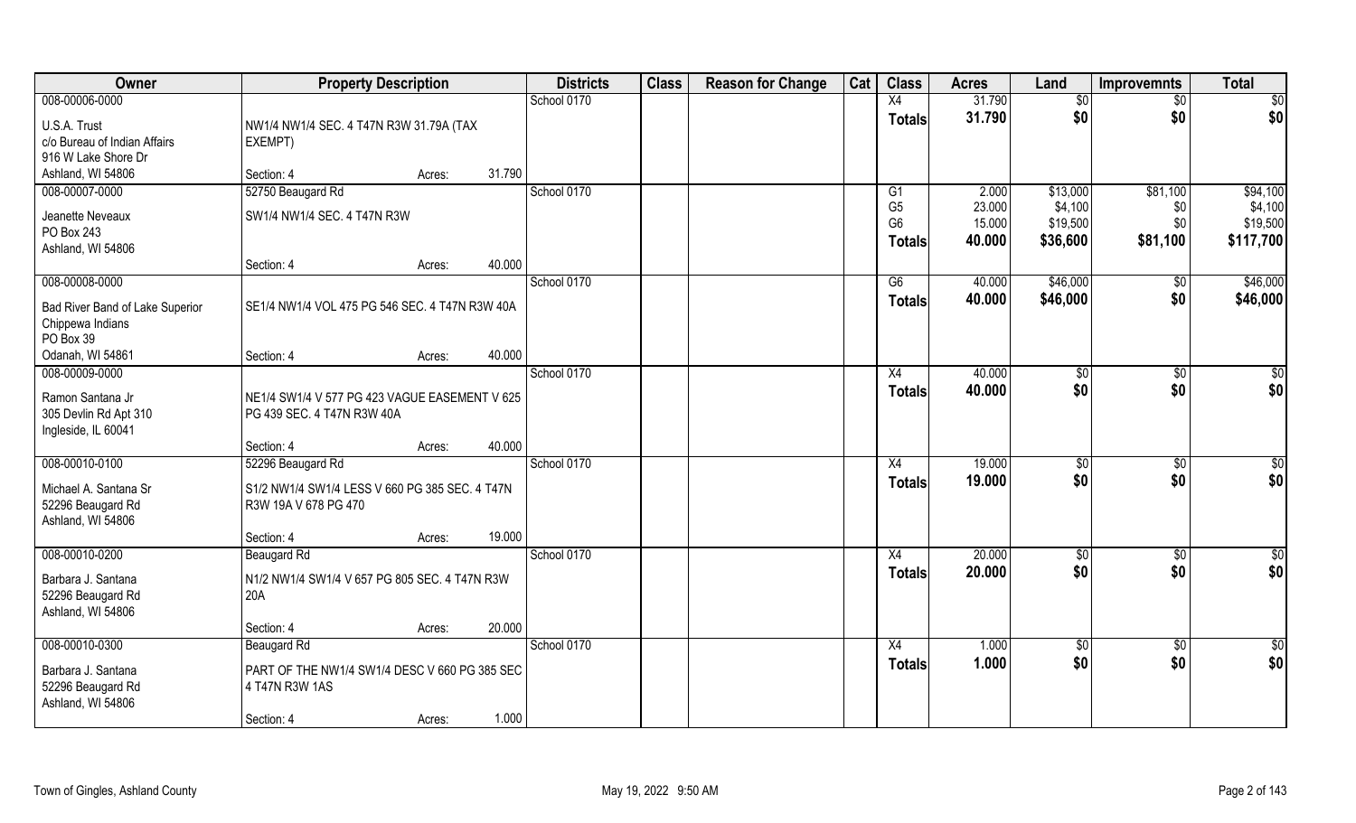| Owner | Property Description | Districts | Class | Reason for Change | Cat | Class | Acres | Land | Improvemnts | Total |
|---|---|---|---|---|---|---|---|---|---|---|
| 008-00006-0000<br>U.S.A. Trust<br>c/o Bureau of Indian Affairs<br>916 W Lake Shore Dr<br>Ashland, WI 54806 | NW1/4 NW1/4 SEC. 4 T47N R3W 31.79A (TAX EXEMPT)<br>Section: 4 Acres: 31.790 | School 0170 | | | | X4<br>**Totals** | 31.790<br>**31.790** | $0<br>**$0** | $0<br>**$0** | $0<br>**$0** |
| 008-00007-0000<br>Jeanette Neveaux<br>PO Box 243<br>Ashland, WI 54806 | 52750 Beaugard Rd<br>SW1/4 NW1/4 SEC. 4 T47N R3W<br>Section: 4 Acres: 40.000 | School 0170 | | | | G1<br>G5<br>G6<br>**Totals** | 2.000<br>23.000<br>15.000<br>**40.000** | $13,000<br>$4,100<br>$19,500<br>**$36,600** | $81,100<br>$0<br>$0<br>**$81,100** | $94,100<br>$4,100<br>$19,500<br>**$117,700** |
| 008-00008-0000<br>Bad River Band of Lake Superior Chippewa Indians<br>PO Box 39<br>Odanah, WI 54861 | SE1/4 NW1/4 VOL 475 PG 546 SEC. 4 T47N R3W 40A<br>Section: 4 Acres: 40.000 | School 0170 | | | | G6<br>**Totals** | 40.000<br>**40.000** | $46,000<br>**$46,000** | $0<br>**$0** | $46,000<br>**$46,000** |
| 008-00009-0000<br>Ramon Santana Jr<br>305 Devlin Rd Apt 310<br>Ingleside, IL 60041 | NE1/4 SW1/4 V 577 PG 423 VAGUE EASEMENT V 625 PG 439 SEC. 4 T47N R3W 40A<br>Section: 4 Acres: 40.000 | School 0170 | | | | X4<br>**Totals** | 40.000<br>**40.000** | $0<br>**$0** | $0<br>**$0** | $0<br>**$0** |
| 008-00010-0100<br>Michael A. Santana Sr<br>52296 Beaugard Rd<br>Ashland, WI 54806 | 52296 Beaugard Rd<br>S1/2 NW1/4 SW1/4 LESS V 660 PG 385 SEC. 4 T47N R3W 19A V 678 PG 470<br>Section: 4 Acres: 19.000 | School 0170 | | | | X4<br>**Totals** | 19.000<br>**19.000** | $0<br>**$0** | $0<br>**$0** | $0<br>**$0** |
| 008-00010-0200<br>Barbara J. Santana<br>52296 Beaugard Rd<br>Ashland, WI 54806 | Beaugard Rd<br>N1/2 NW1/4 SW1/4 V 657 PG 805 SEC. 4 T47N R3W 20A<br>Section: 4 Acres: 20.000 | School 0170 | | | | X4<br>**Totals** | 20.000<br>**20.000** | $0<br>**$0** | $0<br>**$0** | $0<br>**$0** |
| 008-00010-0300<br>Barbara J. Santana<br>52296 Beaugard Rd<br>Ashland, WI 54806 | Beaugard Rd<br>PART OF THE NW1/4 SW1/4 DESC V 660 PG 385 SEC 4 T47N R3W 1AS<br>Section: 4 Acres: 1.000 | School 0170 | | | | X4<br>**Totals** | 1.000<br>**1.000** | $0<br>**$0** | $0<br>**$0** | $0<br>**$0** |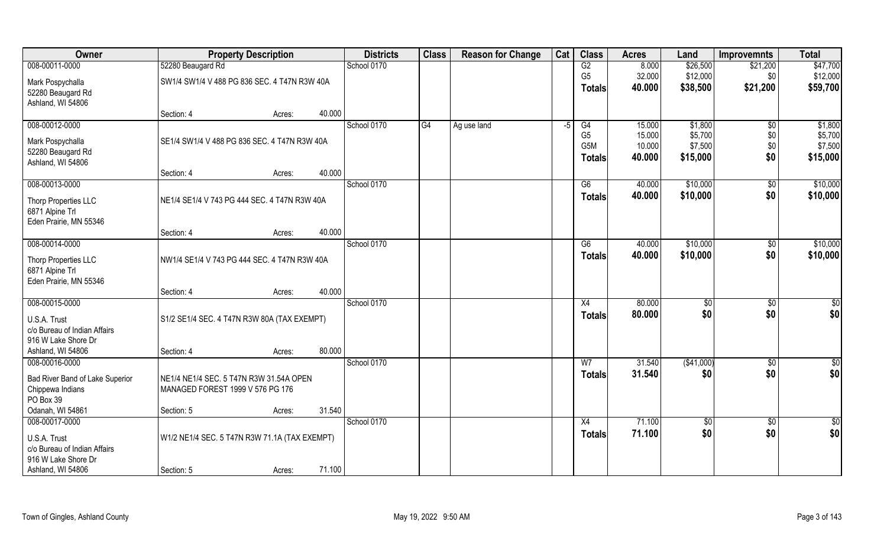| Owner | Property Description | | | Districts | Class | Reason for Change | Cat | Class | Acres | Land | Improvemnts | Total |
|---|---|---|---|---|---|---|---|---|---|---|---|---|
| 008-00011-0000 | 52280 Beaugard Rd | | | School 0170 | | | | G2 | 8.000 | $26,500 | $21,200 | $47,700 |
| Mark Pospychalla<br>52280 Beaugard Rd<br>Ashland, WI 54806 | SW1/4 SW1/4 V 488 PG 836 SEC. 4 T47N R3W 40A | | | | | | | G5 | 32.000 | $12,000 | $0 | $12,000 |
| | | | | | | | | **Totals** | **40.000** | **$38,500** | **$21,200** | **$59,700** |
| | Section: 4 | Acres: | 40.000 | | | | | | | | | |
| 008-00012-0000 | | | | School 0170 | G4 | Ag use land | -5 | G4 | 15.000 | $1,800 | $0 | $1,800 |
| Mark Pospychalla<br>52280 Beaugard Rd<br>Ashland, WI 54806 | SE1/4 SW1/4 V 488 PG 836 SEC. 4 T47N R3W 40A | | | | | | | G5 | 15.000 | $5,700 | $0 | $5,700 |
| | | | | | | | | G5M | 10.000 | $7,500 | $0 | $7,500 |
| | | | | | | | | **Totals** | **40.000** | **$15,000** | **$0** | **$15,000** |
| | Section: 4 | Acres: | 40.000 | | | | | | | | | |
| 008-00013-0000 | | | | School 0170 | | | | G6 | 40.000 | $10,000 | $0 | $10,000 |
| Thorp Properties LLC<br>6871 Alpine Trl<br>Eden Prairie, MN 55346 | NE1/4 SE1/4 V 743 PG 444 SEC. 4 T47N R3W 40A | | | | | | | **Totals** | **40.000** | **$10,000** | **$0** | **$10,000** |
| | Section: 4 | Acres: | 40.000 | | | | | | | | | |
| 008-00014-0000 | | | | School 0170 | | | | G6 | 40.000 | $10,000 | $0 | $10,000 |
| Thorp Properties LLC<br>6871 Alpine Trl<br>Eden Prairie, MN 55346 | NW1/4 SE1/4 V 743 PG 444 SEC. 4 T47N R3W 40A | | | | | | | **Totals** | **40.000** | **$10,000** | **$0** | **$10,000** |
| | Section: 4 | Acres: | 40.000 | | | | | | | | | |
| 008-00015-0000 | | | | School 0170 | | | | X4 | 80.000 | $0 | $0 | $0 |
| U.S.A. Trust<br>c/o Bureau of Indian Affairs<br>916 W Lake Shore Dr<br>Ashland, WI 54806 | S1/2 SE1/4 SEC. 4 T47N R3W 80A (TAX EXEMPT) | | | | | | | **Totals** | **80.000** | **$0** | **$0** | **$0** |
| | Section: 4 | Acres: | 80.000 | | | | | | | | | |
| 008-00016-0000 | | | | School 0170 | | | | W7 | 31.540 | ($41,000) | $0 | $0 |
| Bad River Band of Lake Superior<br>Chippewa Indians<br>PO Box 39<br>Odanah, WI 54861 | NE1/4 NE1/4 SEC. 5 T47N R3W 31.54A OPEN MANAGED FOREST 1999 V 576 PG 176 | | | | | | | **Totals** | **31.540** | **$0** | **$0** | **$0** |
| | Section: 5 | Acres: | 31.540 | | | | | | | | | |
| 008-00017-0000 | | | | School 0170 | | | | X4 | 71.100 | $0 | $0 | $0 |
| U.S.A. Trust<br>c/o Bureau of Indian Affairs<br>916 W Lake Shore Dr<br>Ashland, WI 54806 | W1/2 NE1/4 SEC. 5 T47N R3W 71.1A (TAX EXEMPT) | | | | | | | **Totals** | **71.100** | **$0** | **$0** | **$0** |
| | Section: 5 | Acres: | 71.100 | | | | | | | | | |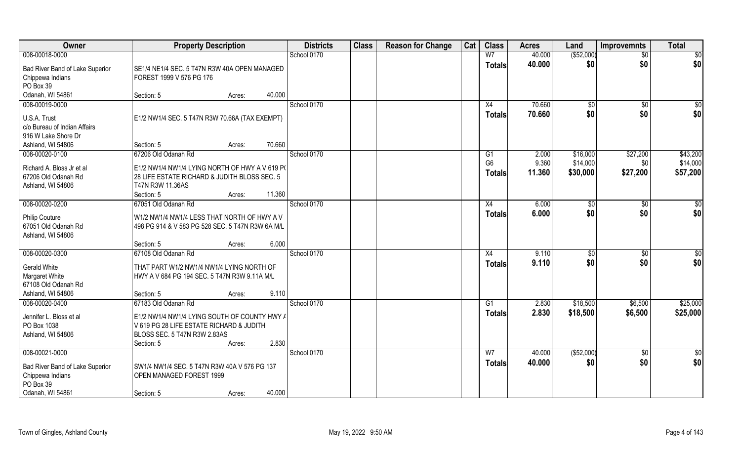| Owner | Property Description | Districts | Class | Reason for Change | Cat | Class | Acres | Land | Improvemnts | Total |
|---|---|---|---|---|---|---|---|---|---|---|
| 008-00018-0000 | | School 0170 | | | | W7 | 40.000 | ($52,000) | $0 | $0 |
| Bad River Band of Lake Superior Chippewa Indians PO Box 39 Odanah, WI 54861 | SE1/4 NE1/4 SEC. 5 T47N R3W 40A OPEN MANAGED FOREST 1999 V 576 PG 176 Section: 5 Acres: 40.000 | | | | | **Totals** | **40.000** | **$0** | **$0** | **$0** |
| 008-00019-0000 | | School 0170 | | | | X4 | 70.660 | $0 | $0 | $0 |
| U.S.A. Trust c/o Bureau of Indian Affairs 916 W Lake Shore Dr Ashland, WI 54806 | E1/2 NW1/4 SEC. 5 T47N R3W 70.66A (TAX EXEMPT) Section: 5 Acres: 70.660 | | | | | **Totals** | **70.660** | **$0** | **$0** | **$0** |
| 008-00020-0100 | 67206 Old Odanah Rd | School 0170 | | | | G1 | 2.000 | $16,000 | $27,200 | $43,200 |
| Richard A. Bloss Jr et al 67206 Old Odanah Rd Ashland, WI 54806 | E1/2 NW1/4 NW1/4 LYING NORTH OF HWY A V 619 P( 28 LIFE ESTATE RICHARD & JUDITH BLOSS SEC. 5 T47N R3W 11.36AS Section: 5 Acres: 11.360 | | | | | G6 | 9.360 | $14,000 | $0 | $14,000 |
| | | | | | | **Totals** | **11.360** | **$30,000** | **$27,200** | **$57,200** |
| 008-00020-0200 | 67051 Old Odanah Rd | School 0170 | | | | X4 | 6.000 | $0 | $0 | $0 |
| Philip Couture 67051 Old Odanah Rd Ashland, WI 54806 | W1/2 NW1/4 NW1/4 LESS THAT NORTH OF HWY A V 498 PG 914 & V 583 PG 528 SEC. 5 T47N R3W 6A M/L Section: 5 Acres: 6.000 | | | | | **Totals** | **6.000** | **$0** | **$0** | **$0** |
| 008-00020-0300 | 67108 Old Odanah Rd | School 0170 | | | | X4 | 9.110 | $0 | $0 | $0 |
| Gerald White Margaret White 67108 Old Odanah Rd Ashland, WI 54806 | THAT PART W1/2 NW1/4 NW1/4 LYING NORTH OF HWY A V 684 PG 194 SEC. 5 T47N R3W 9.11A M/L Section: 5 Acres: 9.110 | | | | | **Totals** | **9.110** | **$0** | **$0** | **$0** |
| 008-00020-0400 | 67183 Old Odanah Rd | School 0170 | | | | G1 | 2.830 | $18,500 | $6,500 | $25,000 |
| Jennifer L. Bloss et al PO Box 1038 Ashland, WI 54806 | E1/2 NW1/4 NW1/4 LYING SOUTH OF COUNTY HWY / V 619 PG 28 LIFE ESTATE RICHARD & JUDITH BLOSS SEC. 5 T47N R3W 2.83AS Section: 5 Acres: 2.830 | | | | | **Totals** | **2.830** | **$18,500** | **$6,500** | **$25,000** |
| 008-00021-0000 | | School 0170 | | | | W7 | 40.000 | ($52,000) | $0 | $0 |
| Bad River Band of Lake Superior Chippewa Indians PO Box 39 Odanah, WI 54861 | SW1/4 NW1/4 SEC. 5 T47N R3W 40A V 576 PG 137 OPEN MANAGED FOREST 1999 Section: 5 Acres: 40.000 | | | | | **Totals** | **40.000** | **$0** | **$0** | **$0** |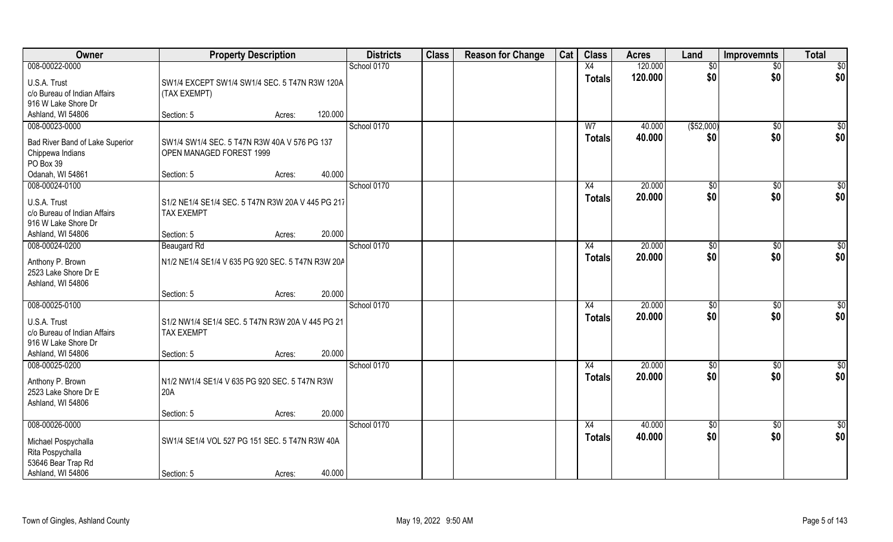| Owner | Property Description | Districts | Class | Reason for Change | Cat | Class | Acres | Land | Improvemnts | Total |
|---|---|---|---|---|---|---|---|---|---|---|
| 008-00022-0000<br>U.S.A. Trust<br>c/o Bureau of Indian Affairs<br>916 W Lake Shore Dr<br>Ashland, WI 54806 | SW1/4 EXCEPT SW1/4 SW1/4 SEC. 5 T47N R3W 120A (TAX EXEMPT)<br>Section: 5 Acres: 120.000 | School 0170 | | | | X4<br>**Totals** | 120.000<br>**120.000** | $0<br>**$0** | $0<br>**$0** | $0<br>**$0** |
| 008-00023-0000<br>Bad River Band of Lake Superior Chippewa Indians<br>PO Box 39<br>Odanah, WI 54861 | SW1/4 SW1/4 SEC. 5 T47N R3W 40A V 576 PG 137 OPEN MANAGED FOREST 1999<br>Section: 5 Acres: 40.000 | School 0170 | | | | W7<br>**Totals** | 40.000<br>**40.000** | ($52,000)<br>**$0** | $0<br>**$0** | $0<br>**$0** |
| 008-00024-0100<br>U.S.A. Trust<br>c/o Bureau of Indian Affairs<br>916 W Lake Shore Dr<br>Ashland, WI 54806 | S1/2 NE1/4 SE1/4 SEC. 5 T47N R3W 20A V 445 PG 217 TAX EXEMPT<br>Section: 5 Acres: 20.000 | School 0170 | | | | X4<br>**Totals** | 20.000<br>**20.000** | $0<br>**$0** | $0<br>**$0** | $0<br>**$0** |
| 008-00024-0200<br>Anthony P. Brown<br>2523 Lake Shore Dr E<br>Ashland, WI 54806 | Beaugard Rd<br>N1/2 NE1/4 SE1/4 V 635 PG 920 SEC. 5 T47N R3W 20A<br>Section: 5 Acres: 20.000 | School 0170 | | | | X4<br>**Totals** | 20.000<br>**20.000** | $0<br>**$0** | $0<br>**$0** | $0<br>**$0** |
| 008-00025-0100<br>U.S.A. Trust<br>c/o Bureau of Indian Affairs<br>916 W Lake Shore Dr<br>Ashland, WI 54806 | S1/2 NW1/4 SE1/4 SEC. 5 T47N R3W 20A V 445 PG 21 TAX EXEMPT<br>Section: 5 Acres: 20.000 | School 0170 | | | | X4<br>**Totals** | 20.000<br>**20.000** | $0<br>**$0** | $0<br>**$0** | $0<br>**$0** |
| 008-00025-0200<br>Anthony P. Brown<br>2523 Lake Shore Dr E<br>Ashland, WI 54806 | N1/2 NW1/4 SE1/4 V 635 PG 920 SEC. 5 T47N R3W 20A<br>Section: 5 Acres: 20.000 | School 0170 | | | | X4<br>**Totals** | 20.000<br>**20.000** | $0<br>**$0** | $0<br>**$0** | $0<br>**$0** |
| 008-00026-0000<br>Michael Pospychalla<br>Rita Pospychalla<br>53646 Bear Trap Rd<br>Ashland, WI 54806 | SW1/4 SE1/4 VOL 527 PG 151 SEC. 5 T47N R3W 40A<br>Section: 5 Acres: 40.000 | School 0170 | | | | X4<br>**Totals** | 40.000<br>**40.000** | $0<br>**$0** | $0<br>**$0** | $0<br>**$0** |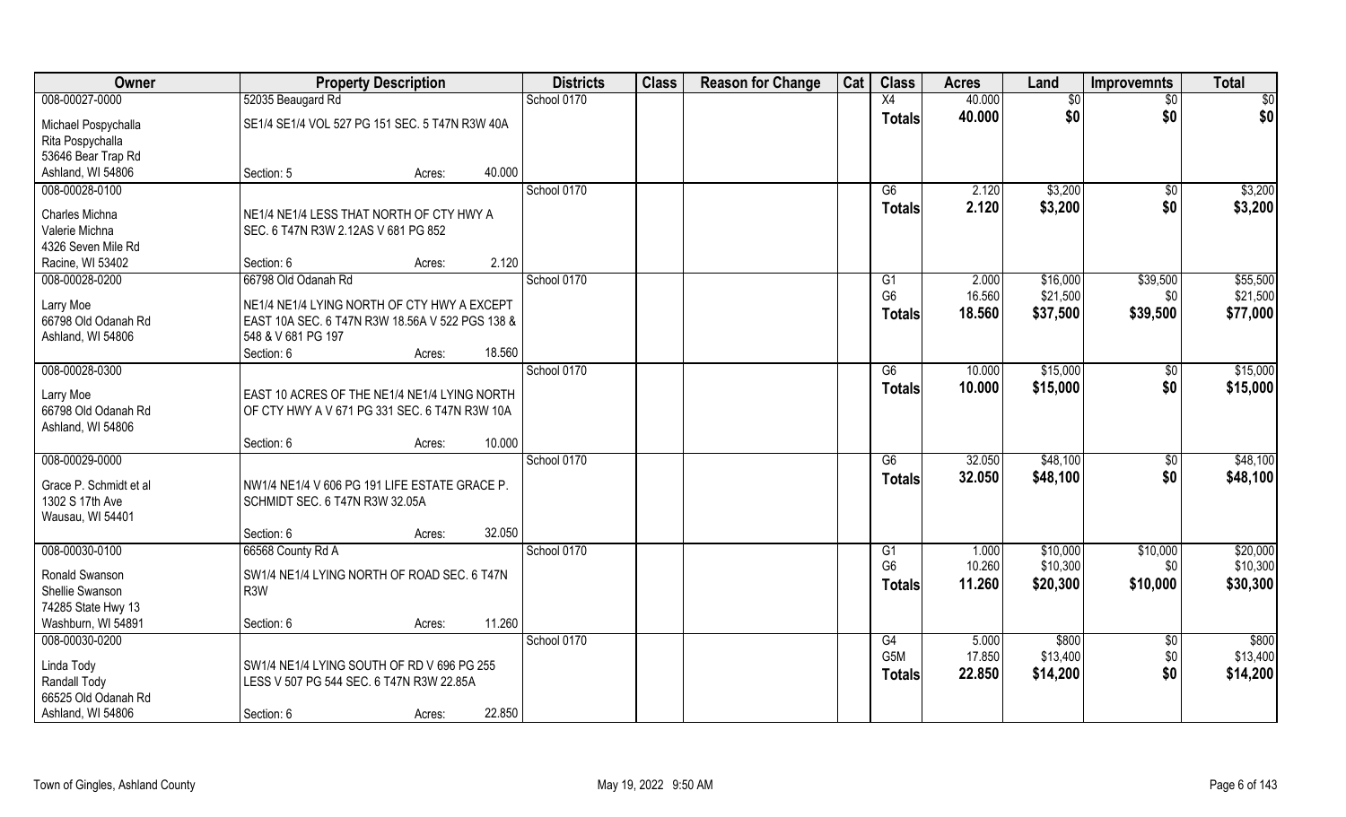| Owner | Property Description | | | Districts | Class | Reason for Change | Cat | Class | Acres | Land | Improvemnts | Total |
|---|---|---|---|---|---|---|---|---|---|---|---|---|
| 008-00027-0000 | 52035 Beaugard Rd | | | School 0170 | | | | X4 | 40.000 | $0 | $0 | $0 |
| Michael Pospychalla<br>Rita Pospychalla<br>53646 Bear Trap Rd<br>Ashland, WI 54806 | SE1/4 SE1/4 VOL 527 PG 151 SEC. 5 T47N R3W 40A | | | | | | | **Totals** | **40.000** | **$0** | **$0** | **$0** |
| | Section: 5 | Acres: | 40.000 | | | | | | | | | |
| 008-00028-0100 | | | | School 0170 | | | | G6 | 2.120 | $3,200 | $0 | $3,200 |
| Charles Michna<br>Valerie Michna<br>4326 Seven Mile Rd<br>Racine, WI 53402 | NE1/4 NE1/4 LESS THAT NORTH OF CTY HWY A SEC. 6 T47N R3W 2.12AS V 681 PG 852 | | | | | | | **Totals** | **2.120** | **$3,200** | **$0** | **$3,200** |
| | Section: 6 | Acres: | 2.120 | | | | | | | | | |
| 008-00028-0200 | 66798 Old Odanah Rd | | | School 0170 | | | | G1 | 2.000 | $16,000 | $39,500 | $55,500 |
| Larry Moe<br>66798 Old Odanah Rd<br>Ashland, WI 54806 | NE1/4 NE1/4 LYING NORTH OF CTY HWY A EXCEPT EAST 10A SEC. 6 T47N R3W 18.56A V 522 PGS 138 & 548 & V 681 PG 197 | | | | | | | G6 | 16.560 | $21,500 | $0 | $21,500 |
| | | | | | | | | **Totals** | **18.560** | **$37,500** | **$39,500** | **$77,000** |
| | Section: 6 | Acres: | 18.560 | | | | | | | | | |
| 008-00028-0300 | | | | School 0170 | | | | G6 | 10.000 | $15,000 | $0 | $15,000 |
| Larry Moe<br>66798 Old Odanah Rd<br>Ashland, WI 54806 | EAST 10 ACRES OF THE NE1/4 NE1/4 LYING NORTH OF CTY HWY A V 671 PG 331 SEC. 6 T47N R3W 10A | | | | | | | **Totals** | **10.000** | **$15,000** | **$0** | **$15,000** |
| | Section: 6 | Acres: | 10.000 | | | | | | | | | |
| 008-00029-0000 | | | | School 0170 | | | | G6 | 32.050 | $48,100 | $0 | $48,100 |
| Grace P. Schmidt et al<br>1302 S 17th Ave<br>Wausau, WI 54401 | NW1/4 NE1/4 V 606 PG 191 LIFE ESTATE GRACE P. SCHMIDT SEC. 6 T47N R3W 32.05A | | | | | | | **Totals** | **32.050** | **$48,100** | **$0** | **$48,100** |
| | Section: 6 | Acres: | 32.050 | | | | | | | | | |
| 008-00030-0100 | 66568 County Rd A | | | School 0170 | | | | G1 | 1.000 | $10,000 | $10,000 | $20,000 |
| Ronald Swanson<br>Shellie Swanson<br>74285 State Hwy 13<br>Washburn, WI 54891 | SW1/4 NE1/4 LYING NORTH OF ROAD SEC. 6 T47N R3W | | | | | | | G6 | 10.260 | $10,300 | $0 | $10,300 |
| | | | | | | | | **Totals** | **11.260** | **$20,300** | **$10,000** | **$30,300** |
| | Section: 6 | Acres: | 11.260 | | | | | | | | | |
| 008-00030-0200 | | | | School 0170 | | | | G4 | 5.000 | $800 | $0 | $800 |
| Linda Tody<br>Randall Tody<br>66525 Old Odanah Rd<br>Ashland, WI 54806 | SW1/4 NE1/4 LYING SOUTH OF RD V 696 PG 255 LESS V 507 PG 544 SEC. 6 T47N R3W 22.85A | | | | | | | G5M | 17.850 | $13,400 | $0 | $13,400 |
| | | | | | | | | **Totals** | **22.850** | **$14,200** | **$0** | **$14,200** |
| | Section: 6 | Acres: | 22.850 | | | | | | | | | |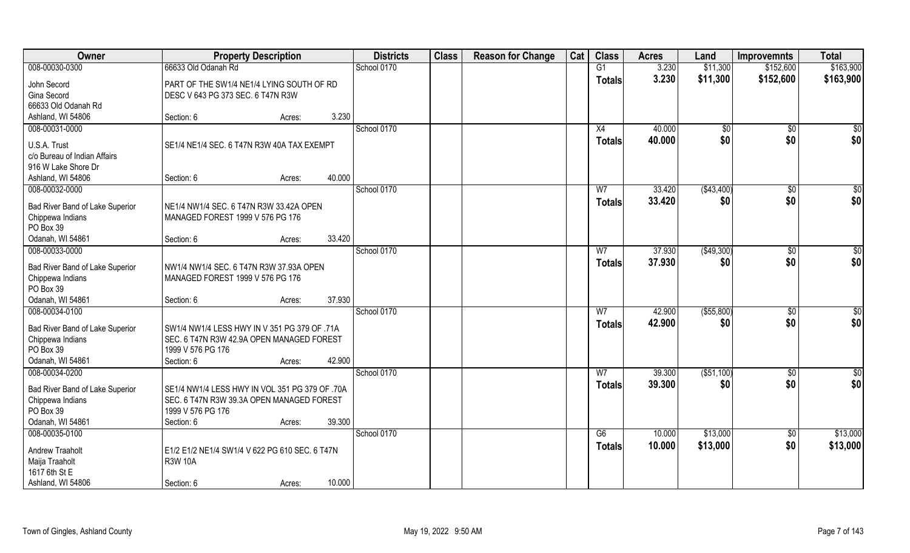| Owner | Property Description | | | Districts | Class | Reason for Change | Cat | Class | Acres | Land | Improvemnts | Total |
|---|---|---|---|---|---|---|---|---|---|---|---|---|
| 008-00030-0300 | 66633 Old Odanah Rd | | | School 0170 | | | | G1 | 3.230 | $11,300 | $152,600 | $163,900 |
| John Secord<br>Gina Secord<br>66633 Old Odanah Rd<br>Ashland, WI 54806 | PART OF THE SW1/4 NE1/4 LYING SOUTH OF RD DESC V 643 PG 373 SEC. 6 T47N R3W | | | | | | | Totals | 3.230 | $11,300 | $152,600 | $163,900 |
| | Section: 6 | Acres: | 3.230 | | | | | | | | | |
| 008-00031-0000 | | | | School 0170 | | | | X4 | 40.000 | $0 | $0 | $0 |
| U.S.A. Trust<br>c/o Bureau of Indian Affairs<br>916 W Lake Shore Dr<br>Ashland, WI 54806 | SE1/4 NE1/4 SEC. 6 T47N R3W 40A TAX EXEMPT | | | | | | | Totals | 40.000 | $0 | $0 | $0 |
| | Section: 6 | Acres: | 40.000 | | | | | | | | | |
| 008-00032-0000 | | | | School 0170 | | | | W7 | 33.420 | ($43,400) | $0 | $0 |
| Bad River Band of Lake Superior<br>Chippewa Indians<br>PO Box 39<br>Odanah, WI 54861 | NE1/4 NW1/4 SEC. 6 T47N R3W 33.42A OPEN MANAGED FOREST 1999 V 576 PG 176 | | | | | | | Totals | 33.420 | $0 | $0 | $0 |
| | Section: 6 | Acres: | 33.420 | | | | | | | | | |
| 008-00033-0000 | | | | School 0170 | | | | W7 | 37.930 | ($49,300) | $0 | $0 |
| Bad River Band of Lake Superior<br>Chippewa Indians<br>PO Box 39<br>Odanah, WI 54861 | NW1/4 NW1/4 SEC. 6 T47N R3W 37.93A OPEN MANAGED FOREST 1999 V 576 PG 176 | | | | | | | Totals | 37.930 | $0 | $0 | $0 |
| | Section: 6 | Acres: | 37.930 | | | | | | | | | |
| 008-00034-0100 | | | | School 0170 | | | | W7 | 42.900 | ($55,800) | $0 | $0 |
| Bad River Band of Lake Superior<br>Chippewa Indians<br>PO Box 39<br>Odanah, WI 54861 | SW1/4 NW1/4 LESS HWY IN V 351 PG 379 OF .71A SEC. 6 T47N R3W 42.9A OPEN MANAGED FOREST 1999 V 576 PG 176 | | | | | | | Totals | 42.900 | $0 | $0 | $0 |
| | Section: 6 | Acres: | 42.900 | | | | | | | | | |
| 008-00034-0200 | | | | School 0170 | | | | W7 | 39.300 | ($51,100) | $0 | $0 |
| Bad River Band of Lake Superior<br>Chippewa Indians<br>PO Box 39<br>Odanah, WI 54861 | SE1/4 NW1/4 LESS HWY IN VOL 351 PG 379 OF .70A SEC. 6 T47N R3W 39.3A OPEN MANAGED FOREST 1999 V 576 PG 176 | | | | | | | Totals | 39.300 | $0 | $0 | $0 |
| | Section: 6 | Acres: | 39.300 | | | | | | | | | |
| 008-00035-0100 | | | | School 0170 | | | | G6 | 10.000 | $13,000 | $0 | $13,000 |
| Andrew Traaholt<br>Maija Traaholt<br>1617 6th St E<br>Ashland, WI 54806 | E1/2 E1/2 NE1/4 SW1/4 V 622 PG 610 SEC. 6 T47N R3W 10A | | | | | | | Totals | 10.000 | $13,000 | $0 | $13,000 |
| | Section: 6 | Acres: | 10.000 | | | | | | | | | |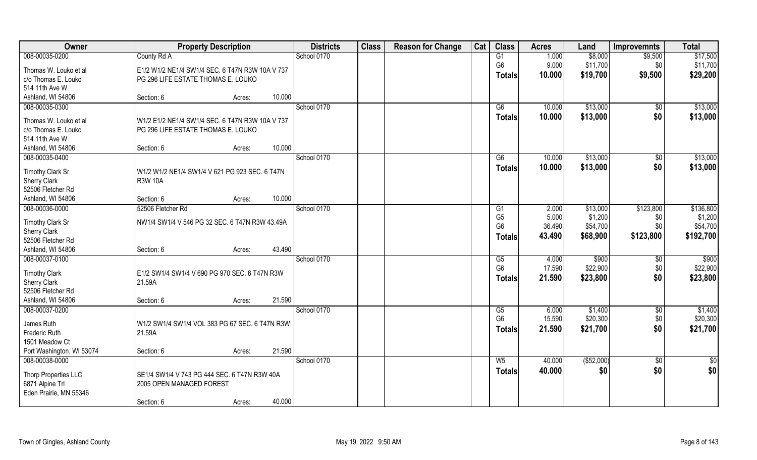| Owner | Property Description | | | Districts | Class | Reason for Change | Cat | Class | Acres | Land | Improvemnts | Total |
|---|---|---|---|---|---|---|---|---|---|---|---|---|
| 008-00035-0200 | County Rd A | | | School 0170 | | | | G1 | 1.000 | $8,000 | $9,500 | $17,500 |
| Thomas W. Louko et al | E1/2 W1/2 NE1/4 SW1/4 SEC. 6 T47N R3W 10A V 737 | | | | | | | G6 | 9.000 | $11,700 | $0 | $11,700 |
| c/o Thomas E. Louko | PG 296 LIFE ESTATE THOMAS E. LOUKO | | | | | | | **Totals** | **10.000** | **$19,700** | **$9,500** | **$29,200** |
| 514 11th Ave W | | | | | | | | | | | | |
| Ashland, WI 54806 | Section: 6 | Acres: | 10.000 | | | | | | | | | |
| 008-00035-0300 | | | | School 0170 | | | | G6 | 10.000 | $13,000 | $0 | $13,000 |
| Thomas W. Louko et al | W1/2 E1/2 NE1/4 SW1/4 SEC. 6 T47N R3W 10A V 737 | | | | | | | **Totals** | **10.000** | **$13,000** | **$0** | **$13,000** |
| c/o Thomas E. Louko | PG 296 LIFE ESTATE THOMAS E. LOUKO | | | | | | | | | | | |
| 514 11th Ave W | | | | | | | | | | | | |
| Ashland, WI 54806 | Section: 6 | Acres: | 10.000 | | | | | | | | | |
| 008-00035-0400 | | | | School 0170 | | | | G6 | 10.000 | $13,000 | $0 | $13,000 |
| Timothy Clark Sr | W1/2 W1/2 NE1/4 SW1/4 V 621 PG 923 SEC. 6 T47N | | | | | | | **Totals** | **10.000** | **$13,000** | **$0** | **$13,000** |
| Sherry Clark | R3W 10A | | | | | | | | | | | |
| 52506 Fletcher Rd | | | | | | | | | | | | |
| Ashland, WI 54806 | Section: 6 | Acres: | 10.000 | | | | | | | | | |
| 008-00036-0000 | 52506 Fletcher Rd | | | School 0170 | | | | G1 | 2.000 | $13,000 | $123,800 | $136,800 |
| Timothy Clark Sr | NW1/4 SW1/4 V 546 PG 32 SEC. 6 T47N R3W 43.49A | | | | | | | G5 | 5.000 | $1,200 | $0 | $1,200 |
| Sherry Clark | | | | | | | | G6 | 36.490 | $54,700 | $0 | $54,700 |
| 52506 Fletcher Rd | | | | | | | | **Totals** | **43.490** | **$68,900** | **$123,800** | **$192,700** |
| Ashland, WI 54806 | Section: 6 | Acres: | 43.490 | | | | | | | | | |
| 008-00037-0100 | | | | School 0170 | | | | G5 | 4.000 | $900 | $0 | $900 |
| Timothy Clark | E1/2 SW1/4 SW1/4 V 690 PG 970 SEC. 6 T47N R3W | | | | | | | G6 | 17.590 | $22,900 | $0 | $22,900 |
| Sherry Clark | 21.59A | | | | | | | **Totals** | **21.590** | **$23,800** | **$0** | **$23,800** |
| 52506 Fletcher Rd | | | | | | | | | | | | |
| Ashland, WI 54806 | Section: 6 | Acres: | 21.590 | | | | | | | | | |
| 008-00037-0200 | | | | School 0170 | | | | G5 | 6.000 | $1,400 | $0 | $1,400 |
| James Ruth | W1/2 SW1/4 SW1/4 VOL 383 PG 67 SEC. 6 T47N R3W | | | | | | | G6 | 15.590 | $20,300 | $0 | $20,300 |
| Frederic Ruth | 21.59A | | | | | | | **Totals** | **21.590** | **$21,700** | **$0** | **$21,700** |
| 1501 Meadow Ct | | | | | | | | | | | | |
| Port Washington, WI 53074 | Section: 6 | Acres: | 21.590 | | | | | | | | | |
| 008-00038-0000 | | | | School 0170 | | | | W5 | 40.000 | ($52,000) | $0 | $0 |
| Thorp Properties LLC | SE1/4 SW1/4 V 743 PG 444 SEC. 6 T47N R3W 40A | | | | | | | **Totals** | **40.000** | **$0** | **$0** | **$0** |
| 6871 Alpine Trl | 2005 OPEN MANAGED FOREST | | | | | | | | | | | |
| Eden Prairie, MN 55346 | | | | | | | | | | | | |
| | Section: 6 | Acres: | 40.000 | | | | | | | | | |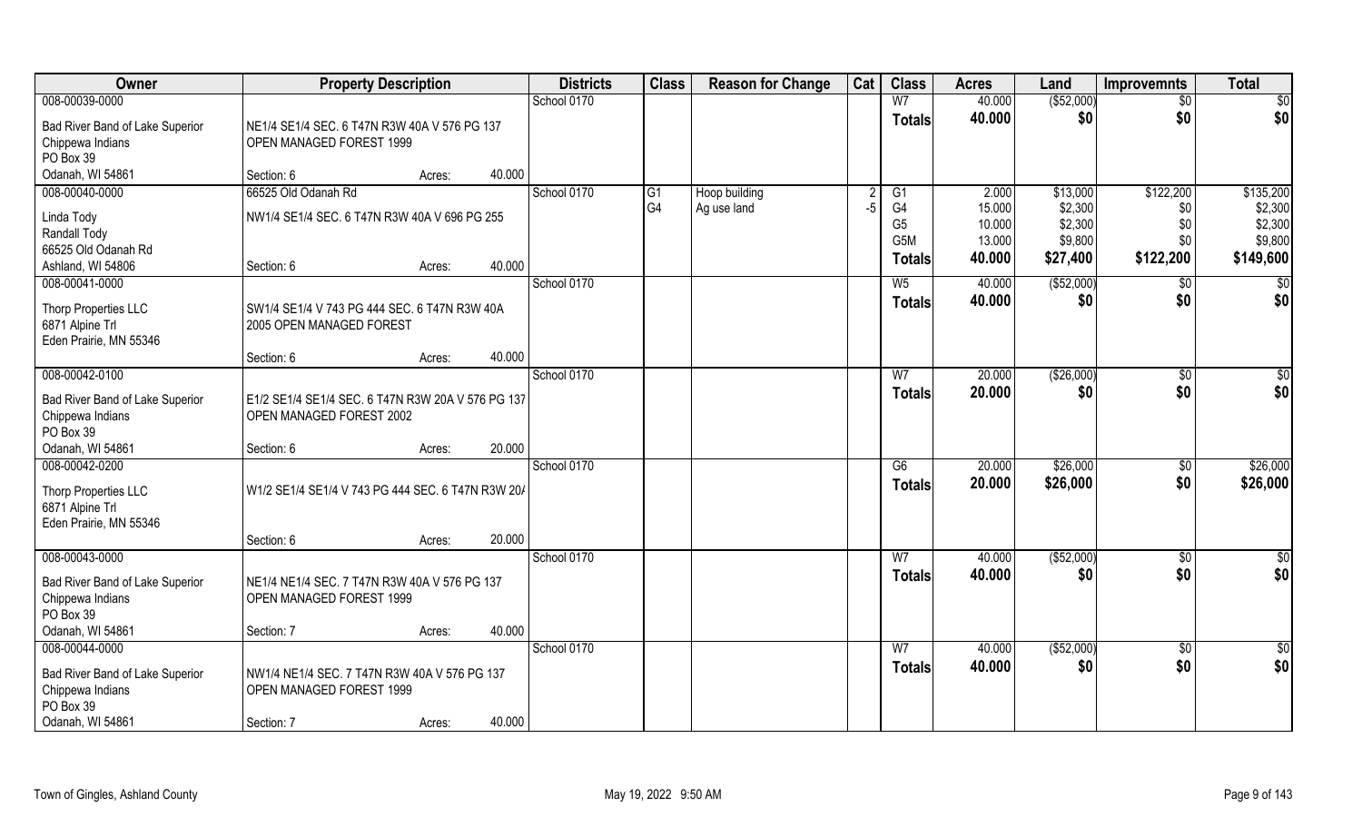| Owner | Property Description | | | Districts | Class | Reason for Change | Cat | Class | Acres | Land | Improvemnts | Total |
|---|---|---|---|---|---|---|---|---|---|---|---|---|
| 008-00039-0000 | | | | School 0170 | | | | W7 | 40.000 | ($52,000) | $0 | $0 |
| Bad River Band of Lake Superior Chippewa Indians PO Box 39 Odanah, WI 54861 | NE1/4 SE1/4 SEC. 6 T47N R3W 40A V 576 PG 137 OPEN MANAGED FOREST 1999 | | | | | | | **Totals** | **40.000** | **$0** | **$0** | **$0** |
| | Section: 6 | Acres: | 40.000 | | | | | | | | | |
| 008-00040-0000 | 66525 Old Odanah Rd | | | School 0170 | G1 | Hoop building | 2 | G1 | 2.000 | $13,000 | $122,200 | $135,200 |
| Linda Tody Randall Tody 66525 Old Odanah Rd Ashland, WI 54806 | NW1/4 SE1/4 SEC. 6 T47N R3W 40A V 696 PG 255 | | | | G4 | Ag use land | -5 | G4 | 15.000 | $2,300 | $0 | $2,300 |
| | | | | | | | | G5 | 10.000 | $2,300 | $0 | $2,300 |
| | | | | | | | | G5M | 13.000 | $9,800 | $0 | $9,800 |
| | Section: 6 | Acres: | 40.000 | | | | | **Totals** | **40.000** | **$27,400** | **$122,200** | **$149,600** |
| 008-00041-0000 | | | | School 0170 | | | | W5 | 40.000 | ($52,000) | $0 | $0 |
| Thorp Properties LLC 6871 Alpine Trl Eden Prairie, MN 55346 | SW1/4 SE1/4 V 743 PG 444 SEC. 6 T47N R3W 40A 2005 OPEN MANAGED FOREST | | | | | | | **Totals** | **40.000** | **$0** | **$0** | **$0** |
| | Section: 6 | Acres: | 40.000 | | | | | | | | | |
| 008-00042-0100 | | | | School 0170 | | | | W7 | 20.000 | ($26,000) | $0 | $0 |
| Bad River Band of Lake Superior Chippewa Indians PO Box 39 Odanah, WI 54861 | E1/2 SE1/4 SE1/4 SEC. 6 T47N R3W 20A V 576 PG 137 OPEN MANAGED FOREST 2002 | | | | | | | **Totals** | **20.000** | **$0** | **$0** | **$0** |
| | Section: 6 | Acres: | 20.000 | | | | | | | | | |
| 008-00042-0200 | | | | School 0170 | | | | G6 | 20.000 | $26,000 | $0 | $26,000 |
| Thorp Properties LLC 6871 Alpine Trl Eden Prairie, MN 55346 | W1/2 SE1/4 SE1/4 V 743 PG 444 SEC. 6 T47N R3W 20A | | | | | | | **Totals** | **20.000** | **$26,000** | **$0** | **$26,000** |
| | Section: 6 | Acres: | 20.000 | | | | | | | | | |
| 008-00043-0000 | | | | School 0170 | | | | W7 | 40.000 | ($52,000) | $0 | $0 |
| Bad River Band of Lake Superior Chippewa Indians PO Box 39 Odanah, WI 54861 | NE1/4 NE1/4 SEC. 7 T47N R3W 40A V 576 PG 137 OPEN MANAGED FOREST 1999 | | | | | | | **Totals** | **40.000** | **$0** | **$0** | **$0** |
| | Section: 7 | Acres: | 40.000 | | | | | | | | | |
| 008-00044-0000 | | | | School 0170 | | | | W7 | 40.000 | ($52,000) | $0 | $0 |
| Bad River Band of Lake Superior Chippewa Indians PO Box 39 Odanah, WI 54861 | NW1/4 NE1/4 SEC. 7 T47N R3W 40A V 576 PG 137 OPEN MANAGED FOREST 1999 | | | | | | | **Totals** | **40.000** | **$0** | **$0** | **$0** |
| | Section: 7 | Acres: | 40.000 | | | | | | | | | |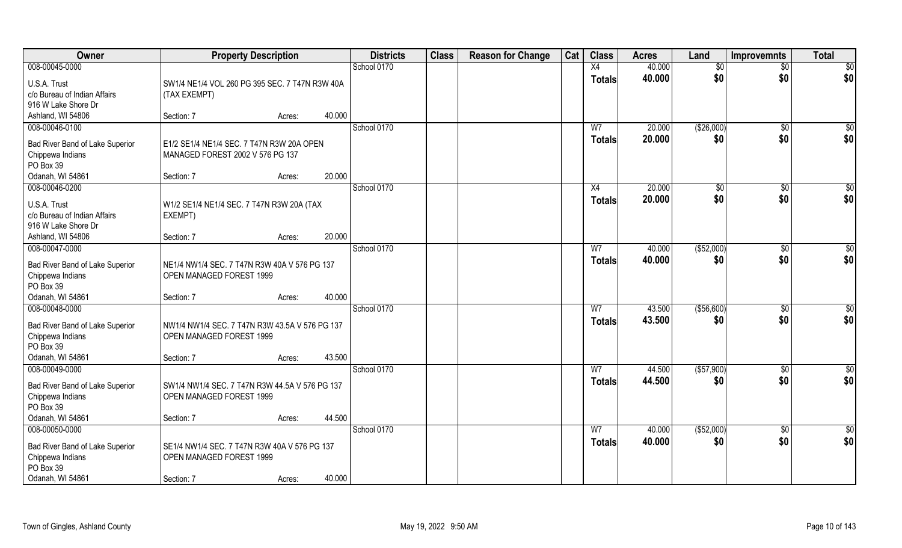| Owner | Property Description | | | Districts | Class | Reason for Change | Cat | Class | Acres | Land | Improvemnts | Total |
|---|---|---|---|---|---|---|---|---|---|---|---|---|
| 008-00045-0000 | | | | School 0170 | | | | X4 | 40.000 | $0 | $0 | $0 |
| U.S.A. Trust<br>c/o Bureau of Indian Affairs<br>916 W Lake Shore Dr<br>Ashland, WI 54806 | SW1/4 NE1/4 VOL 260 PG 395 SEC. 7 T47N R3W 40A (TAX EXEMPT) | | | | | | | **Totals** | **40.000** | **$0** | **$0** | **$0** |
| | Section: 7 | Acres: | 40.000 | | | | | | | | | |
| 008-00046-0100 | | | | School 0170 | | | | W7 | 20.000 | ($26,000) | $0 | $0 |
| Bad River Band of Lake Superior<br>Chippewa Indians<br>PO Box 39<br>Odanah, WI 54861 | E1/2 SE1/4 NE1/4 SEC. 7 T47N R3W 20A OPEN MANAGED FOREST 2002 V 576 PG 137 | | | | | | | **Totals** | **20.000** | **$0** | **$0** | **$0** |
| | Section: 7 | Acres: | 20.000 | | | | | | | | | |
| 008-00046-0200 | | | | School 0170 | | | | X4 | 20.000 | $0 | $0 | $0 |
| U.S.A. Trust<br>c/o Bureau of Indian Affairs<br>916 W Lake Shore Dr<br>Ashland, WI 54806 | W1/2 SE1/4 NE1/4 SEC. 7 T47N R3W 20A (TAX EXEMPT) | | | | | | | **Totals** | **20.000** | **$0** | **$0** | **$0** |
| | Section: 7 | Acres: | 20.000 | | | | | | | | | |
| 008-00047-0000 | | | | School 0170 | | | | W7 | 40.000 | ($52,000) | $0 | $0 |
| Bad River Band of Lake Superior<br>Chippewa Indians<br>PO Box 39<br>Odanah, WI 54861 | NE1/4 NW1/4 SEC. 7 T47N R3W 40A V 576 PG 137 OPEN MANAGED FOREST 1999 | | | | | | | **Totals** | **40.000** | **$0** | **$0** | **$0** |
| | Section: 7 | Acres: | 40.000 | | | | | | | | | |
| 008-00048-0000 | | | | School 0170 | | | | W7 | 43.500 | ($56,600) | $0 | $0 |
| Bad River Band of Lake Superior<br>Chippewa Indians<br>PO Box 39<br>Odanah, WI 54861 | NW1/4 NW1/4 SEC. 7 T47N R3W 43.5A V 576 PG 137 OPEN MANAGED FOREST 1999 | | | | | | | **Totals** | **43.500** | **$0** | **$0** | **$0** |
| | Section: 7 | Acres: | 43.500 | | | | | | | | | |
| 008-00049-0000 | | | | School 0170 | | | | W7 | 44.500 | ($57,900) | $0 | $0 |
| Bad River Band of Lake Superior<br>Chippewa Indians<br>PO Box 39<br>Odanah, WI 54861 | SW1/4 NW1/4 SEC. 7 T47N R3W 44.5A V 576 PG 137 OPEN MANAGED FOREST 1999 | | | | | | | **Totals** | **44.500** | **$0** | **$0** | **$0** |
| | Section: 7 | Acres: | 44.500 | | | | | | | | | |
| 008-00050-0000 | | | | School 0170 | | | | W7 | 40.000 | ($52,000) | $0 | $0 |
| Bad River Band of Lake Superior<br>Chippewa Indians<br>PO Box 39<br>Odanah, WI 54861 | SE1/4 NW1/4 SEC. 7 T47N R3W 40A V 576 PG 137 OPEN MANAGED FOREST 1999 | | | | | | | **Totals** | **40.000** | **$0** | **$0** | **$0** |
| | Section: 7 | Acres: | 40.000 | | | | | | | | | |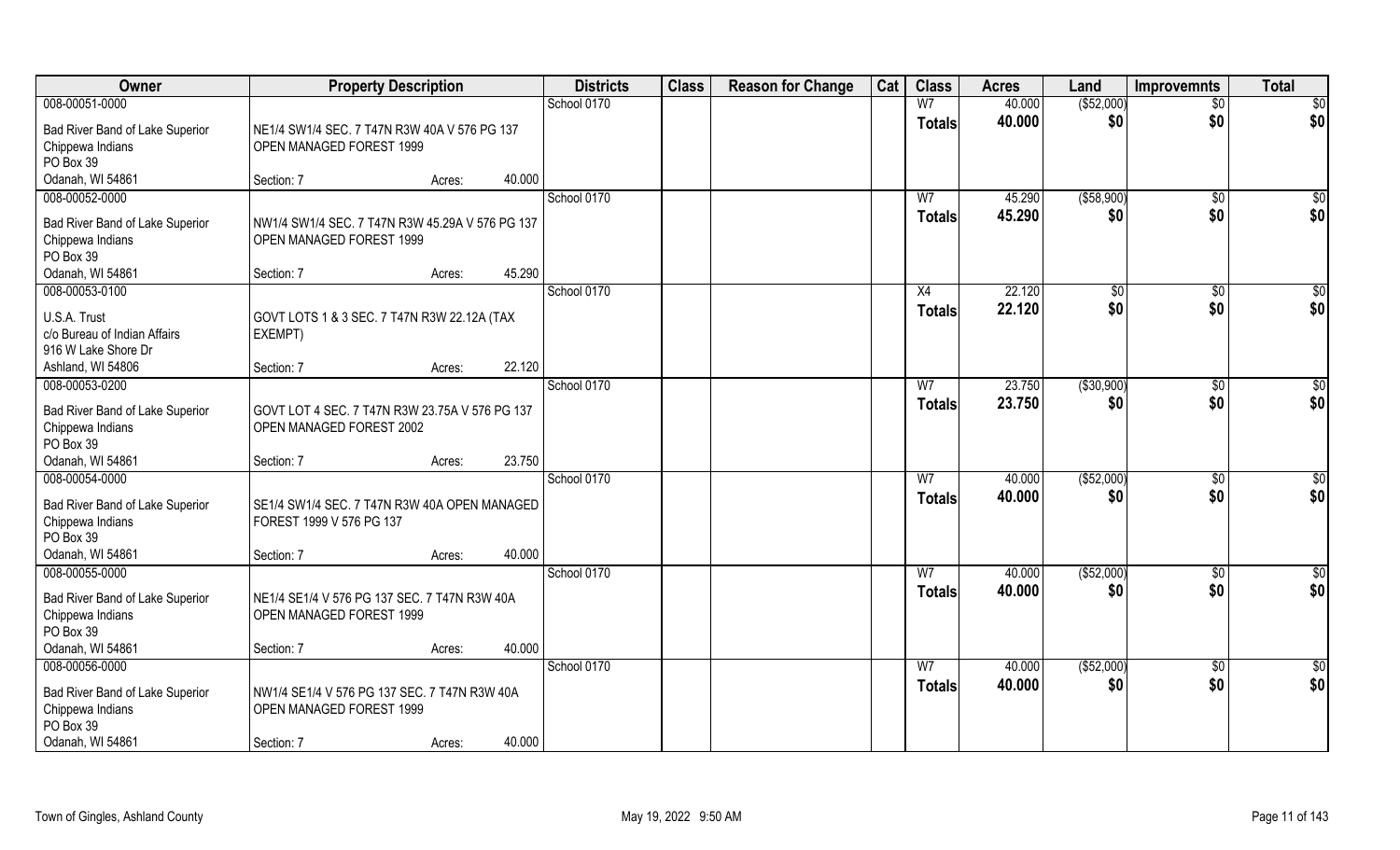| Owner | Property Description | Districts | Class | Reason for Change | Cat | Class | Acres | Land | Improvemnts | Total |
|---|---|---|---|---|---|---|---|---|---|---|
| 008-00051-0000 | | School 0170 | | | | W7 | 40.000 | ($52,000) | $0 | $0 |
| Bad River Band of Lake Superior Chippewa Indians PO Box 39 Odanah, WI 54861 | NE1/4 SW1/4 SEC. 7 T47N R3W 40A V 576 PG 137 OPEN MANAGED FOREST 1999 Section: 7 Acres: 40.000 | | | | | Totals | 40.000 | $0 | $0 | $0 |
| 008-00052-0000 | | School 0170 | | | | W7 | 45.290 | ($58,900) | $0 | $0 |
| Bad River Band of Lake Superior Chippewa Indians PO Box 39 Odanah, WI 54861 | NW1/4 SW1/4 SEC. 7 T47N R3W 45.29A V 576 PG 137 OPEN MANAGED FOREST 1999 Section: 7 Acres: 45.290 | | | | | Totals | 45.290 | $0 | $0 | $0 |
| 008-00053-0100 | | School 0170 | | | | X4 | 22.120 | $0 | $0 | $0 |
| U.S.A. Trust c/o Bureau of Indian Affairs 916 W Lake Shore Dr Ashland, WI 54806 | GOVT LOTS 1 & 3 SEC. 7 T47N R3W 22.12A (TAX EXEMPT) Section: 7 Acres: 22.120 | | | | | Totals | 22.120 | $0 | $0 | $0 |
| 008-00053-0200 | | School 0170 | | | | W7 | 23.750 | ($30,900) | $0 | $0 |
| Bad River Band of Lake Superior Chippewa Indians PO Box 39 Odanah, WI 54861 | GOVT LOT 4 SEC. 7 T47N R3W 23.75A V 576 PG 137 OPEN MANAGED FOREST 2002 Section: 7 Acres: 23.750 | | | | | Totals | 23.750 | $0 | $0 | $0 |
| 008-00054-0000 | | School 0170 | | | | W7 | 40.000 | ($52,000) | $0 | $0 |
| Bad River Band of Lake Superior Chippewa Indians PO Box 39 Odanah, WI 54861 | SE1/4 SW1/4 SEC. 7 T47N R3W 40A OPEN MANAGED FOREST 1999 V 576 PG 137 Section: 7 Acres: 40.000 | | | | | Totals | 40.000 | $0 | $0 | $0 |
| 008-00055-0000 | | School 0170 | | | | W7 | 40.000 | ($52,000) | $0 | $0 |
| Bad River Band of Lake Superior Chippewa Indians PO Box 39 Odanah, WI 54861 | NE1/4 SE1/4 V 576 PG 137 SEC. 7 T47N R3W 40A OPEN MANAGED FOREST 1999 Section: 7 Acres: 40.000 | | | | | Totals | 40.000 | $0 | $0 | $0 |
| 008-00056-0000 | | School 0170 | | | | W7 | 40.000 | ($52,000) | $0 | $0 |
| Bad River Band of Lake Superior Chippewa Indians PO Box 39 Odanah, WI 54861 | NW1/4 SE1/4 V 576 PG 137 SEC. 7 T47N R3W 40A OPEN MANAGED FOREST 1999 Section: 7 Acres: 40.000 | | | | | Totals | 40.000 | $0 | $0 | $0 |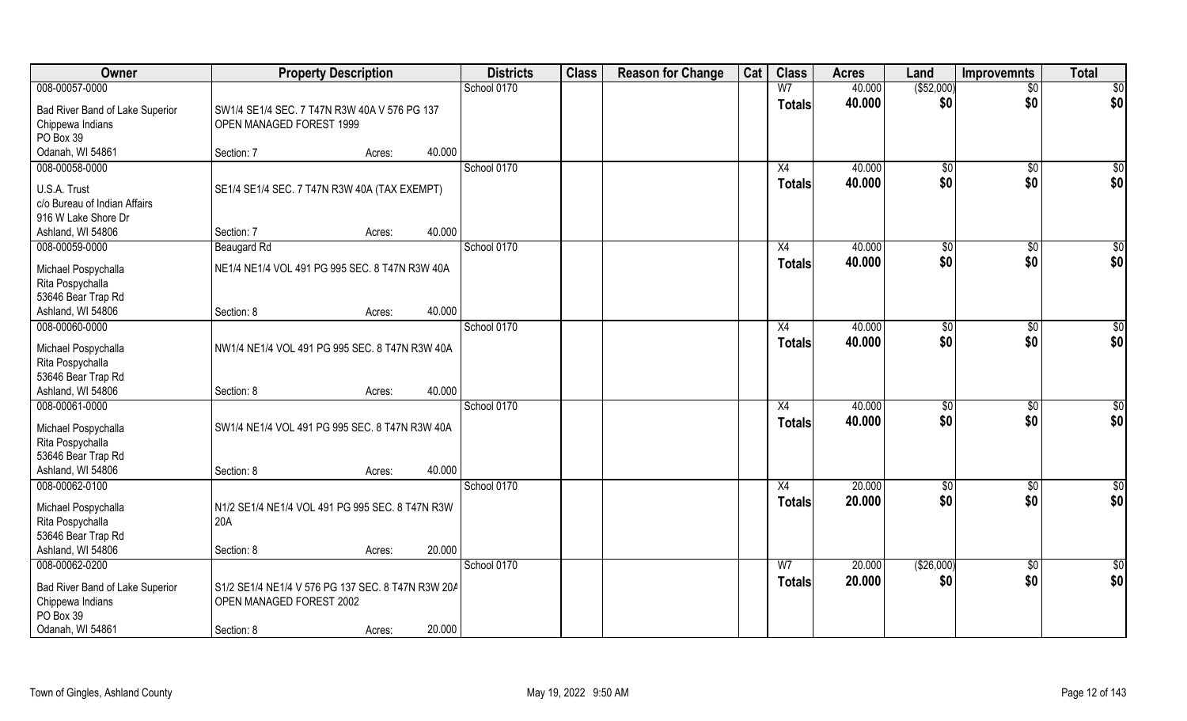| Owner | Property Description | | | Districts | Class | Reason for Change | Cat | Class | Acres | Land | Improvemnts | Total |
|---|---|---|---|---|---|---|---|---|---|---|---|---|
| 008-00057-0000 | | | | School 0170 | | | | W7 | 40.000 | ($52,000) | $0 | $0 |
| Bad River Band of Lake Superior Chippewa Indians PO Box 39 Odanah, WI 54861 | SW1/4 SE1/4 SEC. 7 T47N R3W 40A V 576 PG 137 OPEN MANAGED FOREST 1999 | | | | | | | Totals | 40.000 | $0 | $0 | $0 |
| | Section: 7 | Acres: | 40.000 | | | | | | | | | |
| 008-00058-0000 | | | | School 0170 | | | | X4 | 40.000 | $0 | $0 | $0 |
| U.S.A. Trust c/o Bureau of Indian Affairs 916 W Lake Shore Dr Ashland, WI 54806 | SE1/4 SE1/4 SEC. 7 T47N R3W 40A (TAX EXEMPT) | | | | | | | Totals | 40.000 | $0 | $0 | $0 |
| | Section: 7 | Acres: | 40.000 | | | | | | | | | |
| 008-00059-0000 | Beaugard Rd | | | School 0170 | | | | X4 | 40.000 | $0 | $0 | $0 |
| Michael Pospychalla Rita Pospychalla 53646 Bear Trap Rd Ashland, WI 54806 | NE1/4 NE1/4 VOL 491 PG 995 SEC. 8 T47N R3W 40A | | | | | | | Totals | 40.000 | $0 | $0 | $0 |
| | Section: 8 | Acres: | 40.000 | | | | | | | | | |
| 008-00060-0000 | | | | School 0170 | | | | X4 | 40.000 | $0 | $0 | $0 |
| Michael Pospychalla Rita Pospychalla 53646 Bear Trap Rd Ashland, WI 54806 | NW1/4 NE1/4 VOL 491 PG 995 SEC. 8 T47N R3W 40A | | | | | | | Totals | 40.000 | $0 | $0 | $0 |
| | Section: 8 | Acres: | 40.000 | | | | | | | | | |
| 008-00061-0000 | | | | School 0170 | | | | X4 | 40.000 | $0 | $0 | $0 |
| Michael Pospychalla Rita Pospychalla 53646 Bear Trap Rd Ashland, WI 54806 | SW1/4 NE1/4 VOL 491 PG 995 SEC. 8 T47N R3W 40A | | | | | | | Totals | 40.000 | $0 | $0 | $0 |
| | Section: 8 | Acres: | 40.000 | | | | | | | | | |
| 008-00062-0100 | | | | School 0170 | | | | X4 | 20.000 | $0 | $0 | $0 |
| Michael Pospychalla Rita Pospychalla 53646 Bear Trap Rd Ashland, WI 54806 | N1/2 SE1/4 NE1/4 VOL 491 PG 995 SEC. 8 T47N R3W 20A | | | | | | | Totals | 20.000 | $0 | $0 | $0 |
| | Section: 8 | Acres: | 20.000 | | | | | | | | | |
| 008-00062-0200 | | | | School 0170 | | | | W7 | 20.000 | ($26,000) | $0 | $0 |
| Bad River Band of Lake Superior Chippewa Indians PO Box 39 Odanah, WI 54861 | S1/2 SE1/4 NE1/4 V 576 PG 137 SEC. 8 T47N R3W 20A OPEN MANAGED FOREST 2002 | | | | | | | Totals | 20.000 | $0 | $0 | $0 |
| | Section: 8 | Acres: | 20.000 | | | | | | | | | |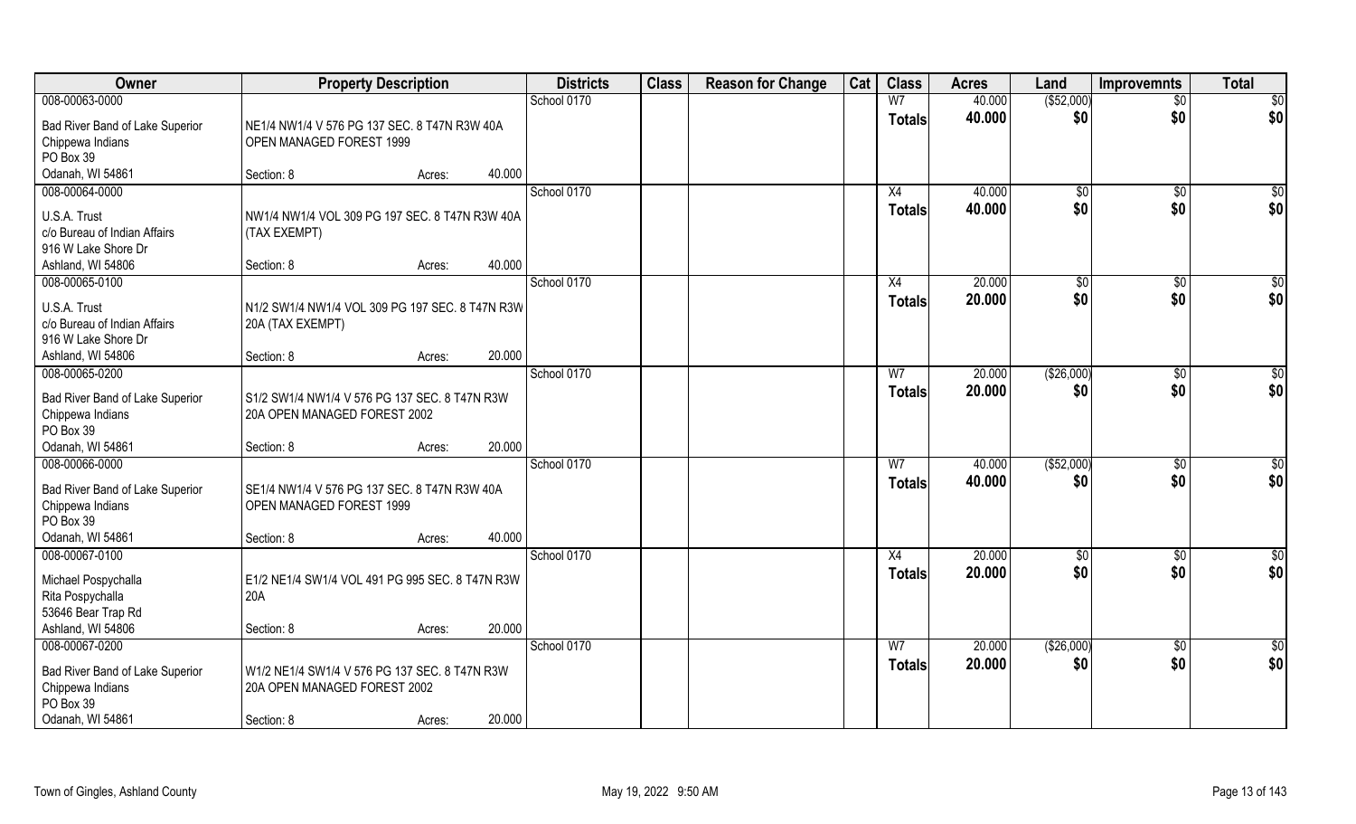| Owner | Property Description | | | Districts | Class | Reason for Change | Cat | Class | Acres | Land | Improvemnts | Total |
|---|---|---|---|---|---|---|---|---|---|---|---|---|
| 008-00063-0000 | | | | School 0170 | | | | W7 | 40.000 | ($52,000) | $0 | $0 |
| Bad River Band of Lake Superior Chippewa Indians PO Box 39 Odanah, WI 54861 | NE1/4 NW1/4 V 576 PG 137 SEC. 8 T47N R3W 40A OPEN MANAGED FOREST 1999 | | | | | | | Totals | 40.000 | $0 | $0 | $0 |
| | Section: 8 | Acres: | 40.000 | | | | | | | | | |
| 008-00064-0000 | | | | School 0170 | | | | X4 | 40.000 | $0 | $0 | $0 |
| U.S.A. Trust c/o Bureau of Indian Affairs 916 W Lake Shore Dr Ashland, WI 54806 | NW1/4 NW1/4 VOL 309 PG 197 SEC. 8 T47N R3W 40A (TAX EXEMPT) | | | | | | | Totals | 40.000 | $0 | $0 | $0 |
| | Section: 8 | Acres: | 40.000 | | | | | | | | | |
| 008-00065-0100 | | | | School 0170 | | | | X4 | 20.000 | $0 | $0 | $0 |
| U.S.A. Trust c/o Bureau of Indian Affairs 916 W Lake Shore Dr Ashland, WI 54806 | N1/2 SW1/4 NW1/4 VOL 309 PG 197 SEC. 8 T47N R3W 20A (TAX EXEMPT) | | | | | | | Totals | 20.000 | $0 | $0 | $0 |
| | Section: 8 | Acres: | 20.000 | | | | | | | | | |
| 008-00065-0200 | | | | School 0170 | | | | W7 | 20.000 | ($26,000) | $0 | $0 |
| Bad River Band of Lake Superior Chippewa Indians PO Box 39 Odanah, WI 54861 | S1/2 SW1/4 NW1/4 V 576 PG 137 SEC. 8 T47N R3W 20A OPEN MANAGED FOREST 2002 | | | | | | | Totals | 20.000 | $0 | $0 | $0 |
| | Section: 8 | Acres: | 20.000 | | | | | | | | | |
| 008-00066-0000 | | | | School 0170 | | | | W7 | 40.000 | ($52,000) | $0 | $0 |
| Bad River Band of Lake Superior Chippewa Indians PO Box 39 Odanah, WI 54861 | SE1/4 NW1/4 V 576 PG 137 SEC. 8 T47N R3W 40A OPEN MANAGED FOREST 1999 | | | | | | | Totals | 40.000 | $0 | $0 | $0 |
| | Section: 8 | Acres: | 40.000 | | | | | | | | | |
| 008-00067-0100 | | | | School 0170 | | | | X4 | 20.000 | $0 | $0 | $0 |
| Michael Pospychalla Rita Pospychalla 53646 Bear Trap Rd Ashland, WI 54806 | E1/2 NE1/4 SW1/4 VOL 491 PG 995 SEC. 8 T47N R3W 20A | | | | | | | Totals | 20.000 | $0 | $0 | $0 |
| | Section: 8 | Acres: | 20.000 | | | | | | | | | |
| 008-00067-0200 | | | | School 0170 | | | | W7 | 20.000 | ($26,000) | $0 | $0 |
| Bad River Band of Lake Superior Chippewa Indians PO Box 39 Odanah, WI 54861 | W1/2 NE1/4 SW1/4 V 576 PG 137 SEC. 8 T47N R3W 20A OPEN MANAGED FOREST 2002 | | | | | | | Totals | 20.000 | $0 | $0 | $0 |
| | Section: 8 | Acres: | 20.000 | | | | | | | | | |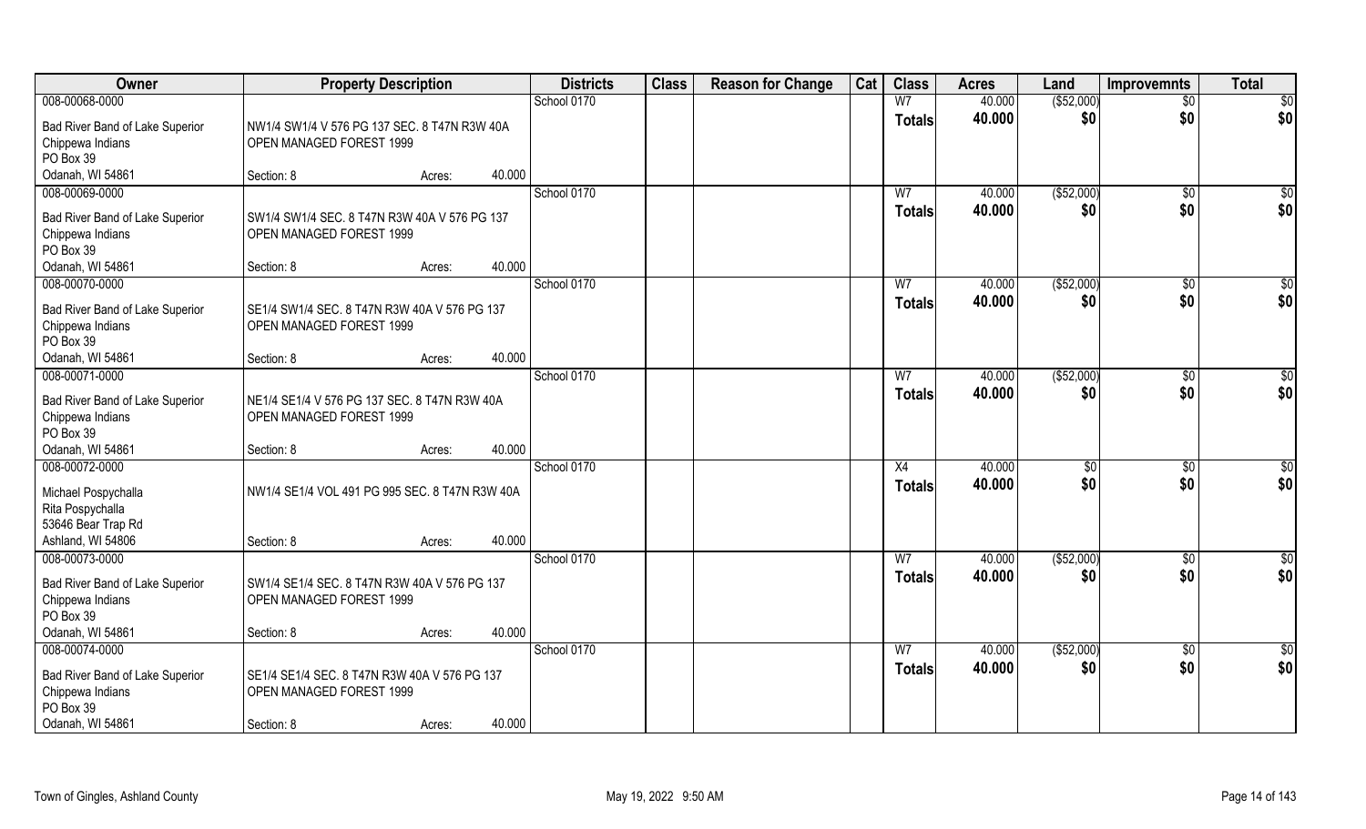| Owner | Property Description | | | Districts | Class | Reason for Change | Cat | Class | Acres | Land | Improvemnts | Total |
|---|---|---|---|---|---|---|---|---|---|---|---|---|
| 008-00068-0000 | | | | School 0170 | | | | W7 | 40.000 | ($52,000) | $0 | $0 |
| Bad River Band of Lake Superior Chippewa Indians PO Box 39 Odanah, WI 54861 | NW1/4 SW1/4 V 576 PG 137 SEC. 8 T47N R3W 40A OPEN MANAGED FOREST 1999 | | | | | | | Totals | 40.000 | $0 | $0 | $0 |
| | Section: 8 | Acres: | 40.000 | | | | | | | | | |
| 008-00069-0000 | | | | School 0170 | | | | W7 | 40.000 | ($52,000) | $0 | $0 |
| Bad River Band of Lake Superior Chippewa Indians PO Box 39 Odanah, WI 54861 | SW1/4 SW1/4 SEC. 8 T47N R3W 40A V 576 PG 137 OPEN MANAGED FOREST 1999 | | | | | | | Totals | 40.000 | $0 | $0 | $0 |
| | Section: 8 | Acres: | 40.000 | | | | | | | | | |
| 008-00070-0000 | | | | School 0170 | | | | W7 | 40.000 | ($52,000) | $0 | $0 |
| Bad River Band of Lake Superior Chippewa Indians PO Box 39 Odanah, WI 54861 | SE1/4 SW1/4 SEC. 8 T47N R3W 40A V 576 PG 137 OPEN MANAGED FOREST 1999 | | | | | | | Totals | 40.000 | $0 | $0 | $0 |
| | Section: 8 | Acres: | 40.000 | | | | | | | | | |
| 008-00071-0000 | | | | School 0170 | | | | W7 | 40.000 | ($52,000) | $0 | $0 |
| Bad River Band of Lake Superior Chippewa Indians PO Box 39 Odanah, WI 54861 | NE1/4 SE1/4 V 576 PG 137 SEC. 8 T47N R3W 40A OPEN MANAGED FOREST 1999 | | | | | | | Totals | 40.000 | $0 | $0 | $0 |
| | Section: 8 | Acres: | 40.000 | | | | | | | | | |
| 008-00072-0000 | | | | School 0170 | | | | X4 | 40.000 | $0 | $0 | $0 |
| Michael Pospychalla Rita Pospychalla 53646 Bear Trap Rd Ashland, WI 54806 | NW1/4 SE1/4 VOL 491 PG 995 SEC. 8 T47N R3W 40A | | | | | | | Totals | 40.000 | $0 | $0 | $0 |
| | Section: 8 | Acres: | 40.000 | | | | | | | | | |
| 008-00073-0000 | | | | School 0170 | | | | W7 | 40.000 | ($52,000) | $0 | $0 |
| Bad River Band of Lake Superior Chippewa Indians PO Box 39 Odanah, WI 54861 | SW1/4 SE1/4 SEC. 8 T47N R3W 40A V 576 PG 137 OPEN MANAGED FOREST 1999 | | | | | | | Totals | 40.000 | $0 | $0 | $0 |
| | Section: 8 | Acres: | 40.000 | | | | | | | | | |
| 008-00074-0000 | | | | School 0170 | | | | W7 | 40.000 | ($52,000) | $0 | $0 |
| Bad River Band of Lake Superior Chippewa Indians PO Box 39 Odanah, WI 54861 | SE1/4 SE1/4 SEC. 8 T47N R3W 40A V 576 PG 137 OPEN MANAGED FOREST 1999 | | | | | | | Totals | 40.000 | $0 | $0 | $0 |
| | Section: 8 | Acres: | 40.000 | | | | | | | | | |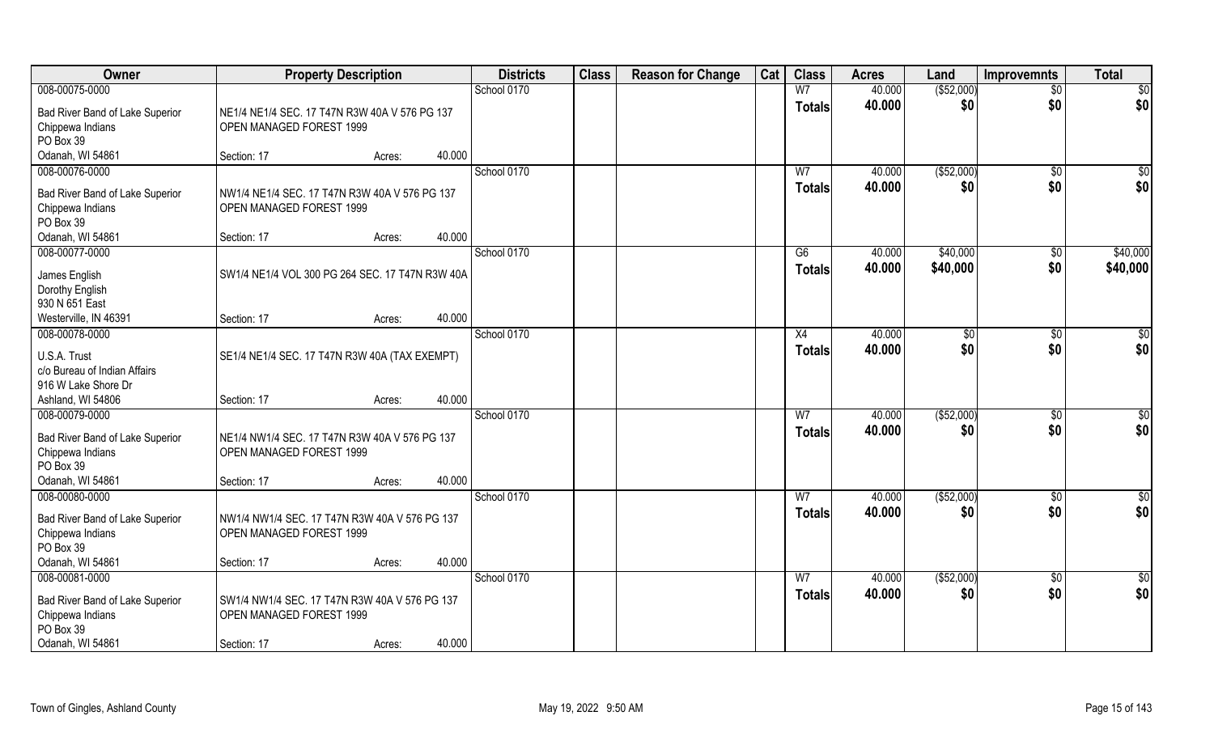| Owner | Property Description | | | Districts | Class | Reason for Change | Cat | Class | Acres | Land | Improvemnts | Total |
|---|---|---|---|---|---|---|---|---|---|---|---|---|
| 008-00075-0000 | | | | School 0170 | | | | W7 | 40.000 | ($52,000) | $0 | $0 |
| Bad River Band of Lake Superior Chippewa Indians PO Box 39 Odanah, WI 54861 | NE1/4 NE1/4 SEC. 17 T47N R3W 40A V 576 PG 137 OPEN MANAGED FOREST 1999 Section: 17 | Acres: | 40.000 | | | | | **Totals** | **40.000** | **$0** | **$0** | **$0** |
| 008-00076-0000 | | | | School 0170 | | | | W7 | 40.000 | ($52,000) | $0 | $0 |
| Bad River Band of Lake Superior Chippewa Indians PO Box 39 Odanah, WI 54861 | NW1/4 NE1/4 SEC. 17 T47N R3W 40A V 576 PG 137 OPEN MANAGED FOREST 1999 Section: 17 | Acres: | 40.000 | | | | | **Totals** | **40.000** | **$0** | **$0** | **$0** |
| 008-00077-0000 | | | | School 0170 | | | | G6 | 40.000 | $40,000 | $0 | $40,000 |
| James English Dorothy English 930 N 651 East Westerville, IN 46391 | SW1/4 NE1/4 VOL 300 PG 264 SEC. 17 T47N R3W 40A Section: 17 | Acres: | 40.000 | | | | | **Totals** | **40.000** | **$40,000** | **$0** | **$40,000** |
| 008-00078-0000 | | | | School 0170 | | | | X4 | 40.000 | $0 | $0 | $0 |
| U.S.A. Trust c/o Bureau of Indian Affairs 916 W Lake Shore Dr Ashland, WI 54806 | SE1/4 NE1/4 SEC. 17 T47N R3W 40A (TAX EXEMPT) Section: 17 | Acres: | 40.000 | | | | | **Totals** | **40.000** | **$0** | **$0** | **$0** |
| 008-00079-0000 | | | | School 0170 | | | | W7 | 40.000 | ($52,000) | $0 | $0 |
| Bad River Band of Lake Superior Chippewa Indians PO Box 39 Odanah, WI 54861 | NE1/4 NW1/4 SEC. 17 T47N R3W 40A V 576 PG 137 OPEN MANAGED FOREST 1999 Section: 17 | Acres: | 40.000 | | | | | **Totals** | **40.000** | **$0** | **$0** | **$0** |
| 008-00080-0000 | | | | School 0170 | | | | W7 | 40.000 | ($52,000) | $0 | $0 |
| Bad River Band of Lake Superior Chippewa Indians PO Box 39 Odanah, WI 54861 | NW1/4 NW1/4 SEC. 17 T47N R3W 40A V 576 PG 137 OPEN MANAGED FOREST 1999 Section: 17 | Acres: | 40.000 | | | | | **Totals** | **40.000** | **$0** | **$0** | **$0** |
| 008-00081-0000 | | | | School 0170 | | | | W7 | 40.000 | ($52,000) | $0 | $0 |
| Bad River Band of Lake Superior Chippewa Indians PO Box 39 Odanah, WI 54861 | SW1/4 NW1/4 SEC. 17 T47N R3W 40A V 576 PG 137 OPEN MANAGED FOREST 1999 Section: 17 | Acres: | 40.000 | | | | | **Totals** | **40.000** | **$0** | **$0** | **$0** |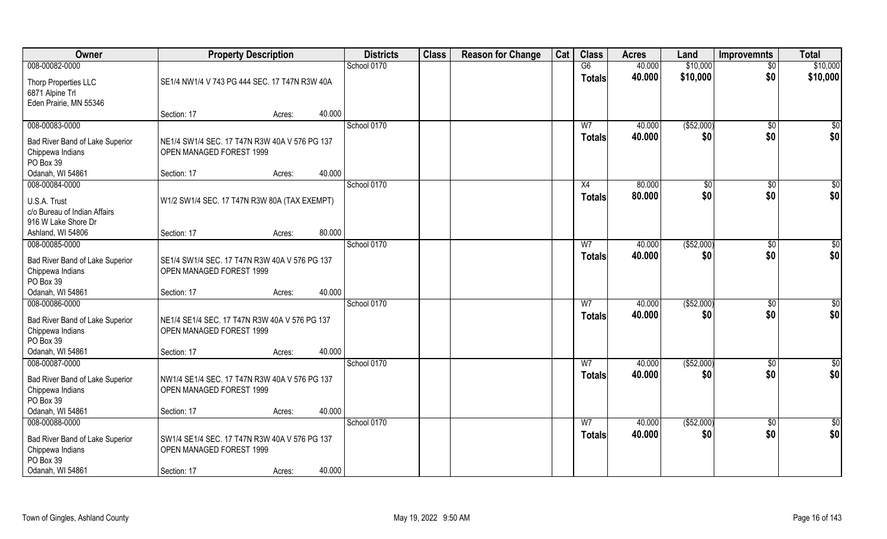| Owner | Property Description | | | Districts | Class | Reason for Change | Cat | Class | Acres | Land | Improvemnts | Total |
|---|---|---|---|---|---|---|---|---|---|---|---|---|
| 008-00082-0000 | | | | School 0170 | | | | G6 | 40.000 | $10,000 | $0 | $10,000 |
| Thorp Properties LLC<br>6871 Alpine Trl<br>Eden Prairie, MN 55346 | SE1/4 NW1/4 V 743 PG 444 SEC. 17 T47N R3W 40A | | | | | | | **Totals** | **40.000** | **$10,000** | **$0** | **$10,000** |
| | Section: 17 | Acres: | 40.000 | | | | | | | | | |
| 008-00083-0000 | | | | School 0170 | | | | W7 | 40.000 | ($52,000) | $0 | $0 |
| Bad River Band of Lake Superior<br>Chippewa Indians<br>PO Box 39<br>Odanah, WI 54861 | NE1/4 SW1/4 SEC. 17 T47N R3W 40A V 576 PG 137<br>OPEN MANAGED FOREST 1999 | | | | | | | **Totals** | **40.000** | **$0** | **$0** | **$0** |
| | Section: 17 | Acres: | 40.000 | | | | | | | | | |
| 008-00084-0000 | | | | School 0170 | | | | X4 | 80.000 | $0 | $0 | $0 |
| U.S.A. Trust<br>c/o Bureau of Indian Affairs<br>916 W Lake Shore Dr<br>Ashland, WI 54806 | W1/2 SW1/4 SEC. 17 T47N R3W 80A (TAX EXEMPT) | | | | | | | **Totals** | **80.000** | **$0** | **$0** | **$0** |
| | Section: 17 | Acres: | 80.000 | | | | | | | | | |
| 008-00085-0000 | | | | School 0170 | | | | W7 | 40.000 | ($52,000) | $0 | $0 |
| Bad River Band of Lake Superior<br>Chippewa Indians<br>PO Box 39<br>Odanah, WI 54861 | SE1/4 SW1/4 SEC. 17 T47N R3W 40A V 576 PG 137<br>OPEN MANAGED FOREST 1999 | | | | | | | **Totals** | **40.000** | **$0** | **$0** | **$0** |
| | Section: 17 | Acres: | 40.000 | | | | | | | | | |
| 008-00086-0000 | | | | School 0170 | | | | W7 | 40.000 | ($52,000) | $0 | $0 |
| Bad River Band of Lake Superior<br>Chippewa Indians<br>PO Box 39<br>Odanah, WI 54861 | NE1/4 SE1/4 SEC. 17 T47N R3W 40A V 576 PG 137<br>OPEN MANAGED FOREST 1999 | | | | | | | **Totals** | **40.000** | **$0** | **$0** | **$0** |
| | Section: 17 | Acres: | 40.000 | | | | | | | | | |
| 008-00087-0000 | | | | School 0170 | | | | W7 | 40.000 | ($52,000) | $0 | $0 |
| Bad River Band of Lake Superior<br>Chippewa Indians<br>PO Box 39<br>Odanah, WI 54861 | NW1/4 SE1/4 SEC. 17 T47N R3W 40A V 576 PG 137<br>OPEN MANAGED FOREST 1999 | | | | | | | **Totals** | **40.000** | **$0** | **$0** | **$0** |
| | Section: 17 | Acres: | 40.000 | | | | | | | | | |
| 008-00088-0000 | | | | School 0170 | | | | W7 | 40.000 | ($52,000) | $0 | $0 |
| Bad River Band of Lake Superior<br>Chippewa Indians<br>PO Box 39<br>Odanah, WI 54861 | SW1/4 SE1/4 SEC. 17 T47N R3W 40A V 576 PG 137<br>OPEN MANAGED FOREST 1999 | | | | | | | **Totals** | **40.000** | **$0** | **$0** | **$0** |
| | Section: 17 | Acres: | 40.000 | | | | | | | | | |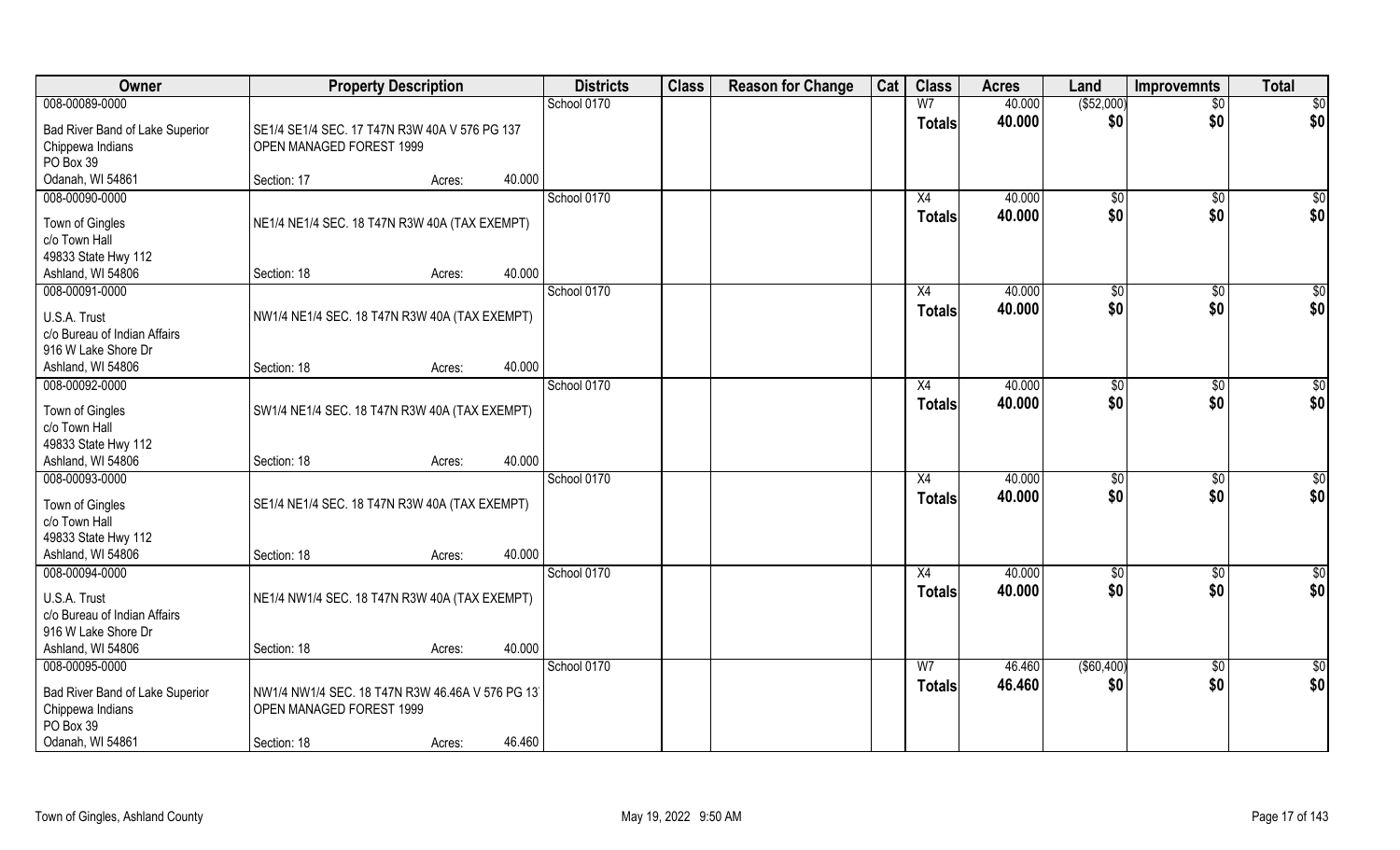| Owner | Property Description | Districts | Class | Reason for Change | Cat | Class | Acres | Land | Improvemnts | Total |
|---|---|---|---|---|---|---|---|---|---|---|
| 008-00089-0000<br><br>Bad River Band of Lake Superior<br>Chippewa Indians<br>PO Box 39<br>Odanah, WI 54861 | SE1/4 SE1/4 SEC. 17 T47N R3W 40A V 576 PG 137<br>OPEN MANAGED FOREST 1999<br><br>Section: 17 Acres: 40.000 | School 0170 | | | | W7<br>**Totals** | 40.000<br>**40.000** | ($52,000)<br>**$0** | $0<br>**$0** | $0<br>**$0** |
| 008-00090-0000<br><br>Town of Gingles<br>c/o Town Hall<br>49833 State Hwy 112<br>Ashland, WI 54806 | NE1/4 NE1/4 SEC. 18 T47N R3W 40A (TAX EXEMPT)<br><br>Section: 18 Acres: 40.000 | School 0170 | | | | X4<br>**Totals** | 40.000<br>**40.000** | $0<br>**$0** | $0<br>**$0** | $0<br>**$0** |
| 008-00091-0000<br><br>U.S.A. Trust<br>c/o Bureau of Indian Affairs<br>916 W Lake Shore Dr<br>Ashland, WI 54806 | NW1/4 NE1/4 SEC. 18 T47N R3W 40A (TAX EXEMPT)<br><br>Section: 18 Acres: 40.000 | School 0170 | | | | X4<br>**Totals** | 40.000<br>**40.000** | $0<br>**$0** | $0<br>**$0** | $0<br>**$0** |
| 008-00092-0000<br><br>Town of Gingles<br>c/o Town Hall<br>49833 State Hwy 112<br>Ashland, WI 54806 | SW1/4 NE1/4 SEC. 18 T47N R3W 40A (TAX EXEMPT)<br><br>Section: 18 Acres: 40.000 | School 0170 | | | | X4<br>**Totals** | 40.000<br>**40.000** | $0<br>**$0** | $0<br>**$0** | $0<br>**$0** |
| 008-00093-0000<br><br>Town of Gingles<br>c/o Town Hall<br>49833 State Hwy 112<br>Ashland, WI 54806 | SE1/4 NE1/4 SEC. 18 T47N R3W 40A (TAX EXEMPT)<br><br>Section: 18 Acres: 40.000 | School 0170 | | | | X4<br>**Totals** | 40.000<br>**40.000** | $0<br>**$0** | $0<br>**$0** | $0<br>**$0** |
| 008-00094-0000<br><br>U.S.A. Trust<br>c/o Bureau of Indian Affairs<br>916 W Lake Shore Dr<br>Ashland, WI 54806 | NE1/4 NW1/4 SEC. 18 T47N R3W 40A (TAX EXEMPT)<br><br>Section: 18 Acres: 40.000 | School 0170 | | | | X4<br>**Totals** | 40.000<br>**40.000** | $0<br>**$0** | $0<br>**$0** | $0<br>**$0** |
| 008-00095-0000<br><br>Bad River Band of Lake Superior<br>Chippewa Indians<br>PO Box 39<br>Odanah, WI 54861 | NW1/4 NW1/4 SEC. 18 T47N R3W 46.46A V 576 PG 13<br>OPEN MANAGED FOREST 1999<br><br>Section: 18 Acres: 46.460 | School 0170 | | | | W7<br>**Totals** | 46.460<br>**46.460** | ($60,400)<br>**$0** | $0<br>**$0** | $0<br>**$0** |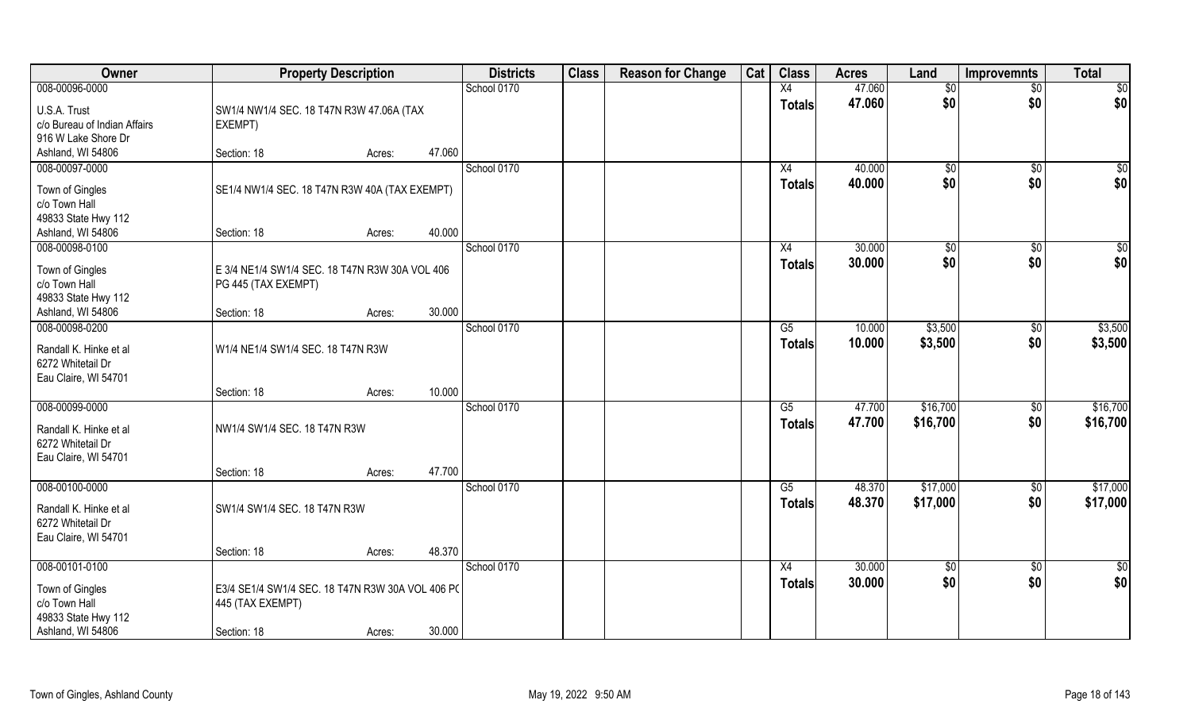| Owner | Property Description | | | Districts | Class | Reason for Change | Cat | Class | Acres | Land | Improvemnts | Total |
|---|---|---|---|---|---|---|---|---|---|---|---|---|
| 008-00096-0000 | | | | School 0170 | | | | X4 | 47.060 | $0 | $0 | $0 |
| U.S.A. Trust<br>c/o Bureau of Indian Affairs<br>916 W Lake Shore Dr<br>Ashland, WI 54806 | SW1/4 NW1/4 SEC. 18 T47N R3W 47.06A (TAX EXEMPT) | | | | | | | **Totals** | **47.060** | **$0** | **$0** | **$0** |
| | Section: 18 | Acres: | 47.060 | | | | | | | | | |
| 008-00097-0000 | | | | School 0170 | | | | X4 | 40.000 | $0 | $0 | $0 |
| Town of Gingles<br>c/o Town Hall<br>49833 State Hwy 112<br>Ashland, WI 54806 | SE1/4 NW1/4 SEC. 18 T47N R3W 40A (TAX EXEMPT) | | | | | | | **Totals** | **40.000** | **$0** | **$0** | **$0** |
| | Section: 18 | Acres: | 40.000 | | | | | | | | | |
| 008-00098-0100 | | | | School 0170 | | | | X4 | 30.000 | $0 | $0 | $0 |
| Town of Gingles<br>c/o Town Hall<br>49833 State Hwy 112<br>Ashland, WI 54806 | E 3/4 NE1/4 SW1/4 SEC. 18 T47N R3W 30A VOL 406 PG 445 (TAX EXEMPT) | | | | | | | **Totals** | **30.000** | **$0** | **$0** | **$0** |
| | Section: 18 | Acres: | 30.000 | | | | | | | | | |
| 008-00098-0200 | | | | School 0170 | | | | G5 | 10.000 | $3,500 | $0 | $3,500 |
| Randall K. Hinke et al<br>6272 Whitetail Dr<br>Eau Claire, WI 54701 | W1/4 NE1/4 SW1/4 SEC. 18 T47N R3W | | | | | | | **Totals** | **10.000** | **$3,500** | **$0** | **$3,500** |
| | Section: 18 | Acres: | 10.000 | | | | | | | | | |
| 008-00099-0000 | | | | School 0170 | | | | G5 | 47.700 | $16,700 | $0 | $16,700 |
| Randall K. Hinke et al<br>6272 Whitetail Dr<br>Eau Claire, WI 54701 | NW1/4 SW1/4 SEC. 18 T47N R3W | | | | | | | **Totals** | **47.700** | **$16,700** | **$0** | **$16,700** |
| | Section: 18 | Acres: | 47.700 | | | | | | | | | |
| 008-00100-0000 | | | | School 0170 | | | | G5 | 48.370 | $17,000 | $0 | $17,000 |
| Randall K. Hinke et al<br>6272 Whitetail Dr<br>Eau Claire, WI 54701 | SW1/4 SW1/4 SEC. 18 T47N R3W | | | | | | | **Totals** | **48.370** | **$17,000** | **$0** | **$17,000** |
| | Section: 18 | Acres: | 48.370 | | | | | | | | | |
| 008-00101-0100 | | | | School 0170 | | | | X4 | 30.000 | $0 | $0 | $0 |
| Town of Gingles<br>c/o Town Hall<br>49833 State Hwy 112<br>Ashland, WI 54806 | E3/4 SE1/4 SW1/4 SEC. 18 T47N R3W 30A VOL 406 PC 445 (TAX EXEMPT) | | | | | | | **Totals** | **30.000** | **$0** | **$0** | **$0** |
| | Section: 18 | Acres: | 30.000 | | | | | | | | | |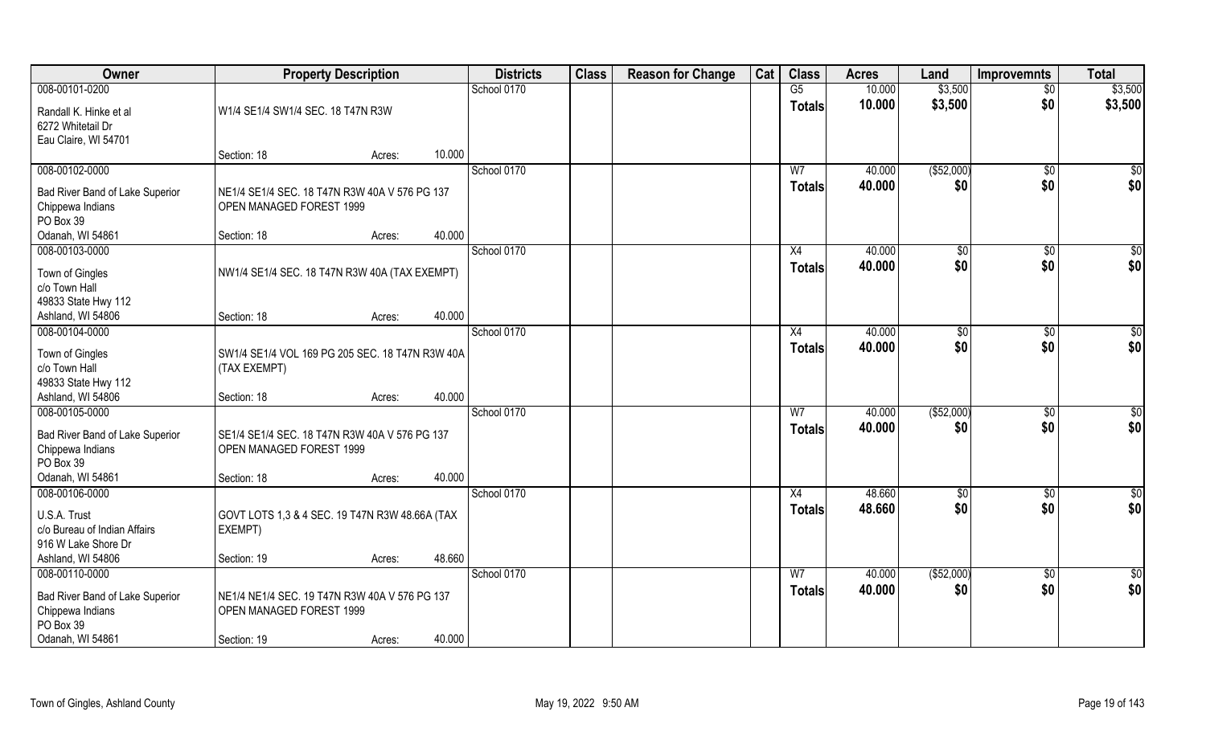| Owner | Property Description | Districts | Class | Reason for Change | Cat | Class | Acres | Land | Improvemnts | Total |
|---|---|---|---|---|---|---|---|---|---|---|
| 008-00101-0200<br>Randall K. Hinke et al<br>6272 Whitetail Dr<br>Eau Claire, WI 54701 | W1/4 SE1/4 SW1/4 SEC. 18 T47N R3W<br>Section: 18 Acres: 10.000 | School 0170 | | | | G5<br>**Totals** | 10.000<br>**10.000** | $3,500<br>**$3,500** | $0<br>**$0** | $3,500<br>**$3,500** |
| 008-00102-0000<br>Bad River Band of Lake Superior Chippewa Indians<br>PO Box 39<br>Odanah, WI 54861 | NE1/4 SE1/4 SEC. 18 T47N R3W 40A V 576 PG 137 OPEN MANAGED FOREST 1999<br>Section: 18 Acres: 40.000 | School 0170 | | | | W7<br>**Totals** | 40.000<br>**40.000** | ($52,000)<br>**$0** | $0<br>**$0** | $0<br>**$0** |
| 008-00103-0000<br>Town of Gingles<br>c/o Town Hall<br>49833 State Hwy 112<br>Ashland, WI 54806 | NW1/4 SE1/4 SEC. 18 T47N R3W 40A (TAX EXEMPT)<br>Section: 18 Acres: 40.000 | School 0170 | | | | X4<br>**Totals** | 40.000<br>**40.000** | $0<br>**$0** | $0<br>**$0** | $0<br>**$0** |
| 008-00104-0000<br>Town of Gingles<br>c/o Town Hall<br>49833 State Hwy 112<br>Ashland, WI 54806 | SW1/4 SE1/4 VOL 169 PG 205 SEC. 18 T47N R3W 40A (TAX EXEMPT)<br>Section: 18 Acres: 40.000 | School 0170 | | | | X4<br>**Totals** | 40.000<br>**40.000** | $0<br>**$0** | $0<br>**$0** | $0<br>**$0** |
| 008-00105-0000<br>Bad River Band of Lake Superior Chippewa Indians<br>PO Box 39<br>Odanah, WI 54861 | SE1/4 SE1/4 SEC. 18 T47N R3W 40A V 576 PG 137 OPEN MANAGED FOREST 1999<br>Section: 18 Acres: 40.000 | School 0170 | | | | W7<br>**Totals** | 40.000<br>**40.000** | ($52,000)<br>**$0** | $0<br>**$0** | $0<br>**$0** |
| 008-00106-0000<br>U.S.A. Trust<br>c/o Bureau of Indian Affairs<br>916 W Lake Shore Dr<br>Ashland, WI 54806 | GOVT LOTS 1,3 & 4 SEC. 19 T47N R3W 48.66A (TAX EXEMPT)<br>Section: 19 Acres: 48.660 | School 0170 | | | | X4<br>**Totals** | 48.660<br>**48.660** | $0<br>**$0** | $0<br>**$0** | $0<br>**$0** |
| 008-00110-0000<br>Bad River Band of Lake Superior Chippewa Indians<br>PO Box 39<br>Odanah, WI 54861 | NE1/4 NE1/4 SEC. 19 T47N R3W 40A V 576 PG 137 OPEN MANAGED FOREST 1999<br>Section: 19 Acres: 40.000 | School 0170 | | | | W7<br>**Totals** | 40.000<br>**40.000** | ($52,000)<br>**$0** | $0<br>**$0** | $0<br>**$0** |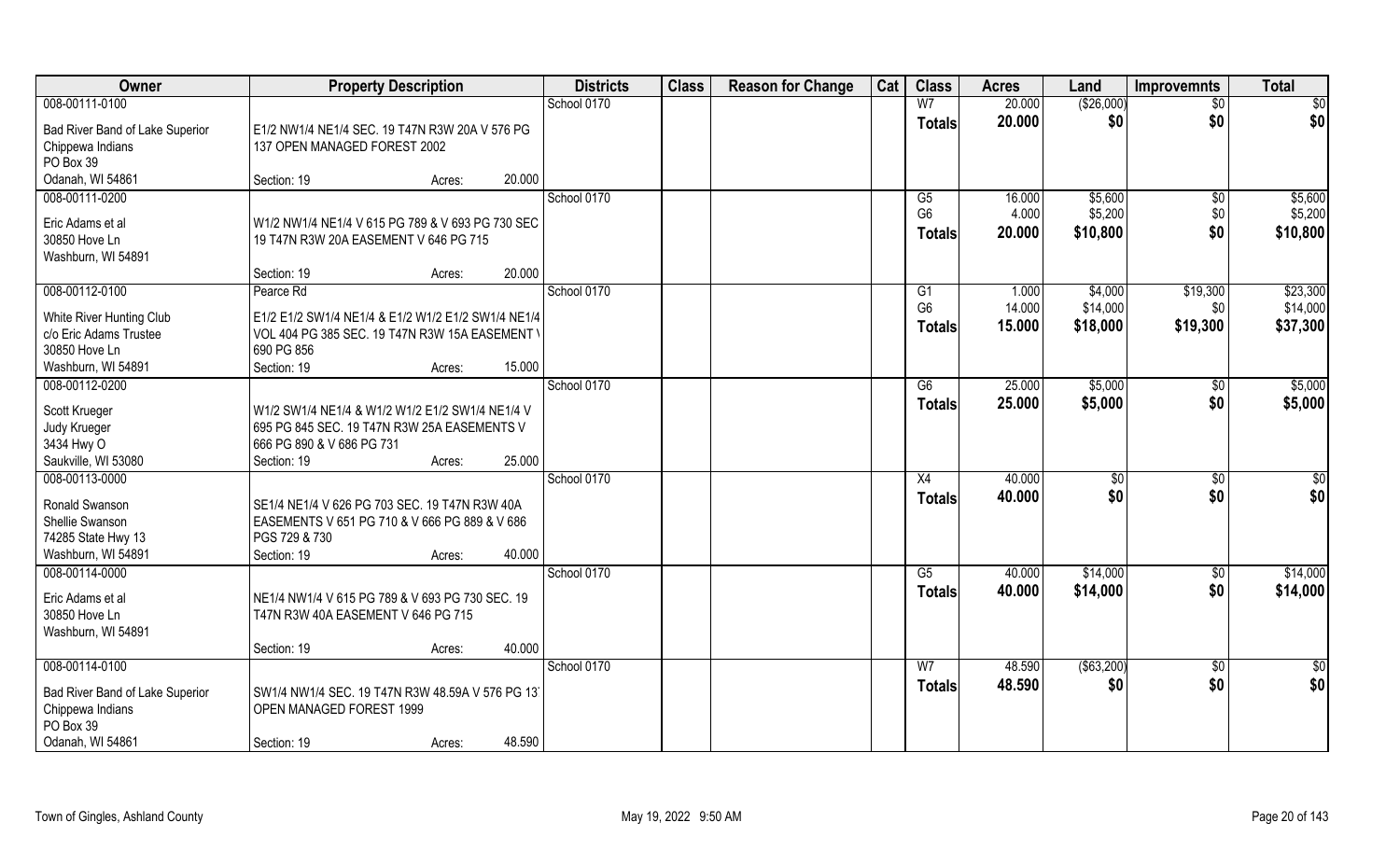| Owner | Property Description | Districts | Class | Reason for Change | Cat | Class | Acres | Land | Improvemnts | Total |
|---|---|---|---|---|---|---|---|---|---|---|
| 008-00111-0100<br>Bad River Band of Lake Superior<br>Chippewa Indians<br>PO Box 39<br>Odanah, WI 54861 | E1/2 NW1/4 NE1/4 SEC. 19 T47N R3W 20A V 576 PG 137 OPEN MANAGED FOREST 2002<br>Section: 19 Acres: 20.000 | School 0170 | | | | W7<br>**Totals** | 20.000<br>**20.000** | ($26,000)<br>**$0** | $0<br>**$0** | $0<br>**$0** |
| 008-00111-0200<br>Eric Adams et al<br>30850 Hove Ln<br>Washburn, WI 54891 | W1/2 NW1/4 NE1/4 V 615 PG 789 & V 693 PG 730 SEC 19 T47N R3W 20A EASEMENT V 646 PG 715<br>Section: 19 Acres: 20.000 | School 0170 | | | | G5<br>G6<br>**Totals** | 16.000<br>4.000<br>**20.000** | $5,600<br>$5,200<br>**$10,800** | $0<br>$0<br>**$0** | $5,600<br>$5,200<br>**$10,800** |
| 008-00112-0100<br>White River Hunting Club<br>c/o Eric Adams Trustee<br>30850 Hove Ln<br>Washburn, WI 54891 | Pearce Rd<br>E1/2 E1/2 SW1/4 NE1/4 & E1/2 W1/2 E1/2 SW1/4 NE1/4 VOL 404 PG 385 SEC. 19 T47N R3W 15A EASEMENT V 690 PG 856<br>Section: 19 Acres: 15.000 | School 0170 | | | | G1<br>G6<br>**Totals** | 1.000<br>14.000<br>**15.000** | $4,000<br>$14,000<br>**$18,000** | $19,300<br>$0<br>**$19,300** | $23,300<br>$14,000<br>**$37,300** |
| 008-00112-0200<br>Scott Krueger<br>Judy Krueger<br>3434 Hwy O<br>Saukville, WI 53080 | W1/2 SW1/4 NE1/4 & W1/2 W1/2 E1/2 SW1/4 NE1/4 V 695 PG 845 SEC. 19 T47N R3W 25A EASEMENTS V 666 PG 890 & V 686 PG 731<br>Section: 19 Acres: 25.000 | School 0170 | | | | G6<br>**Totals** | 25.000<br>**25.000** | $5,000<br>**$5,000** | $0<br>**$0** | $5,000<br>**$5,000** |
| 008-00113-0000<br>Ronald Swanson<br>Shellie Swanson<br>74285 State Hwy 13<br>Washburn, WI 54891 | SE1/4 NE1/4 V 626 PG 703 SEC. 19 T47N R3W 40A EASEMENTS V 651 PG 710 & V 666 PG 889 & V 686 PGS 729 & 730<br>Section: 19 Acres: 40.000 | School 0170 | | | | X4<br>**Totals** | 40.000<br>**40.000** | $0<br>**$0** | $0<br>**$0** | $0<br>**$0** |
| 008-00114-0000<br>Eric Adams et al<br>30850 Hove Ln<br>Washburn, WI 54891 | NE1/4 NW1/4 V 615 PG 789 & V 693 PG 730 SEC. 19 T47N R3W 40A EASEMENT V 646 PG 715<br>Section: 19 Acres: 40.000 | School 0170 | | | | G5<br>**Totals** | 40.000<br>**40.000** | $14,000<br>**$14,000** | $0<br>**$0** | $14,000<br>**$14,000** |
| 008-00114-0100<br>Bad River Band of Lake Superior<br>Chippewa Indians<br>PO Box 39<br>Odanah, WI 54861 | SW1/4 NW1/4 SEC. 19 T47N R3W 48.59A V 576 PG 137 OPEN MANAGED FOREST 1999<br>Section: 19 Acres: 48.590 | School 0170 | | | | W7<br>**Totals** | 48.590<br>**48.590** | ($63,200)<br>**$0** | $0<br>**$0** | $0<br>**$0** |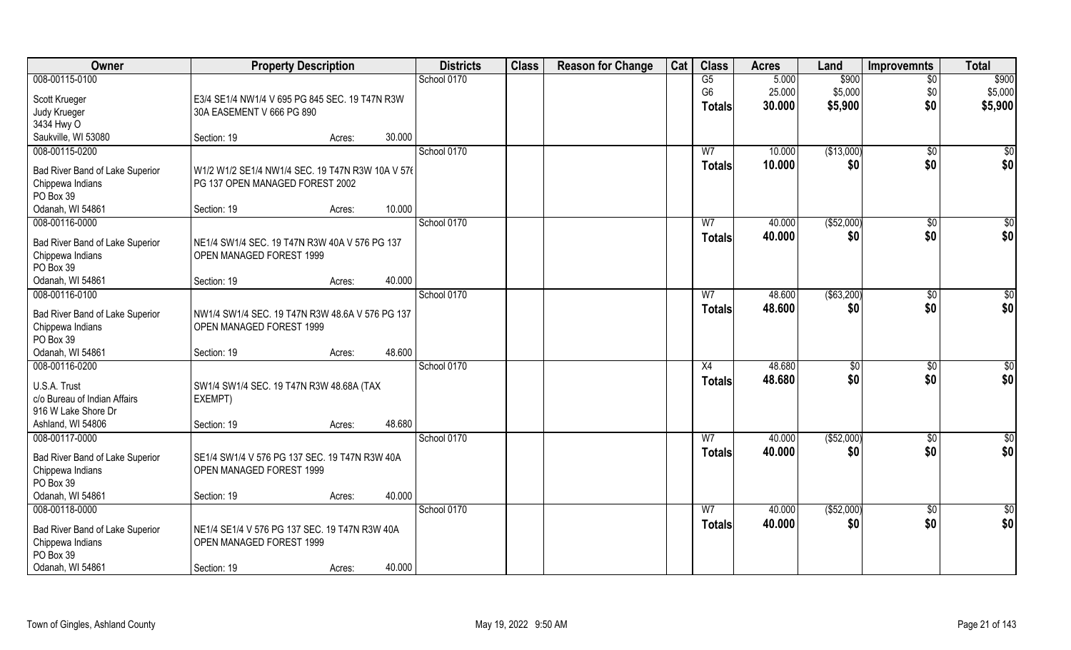| Owner | Property Description | Districts | Class | Reason for Change | Cat | Class | Acres | Land | Improvemnts | Total |
|---|---|---|---|---|---|---|---|---|---|---|
| 008-00115-0100<br><br>Scott Krueger<br>Judy Krueger<br>3434 Hwy O<br>Saukville, WI 53080 | E3/4 SE1/4 NW1/4 V 695 PG 845 SEC. 19 T47N R3W 30A EASEMENT V 666 PG 890<br><br>Section: 19 Acres: 30.000 | School 0170 | | | | G5<br>G6<br>**Totals** | 5.000<br>25.000<br>**30.000** | $900<br>$5,000<br>**$5,900** | $0<br>$0<br>**$0** | $900<br>$5,000<br>**$5,900** |
| 008-00115-0200<br><br>Bad River Band of Lake Superior<br>Chippewa Indians<br>PO Box 39<br>Odanah, WI 54861 | W1/2 W1/2 SE1/4 NW1/4 SEC. 19 T47N R3W 10A V 576 PG 137 OPEN MANAGED FOREST 2002<br><br>Section: 19 Acres: 10.000 | School 0170 | | | | W7<br>**Totals** | 10.000<br>**10.000** | ($13,000)<br>**$0** | $0<br>**$0** | $0<br>**$0** |
| 008-00116-0000<br><br>Bad River Band of Lake Superior<br>Chippewa Indians<br>PO Box 39<br>Odanah, WI 54861 | NE1/4 SW1/4 SEC. 19 T47N R3W 40A V 576 PG 137 OPEN MANAGED FOREST 1999<br><br>Section: 19 Acres: 40.000 | School 0170 | | | | W7<br>**Totals** | 40.000<br>**40.000** | ($52,000)<br>**$0** | $0<br>**$0** | $0<br>**$0** |
| 008-00116-0100<br><br>Bad River Band of Lake Superior<br>Chippewa Indians<br>PO Box 39<br>Odanah, WI 54861 | NW1/4 SW1/4 SEC. 19 T47N R3W 48.6A V 576 PG 137 OPEN MANAGED FOREST 1999<br><br>Section: 19 Acres: 48.600 | School 0170 | | | | W7<br>**Totals** | 48.600<br>**48.600** | ($63,200)<br>**$0** | $0<br>**$0** | $0<br>**$0** |
| 008-00116-0200<br><br>U.S.A. Trust<br>c/o Bureau of Indian Affairs<br>916 W Lake Shore Dr<br>Ashland, WI 54806 | SW1/4 SW1/4 SEC. 19 T47N R3W 48.68A (TAX EXEMPT)<br><br>Section: 19 Acres: 48.680 | School 0170 | | | | X4<br>**Totals** | 48.680<br>**48.680** | $0<br>**$0** | $0<br>**$0** | $0<br>**$0** |
| 008-00117-0000<br><br>Bad River Band of Lake Superior<br>Chippewa Indians<br>PO Box 39<br>Odanah, WI 54861 | SE1/4 SW1/4 V 576 PG 137 SEC. 19 T47N R3W 40A OPEN MANAGED FOREST 1999<br><br>Section: 19 Acres: 40.000 | School 0170 | | | | W7<br>**Totals** | 40.000<br>**40.000** | ($52,000)<br>**$0** | $0<br>**$0** | $0<br>**$0** |
| 008-00118-0000<br><br>Bad River Band of Lake Superior<br>Chippewa Indians<br>PO Box 39<br>Odanah, WI 54861 | NE1/4 SE1/4 V 576 PG 137 SEC. 19 T47N R3W 40A OPEN MANAGED FOREST 1999<br><br>Section: 19 Acres: 40.000 | School 0170 | | | | W7<br>**Totals** | 40.000<br>**40.000** | ($52,000)<br>**$0** | $0<br>**$0** | $0<br>**$0** |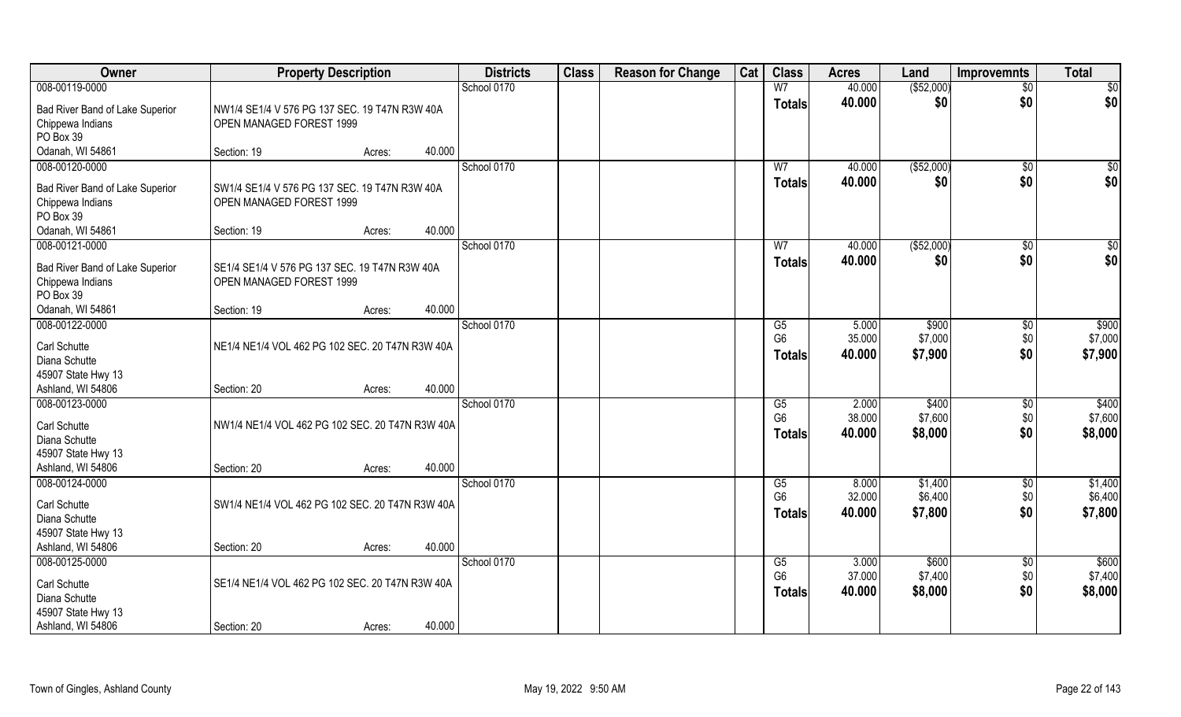| Owner | Property Description | Districts | Class | Reason for Change | Cat | Class | Acres | Land | Improvemnts | Total |
|---|---|---|---|---|---|---|---|---|---|---|
| 008-00119-0000 | | School 0170 | | | | W7 | 40.000 | ($52,000) | $0 | $0 |
| Bad River Band of Lake Superior Chippewa Indians PO Box 39 Odanah, WI 54861 | NW1/4 SE1/4 V 576 PG 137 SEC. 19 T47N R3W 40A OPEN MANAGED FOREST 1999 Section: 19 Acres: 40.000 | | | | | **Totals** | **40.000** | **$0** | **$0** | **$0** |
| 008-00120-0000 | | School 0170 | | | | W7 | 40.000 | ($52,000) | $0 | $0 |
| Bad River Band of Lake Superior Chippewa Indians PO Box 39 Odanah, WI 54861 | SW1/4 SE1/4 V 576 PG 137 SEC. 19 T47N R3W 40A OPEN MANAGED FOREST 1999 Section: 19 Acres: 40.000 | | | | | **Totals** | **40.000** | **$0** | **$0** | **$0** |
| 008-00121-0000 | | School 0170 | | | | W7 | 40.000 | ($52,000) | $0 | $0 |
| Bad River Band of Lake Superior Chippewa Indians PO Box 39 Odanah, WI 54861 | SE1/4 SE1/4 V 576 PG 137 SEC. 19 T47N R3W 40A OPEN MANAGED FOREST 1999 Section: 19 Acres: 40.000 | | | | | **Totals** | **40.000** | **$0** | **$0** | **$0** |
| 008-00122-0000 | | School 0170 | | | | G5 | 5.000 | $900 | $0 | $900 |
| Carl Schutte Diana Schutte 45907 State Hwy 13 Ashland, WI 54806 | NE1/4 NE1/4 VOL 462 PG 102 SEC. 20 T47N R3W 40A Section: 20 Acres: 40.000 | | | | | G6 | 35.000 | $7,000 | $0 | $7,000 |
| | | | | | | **Totals** | **40.000** | **$7,900** | **$0** | **$7,900** |
| 008-00123-0000 | | School 0170 | | | | G5 | 2.000 | $400 | $0 | $400 |
| Carl Schutte Diana Schutte 45907 State Hwy 13 Ashland, WI 54806 | NW1/4 NE1/4 VOL 462 PG 102 SEC. 20 T47N R3W 40A Section: 20 Acres: 40.000 | | | | | G6 | 38.000 | $7,600 | $0 | $7,600 |
| | | | | | | **Totals** | **40.000** | **$8,000** | **$0** | **$8,000** |
| 008-00124-0000 | | School 0170 | | | | G5 | 8.000 | $1,400 | $0 | $1,400 |
| Carl Schutte Diana Schutte 45907 State Hwy 13 Ashland, WI 54806 | SW1/4 NE1/4 VOL 462 PG 102 SEC. 20 T47N R3W 40A Section: 20 Acres: 40.000 | | | | | G6 | 32.000 | $6,400 | $0 | $6,400 |
| | | | | | | **Totals** | **40.000** | **$7,800** | **$0** | **$7,800** |
| 008-00125-0000 | | School 0170 | | | | G5 | 3.000 | $600 | $0 | $600 |
| Carl Schutte Diana Schutte 45907 State Hwy 13 Ashland, WI 54806 | SE1/4 NE1/4 VOL 462 PG 102 SEC. 20 T47N R3W 40A Section: 20 Acres: 40.000 | | | | | G6 | 37.000 | $7,400 | $0 | $7,400 |
| | | | | | | **Totals** | **40.000** | **$8,000** | **$0** | **$8,000** |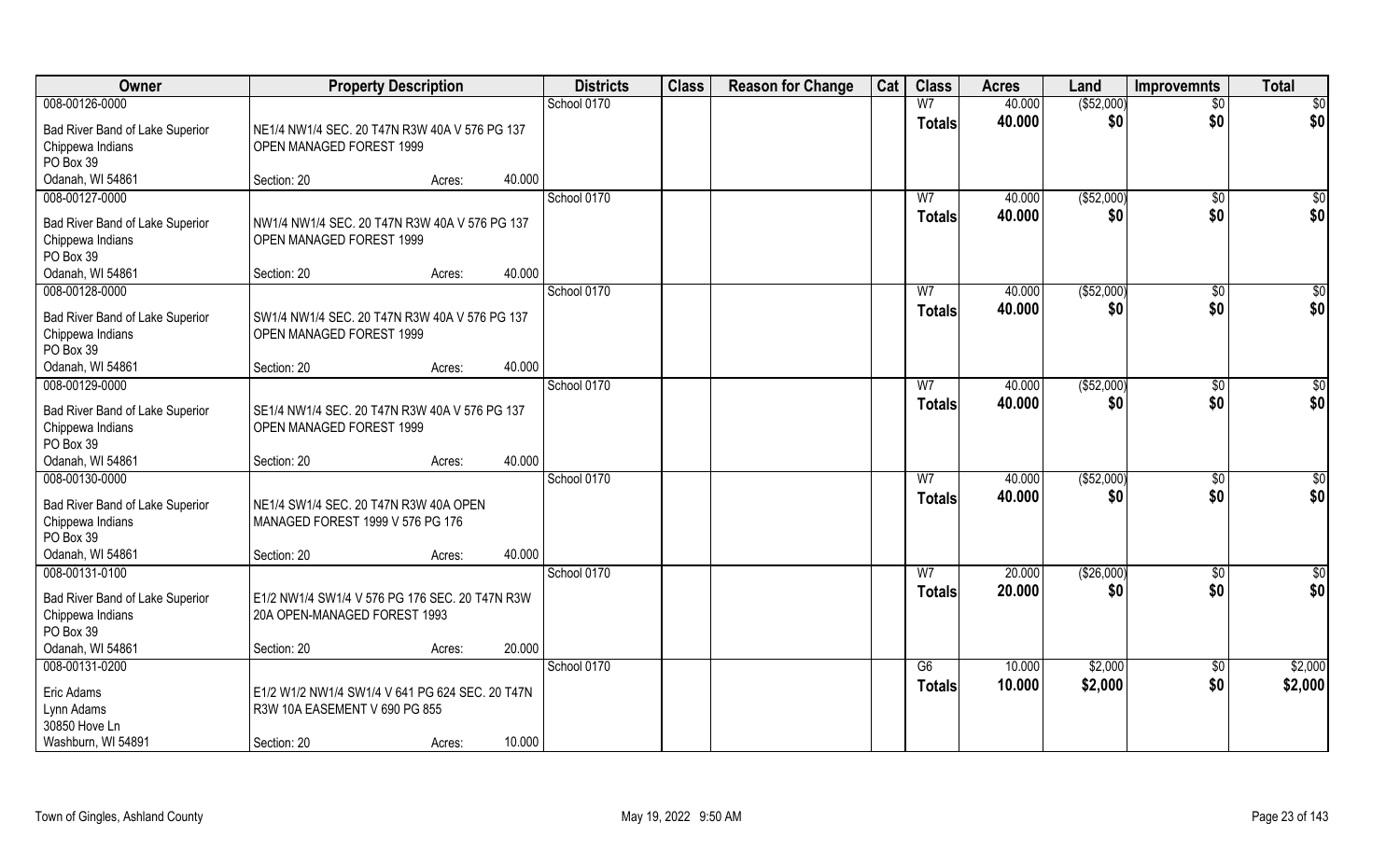| Owner | Property Description | Districts | Class | Reason for Change | Cat | Class | Acres | Land | Improvemnts | Total |
|---|---|---|---|---|---|---|---|---|---|---|
| 008-00126-0000 | | School 0170 | | | | W7 | 40.000 | ($52,000) | $0 | $0 |
| Bad River Band of Lake Superior Chippewa Indians PO Box 39 Odanah, WI 54861 | NE1/4 NW1/4 SEC. 20 T47N R3W 40A V 576 PG 137 OPEN MANAGED FOREST 1999 Section: 20 Acres: 40.000 | | | | | Totals | 40.000 | $0 | $0 | $0 |
| 008-00127-0000 | | School 0170 | | | | W7 | 40.000 | ($52,000) | $0 | $0 |
| Bad River Band of Lake Superior Chippewa Indians PO Box 39 Odanah, WI 54861 | NW1/4 NW1/4 SEC. 20 T47N R3W 40A V 576 PG 137 OPEN MANAGED FOREST 1999 Section: 20 Acres: 40.000 | | | | | Totals | 40.000 | $0 | $0 | $0 |
| 008-00128-0000 | | School 0170 | | | | W7 | 40.000 | ($52,000) | $0 | $0 |
| Bad River Band of Lake Superior Chippewa Indians PO Box 39 Odanah, WI 54861 | SW1/4 NW1/4 SEC. 20 T47N R3W 40A V 576 PG 137 OPEN MANAGED FOREST 1999 Section: 20 Acres: 40.000 | | | | | Totals | 40.000 | $0 | $0 | $0 |
| 008-00129-0000 | | School 0170 | | | | W7 | 40.000 | ($52,000) | $0 | $0 |
| Bad River Band of Lake Superior Chippewa Indians PO Box 39 Odanah, WI 54861 | SE1/4 NW1/4 SEC. 20 T47N R3W 40A V 576 PG 137 OPEN MANAGED FOREST 1999 Section: 20 Acres: 40.000 | | | | | Totals | 40.000 | $0 | $0 | $0 |
| 008-00130-0000 | | School 0170 | | | | W7 | 40.000 | ($52,000) | $0 | $0 |
| Bad River Band of Lake Superior Chippewa Indians PO Box 39 Odanah, WI 54861 | NE1/4 SW1/4 SEC. 20 T47N R3W 40A OPEN MANAGED FOREST 1999 V 576 PG 176 Section: 20 Acres: 40.000 | | | | | Totals | 40.000 | $0 | $0 | $0 |
| 008-00131-0100 | | School 0170 | | | | W7 | 20.000 | ($26,000) | $0 | $0 |
| Bad River Band of Lake Superior Chippewa Indians PO Box 39 Odanah, WI 54861 | E1/2 NW1/4 SW1/4 V 576 PG 176 SEC. 20 T47N R3W 20A OPEN-MANAGED FOREST 1993 Section: 20 Acres: 20.000 | | | | | Totals | 20.000 | $0 | $0 | $0 |
| 008-00131-0200 | | School 0170 | | | | G6 | 10.000 | $2,000 | $0 | $2,000 |
| Eric Adams Lynn Adams 30850 Hove Ln Washburn, WI 54891 | E1/2 W1/2 NW1/4 SW1/4 V 641 PG 624 SEC. 20 T47N R3W 10A EASEMENT V 690 PG 855 Section: 20 Acres: 10.000 | | | | | Totals | 10.000 | $2,000 | $0 | $2,000 |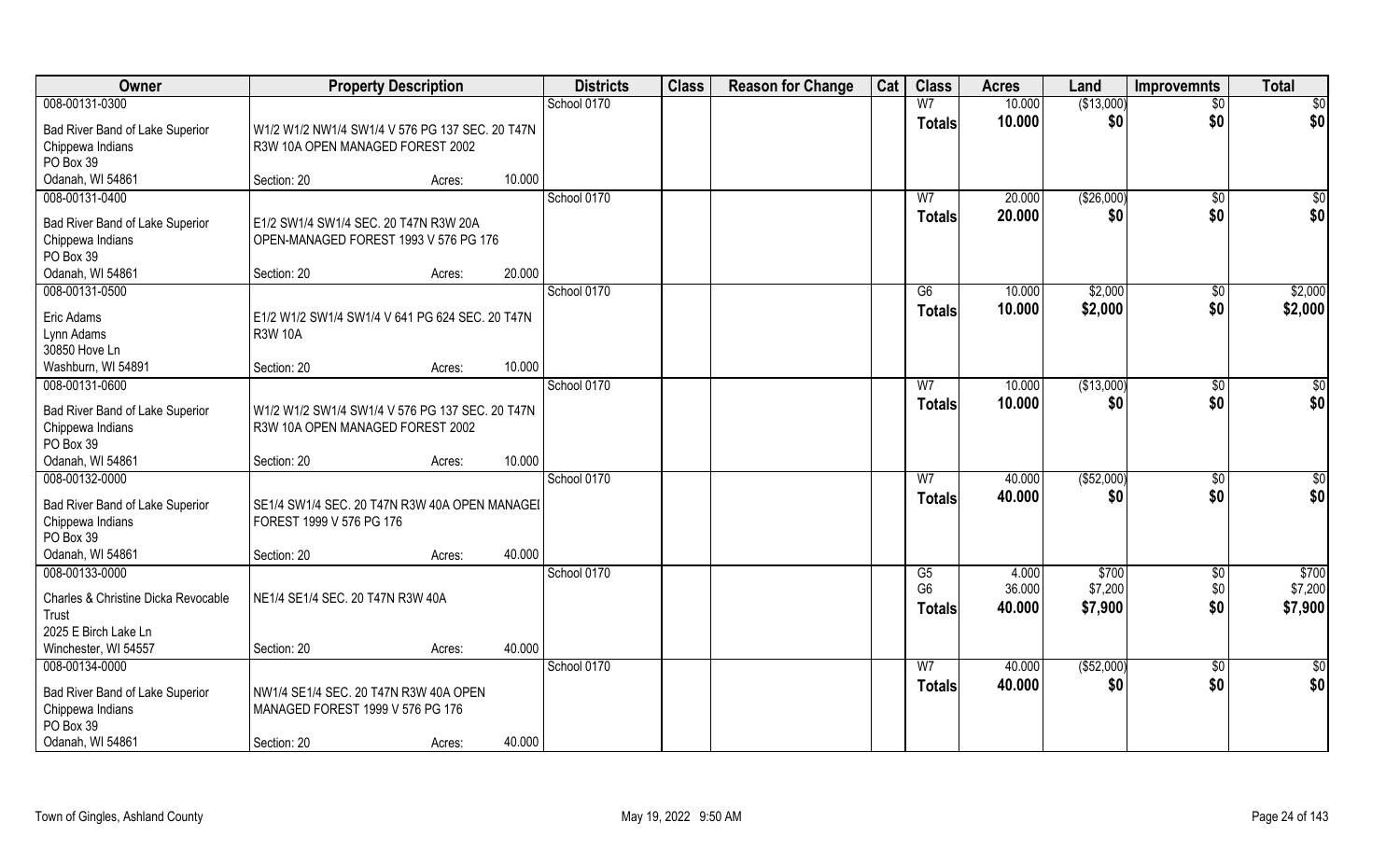| Owner | Property Description | Districts | Class | Reason for Change | Cat | Class | Acres | Land | Improvemnts | Total |
|---|---|---|---|---|---|---|---|---|---|---|
| 008-00131-0300<br>Bad River Band of Lake Superior<br>Chippewa Indians<br>PO Box 39<br>Odanah, WI 54861 | W1/2 W1/2 NW1/4 SW1/4 V 576 PG 137 SEC. 20 T47N R3W 10A OPEN MANAGED FOREST 2002<br>Section: 20 Acres: 10.000 | School 0170 | | | | W7<br>**Totals** | 10.000<br>**10.000** | ($13,000)<br>**$0** | $0<br>**$0** | $0<br>**$0** |
| 008-00131-0400<br>Bad River Band of Lake Superior<br>Chippewa Indians<br>PO Box 39<br>Odanah, WI 54861 | E1/2 SW1/4 SW1/4 SEC. 20 T47N R3W 20A OPEN-MANAGED FOREST 1993 V 576 PG 176<br>Section: 20 Acres: 20.000 | School 0170 | | | | W7<br>**Totals** | 20.000<br>**20.000** | ($26,000)<br>**$0** | $0<br>**$0** | $0<br>**$0** |
| 008-00131-0500<br>Eric Adams<br>Lynn Adams<br>30850 Hove Ln<br>Washburn, WI 54891 | E1/2 W1/2 SW1/4 SW1/4 V 641 PG 624 SEC. 20 T47N R3W 10A<br>Section: 20 Acres: 10.000 | School 0170 | | | | G6<br>**Totals** | 10.000<br>**10.000** | $2,000<br>**$2,000** | $0<br>**$0** | $2,000<br>**$2,000** |
| 008-00131-0600<br>Bad River Band of Lake Superior<br>Chippewa Indians<br>PO Box 39<br>Odanah, WI 54861 | W1/2 W1/2 SW1/4 SW1/4 V 576 PG 137 SEC. 20 T47N R3W 10A OPEN MANAGED FOREST 2002<br>Section: 20 Acres: 10.000 | School 0170 | | | | W7<br>**Totals** | 10.000<br>**10.000** | ($13,000)<br>**$0** | $0<br>**$0** | $0<br>**$0** |
| 008-00132-0000<br>Bad River Band of Lake Superior<br>Chippewa Indians<br>PO Box 39<br>Odanah, WI 54861 | SE1/4 SW1/4 SEC. 20 T47N R3W 40A OPEN MANAGEI FOREST 1999 V 576 PG 176<br>Section: 20 Acres: 40.000 | School 0170 | | | | W7<br>**Totals** | 40.000<br>**40.000** | ($52,000)<br>**$0** | $0<br>**$0** | $0<br>**$0** |
| 008-00133-0000<br>Charles & Christine Dicka Revocable Trust<br>2025 E Birch Lake Ln<br>Winchester, WI 54557 | NE1/4 SE1/4 SEC. 20 T47N R3W 40A<br>Section: 20 Acres: 40.000 | School 0170 | | | | G5<br>G6<br>**Totals** | 4.000<br>36.000<br>**40.000** | $700<br>$7,200<br>**$7,900** | $0<br>$0<br>**$0** | $700<br>$7,200<br>**$7,900** |
| 008-00134-0000<br>Bad River Band of Lake Superior<br>Chippewa Indians<br>PO Box 39<br>Odanah, WI 54861 | NW1/4 SE1/4 SEC. 20 T47N R3W 40A OPEN MANAGED FOREST 1999 V 576 PG 176<br>Section: 20 Acres: 40.000 | School 0170 | | | | W7<br>**Totals** | 40.000<br>**40.000** | ($52,000)<br>**$0** | $0<br>**$0** | $0<br>**$0** |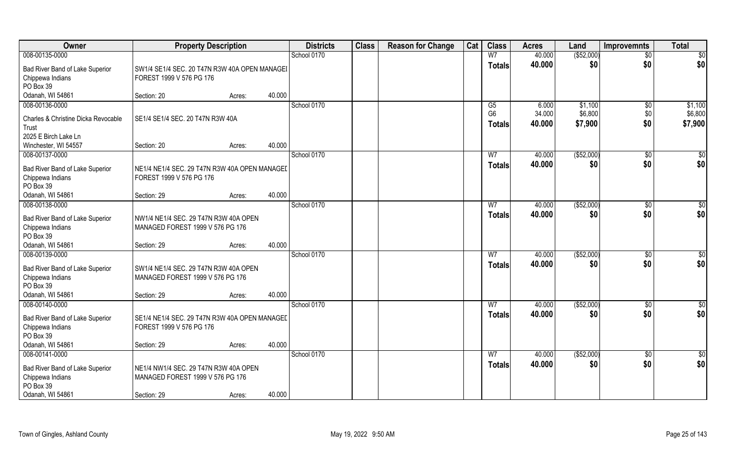| Owner | Property Description | | | Districts | Class | Reason for Change | Cat | Class | Acres | Land | Improvemnts | Total |
|---|---|---|---|---|---|---|---|---|---|---|---|---|
| 008-00135-0000 | | | | School 0170 | | | | W7 | 40.000 | ($52,000) | $0 | $0 |
| Bad River Band of Lake Superior Chippewa Indians PO Box 39 Odanah, WI 54861 | SW1/4 SE1/4 SEC. 20 T47N R3W 40A OPEN MANAGEI FOREST 1999 V 576 PG 176 | | | | | | | **Totals** | **40.000** | **$0** | **$0** | **$0** |
| | Section: 20 | Acres: | 40.000 | | | | | | | | | |
| 008-00136-0000 | | | | School 0170 | | | | G5 | 6.000 | $1,100 | $0 | $1,100 |
| Charles & Christine Dicka Revocable Trust 2025 E Birch Lake Ln Winchester, WI 54557 | SE1/4 SE1/4 SEC. 20 T47N R3W 40A | | | | | | | G6 | 34.000 | $6,800 | $0 | $6,800 |
| | | | | | | | | **Totals** | **40.000** | **$7,900** | **$0** | **$7,900** |
| | Section: 20 | Acres: | 40.000 | | | | | | | | | |
| 008-00137-0000 | | | | School 0170 | | | | W7 | 40.000 | ($52,000) | $0 | $0 |
| Bad River Band of Lake Superior Chippewa Indians PO Box 39 Odanah, WI 54861 | NE1/4 NE1/4 SEC. 29 T47N R3W 40A OPEN MANAGEI FOREST 1999 V 576 PG 176 | | | | | | | **Totals** | **40.000** | **$0** | **$0** | **$0** |
| | Section: 29 | Acres: | 40.000 | | | | | | | | | |
| 008-00138-0000 | | | | School 0170 | | | | W7 | 40.000 | ($52,000) | $0 | $0 |
| Bad River Band of Lake Superior Chippewa Indians PO Box 39 Odanah, WI 54861 | NW1/4 NE1/4 SEC. 29 T47N R3W 40A OPEN MANAGED FOREST 1999 V 576 PG 176 | | | | | | | **Totals** | **40.000** | **$0** | **$0** | **$0** |
| | Section: 29 | Acres: | 40.000 | | | | | | | | | |
| 008-00139-0000 | | | | School 0170 | | | | W7 | 40.000 | ($52,000) | $0 | $0 |
| Bad River Band of Lake Superior Chippewa Indians PO Box 39 Odanah, WI 54861 | SW1/4 NE1/4 SEC. 29 T47N R3W 40A OPEN MANAGED FOREST 1999 V 576 PG 176 | | | | | | | **Totals** | **40.000** | **$0** | **$0** | **$0** |
| | Section: 29 | Acres: | 40.000 | | | | | | | | | |
| 008-00140-0000 | | | | School 0170 | | | | W7 | 40.000 | ($52,000) | $0 | $0 |
| Bad River Band of Lake Superior Chippewa Indians PO Box 39 Odanah, WI 54861 | SE1/4 NE1/4 SEC. 29 T47N R3W 40A OPEN MANAGEI FOREST 1999 V 576 PG 176 | | | | | | | **Totals** | **40.000** | **$0** | **$0** | **$0** |
| | Section: 29 | Acres: | 40.000 | | | | | | | | | |
| 008-00141-0000 | | | | School 0170 | | | | W7 | 40.000 | ($52,000) | $0 | $0 |
| Bad River Band of Lake Superior Chippewa Indians PO Box 39 Odanah, WI 54861 | NE1/4 NW1/4 SEC. 29 T47N R3W 40A OPEN MANAGED FOREST 1999 V 576 PG 176 | | | | | | | **Totals** | **40.000** | **$0** | **$0** | **$0** |
| | Section: 29 | Acres: | 40.000 | | | | | | | | | |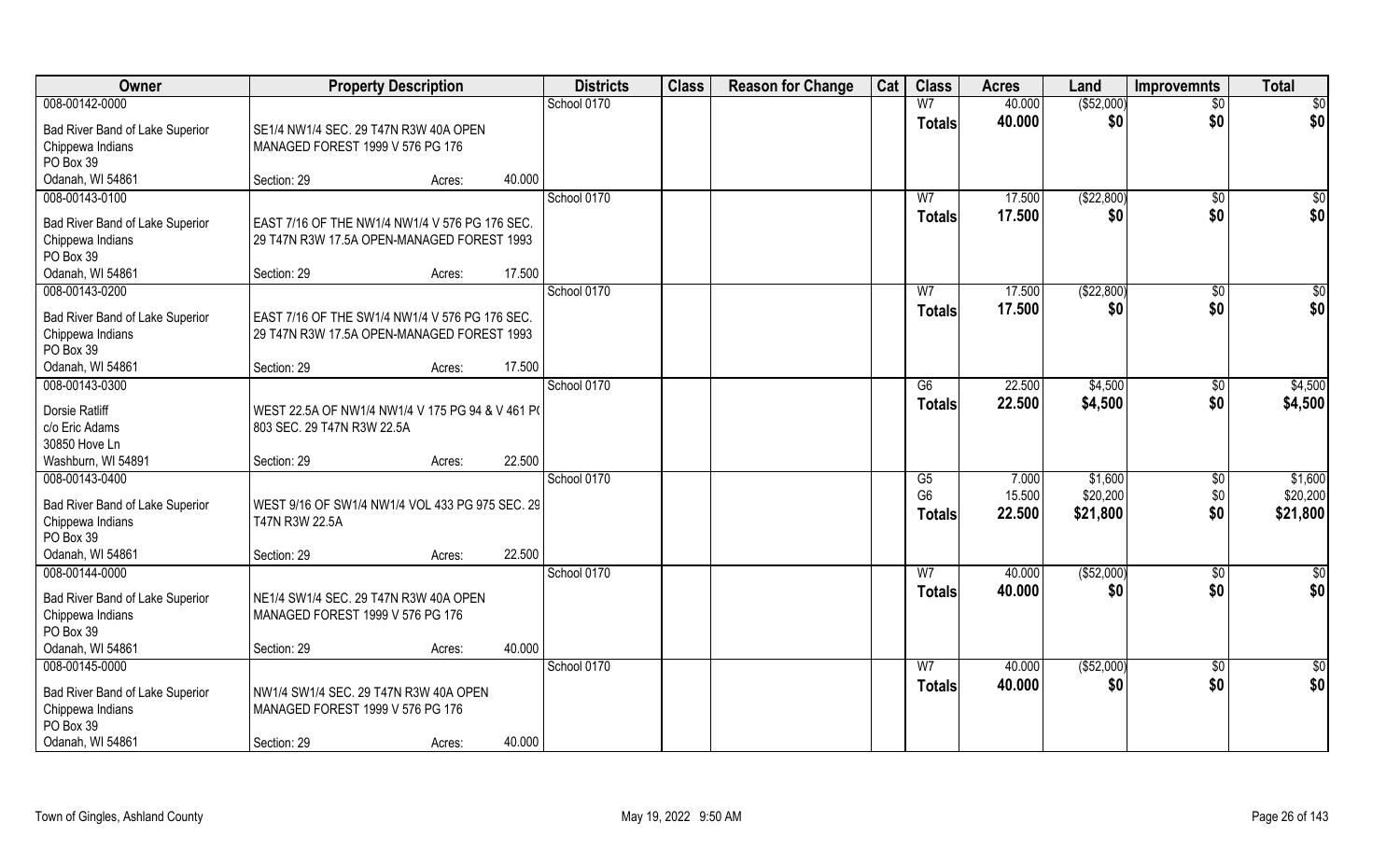| Owner | Property Description | | | Districts | Class | Reason for Change | Cat | Class | Acres | Land | Improvemnts | Total |
|---|---|---|---|---|---|---|---|---|---|---|---|---|
| 008-00142-0000 | | | | School 0170 | | | | W7 | 40.000 | ($52,000) | $0 | $0 |
| Bad River Band of Lake Superior Chippewa Indians PO Box 39 Odanah, WI 54861 | SE1/4 NW1/4 SEC. 29 T47N R3W 40A OPEN MANAGED FOREST 1999 V 576 PG 176 | | | | | | | **Totals** | **40.000** | **$0** | **$0** | **$0** |
| | Section: 29 | Acres: | 40.000 | | | | | | | | | |
| 008-00143-0100 | | | | School 0170 | | | | W7 | 17.500 | ($22,800) | $0 | $0 |
| Bad River Band of Lake Superior Chippewa Indians PO Box 39 Odanah, WI 54861 | EAST 7/16 OF THE NW1/4 NW1/4 V 576 PG 176 SEC. 29 T47N R3W 17.5A OPEN-MANAGED FOREST 1993 | | | | | | | **Totals** | **17.500** | **$0** | **$0** | **$0** |
| | Section: 29 | Acres: | 17.500 | | | | | | | | | |
| 008-00143-0200 | | | | School 0170 | | | | W7 | 17.500 | ($22,800) | $0 | $0 |
| Bad River Band of Lake Superior Chippewa Indians PO Box 39 Odanah, WI 54861 | EAST 7/16 OF THE SW1/4 NW1/4 V 576 PG 176 SEC. 29 T47N R3W 17.5A OPEN-MANAGED FOREST 1993 | | | | | | | **Totals** | **17.500** | **$0** | **$0** | **$0** |
| | Section: 29 | Acres: | 17.500 | | | | | | | | | |
| 008-00143-0300 | | | | School 0170 | | | | G6 | 22.500 | $4,500 | $0 | $4,500 |
| Dorsie Ratliff c/o Eric Adams 30850 Hove Ln Washburn, WI 54891 | WEST 22.5A OF NW1/4 NW1/4 V 175 PG 94 & V 461 P( 803 SEC. 29 T47N R3W 22.5A | | | | | | | **Totals** | **22.500** | **$4,500** | **$0** | **$4,500** |
| | Section: 29 | Acres: | 22.500 | | | | | | | | | |
| 008-00143-0400 | | | | School 0170 | | | | G5 | 7.000 | $1,600 | $0 | $1,600 |
| Bad River Band of Lake Superior Chippewa Indians PO Box 39 Odanah, WI 54861 | WEST 9/16 OF SW1/4 NW1/4 VOL 433 PG 975 SEC. 29 T47N R3W 22.5A | | | | | | | G6 | 15.500 | $20,200 | $0 | $20,200 |
| | | | | | | | | **Totals** | **22.500** | **$21,800** | **$0** | **$21,800** |
| | Section: 29 | Acres: | 22.500 | | | | | | | | | |
| 008-00144-0000 | | | | School 0170 | | | | W7 | 40.000 | ($52,000) | $0 | $0 |
| Bad River Band of Lake Superior Chippewa Indians PO Box 39 Odanah, WI 54861 | NE1/4 SW1/4 SEC. 29 T47N R3W 40A OPEN MANAGED FOREST 1999 V 576 PG 176 | | | | | | | **Totals** | **40.000** | **$0** | **$0** | **$0** |
| | Section: 29 | Acres: | 40.000 | | | | | | | | | |
| 008-00145-0000 | | | | School 0170 | | | | W7 | 40.000 | ($52,000) | $0 | $0 |
| Bad River Band of Lake Superior Chippewa Indians PO Box 39 Odanah, WI 54861 | NW1/4 SW1/4 SEC. 29 T47N R3W 40A OPEN MANAGED FOREST 1999 V 576 PG 176 | | | | | | | **Totals** | **40.000** | **$0** | **$0** | **$0** |
| | Section: 29 | Acres: | 40.000 | | | | | | | | | |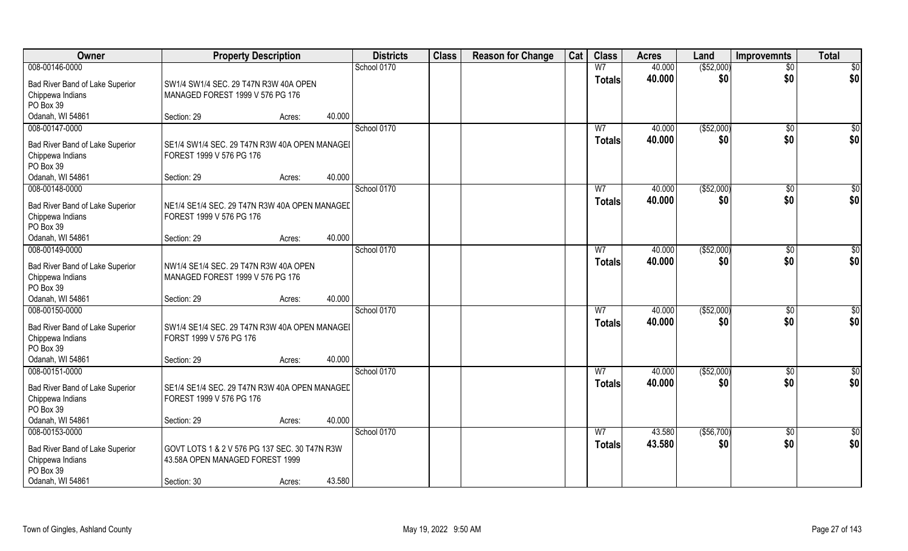| Owner | Property Description | | Districts | Class | Reason for Change | Cat | Class | Acres | Land | Improvemnts | Total |
|---|---|---|---|---|---|---|---|---|---|---|---|
| 008-00146-0000 | | | School 0170 | | | | W7 | 40.000 | ($52,000) | $0 | $0 |
| Bad River Band of Lake Superior Chippewa Indians PO Box 39 Odanah, WI 54861 | SW1/4 SW1/4 SEC. 29 T47N R3W 40A OPEN MANAGED FOREST 1999 V 576 PG 176 Section: 29 | Acres: 40.000 | | | | | **Totals** | **40.000** | **$0** | **$0** | **$0** |
| 008-00147-0000 | | | School 0170 | | | | W7 | 40.000 | ($52,000) | $0 | $0 |
| Bad River Band of Lake Superior Chippewa Indians PO Box 39 Odanah, WI 54861 | SE1/4 SW1/4 SEC. 29 T47N R3W 40A OPEN MANAGEI FOREST 1999 V 576 PG 176 Section: 29 | Acres: 40.000 | | | | | **Totals** | **40.000** | **$0** | **$0** | **$0** |
| 008-00148-0000 | | | School 0170 | | | | W7 | 40.000 | ($52,000) | $0 | $0 |
| Bad River Band of Lake Superior Chippewa Indians PO Box 39 Odanah, WI 54861 | NE1/4 SE1/4 SEC. 29 T47N R3W 40A OPEN MANAGEL FOREST 1999 V 576 PG 176 Section: 29 | Acres: 40.000 | | | | | **Totals** | **40.000** | **$0** | **$0** | **$0** |
| 008-00149-0000 | | | School 0170 | | | | W7 | 40.000 | ($52,000) | $0 | $0 |
| Bad River Band of Lake Superior Chippewa Indians PO Box 39 Odanah, WI 54861 | NW1/4 SE1/4 SEC. 29 T47N R3W 40A OPEN MANAGED FOREST 1999 V 576 PG 176 Section: 29 | Acres: 40.000 | | | | | **Totals** | **40.000** | **$0** | **$0** | **$0** |
| 008-00150-0000 | | | School 0170 | | | | W7 | 40.000 | ($52,000) | $0 | $0 |
| Bad River Band of Lake Superior Chippewa Indians PO Box 39 Odanah, WI 54861 | SW1/4 SE1/4 SEC. 29 T47N R3W 40A OPEN MANAGEI FORST 1999 V 576 PG 176 Section: 29 | Acres: 40.000 | | | | | **Totals** | **40.000** | **$0** | **$0** | **$0** |
| 008-00151-0000 | | | School 0170 | | | | W7 | 40.000 | ($52,000) | $0 | $0 |
| Bad River Band of Lake Superior Chippewa Indians PO Box 39 Odanah, WI 54861 | SE1/4 SE1/4 SEC. 29 T47N R3W 40A OPEN MANAGEL FOREST 1999 V 576 PG 176 Section: 29 | Acres: 40.000 | | | | | **Totals** | **40.000** | **$0** | **$0** | **$0** |
| 008-00153-0000 | | | School 0170 | | | | W7 | 43.580 | ($56,700) | $0 | $0 |
| Bad River Band of Lake Superior Chippewa Indians PO Box 39 Odanah, WI 54861 | GOVT LOTS 1 & 2 V 576 PG 137 SEC. 30 T47N R3W 43.58A OPEN MANAGED FOREST 1999 Section: 30 | Acres: 43.580 | | | | | **Totals** | **43.580** | **$0** | **$0** | **$0** |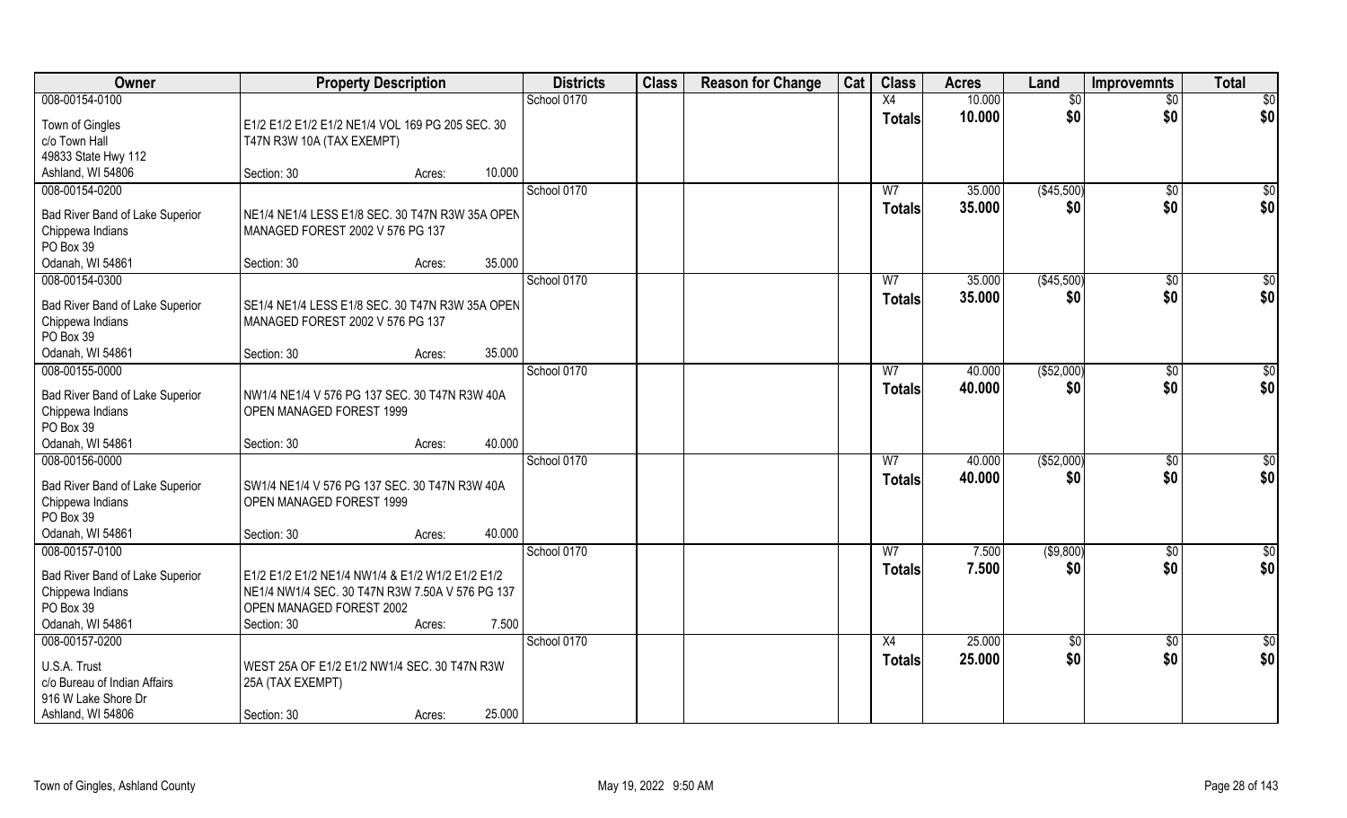| Owner | Property Description | Districts | Class | Reason for Change | Cat | Class | Acres | Land | Improvemnts | Total |
|---|---|---|---|---|---|---|---|---|---|---|
| 008-00154-0100<br>Town of Gingles<br>c/o Town Hall<br>49833 State Hwy 112<br>Ashland, WI 54806 | E1/2 E1/2 E1/2 E1/2 NE1/4 VOL 169 PG 205 SEC. 30 T47N R3W 10A (TAX EXEMPT)<br>Section: 30 Acres: 10.000 | School 0170 | | | | X4<br>**Totals** | 10.000<br>**10.000** | $0<br>**$0** | $0<br>**$0** | $0<br>**$0** |
| 008-00154-0200<br>Bad River Band of Lake Superior Chippewa Indians<br>PO Box 39<br>Odanah, WI 54861 | NE1/4 NE1/4 LESS E1/8 SEC. 30 T47N R3W 35A OPEN MANAGED FOREST 2002 V 576 PG 137<br>Section: 30 Acres: 35.000 | School 0170 | | | | W7<br>**Totals** | 35.000<br>**35.000** | ($45,500)<br>**$0** | $0<br>**$0** | $0<br>**$0** |
| 008-00154-0300<br>Bad River Band of Lake Superior Chippewa Indians<br>PO Box 39<br>Odanah, WI 54861 | SE1/4 NE1/4 LESS E1/8 SEC. 30 T47N R3W 35A OPEN MANAGED FOREST 2002 V 576 PG 137<br>Section: 30 Acres: 35.000 | School 0170 | | | | W7<br>**Totals** | 35.000<br>**35.000** | ($45,500)<br>**$0** | $0<br>**$0** | $0<br>**$0** |
| 008-00155-0000<br>Bad River Band of Lake Superior Chippewa Indians<br>PO Box 39<br>Odanah, WI 54861 | NW1/4 NE1/4 V 576 PG 137 SEC. 30 T47N R3W 40A OPEN MANAGED FOREST 1999<br>Section: 30 Acres: 40.000 | School 0170 | | | | W7<br>**Totals** | 40.000<br>**40.000** | ($52,000)<br>**$0** | $0<br>**$0** | $0<br>**$0** |
| 008-00156-0000<br>Bad River Band of Lake Superior Chippewa Indians<br>PO Box 39<br>Odanah, WI 54861 | SW1/4 NE1/4 V 576 PG 137 SEC. 30 T47N R3W 40A OPEN MANAGED FOREST 1999<br>Section: 30 Acres: 40.000 | School 0170 | | | | W7<br>**Totals** | 40.000<br>**40.000** | ($52,000)<br>**$0** | $0<br>**$0** | $0<br>**$0** |
| 008-00157-0100<br>Bad River Band of Lake Superior Chippewa Indians<br>PO Box 39<br>Odanah, WI 54861 | E1/2 E1/2 E1/2 NE1/4 NW1/4 & E1/2 W1/2 E1/2 E1/2 NE1/4 NW1/4 SEC. 30 T47N R3W 7.50A V 576 PG 137 OPEN MANAGED FOREST 2002<br>Section: 30 Acres: 7.500 | School 0170 | | | | W7<br>**Totals** | 7.500<br>**7.500** | ($9,800)<br>**$0** | $0<br>**$0** | $0<br>**$0** |
| 008-00157-0200<br>U.S.A. Trust<br>c/o Bureau of Indian Affairs<br>916 W Lake Shore Dr<br>Ashland, WI 54806 | WEST 25A OF E1/2 E1/2 NW1/4 SEC. 30 T47N R3W 25A (TAX EXEMPT)<br>Section: 30 Acres: 25.000 | School 0170 | | | | X4<br>**Totals** | 25.000<br>**25.000** | $0<br>**$0** | $0<br>**$0** | $0<br>**$0** |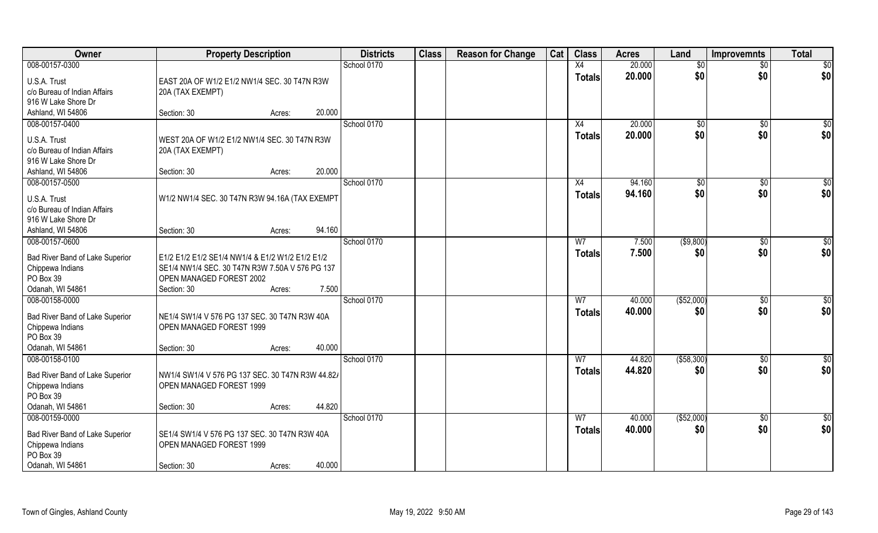| Owner | Property Description | Districts | Class | Reason for Change | Cat | Class | Acres | Land | Improvemnts | Total |
|---|---|---|---|---|---|---|---|---|---|---|
| 008-00157-0300<br>U.S.A. Trust<br>c/o Bureau of Indian Affairs<br>916 W Lake Shore Dr<br>Ashland, WI 54806 | EAST 20A OF W1/2 E1/2 NW1/4 SEC. 30 T47N R3W 20A (TAX EXEMPT)<br>Section: 30 Acres: 20.000 | School 0170 | | | | X4<br>**Totals** | 20.000<br>**20.000** | $0<br>**$0** | $0<br>**$0** | $0<br>**$0** |
| 008-00157-0400<br>U.S.A. Trust<br>c/o Bureau of Indian Affairs<br>916 W Lake Shore Dr<br>Ashland, WI 54806 | WEST 20A OF W1/2 E1/2 NW1/4 SEC. 30 T47N R3W 20A (TAX EXEMPT)<br>Section: 30 Acres: 20.000 | School 0170 | | | | X4<br>**Totals** | 20.000<br>**20.000** | $0<br>**$0** | $0<br>**$0** | $0<br>**$0** |
| 008-00157-0500<br>U.S.A. Trust<br>c/o Bureau of Indian Affairs<br>916 W Lake Shore Dr<br>Ashland, WI 54806 | W1/2 NW1/4 SEC. 30 T47N R3W 94.16A (TAX EXEMPT<br>Section: 30 Acres: 94.160 | School 0170 | | | | X4<br>**Totals** | 94.160<br>**94.160** | $0<br>**$0** | $0<br>**$0** | $0<br>**$0** |
| 008-00157-0600<br>Bad River Band of Lake Superior Chippewa Indians<br>PO Box 39<br>Odanah, WI 54861 | E1/2 E1/2 E1/2 SE1/4 NW1/4 & E1/2 W1/2 E1/2 E1/2 SE1/4 NW1/4 SEC. 30 T47N R3W 7.50A V 576 PG 137 OPEN MANAGED FOREST 2002<br>Section: 30 Acres: 7.500 | School 0170 | | | | W7<br>**Totals** | 7.500<br>**7.500** | ($9,800)<br>**$0** | $0<br>**$0** | $0<br>**$0** |
| 008-00158-0000<br>Bad River Band of Lake Superior Chippewa Indians<br>PO Box 39<br>Odanah, WI 54861 | NE1/4 SW1/4 V 576 PG 137 SEC. 30 T47N R3W 40A OPEN MANAGED FOREST 1999<br>Section: 30 Acres: 40.000 | School 0170 | | | | W7<br>**Totals** | 40.000<br>**40.000** | ($52,000)<br>**$0** | $0<br>**$0** | $0<br>**$0** |
| 008-00158-0100<br>Bad River Band of Lake Superior Chippewa Indians<br>PO Box 39<br>Odanah, WI 54861 | NW1/4 SW1/4 V 576 PG 137 SEC. 30 T47N R3W 44.82/ OPEN MANAGED FOREST 1999<br>Section: 30 Acres: 44.820 | School 0170 | | | | W7<br>**Totals** | 44.820<br>**44.820** | ($58,300)<br>**$0** | $0<br>**$0** | $0<br>**$0** |
| 008-00159-0000<br>Bad River Band of Lake Superior Chippewa Indians<br>PO Box 39<br>Odanah, WI 54861 | SE1/4 SW1/4 V 576 PG 137 SEC. 30 T47N R3W 40A OPEN MANAGED FOREST 1999<br>Section: 30 Acres: 40.000 | School 0170 | | | | W7<br>**Totals** | 40.000<br>**40.000** | ($52,000)<br>**$0** | $0<br>**$0** | $0<br>**$0** |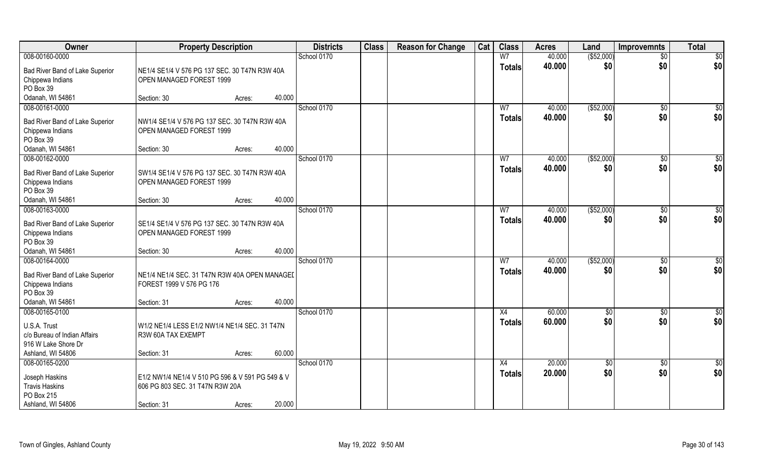| Owner | Property Description | Districts | Class | Reason for Change | Cat | Class | Acres | Land | Improvemnts | Total |
|---|---|---|---|---|---|---|---|---|---|---|
| 008-00160-0000<br>Bad River Band of Lake Superior<br>Chippewa Indians<br>PO Box 39<br>Odanah, WI 54861 | NE1/4 SE1/4 V 576 PG 137 SEC. 30 T47N R3W 40A<br>OPEN MANAGED FOREST 1999<br>Section: 30 Acres: 40.000 | School 0170 | | | | W7<br>**Totals** | 40.000<br>**40.000** | ($52,000)<br>**$0** | $0<br>**$0** | $0<br>**$0** |
| 008-00161-0000<br>Bad River Band of Lake Superior<br>Chippewa Indians<br>PO Box 39<br>Odanah, WI 54861 | NW1/4 SE1/4 V 576 PG 137 SEC. 30 T47N R3W 40A<br>OPEN MANAGED FOREST 1999<br>Section: 30 Acres: 40.000 | School 0170 | | | | W7<br>**Totals** | 40.000<br>**40.000** | ($52,000)<br>**$0** | $0<br>**$0** | $0<br>**$0** |
| 008-00162-0000<br>Bad River Band of Lake Superior<br>Chippewa Indians<br>PO Box 39<br>Odanah, WI 54861 | SW1/4 SE1/4 V 576 PG 137 SEC. 30 T47N R3W 40A<br>OPEN MANAGED FOREST 1999<br>Section: 30 Acres: 40.000 | School 0170 | | | | W7<br>**Totals** | 40.000<br>**40.000** | ($52,000)<br>**$0** | $0<br>**$0** | $0<br>**$0** |
| 008-00163-0000<br>Bad River Band of Lake Superior<br>Chippewa Indians<br>PO Box 39<br>Odanah, WI 54861 | SE1/4 SE1/4 V 576 PG 137 SEC. 30 T47N R3W 40A<br>OPEN MANAGED FOREST 1999<br>Section: 30 Acres: 40.000 | School 0170 | | | | W7<br>**Totals** | 40.000<br>**40.000** | ($52,000)<br>**$0** | $0<br>**$0** | $0<br>**$0** |
| 008-00164-0000<br>Bad River Band of Lake Superior<br>Chippewa Indians<br>PO Box 39<br>Odanah, WI 54861 | NE1/4 NE1/4 SEC. 31 T47N R3W 40A OPEN MANAGED<br>FOREST 1999 V 576 PG 176<br>Section: 31 Acres: 40.000 | School 0170 | | | | W7<br>**Totals** | 40.000<br>**40.000** | ($52,000)<br>**$0** | $0<br>**$0** | $0<br>**$0** |
| 008-00165-0100<br>U.S.A. Trust<br>c/o Bureau of Indian Affairs<br>916 W Lake Shore Dr<br>Ashland, WI 54806 | W1/2 NE1/4 LESS E1/2 NW1/4 NE1/4 SEC. 31 T47N<br>R3W 60A TAX EXEMPT<br>Section: 31 Acres: 60.000 | School 0170 | | | | X4<br>**Totals** | 60.000<br>**60.000** | $0<br>**$0** | $0<br>**$0** | $0<br>**$0** |
| 008-00165-0200<br>Joseph Haskins<br>Travis Haskins<br>PO Box 215<br>Ashland, WI 54806 | E1/2 NW1/4 NE1/4 V 510 PG 596 & V 591 PG 549 & V<br>606 PG 803 SEC. 31 T47N R3W 20A<br>Section: 31 Acres: 20.000 | School 0170 | | | | X4<br>**Totals** | 20.000<br>**20.000** | $0<br>**$0** | $0<br>**$0** | $0<br>**$0** |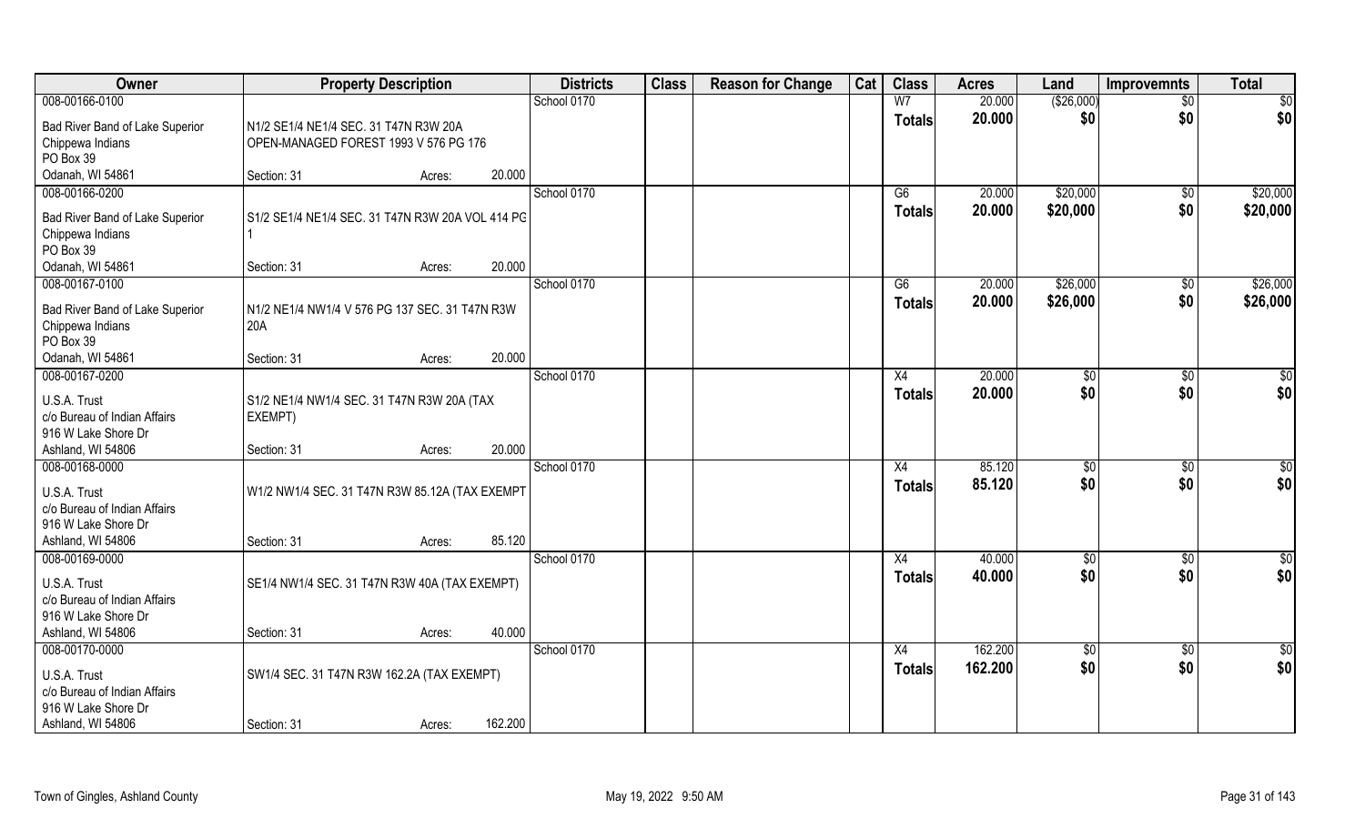| Owner | Property Description | | | Districts | Class | Reason for Change | Cat | Class | Acres | Land | Improvemnts | Total |
|---|---|---|---|---|---|---|---|---|---|---|---|---|
| 008-00166-0100 | | | | School 0170 | | | | W7 | 20.000 | ($26,000) | $0 | $0 |
| Bad River Band of Lake Superior Chippewa Indians PO Box 39 Odanah, WI 54861 | N1/2 SE1/4 NE1/4 SEC. 31 T47N R3W 20A OPEN-MANAGED FOREST 1993 V 576 PG 176 Section: 31 | Acres: | 20.000 | | | | | **Totals** | **20.000** | **$0** | **$0** | **$0** |
| 008-00166-0200 | | | | School 0170 | | | | G6 | 20.000 | $20,000 | $0 | $20,000 |
| Bad River Band of Lake Superior Chippewa Indians PO Box 39 Odanah, WI 54861 | S1/2 SE1/4 NE1/4 SEC. 31 T47N R3W 20A VOL 414 PG 1 Section: 31 | Acres: | 20.000 | | | | | **Totals** | **20.000** | **$20,000** | **$0** | **$20,000** |
| 008-00167-0100 | | | | School 0170 | | | | G6 | 20.000 | $26,000 | $0 | $26,000 |
| Bad River Band of Lake Superior Chippewa Indians PO Box 39 Odanah, WI 54861 | N1/2 NE1/4 NW1/4 V 576 PG 137 SEC. 31 T47N R3W 20A Section: 31 | Acres: | 20.000 | | | | | **Totals** | **20.000** | **$26,000** | **$0** | **$26,000** |
| 008-00167-0200 | | | | School 0170 | | | | X4 | 20.000 | $0 | $0 | $0 |
| U.S.A. Trust c/o Bureau of Indian Affairs 916 W Lake Shore Dr Ashland, WI 54806 | S1/2 NE1/4 NW1/4 SEC. 31 T47N R3W 20A (TAX EXEMPT) Section: 31 | Acres: | 20.000 | | | | | **Totals** | **20.000** | **$0** | **$0** | **$0** |
| 008-00168-0000 | | | | School 0170 | | | | X4 | 85.120 | $0 | $0 | $0 |
| U.S.A. Trust c/o Bureau of Indian Affairs 916 W Lake Shore Dr Ashland, WI 54806 | W1/2 NW1/4 SEC. 31 T47N R3W 85.12A (TAX EXEMPT Section: 31 | Acres: | 85.120 | | | | | **Totals** | **85.120** | **$0** | **$0** | **$0** |
| 008-00169-0000 | | | | School 0170 | | | | X4 | 40.000 | $0 | $0 | $0 |
| U.S.A. Trust c/o Bureau of Indian Affairs 916 W Lake Shore Dr Ashland, WI 54806 | SE1/4 NW1/4 SEC. 31 T47N R3W 40A (TAX EXEMPT) Section: 31 | Acres: | 40.000 | | | | | **Totals** | **40.000** | **$0** | **$0** | **$0** |
| 008-00170-0000 | | | | School 0170 | | | | X4 | 162.200 | $0 | $0 | $0 |
| U.S.A. Trust c/o Bureau of Indian Affairs 916 W Lake Shore Dr Ashland, WI 54806 | SW1/4 SEC. 31 T47N R3W 162.2A (TAX EXEMPT) Section: 31 | Acres: | 162.200 | | | | | **Totals** | **162.200** | **$0** | **$0** | **$0** |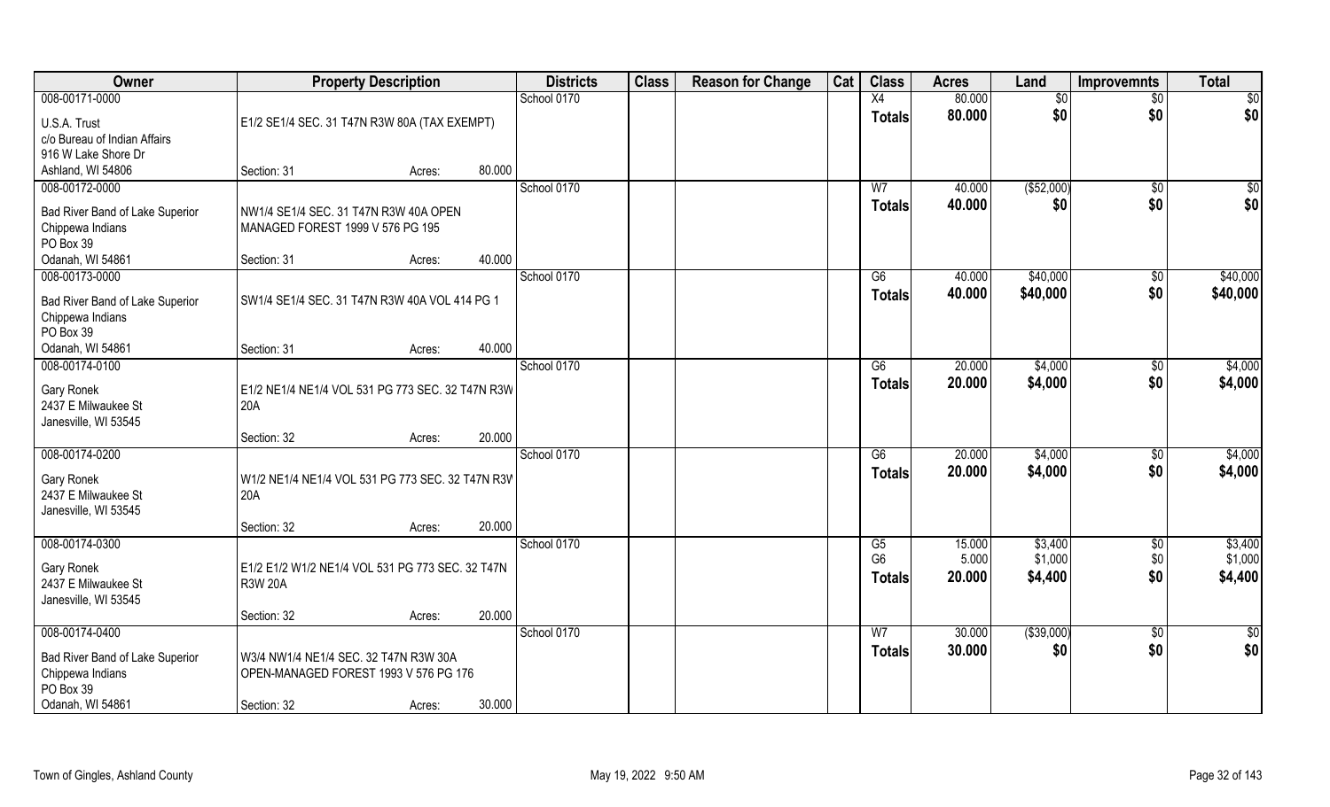| Owner | Property Description | | | Districts | Class | Reason for Change | Cat | Class | Acres | Land | Improvemnts | Total |
|---|---|---|---|---|---|---|---|---|---|---|---|---|
| 008-00171-0000 | | | | School 0170 | | | | X4 | 80.000 | $0 | $0 | $0 |
| U.S.A. Trust<br>c/o Bureau of Indian Affairs<br>916 W Lake Shore Dr<br>Ashland, WI 54806 | E1/2 SE1/4 SEC. 31 T47N R3W 80A (TAX EXEMPT) | | | | | | | **Totals** | **80.000** | **$0** | **$0** | **$0** |
| | Section: 31 | Acres: | 80.000 | | | | | | | | | |
| 008-00172-0000 | | | | School 0170 | | | | W7 | 40.000 | ($52,000) | $0 | $0 |
| Bad River Band of Lake Superior<br>Chippewa Indians<br>PO Box 39<br>Odanah, WI 54861 | NW1/4 SE1/4 SEC. 31 T47N R3W 40A OPEN MANAGED FOREST 1999 V 576 PG 195 | | | | | | | **Totals** | **40.000** | **$0** | **$0** | **$0** |
| | Section: 31 | Acres: | 40.000 | | | | | | | | | |
| 008-00173-0000 | | | | School 0170 | | | | G6 | 40.000 | $40,000 | $0 | $40,000 |
| Bad River Band of Lake Superior<br>Chippewa Indians<br>PO Box 39<br>Odanah, WI 54861 | SW1/4 SE1/4 SEC. 31 T47N R3W 40A VOL 414 PG 1 | | | | | | | **Totals** | **40.000** | **$40,000** | **$0** | **$40,000** |
| | Section: 31 | Acres: | 40.000 | | | | | | | | | |
| 008-00174-0100 | | | | School 0170 | | | | G6 | 20.000 | $4,000 | $0 | $4,000 |
| Gary Ronek<br>2437 E Milwaukee St<br>Janesville, WI 53545 | E1/2 NE1/4 NE1/4 VOL 531 PG 773 SEC. 32 T47N R3W 20A | | | | | | | **Totals** | **20.000** | **$4,000** | **$0** | **$4,000** |
| | Section: 32 | Acres: | 20.000 | | | | | | | | | |
| 008-00174-0200 | | | | School 0170 | | | | G6 | 20.000 | $4,000 | $0 | $4,000 |
| Gary Ronek<br>2437 E Milwaukee St<br>Janesville, WI 53545 | W1/2 NE1/4 NE1/4 VOL 531 PG 773 SEC. 32 T47N R3W 20A | | | | | | | **Totals** | **20.000** | **$4,000** | **$0** | **$4,000** |
| | Section: 32 | Acres: | 20.000 | | | | | | | | | |
| 008-00174-0300 | | | | School 0170 | | | | G5<br>G6 | 15.000<br>5.000 | $3,400<br>$1,000 | $0<br>$0 | $3,400<br>$1,000 |
| Gary Ronek<br>2437 E Milwaukee St<br>Janesville, WI 53545 | E1/2 E1/2 W1/2 NE1/4 VOL 531 PG 773 SEC. 32 T47N R3W 20A | | | | | | | **Totals** | **20.000** | **$4,400** | **$0** | **$4,400** |
| | Section: 32 | Acres: | 20.000 | | | | | | | | | |
| 008-00174-0400 | | | | School 0170 | | | | W7 | 30.000 | ($39,000) | $0 | $0 |
| Bad River Band of Lake Superior<br>Chippewa Indians<br>PO Box 39<br>Odanah, WI 54861 | W3/4 NW1/4 NE1/4 SEC. 32 T47N R3W 30A OPEN-MANAGED FOREST 1993 V 576 PG 176 | | | | | | | **Totals** | **30.000** | **$0** | **$0** | **$0** |
| | Section: 32 | Acres: | 30.000 | | | | | | | | | |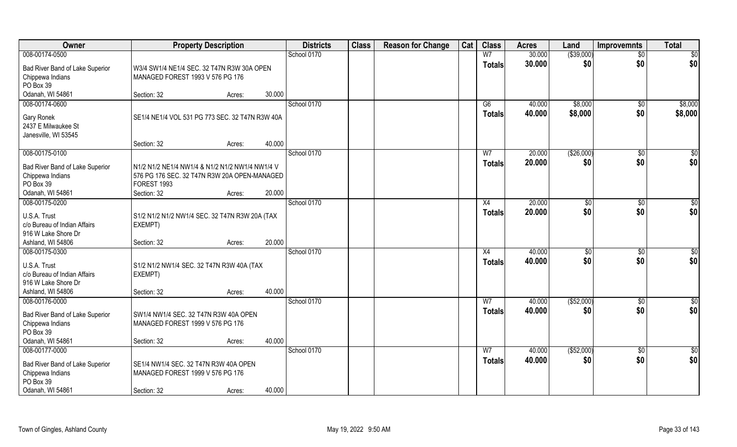| Owner | Property Description | | | Districts | Class | Reason for Change | Cat | Class | Acres | Land | Improvemnts | Total |
|---|---|---|---|---|---|---|---|---|---|---|---|---|
| 008-00174-0500 | | | | School 0170 | | | | W7 | 30.000 | ($39,000) | $0 | $0 |
| Bad River Band of Lake Superior Chippewa Indians PO Box 39 Odanah, WI 54861 | W3/4 SW1/4 NE1/4 SEC. 32 T47N R3W 30A OPEN MANAGED FOREST 1993 V 576 PG 176 | | | | | | | Totals | 30.000 | $0 | $0 | $0 |
| | Section: 32 | Acres: | 30.000 | | | | | | | | | |
| 008-00174-0600 | | | | School 0170 | | | | G6 | 40.000 | $8,000 | $0 | $8,000 |
| Gary Ronek 2437 E Milwaukee St Janesville, WI 53545 | SE1/4 NE1/4 VOL 531 PG 773 SEC. 32 T47N R3W 40A | | | | | | | Totals | 40.000 | $8,000 | $0 | $8,000 |
| | Section: 32 | Acres: | 40.000 | | | | | | | | | |
| 008-00175-0100 | | | | School 0170 | | | | W7 | 20.000 | ($26,000) | $0 | $0 |
| Bad River Band of Lake Superior Chippewa Indians PO Box 39 Odanah, WI 54861 | N1/2 N1/2 NE1/4 NW1/4 & N1/2 N1/2 NW1/4 NW1/4 V 576 PG 176 SEC. 32 T47N R3W 20A OPEN-MANAGED FOREST 1993 | | | | | | | Totals | 20.000 | $0 | $0 | $0 |
| | Section: 32 | Acres: | 20.000 | | | | | | | | | |
| 008-00175-0200 | | | | School 0170 | | | | X4 | 20.000 | $0 | $0 | $0 |
| U.S.A. Trust c/o Bureau of Indian Affairs 916 W Lake Shore Dr Ashland, WI 54806 | S1/2 N1/2 N1/2 NW1/4 SEC. 32 T47N R3W 20A (TAX EXEMPT) | | | | | | | Totals | 20.000 | $0 | $0 | $0 |
| | Section: 32 | Acres: | 20.000 | | | | | | | | | |
| 008-00175-0300 | | | | School 0170 | | | | X4 | 40.000 | $0 | $0 | $0 |
| U.S.A. Trust c/o Bureau of Indian Affairs 916 W Lake Shore Dr Ashland, WI 54806 | S1/2 N1/2 NW1/4 SEC. 32 T47N R3W 40A (TAX EXEMPT) | | | | | | | Totals | 40.000 | $0 | $0 | $0 |
| | Section: 32 | Acres: | 40.000 | | | | | | | | | |
| 008-00176-0000 | | | | School 0170 | | | | W7 | 40.000 | ($52,000) | $0 | $0 |
| Bad River Band of Lake Superior Chippewa Indians PO Box 39 Odanah, WI 54861 | SW1/4 NW1/4 SEC. 32 T47N R3W 40A OPEN MANAGED FOREST 1999 V 576 PG 176 | | | | | | | Totals | 40.000 | $0 | $0 | $0 |
| | Section: 32 | Acres: | 40.000 | | | | | | | | | |
| 008-00177-0000 | | | | School 0170 | | | | W7 | 40.000 | ($52,000) | $0 | $0 |
| Bad River Band of Lake Superior Chippewa Indians PO Box 39 Odanah, WI 54861 | SE1/4 NW1/4 SEC. 32 T47N R3W 40A OPEN MANAGED FOREST 1999 V 576 PG 176 | | | | | | | Totals | 40.000 | $0 | $0 | $0 |
| | Section: 32 | Acres: | 40.000 | | | | | | | | | |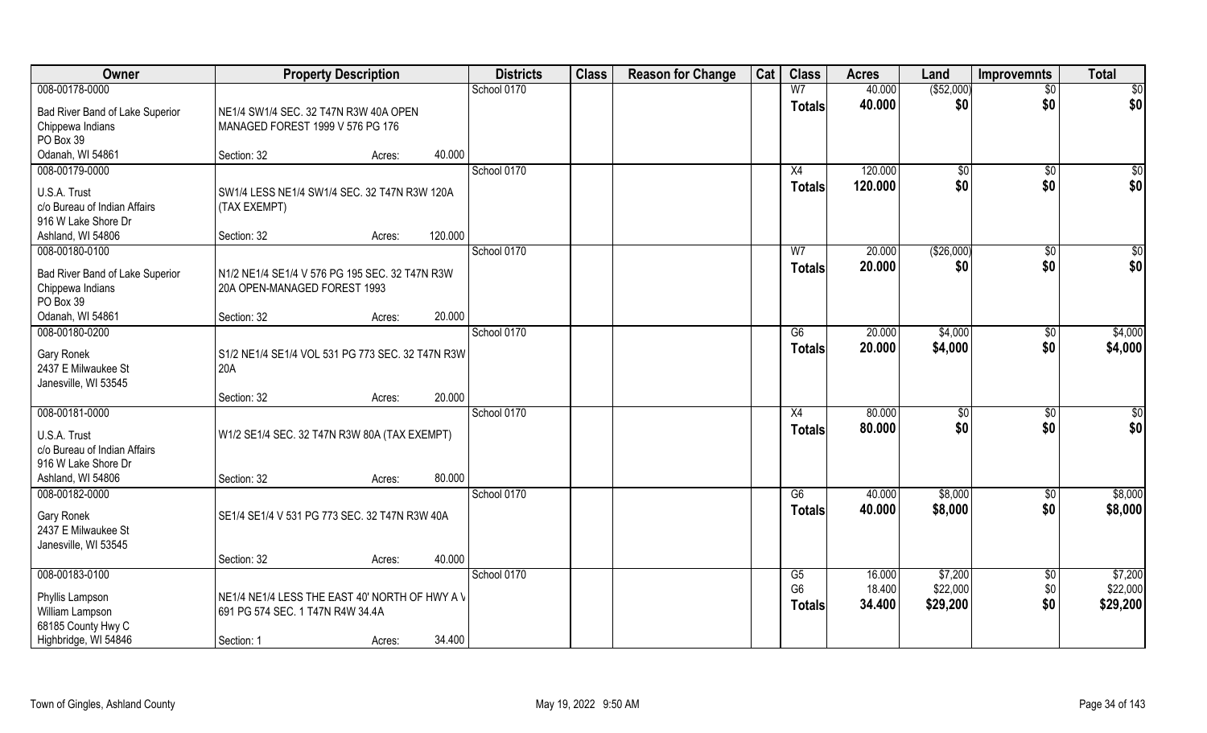| Owner | Property Description | | Districts | Class | Reason for Change | Cat | Class | Acres | Land | Improvemnts | Total |
|---|---|---|---|---|---|---|---|---|---|---|---|
| 008-00178-0000 | | | School 0170 | | | | W7 | 40.000 | ($52,000) | $0 | $0 |
| Bad River Band of Lake Superior Chippewa Indians PO Box 39 Odanah, WI 54861 | NE1/4 SW1/4 SEC. 32 T47N R3W 40A OPEN MANAGED FOREST 1999 V 576 PG 176 | | | | | | **Totals** | **40.000** | **$0** | **$0** | **$0** |
| | Section: 32 | Acres: 40.000 | | | | | | | | | |
| 008-00179-0000 | | | School 0170 | | | | X4 | 120.000 | $0 | $0 | $0 |
| U.S.A. Trust c/o Bureau of Indian Affairs 916 W Lake Shore Dr Ashland, WI 54806 | SW1/4 LESS NE1/4 SW1/4 SEC. 32 T47N R3W 120A (TAX EXEMPT) | | | | | | **Totals** | **120.000** | **$0** | **$0** | **$0** |
| | Section: 32 | Acres: 120.000 | | | | | | | | | |
| 008-00180-0100 | | | School 0170 | | | | W7 | 20.000 | ($26,000) | $0 | $0 |
| Bad River Band of Lake Superior Chippewa Indians PO Box 39 Odanah, WI 54861 | N1/2 NE1/4 SE1/4 V 576 PG 195 SEC. 32 T47N R3W 20A OPEN-MANAGED FOREST 1993 | | | | | | **Totals** | **20.000** | **$0** | **$0** | **$0** |
| | Section: 32 | Acres: 20.000 | | | | | | | | | |
| 008-00180-0200 | | | School 0170 | | | | G6 | 20.000 | $4,000 | $0 | $4,000 |
| Gary Ronek 2437 E Milwaukee St Janesville, WI 53545 | S1/2 NE1/4 SE1/4 VOL 531 PG 773 SEC. 32 T47N R3W 20A | | | | | | **Totals** | **20.000** | **$4,000** | **$0** | **$4,000** |
| | Section: 32 | Acres: 20.000 | | | | | | | | | |
| 008-00181-0000 | | | School 0170 | | | | X4 | 80.000 | $0 | $0 | $0 |
| U.S.A. Trust c/o Bureau of Indian Affairs 916 W Lake Shore Dr Ashland, WI 54806 | W1/2 SE1/4 SEC. 32 T47N R3W 80A (TAX EXEMPT) | | | | | | **Totals** | **80.000** | **$0** | **$0** | **$0** |
| | Section: 32 | Acres: 80.000 | | | | | | | | | |
| 008-00182-0000 | | | School 0170 | | | | G6 | 40.000 | $8,000 | $0 | $8,000 |
| Gary Ronek 2437 E Milwaukee St Janesville, WI 53545 | SE1/4 SE1/4 V 531 PG 773 SEC. 32 T47N R3W 40A | | | | | | **Totals** | **40.000** | **$8,000** | **$0** | **$8,000** |
| | Section: 32 | Acres: 40.000 | | | | | | | | | |
| 008-00183-0100 | | | School 0170 | | | | G5 | 16.000 | $7,200 | $0 | $7,200 |
| Phyllis Lampson William Lampson 68185 County Hwy C Highbridge, WI 54846 | NE1/4 NE1/4 LESS THE EAST 40' NORTH OF HWY A V 691 PG 574 SEC. 1 T47N R4W 34.4A | | | | | | G6 | 18.400 | $22,000 | $0 | $22,000 |
| | | | | | | | **Totals** | **34.400** | **$29,200** | **$0** | **$29,200** |
| | Section: 1 | Acres: 34.400 | | | | | | | | | |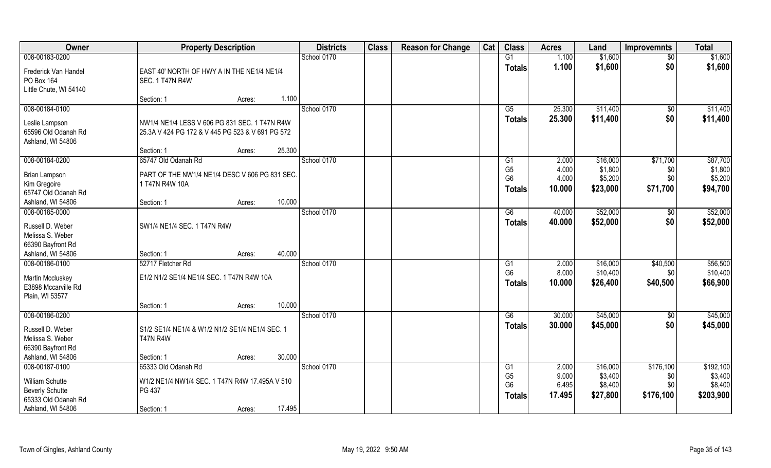| Owner | Property Description | | | Districts | Class | Reason for Change | Cat | Class | Acres | Land | Improvemnts | Total |
|---|---|---|---|---|---|---|---|---|---|---|---|---|
| 008-00183-0200 | | | | School 0170 | | | | G1 | 1.100 | $1,600 | $0 | $1,600 |
| Frederick Van Handel<br>PO Box 164<br>Little Chute, WI 54140 | EAST 40' NORTH OF HWY A IN THE NE1/4 NE1/4 SEC. 1 T47N R4W | | | | | | | Totals | 1.100 | $1,600 | $0 | $1,600 |
| | Section: 1 | Acres: | 1.100 | | | | | | | | | |
| 008-00184-0100 | | | | School 0170 | | | | G5 | 25.300 | $11,400 | $0 | $11,400 |
| Leslie Lampson<br>65596 Old Odanah Rd<br>Ashland, WI 54806 | NW1/4 NE1/4 LESS V 606 PG 831 SEC. 1 T47N R4W 25.3A V 424 PG 172 & V 445 PG 523 & V 691 PG 572 | | | | | | | Totals | 25.300 | $11,400 | $0 | $11,400 |
| | Section: 1 | Acres: | 25.300 | | | | | | | | | |
| 008-00184-0200 | 65747 Old Odanah Rd | | | School 0170 | | | | G1 | 2.000 | $16,000 | $71,700 | $87,700 |
| Brian Lampson<br>Kim Gregoire<br>65747 Old Odanah Rd<br>Ashland, WI 54806 | PART OF THE NW1/4 NE1/4 DESC V 606 PG 831 SEC. 1 T47N R4W 10A | | | | | | | G5 | 4.000 | $1,800 | $0 | $1,800 |
| | | | | | | | | G6 | 4.000 | $5,200 | $0 | $5,200 |
| | | | | | | | | Totals | 10.000 | $23,000 | $71,700 | $94,700 |
| | Section: 1 | Acres: | 10.000 | | | | | | | | | |
| 008-00185-0000 | | | | School 0170 | | | | G6 | 40.000 | $52,000 | $0 | $52,000 |
| Russell D. Weber<br>Melissa S. Weber<br>66390 Bayfront Rd<br>Ashland, WI 54806 | SW1/4 NE1/4 SEC. 1 T47N R4W | | | | | | | Totals | 40.000 | $52,000 | $0 | $52,000 |
| | Section: 1 | Acres: | 40.000 | | | | | | | | | |
| 008-00186-0100 | 52717 Fletcher Rd | | | School 0170 | | | | G1 | 2.000 | $16,000 | $40,500 | $56,500 |
| Martin Mccluskey<br>E3898 Mccarville Rd<br>Plain, WI 53577 | E1/2 N1/2 SE1/4 NE1/4 SEC. 1 T47N R4W 10A | | | | | | | G6 | 8.000 | $10,400 | $0 | $10,400 |
| | | | | | | | | Totals | 10.000 | $26,400 | $40,500 | $66,900 |
| | Section: 1 | Acres: | 10.000 | | | | | | | | | |
| 008-00186-0200 | | | | School 0170 | | | | G6 | 30.000 | $45,000 | $0 | $45,000 |
| Russell D. Weber<br>Melissa S. Weber<br>66390 Bayfront Rd<br>Ashland, WI 54806 | S1/2 SE1/4 NE1/4 & W1/2 N1/2 SE1/4 NE1/4 SEC. 1 T47N R4W | | | | | | | Totals | 30.000 | $45,000 | $0 | $45,000 |
| | Section: 1 | Acres: | 30.000 | | | | | | | | | |
| 008-00187-0100 | 65333 Old Odanah Rd | | | School 0170 | | | | G1 | 2.000 | $16,000 | $176,100 | $192,100 |
| William Schutte<br>Beverly Schutte<br>65333 Old Odanah Rd<br>Ashland, WI 54806 | W1/2 NE1/4 NW1/4 SEC. 1 T47N R4W 17.495A V 510 PG 437 | | | | | | | G5 | 9.000 | $3,400 | $0 | $3,400 |
| | | | | | | | | G6 | 6.495 | $8,400 | $0 | $8,400 |
| | | | | | | | | Totals | 17.495 | $27,800 | $176,100 | $203,900 |
| | Section: 1 | Acres: | 17.495 | | | | | | | | | |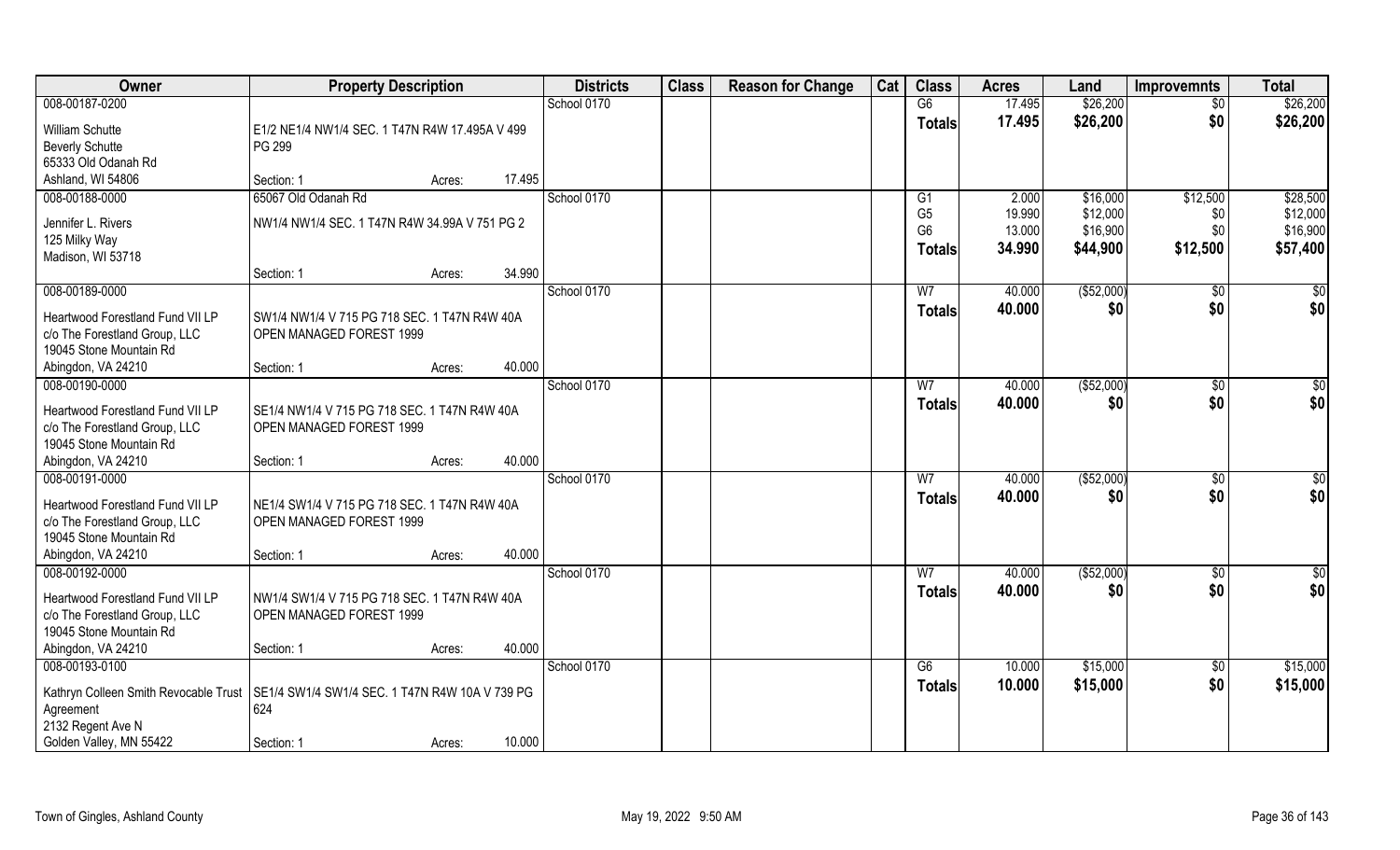| Owner | Property Description | | | Districts | Class | Reason for Change | Cat | Class | Acres | Land | Improvemnts | Total |
|---|---|---|---|---|---|---|---|---|---|---|---|---|
| 008-00187-0200 | | | | School 0170 | | | | G6 | 17.495 | $26,200 | $0 | $26,200 |
| William Schutte<br>Beverly Schutte<br>65333 Old Odanah Rd<br>Ashland, WI 54806 | E1/2 NE1/4 NW1/4 SEC. 1 T47N R4W 17.495A V 499 PG 299 | | | | | | | **Totals** | **17.495** | **$26,200** | **$0** | **$26,200** |
| | Section: 1 | Acres: | 17.495 | | | | | | | | | |
| 008-00188-0000 | 65067 Old Odanah Rd | | | School 0170 | | | | G1 | 2.000 | $16,000 | $12,500 | $28,500 |
| Jennifer L. Rivers<br>125 Milky Way<br>Madison, WI 53718 | NW1/4 NW1/4 SEC. 1 T47N R4W 34.99A V 751 PG 2 | | | | | | | G5 | 19.990 | $12,000 | $0 | $12,000 |
| | | | | | | | | G6 | 13.000 | $16,900 | $0 | $16,900 |
| | | | | | | | | **Totals** | **34.990** | **$44,900** | **$12,500** | **$57,400** |
| | Section: 1 | Acres: | 34.990 | | | | | | | | | |
| 008-00189-0000 | | | | School 0170 | | | | W7 | 40.000 | ($52,000) | $0 | $0 |
| Heartwood Forestland Fund VII LP<br>c/o The Forestland Group, LLC<br>19045 Stone Mountain Rd<br>Abingdon, VA 24210 | SW1/4 NW1/4 V 715 PG 718 SEC. 1 T47N R4W 40A OPEN MANAGED FOREST 1999 | | | | | | | **Totals** | **40.000** | **$0** | **$0** | **$0** |
| | Section: 1 | Acres: | 40.000 | | | | | | | | | |
| 008-00190-0000 | | | | School 0170 | | | | W7 | 40.000 | ($52,000) | $0 | $0 |
| Heartwood Forestland Fund VII LP<br>c/o The Forestland Group, LLC<br>19045 Stone Mountain Rd<br>Abingdon, VA 24210 | SE1/4 NW1/4 V 715 PG 718 SEC. 1 T47N R4W 40A OPEN MANAGED FOREST 1999 | | | | | | | **Totals** | **40.000** | **$0** | **$0** | **$0** |
| | Section: 1 | Acres: | 40.000 | | | | | | | | | |
| 008-00191-0000 | | | | School 0170 | | | | W7 | 40.000 | ($52,000) | $0 | $0 |
| Heartwood Forestland Fund VII LP<br>c/o The Forestland Group, LLC<br>19045 Stone Mountain Rd<br>Abingdon, VA 24210 | NE1/4 SW1/4 V 715 PG 718 SEC. 1 T47N R4W 40A OPEN MANAGED FOREST 1999 | | | | | | | **Totals** | **40.000** | **$0** | **$0** | **$0** |
| | Section: 1 | Acres: | 40.000 | | | | | | | | | |
| 008-00192-0000 | | | | School 0170 | | | | W7 | 40.000 | ($52,000) | $0 | $0 |
| Heartwood Forestland Fund VII LP<br>c/o The Forestland Group, LLC<br>19045 Stone Mountain Rd<br>Abingdon, VA 24210 | NW1/4 SW1/4 V 715 PG 718 SEC. 1 T47N R4W 40A OPEN MANAGED FOREST 1999 | | | | | | | **Totals** | **40.000** | **$0** | **$0** | **$0** |
| | Section: 1 | Acres: | 40.000 | | | | | | | | | |
| 008-00193-0100 | | | | School 0170 | | | | G6 | 10.000 | $15,000 | $0 | $15,000 |
| Kathryn Colleen Smith Revocable Trust Agreement<br>2132 Regent Ave N<br>Golden Valley, MN 55422 | SE1/4 SW1/4 SW1/4 SEC. 1 T47N R4W 10A V 739 PG 624 | | | | | | | **Totals** | **10.000** | **$15,000** | **$0** | **$15,000** |
| | Section: 1 | Acres: | 10.000 | | | | | | | | | |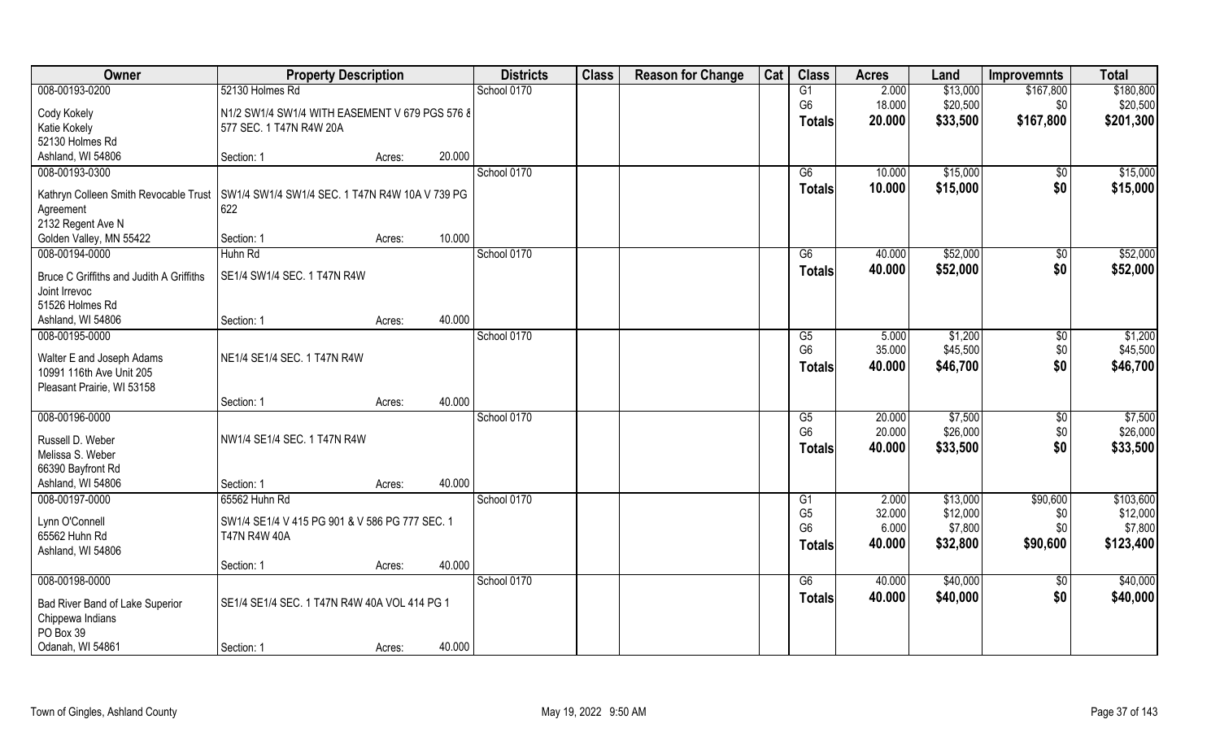| Owner | Property Description | | | Districts | Class | Reason for Change | Cat | Class | Acres | Land | Improvemnts | Total |
|---|---|---|---|---|---|---|---|---|---|---|---|---|
| 008-00193-0200 | 52130 Holmes Rd | | | School 0170 | | | | G1 | 2.000 | $13,000 | $167,800 | $180,800 |
| Cody Kokely | N1/2 SW1/4 SW1/4 WITH EASEMENT V 679 PGS 576 & | | | | | | | G6 | 18.000 | $20,500 | $0 | $20,500 |
| Katie Kokely | 577 SEC. 1 T47N R4W 20A | | | | | | | **Totals** | **20.000** | **$33,500** | **$167,800** | **$201,300** |
| 52130 Holmes Rd | | | | | | | | | | | | |
| Ashland, WI 54806 | Section: 1 | Acres: | 20.000 | | | | | | | | | |
| 008-00193-0300 | | | | School 0170 | | | | G6 | 10.000 | $15,000 | $0 | $15,000 |
| Kathryn Colleen Smith Revocable Trust | SW1/4 SW1/4 SW1/4 SEC. 1 T47N R4W 10A V 739 PG | | | | | | | **Totals** | **10.000** | **$15,000** | **$0** | **$15,000** |
| Agreement | 622 | | | | | | | | | | | |
| 2132 Regent Ave N | | | | | | | | | | | | |
| Golden Valley, MN 55422 | Section: 1 | Acres: | 10.000 | | | | | | | | | |
| 008-00194-0000 | Huhn Rd | | | School 0170 | | | | G6 | 40.000 | $52,000 | $0 | $52,000 |
| Bruce C Griffiths and Judith A Griffiths | SE1/4 SW1/4 SEC. 1 T47N R4W | | | | | | | **Totals** | **40.000** | **$52,000** | **$0** | **$52,000** |
| Joint Irrevoc | | | | | | | | | | | | |
| 51526 Holmes Rd | | | | | | | | | | | | |
| Ashland, WI 54806 | Section: 1 | Acres: | 40.000 | | | | | | | | | |
| 008-00195-0000 | | | | School 0170 | | | | G5 | 5.000 | $1,200 | $0 | $1,200 |
| Walter E and Joseph Adams | NE1/4 SE1/4 SEC. 1 T47N R4W | | | | | | | G6 | 35.000 | $45,500 | $0 | $45,500 |
| 10991 116th Ave Unit 205 | | | | | | | | **Totals** | **40.000** | **$46,700** | **$0** | **$46,700** |
| Pleasant Prairie, WI 53158 | | | | | | | | | | | | |
| | Section: 1 | Acres: | 40.000 | | | | | | | | | |
| 008-00196-0000 | | | | School 0170 | | | | G5 | 20.000 | $7,500 | $0 | $7,500 |
| Russell D. Weber | NW1/4 SE1/4 SEC. 1 T47N R4W | | | | | | | G6 | 20.000 | $26,000 | $0 | $26,000 |
| Melissa S. Weber | | | | | | | | **Totals** | **40.000** | **$33,500** | **$0** | **$33,500** |
| 66390 Bayfront Rd | | | | | | | | | | | | |
| Ashland, WI 54806 | Section: 1 | Acres: | 40.000 | | | | | | | | | |
| 008-00197-0000 | 65562 Huhn Rd | | | School 0170 | | | | G1 | 2.000 | $13,000 | $90,600 | $103,600 |
| Lynn O'Connell | SW1/4 SE1/4 V 415 PG 901 & V 586 PG 777 SEC. 1 | | | | | | | G5 | 32.000 | $12,000 | $0 | $12,000 |
| 65562 Huhn Rd | T47N R4W 40A | | | | | | | G6 | 6.000 | $7,800 | $0 | $7,800 |
| Ashland, WI 54806 | | | | | | | | **Totals** | **40.000** | **$32,800** | **$90,600** | **$123,400** |
| | Section: 1 | Acres: | 40.000 | | | | | | | | | |
| 008-00198-0000 | | | | School 0170 | | | | G6 | 40.000 | $40,000 | $0 | $40,000 |
| Bad River Band of Lake Superior | SE1/4 SE1/4 SEC. 1 T47N R4W 40A VOL 414 PG 1 | | | | | | | **Totals** | **40.000** | **$40,000** | **$0** | **$40,000** |
| Chippewa Indians | | | | | | | | | | | | |
| PO Box 39 | | | | | | | | | | | | |
| Odanah, WI 54861 | Section: 1 | Acres: | 40.000 | | | | | | | | | |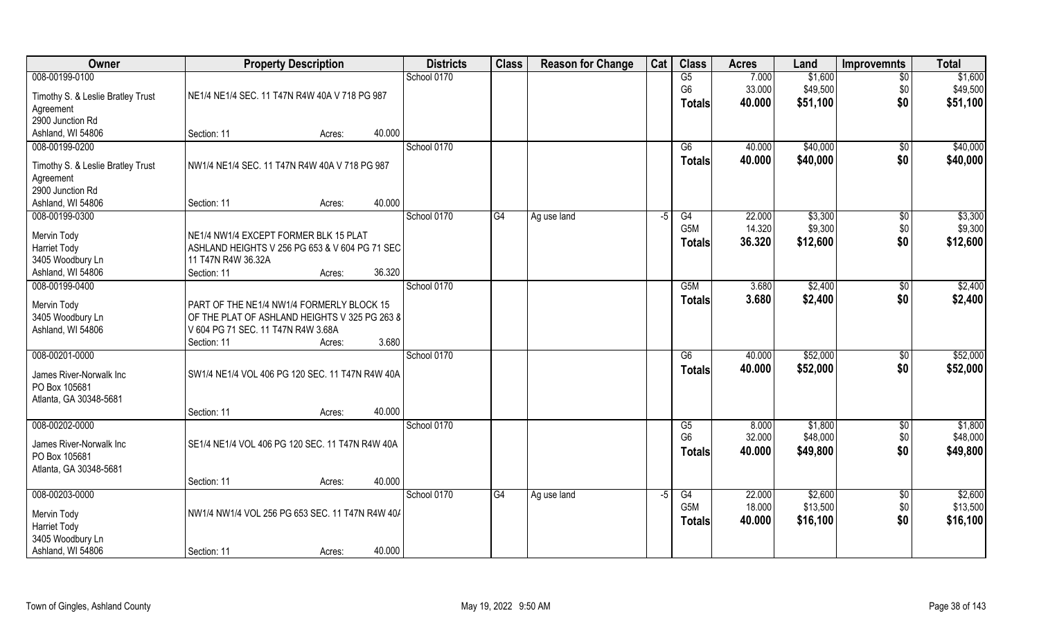| Owner | Property Description | Districts | Class | Reason for Change | Cat | Class | Acres | Land | Improvemnts | Total |
|---|---|---|---|---|---|---|---|---|---|---|
| 008-00199-0100 | | School 0170 | | | | G5 | 7.000 | $1,600 | $0 | $1,600 |
| Timothy S. & Leslie Bratley Trust Agreement | NE1/4 NE1/4 SEC. 11 T47N R4W 40A V 718 PG 987 | | | | | G6 | 33.000 | $49,500 | $0 | $49,500 |
| 2900 Junction Rd | | | | | | **Totals** | **40.000** | **$51,100** | **$0** | **$51,100** |
| Ashland, WI 54806 | Section: 11 Acres: 40.000 | | | | | | | | | |
| 008-00199-0200 | | School 0170 | | | | G6 | 40.000 | $40,000 | $0 | $40,000 |
| Timothy S. & Leslie Bratley Trust Agreement | NW1/4 NE1/4 SEC. 11 T47N R4W 40A V 718 PG 987 | | | | | **Totals** | **40.000** | **$40,000** | **$0** | **$40,000** |
| 2900 Junction Rd | | | | | | | | | | |
| Ashland, WI 54806 | Section: 11 Acres: 40.000 | | | | | | | | | |
| 008-00199-0300 | | School 0170 | G4 | Ag use land | -5 | G4 | 22.000 | $3,300 | $0 | $3,300 |
| Mervin Tody | NE1/4 NW1/4 EXCEPT FORMER BLK 15 PLAT | | | | | G5M | 14.320 | $9,300 | $0 | $9,300 |
| Harriet Tody | ASHLAND HEIGHTS V 256 PG 653 & V 604 PG 71 SEC | | | | | **Totals** | **36.320** | **$12,600** | **$0** | **$12,600** |
| 3405 Woodbury Ln | 11 T47N R4W 36.32A | | | | | | | | | |
| Ashland, WI 54806 | Section: 11 Acres: 36.320 | | | | | | | | | |
| 008-00199-0400 | | School 0170 | | | | G5M | 3.680 | $2,400 | $0 | $2,400 |
| Mervin Tody | PART OF THE NE1/4 NW1/4 FORMERLY BLOCK 15 | | | | | **Totals** | **3.680** | **$2,400** | **$0** | **$2,400** |
| 3405 Woodbury Ln | OF THE PLAT OF ASHLAND HEIGHTS V 325 PG 263 & | | | | | | | | | |
| Ashland, WI 54806 | V 604 PG 71 SEC. 11 T47N R4W 3.68A | | | | | | | | | |
| | Section: 11 Acres: 3.680 | | | | | | | | | |
| 008-00201-0000 | | School 0170 | | | | G6 | 40.000 | $52,000 | $0 | $52,000 |
| James River-Norwalk Inc | SW1/4 NE1/4 VOL 406 PG 120 SEC. 11 T47N R4W 40A | | | | | **Totals** | **40.000** | **$52,000** | **$0** | **$52,000** |
| PO Box 105681 | | | | | | | | | | |
| Atlanta, GA 30348-5681 | | | | | | | | | | |
| | Section: 11 Acres: 40.000 | | | | | | | | | |
| 008-00202-0000 | | School 0170 | | | | G5 | 8.000 | $1,800 | $0 | $1,800 |
| James River-Norwalk Inc | SE1/4 NE1/4 VOL 406 PG 120 SEC. 11 T47N R4W 40A | | | | | G6 | 32.000 | $48,000 | $0 | $48,000 |
| PO Box 105681 | | | | | | **Totals** | **40.000** | **$49,800** | **$0** | **$49,800** |
| Atlanta, GA 30348-5681 | | | | | | | | | | |
| | Section: 11 Acres: 40.000 | | | | | | | | | |
| 008-00203-0000 | | School 0170 | G4 | Ag use land | -5 | G4 | 22.000 | $2,600 | $0 | $2,600 |
| Mervin Tody | NW1/4 NW1/4 VOL 256 PG 653 SEC. 11 T47N R4W 40A | | | | | G5M | 18.000 | $13,500 | $0 | $13,500 |
| Harriet Tody | | | | | | **Totals** | **40.000** | **$16,100** | **$0** | **$16,100** |
| 3405 Woodbury Ln | | | | | | | | | | |
| Ashland, WI 54806 | Section: 11 Acres: 40.000 | | | | | | | | | |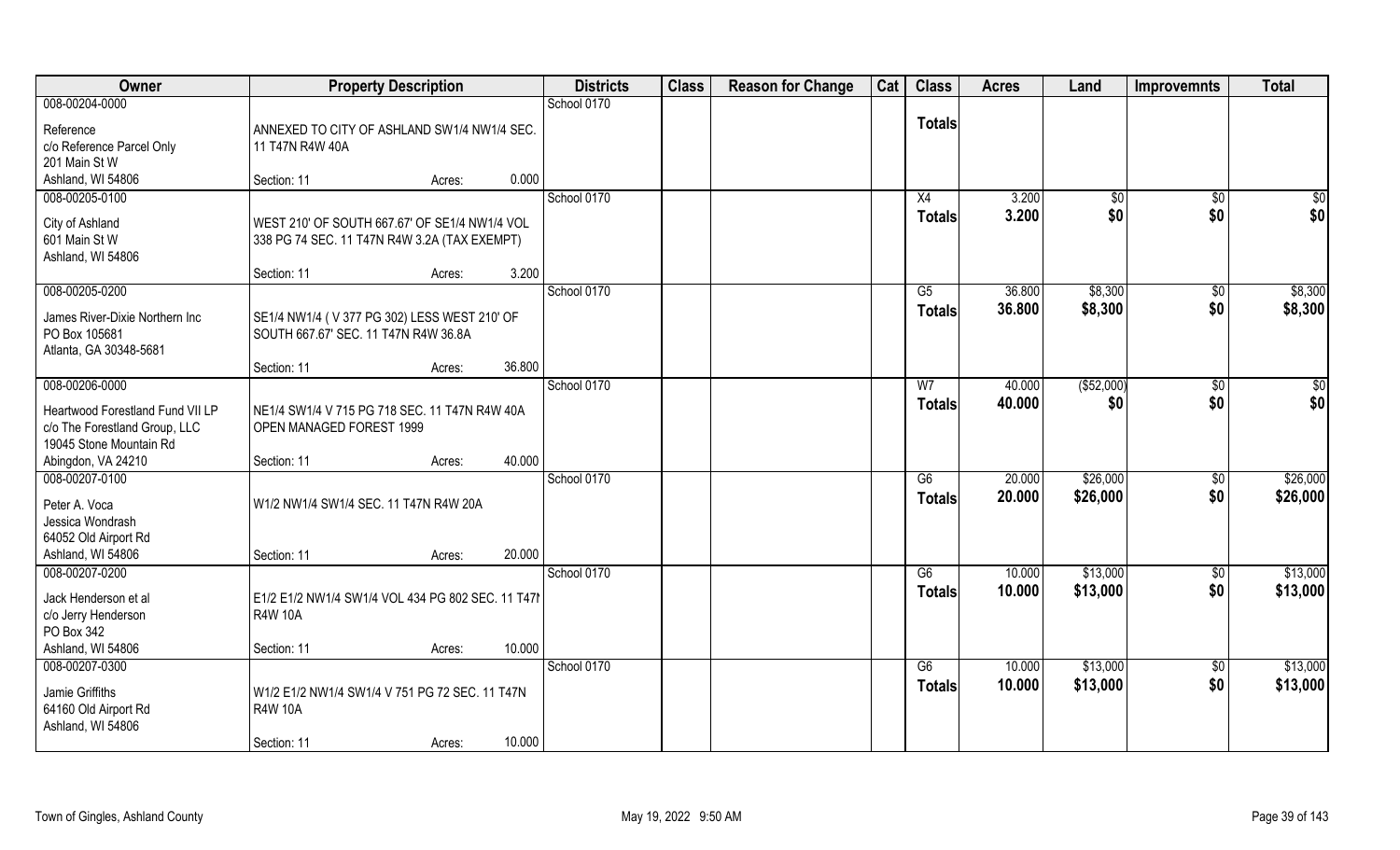| Owner | Property Description | | | Districts | Class | Reason for Change | Cat | Class | Acres | Land | Improvemnts | Total |
|---|---|---|---|---|---|---|---|---|---|---|---|---|
| 008-00204-0000<br><br>Reference<br>c/o Reference Parcel Only<br>201 Main St W<br>Ashland, WI 54806 | ANNEXED TO CITY OF ASHLAND SW1/4 NW1/4 SEC. 11 T47N R4W 40A<br><br>Section: 11 | Acres: | 0.000 | School 0170 | | | | Totals | | | | |
| 008-00205-0100<br><br>City of Ashland<br>601 Main St W<br>Ashland, WI 54806 | WEST 210' OF SOUTH 667.67' OF SE1/4 NW1/4 VOL 338 PG 74 SEC. 11 T47N R4W 3.2A (TAX EXEMPT)<br><br>Section: 11 | Acres: | 3.200 | School 0170 | | | | X4<br>**Totals** | 3.200<br>**3.200** | $0<br>**$0** | $0<br>**$0** | $0<br>**$0** |
| 008-00205-0200<br><br>James River-Dixie Northern Inc<br>PO Box 105681<br>Atlanta, GA 30348-5681 | SE1/4 NW1/4 ( V 377 PG 302) LESS WEST 210' OF SOUTH 667.67' SEC. 11 T47N R4W 36.8A<br><br>Section: 11 | Acres: | 36.800 | School 0170 | | | | G5<br>**Totals** | 36.800<br>**36.800** | $8,300<br>**$8,300** | $0<br>**$0** | $8,300<br>**$8,300** |
| 008-00206-0000<br><br>Heartwood Forestland Fund VII LP<br>c/o The Forestland Group, LLC<br>19045 Stone Mountain Rd<br>Abingdon, VA 24210 | NE1/4 SW1/4 V 715 PG 718 SEC. 11 T47N R4W 40A OPEN MANAGED FOREST 1999<br><br>Section: 11 | Acres: | 40.000 | School 0170 | | | | W7<br>**Totals** | 40.000<br>**40.000** | ($52,000)<br>**$0** | $0<br>**$0** | $0<br>**$0** |
| 008-00207-0100<br><br>Peter A. Voca<br>Jessica Wondrash<br>64052 Old Airport Rd<br>Ashland, WI 54806 | W1/2 NW1/4 SW1/4 SEC. 11 T47N R4W 20A<br><br>Section: 11 | Acres: | 20.000 | School 0170 | | | | G6<br>**Totals** | 20.000<br>**20.000** | $26,000<br>**$26,000** | $0<br>**$0** | $26,000<br>**$26,000** |
| 008-00207-0200<br><br>Jack Henderson et al<br>c/o Jerry Henderson<br>PO Box 342<br>Ashland, WI 54806 | E1/2 E1/2 NW1/4 SW1/4 VOL 434 PG 802 SEC. 11 T47N R4W 10A<br><br>Section: 11 | Acres: | 10.000 | School 0170 | | | | G6<br>**Totals** | 10.000<br>**10.000** | $13,000<br>**$13,000** | $0<br>**$0** | $13,000<br>**$13,000** |
| 008-00207-0300<br><br>Jamie Griffiths<br>64160 Old Airport Rd<br>Ashland, WI 54806 | W1/2 E1/2 NW1/4 SW1/4 V 751 PG 72 SEC. 11 T47N R4W 10A<br><br>Section: 11 | Acres: | 10.000 | School 0170 | | | | G6<br>**Totals** | 10.000<br>**10.000** | $13,000<br>**$13,000** | $0<br>**$0** | $13,000<br>**$13,000** |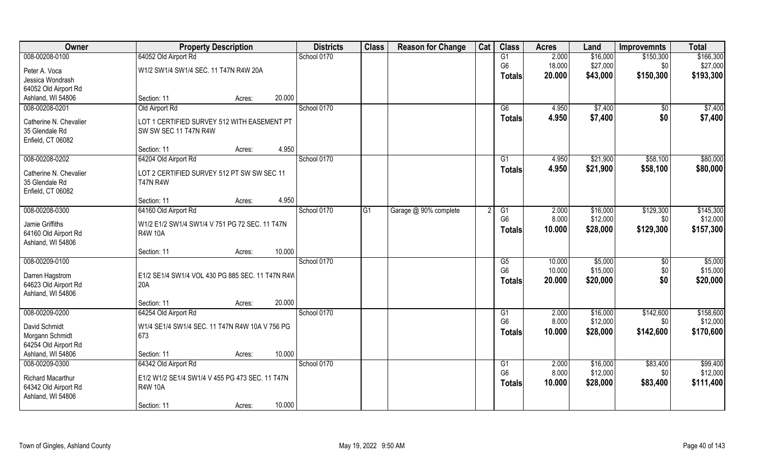| Owner | Property Description | | | Districts | Class | Reason for Change | Cat | Class | Acres | Land | Improvemnts | Total |
|---|---|---|---|---|---|---|---|---|---|---|---|---|
| 008-00208-0100 | 64052 Old Airport Rd | | | School 0170 | | | | G1 | 2.000 | $16,000 | $150,300 | $166,300 |
| Peter A. Voca | W1/2 SW1/4 SW1/4 SEC. 11 T47N R4W 20A | | | | | | | G6 | 18.000 | $27,000 | $0 | $27,000 |
| Jessica Wondrash | | | | | | | | **Totals** | **20.000** | **$43,000** | **$150,300** | **$193,300** |
| 64052 Old Airport Rd | | | | | | | | | | | | |
| Ashland, WI 54806 | Section: 11 | Acres: | 20.000 | | | | | | | | | |
| 008-00208-0201 | Old Airport Rd | | | School 0170 | | | | G6 | 4.950 | $7,400 | $0 | $7,400 |
| Catherine N. Chevalier | LOT 1 CERTIFIED SURVEY 512 WITH EASEMENT PT SW SW SEC 11 T47N R4W | | | | | | | **Totals** | **4.950** | **$7,400** | **$0** | **$7,400** |
| 35 Glendale Rd | | | | | | | | | | | | |
| Enfield, CT 06082 | | | | | | | | | | | | |
| | Section: 11 | Acres: | 4.950 | | | | | | | | | |
| 008-00208-0202 | 64204 Old Airport Rd | | | School 0170 | | | | G1 | 4.950 | $21,900 | $58,100 | $80,000 |
| Catherine N. Chevalier | LOT 2 CERTIFIED SURVEY 512 PT SW SW SEC 11 T47N R4W | | | | | | | **Totals** | **4.950** | **$21,900** | **$58,100** | **$80,000** |
| 35 Glendale Rd | | | | | | | | | | | | |
| Enfield, CT 06082 | | | | | | | | | | | | |
| | Section: 11 | Acres: | 4.950 | | | | | | | | | |
| 008-00208-0300 | 64160 Old Airport Rd | | | School 0170 | G1 | Garage @ 90% complete | 2 | G1 | 2.000 | $16,000 | $129,300 | $145,300 |
| Jamie Griffiths | W1/2 E1/2 SW1/4 SW1/4 V 751 PG 72 SEC. 11 T47N R4W 10A | | | | | | | G6 | 8.000 | $12,000 | $0 | $12,000 |
| 64160 Old Airport Rd | | | | | | | | **Totals** | **10.000** | **$28,000** | **$129,300** | **$157,300** |
| Ashland, WI 54806 | | | | | | | | | | | | |
| | Section: 11 | Acres: | 10.000 | | | | | | | | | |
| 008-00209-0100 | | | | School 0170 | | | | G5 | 10.000 | $5,000 | $0 | $5,000 |
| Darren Hagstrom | E1/2 SE1/4 SW1/4 VOL 430 PG 885 SEC. 11 T47N R4W 20A | | | | | | | G6 | 10.000 | $15,000 | $0 | $15,000 |
| 64623 Old Airport Rd | | | | | | | | **Totals** | **20.000** | **$20,000** | **$0** | **$20,000** |
| Ashland, WI 54806 | | | | | | | | | | | | |
| | Section: 11 | Acres: | 20.000 | | | | | | | | | |
| 008-00209-0200 | 64254 Old Airport Rd | | | School 0170 | | | | G1 | 2.000 | $16,000 | $142,600 | $158,600 |
| David Schmidt | W1/4 SE1/4 SW1/4 SEC. 11 T47N R4W 10A V 756 PG 673 | | | | | | | G6 | 8.000 | $12,000 | $0 | $12,000 |
| Morgann Schmidt | | | | | | | | **Totals** | **10.000** | **$28,000** | **$142,600** | **$170,600** |
| 64254 Old Airport Rd | | | | | | | | | | | | |
| Ashland, WI 54806 | Section: 11 | Acres: | 10.000 | | | | | | | | | |
| 008-00209-0300 | 64342 Old Airport Rd | | | School 0170 | | | | G1 | 2.000 | $16,000 | $83,400 | $99,400 |
| Richard Macarthur | E1/2 W1/2 SE1/4 SW1/4 V 455 PG 473 SEC. 11 T47N R4W 10A | | | | | | | G6 | 8.000 | $12,000 | $0 | $12,000 |
| 64342 Old Airport Rd | | | | | | | | **Totals** | **10.000** | **$28,000** | **$83,400** | **$111,400** |
| Ashland, WI 54806 | | | | | | | | | | | | |
| | Section: 11 | Acres: | 10.000 | | | | | | | | | |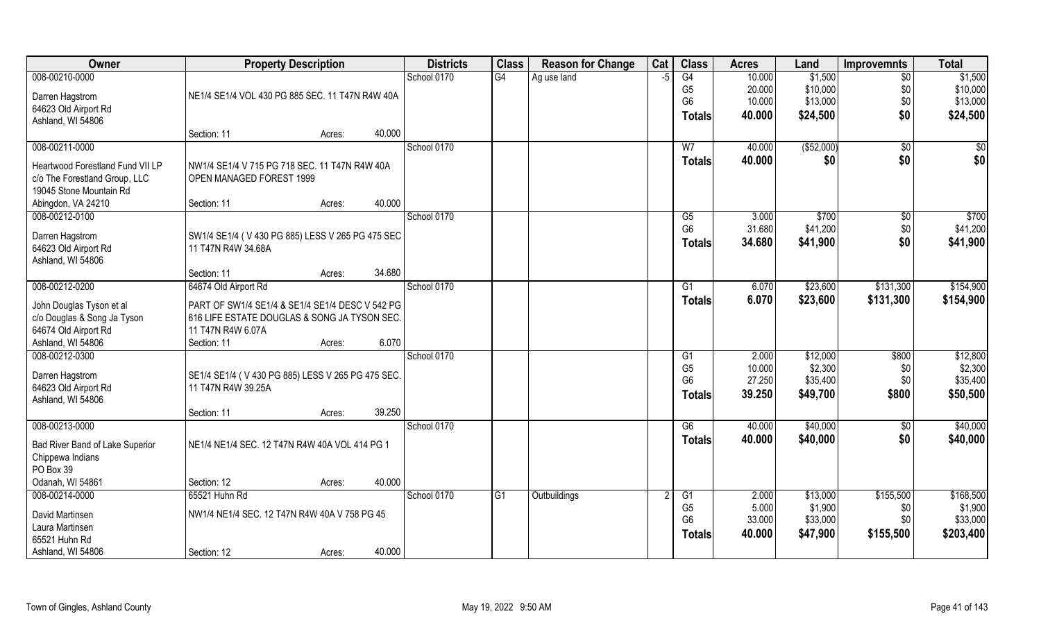| Owner | Property Description | Districts | Class | Reason for Change | Cat | Class | Acres | Land | Improvemnts | Total |
|---|---|---|---|---|---|---|---|---|---|---|
| 008-00210-0000 | | School 0170 | G4 | Ag use land | -5 | G4 | 10.000 | $1,500 | $0 | $1,500 |
| Darren Hagstrom | NE1/4 SE1/4 VOL 430 PG 885 SEC. 11 T47N R4W 40A | | | | | G5 | 20.000 | $10,000 | $0 | $10,000 |
| 64623 Old Airport Rd | | | | | | G6 | 10.000 | $13,000 | $0 | $13,000 |
| Ashland, WI 54806 | | | | | | **Totals** | **40.000** | **$24,500** | **$0** | **$24,500** |
| | Section: 11 Acres: 40.000 | | | | | | | | | |
| 008-00211-0000 | | School 0170 | | | | W7 | 40.000 | ($52,000) | $0 | $0 |
| Heartwood Forestland Fund VII LP | NW1/4 SE1/4 V 715 PG 718 SEC. 11 T47N R4W 40A | | | | | **Totals** | **40.000** | **$0** | **$0** | **$0** |
| c/o The Forestland Group, LLC | OPEN MANAGED FOREST 1999 | | | | | | | | | |
| 19045 Stone Mountain Rd | | | | | | | | | | |
| Abingdon, VA 24210 | Section: 11 Acres: 40.000 | | | | | | | | | |
| 008-00212-0100 | | School 0170 | | | | G5 | 3.000 | $700 | $0 | $700 |
| Darren Hagstrom | SW1/4 SE1/4 ( V 430 PG 885) LESS V 265 PG 475 SEC | | | | | G6 | 31.680 | $41,200 | $0 | $41,200 |
| 64623 Old Airport Rd | 11 T47N R4W 34.68A | | | | | **Totals** | **34.680** | **$41,900** | **$0** | **$41,900** |
| Ashland, WI 54806 | | | | | | | | | | |
| | Section: 11 Acres: 34.680 | | | | | | | | | |
| 008-00212-0200 | 64674 Old Airport Rd | School 0170 | | | | G1 | 6.070 | $23,600 | $131,300 | $154,900 |
| John Douglas Tyson et al | PART OF SW1/4 SE1/4 & SE1/4 SE1/4 DESC V 542 PG | | | | | **Totals** | **6.070** | **$23,600** | **$131,300** | **$154,900** |
| c/o Douglas & Song Ja Tyson | 616 LIFE ESTATE DOUGLAS & SONG JA TYSON SEC. | | | | | | | | | |
| 64674 Old Airport Rd | 11 T47N R4W 6.07A | | | | | | | | | |
| Ashland, WI 54806 | Section: 11 Acres: 6.070 | | | | | | | | | |
| 008-00212-0300 | | School 0170 | | | | G1 | 2.000 | $12,000 | $800 | $12,800 |
| Darren Hagstrom | SE1/4 SE1/4 ( V 430 PG 885) LESS V 265 PG 475 SEC. | | | | | G5 | 10.000 | $2,300 | $0 | $2,300 |
| 64623 Old Airport Rd | 11 T47N R4W 39.25A | | | | | G6 | 27.250 | $35,400 | $0 | $35,400 |
| Ashland, WI 54806 | | | | | | **Totals** | **39.250** | **$49,700** | **$800** | **$50,500** |
| | Section: 11 Acres: 39.250 | | | | | | | | | |
| 008-00213-0000 | | School 0170 | | | | G6 | 40.000 | $40,000 | $0 | $40,000 |
| Bad River Band of Lake Superior | NE1/4 NE1/4 SEC. 12 T47N R4W 40A VOL 414 PG 1 | | | | | **Totals** | **40.000** | **$40,000** | **$0** | **$40,000** |
| Chippewa Indians | | | | | | | | | | |
| PO Box 39 | | | | | | | | | | |
| Odanah, WI 54861 | Section: 12 Acres: 40.000 | | | | | | | | | |
| 008-00214-0000 | 65521 Huhn Rd | School 0170 | G1 | Outbuildings | 2 | G1 | 2.000 | $13,000 | $155,500 | $168,500 |
| David Martinsen | NW1/4 NE1/4 SEC. 12 T47N R4W 40A V 758 PG 45 | | | | | G5 | 5.000 | $1,900 | $0 | $1,900 |
| Laura Martinsen | | | | | | G6 | 33.000 | $33,000 | $0 | $33,000 |
| 65521 Huhn Rd | | | | | | **Totals** | **40.000** | **$47,900** | **$155,500** | **$203,400** |
| Ashland, WI 54806 | Section: 12 Acres: 40.000 | | | | | | | | | |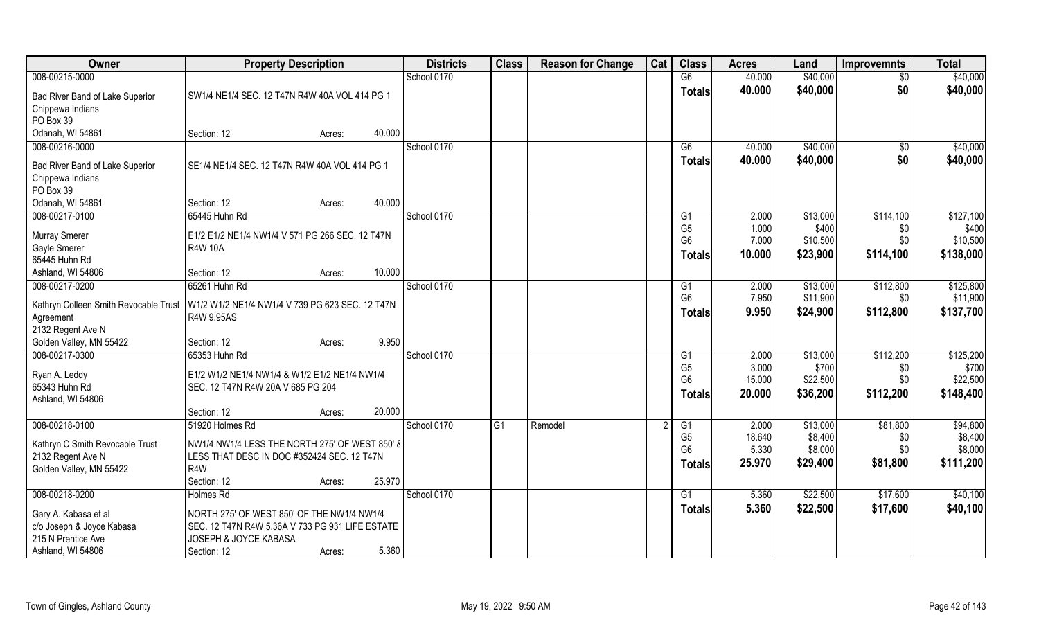| Owner | Property Description | Districts | Class | Reason for Change | Cat | Class | Acres | Land | Improvemnts | Total |
|---|---|---|---|---|---|---|---|---|---|---|
| 008-00215-0000<br>Bad River Band of Lake Superior<br>Chippewa Indians<br>PO Box 39<br>Odanah, WI 54861 | SW1/4 NE1/4 SEC. 12 T47N R4W 40A VOL 414 PG 1<br>Section: 12 Acres: 40.000 | School 0170 | | | | G6<br>**Totals** | 40.000<br>**40.000** | \$40,000<br>**\$40,000** | \$0<br>**\$0** | \$40,000<br>**\$40,000** |
| 008-00216-0000<br>Bad River Band of Lake Superior<br>Chippewa Indians<br>PO Box 39<br>Odanah, WI 54861 | SE1/4 NE1/4 SEC. 12 T47N R4W 40A VOL 414 PG 1<br>Section: 12 Acres: 40.000 | School 0170 | | | | G6<br>**Totals** | 40.000<br>**40.000** | \$40,000<br>**\$40,000** | \$0<br>**\$0** | \$40,000<br>**\$40,000** |
| 008-00217-0100<br>Murray Smerer<br>Gayle Smerer<br>65445 Huhn Rd<br>Ashland, WI 54806 | 65445 Huhn Rd<br>E1/2 E1/2 NE1/4 NW1/4 V 571 PG 266 SEC. 12 T47N R4W 10A<br>Section: 12 Acres: 10.000 | School 0170 | | | | G1<br>G5<br>G6<br>**Totals** | 2.000<br>1.000<br>7.000<br>**10.000** | \$13,000<br>\$400<br>\$10,500<br>**\$23,900** | \$114,100<br>\$0<br>\$0<br>**\$114,100** | \$127,100<br>\$400<br>\$10,500<br>**\$138,000** |
| 008-00217-0200<br>Kathryn Colleen Smith Revocable Trust Agreement<br>2132 Regent Ave N<br>Golden Valley, MN 55422 | 65261 Huhn Rd<br>W1/2 W1/2 NE1/4 NW1/4 V 739 PG 623 SEC. 12 T47N R4W 9.95AS<br>Section: 12 Acres: 9.950 | School 0170 | | | | G1<br>G6<br>**Totals** | 2.000<br>7.950<br>**9.950** | \$13,000<br>\$11,900<br>**\$24,900** | \$112,800<br>\$0<br>**\$112,800** | \$125,800<br>\$11,900<br>**\$137,700** |
| 008-00217-0300<br>Ryan A. Leddy<br>65343 Huhn Rd<br>Ashland, WI 54806 | 65353 Huhn Rd<br>E1/2 W1/2 NE1/4 NW1/4 & W1/2 E1/2 NE1/4 NW1/4 SEC. 12 T47N R4W 20A V 685 PG 204<br>Section: 12 Acres: 20.000 | School 0170 | | | | G1<br>G5<br>G6<br>**Totals** | 2.000<br>3.000<br>15.000<br>**20.000** | \$13,000<br>\$700<br>\$22,500<br>**\$36,200** | \$112,200<br>\$0<br>\$0<br>**\$112,200** | \$125,200<br>\$700<br>\$22,500<br>**\$148,400** |
| 008-00218-0100<br>Kathryn C Smith Revocable Trust<br>2132 Regent Ave N<br>Golden Valley, MN 55422 | 51920 Holmes Rd<br>NW1/4 NW1/4 LESS THE NORTH 275' OF WEST 850' & LESS THAT DESC IN DOC #352424 SEC. 12 T47N R4W<br>Section: 12 Acres: 25.970 | School 0170 | G1 | Remodel | 2 | G1<br>G5<br>G6<br>**Totals** | 2.000<br>18.640<br>5.330<br>**25.970** | \$13,000<br>\$8,400<br>\$8,000<br>**\$29,400** | \$81,800<br>\$0<br>\$0<br>**\$81,800** | \$94,800<br>\$8,400<br>\$8,000<br>**\$111,200** |
| 008-00218-0200<br>Gary A. Kabasa et al<br>c/o Joseph & Joyce Kabasa<br>215 N Prentice Ave<br>Ashland, WI 54806 | Holmes Rd<br>NORTH 275' OF WEST 850' OF THE NW1/4 NW1/4 SEC. 12 T47N R4W 5.36A V 733 PG 931 LIFE ESTATE JOSEPH & JOYCE KABASA<br>Section: 12 Acres: 5.360 | School 0170 | | | | G1<br>**Totals** | 5.360<br>**5.360** | \$22,500<br>**\$22,500** | \$17,600<br>**\$17,600** | \$40,100<br>**\$40,100** |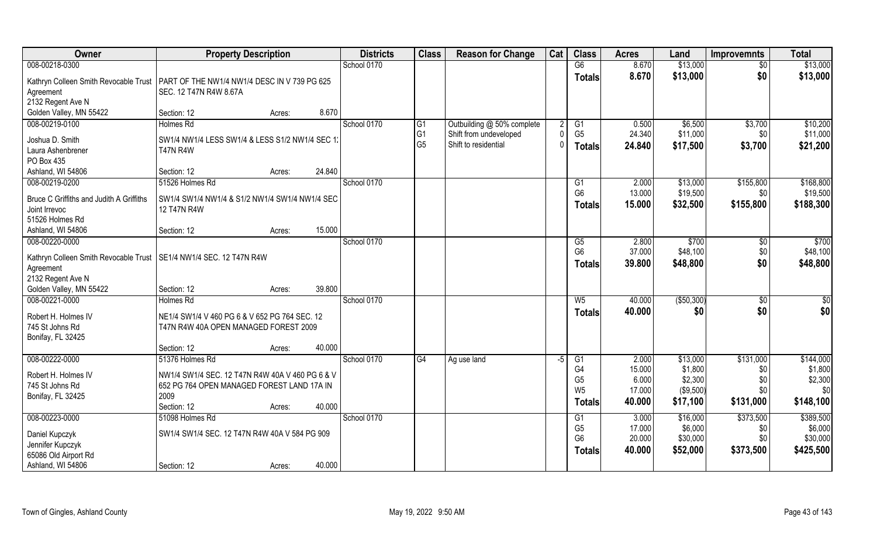| Owner | Property Description | | Districts | Class | Reason for Change | Cat | Class | Acres | Land | Improvmnts | Total |
|---|---|---|---|---|---|---|---|---|---|---|---|
| 008-00218-0300 | | | School 0170 | | | | G6 | 8.670 | $13,000 | $0 | $13,000 |
| Kathryn Colleen Smith Revocable Trust Agreement | PART OF THE NW1/4 NW1/4 DESC IN V 739 PG 625 SEC. 12 T47N R4W 8.67A | | | | | | **Totals** | **8.670** | **$13,000** | **$0** | **$13,000** |
| 2132 Regent Ave N | | | | | | | | | | | |
| Golden Valley, MN 55422 | Section: 12 | Acres: 8.670 | | | | | | | | | |
| 008-00219-0100 | Holmes Rd | | School 0170 | G1 | Outbuilding @ 50% complete | 2 | G1 | 0.500 | $6,500 | $3,700 | $10,200 |
| Joshua D. Smith | SW1/4 NW1/4 LESS SW1/4 & LESS S1/2 NW1/4 SEC 1: | | | G1 | Shift from undeveloped | 0 | G5 | 24.340 | $11,000 | $0 | $11,000 |
| Laura Ashenbrener | T47N R4W | | | G5 | Shift to residential | 0 | **Totals** | **24.840** | **$17,500** | **$3,700** | **$21,200** |
| PO Box 435 | | | | | | | | | | | |
| Ashland, WI 54806 | Section: 12 | Acres: 24.840 | | | | | | | | | |
| 008-00219-0200 | 51526 Holmes Rd | | School 0170 | | | | G1 | 2.000 | $13,000 | $155,800 | $168,800 |
| Bruce C Griffiths and Judith A Griffiths Joint Irrevoc | SW1/4 SW1/4 NW1/4 & S1/2 NW1/4 SW1/4 NW1/4 SEC 12 T47N R4W | | | | | | G6 | 13.000 | $19,500 | $0 | $19,500 |
| 51526 Holmes Rd | | | | | | | **Totals** | **15.000** | **$32,500** | **$155,800** | **$188,300** |
| Ashland, WI 54806 | Section: 12 | Acres: 15.000 | | | | | | | | | |
| 008-00220-0000 | | | School 0170 | | | | G5 | 2.800 | $700 | $0 | $700 |
| Kathryn Colleen Smith Revocable Trust Agreement | SE1/4 NW1/4 SEC. 12 T47N R4W | | | | | | G6 | 37.000 | $48,100 | $0 | $48,100 |
| 2132 Regent Ave N | | | | | | | **Totals** | **39.800** | **$48,800** | **$0** | **$48,800** |
| Golden Valley, MN 55422 | Section: 12 | Acres: 39.800 | | | | | | | | | |
| 008-00221-0000 | Holmes Rd | | School 0170 | | | | W5 | 40.000 | ($50,300) | $0 | $0 |
| Robert H. Holmes IV | NE1/4 SW1/4 V 460 PG 6 & V 652 PG 764 SEC. 12 T47N R4W 40A OPEN MANAGED FOREST 2009 | | | | | | **Totals** | **40.000** | **$0** | **$0** | **$0** |
| 745 St Johns Rd | | | | | | | | | | | |
| Bonifay, FL 32425 | Section: 12 | Acres: 40.000 | | | | | | | | | |
| 008-00222-0000 | 51376 Holmes Rd | | School 0170 | G4 | Ag use land | -5 | G1 | 2.000 | $13,000 | $131,000 | $144,000 |
| Robert H. Holmes IV | NW1/4 SW1/4 SEC. 12 T47N R4W 40A V 460 PG 6 & V 652 PG 764 OPEN MANAGED FOREST LAND 17A IN 2009 | | | | | | G4 | 15.000 | $1,800 | $0 | $1,800 |
| 745 St Johns Rd | | | | | | | G5 | 6.000 | $2,300 | $0 | $2,300 |
| Bonifay, FL 32425 | | | | | | | W5 | 17.000 | ($9,500) | $0 | $0 |
| | Section: 12 | Acres: 40.000 | | | | | **Totals** | **40.000** | **$17,100** | **$131,000** | **$148,100** |
| 008-00223-0000 | 51098 Holmes Rd | | School 0170 | | | | G1 | 3.000 | $16,000 | $373,500 | $389,500 |
| Daniel Kupczyk | SW1/4 SW1/4 SEC. 12 T47N R4W 40A V 584 PG 909 | | | | | | G5 | 17.000 | $6,000 | $0 | $6,000 |
| Jennifer Kupczyk | | | | | | | G6 | 20.000 | $30,000 | $0 | $30,000 |
| 65086 Old Airport Rd | | | | | | | **Totals** | **40.000** | **$52,000** | **$373,500** | **$425,500** |
| Ashland, WI 54806 | Section: 12 | Acres: 40.000 | | | | | | | | | |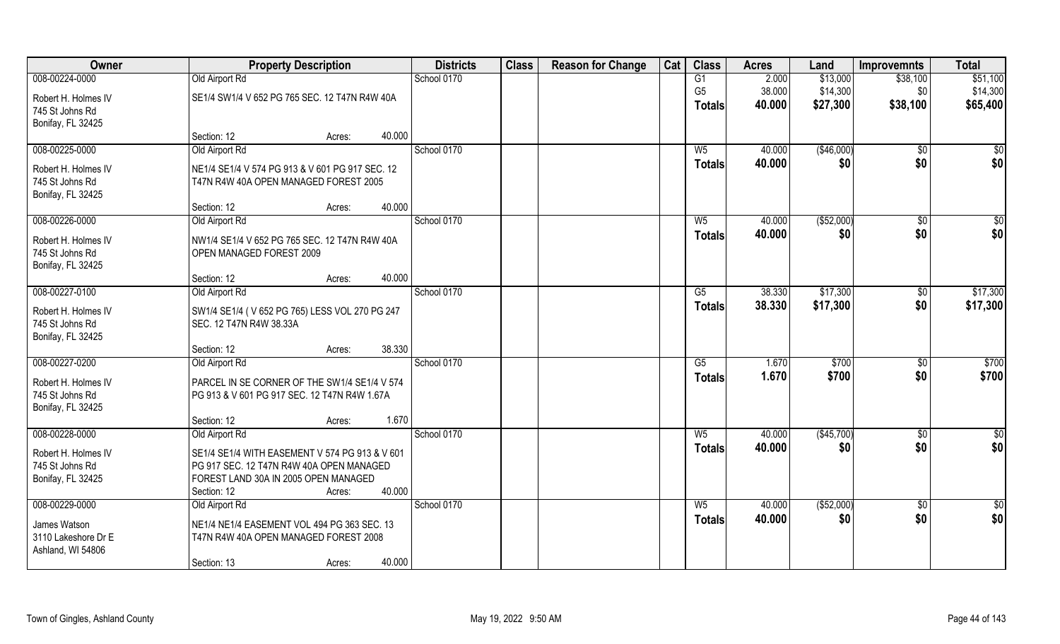| Owner | Property Description | | Districts | Class | Reason for Change | Cat | Class | Acres | Land | Improvemnts | Total |
|---|---|---|---|---|---|---|---|---|---|---|---|
| 008-00224-0000 | Old Airport Rd | | School 0170 | | | | G1 | 2.000 | $13,000 | $38,100 | $51,100 |
| Robert H. Holmes IV | SE1/4 SW1/4 V 652 PG 765 SEC. 12 T47N R4W 40A | | | | | | G5 | 38.000 | $14,300 | $0 | $14,300 |
| 745 St Johns Rd | | | | | | | Totals | 40.000 | $27,300 | $38,100 | $65,400 |
| Bonifay, FL 32425 | | | | | | | | | | | |
| | Section: 12 | Acres: 40.000 | | | | | | | | | |
| 008-00225-0000 | Old Airport Rd | | School 0170 | | | | W5 | 40.000 | ($46,000) | $0 | $0 |
| Robert H. Holmes IV | NE1/4 SE1/4 V 574 PG 913 & V 601 PG 917 SEC. 12 | | | | | | Totals | 40.000 | $0 | $0 | $0 |
| 745 St Johns Rd | T47N R4W 40A OPEN MANAGED FOREST 2005 | | | | | | | | | | |
| Bonifay, FL 32425 | | | | | | | | | | | |
| | Section: 12 | Acres: 40.000 | | | | | | | | | |
| 008-00226-0000 | Old Airport Rd | | School 0170 | | | | W5 | 40.000 | ($52,000) | $0 | $0 |
| Robert H. Holmes IV | NW1/4 SE1/4 V 652 PG 765 SEC. 12 T47N R4W 40A | | | | | | Totals | 40.000 | $0 | $0 | $0 |
| 745 St Johns Rd | OPEN MANAGED FOREST 2009 | | | | | | | | | | |
| Bonifay, FL 32425 | | | | | | | | | | | |
| | Section: 12 | Acres: 40.000 | | | | | | | | | |
| 008-00227-0100 | Old Airport Rd | | School 0170 | | | | G5 | 38.330 | $17,300 | $0 | $17,300 |
| Robert H. Holmes IV | SW1/4 SE1/4 ( V 652 PG 765) LESS VOL 270 PG 247 | | | | | | Totals | 38.330 | $17,300 | $0 | $17,300 |
| 745 St Johns Rd | SEC. 12 T47N R4W 38.33A | | | | | | | | | | |
| Bonifay, FL 32425 | | | | | | | | | | | |
| | Section: 12 | Acres: 38.330 | | | | | | | | | |
| 008-00227-0200 | Old Airport Rd | | School 0170 | | | | G5 | 1.670 | $700 | $0 | $700 |
| Robert H. Holmes IV | PARCEL IN SE CORNER OF THE SW1/4 SE1/4 V 574 | | | | | | Totals | 1.670 | $700 | $0 | $700 |
| 745 St Johns Rd | PG 913 & V 601 PG 917 SEC. 12 T47N R4W 1.67A | | | | | | | | | | |
| Bonifay, FL 32425 | | | | | | | | | | | |
| | Section: 12 | Acres: 1.670 | | | | | | | | | |
| 008-00228-0000 | Old Airport Rd | | School 0170 | | | | W5 | 40.000 | ($45,700) | $0 | $0 |
| Robert H. Holmes IV | SE1/4 SE1/4 WITH EASEMENT V 574 PG 913 & V 601 | | | | | | Totals | 40.000 | $0 | $0 | $0 |
| 745 St Johns Rd | PG 917 SEC. 12 T47N R4W 40A OPEN MANAGED | | | | | | | | | | |
| Bonifay, FL 32425 | FOREST LAND 30A IN 2005 OPEN MANAGED | | | | | | | | | | |
| | Section: 12 | Acres: 40.000 | | | | | | | | | |
| 008-00229-0000 | Old Airport Rd | | School 0170 | | | | W5 | 40.000 | ($52,000) | $0 | $0 |
| James Watson | NE1/4 NE1/4 EASEMENT VOL 494 PG 363 SEC. 13 | | | | | | Totals | 40.000 | $0 | $0 | $0 |
| 3110 Lakeshore Dr E | T47N R4W 40A OPEN MANAGED FOREST 2008 | | | | | | | | | | |
| Ashland, WI 54806 | | | | | | | | | | | |
| | Section: 13 | Acres: 40.000 | | | | | | | | | |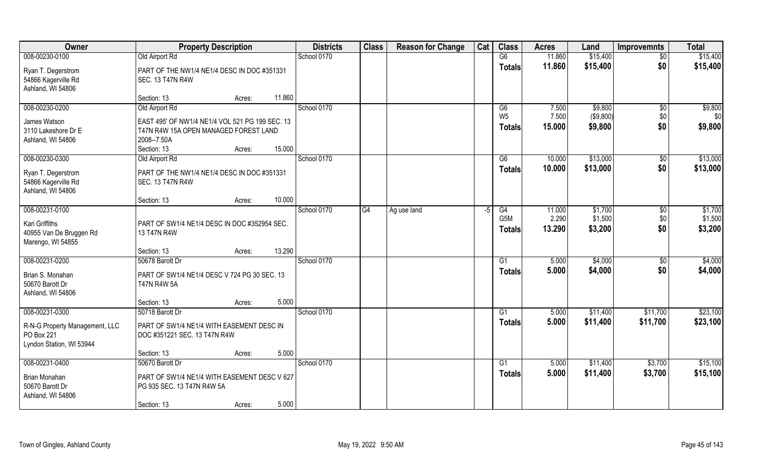| Owner | Property Description | | | Districts | Class | Reason for Change | Cat | Class | Acres | Land | Improvemnts | Total |
|---|---|---|---|---|---|---|---|---|---|---|---|---|
| 008-00230-0100 | Old Airport Rd | | | School 0170 | | | | G6 | 11.860 | $15,400 | $0 | $15,400 |
| Ryan T. Degerstrom<br>54866 Kagerville Rd<br>Ashland, WI 54806 | PART OF THE NW1/4 NE1/4 DESC IN DOC #351331 SEC. 13 T47N R4W | | | | | | | **Totals** | **11.860** | **$15,400** | **$0** | **$15,400** |
| | Section: 13 | Acres: | 11.860 | | | | | | | | | |
| 008-00230-0200 | Old Airport Rd | | | School 0170 | | | | G6 | 7.500 | $9,800 | $0 | $9,800 |
| James Watson<br>3110 Lakeshore Dr E<br>Ashland, WI 54806 | EAST 495' OF NW1/4 NE1/4 VOL 521 PG 199 SEC. 13 T47N R4W 15A OPEN MANAGED FOREST LAND 2008--7.50A | | | | | | | W5 | 7.500 | ($9,800) | $0 | $0 |
| | | | | | | | | **Totals** | **15.000** | **$9,800** | **$0** | **$9,800** |
| | Section: 13 | Acres: | 15.000 | | | | | | | | | |
| 008-00230-0300 | Old Airport Rd | | | School 0170 | | | | G6 | 10.000 | $13,000 | $0 | $13,000 |
| Ryan T. Degerstrom<br>54866 Kagerville Rd<br>Ashland, WI 54806 | PART OF THE NW1/4 NE1/4 DESC IN DOC #351331 SEC. 13 T47N R4W | | | | | | | **Totals** | **10.000** | **$13,000** | **$0** | **$13,000** |
| | Section: 13 | Acres: | 10.000 | | | | | | | | | |
| 008-00231-0100 | | | | School 0170 | G4 | Ag use land | -5 | G4 | 11.000 | $1,700 | $0 | $1,700 |
| Kari Griffiths<br>40955 Van De Bruggen Rd<br>Marengo, WI 54855 | PART OF SW1/4 NE1/4 DESC IN DOC #352954 SEC. 13 T47N R4W | | | | | | | G5M | 2.290 | $1,500 | $0 | $1,500 |
| | | | | | | | | **Totals** | **13.290** | **$3,200** | **$0** | **$3,200** |
| | Section: 13 | Acres: | 13.290 | | | | | | | | | |
| 008-00231-0200 | 50678 Barott Dr | | | School 0170 | | | | G1 | 5.000 | $4,000 | $0 | $4,000 |
| Brian S. Monahan<br>50670 Barott Dr<br>Ashland, WI 54806 | PART OF SW1/4 NE1/4 DESC V 724 PG 30 SEC. 13 T47N R4W 5A | | | | | | | **Totals** | **5.000** | **$4,000** | **$0** | **$4,000** |
| | Section: 13 | Acres: | 5.000 | | | | | | | | | |
| 008-00231-0300 | 50718 Barott Dr | | | School 0170 | | | | G1 | 5.000 | $11,400 | $11,700 | $23,100 |
| R-N-G Property Management, LLC<br>PO Box 221<br>Lyndon Station, WI 53944 | PART OF SW1/4 NE1/4 WITH EASEMENT DESC IN DOC #351221 SEC. 13 T47N R4W | | | | | | | **Totals** | **5.000** | **$11,400** | **$11,700** | **$23,100** |
| | Section: 13 | Acres: | 5.000 | | | | | | | | | |
| 008-00231-0400 | 50670 Barott Dr | | | School 0170 | | | | G1 | 5.000 | $11,400 | $3,700 | $15,100 |
| Brian Monahan<br>50670 Barott Dr<br>Ashland, WI 54806 | PART OF SW1/4 NE1/4 WITH EASEMENT DESC V 627 PG 935 SEC. 13 T47N R4W 5A | | | | | | | **Totals** | **5.000** | **$11,400** | **$3,700** | **$15,100** |
| | Section: 13 | Acres: | 5.000 | | | | | | | | | |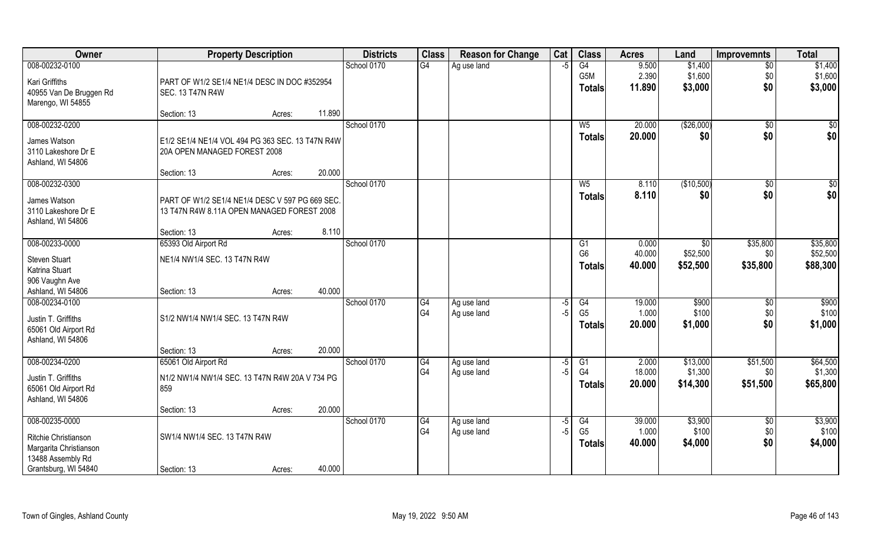| Owner | Property Description | | | Districts | Class | Reason for Change | Cat | Class | Acres | Land | Improvemnts | Total |
|---|---|---|---|---|---|---|---|---|---|---|---|---|
| 008-00232-0100<br><br>Kari Griffiths<br>40955 Van De Bruggen Rd<br>Marengo, WI 54855 | PART OF W1/2 SE1/4 NE1/4 DESC IN DOC #352954 SEC. 13 T47N R4W | | | School 0170 | G4 | Ag use land | -5 | G4<br>G5M<br>**Totals** | 9.500<br>2.390<br>**11.890** | $1,400<br>$1,600<br>**$3,000** | $0<br>$0<br>**$0** | $1,400<br>$1,600<br>**$3,000** |
| | Section: 13 | Acres: | 11.890 | | | | | | | | | |
| 008-00232-0200<br><br>James Watson<br>3110 Lakeshore Dr E<br>Ashland, WI 54806 | E1/2 SE1/4 NE1/4 VOL 494 PG 363 SEC. 13 T47N R4W 20A OPEN MANAGED FOREST 2008 | | | School 0170 | | | | W5<br>**Totals** | 20.000<br>**20.000** | ($26,000)<br>**$0** | $0<br>**$0** | $0<br>**$0** |
| | Section: 13 | Acres: | 20.000 | | | | | | | | | |
| 008-00232-0300<br><br>James Watson<br>3110 Lakeshore Dr E<br>Ashland, WI 54806 | PART OF W1/2 SE1/4 NE1/4 DESC V 597 PG 669 SEC. 13 T47N R4W 8.11A OPEN MANAGED FOREST 2008 | | | School 0170 | | | | W5<br>**Totals** | 8.110<br>**8.110** | ($10,500)<br>**$0** | $0<br>**$0** | $0<br>**$0** |
| | Section: 13 | Acres: | 8.110 | | | | | | | | | |
| 008-00233-0000<br><br>Steven Stuart<br>Katrina Stuart<br>906 Vaughn Ave<br>Ashland, WI 54806 | 65393 Old Airport Rd<br><br>NE1/4 NW1/4 SEC. 13 T47N R4W | | | School 0170 | | | | G1<br>G6<br>**Totals** | 0.000<br>40.000<br>**40.000** | $0<br>$52,500<br>**$52,500** | $35,800<br>$0<br>**$35,800** | $35,800<br>$52,500<br>**$88,300** |
| | Section: 13 | Acres: | 40.000 | | | | | | | | | |
| 008-00234-0100<br><br>Justin T. Griffiths<br>65061 Old Airport Rd<br>Ashland, WI 54806 | S1/2 NW1/4 NW1/4 SEC. 13 T47N R4W | | | School 0170 | G4<br>G4 | Ag use land<br>Ag use land | -5<br>-5 | G4<br>G5<br>**Totals** | 19.000<br>1.000<br>**20.000** | $900<br>$100<br>**$1,000** | $0<br>$0<br>**$0** | $900<br>$100<br>**$1,000** |
| | Section: 13 | Acres: | 20.000 | | | | | | | | | |
| 008-00234-0200<br><br>Justin T. Griffiths<br>65061 Old Airport Rd<br>Ashland, WI 54806 | 65061 Old Airport Rd<br><br>N1/2 NW1/4 NW1/4 SEC. 13 T47N R4W 20A V 734 PG 859 | | | School 0170 | G4<br>G4 | Ag use land<br>Ag use land | -5<br>-5 | G1<br>G4<br>**Totals** | 2.000<br>18.000<br>**20.000** | $13,000<br>$1,300<br>**$14,300** | $51,500<br>$0<br>**$51,500** | $64,500<br>$1,300<br>**$65,800** |
| | Section: 13 | Acres: | 20.000 | | | | | | | | | |
| 008-00235-0000<br><br>Ritchie Christianson<br>Margarita Christianson<br>13488 Assembly Rd<br>Grantsburg, WI 54840 | SW1/4 NW1/4 SEC. 13 T47N R4W | | | School 0170 | G4<br>G4 | Ag use land<br>Ag use land | -5<br>-5 | G4<br>G5<br>**Totals** | 39.000<br>1.000<br>**40.000** | $3,900<br>$100<br>**$4,000** | $0<br>$0<br>**$0** | $3,900<br>$100<br>**$4,000** |
| | Section: 13 | Acres: | 40.000 | | | | | | | | | |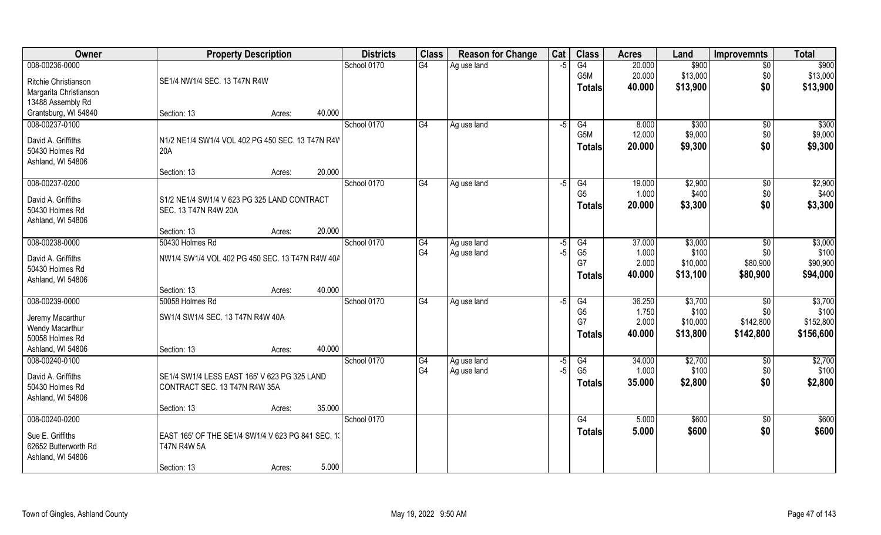| Owner | Property Description | | | Districts | Class | Reason for Change | Cat | Class | Acres | Land | Improvemnts | Total |
|---|---|---|---|---|---|---|---|---|---|---|---|---|
| 008-00236-0000 | | | | School 0170 | G4 | Ag use land | -5 | G4 | 20.000 | $900 | $0 | $900 |
| Ritchie Christianson | SE1/4 NW1/4 SEC. 13 T47N R4W | | | | | | | G5M | 20.000 | $13,000 | $0 | $13,000 |
| Margarita Christianson | | | | | | | | **Totals** | **40.000** | **$13,900** | **$0** | **$13,900** |
| 13488 Assembly Rd | | | | | | | | | | | | |
| Grantsburg, WI 54840 | Section: 13 | Acres: | 40.000 | | | | | | | | | |
| 008-00237-0100 | | | | School 0170 | G4 | Ag use land | -5 | G4 | 8.000 | $300 | $0 | $300 |
| David A. Griffiths | N1/2 NE1/4 SW1/4 VOL 402 PG 450 SEC. 13 T47N R4W 20A | | | | | | | G5M | 12.000 | $9,000 | $0 | $9,000 |
| 50430 Holmes Rd | | | | | | | | **Totals** | **20.000** | **$9,300** | **$0** | **$9,300** |
| Ashland, WI 54806 | | | | | | | | | | | | |
| | Section: 13 | Acres: | 20.000 | | | | | | | | | |
| 008-00237-0200 | | | | School 0170 | G4 | Ag use land | -5 | G4 | 19.000 | $2,900 | $0 | $2,900 |
| David A. Griffiths | S1/2 NE1/4 SW1/4 V 623 PG 325 LAND CONTRACT SEC. 13 T47N R4W 20A | | | | | | | G5 | 1.000 | $400 | $0 | $400 |
| 50430 Holmes Rd | | | | | | | | **Totals** | **20.000** | **$3,300** | **$0** | **$3,300** |
| Ashland, WI 54806 | | | | | | | | | | | | |
| | Section: 13 | Acres: | 20.000 | | | | | | | | | |
| 008-00238-0000 | 50430 Holmes Rd | | | School 0170 | G4 | Ag use land | -5 | G4 | 37.000 | $3,000 | $0 | $3,000 |
| David A. Griffiths | NW1/4 SW1/4 VOL 402 PG 450 SEC. 13 T47N R4W 40A | | | | G4 | Ag use land | -5 | G5 | 1.000 | $100 | $0 | $100 |
| 50430 Holmes Rd | | | | | | | | G7 | 2.000 | $10,000 | $80,900 | $90,900 |
| Ashland, WI 54806 | | | | | | | | **Totals** | **40.000** | **$13,100** | **$80,900** | **$94,000** |
| | Section: 13 | Acres: | 40.000 | | | | | | | | | |
| 008-00239-0000 | 50058 Holmes Rd | | | School 0170 | G4 | Ag use land | -5 | G4 | 36.250 | $3,700 | $0 | $3,700 |
| Jeremy Macarthur | SW1/4 SW1/4 SEC. 13 T47N R4W 40A | | | | | | | G5 | 1.750 | $100 | $0 | $100 |
| Wendy Macarthur | | | | | | | | G7 | 2.000 | $10,000 | $142,800 | $152,800 |
| 50058 Holmes Rd | | | | | | | | **Totals** | **40.000** | **$13,800** | **$142,800** | **$156,600** |
| Ashland, WI 54806 | Section: 13 | Acres: | 40.000 | | | | | | | | | |
| 008-00240-0100 | | | | School 0170 | G4 | Ag use land | -5 | G4 | 34.000 | $2,700 | $0 | $2,700 |
| David A. Griffiths | SE1/4 SW1/4 LESS EAST 165' V 623 PG 325 LAND CONTRACT SEC. 13 T47N R4W 35A | | | | G4 | Ag use land | -5 | G5 | 1.000 | $100 | $0 | $100 |
| 50430 Holmes Rd | | | | | | | | **Totals** | **35.000** | **$2,800** | **$0** | **$2,800** |
| Ashland, WI 54806 | | | | | | | | | | | | |
| | Section: 13 | Acres: | 35.000 | | | | | | | | | |
| 008-00240-0200 | | | | School 0170 | | | | G4 | 5.000 | $600 | $0 | $600 |
| Sue E. Griffiths | EAST 165' OF THE SE1/4 SW1/4 V 623 PG 841 SEC. 13 T47N R4W 5A | | | | | | | **Totals** | **5.000** | **$600** | **$0** | **$600** |
| 62652 Butterworth Rd | | | | | | | | | | | | |
| Ashland, WI 54806 | | | | | | | | | | | | |
| | Section: 13 | Acres: | 5.000 | | | | | | | | | |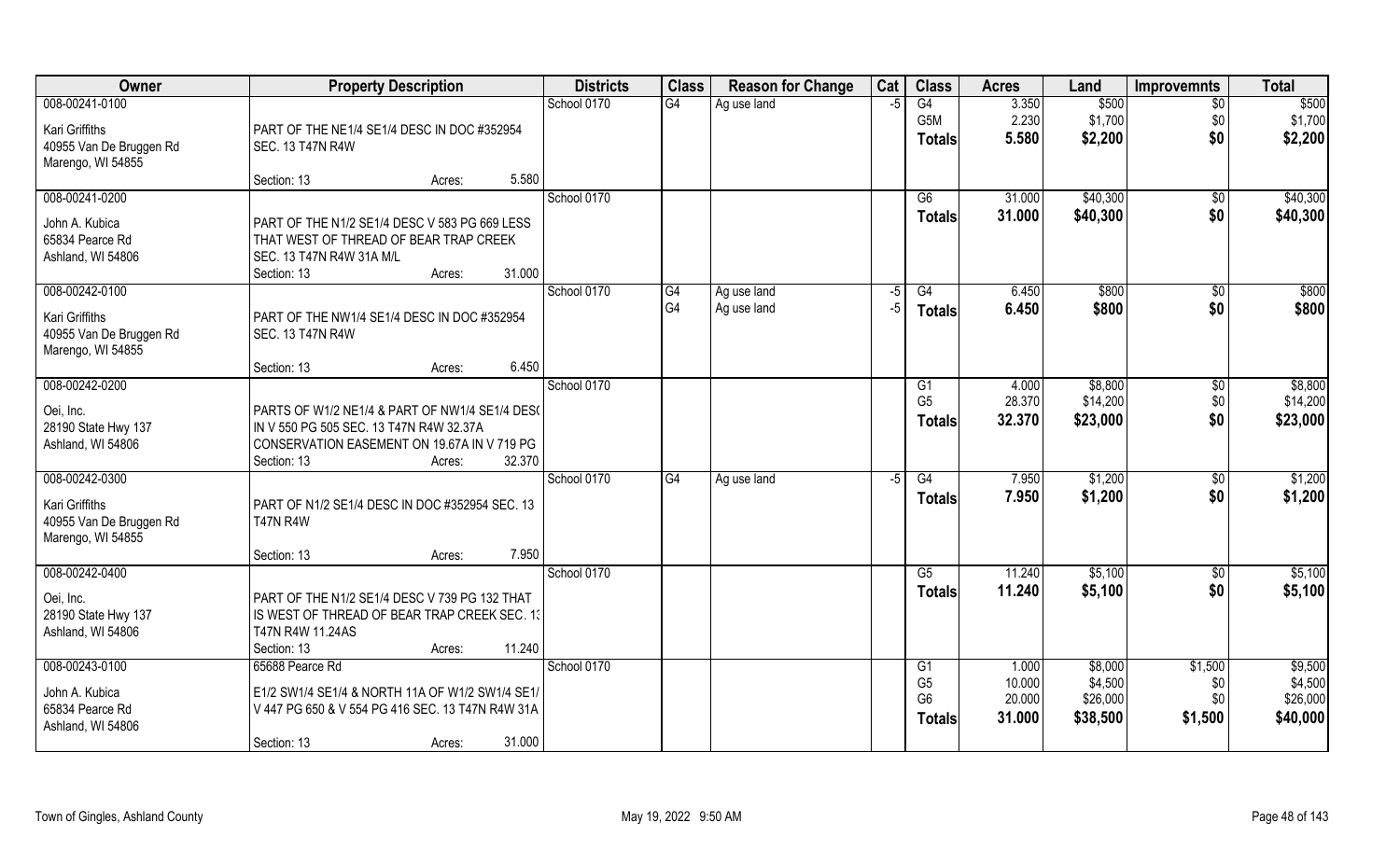| Owner | Property Description | Districts | Class | Reason for Change | Cat | Class | Acres | Land | Improvemnts | Total |
|---|---|---|---|---|---|---|---|---|---|---|
| 008-00241-0100<br>Kari Griffiths<br>40955 Van De Bruggen Rd<br>Marengo, WI 54855 | PART OF THE NE1/4 SE1/4 DESC IN DOC #352954 SEC. 13 T47N R4W<br>Section: 13 Acres: 5.580 | School 0170 | G4 | Ag use land | -5 | G4<br>G5M<br>**Totals** | 3.350<br>2.230<br>**5.580** | \$500<br>\$1,700<br>**\$2,200** | \$0<br>\$0<br>**\$0** | \$500<br>\$1,700<br>**\$2,200** |
| 008-00241-0200<br>John A. Kubica<br>65834 Pearce Rd<br>Ashland, WI 54806 | PART OF THE N1/2 SE1/4 DESC V 583 PG 669 LESS THAT WEST OF THREAD OF BEAR TRAP CREEK SEC. 13 T47N R4W 31A M/L<br>Section: 13 Acres: 31.000 | School 0170 | | | | G6<br>**Totals** | 31.000<br>**31.000** | \$40,300<br>**\$40,300** | \$0<br>**\$0** | \$40,300<br>**\$40,300** |
| 008-00242-0100<br>Kari Griffiths<br>40955 Van De Bruggen Rd<br>Marengo, WI 54855 | PART OF THE NW1/4 SE1/4 DESC IN DOC #352954 SEC. 13 T47N R4W<br>Section: 13 Acres: 6.450 | School 0170 | G4<br>G4 | Ag use land<br>Ag use land | -5<br>-5 | G4<br>**Totals** | 6.450<br>**6.450** | \$800<br>**\$800** | \$0<br>**\$0** | \$800<br>**\$800** |
| 008-00242-0200<br>Oei, Inc.<br>28190 State Hwy 137<br>Ashland, WI 54806 | PARTS OF W1/2 NE1/4 & PART OF NW1/4 SE1/4 DESC IN V 550 PG 505 SEC. 13 T47N R4W 32.37A CONSERVATION EASEMENT ON 19.67A IN V 719 PG<br>Section: 13 Acres: 32.370 | School 0170 | | | | G1<br>G5<br>**Totals** | 4.000<br>28.370<br>**32.370** | \$8,800<br>\$14,200<br>**\$23,000** | \$0<br>\$0<br>**\$0** | \$8,800<br>\$14,200<br>**\$23,000** |
| 008-00242-0300<br>Kari Griffiths<br>40955 Van De Bruggen Rd<br>Marengo, WI 54855 | PART OF N1/2 SE1/4 DESC IN DOC #352954 SEC. 13 T47N R4W<br>Section: 13 Acres: 7.950 | School 0170 | G4 | Ag use land | -5 | G4<br>**Totals** | 7.950<br>**7.950** | \$1,200<br>**\$1,200** | \$0<br>**\$0** | \$1,200<br>**\$1,200** |
| 008-00242-0400<br>Oei, Inc.<br>28190 State Hwy 137<br>Ashland, WI 54806 | PART OF THE N1/2 SE1/4 DESC V 739 PG 132 THAT IS WEST OF THREAD OF BEAR TRAP CREEK SEC. 13 T47N R4W 11.24AS<br>Section: 13 Acres: 11.240 | School 0170 | | | | G5<br>**Totals** | 11.240<br>**11.240** | \$5,100<br>**\$5,100** | \$0<br>**\$0** | \$5,100<br>**\$5,100** |
| 008-00243-0100<br>65688 Pearce Rd<br>John A. Kubica<br>65834 Pearce Rd<br>Ashland, WI 54806 | E1/2 SW1/4 SE1/4 & NORTH 11A OF W1/2 SW1/4 SE1/4 V 447 PG 650 & V 554 PG 416 SEC. 13 T47N R4W 31A<br>Section: 13 Acres: 31.000 | School 0170 | | | | G1<br>G5<br>G6<br>**Totals** | 1.000<br>10.000<br>20.000<br>**31.000** | \$8,000<br>\$4,500<br>\$26,000<br>**\$38,500** | \$1,500<br>\$0<br>\$0<br>**\$1,500** | \$9,500<br>\$4,500<br>\$26,000<br>**\$40,000** |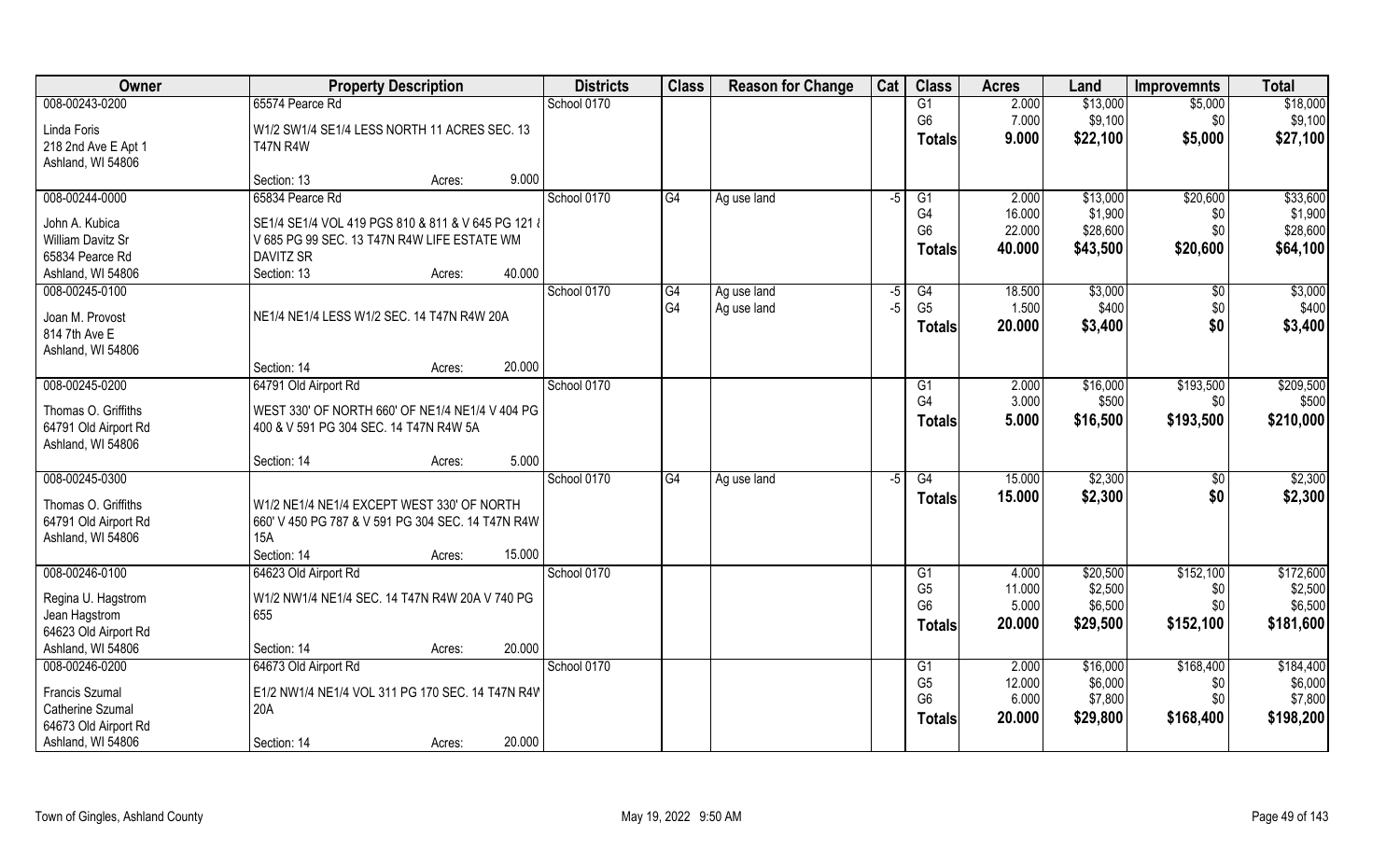| Owner | Property Description | Districts | Class | Reason for Change | Cat | Class | Acres | Land | Improvemnts | Total |
|---|---|---|---|---|---|---|---|---|---|---|
| 008-00243-0200 | 65574 Pearce Rd | School 0170 | | | | G1 | 2.000 | $13,000 | $5,000 | $18,000 |
| Linda Foris | W1/2 SW1/4 SE1/4 LESS NORTH 11 ACRES SEC. 13 T47N R4W | | | | | G6 | 7.000 | $9,100 | $0 | $9,100 |
| 218 2nd Ave E Apt 1 | | | | | | **Totals** | **9.000** | **$22,100** | **$5,000** | **$27,100** |
| Ashland, WI 54806 | | | | | | | | | | |
| | Section: 13 Acres: 9.000 | | | | | | | | | |
| 008-00244-0000 | 65834 Pearce Rd | School 0170 | G4 | Ag use land | -5 | G1 | 2.000 | $13,000 | $20,600 | $33,600 |
| John A. Kubica | SE1/4 SE1/4 VOL 419 PGS 810 & 811 & V 645 PG 121 & V 685 PG 99 SEC. 13 T47N R4W LIFE ESTATE WM DAVITZ SR | | | | | G4 | 16.000 | $1,900 | $0 | $1,900 |
| William Davitz Sr | | | | | | G6 | 22.000 | $28,600 | $0 | $28,600 |
| 65834 Pearce Rd | | | | | | **Totals** | **40.000** | **$43,500** | **$20,600** | **$64,100** |
| Ashland, WI 54806 | Section: 13 Acres: 40.000 | | | | | | | | | |
| 008-00245-0100 | | School 0170 | G4 | Ag use land | -5 | G4 | 18.500 | $3,000 | $0 | $3,000 |
| Joan M. Provost | NE1/4 NE1/4 LESS W1/2 SEC. 14 T47N R4W 20A | | G4 | Ag use land | -5 | G5 | 1.500 | $400 | $0 | $400 |
| 814 7th Ave E | | | | | | **Totals** | **20.000** | **$3,400** | **$0** | **$3,400** |
| Ashland, WI 54806 | | | | | | | | | | |
| | Section: 14 Acres: 20.000 | | | | | | | | | |
| 008-00245-0200 | 64791 Old Airport Rd | School 0170 | | | | G1 | 2.000 | $16,000 | $193,500 | $209,500 |
| Thomas O. Griffiths | WEST 330' OF NORTH 660' OF NE1/4 NE1/4 V 404 PG 400 & V 591 PG 304 SEC. 14 T47N R4W 5A | | | | | G4 | 3.000 | $500 | $0 | $500 |
| 64791 Old Airport Rd | | | | | | **Totals** | **5.000** | **$16,500** | **$193,500** | **$210,000** |
| Ashland, WI 54806 | | | | | | | | | | |
| | Section: 14 Acres: 5.000 | | | | | | | | | |
| 008-00245-0300 | | School 0170 | G4 | Ag use land | -5 | G4 | 15.000 | $2,300 | $0 | $2,300 |
| Thomas O. Griffiths | W1/2 NE1/4 NE1/4 EXCEPT WEST 330' OF NORTH 660' V 450 PG 787 & V 591 PG 304 SEC. 14 T47N R4W 15A | | | | | **Totals** | **15.000** | **$2,300** | **$0** | **$2,300** |
| 64791 Old Airport Rd | | | | | | | | | | |
| Ashland, WI 54806 | | | | | | | | | | |
| | Section: 14 Acres: 15.000 | | | | | | | | | |
| 008-00246-0100 | 64623 Old Airport Rd | School 0170 | | | | G1 | 4.000 | $20,500 | $152,100 | $172,600 |
| Regina U. Hagstrom | W1/2 NW1/4 NE1/4 SEC. 14 T47N R4W 20A V 740 PG 655 | | | | | G5 | 11.000 | $2,500 | $0 | $2,500 |
| Jean Hagstrom | | | | | | G6 | 5.000 | $6,500 | $0 | $6,500 |
| 64623 Old Airport Rd | | | | | | **Totals** | **20.000** | **$29,500** | **$152,100** | **$181,600** |
| Ashland, WI 54806 | Section: 14 Acres: 20.000 | | | | | | | | | |
| 008-00246-0200 | 64673 Old Airport Rd | School 0170 | | | | G1 | 2.000 | $16,000 | $168,400 | $184,400 |
| Francis Szumal | E1/2 NW1/4 NE1/4 VOL 311 PG 170 SEC. 14 T47N R4W 20A | | | | | G5 | 12.000 | $6,000 | $0 | $6,000 |
| Catherine Szumal | | | | | | G6 | 6.000 | $7,800 | $0 | $7,800 |
| 64673 Old Airport Rd | | | | | | **Totals** | **20.000** | **$29,800** | **$168,400** | **$198,200** |
| Ashland, WI 54806 | Section: 14 Acres: 20.000 | | | | | | | | | |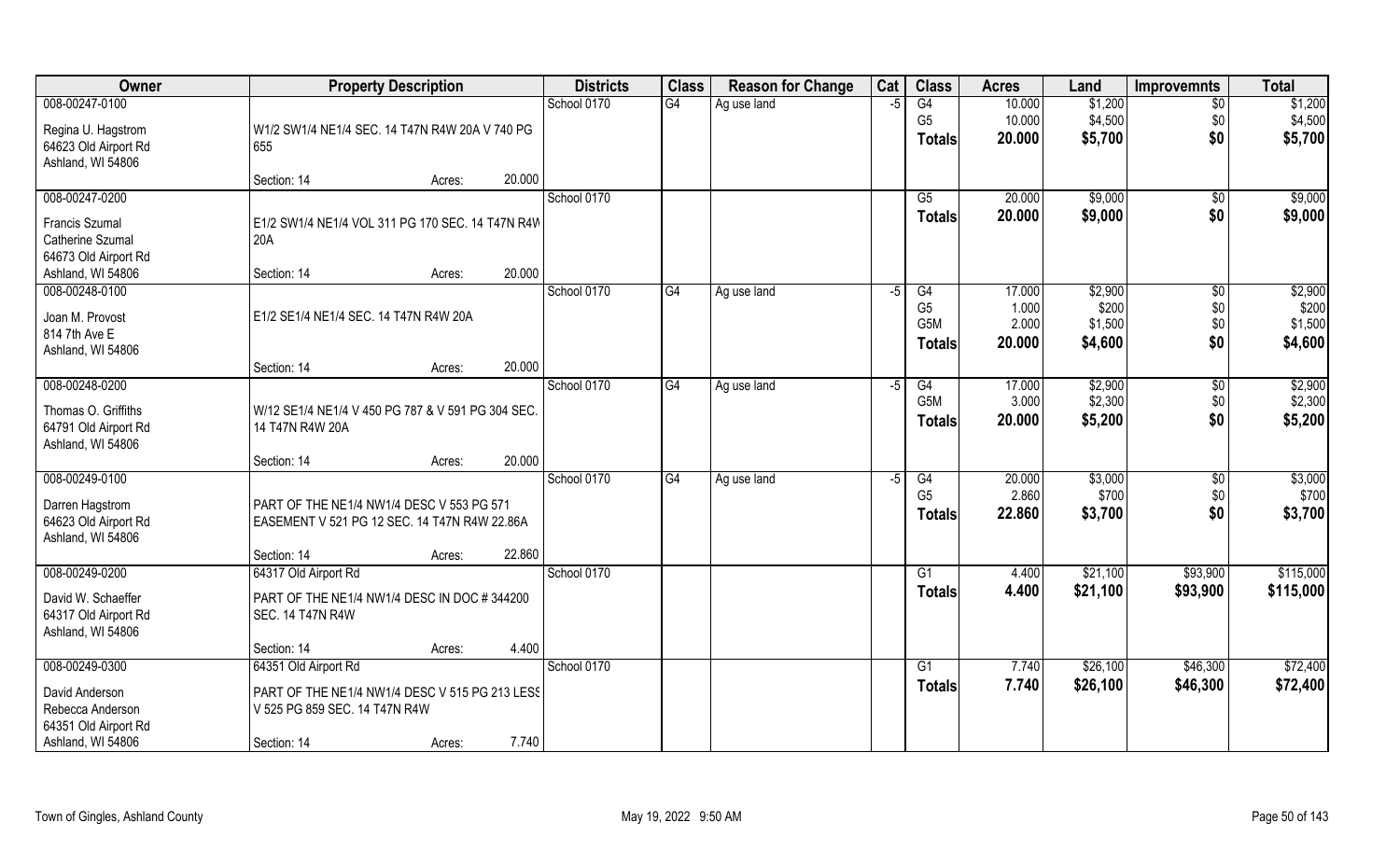| Owner | Property Description | | | Districts | Class | Reason for Change | Cat | Class | Acres | Land | Improvemnts | Total |
|---|---|---|---|---|---|---|---|---|---|---|---|---|
| 008-00247-0100 | | | | School 0170 | G4 | Ag use land | -5 | G4 | 10.000 | $1,200 | $0 | $1,200 |
| Regina U. Hagstrom | W1/2 SW1/4 NE1/4 SEC. 14 T47N R4W 20A V 740 PG | | | | | | | G5 | 10.000 | $4,500 | $0 | $4,500 |
| 64623 Old Airport Rd | 655 | | | | | | | **Totals** | **20.000** | **$5,700** | **$0** | **$5,700** |
| Ashland, WI 54806 | | | | | | | | | | | | |
| | Section: 14 | Acres: | 20.000 | | | | | | | | | |
| 008-00247-0200 | | | | School 0170 | | | | G5 | 20.000 | $9,000 | $0 | $9,000 |
| Francis Szumal | E1/2 SW1/4 NE1/4 VOL 311 PG 170 SEC. 14 T47N R4W | | | | | | | **Totals** | **20.000** | **$9,000** | **$0** | **$9,000** |
| Catherine Szumal | 20A | | | | | | | | | | | |
| 64673 Old Airport Rd | | | | | | | | | | | | |
| Ashland, WI 54806 | Section: 14 | Acres: | 20.000 | | | | | | | | | |
| 008-00248-0100 | | | | School 0170 | G4 | Ag use land | -5 | G4 | 17.000 | $2,900 | $0 | $2,900 |
| Joan M. Provost | E1/2 SE1/4 NE1/4 SEC. 14 T47N R4W 20A | | | | | | | G5 | 1.000 | $200 | $0 | $200 |
| 814 7th Ave E | | | | | | | | G5M | 2.000 | $1,500 | $0 | $1,500 |
| Ashland, WI 54806 | | | | | | | | **Totals** | **20.000** | **$4,600** | **$0** | **$4,600** |
| | Section: 14 | Acres: | 20.000 | | | | | | | | | |
| 008-00248-0200 | | | | School 0170 | G4 | Ag use land | -5 | G4 | 17.000 | $2,900 | $0 | $2,900 |
| Thomas O. Griffiths | W/12 SE1/4 NE1/4 V 450 PG 787 & V 591 PG 304 SEC. | | | | | | | G5M | 3.000 | $2,300 | $0 | $2,300 |
| 64791 Old Airport Rd | 14 T47N R4W 20A | | | | | | | **Totals** | **20.000** | **$5,200** | **$0** | **$5,200** |
| Ashland, WI 54806 | | | | | | | | | | | | |
| | Section: 14 | Acres: | 20.000 | | | | | | | | | |
| 008-00249-0100 | | | | School 0170 | G4 | Ag use land | -5 | G4 | 20.000 | $3,000 | $0 | $3,000 |
| Darren Hagstrom | PART OF THE NE1/4 NW1/4 DESC V 553 PG 571 | | | | | | | G5 | 2.860 | $700 | $0 | $700 |
| 64623 Old Airport Rd | EASEMENT V 521 PG 12 SEC. 14 T47N R4W 22.86A | | | | | | | **Totals** | **22.860** | **$3,700** | **$0** | **$3,700** |
| Ashland, WI 54806 | | | | | | | | | | | | |
| | Section: 14 | Acres: | 22.860 | | | | | | | | | |
| 008-00249-0200 | 64317 Old Airport Rd | | | School 0170 | | | | G1 | 4.400 | $21,100 | $93,900 | $115,000 |
| David W. Schaeffer | PART OF THE NE1/4 NW1/4 DESC IN DOC # 344200 | | | | | | | **Totals** | **4.400** | **$21,100** | **$93,900** | **$115,000** |
| 64317 Old Airport Rd | SEC. 14 T47N R4W | | | | | | | | | | | |
| Ashland, WI 54806 | | | | | | | | | | | | |
| | Section: 14 | Acres: | 4.400 | | | | | | | | | |
| 008-00249-0300 | 64351 Old Airport Rd | | | School 0170 | | | | G1 | 7.740 | $26,100 | $46,300 | $72,400 |
| David Anderson | PART OF THE NE1/4 NW1/4 DESC V 515 PG 213 LESS | | | | | | | **Totals** | **7.740** | **$26,100** | **$46,300** | **$72,400** |
| Rebecca Anderson | V 525 PG 859 SEC. 14 T47N R4W | | | | | | | | | | | |
| 64351 Old Airport Rd | | | | | | | | | | | | |
| Ashland, WI 54806 | Section: 14 | Acres: | 7.740 | | | | | | | | | |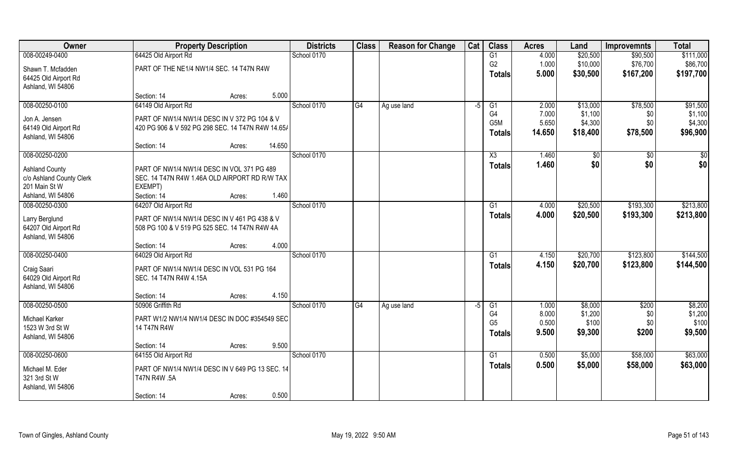| Owner | Property Description | | | Districts | Class | Reason for Change | Cat | Class | Acres | Land | Improvemnts | Total |
|---|---|---|---|---|---|---|---|---|---|---|---|---|
| 008-00249-0400 | 64425 Old Airport Rd | | | School 0170 | | | | G1 | 4.000 | $20,500 | $90,500 | $111,000 |
| Shawn T. Mcfadden | PART OF THE NE1/4 NW1/4 SEC. 14 T47N R4W | | | | | | | G2 | 1.000 | $10,000 | $76,700 | $86,700 |
| 64425 Old Airport Rd | | | | | | | | **Totals** | **5.000** | **$30,500** | **$167,200** | **$197,700** |
| Ashland, WI 54806 | | | | | | | | | | | | |
| | Section: 14 | Acres: | 5.000 | | | | | | | | | |
| 008-00250-0100 | 64149 Old Airport Rd | | | School 0170 | G4 | Ag use land | -5 | G1 | 2.000 | $13,000 | $78,500 | $91,500 |
| Jon A. Jensen | PART OF NW1/4 NW1/4 DESC IN V 372 PG 104 & V | | | | | | | G4 | 7.000 | $1,100 | $0 | $1,100 |
| 64149 Old Airport Rd | 420 PG 906 & V 592 PG 298 SEC. 14 T47N R4W 14.65/ | | | | | | | G5M | 5.650 | $4,300 | $0 | $4,300 |
| Ashland, WI 54806 | | | | | | | | **Totals** | **14.650** | **$18,400** | **$78,500** | **$96,900** |
| | Section: 14 | Acres: | 14.650 | | | | | | | | | |
| 008-00250-0200 | | | | School 0170 | | | | X3 | 1.460 | $0 | $0 | $0 |
| Ashland County | PART OF NW1/4 NW1/4 DESC IN VOL 371 PG 489 | | | | | | | **Totals** | **1.460** | **$0** | **$0** | **$0** |
| c/o Ashland County Clerk | SEC. 14 T47N R4W 1.46A OLD AIRPORT RD R/W TAX | | | | | | | | | | | |
| 201 Main St W | EXEMPT) | | | | | | | | | | | |
| Ashland, WI 54806 | Section: 14 | Acres: | 1.460 | | | | | | | | | |
| 008-00250-0300 | 64207 Old Airport Rd | | | School 0170 | | | | G1 | 4.000 | $20,500 | $193,300 | $213,800 |
| Larry Berglund | PART OF NW1/4 NW1/4 DESC IN V 461 PG 438 & V | | | | | | | **Totals** | **4.000** | **$20,500** | **$193,300** | **$213,800** |
| 64207 Old Airport Rd | 508 PG 100 & V 519 PG 525 SEC. 14 T47N R4W 4A | | | | | | | | | | | |
| Ashland, WI 54806 | | | | | | | | | | | | |
| | Section: 14 | Acres: | 4.000 | | | | | | | | | |
| 008-00250-0400 | 64029 Old Airport Rd | | | School 0170 | | | | G1 | 4.150 | $20,700 | $123,800 | $144,500 |
| Craig Saari | PART OF NW1/4 NW1/4 DESC IN VOL 531 PG 164 | | | | | | | **Totals** | **4.150** | **$20,700** | **$123,800** | **$144,500** |
| 64029 Old Airport Rd | SEC. 14 T47N R4W 4.15A | | | | | | | | | | | |
| Ashland, WI 54806 | | | | | | | | | | | | |
| | Section: 14 | Acres: | 4.150 | | | | | | | | | |
| 008-00250-0500 | 50906 Griffith Rd | | | School 0170 | G4 | Ag use land | -5 | G1 | 1.000 | $8,000 | $200 | $8,200 |
| Michael Karker | PART W1/2 NW1/4 NW1/4 DESC IN DOC #354549 SEC | | | | | | | G4 | 8.000 | $1,200 | $0 | $1,200 |
| 1523 W 3rd St W | 14 T47N R4W | | | | | | | G5 | 0.500 | $100 | $0 | $100 |
| Ashland, WI 54806 | | | | | | | | **Totals** | **9.500** | **$9,300** | **$200** | **$9,500** |
| | Section: 14 | Acres: | 9.500 | | | | | | | | | |
| 008-00250-0600 | 64155 Old Airport Rd | | | School 0170 | | | | G1 | 0.500 | $5,000 | $58,000 | $63,000 |
| Michael M. Eder | PART OF NW1/4 NW1/4 DESC IN V 649 PG 13 SEC. 14 | | | | | | | **Totals** | **0.500** | **$5,000** | **$58,000** | **$63,000** |
| 321 3rd St W | T47N R4W .5A | | | | | | | | | | | |
| Ashland, WI 54806 | | | | | | | | | | | | |
| | Section: 14 | Acres: | 0.500 | | | | | | | | | |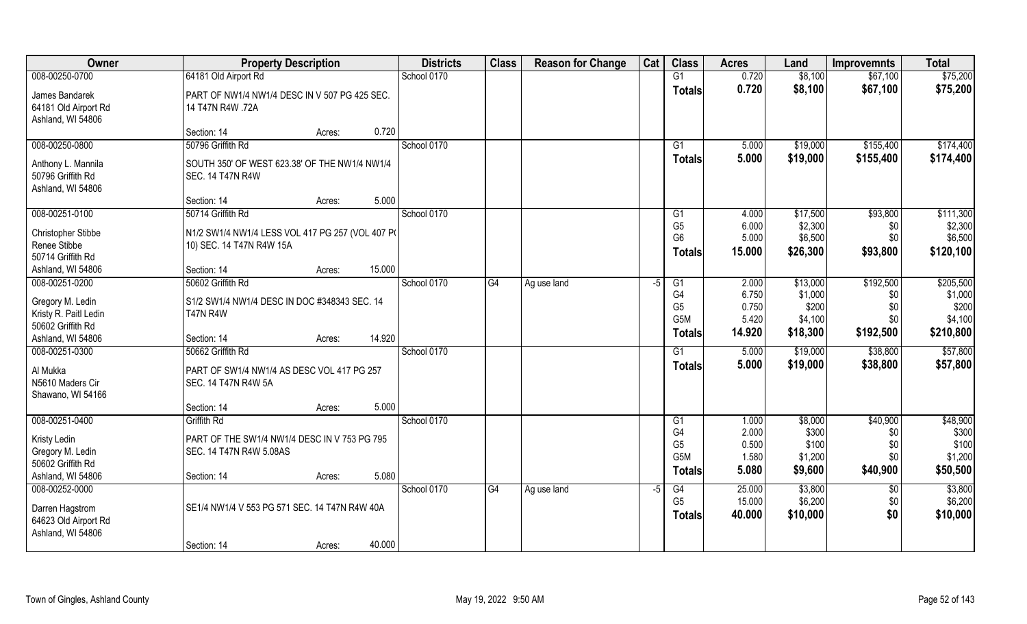| Owner | Property Description | | | Districts | Class | Reason for Change | Cat | Class | Acres | Land | Improvemnts | Total |
|---|---|---|---|---|---|---|---|---|---|---|---|---|
| 008-00250-0700 | 64181 Old Airport Rd | | | School 0170 | | | | G1 | 0.720 | $8,100 | $67,100 | $75,200 |
| James Bandarek<br>64181 Old Airport Rd<br>Ashland, WI 54806 | PART OF NW1/4 NW1/4 DESC IN V 507 PG 425 SEC. 14 T47N R4W .72A | | | | | | | **Totals** | **0.720** | **$8,100** | **$67,100** | **$75,200** |
| | Section: 14 | Acres: | 0.720 | | | | | | | | | |
| 008-00250-0800 | 50796 Griffith Rd | | | School 0170 | | | | G1 | 5.000 | $19,000 | $155,400 | $174,400 |
| Anthony L. Mannila<br>50796 Griffith Rd<br>Ashland, WI 54806 | SOUTH 350' OF WEST 623.38' OF THE NW1/4 NW1/4 SEC. 14 T47N R4W | | | | | | | **Totals** | **5.000** | **$19,000** | **$155,400** | **$174,400** |
| | Section: 14 | Acres: | 5.000 | | | | | | | | | |
| 008-00251-0100 | 50714 Griffith Rd | | | School 0170 | | | | G1 | 4.000 | $17,500 | $93,800 | $111,300 |
| Christopher Stibbe<br>Renee Stibbe<br>50714 Griffith Rd<br>Ashland, WI 54806 | N1/2 SW1/4 NW1/4 LESS VOL 417 PG 257 (VOL 407 P( 10) SEC. 14 T47N R4W 15A | | | | | | | G5 | 6.000 | $2,300 | $0 | $2,300 |
| | | | | | | | | G6 | 5.000 | $6,500 | $0 | $6,500 |
| | | | | | | | | **Totals** | **15.000** | **$26,300** | **$93,800** | **$120,100** |
| | Section: 14 | Acres: | 15.000 | | | | | | | | | |
| 008-00251-0200 | 50602 Griffith Rd | | | School 0170 | G4 | Ag use land | -5 | G1 | 2.000 | $13,000 | $192,500 | $205,500 |
| Gregory M. Ledin<br>Kristy R. Paitl Ledin<br>50602 Griffith Rd<br>Ashland, WI 54806 | S1/2 SW1/4 NW1/4 DESC IN DOC #348343 SEC. 14 T47N R4W | | | | | | | G4 | 6.750 | $1,000 | $0 | $1,000 |
| | | | | | | | | G5 | 0.750 | $200 | $0 | $200 |
| | | | | | | | | G5M | 5.420 | $4,100 | $0 | $4,100 |
| | | | | | | | | **Totals** | **14.920** | **$18,300** | **$192,500** | **$210,800** |
| | Section: 14 | Acres: | 14.920 | | | | | | | | | |
| 008-00251-0300 | 50662 Griffith Rd | | | School 0170 | | | | G1 | 5.000 | $19,000 | $38,800 | $57,800 |
| Al Mukka<br>N5610 Maders Cir<br>Shawano, WI 54166 | PART OF SW1/4 NW1/4 AS DESC VOL 417 PG 257 SEC. 14 T47N R4W 5A | | | | | | | **Totals** | **5.000** | **$19,000** | **$38,800** | **$57,800** |
| | Section: 14 | Acres: | 5.000 | | | | | | | | | |
| 008-00251-0400 | Griffith Rd | | | School 0170 | | | | G1 | 1.000 | $8,000 | $40,900 | $48,900 |
| Kristy Ledin<br>Gregory M. Ledin<br>50602 Griffith Rd<br>Ashland, WI 54806 | PART OF THE SW1/4 NW1/4 DESC IN V 753 PG 795 SEC. 14 T47N R4W 5.08AS | | | | | | | G4 | 2.000 | $300 | $0 | $300 |
| | | | | | | | | G5 | 0.500 | $100 | $0 | $100 |
| | | | | | | | | G5M | 1.580 | $1,200 | $0 | $1,200 |
| | | | | | | | | **Totals** | **5.080** | **$9,600** | **$40,900** | **$50,500** |
| | Section: 14 | Acres: | 5.080 | | | | | | | | | |
| 008-00252-0000 | | | | School 0170 | G4 | Ag use land | -5 | G4 | 25.000 | $3,800 | $0 | $3,800 |
| Darren Hagstrom<br>64623 Old Airport Rd<br>Ashland, WI 54806 | SE1/4 NW1/4 V 553 PG 571 SEC. 14 T47N R4W 40A | | | | | | | G5 | 15.000 | $6,200 | $0 | $6,200 |
| | | | | | | | | **Totals** | **40.000** | **$10,000** | **$0** | **$10,000** |
| | Section: 14 | Acres: | 40.000 | | | | | | | | | |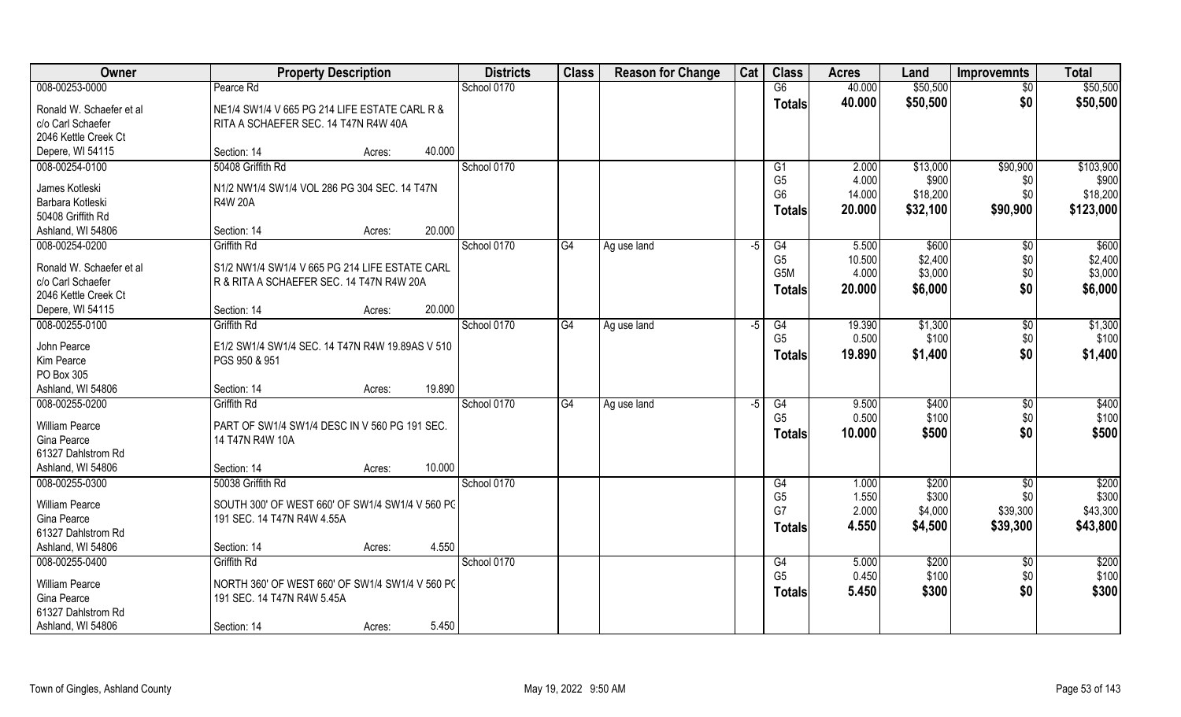| Owner | Property Description | Districts | Class | Reason for Change | Cat | Class | Acres | Land | Improvemnts | Total |
|---|---|---|---|---|---|---|---|---|---|---|
| 008-00253-0000 | Pearce Rd | School 0170 | | | | G6 | 40.000 | $50,500 | $0 | $50,500 |
| Ronald W. Schaefer et al | NE1/4 SW1/4 V 665 PG 214 LIFE ESTATE CARL R & | | | | | **Totals** | **40.000** | **$50,500** | **$0** | **$50,500** |
| c/o Carl Schaefer | RITA A SCHAEFER SEC. 14 T47N R4W 40A | | | | | | | | | |
| 2046 Kettle Creek Ct | | | | | | | | | | |
| Depere, WI 54115 | Section: 14 Acres: 40.000 | | | | | | | | | |
| 008-00254-0100 | 50408 Griffith Rd | School 0170 | | | | G1 | 2.000 | $13,000 | $90,900 | $103,900 |
| James Kotleski | N1/2 NW1/4 SW1/4 VOL 286 PG 304 SEC. 14 T47N | | | | | G5 | 4.000 | $900 | $0 | $900 |
| Barbara Kotleski | R4W 20A | | | | | G6 | 14.000 | $18,200 | $0 | $18,200 |
| 50408 Griffith Rd | | | | | | **Totals** | **20.000** | **$32,100** | **$90,900** | **$123,000** |
| Ashland, WI 54806 | Section: 14 Acres: 20.000 | | | | | | | | | |
| 008-00254-0200 | Griffith Rd | School 0170 | G4 | Ag use land | -5 | G4 | 5.500 | $600 | $0 | $600 |
| Ronald W. Schaefer et al | S1/2 NW1/4 SW1/4 V 665 PG 214 LIFE ESTATE CARL | | | | | G5 | 10.500 | $2,400 | $0 | $2,400 |
| c/o Carl Schaefer | R & RITA A SCHAEFER SEC. 14 T47N R4W 20A | | | | | G5M | 4.000 | $3,000 | $0 | $3,000 |
| 2046 Kettle Creek Ct | | | | | | **Totals** | **20.000** | **$6,000** | **$0** | **$6,000** |
| Depere, WI 54115 | Section: 14 Acres: 20.000 | | | | | | | | | |
| 008-00255-0100 | Griffith Rd | School 0170 | G4 | Ag use land | -5 | G4 | 19.390 | $1,300 | $0 | $1,300 |
| John Pearce | E1/2 SW1/4 SW1/4 SEC. 14 T47N R4W 19.89AS V 510 | | | | | G5 | 0.500 | $100 | $0 | $100 |
| Kim Pearce | PGS 950 & 951 | | | | | **Totals** | **19.890** | **$1,400** | **$0** | **$1,400** |
| PO Box 305 | | | | | | | | | | |
| Ashland, WI 54806 | Section: 14 Acres: 19.890 | | | | | | | | | |
| 008-00255-0200 | Griffith Rd | School 0170 | G4 | Ag use land | -5 | G4 | 9.500 | $400 | $0 | $400 |
| William Pearce | PART OF SW1/4 SW1/4 DESC IN V 560 PG 191 SEC. | | | | | G5 | 0.500 | $100 | $0 | $100 |
| Gina Pearce | 14 T47N R4W 10A | | | | | **Totals** | **10.000** | **$500** | **$0** | **$500** |
| 61327 Dahlstrom Rd | | | | | | | | | | |
| Ashland, WI 54806 | Section: 14 Acres: 10.000 | | | | | | | | | |
| 008-00255-0300 | 50038 Griffith Rd | School 0170 | | | | G4 | 1.000 | $200 | $0 | $200 |
| William Pearce | SOUTH 300' OF WEST 660' OF SW1/4 SW1/4 V 560 PG | | | | | G5 | 1.550 | $300 | $0 | $300 |
| Gina Pearce | 191 SEC. 14 T47N R4W 4.55A | | | | | G7 | 2.000 | $4,000 | $39,300 | $43,300 |
| 61327 Dahlstrom Rd | | | | | | **Totals** | **4.550** | **$4,500** | **$39,300** | **$43,800** |
| Ashland, WI 54806 | Section: 14 Acres: 4.550 | | | | | | | | | |
| 008-00255-0400 | Griffith Rd | School 0170 | | | | G4 | 5.000 | $200 | $0 | $200 |
| William Pearce | NORTH 360' OF WEST 660' OF SW1/4 SW1/4 V 560 PG | | | | | G5 | 0.450 | $100 | $0 | $100 |
| Gina Pearce | 191 SEC. 14 T47N R4W 5.45A | | | | | **Totals** | **5.450** | **$300** | **$0** | **$300** |
| 61327 Dahlstrom Rd | | | | | | | | | | |
| Ashland, WI 54806 | Section: 14 Acres: 5.450 | | | | | | | | | |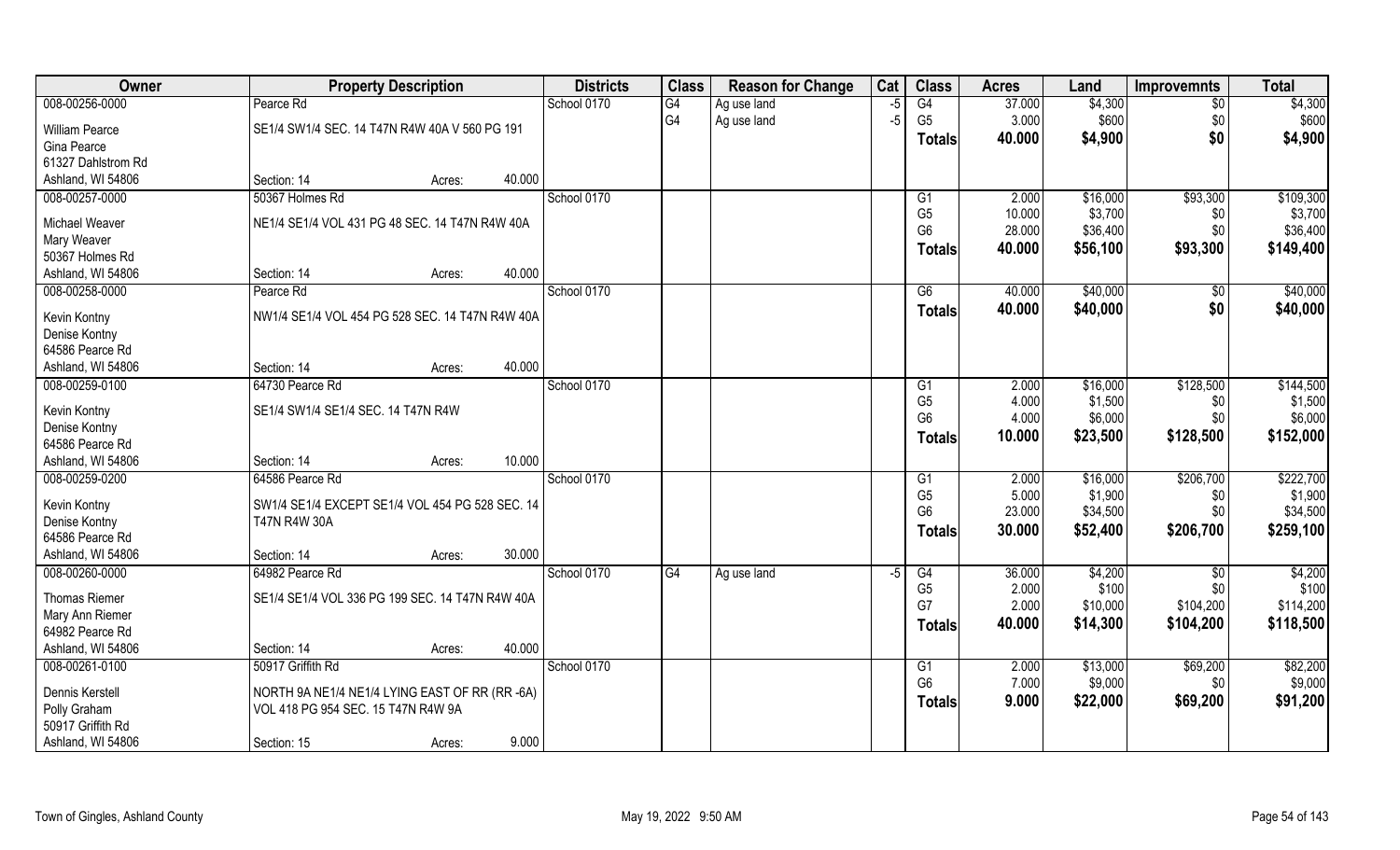| Owner | Property Description | | Districts | Class | Reason for Change | Cat | Class | Acres | Land | Improvemnts | Total |
|---|---|---|---|---|---|---|---|---|---|---|---|
| 008-00256-0000 | Pearce Rd | | School 0170 | G4 | Ag use land | -5 | G4 | 37.000 | $4,300 | $0 | $4,300 |
| William Pearce | SE1/4 SW1/4 SEC. 14 T47N R4W 40A V 560 PG 191 | | | G4 | Ag use land | -5 | G5 | 3.000 | $600 | $0 | $600 |
| Gina Pearce | | | | | | | **Totals** | **40.000** | **$4,900** | **$0** | **$4,900** |
| 61327 Dahlstrom Rd | | | | | | | | | | | |
| Ashland, WI 54806 | Section: 14 | Acres: 40.000 | | | | | | | | | |
| 008-00257-0000 | 50367 Holmes Rd | | School 0170 | | | | G1 | 2.000 | $16,000 | $93,300 | $109,300 |
| Michael Weaver | NE1/4 SE1/4 VOL 431 PG 48 SEC. 14 T47N R4W 40A | | | | | | G5 | 10.000 | $3,700 | $0 | $3,700 |
| Mary Weaver | | | | | | | G6 | 28.000 | $36,400 | $0 | $36,400 |
| 50367 Holmes Rd | | | | | | | **Totals** | **40.000** | **$56,100** | **$93,300** | **$149,400** |
| Ashland, WI 54806 | Section: 14 | Acres: 40.000 | | | | | | | | | |
| 008-00258-0000 | Pearce Rd | | School 0170 | | | | G6 | 40.000 | $40,000 | $0 | $40,000 |
| Kevin Kontny | NW1/4 SE1/4 VOL 454 PG 528 SEC. 14 T47N R4W 40A | | | | | | **Totals** | **40.000** | **$40,000** | **$0** | **$40,000** |
| Denise Kontny | | | | | | | | | | | |
| 64586 Pearce Rd | | | | | | | | | | | |
| Ashland, WI 54806 | Section: 14 | Acres: 40.000 | | | | | | | | | |
| 008-00259-0100 | 64730 Pearce Rd | | School 0170 | | | | G1 | 2.000 | $16,000 | $128,500 | $144,500 |
| Kevin Kontny | SE1/4 SW1/4 SE1/4 SEC. 14 T47N R4W | | | | | | G5 | 4.000 | $1,500 | $0 | $1,500 |
| Denise Kontny | | | | | | | G6 | 4.000 | $6,000 | $0 | $6,000 |
| 64586 Pearce Rd | | | | | | | **Totals** | **10.000** | **$23,500** | **$128,500** | **$152,000** |
| Ashland, WI 54806 | Section: 14 | Acres: 10.000 | | | | | | | | | |
| 008-00259-0200 | 64586 Pearce Rd | | School 0170 | | | | G1 | 2.000 | $16,000 | $206,700 | $222,700 |
| Kevin Kontny | SW1/4 SE1/4 EXCEPT SE1/4 VOL 454 PG 528 SEC. 14 T47N R4W 30A | | | | | | G5 | 5.000 | $1,900 | $0 | $1,900 |
| Denise Kontny | | | | | | | G6 | 23.000 | $34,500 | $0 | $34,500 |
| 64586 Pearce Rd | | | | | | | **Totals** | **30.000** | **$52,400** | **$206,700** | **$259,100** |
| Ashland, WI 54806 | Section: 14 | Acres: 30.000 | | | | | | | | | |
| 008-00260-0000 | 64982 Pearce Rd | | School 0170 | G4 | Ag use land | -5 | G4 | 36.000 | $4,200 | $0 | $4,200 |
| Thomas Riemer | SE1/4 SE1/4 VOL 336 PG 199 SEC. 14 T47N R4W 40A | | | | | | G5 | 2.000 | $100 | $0 | $100 |
| Mary Ann Riemer | | | | | | | G7 | 2.000 | $10,000 | $104,200 | $114,200 |
| 64982 Pearce Rd | | | | | | | **Totals** | **40.000** | **$14,300** | **$104,200** | **$118,500** |
| Ashland, WI 54806 | Section: 14 | Acres: 40.000 | | | | | | | | | |
| 008-00261-0100 | 50917 Griffith Rd | | School 0170 | | | | G1 | 2.000 | $13,000 | $69,200 | $82,200 |
| Dennis Kerstell | NORTH 9A NE1/4 NE1/4 LYING EAST OF RR (RR -6A) VOL 418 PG 954 SEC. 15 T47N R4W 9A | | | | | | G6 | 7.000 | $9,000 | $0 | $9,000 |
| Polly Graham | | | | | | | **Totals** | **9.000** | **$22,000** | **$69,200** | **$91,200** |
| 50917 Griffith Rd | | | | | | | | | | | |
| Ashland, WI 54806 | Section: 15 | Acres: 9.000 | | | | | | | | | |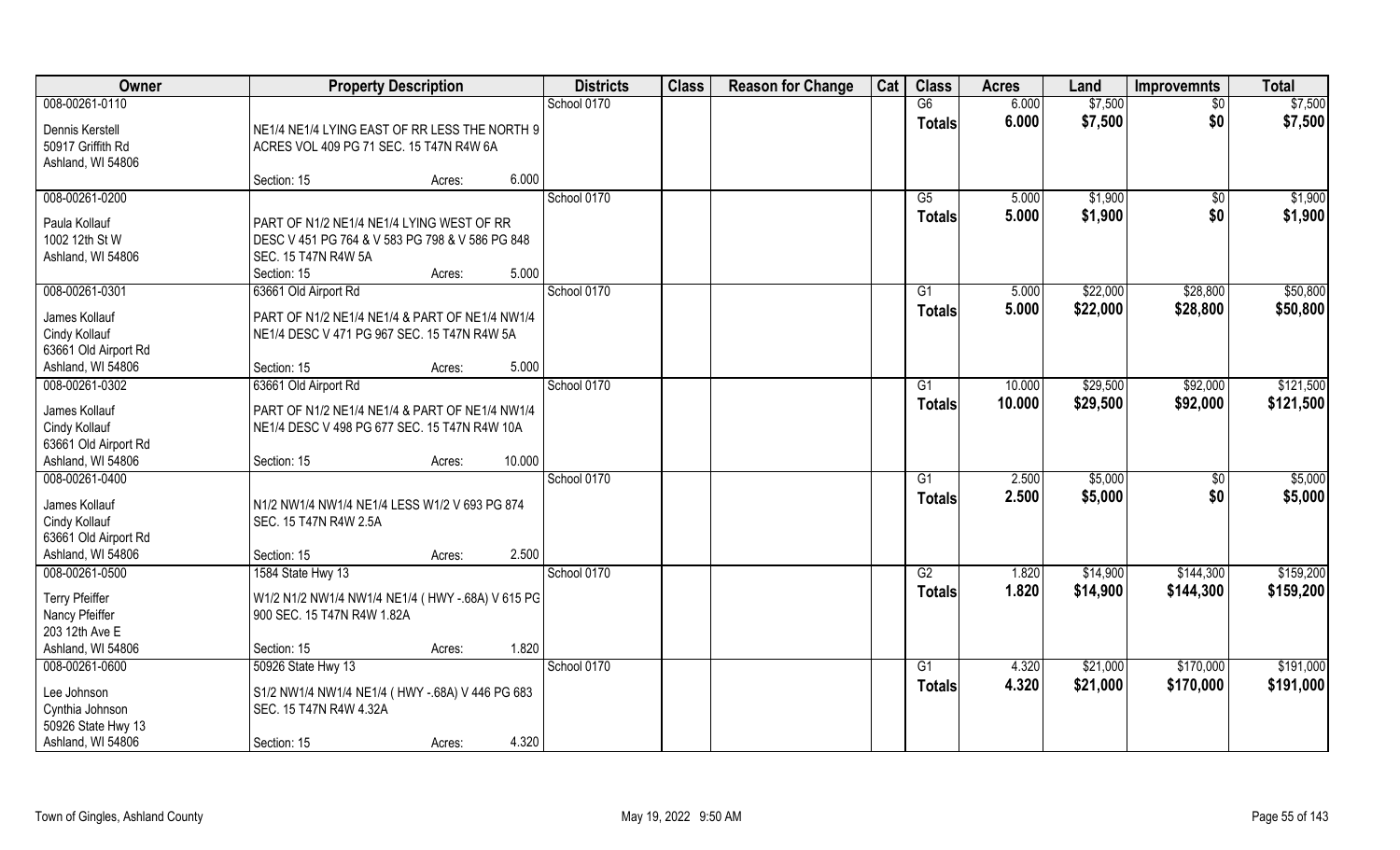| Owner | Property Description | Districts | Class | Reason for Change | Cat | Class | Acres | Land | Improvemnts | Total |
|---|---|---|---|---|---|---|---|---|---|---|
| 008-00261-0110<br>Dennis Kerstell<br>50917 Griffith Rd<br>Ashland, WI 54806 | NE1/4 NE1/4 LYING EAST OF RR LESS THE NORTH 9 ACRES VOL 409 PG 71 SEC. 15 T47N R4W 6A<br>Section: 15 Acres: 6.000 | School 0170 | | | | G6<br>**Totals** | 6.000<br>**6.000** | $7,500<br>**$7,500** | $0<br>**$0** | $7,500<br>**$7,500** |
| 008-00261-0200<br>Paula Kollauf<br>1002 12th St W<br>Ashland, WI 54806 | PART OF N1/2 NE1/4 NE1/4 LYING WEST OF RR DESC V 451 PG 764 & V 583 PG 798 & V 586 PG 848 SEC. 15 T47N R4W 5A<br>Section: 15 Acres: 5.000 | School 0170 | | | | G5<br>**Totals** | 5.000<br>**5.000** | $1,900<br>**$1,900** | $0<br>**$0** | $1,900<br>**$1,900** |
| 008-00261-0301<br>James Kollauf<br>Cindy Kollauf<br>63661 Old Airport Rd<br>Ashland, WI 54806 | 63661 Old Airport Rd<br>PART OF N1/2 NE1/4 NE1/4 & PART OF NE1/4 NW1/4 NE1/4 DESC V 471 PG 967 SEC. 15 T47N R4W 5A<br>Section: 15 Acres: 5.000 | School 0170 | | | | G1<br>**Totals** | 5.000<br>**5.000** | $22,000<br>**$22,000** | $28,800<br>**$28,800** | $50,800<br>**$50,800** |
| 008-00261-0302<br>James Kollauf<br>Cindy Kollauf<br>63661 Old Airport Rd<br>Ashland, WI 54806 | 63661 Old Airport Rd<br>PART OF N1/2 NE1/4 NE1/4 & PART OF NE1/4 NW1/4 NE1/4 DESC V 498 PG 677 SEC. 15 T47N R4W 10A<br>Section: 15 Acres: 10.000 | School 0170 | | | | G1<br>**Totals** | 10.000<br>**10.000** | $29,500<br>**$29,500** | $92,000<br>**$92,000** | $121,500<br>**$121,500** |
| 008-00261-0400<br>James Kollauf<br>Cindy Kollauf<br>63661 Old Airport Rd<br>Ashland, WI 54806 | N1/2 NW1/4 NW1/4 NE1/4 LESS W1/2 V 693 PG 874 SEC. 15 T47N R4W 2.5A<br>Section: 15 Acres: 2.500 | School 0170 | | | | G1<br>**Totals** | 2.500<br>**2.500** | $5,000<br>**$5,000** | $0<br>**$0** | $5,000<br>**$5,000** |
| 008-00261-0500<br>Terry Pfeiffer<br>Nancy Pfeiffer<br>203 12th Ave E<br>Ashland, WI 54806 | 1584 State Hwy 13<br>W1/2 N1/2 NW1/4 NW1/4 NE1/4 ( HWY -.68A) V 615 PG 900 SEC. 15 T47N R4W 1.82A<br>Section: 15 Acres: 1.820 | School 0170 | | | | G2<br>**Totals** | 1.820<br>**1.820** | $14,900<br>**$14,900** | $144,300<br>**$144,300** | $159,200<br>**$159,200** |
| 008-00261-0600<br>Lee Johnson<br>Cynthia Johnson<br>50926 State Hwy 13<br>Ashland, WI 54806 | 50926 State Hwy 13<br>S1/2 NW1/4 NW1/4 NE1/4 ( HWY -.68A) V 446 PG 683 SEC. 15 T47N R4W 4.32A<br>Section: 15 Acres: 4.320 | School 0170 | | | | G1<br>**Totals** | 4.320<br>**4.320** | $21,000<br>**$21,000** | $170,000<br>**$170,000** | $191,000<br>**$191,000** |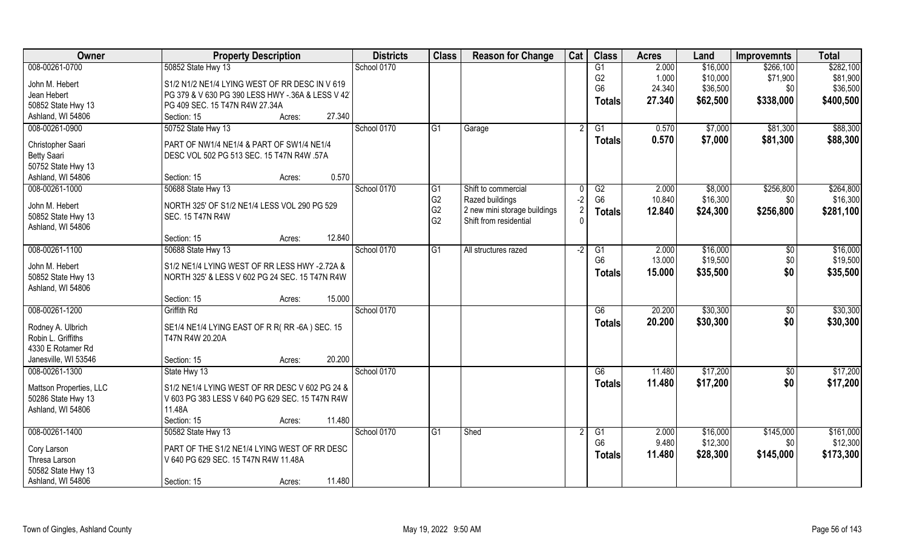| Owner | Property Description | Districts | Class | Reason for Change | Cat | Class | Acres | Land | Improvemnts | Total |
|---|---|---|---|---|---|---|---|---|---|---|
| 008-00261-0700<br>John M. Hebert<br>Jean Hebert<br>50852 State Hwy 13<br>Ashland, WI 54806 | 50852 State Hwy 13<br>S1/2 N1/2 NE1/4 LYING WEST OF RR DESC IN V 619 PG 379 & V 630 PG 390 LESS HWY -.36A & LESS V 42 PG 409 SEC. 15 T47N R4W 27.34A<br>Section: 15 Acres: 27.340 | School 0170 | | | | G1<br>G2<br>G6<br>**Totals** | 2.000<br>1.000<br>24.340<br>**27.340** | $16,000<br>$10,000<br>$36,500<br>**$62,500** | $266,100<br>$71,900<br>$0<br>**$338,000** | $282,100<br>$81,900<br>$36,500<br>**$400,500** |
| 008-00261-0900<br>Christopher Saari<br>Betty Saari<br>50752 State Hwy 13<br>Ashland, WI 54806 | 50752 State Hwy 13<br>PART OF NW1/4 NE1/4 & PART OF SW1/4 NE1/4 DESC VOL 502 PG 513 SEC. 15 T47N R4W .57A<br>Section: 15 Acres: 0.570 | School 0170 | G1 | Garage | 2 | G1<br>**Totals** | 0.570<br>**0.570** | $7,000<br>**$7,000** | $81,300<br>**$81,300** | $88,300<br>**$88,300** |
| 008-00261-1000<br>John M. Hebert<br>50852 State Hwy 13<br>Ashland, WI 54806 | 50688 State Hwy 13<br>NORTH 325' OF S1/2 NE1/4 LESS VOL 290 PG 529 SEC. 15 T47N R4W<br>Section: 15 Acres: 12.840 | School 0170 | G1<br>G2<br>G2<br>G2 | Shift to commercial<br>Razed buildings<br>2 new mini storage buildings<br>Shift from residential | 0<br>-2<br>2<br>0 | G2<br>G6<br>**Totals** | 2.000<br>10.840<br>**12.840** | $8,000<br>$16,300<br>**$24,300** | $256,800<br>$0<br>**$256,800** | $264,800<br>$16,300<br>**$281,100** |
| 008-00261-1100<br>John M. Hebert<br>50852 State Hwy 13<br>Ashland, WI 54806 | 50688 State Hwy 13<br>S1/2 NE1/4 LYING WEST OF RR LESS HWY -2.72A & NORTH 325' & LESS V 602 PG 24 SEC. 15 T47N R4W<br>Section: 15 Acres: 15.000 | School 0170 | G1 | All structures razed | -2 | G1<br>G6<br>**Totals** | 2.000<br>13.000<br>**15.000** | $16,000<br>$19,500<br>**$35,500** | $0<br>$0<br>**$0** | $16,000<br>$19,500<br>**$35,500** |
| 008-00261-1200<br>Rodney A. Ulbrich<br>Robin L. Griffiths<br>4330 E Rotamer Rd<br>Janesville, WI 53546 | Griffith Rd<br>SE1/4 NE1/4 LYING EAST OF R R( RR -6A ) SEC. 15 T47N R4W 20.20A<br>Section: 15 Acres: 20.200 | School 0170 | | | | G6<br>**Totals** | 20.200<br>**20.200** | $30,300<br>**$30,300** | $0<br>**$0** | $30,300<br>**$30,300** |
| 008-00261-1300<br>Mattson Properties, LLC<br>50286 State Hwy 13<br>Ashland, WI 54806 | State Hwy 13<br>S1/2 NE1/4 LYING WEST OF RR DESC V 602 PG 24 & V 603 PG 383 LESS V 640 PG 629 SEC. 15 T47N R4W 11.48A<br>Section: 15 Acres: 11.480 | School 0170 | | | | G6<br>**Totals** | 11.480<br>**11.480** | $17,200<br>**$17,200** | $0<br>**$0** | $17,200<br>**$17,200** |
| 008-00261-1400<br>Cory Larson<br>Thresa Larson<br>50582 State Hwy 13<br>Ashland, WI 54806 | 50582 State Hwy 13<br>PART OF THE S1/2 NE1/4 LYING WEST OF RR DESC V 640 PG 629 SEC. 15 T47N R4W 11.48A<br>Section: 15 Acres: 11.480 | School 0170 | G1 | Shed | 2 | G1<br>G6<br>**Totals** | 2.000<br>9.480<br>**11.480** | $16,000<br>$12,300<br>**$28,300** | $145,000<br>$0<br>**$145,000** | $161,000<br>$12,300<br>**$173,300** |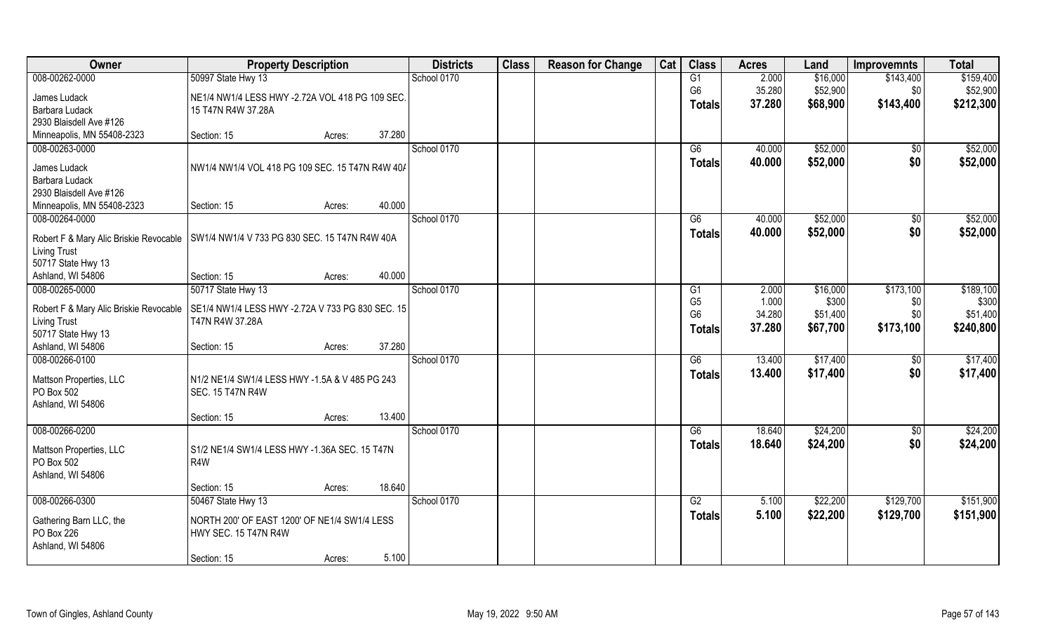| Owner | Property Description | | | Districts | Class | Reason for Change | Cat | Class | Acres | Land | Improvemnts | Total |
|---|---|---|---|---|---|---|---|---|---|---|---|---|
| 008-00262-0000 | 50997 State Hwy 13 | | | School 0170 | | | | G1 | 2.000 | $16,000 | $143,400 | $159,400 |
| James Ludack | NE1/4 NW1/4 LESS HWY -2.72A VOL 418 PG 109 SEC. 15 T47N R4W 37.28A | | | | | | | G6 | 35.280 | $52,900 | $0 | $52,900 |
| Barbara Ludack | | | | | | | | **Totals** | **37.280** | **$68,900** | **$143,400** | **$212,300** |
| 2930 Blaisdell Ave #126 | | | | | | | | | | | | |
| Minneapolis, MN 55408-2323 | Section: 15 | Acres: | 37.280 | | | | | | | | | |
| 008-00263-0000 | | | | School 0170 | | | | G6 | 40.000 | $52,000 | $0 | $52,000 |
| James Ludack | NW1/4 NW1/4 VOL 418 PG 109 SEC. 15 T47N R4W 40A | | | | | | | **Totals** | **40.000** | **$52,000** | **$0** | **$52,000** |
| Barbara Ludack | | | | | | | | | | | | |
| 2930 Blaisdell Ave #126 | | | | | | | | | | | | |
| Minneapolis, MN 55408-2323 | Section: 15 | Acres: | 40.000 | | | | | | | | | |
| 008-00264-0000 | | | | School 0170 | | | | G6 | 40.000 | $52,000 | $0 | $52,000 |
| Robert F & Mary Alic Briskie Revocable Living Trust | SW1/4 NW1/4 V 733 PG 830 SEC. 15 T47N R4W 40A | | | | | | | **Totals** | **40.000** | **$52,000** | **$0** | **$52,000** |
| 50717 State Hwy 13 | | | | | | | | | | | | |
| Ashland, WI 54806 | Section: 15 | Acres: | 40.000 | | | | | | | | | |
| 008-00265-0000 | 50717 State Hwy 13 | | | School 0170 | | | | G1 | 2.000 | $16,000 | $173,100 | $189,100 |
| Robert F & Mary Alic Briskie Revocable Living Trust | SE1/4 NW1/4 LESS HWY -2.72A V 733 PG 830 SEC. 15 T47N R4W 37.28A | | | | | | | G5 | 1.000 | $300 | $0 | $300 |
| 50717 State Hwy 13 | | | | | | | | G6 | 34.280 | $51,400 | $0 | $51,400 |
| Ashland, WI 54806 | Section: 15 | Acres: | 37.280 | | | | | **Totals** | **37.280** | **$67,700** | **$173,100** | **$240,800** |
| 008-00266-0100 | | | | School 0170 | | | | G6 | 13.400 | $17,400 | $0 | $17,400 |
| Mattson Properties, LLC | N1/2 NE1/4 SW1/4 LESS HWY -1.5A & V 485 PG 243 SEC. 15 T47N R4W | | | | | | | **Totals** | **13.400** | **$17,400** | **$0** | **$17,400** |
| PO Box 502 | | | | | | | | | | | | |
| Ashland, WI 54806 | | | | | | | | | | | | |
| | Section: 15 | Acres: | 13.400 | | | | | | | | | |
| 008-00266-0200 | | | | School 0170 | | | | G6 | 18.640 | $24,200 | $0 | $24,200 |
| Mattson Properties, LLC | S1/2 NE1/4 SW1/4 LESS HWY -1.36A SEC. 15 T47N R4W | | | | | | | **Totals** | **18.640** | **$24,200** | **$0** | **$24,200** |
| PO Box 502 | | | | | | | | | | | | |
| Ashland, WI 54806 | | | | | | | | | | | | |
| | Section: 15 | Acres: | 18.640 | | | | | | | | | |
| 008-00266-0300 | 50467 State Hwy 13 | | | School 0170 | | | | G2 | 5.100 | $22,200 | $129,700 | $151,900 |
| Gathering Barn LLC, the | NORTH 200' OF EAST 1200' OF NE1/4 SW1/4 LESS HWY SEC. 15 T47N R4W | | | | | | | **Totals** | **5.100** | **$22,200** | **$129,700** | **$151,900** |
| PO Box 226 | | | | | | | | | | | | |
| Ashland, WI 54806 | | | | | | | | | | | | |
| | Section: 15 | Acres: | 5.100 | | | | | | | | | |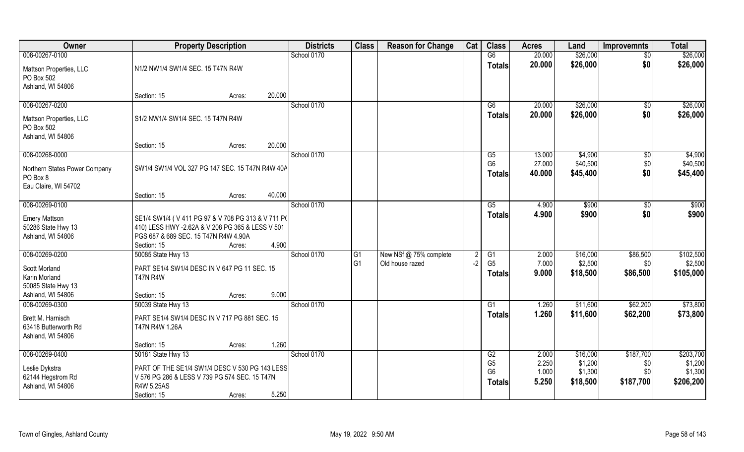| Owner | Property Description | Districts | Class | Reason for Change | Cat | Class | Acres | Land | Improvemnts | Total |
|---|---|---|---|---|---|---|---|---|---|---|
| 008-00267-0100<br>Mattson Properties, LLC<br>PO Box 502<br>Ashland, WI 54806 | N1/2 NW1/4 SW1/4 SEC. 15 T47N R4W<br>Section: 15 Acres: 20.000 | School 0170 | | | | G6<br>**Totals** | 20.000<br>**20.000** | $26,000<br>**$26,000** | $0<br>**$0** | $26,000<br>**$26,000** |
| 008-00267-0200<br>Mattson Properties, LLC<br>PO Box 502<br>Ashland, WI 54806 | S1/2 NW1/4 SW1/4 SEC. 15 T47N R4W<br>Section: 15 Acres: 20.000 | School 0170 | | | | G6<br>**Totals** | 20.000<br>**20.000** | $26,000<br>**$26,000** | $0<br>**$0** | $26,000<br>**$26,000** |
| 008-00268-0000<br>Northern States Power Company<br>PO Box 8<br>Eau Claire, WI 54702 | SW1/4 SW1/4 VOL 327 PG 147 SEC. 15 T47N R4W 40A<br>Section: 15 Acres: 40.000 | School 0170 | | | | G5<br>G6<br>**Totals** | 13.000<br>27.000<br>**40.000** | $4,900<br>$40,500<br>**$45,400** | $0<br>$0<br>**$0** | $4,900<br>$40,500<br>**$45,400** |
| 008-00269-0100<br>Emery Mattson<br>50286 State Hwy 13<br>Ashland, WI 54806 | SE1/4 SW1/4 ( V 411 PG 97 & V 708 PG 313 & V 711 PG 410) LESS HWY -2.62A & V 208 PG 365 & LESS V 501 PGS 687 & 689 SEC. 15 T47N R4W 4.90A<br>Section: 15 Acres: 4.900 | School 0170 | | | | G5<br>**Totals** | 4.900<br>**4.900** | $900<br>**$900** | $0<br>**$0** | $900<br>**$900** |
| 008-00269-0200<br>50085 State Hwy 13<br>Scott Morland<br>Karin Morland<br>50085 State Hwy 13<br>Ashland, WI 54806 | PART SE1/4 SW1/4 DESC IN V 647 PG 11 SEC. 15 T47N R4W<br>Section: 15 Acres: 9.000 | School 0170 | G1<br>G1 | New NSf @ 75% complete<br>Old house razed | 2<br>-2 | G1<br>G5<br>**Totals** | 2.000<br>7.000<br>**9.000** | $16,000<br>$2,500<br>**$18,500** | $86,500<br>$0<br>**$86,500** | $102,500<br>$2,500<br>**$105,000** |
| 008-00269-0300<br>50039 State Hwy 13<br>Brett M. Harnisch<br>63418 Butterworth Rd<br>Ashland, WI 54806 | PART SE1/4 SW1/4 DESC IN V 717 PG 881 SEC. 15 T47N R4W 1.26A<br>Section: 15 Acres: 1.260 | School 0170 | | | | G1<br>**Totals** | 1.260<br>**1.260** | $11,600<br>**$11,600** | $62,200<br>**$62,200** | $73,800<br>**$73,800** |
| 008-00269-0400<br>50181 State Hwy 13<br>Leslie Dykstra<br>62144 Hegstrom Rd<br>Ashland, WI 54806 | PART OF THE SE1/4 SW1/4 DESC V 530 PG 143 LESS V 576 PG 286 & LESS V 739 PG 574 SEC. 15 T47N R4W 5.25AS<br>Section: 15 Acres: 5.250 | School 0170 | | | | G2<br>G5<br>G6<br>**Totals** | 2.000<br>2.250<br>1.000<br>**5.250** | $16,000<br>$1,200<br>$1,300<br>**$18,500** | $187,700<br>$0<br>$0<br>**$187,700** | $203,700<br>$1,200<br>$1,300<br>**$206,200** |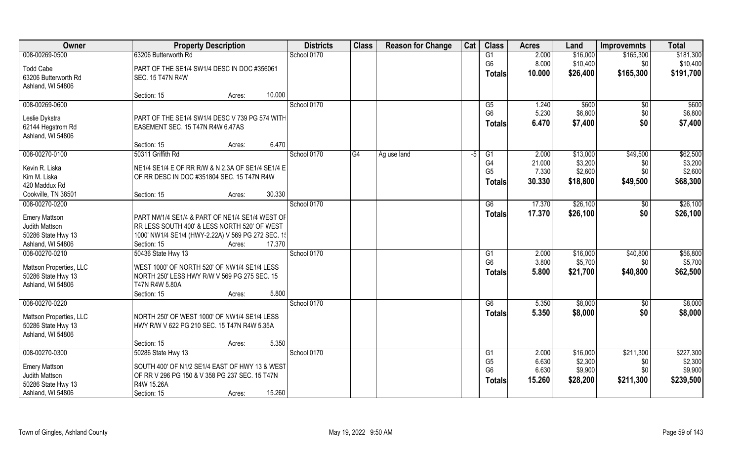| Owner | Property Description | Districts | Class | Reason for Change | Cat | Class | Acres | Land | Improvemnts | Total |
|---|---|---|---|---|---|---|---|---|---|---|
| 008-00269-0500 | 63206 Butterworth Rd | School 0170 | | | | G1 | 2.000 | $16,000 | $165,300 | $181,300 |
| Todd Cabe | PART OF THE SE1/4 SW1/4 DESC IN DOC #356061 | | | | | G6 | 8.000 | $10,400 | $0 | $10,400 |
| 63206 Butterworth Rd | SEC. 15 T47N R4W | | | | | **Totals** | **10.000** | **$26,400** | **$165,300** | **$191,700** |
| Ashland, WI 54806 | | | | | | | | | | |
| | Section: 15 Acres: 10.000 | | | | | | | | | |
| 008-00269-0600 | | School 0170 | | | | G5 | 1.240 | $600 | $0 | $600 |
| Leslie Dykstra | PART OF THE SE1/4 SW1/4 DESC V 739 PG 574 WITH | | | | | G6 | 5.230 | $6,800 | $0 | $6,800 |
| 62144 Hegstrom Rd | EASEMENT SEC. 15 T47N R4W 6.47AS | | | | | **Totals** | **6.470** | **$7,400** | **$0** | **$7,400** |
| Ashland, WI 54806 | | | | | | | | | | |
| | Section: 15 Acres: 6.470 | | | | | | | | | |
| 008-00270-0100 | 50311 Griffith Rd | School 0170 | G4 | Ag use land | -5 | G1 | 2.000 | $13,000 | $49,500 | $62,500 |
| Kevin R. Liska | NE1/4 SE1/4 E OF RR R/W & N 2.3A OF SE1/4 SE1/4 E | | | | | G4 | 21.000 | $3,200 | $0 | $3,200 |
| Kim M. Liska | OF RR DESC IN DOC #351804 SEC. 15 T47N R4W | | | | | G5 | 7.330 | $2,600 | $0 | $2,600 |
| 420 Maddux Rd | | | | | | **Totals** | **30.330** | **$18,800** | **$49,500** | **$68,300** |
| Cookville, TN 38501 | Section: 15 Acres: 30.330 | | | | | | | | | |
| 008-00270-0200 | | School 0170 | | | | G6 | 17.370 | $26,100 | $0 | $26,100 |
| Emery Mattson | PART NW1/4 SE1/4 & PART OF NE1/4 SE1/4 WEST OF | | | | | **Totals** | **17.370** | **$26,100** | **$0** | **$26,100** |
| Judith Mattson | RR LESS SOUTH 400' & LESS NORTH 520' OF WEST | | | | | | | | | |
| 50286 State Hwy 13 | 1000' NW1/4 SE1/4 (HWY-2.22A) V 569 PG 272 SEC. 1 | | | | | | | | | |
| Ashland, WI 54806 | Section: 15 Acres: 17.370 | | | | | | | | | |
| 008-00270-0210 | 50436 State Hwy 13 | School 0170 | | | | G1 | 2.000 | $16,000 | $40,800 | $56,800 |
| Mattson Properties, LLC | WEST 1000' OF NORTH 520' OF NW1/4 SE1/4 LESS | | | | | G6 | 3.800 | $5,700 | $0 | $5,700 |
| 50286 State Hwy 13 | NORTH 250' LESS HWY R/W V 569 PG 275 SEC. 15 | | | | | **Totals** | **5.800** | **$21,700** | **$40,800** | **$62,500** |
| Ashland, WI 54806 | T47N R4W 5.80A | | | | | | | | | |
| | Section: 15 Acres: 5.800 | | | | | | | | | |
| 008-00270-0220 | | School 0170 | | | | G6 | 5.350 | $8,000 | $0 | $8,000 |
| Mattson Properties, LLC | NORTH 250' OF WEST 1000' OF NW1/4 SE1/4 LESS | | | | | **Totals** | **5.350** | **$8,000** | **$0** | **$8,000** |
| 50286 State Hwy 13 | HWY R/W V 622 PG 210 SEC. 15 T47N R4W 5.35A | | | | | | | | | |
| Ashland, WI 54806 | | | | | | | | | | |
| | Section: 15 Acres: 5.350 | | | | | | | | | |
| 008-00270-0300 | 50286 State Hwy 13 | School 0170 | | | | G1 | 2.000 | $16,000 | $211,300 | $227,300 |
| Emery Mattson | SOUTH 400' OF N1/2 SE1/4 EAST OF HWY 13 & WEST | | | | | G5 | 6.630 | $2,300 | $0 | $2,300 |
| Judith Mattson | OF RR V 296 PG 150 & V 358 PG 237 SEC. 15 T47N | | | | | G6 | 6.630 | $9,900 | $0 | $9,900 |
| 50286 State Hwy 13 | R4W 15.26A | | | | | **Totals** | **15.260** | **$28,200** | **$211,300** | **$239,500** |
| Ashland, WI 54806 | Section: 15 Acres: 15.260 | | | | | | | | | |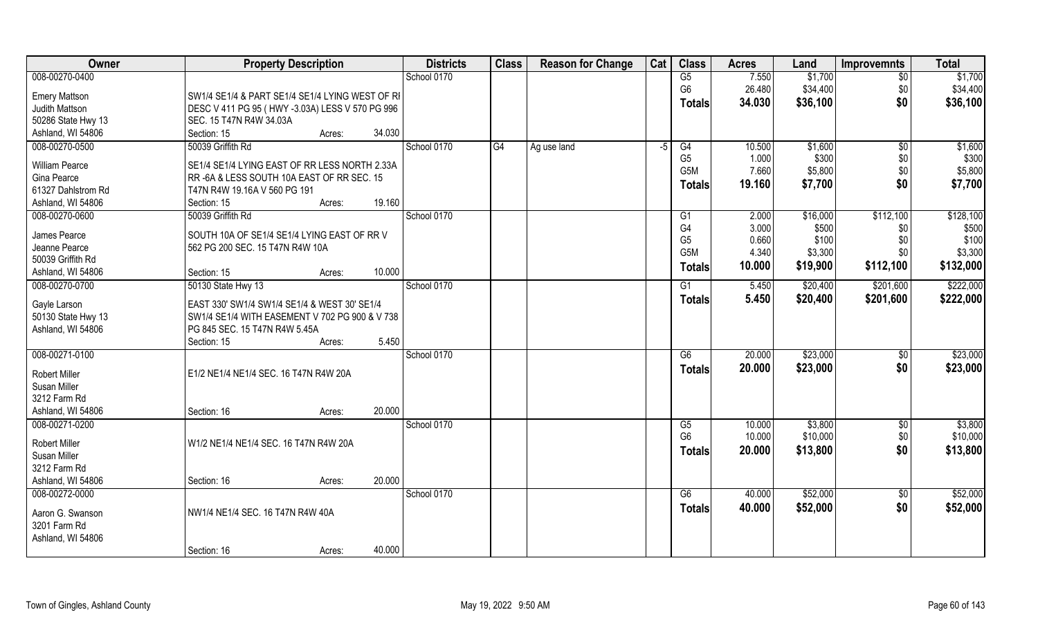| Owner | Property Description | Districts | Class | Reason for Change | Cat | Class | Acres | Land | Improvemnts | Total |
|---|---|---|---|---|---|---|---|---|---|---|
| 008-00270-0400 | | School 0170 | | | | G5 | 7.550 | $1,700 | $0 | $1,700 |
| Emery Mattson | SW1/4 SE1/4 & PART SE1/4 SE1/4 LYING WEST OF RI | | | | | G6 | 26.480 | $34,400 | $0 | $34,400 |
| Judith Mattson | DESC V 411 PG 95 ( HWY -3.03A) LESS V 570 PG 996 | | | | | **Totals** | **34.030** | **$36,100** | **$0** | **$36,100** |
| 50286 State Hwy 13 | SEC. 15 T47N R4W 34.03A | | | | | | | | | |
| Ashland, WI 54806 | Section: 15 Acres: 34.030 | | | | | | | | | |
| 008-00270-0500 | 50039 Griffith Rd | School 0170 | G4 | Ag use land | -5 | G4 | 10.500 | $1,600 | $0 | $1,600 |
| William Pearce | SE1/4 SE1/4 LYING EAST OF RR LESS NORTH 2.33A | | | | | G5 | 1.000 | $300 | $0 | $300 |
| Gina Pearce | RR -6A & LESS SOUTH 10A EAST OF RR SEC. 15 | | | | | G5M | 7.660 | $5,800 | $0 | $5,800 |
| 61327 Dahlstrom Rd | T47N R4W 19.16A V 560 PG 191 | | | | | **Totals** | **19.160** | **$7,700** | **$0** | **$7,700** |
| Ashland, WI 54806 | Section: 15 Acres: 19.160 | | | | | | | | | |
| 008-00270-0600 | 50039 Griffith Rd | School 0170 | | | | G1 | 2.000 | $16,000 | $112,100 | $128,100 |
| James Pearce | SOUTH 10A OF SE1/4 SE1/4 LYING EAST OF RR V | | | | | G4 | 3.000 | $500 | $0 | $500 |
| Jeanne Pearce | 562 PG 200 SEC. 15 T47N R4W 10A | | | | | G5 | 0.660 | $100 | $0 | $100 |
| 50039 Griffith Rd | | | | | | G5M | 4.340 | $3,300 | $0 | $3,300 |
| Ashland, WI 54806 | Section: 15 Acres: 10.000 | | | | | **Totals** | **10.000** | **$19,900** | **$112,100** | **$132,000** |
| 008-00270-0700 | 50130 State Hwy 13 | School 0170 | | | | G1 | 5.450 | $20,400 | $201,600 | $222,000 |
| Gayle Larson | EAST 330' SW1/4 SW1/4 SE1/4 & WEST 30' SE1/4 | | | | | **Totals** | **5.450** | **$20,400** | **$201,600** | **$222,000** |
| 50130 State Hwy 13 | SW1/4 SE1/4 WITH EASEMENT V 702 PG 900 & V 738 | | | | | | | | | |
| Ashland, WI 54806 | PG 845 SEC. 15 T47N R4W 5.45A | | | | | | | | | |
| | Section: 15 Acres: 5.450 | | | | | | | | | |
| 008-00271-0100 | | School 0170 | | | | G6 | 20.000 | $23,000 | $0 | $23,000 |
| Robert Miller | E1/2 NE1/4 NE1/4 SEC. 16 T47N R4W 20A | | | | | **Totals** | **20.000** | **$23,000** | **$0** | **$23,000** |
| Susan Miller | | | | | | | | | | |
| 3212 Farm Rd | | | | | | | | | | |
| Ashland, WI 54806 | Section: 16 Acres: 20.000 | | | | | | | | | |
| 008-00271-0200 | | School 0170 | | | | G5 | 10.000 | $3,800 | $0 | $3,800 |
| Robert Miller | W1/2 NE1/4 NE1/4 SEC. 16 T47N R4W 20A | | | | | G6 | 10.000 | $10,000 | $0 | $10,000 |
| Susan Miller | | | | | | **Totals** | **20.000** | **$13,800** | **$0** | **$13,800** |
| 3212 Farm Rd | | | | | | | | | | |
| Ashland, WI 54806 | Section: 16 Acres: 20.000 | | | | | | | | | |
| 008-00272-0000 | | School 0170 | | | | G6 | 40.000 | $52,000 | $0 | $52,000 |
| Aaron G. Swanson | NW1/4 NE1/4 SEC. 16 T47N R4W 40A | | | | | **Totals** | **40.000** | **$52,000** | **$0** | **$52,000** |
| 3201 Farm Rd | | | | | | | | | | |
| Ashland, WI 54806 | | | | | | | | | | |
| | Section: 16 Acres: 40.000 | | | | | | | | | |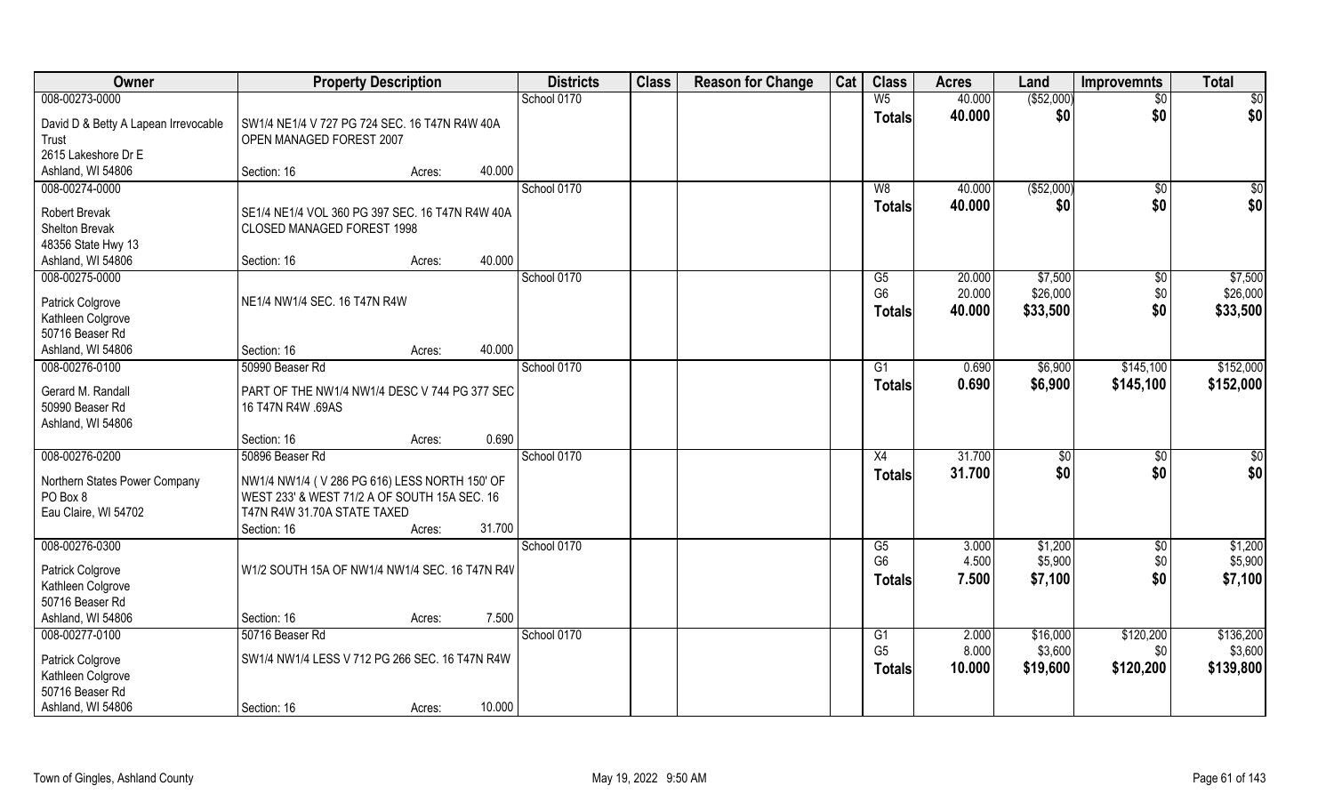| Owner | Property Description | | Districts | Class | Reason for Change | Cat | Class | Acres | Land | Improvemnts | Total |
|---|---|---|---|---|---|---|---|---|---|---|---|
| 008-00273-0000 | | | School 0170 | | | | W5 | 40.000 | ($52,000) | $0 | $0 |
| David D & Betty A Lapean Irrevocable Trust<br>2615 Lakeshore Dr E<br>Ashland, WI 54806 | SW1/4 NE1/4 V 727 PG 724 SEC. 16 T47N R4W 40A OPEN MANAGED FOREST 2007 | | | | | | **Totals** | **40.000** | **$0** | **$0** | **$0** |
| | Section: 16 | Acres: 40.000 | | | | | | | | | |
| 008-00274-0000 | | | School 0170 | | | | W8 | 40.000 | ($52,000) | $0 | $0 |
| Robert Brevak<br>Shelton Brevak<br>48356 State Hwy 13<br>Ashland, WI 54806 | SE1/4 NE1/4 VOL 360 PG 397 SEC. 16 T47N R4W 40A CLOSED MANAGED FOREST 1998 | | | | | | **Totals** | **40.000** | **$0** | **$0** | **$0** |
| | Section: 16 | Acres: 40.000 | | | | | | | | | |
| 008-00275-0000 | | | School 0170 | | | | G5 | 20.000 | $7,500 | $0 | $7,500 |
| Patrick Colgrove<br>Kathleen Colgrove<br>50716 Beaser Rd<br>Ashland, WI 54806 | NE1/4 NW1/4 SEC. 16 T47N R4W | | | | | | G6 | 20.000 | $26,000 | $0 | $26,000 |
| | | | | | | | **Totals** | **40.000** | **$33,500** | **$0** | **$33,500** |
| | Section: 16 | Acres: 40.000 | | | | | | | | | |
| 008-00276-0100 | 50990 Beaser Rd | | School 0170 | | | | G1 | 0.690 | $6,900 | $145,100 | $152,000 |
| Gerard M. Randall<br>50990 Beaser Rd<br>Ashland, WI 54806 | PART OF THE NW1/4 NW1/4 DESC V 744 PG 377 SEC 16 T47N R4W .69AS | | | | | | **Totals** | **0.690** | **$6,900** | **$145,100** | **$152,000** |
| | Section: 16 | Acres: 0.690 | | | | | | | | | |
| 008-00276-0200 | 50896 Beaser Rd | | School 0170 | | | | X4 | 31.700 | $0 | $0 | $0 |
| Northern States Power Company<br>PO Box 8<br>Eau Claire, WI 54702 | NW1/4 NW1/4 ( V 286 PG 616) LESS NORTH 150' OF WEST 233' & WEST 71/2 A OF SOUTH 15A SEC. 16 T47N R4W 31.70A STATE TAXED | | | | | | **Totals** | **31.700** | **$0** | **$0** | **$0** |
| | Section: 16 | Acres: 31.700 | | | | | | | | | |
| 008-00276-0300 | | | School 0170 | | | | G5 | 3.000 | $1,200 | $0 | $1,200 |
| Patrick Colgrove<br>Kathleen Colgrove<br>50716 Beaser Rd<br>Ashland, WI 54806 | W1/2 SOUTH 15A OF NW1/4 NW1/4 SEC. 16 T47N R4V | | | | | | G6 | 4.500 | $5,900 | $0 | $5,900 |
| | | | | | | | **Totals** | **7.500** | **$7,100** | **$0** | **$7,100** |
| | Section: 16 | Acres: 7.500 | | | | | | | | | |
| 008-00277-0100 | 50716 Beaser Rd | | School 0170 | | | | G1 | 2.000 | $16,000 | $120,200 | $136,200 |
| Patrick Colgrove<br>Kathleen Colgrove<br>50716 Beaser Rd<br>Ashland, WI 54806 | SW1/4 NW1/4 LESS V 712 PG 266 SEC. 16 T47N R4W | | | | | | G5 | 8.000 | $3,600 | $0 | $3,600 |
| | | | | | | | **Totals** | **10.000** | **$19,600** | **$120,200** | **$139,800** |
| | Section: 16 | Acres: 10.000 | | | | | | | | | |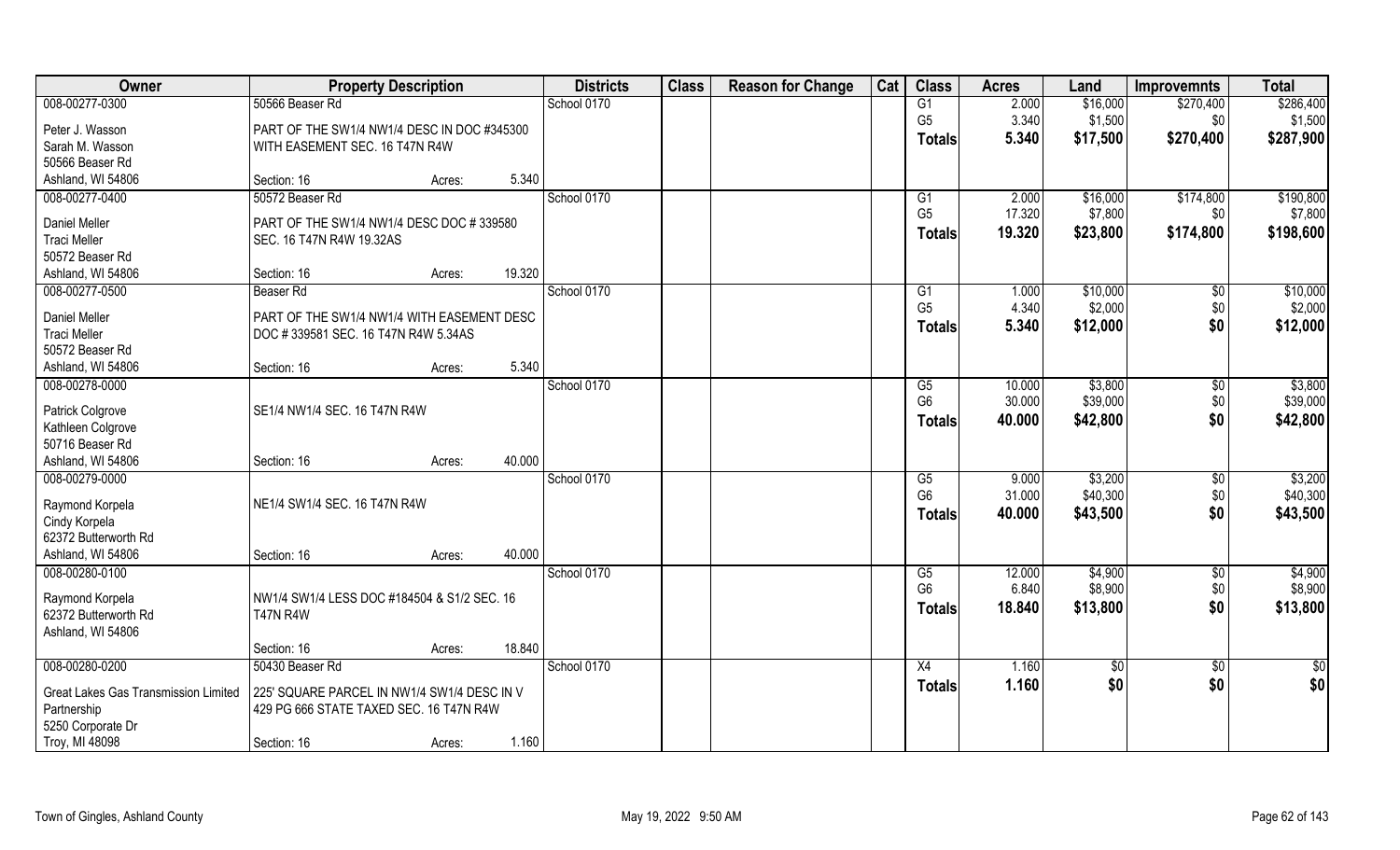| Owner | Property Description | | | Districts | Class | Reason for Change | Cat | Class | Acres | Land | Improvemnts | Total |
|---|---|---|---|---|---|---|---|---|---|---|---|---|
| 008-00277-0300 | 50566 Beaser Rd | | | School 0170 | | | | G1 | 2.000 | $16,000 | $270,400 | $286,400 |
| Peter J. Wasson | PART OF THE SW1/4 NW1/4 DESC IN DOC #345300 | | | | | | | G5 | 3.340 | $1,500 | $0 | $1,500 |
| Sarah M. Wasson | WITH EASEMENT SEC. 16 T47N R4W | | | | | | | Totals | 5.340 | $17,500 | $270,400 | $287,900 |
| 50566 Beaser Rd | | | | | | | | | | | | |
| Ashland, WI 54806 | Section: 16 | Acres: | 5.340 | | | | | | | | | |
| 008-00277-0400 | 50572 Beaser Rd | | | School 0170 | | | | G1 | 2.000 | $16,000 | $174,800 | $190,800 |
| Daniel Meller | PART OF THE SW1/4 NW1/4 DESC DOC # 339580 | | | | | | | G5 | 17.320 | $7,800 | $0 | $7,800 |
| Traci Meller | SEC. 16 T47N R4W 19.32AS | | | | | | | Totals | 19.320 | $23,800 | $174,800 | $198,600 |
| 50572 Beaser Rd | | | | | | | | | | | | |
| Ashland, WI 54806 | Section: 16 | Acres: | 19.320 | | | | | | | | | |
| 008-00277-0500 | Beaser Rd | | | School 0170 | | | | G1 | 1.000 | $10,000 | $0 | $10,000 |
| Daniel Meller | PART OF THE SW1/4 NW1/4 WITH EASEMENT DESC | | | | | | | G5 | 4.340 | $2,000 | $0 | $2,000 |
| Traci Meller | DOC # 339581 SEC. 16 T47N R4W 5.34AS | | | | | | | Totals | 5.340 | $12,000 | $0 | $12,000 |
| 50572 Beaser Rd | | | | | | | | | | | | |
| Ashland, WI 54806 | Section: 16 | Acres: | 5.340 | | | | | | | | | |
| 008-00278-0000 | | | | School 0170 | | | | G5 | 10.000 | $3,800 | $0 | $3,800 |
| Patrick Colgrove | SE1/4 NW1/4 SEC. 16 T47N R4W | | | | | | | G6 | 30.000 | $39,000 | $0 | $39,000 |
| Kathleen Colgrove | | | | | | | | Totals | 40.000 | $42,800 | $0 | $42,800 |
| 50716 Beaser Rd | | | | | | | | | | | | |
| Ashland, WI 54806 | Section: 16 | Acres: | 40.000 | | | | | | | | | |
| 008-00279-0000 | | | | School 0170 | | | | G5 | 9.000 | $3,200 | $0 | $3,200 |
| Raymond Korpela | NE1/4 SW1/4 SEC. 16 T47N R4W | | | | | | | G6 | 31.000 | $40,300 | $0 | $40,300 |
| Cindy Korpela | | | | | | | | Totals | 40.000 | $43,500 | $0 | $43,500 |
| 62372 Butterworth Rd | | | | | | | | | | | | |
| Ashland, WI 54806 | Section: 16 | Acres: | 40.000 | | | | | | | | | |
| 008-00280-0100 | | | | School 0170 | | | | G5 | 12.000 | $4,900 | $0 | $4,900 |
| Raymond Korpela | NW1/4 SW1/4 LESS DOC #184504 & S1/2 SEC. 16 | | | | | | | G6 | 6.840 | $8,900 | $0 | $8,900 |
| 62372 Butterworth Rd | T47N R4W | | | | | | | Totals | 18.840 | $13,800 | $0 | $13,800 |
| Ashland, WI 54806 | | | | | | | | | | | | |
| | Section: 16 | Acres: | 18.840 | | | | | | | | | |
| 008-00280-0200 | 50430 Beaser Rd | | | School 0170 | | | | X4 | 1.160 | $0 | $0 | $0 |
| Great Lakes Gas Transmission Limited | 225' SQUARE PARCEL IN NW1/4 SW1/4 DESC IN V | | | | | | | Totals | 1.160 | $0 | $0 | $0 |
| Partnership | 429 PG 666 STATE TAXED SEC. 16 T47N R4W | | | | | | | | | | | |
| 5250 Corporate Dr | | | | | | | | | | | | |
| Troy, MI 48098 | Section: 16 | Acres: | 1.160 | | | | | | | | | |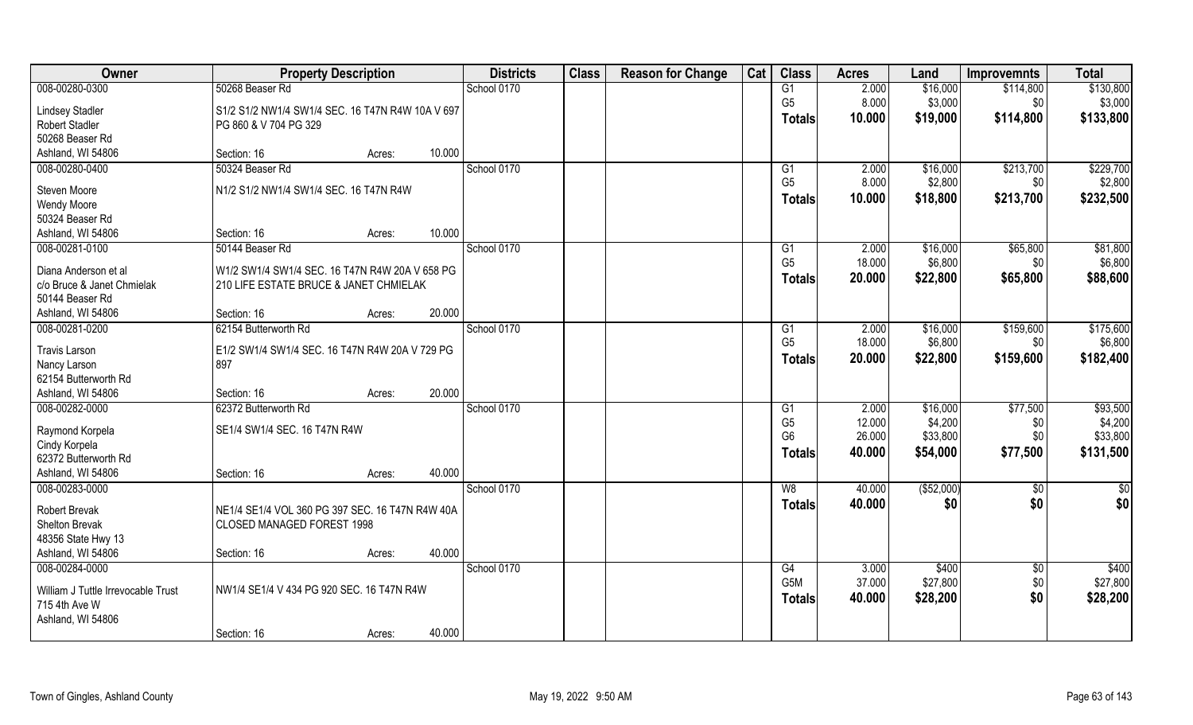| Owner | Property Description | | | Districts | Class | Reason for Change | Cat | Class | Acres | Land | Improvemnts | Total |
|---|---|---|---|---|---|---|---|---|---|---|---|---|
| 008-00280-0300 | 50268 Beaser Rd | | | School 0170 | | | | G1 | 2.000 | $16,000 | $114,800 | $130,800 |
| Lindsey Stadler | S1/2 S1/2 NW1/4 SW1/4 SEC. 16 T47N R4W 10A V 697 PG 860 & V 704 PG 329 | | | | | | | G5 | 8.000 | $3,000 | $0 | $3,000 |
| Robert Stadler | | | | | | | | **Totals** | **10.000** | **$19,000** | **$114,800** | **$133,800** |
| 50268 Beaser Rd | | | | | | | | | | | | |
| Ashland, WI 54806 | Section: 16 | Acres: | 10.000 | | | | | | | | | |
| 008-00280-0400 | 50324 Beaser Rd | | | School 0170 | | | | G1 | 2.000 | $16,000 | $213,700 | $229,700 |
| Steven Moore | N1/2 S1/2 NW1/4 SW1/4 SEC. 16 T47N R4W | | | | | | | G5 | 8.000 | $2,800 | $0 | $2,800 |
| Wendy Moore | | | | | | | | **Totals** | **10.000** | **$18,800** | **$213,700** | **$232,500** |
| 50324 Beaser Rd | | | | | | | | | | | | |
| Ashland, WI 54806 | Section: 16 | Acres: | 10.000 | | | | | | | | | |
| 008-00281-0100 | 50144 Beaser Rd | | | School 0170 | | | | G1 | 2.000 | $16,000 | $65,800 | $81,800 |
| Diana Anderson et al | W1/2 SW1/4 SW1/4 SEC. 16 T47N R4W 20A V 658 PG 210 LIFE ESTATE BRUCE & JANET CHMIELAK | | | | | | | G5 | 18.000 | $6,800 | $0 | $6,800 |
| c/o Bruce & Janet Chmielak | | | | | | | | **Totals** | **20.000** | **$22,800** | **$65,800** | **$88,600** |
| 50144 Beaser Rd | | | | | | | | | | | | |
| Ashland, WI 54806 | Section: 16 | Acres: | 20.000 | | | | | | | | | |
| 008-00281-0200 | 62154 Butterworth Rd | | | School 0170 | | | | G1 | 2.000 | $16,000 | $159,600 | $175,600 |
| Travis Larson | E1/2 SW1/4 SW1/4 SEC. 16 T47N R4W 20A V 729 PG 897 | | | | | | | G5 | 18.000 | $6,800 | $0 | $6,800 |
| Nancy Larson | | | | | | | | **Totals** | **20.000** | **$22,800** | **$159,600** | **$182,400** |
| 62154 Butterworth Rd | | | | | | | | | | | | |
| Ashland, WI 54806 | Section: 16 | Acres: | 20.000 | | | | | | | | | |
| 008-00282-0000 | 62372 Butterworth Rd | | | School 0170 | | | | G1 | 2.000 | $16,000 | $77,500 | $93,500 |
| Raymond Korpela | SE1/4 SW1/4 SEC. 16 T47N R4W | | | | | | | G5 | 12.000 | $4,200 | $0 | $4,200 |
| Cindy Korpela | | | | | | | | G6 | 26.000 | $33,800 | $0 | $33,800 |
| 62372 Butterworth Rd | | | | | | | | **Totals** | **40.000** | **$54,000** | **$77,500** | **$131,500** |
| Ashland, WI 54806 | Section: 16 | Acres: | 40.000 | | | | | | | | | |
| 008-00283-0000 | | | | School 0170 | | | | W8 | 40.000 | ($52,000) | $0 | $0 |
| Robert Brevak | NE1/4 SE1/4 VOL 360 PG 397 SEC. 16 T47N R4W 40A CLOSED MANAGED FOREST 1998 | | | | | | | **Totals** | **40.000** | **$0** | **$0** | **$0** |
| Shelton Brevak | | | | | | | | | | | | |
| 48356 State Hwy 13 | | | | | | | | | | | | |
| Ashland, WI 54806 | Section: 16 | Acres: | 40.000 | | | | | | | | | |
| 008-00284-0000 | | | | School 0170 | | | | G4 | 3.000 | $400 | $0 | $400 |
| William J Tuttle Irrevocable Trust | NW1/4 SE1/4 V 434 PG 920 SEC. 16 T47N R4W | | | | | | | G5M | 37.000 | $27,800 | $0 | $27,800 |
| 715 4th Ave W | | | | | | | | **Totals** | **40.000** | **$28,200** | **$0** | **$28,200** |
| Ashland, WI 54806 | | | | | | | | | | | | |
| | Section: 16 | Acres: | 40.000 | | | | | | | | | |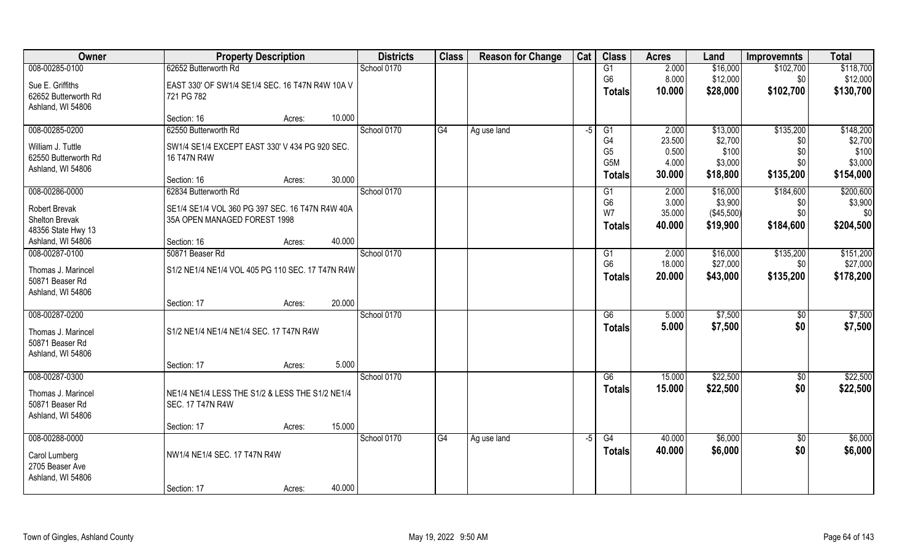| Owner | Property Description | | | Districts | Class | Reason for Change | Cat | Class | Acres | Land | Improvemnts | Total |
|---|---|---|---|---|---|---|---|---|---|---|---|---|
| 008-00285-0100 | 62652 Butterworth Rd | | | School 0170 | | | | G1 | 2.000 | $16,000 | $102,700 | $118,700 |
| Sue E. Griffiths | EAST 330' OF SW1/4 SE1/4 SEC. 16 T47N R4W 10A V 721 PG 782 | | | | | | | G6 | 8.000 | $12,000 | $0 | $12,000 |
| 62652 Butterworth Rd | | | | | | | | **Totals** | **10.000** | **$28,000** | **$102,700** | **$130,700** |
| Ashland, WI 54806 | | | | | | | | | | | | |
| | Section: 16 | Acres: | 10.000 | | | | | | | | | |
| 008-00285-0200 | 62550 Butterworth Rd | | | School 0170 | G4 | Ag use land | -5 | G1 | 2.000 | $13,000 | $135,200 | $148,200 |
| William J. Tuttle | SW1/4 SE1/4 EXCEPT EAST 330' V 434 PG 920 SEC. 16 T47N R4W | | | | | | | G4 | 23.500 | $2,700 | $0 | $2,700 |
| 62550 Butterworth Rd | | | | | | | | G5 | 0.500 | $100 | $0 | $100 |
| Ashland, WI 54806 | | | | | | | | G5M | 4.000 | $3,000 | $0 | $3,000 |
| | Section: 16 | Acres: | 30.000 | | | | | **Totals** | **30.000** | **$18,800** | **$135,200** | **$154,000** |
| 008-00286-0000 | 62834 Butterworth Rd | | | School 0170 | | | | G1 | 2.000 | $16,000 | $184,600 | $200,600 |
| Robert Brevak | SE1/4 SE1/4 VOL 360 PG 397 SEC. 16 T47N R4W 40A 35A OPEN MANAGED FOREST 1998 | | | | | | | G6 | 3.000 | $3,900 | $0 | $3,900 |
| Shelton Brevak | | | | | | | | W7 | 35.000 | ($45,500) | $0 | $0 |
| 48356 State Hwy 13 | | | | | | | | **Totals** | **40.000** | **$19,900** | **$184,600** | **$204,500** |
| Ashland, WI 54806 | Section: 16 | Acres: | 40.000 | | | | | | | | | |
| 008-00287-0100 | 50871 Beaser Rd | | | School 0170 | | | | G1 | 2.000 | $16,000 | $135,200 | $151,200 |
| Thomas J. Marincel | S1/2 NE1/4 NE1/4 VOL 405 PG 110 SEC. 17 T47N R4W | | | | | | | G6 | 18.000 | $27,000 | $0 | $27,000 |
| 50871 Beaser Rd | | | | | | | | **Totals** | **20.000** | **$43,000** | **$135,200** | **$178,200** |
| Ashland, WI 54806 | | | | | | | | | | | | |
| | Section: 17 | Acres: | 20.000 | | | | | | | | | |
| 008-00287-0200 | | | | School 0170 | | | | G6 | 5.000 | $7,500 | $0 | $7,500 |
| Thomas J. Marincel | S1/2 NE1/4 NE1/4 NE1/4 SEC. 17 T47N R4W | | | | | | | **Totals** | **5.000** | **$7,500** | **$0** | **$7,500** |
| 50871 Beaser Rd | | | | | | | | | | | | |
| Ashland, WI 54806 | | | | | | | | | | | | |
| | Section: 17 | Acres: | 5.000 | | | | | | | | | |
| 008-00287-0300 | | | | School 0170 | | | | G6 | 15.000 | $22,500 | $0 | $22,500 |
| Thomas J. Marincel | NE1/4 NE1/4 LESS THE S1/2 & LESS THE S1/2 NE1/4 SEC. 17 T47N R4W | | | | | | | **Totals** | **15.000** | **$22,500** | **$0** | **$22,500** |
| 50871 Beaser Rd | | | | | | | | | | | | |
| Ashland, WI 54806 | | | | | | | | | | | | |
| | Section: 17 | Acres: | 15.000 | | | | | | | | | |
| 008-00288-0000 | | | | School 0170 | G4 | Ag use land | -5 | G4 | 40.000 | $6,000 | $0 | $6,000 |
| Carol Lumberg | NW1/4 NE1/4 SEC. 17 T47N R4W | | | | | | | **Totals** | **40.000** | **$6,000** | **$0** | **$6,000** |
| 2705 Beaser Ave | | | | | | | | | | | | |
| Ashland, WI 54806 | | | | | | | | | | | | |
| | Section: 17 | Acres: | 40.000 | | | | | | | | | |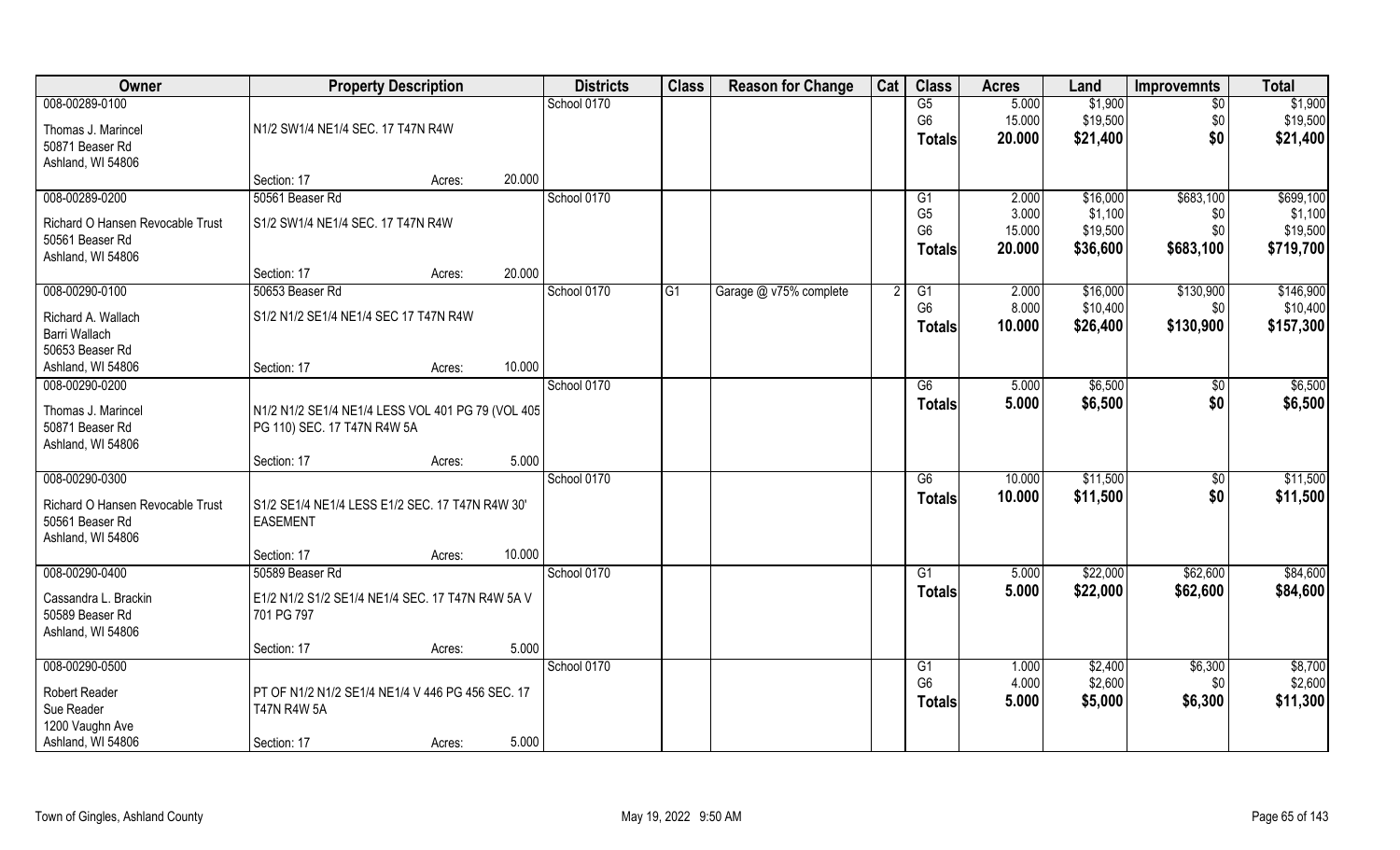| Owner | Property Description | | Districts | Class | Reason for Change | Cat | Class | Acres | Land | Improvemnts | Total |
|---|---|---|---|---|---|---|---|---|---|---|---|
| 008-00289-0100 | | | School 0170 | | | | G5 | 5.000 | $1,900 | $0 | $1,900 |
| Thomas J. Marincel | N1/2 SW1/4 NE1/4 SEC. 17 T47N R4W | | | | | | G6 | 15.000 | $19,500 | $0 | $19,500 |
| 50871 Beaser Rd | | | | | | | **Totals** | **20.000** | **$21,400** | **$0** | **$21,400** |
| Ashland, WI 54806 | | | | | | | | | | | |
| | Section: 17 | Acres: 20.000 | | | | | | | | | |
| 008-00289-0200 | 50561 Beaser Rd | | School 0170 | | | | G1 | 2.000 | $16,000 | $683,100 | $699,100 |
| Richard O Hansen Revocable Trust | S1/2 SW1/4 NE1/4 SEC. 17 T47N R4W | | | | | | G5 | 3.000 | $1,100 | $0 | $1,100 |
| 50561 Beaser Rd | | | | | | | G6 | 15.000 | $19,500 | $0 | $19,500 |
| Ashland, WI 54806 | | | | | | | **Totals** | **20.000** | **$36,600** | **$683,100** | **$719,700** |
| | Section: 17 | Acres: 20.000 | | | | | | | | | |
| 008-00290-0100 | 50653 Beaser Rd | | School 0170 | G1 | Garage @ v75% complete | 2 | G1 | 2.000 | $16,000 | $130,900 | $146,900 |
| Richard A. Wallach | S1/2 N1/2 SE1/4 NE1/4 SEC 17 T47N R4W | | | | | | G6 | 8.000 | $10,400 | $0 | $10,400 |
| Barri Wallach | | | | | | | **Totals** | **10.000** | **$26,400** | **$130,900** | **$157,300** |
| 50653 Beaser Rd | | | | | | | | | | | |
| Ashland, WI 54806 | Section: 17 | Acres: 10.000 | | | | | | | | | |
| 008-00290-0200 | | | School 0170 | | | | G6 | 5.000 | $6,500 | $0 | $6,500 |
| Thomas J. Marincel | N1/2 N1/2 SE1/4 NE1/4 LESS VOL 401 PG 79 (VOL 405 PG 110) SEC. 17 T47N R4W 5A | | | | | | **Totals** | **5.000** | **$6,500** | **$0** | **$6,500** |
| 50871 Beaser Rd | | | | | | | | | | | |
| Ashland, WI 54806 | | | | | | | | | | | |
| | Section: 17 | Acres: 5.000 | | | | | | | | | |
| 008-00290-0300 | | | School 0170 | | | | G6 | 10.000 | $11,500 | $0 | $11,500 |
| Richard O Hansen Revocable Trust | S1/2 SE1/4 NE1/4 LESS E1/2 SEC. 17 T47N R4W 30' EASEMENT | | | | | | **Totals** | **10.000** | **$11,500** | **$0** | **$11,500** |
| 50561 Beaser Rd | | | | | | | | | | | |
| Ashland, WI 54806 | | | | | | | | | | | |
| | Section: 17 | Acres: 10.000 | | | | | | | | | |
| 008-00290-0400 | 50589 Beaser Rd | | School 0170 | | | | G1 | 5.000 | $22,000 | $62,600 | $84,600 |
| Cassandra L. Brackin | E1/2 N1/2 S1/2 SE1/4 NE1/4 SEC. 17 T47N R4W 5A V 701 PG 797 | | | | | | **Totals** | **5.000** | **$22,000** | **$62,600** | **$84,600** |
| 50589 Beaser Rd | | | | | | | | | | | |
| Ashland, WI 54806 | | | | | | | | | | | |
| | Section: 17 | Acres: 5.000 | | | | | | | | | |
| 008-00290-0500 | | | School 0170 | | | | G1 | 1.000 | $2,400 | $6,300 | $8,700 |
| Robert Reader | PT OF N1/2 N1/2 SE1/4 NE1/4 V 446 PG 456 SEC. 17 T47N R4W 5A | | | | | | G6 | 4.000 | $2,600 | $0 | $2,600 |
| Sue Reader | | | | | | | **Totals** | **5.000** | **$5,000** | **$6,300** | **$11,300** |
| 1200 Vaughn Ave | | | | | | | | | | | |
| Ashland, WI 54806 | Section: 17 | Acres: 5.000 | | | | | | | | | |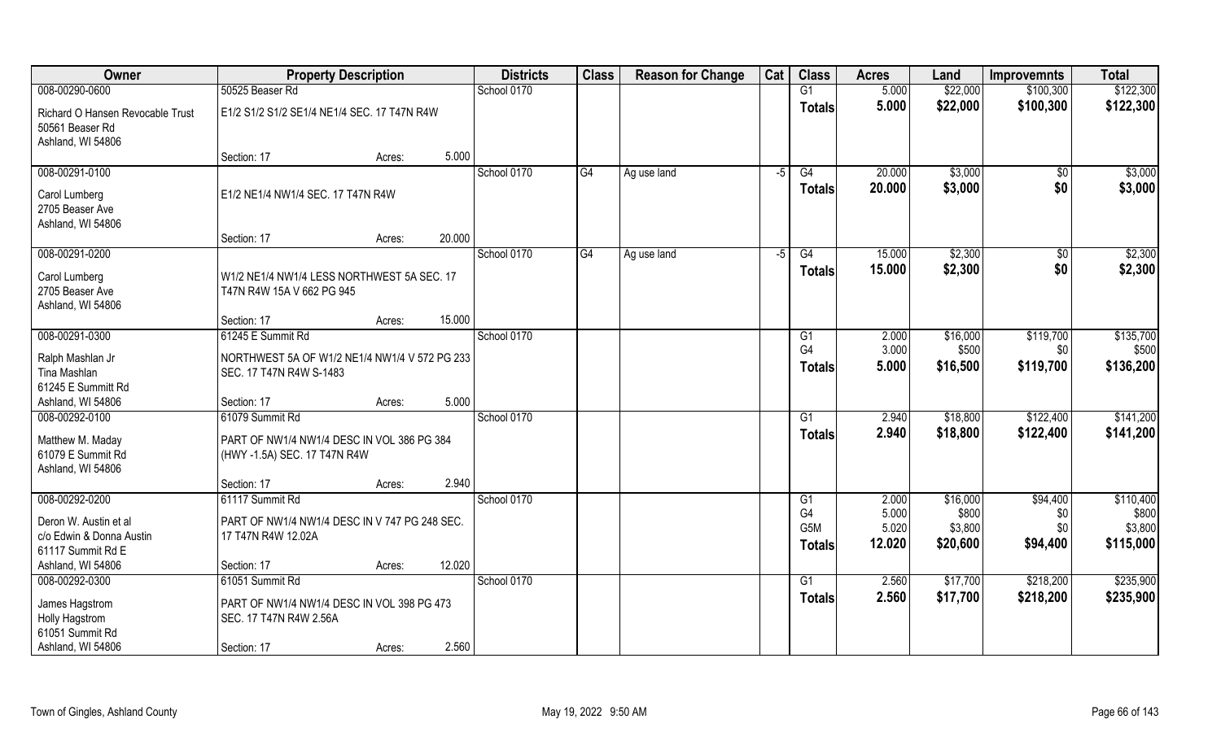| Owner | Property Description | | | Districts | Class | Reason for Change | Cat | Class | Acres | Land | Improvemnts | Total |
|---|---|---|---|---|---|---|---|---|---|---|---|---|
| 008-00290-0600 | 50525 Beaser Rd | | | School 0170 | | | | G1 | 5.000 | $22,000 | $100,300 | $122,300 |
| Richard O Hansen Revocable Trust<br>50561 Beaser Rd<br>Ashland, WI 54806 | E1/2 S1/2 S1/2 SE1/4 NE1/4 SEC. 17 T47N R4W | | | | | | | Totals | 5.000 | $22,000 | $100,300 | $122,300 |
| | Section: 17 | Acres: | 5.000 | | | | | | | | | |
| 008-00291-0100 | | | | School 0170 | G4 | Ag use land | -5 | G4 | 20.000 | $3,000 | $0 | $3,000 |
| Carol Lumberg<br>2705 Beaser Ave<br>Ashland, WI 54806 | E1/2 NE1/4 NW1/4 SEC. 17 T47N R4W | | | | | | | Totals | 20.000 | $3,000 | $0 | $3,000 |
| | Section: 17 | Acres: | 20.000 | | | | | | | | | |
| 008-00291-0200 | | | | School 0170 | G4 | Ag use land | -5 | G4 | 15.000 | $2,300 | $0 | $2,300 |
| Carol Lumberg<br>2705 Beaser Ave<br>Ashland, WI 54806 | W1/2 NE1/4 NW1/4 LESS NORTHWEST 5A SEC. 17 T47N R4W 15A V 662 PG 945 | | | | | | | Totals | 15.000 | $2,300 | $0 | $2,300 |
| | Section: 17 | Acres: | 15.000 | | | | | | | | | |
| 008-00291-0300 | 61245 E Summit Rd | | | School 0170 | | | | G1 | 2.000 | $16,000 | $119,700 | $135,700 |
| Ralph Mashlan Jr<br>Tina Mashlan<br>61245 E Summitt Rd<br>Ashland, WI 54806 | NORTHWEST 5A OF W1/2 NE1/4 NW1/4 V 572 PG 233 SEC. 17 T47N R4W S-1483 | | | | | | | G4 | 3.000 | $500 | $0 | $500 |
| | | | | | | | | Totals | 5.000 | $16,500 | $119,700 | $136,200 |
| | Section: 17 | Acres: | 5.000 | | | | | | | | | |
| 008-00292-0100 | 61079 Summit Rd | | | School 0170 | | | | G1 | 2.940 | $18,800 | $122,400 | $141,200 |
| Matthew M. Maday<br>61079 E Summit Rd<br>Ashland, WI 54806 | PART OF NW1/4 NW1/4 DESC IN VOL 386 PG 384 (HWY -1.5A) SEC. 17 T47N R4W | | | | | | | Totals | 2.940 | $18,800 | $122,400 | $141,200 |
| | Section: 17 | Acres: | 2.940 | | | | | | | | | |
| 008-00292-0200 | 61117 Summit Rd | | | School 0170 | | | | G1 | 2.000 | $16,000 | $94,400 | $110,400 |
| Deron W. Austin et al<br>c/o Edwin & Donna Austin<br>61117 Summit Rd E<br>Ashland, WI 54806 | PART OF NW1/4 NW1/4 DESC IN V 747 PG 248 SEC. 17 T47N R4W 12.02A | | | | | | | G4 | 5.000 | $800 | $0 | $800 |
| | | | | | | | | G5M | 5.020 | $3,800 | $0 | $3,800 |
| | | | | | | | | Totals | 12.020 | $20,600 | $94,400 | $115,000 |
| | Section: 17 | Acres: | 12.020 | | | | | | | | | |
| 008-00292-0300 | 61051 Summit Rd | | | School 0170 | | | | G1 | 2.560 | $17,700 | $218,200 | $235,900 |
| James Hagstrom<br>Holly Hagstrom<br>61051 Summit Rd<br>Ashland, WI 54806 | PART OF NW1/4 NW1/4 DESC IN VOL 398 PG 473 SEC. 17 T47N R4W 2.56A | | | | | | | Totals | 2.560 | $17,700 | $218,200 | $235,900 |
| | Section: 17 | Acres: | 2.560 | | | | | | | | | |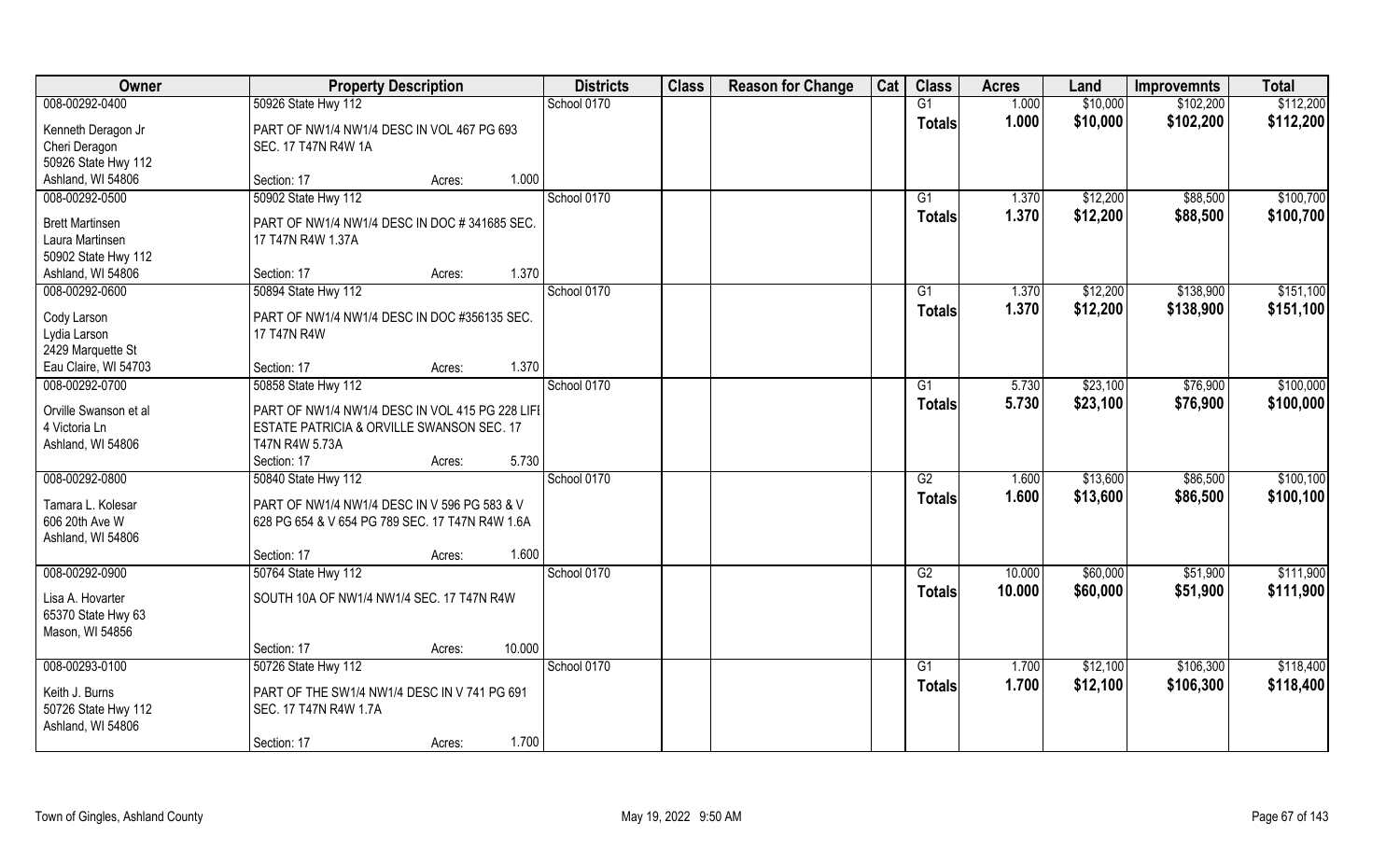| Owner | Property Description | Districts | Class | Reason for Change | Cat | Class | Acres | Land | Improvemnts | Total |
|---|---|---|---|---|---|---|---|---|---|---|
| 008-00292-0400 | 50926 State Hwy 112 | School 0170 | | | | G1 | 1.000 | $10,000 | $102,200 | $112,200 |
| Kenneth Deragon Jr<br>Cheri Deragon<br>50926 State Hwy 112<br>Ashland, WI 54806 | PART OF NW1/4 NW1/4 DESC IN VOL 467 PG 693 SEC. 17 T47N R4W 1A<br>Section: 17 Acres: 1.000 | | | | | **Totals** | **1.000** | **$10,000** | **$102,200** | **$112,200** |
| 008-00292-0500 | 50902 State Hwy 112 | School 0170 | | | | G1 | 1.370 | $12,200 | $88,500 | $100,700 |
| Brett Martinsen<br>Laura Martinsen<br>50902 State Hwy 112<br>Ashland, WI 54806 | PART OF NW1/4 NW1/4 DESC IN DOC # 341685 SEC. 17 T47N R4W 1.37A<br>Section: 17 Acres: 1.370 | | | | | **Totals** | **1.370** | **$12,200** | **$88,500** | **$100,700** |
| 008-00292-0600 | 50894 State Hwy 112 | School 0170 | | | | G1 | 1.370 | $12,200 | $138,900 | $151,100 |
| Cody Larson<br>Lydia Larson<br>2429 Marquette St<br>Eau Claire, WI 54703 | PART OF NW1/4 NW1/4 DESC IN DOC #356135 SEC. 17 T47N R4W<br>Section: 17 Acres: 1.370 | | | | | **Totals** | **1.370** | **$12,200** | **$138,900** | **$151,100** |
| 008-00292-0700 | 50858 State Hwy 112 | School 0170 | | | | G1 | 5.730 | $23,100 | $76,900 | $100,000 |
| Orville Swanson et al<br>4 Victoria Ln<br>Ashland, WI 54806 | PART OF NW1/4 NW1/4 DESC IN VOL 415 PG 228 LIFI ESTATE PATRICIA & ORVILLE SWANSON SEC. 17 T47N R4W 5.73A<br>Section: 17 Acres: 5.730 | | | | | **Totals** | **5.730** | **$23,100** | **$76,900** | **$100,000** |
| 008-00292-0800 | 50840 State Hwy 112 | School 0170 | | | | G2 | 1.600 | $13,600 | $86,500 | $100,100 |
| Tamara L. Kolesar<br>606 20th Ave W<br>Ashland, WI 54806 | PART OF NW1/4 NW1/4 DESC IN V 596 PG 583 & V 628 PG 654 & V 654 PG 789 SEC. 17 T47N R4W 1.6A<br>Section: 17 Acres: 1.600 | | | | | **Totals** | **1.600** | **$13,600** | **$86,500** | **$100,100** |
| 008-00292-0900 | 50764 State Hwy 112 | School 0170 | | | | G2 | 10.000 | $60,000 | $51,900 | $111,900 |
| Lisa A. Hovarter<br>65370 State Hwy 63<br>Mason, WI 54856 | SOUTH 10A OF NW1/4 NW1/4 SEC. 17 T47N R4W<br>Section: 17 Acres: 10.000 | | | | | **Totals** | **10.000** | **$60,000** | **$51,900** | **$111,900** |
| 008-00293-0100 | 50726 State Hwy 112 | School 0170 | | | | G1 | 1.700 | $12,100 | $106,300 | $118,400 |
| Keith J. Burns<br>50726 State Hwy 112<br>Ashland, WI 54806 | PART OF THE SW1/4 NW1/4 DESC IN V 741 PG 691 SEC. 17 T47N R4W 1.7A<br>Section: 17 Acres: 1.700 | | | | | **Totals** | **1.700** | **$12,100** | **$106,300** | **$118,400** |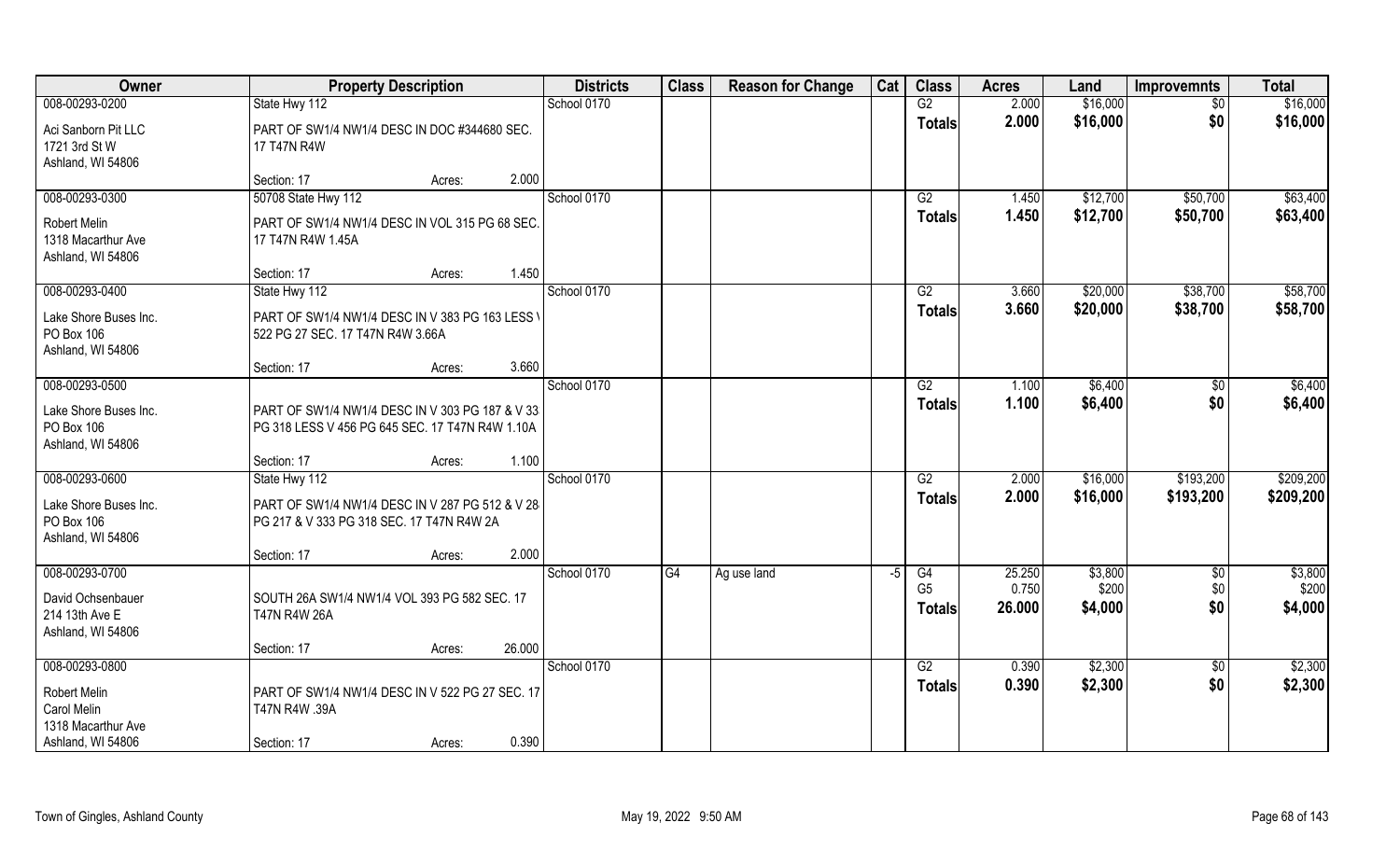| Owner | Property Description | | | Districts | Class | Reason for Change | Cat | Class | Acres | Land | Improvemnts | Total |
|---|---|---|---|---|---|---|---|---|---|---|---|---|
| 008-00293-0200 | State Hwy 112 | | | School 0170 | | | | G2 | 2.000 | $16,000 | $0 | $16,000 |
| Aci Sanborn Pit LLC<br>1721 3rd St W<br>Ashland, WI 54806 | PART OF SW1/4 NW1/4 DESC IN DOC #344680 SEC. 17 T47N R4W | | | | | | | Totals | 2.000 | $16,000 | $0 | $16,000 |
| | Section: 17 | Acres: | 2.000 | | | | | | | | | |
| 008-00293-0300 | 50708 State Hwy 112 | | | School 0170 | | | | G2 | 1.450 | $12,700 | $50,700 | $63,400 |
| Robert Melin<br>1318 Macarthur Ave<br>Ashland, WI 54806 | PART OF SW1/4 NW1/4 DESC IN VOL 315 PG 68 SEC. 17 T47N R4W 1.45A | | | | | | | Totals | 1.450 | $12,700 | $50,700 | $63,400 |
| | Section: 17 | Acres: | 1.450 | | | | | | | | | |
| 008-00293-0400 | State Hwy 112 | | | School 0170 | | | | G2 | 3.660 | $20,000 | $38,700 | $58,700 |
| Lake Shore Buses Inc.<br>PO Box 106<br>Ashland, WI 54806 | PART OF SW1/4 NW1/4 DESC IN V 383 PG 163 LESS V 522 PG 27 SEC. 17 T47N R4W 3.66A | | | | | | | Totals | 3.660 | $20,000 | $38,700 | $58,700 |
| | Section: 17 | Acres: | 3.660 | | | | | | | | | |
| 008-00293-0500 | | | | School 0170 | | | | G2 | 1.100 | $6,400 | $0 | $6,400 |
| Lake Shore Buses Inc.<br>PO Box 106<br>Ashland, WI 54806 | PART OF SW1/4 NW1/4 DESC IN V 303 PG 187 & V 33 PG 318 LESS V 456 PG 645 SEC. 17 T47N R4W 1.10A | | | | | | | Totals | 1.100 | $6,400 | $0 | $6,400 |
| | Section: 17 | Acres: | 1.100 | | | | | | | | | |
| 008-00293-0600 | State Hwy 112 | | | School 0170 | | | | G2 | 2.000 | $16,000 | $193,200 | $209,200 |
| Lake Shore Buses Inc.<br>PO Box 106<br>Ashland, WI 54806 | PART OF SW1/4 NW1/4 DESC IN V 287 PG 512 & V 28 PG 217 & V 333 PG 318 SEC. 17 T47N R4W 2A | | | | | | | Totals | 2.000 | $16,000 | $193,200 | $209,200 |
| | Section: 17 | Acres: | 2.000 | | | | | | | | | |
| 008-00293-0700 | | | | School 0170 | G4 | Ag use land | -5 | G4 | 25.250 | $3,800 | $0 | $3,800 |
| David Ochsenbauer<br>214 13th Ave E<br>Ashland, WI 54806 | SOUTH 26A SW1/4 NW1/4 VOL 393 PG 582 SEC. 17 T47N R4W 26A | | | | | | | G5 | 0.750 | $200 | $0 | $200 |
| | | | | | | | | Totals | 26.000 | $4,000 | $0 | $4,000 |
| | Section: 17 | Acres: | 26.000 | | | | | | | | | |
| 008-00293-0800 | | | | School 0170 | | | | G2 | 0.390 | $2,300 | $0 | $2,300 |
| Robert Melin<br>Carol Melin<br>1318 Macarthur Ave<br>Ashland, WI 54806 | PART OF SW1/4 NW1/4 DESC IN V 522 PG 27 SEC. 17 T47N R4W .39A | | | | | | | Totals | 0.390 | $2,300 | $0 | $2,300 |
| | Section: 17 | Acres: | 0.390 | | | | | | | | | |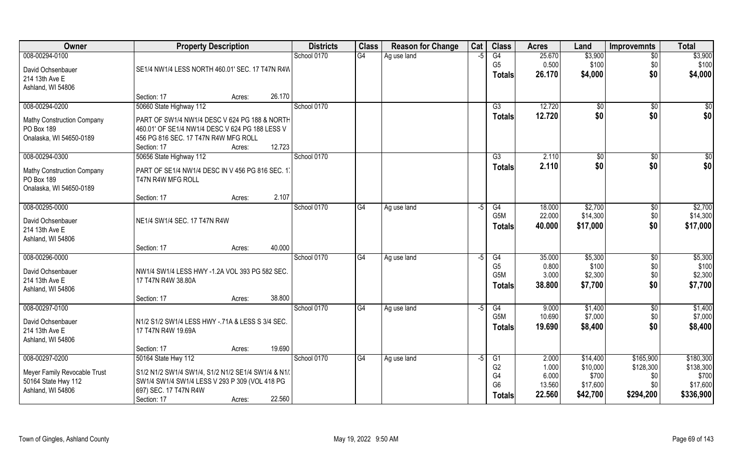| Owner | Property Description | Districts | Class | Reason for Change | Cat | Class | Acres | Land | Improvemnts | Total |
|---|---|---|---|---|---|---|---|---|---|---|
| 008-00294-0100 | | School 0170 | G4 | Ag use land | -5 | G4 | 25.670 | $3,900 | $0 | $3,900 |
| David Ochsenbauer | SE1/4 NW1/4 LESS NORTH 460.01' SEC. 17 T47N R4W | | | | | G5 | 0.500 | $100 | $0 | $100 |
| 214 13th Ave E | | | | | | **Totals** | **26.170** | **$4,000** | **$0** | **$4,000** |
| Ashland, WI 54806 | | | | | | | | | | |
| | Section: 17 Acres: 26.170 | | | | | | | | | |
| 008-00294-0200 | 50660 State Highway 112 | School 0170 | | | | G3 | 12.720 | $0 | $0 | $0 |
| Mathy Construction Company | PART OF SW1/4 NW1/4 DESC V 624 PG 188 & NORTH | | | | | **Totals** | **12.720** | **$0** | **$0** | **$0** |
| PO Box 189 | 460.01' OF SE1/4 NW1/4 DESC V 624 PG 188 LESS V | | | | | | | | | |
| Onalaska, WI 54650-0189 | 456 PG 816 SEC. 17 T47N R4W MFG ROLL | | | | | | | | | |
| | Section: 17 Acres: 12.723 | | | | | | | | | |
| 008-00294-0300 | 50656 State Highway 112 | School 0170 | | | | G3 | 2.110 | $0 | $0 | $0 |
| Mathy Construction Company | PART OF SE1/4 NW1/4 DESC IN V 456 PG 816 SEC. 17 | | | | | **Totals** | **2.110** | **$0** | **$0** | **$0** |
| PO Box 189 | T47N R4W MFG ROLL | | | | | | | | | |
| Onalaska, WI 54650-0189 | | | | | | | | | | |
| | Section: 17 Acres: 2.107 | | | | | | | | | |
| 008-00295-0000 | | School 0170 | G4 | Ag use land | -5 | G4 | 18.000 | $2,700 | $0 | $2,700 |
| David Ochsenbauer | NE1/4 SW1/4 SEC. 17 T47N R4W | | | | | G5M | 22.000 | $14,300 | $0 | $14,300 |
| 214 13th Ave E | | | | | | **Totals** | **40.000** | **$17,000** | **$0** | **$17,000** |
| Ashland, WI 54806 | | | | | | | | | | |
| | Section: 17 Acres: 40.000 | | | | | | | | | |
| 008-00296-0000 | | School 0170 | G4 | Ag use land | -5 | G4 | 35.000 | $5,300 | $0 | $5,300 |
| David Ochsenbauer | NW1/4 SW1/4 LESS HWY -1.2A VOL 393 PG 582 SEC. | | | | | G5 | 0.800 | $100 | $0 | $100 |
| 214 13th Ave E | 17 T47N R4W 38.80A | | | | | G5M | 3.000 | $2,300 | $0 | $2,300 |
| Ashland, WI 54806 | | | | | | **Totals** | **38.800** | **$7,700** | **$0** | **$7,700** |
| | Section: 17 Acres: 38.800 | | | | | | | | | |
| 008-00297-0100 | | School 0170 | G4 | Ag use land | -5 | G4 | 9.000 | $1,400 | $0 | $1,400 |
| David Ochsenbauer | N1/2 S1/2 SW1/4 LESS HWY -.71A & LESS S 3/4 SEC. | | | | | G5M | 10.690 | $7,000 | $0 | $7,000 |
| 214 13th Ave E | 17 T47N R4W 19.69A | | | | | **Totals** | **19.690** | **$8,400** | **$0** | **$8,400** |
| Ashland, WI 54806 | | | | | | | | | | |
| | Section: 17 Acres: 19.690 | | | | | | | | | |
| 008-00297-0200 | 50164 State Hwy 112 | School 0170 | G4 | Ag use land | -5 | G1 | 2.000 | $14,400 | $165,900 | $180,300 |
| Meyer Family Revocable Trust | S1/2 N1/2 SW1/4 SW1/4, S1/2 N1/2 SE1/4 SW1/4 & N1/2 | | | | | G2 | 1.000 | $10,000 | $128,300 | $138,300 |
| 50164 State Hwy 112 | SW1/4 SW1/4 SW1/4 LESS V 293 P 309 (VOL 418 PG | | | | | G4 | 6.000 | $700 | $0 | $700 |
| Ashland, WI 54806 | 697) SEC. 17 T47N R4W | | | | | G6 | 13.560 | $17,600 | $0 | $17,600 |
| | Section: 17 Acres: 22.560 | | | | | **Totals** | **22.560** | **$42,700** | **$294,200** | **$336,900** |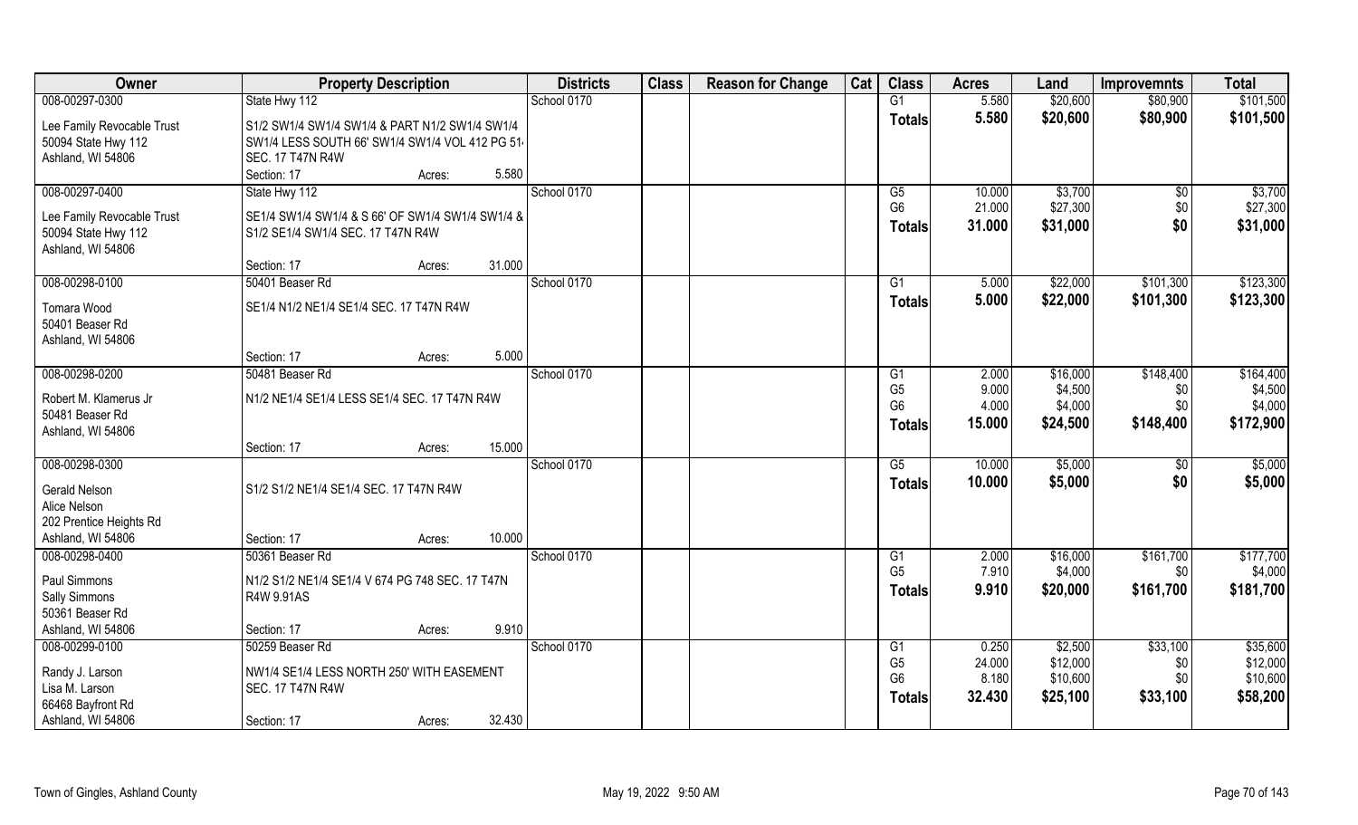| Owner | Property Description | | | Districts | Class | Reason for Change | Cat | Class | Acres | Land | Improvemnts | Total |
|---|---|---|---|---|---|---|---|---|---|---|---|---|
| 008-00297-0300 | State Hwy 112 | | | School 0170 | | | | G1 | 5.580 | $20,600 | $80,900 | $101,500 |
| Lee Family Revocable Trust | S1/2 SW1/4 SW1/4 SW1/4 & PART N1/2 SW1/4 SW1/4 | | | | | | | **Totals** | **5.580** | **$20,600** | **$80,900** | **$101,500** |
| 50094 State Hwy 112 | SW1/4 LESS SOUTH 66' SW1/4 SW1/4 VOL 412 PG 51 | | | | | | | | | | | |
| Ashland, WI 54806 | SEC. 17 T47N R4W | | | | | | | | | | | |
| | Section: 17 | Acres: | 5.580 | | | | | | | | | |
| 008-00297-0400 | State Hwy 112 | | | School 0170 | | | | G5 | 10.000 | $3,700 | $0 | $3,700 |
| Lee Family Revocable Trust | SE1/4 SW1/4 SW1/4 & S 66' OF SW1/4 SW1/4 SW1/4 & | | | | | | | G6 | 21.000 | $27,300 | $0 | $27,300 |
| 50094 State Hwy 112 | S1/2 SE1/4 SW1/4 SEC. 17 T47N R4W | | | | | | | **Totals** | **31.000** | **$31,000** | **$0** | **$31,000** |
| Ashland, WI 54806 | | | | | | | | | | | | |
| | Section: 17 | Acres: | 31.000 | | | | | | | | | |
| 008-00298-0100 | 50401 Beaser Rd | | | School 0170 | | | | G1 | 5.000 | $22,000 | $101,300 | $123,300 |
| Tomara Wood | SE1/4 N1/2 NE1/4 SE1/4 SEC. 17 T47N R4W | | | | | | | **Totals** | **5.000** | **$22,000** | **$101,300** | **$123,300** |
| 50401 Beaser Rd | | | | | | | | | | | | |
| Ashland, WI 54806 | | | | | | | | | | | | |
| | Section: 17 | Acres: | 5.000 | | | | | | | | | |
| 008-00298-0200 | 50481 Beaser Rd | | | School 0170 | | | | G1 | 2.000 | $16,000 | $148,400 | $164,400 |
| Robert M. Klamerus Jr | N1/2 NE1/4 SE1/4 LESS SE1/4 SEC. 17 T47N R4W | | | | | | | G5 | 9.000 | $4,500 | $0 | $4,500 |
| 50481 Beaser Rd | | | | | | | | G6 | 4.000 | $4,000 | $0 | $4,000 |
| Ashland, WI 54806 | | | | | | | | **Totals** | **15.000** | **$24,500** | **$148,400** | **$172,900** |
| | Section: 17 | Acres: | 15.000 | | | | | | | | | |
| 008-00298-0300 | | | | School 0170 | | | | G5 | 10.000 | $5,000 | $0 | $5,000 |
| Gerald Nelson | S1/2 S1/2 NE1/4 SE1/4 SEC. 17 T47N R4W | | | | | | | **Totals** | **10.000** | **$5,000** | **$0** | **$5,000** |
| Alice Nelson | | | | | | | | | | | | |
| 202 Prentice Heights Rd | | | | | | | | | | | | |
| Ashland, WI 54806 | Section: 17 | Acres: | 10.000 | | | | | | | | | |
| 008-00298-0400 | 50361 Beaser Rd | | | School 0170 | | | | G1 | 2.000 | $16,000 | $161,700 | $177,700 |
| Paul Simmons | N1/2 S1/2 NE1/4 SE1/4 V 674 PG 748 SEC. 17 T47N | | | | | | | G5 | 7.910 | $4,000 | $0 | $4,000 |
| Sally Simmons | R4W 9.91AS | | | | | | | **Totals** | **9.910** | **$20,000** | **$161,700** | **$181,700** |
| 50361 Beaser Rd | | | | | | | | | | | | |
| Ashland, WI 54806 | Section: 17 | Acres: | 9.910 | | | | | | | | | |
| 008-00299-0100 | 50259 Beaser Rd | | | School 0170 | | | | G1 | 0.250 | $2,500 | $33,100 | $35,600 |
| Randy J. Larson | NW1/4 SE1/4 LESS NORTH 250' WITH EASEMENT | | | | | | | G5 | 24.000 | $12,000 | $0 | $12,000 |
| Lisa M. Larson | SEC. 17 T47N R4W | | | | | | | G6 | 8.180 | $10,600 | $0 | $10,600 |
| 66468 Bayfront Rd | | | | | | | | **Totals** | **32.430** | **$25,100** | **$33,100** | **$58,200** |
| Ashland, WI 54806 | Section: 17 | Acres: | 32.430 | | | | | | | | | |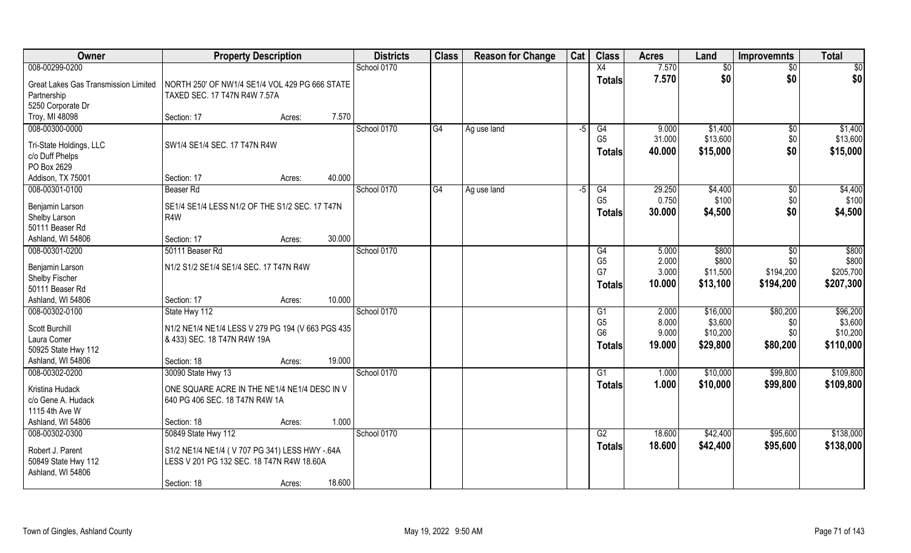| Owner | Property Description | | | Districts | Class | Reason for Change | Cat | Class | Acres | Land | Improvemnts | Total |
|---|---|---|---|---|---|---|---|---|---|---|---|---|
| 008-00299-0200 | | | | School 0170 | | | | X4 | 7.570 | $0 | $0 | $0 |
| Great Lakes Gas Transmission Limited Partnership 5250 Corporate Dr Troy, MI 48098 | NORTH 250' OF NW1/4 SE1/4 VOL 429 PG 666 STATE TAXED SEC. 17 T47N R4W 7.57A | | | | | | | Totals | 7.570 | $0 | $0 | $0 |
| | Section: 17 | Acres: | 7.570 | | | | | | | | | |
| 008-00300-0000 | | | | School 0170 | G4 | Ag use land | -5 | G4 | 9.000 | $1,400 | $0 | $1,400 |
| Tri-State Holdings, LLC c/o Duff Phelps PO Box 2629 Addison, TX 75001 | SW1/4 SE1/4 SEC. 17 T47N R4W | | | | | | | G5 | 31.000 | $13,600 | $0 | $13,600 |
| | | | | | | | | Totals | 40.000 | $15,000 | $0 | $15,000 |
| | Section: 17 | Acres: | 40.000 | | | | | | | | | |
| 008-00301-0100 | Beaser Rd | | | School 0170 | G4 | Ag use land | -5 | G4 | 29.250 | $4,400 | $0 | $4,400 |
| Benjamin Larson Shelby Larson 50111 Beaser Rd Ashland, WI 54806 | SE1/4 SE1/4 LESS N1/2 OF THE S1/2 SEC. 17 T47N R4W | | | | | | | G5 | 0.750 | $100 | $0 | $100 |
| | | | | | | | | Totals | 30.000 | $4,500 | $0 | $4,500 |
| | Section: 17 | Acres: | 30.000 | | | | | | | | | |
| 008-00301-0200 | 50111 Beaser Rd | | | School 0170 | | | | G4 | 5.000 | $800 | $0 | $800 |
| Benjamin Larson Shelby Fischer 50111 Beaser Rd Ashland, WI 54806 | N1/2 S1/2 SE1/4 SE1/4 SEC. 17 T47N R4W | | | | | | | G5 | 2.000 | $800 | $0 | $800 |
| | | | | | | | | G7 | 3.000 | $11,500 | $194,200 | $205,700 |
| | | | | | | | | Totals | 10.000 | $13,100 | $194,200 | $207,300 |
| | Section: 17 | Acres: | 10.000 | | | | | | | | | |
| 008-00302-0100 | State Hwy 112 | | | School 0170 | | | | G1 | 2.000 | $16,000 | $80,200 | $96,200 |
| Scott Burchill Laura Comer 50925 State Hwy 112 Ashland, WI 54806 | N1/2 NE1/4 NE1/4 LESS V 279 PG 194 (V 663 PGS 435 & 433) SEC. 18 T47N R4W 19A | | | | | | | G5 | 8.000 | $3,600 | $0 | $3,600 |
| | | | | | | | | G6 | 9.000 | $10,200 | $0 | $10,200 |
| | | | | | | | | Totals | 19.000 | $29,800 | $80,200 | $110,000 |
| | Section: 18 | Acres: | 19.000 | | | | | | | | | |
| 008-00302-0200 | 30090 State Hwy 13 | | | School 0170 | | | | G1 | 1.000 | $10,000 | $99,800 | $109,800 |
| Kristina Hudack c/o Gene A. Hudack 1115 4th Ave W Ashland, WI 54806 | ONE SQUARE ACRE IN THE NE1/4 NE1/4 DESC IN V 640 PG 406 SEC. 18 T47N R4W 1A | | | | | | | Totals | 1.000 | $10,000 | $99,800 | $109,800 |
| | Section: 18 | Acres: | 1.000 | | | | | | | | | |
| 008-00302-0300 | 50849 State Hwy 112 | | | School 0170 | | | | G2 | 18.600 | $42,400 | $95,600 | $138,000 |
| Robert J. Parent 50849 State Hwy 112 Ashland, WI 54806 | S1/2 NE1/4 NE1/4 ( V 707 PG 341) LESS HWY -.64A LESS V 201 PG 132 SEC. 18 T47N R4W 18.60A | | | | | | | Totals | 18.600 | $42,400 | $95,600 | $138,000 |
| | Section: 18 | Acres: | 18.600 | | | | | | | | | |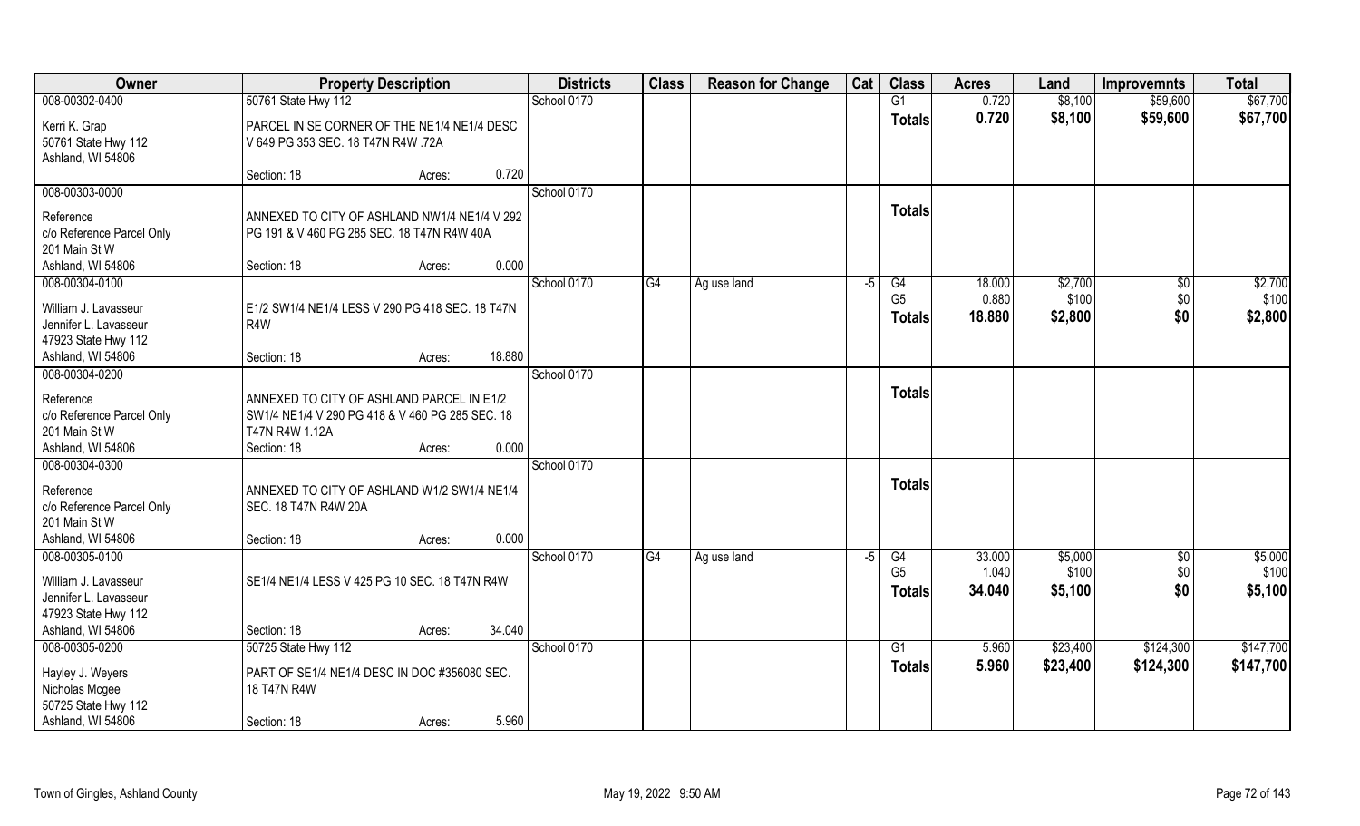| Owner | Property Description | | | Districts | Class | Reason for Change | Cat | Class | Acres | Land | Improvemnts | Total |
|---|---|---|---|---|---|---|---|---|---|---|---|---|
| 008-00302-0400 | 50761 State Hwy 112 | | | School 0170 | | | | G1 | 0.720 | $8,100 | $59,600 | $67,700 |
| Kerri K. Grap<br>50761 State Hwy 112<br>Ashland, WI 54806 | PARCEL IN SE CORNER OF THE NE1/4 NE1/4 DESC V 649 PG 353 SEC. 18 T47N R4W .72A | | | | | | | **Totals** | **0.720** | **$8,100** | **$59,600** | **$67,700** |
| | Section: 18 | Acres: | 0.720 | | | | | | | | | |
| 008-00303-0000 | | | | School 0170 | | | | | | | | |
| Reference<br>c/o Reference Parcel Only<br>201 Main St W<br>Ashland, WI 54806 | ANNEXED TO CITY OF ASHLAND NW1/4 NE1/4 V 292 PG 191 & V 460 PG 285 SEC. 18 T47N R4W 40A | | | | | | | **Totals** | | | | |
| | Section: 18 | Acres: | 0.000 | | | | | | | | | |
| 008-00304-0100 | | | | School 0170 | G4 | Ag use land | -5 | G4 | 18.000 | $2,700 | $0 | $2,700 |
| William J. Lavasseur<br>Jennifer L. Lavasseur<br>47923 State Hwy 112<br>Ashland, WI 54806 | E1/2 SW1/4 NE1/4 LESS V 290 PG 418 SEC. 18 T47N R4W | | | | | | | G5 | 0.880 | $100 | $0 | $100 |
| | | | | | | | | **Totals** | **18.880** | **$2,800** | **$0** | **$2,800** |
| | Section: 18 | Acres: | 18.880 | | | | | | | | | |
| 008-00304-0200 | | | | School 0170 | | | | | | | | |
| Reference<br>c/o Reference Parcel Only<br>201 Main St W<br>Ashland, WI 54806 | ANNEXED TO CITY OF ASHLAND PARCEL IN E1/2 SW1/4 NE1/4 V 290 PG 418 & V 460 PG 285 SEC. 18 T47N R4W 1.12A | | | | | | | **Totals** | | | | |
| | Section: 18 | Acres: | 0.000 | | | | | | | | | |
| 008-00304-0300 | | | | School 0170 | | | | | | | | |
| Reference<br>c/o Reference Parcel Only<br>201 Main St W<br>Ashland, WI 54806 | ANNEXED TO CITY OF ASHLAND W1/2 SW1/4 NE1/4 SEC. 18 T47N R4W 20A | | | | | | | **Totals** | | | | |
| | Section: 18 | Acres: | 0.000 | | | | | | | | | |
| 008-00305-0100 | | | | School 0170 | G4 | Ag use land | -5 | G4 | 33.000 | $5,000 | $0 | $5,000 |
| William J. Lavasseur<br>Jennifer L. Lavasseur<br>47923 State Hwy 112<br>Ashland, WI 54806 | SE1/4 NE1/4 LESS V 425 PG 10 SEC. 18 T47N R4W | | | | | | | G5 | 1.040 | $100 | $0 | $100 |
| | | | | | | | | **Totals** | **34.040** | **$5,100** | **$0** | **$5,100** |
| | Section: 18 | Acres: | 34.040 | | | | | | | | | |
| 008-00305-0200 | 50725 State Hwy 112 | | | School 0170 | | | | G1 | 5.960 | $23,400 | $124,300 | $147,700 |
| Hayley J. Weyers<br>Nicholas Mcgee<br>50725 State Hwy 112<br>Ashland, WI 54806 | PART OF SE1/4 NE1/4 DESC IN DOC #356080 SEC. 18 T47N R4W | | | | | | | **Totals** | **5.960** | **$23,400** | **$124,300** | **$147,700** |
| | Section: 18 | Acres: | 5.960 | | | | | | | | | |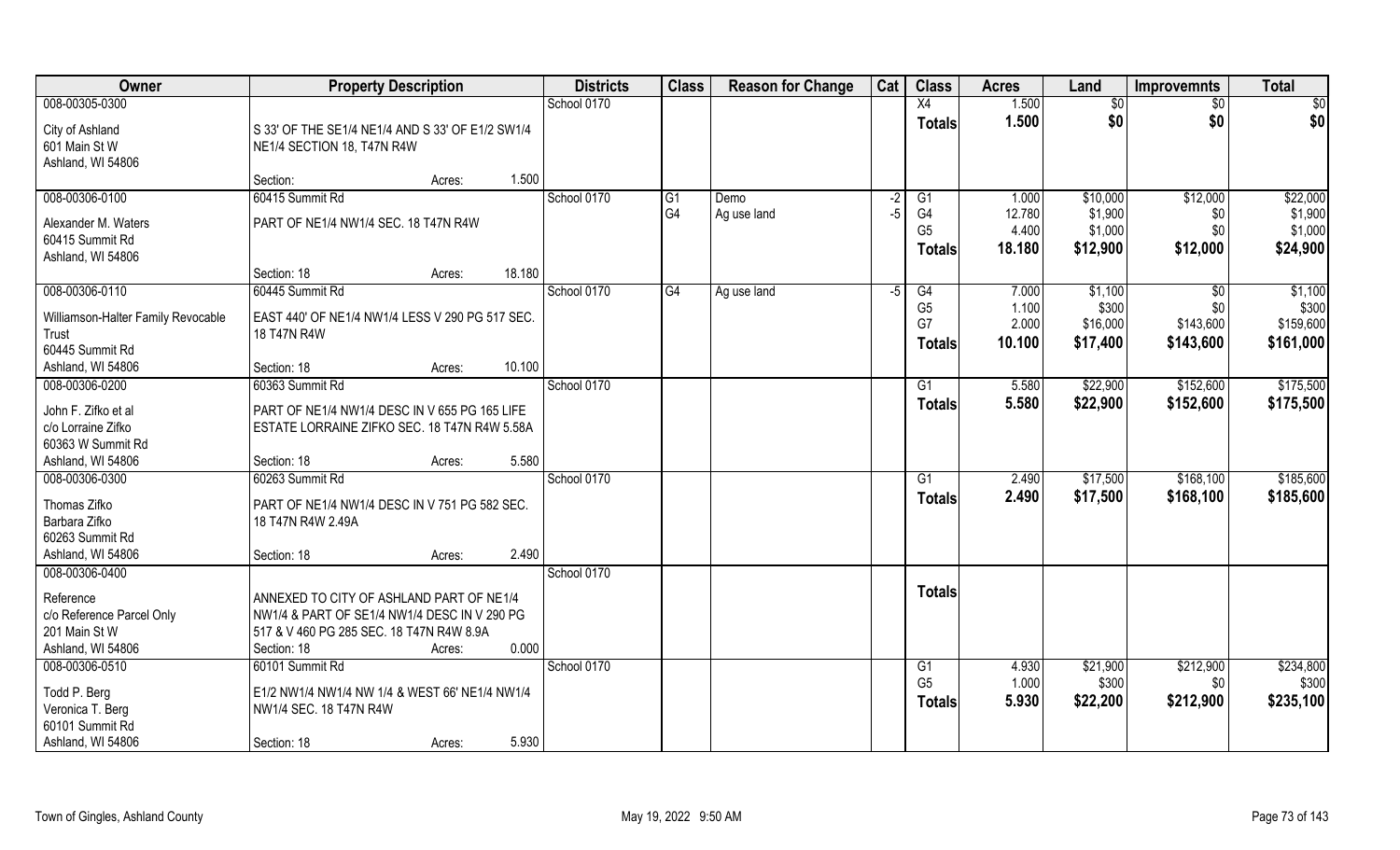| Owner | Property Description | Districts | Class | Reason for Change | Cat | Class | Acres | Land | Improvemnts | Total |
|---|---|---|---|---|---|---|---|---|---|---|
| 008-00305-0300<br>City of Ashland<br>601 Main St W<br>Ashland, WI 54806 | S 33' OF THE SE1/4 NE1/4 AND S 33' OF E1/2 SW1/4 NE1/4 SECTION 18, T47N R4W<br>Section: Acres: 1.500 | School 0170 | | | | X4<br>**Totals** | 1.500<br>**1.500** | $0<br>**$0** | $0<br>**$0** | $0<br>**$0** |
| 008-00306-0100<br>Alexander M. Waters<br>60415 Summit Rd<br>Ashland, WI 54806 | 60415 Summit Rd<br>PART OF NE1/4 NW1/4 SEC. 18 T47N R4W<br>Section: 18 Acres: 18.180 | School 0170 | G1<br>G4 | Demo<br>Ag use land | -2<br>-5 | G1<br>G4<br>G5<br>**Totals** | 1.000<br>12.780<br>4.400<br>**18.180** | $10,000<br>$1,900<br>$1,000<br>**$12,900** | $12,000<br>$0<br>$0<br>**$12,000** | $22,000<br>$1,900<br>$1,000<br>**$24,900** |
| 008-00306-0110<br>Williamson-Halter Family Revocable Trust<br>60445 Summit Rd<br>Ashland, WI 54806 | 60445 Summit Rd<br>EAST 440' OF NE1/4 NW1/4 LESS V 290 PG 517 SEC. 18 T47N R4W<br>Section: 18 Acres: 10.100 | School 0170 | G4 | Ag use land | -5 | G4<br>G5<br>G7<br>**Totals** | 7.000<br>1.100<br>2.000<br>**10.100** | $1,100<br>$300<br>$16,000<br>**$17,400** | $0<br>$0<br>$143,600<br>**$143,600** | $1,100<br>$300<br>$159,600<br>**$161,000** |
| 008-00306-0200<br>John F. Zifko et al<br>c/o Lorraine Zifko<br>60363 W Summit Rd<br>Ashland, WI 54806 | 60363 Summit Rd<br>PART OF NE1/4 NW1/4 DESC IN V 655 PG 165 LIFE ESTATE LORRAINE ZIFKO SEC. 18 T47N R4W 5.58A<br>Section: 18 Acres: 5.580 | School 0170 | | | | G1<br>**Totals** | 5.580<br>**5.580** | $22,900<br>**$22,900** | $152,600<br>**$152,600** | $175,500<br>**$175,500** |
| 008-00306-0300<br>Thomas Zifko<br>Barbara Zifko<br>60263 Summit Rd<br>Ashland, WI 54806 | 60263 Summit Rd<br>PART OF NE1/4 NW1/4 DESC IN V 751 PG 582 SEC. 18 T47N R4W 2.49A<br>Section: 18 Acres: 2.490 | School 0170 | | | | G1<br>**Totals** | 2.490<br>**2.490** | $17,500<br>**$17,500** | $168,100<br>**$168,100** | $185,600<br>**$185,600** |
| 008-00306-0400<br>Reference<br>c/o Reference Parcel Only<br>201 Main St W<br>Ashland, WI 54806 | ANNEXED TO CITY OF ASHLAND PART OF NE1/4 NW1/4 & PART OF SE1/4 NW1/4 DESC IN V 290 PG 517 & V 460 PG 285 SEC. 18 T47N R4W 8.9A<br>Section: 18 Acres: 0.000 | School 0170 | | | | **Totals** | | | | |
| 008-00306-0510<br>Todd P. Berg<br>Veronica T. Berg<br>60101 Summit Rd<br>Ashland, WI 54806 | 60101 Summit Rd<br>E1/2 NW1/4 NW1/4 NW 1/4 & WEST 66' NE1/4 NW1/4 NW1/4 SEC. 18 T47N R4W<br>Section: 18 Acres: 5.930 | School 0170 | | | | G1<br>G5<br>**Totals** | 4.930<br>1.000<br>**5.930** | $21,900<br>$300<br>**$22,200** | $212,900<br>$0<br>**$212,900** | $234,800<br>$300<br>**$235,100** |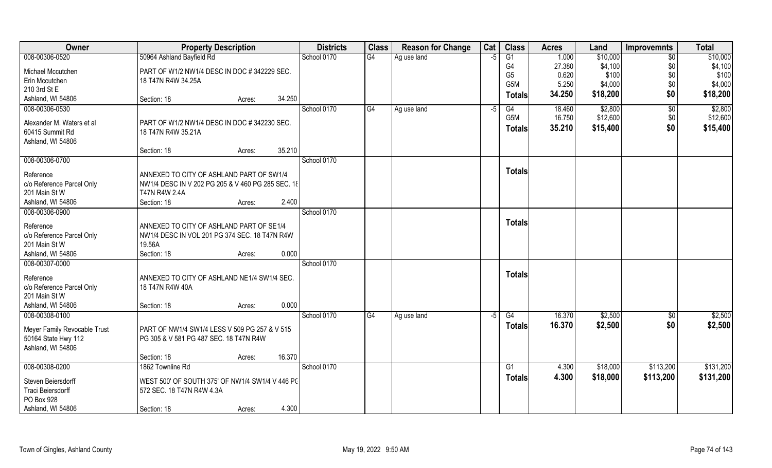| Owner | Property Description | Districts | Class | Reason for Change | Cat | Class | Acres | Land | Improvemnts | Total |
|---|---|---|---|---|---|---|---|---|---|---|
| 008-00306-0520<br>Michael Mccutchen<br>Erin Mccutchen<br>210 3rd St E<br>Ashland, WI 54806 | 50964 Ashland Bayfield Rd<br>PART OF W1/2 NW1/4 DESC IN DOC # 342229 SEC. 18 T47N R4W 34.25A<br>Section: 18 Acres: 34.250 | School 0170 | G4 | Ag use land | -5 | G1<br>G4<br>G5<br>G5M<br>**Totals** | 1.000<br>27.380<br>0.620<br>5.250<br>**34.250** | $10,000<br>$4,100<br>$100<br>$4,000<br>**$18,200** | $0<br>$0<br>$0<br>$0<br>**$0** | $10,000<br>$4,100<br>$100<br>$4,000<br>**$18,200** |
| 008-00306-0530<br>Alexander M. Waters et al<br>60415 Summit Rd<br>Ashland, WI 54806 | PART OF W1/2 NW1/4 DESC IN DOC # 342230 SEC. 18 T47N R4W 35.21A<br>Section: 18 Acres: 35.210 | School 0170 | G4 | Ag use land | -5 | G4<br>G5M<br>**Totals** | 18.460<br>16.750<br>**35.210** | $2,800<br>$12,600<br>**$15,400** | $0<br>$0<br>**$0** | $2,800<br>$12,600<br>**$15,400** |
| 008-00306-0700<br>Reference<br>c/o Reference Parcel Only<br>201 Main St W<br>Ashland, WI 54806 | ANNEXED TO CITY OF ASHLAND PART OF SW1/4 NW1/4 DESC IN V 202 PG 205 & V 460 PG 285 SEC. 18 T47N R4W 2.4A<br>Section: 18 Acres: 2.400 | School 0170 | | | | **Totals** | | | | |
| 008-00306-0900<br>Reference<br>c/o Reference Parcel Only<br>201 Main St W<br>Ashland, WI 54806 | ANNEXED TO CITY OF ASHLAND PART OF SE1/4 NW1/4 DESC IN VOL 201 PG 374 SEC. 18 T47N R4W 19.56A<br>Section: 18 Acres: 0.000 | School 0170 | | | | **Totals** | | | | |
| 008-00307-0000<br>Reference<br>c/o Reference Parcel Only<br>201 Main St W<br>Ashland, WI 54806 | ANNEXED TO CITY OF ASHLAND NE1/4 SW1/4 SEC. 18 T47N R4W 40A<br>Section: 18 Acres: 0.000 | School 0170 | | | | **Totals** | | | | |
| 008-00308-0100<br>Meyer Family Revocable Trust<br>50164 State Hwy 112<br>Ashland, WI 54806 | PART OF NW1/4 SW1/4 LESS V 509 PG 257 & V 515 PG 305 & V 581 PG 487 SEC. 18 T47N R4W<br>Section: 18 Acres: 16.370 | School 0170 | G4 | Ag use land | -5 | G4<br>**Totals** | 16.370<br>**16.370** | $2,500<br>**$2,500** | $0<br>**$0** | $2,500<br>**$2,500** |
| 008-00308-0200<br>Steven Beiersdorff<br>Traci Beiersdorff<br>PO Box 928<br>Ashland, WI 54806 | 1862 Townline Rd<br>WEST 500' OF SOUTH 375' OF NW1/4 SW1/4 V 446 PG 572 SEC. 18 T47N R4W 4.3A<br>Section: 18 Acres: 4.300 | School 0170 | | | | G1<br>**Totals** | 4.300<br>**4.300** | $18,000<br>**$18,000** | $113,200<br>**$113,200** | $131,200<br>**$131,200** |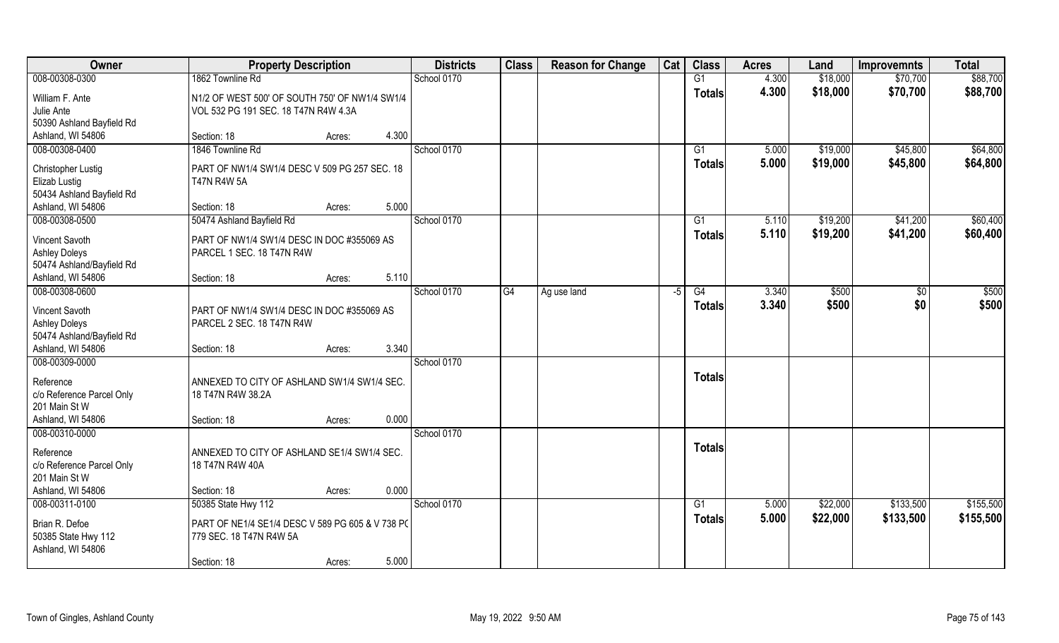| Owner | Property Description | | | Districts | Class | Reason for Change | Cat | Class | Acres | Land | Improvemnts | Total |
|---|---|---|---|---|---|---|---|---|---|---|---|---|
| 008-00308-0300 | 1862 Townline Rd | | | School 0170 | | | | G1 | 4.300 | $18,000 | $70,700 | $88,700 |
| William F. Ante<br>Julie Ante<br>50390 Ashland Bayfield Rd<br>Ashland, WI 54806 | N1/2 OF WEST 500' OF SOUTH 750' OF NW1/4 SW1/4 VOL 532 PG 191 SEC. 18 T47N R4W 4.3A | | | | | | | Totals | 4.300 | $18,000 | $70,700 | $88,700 |
| | Section: 18 | Acres: | 4.300 | | | | | | | | | |
| 008-00308-0400 | 1846 Townline Rd | | | School 0170 | | | | G1 | 5.000 | $19,000 | $45,800 | $64,800 |
| Christopher Lustig<br>Elizab Lustig<br>50434 Ashland Bayfield Rd<br>Ashland, WI 54806 | PART OF NW1/4 SW1/4 DESC V 509 PG 257 SEC. 18 T47N R4W 5A | | | | | | | Totals | 5.000 | $19,000 | $45,800 | $64,800 |
| | Section: 18 | Acres: | 5.000 | | | | | | | | | |
| 008-00308-0500 | 50474 Ashland Bayfield Rd | | | School 0170 | | | | G1 | 5.110 | $19,200 | $41,200 | $60,400 |
| Vincent Savoth<br>Ashley Doleys<br>50474 Ashland/Bayfield Rd<br>Ashland, WI 54806 | PART OF NW1/4 SW1/4 DESC IN DOC #355069 AS PARCEL 1 SEC. 18 T47N R4W | | | | | | | Totals | 5.110 | $19,200 | $41,200 | $60,400 |
| | Section: 18 | Acres: | 5.110 | | | | | | | | | |
| 008-00308-0600 | | | | School 0170 | G4 | Ag use land | -5 | G4 | 3.340 | $500 | $0 | $500 |
| Vincent Savoth<br>Ashley Doleys<br>50474 Ashland/Bayfield Rd<br>Ashland, WI 54806 | PART OF NW1/4 SW1/4 DESC IN DOC #355069 AS PARCEL 2 SEC. 18 T47N R4W | | | | | | | Totals | 3.340 | $500 | $0 | $500 |
| | Section: 18 | Acres: | 3.340 | | | | | | | | | |
| 008-00309-0000 | | | | School 0170 | | | | | | | | |
| Reference<br>c/o Reference Parcel Only<br>201 Main St W<br>Ashland, WI 54806 | ANNEXED TO CITY OF ASHLAND SW1/4 SW1/4 SEC. 18 T47N R4W 38.2A | | | | | | | Totals | | | | |
| | Section: 18 | Acres: | 0.000 | | | | | | | | | |
| 008-00310-0000 | | | | School 0170 | | | | | | | | |
| Reference<br>c/o Reference Parcel Only<br>201 Main St W<br>Ashland, WI 54806 | ANNEXED TO CITY OF ASHLAND SE1/4 SW1/4 SEC. 18 T47N R4W 40A | | | | | | | Totals | | | | |
| | Section: 18 | Acres: | 0.000 | | | | | | | | | |
| 008-00311-0100 | 50385 State Hwy 112 | | | School 0170 | | | | G1 | 5.000 | $22,000 | $133,500 | $155,500 |
| Brian R. Defoe<br>50385 State Hwy 112<br>Ashland, WI 54806 | PART OF NE1/4 SE1/4 DESC V 589 PG 605 & V 738 PG 779 SEC. 18 T47N R4W 5A | | | | | | | Totals | 5.000 | $22,000 | $133,500 | $155,500 |
| | Section: 18 | Acres: | 5.000 | | | | | | | | | |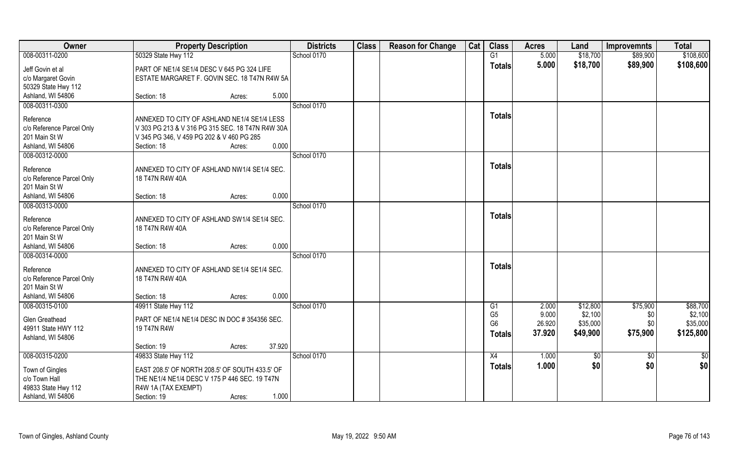| Owner | Property Description | Districts | Class | Reason for Change | Cat | Class | Acres | Land | Improvemnts | Total |
|---|---|---|---|---|---|---|---|---|---|---|
| 008-00311-0200 | 50329 State Hwy 112 | School 0170 | | | | G1 | 5.000 | $18,700 | $89,900 | $108,600 |
| Jeff Govin et al<br>c/o Margaret Govin<br>50329 State Hwy 112<br>Ashland, WI 54806 | PART OF NE1/4 SE1/4 DESC V 645 PG 324 LIFE ESTATE MARGARET F. GOVIN SEC. 18 T47N R4W 5A<br>Section: 18 Acres: 5.000 | | | | | **Totals** | **5.000** | **$18,700** | **$89,900** | **$108,600** |
| 008-00311-0300 | | School 0170 | | | | | | | | |
| Reference<br>c/o Reference Parcel Only<br>201 Main St W<br>Ashland, WI 54806 | ANNEXED TO CITY OF ASHLAND NE1/4 SE1/4 LESS V 303 PG 213 & V 316 PG 315 SEC. 18 T47N R4W 30A V 345 PG 346, V 459 PG 202 & V 460 PG 285<br>Section: 18 Acres: 0.000 | | | | | **Totals** | | | | |
| 008-00312-0000 | | School 0170 | | | | | | | | |
| Reference<br>c/o Reference Parcel Only<br>201 Main St W<br>Ashland, WI 54806 | ANNEXED TO CITY OF ASHLAND NW1/4 SE1/4 SEC. 18 T47N R4W 40A<br>Section: 18 Acres: 0.000 | | | | | **Totals** | | | | |
| 008-00313-0000 | | School 0170 | | | | | | | | |
| Reference<br>c/o Reference Parcel Only<br>201 Main St W<br>Ashland, WI 54806 | ANNEXED TO CITY OF ASHLAND SW1/4 SE1/4 SEC. 18 T47N R4W 40A<br>Section: 18 Acres: 0.000 | | | | | **Totals** | | | | |
| 008-00314-0000 | | School 0170 | | | | | | | | |
| Reference<br>c/o Reference Parcel Only<br>201 Main St W<br>Ashland, WI 54806 | ANNEXED TO CITY OF ASHLAND SE1/4 SE1/4 SEC. 18 T47N R4W 40A<br>Section: 18 Acres: 0.000 | | | | | **Totals** | | | | |
| 008-00315-0100 | 49911 State Hwy 112 | School 0170 | | | | G1 | 2.000 | $12,800 | $75,900 | $88,700 |
| Glen Greathead<br>49911 State HWY 112<br>Ashland, WI 54806 | PART OF NE1/4 NE1/4 DESC IN DOC # 354356 SEC. 19 T47N R4W | | | | | G5 | 9.000 | $2,100 | $0 | $2,100 |
| | | | | | | G6 | 26.920 | $35,000 | $0 | $35,000 |
| | Section: 19 Acres: 37.920 | | | | | **Totals** | **37.920** | **$49,900** | **$75,900** | **$125,800** |
| 008-00315-0200 | 49833 State Hwy 112 | School 0170 | | | | X4 | 1.000 | $0 | $0 | $0 |
| Town of Gingles<br>c/o Town Hall<br>49833 State Hwy 112<br>Ashland, WI 54806 | EAST 208.5' OF NORTH 208.5' OF SOUTH 433.5' OF THE NE1/4 NE1/4 DESC V 175 P 446 SEC. 19 T47N R4W 1A (TAX EXEMPT)<br>Section: 19 Acres: 1.000 | | | | | **Totals** | **1.000** | **$0** | **$0** | **$0** |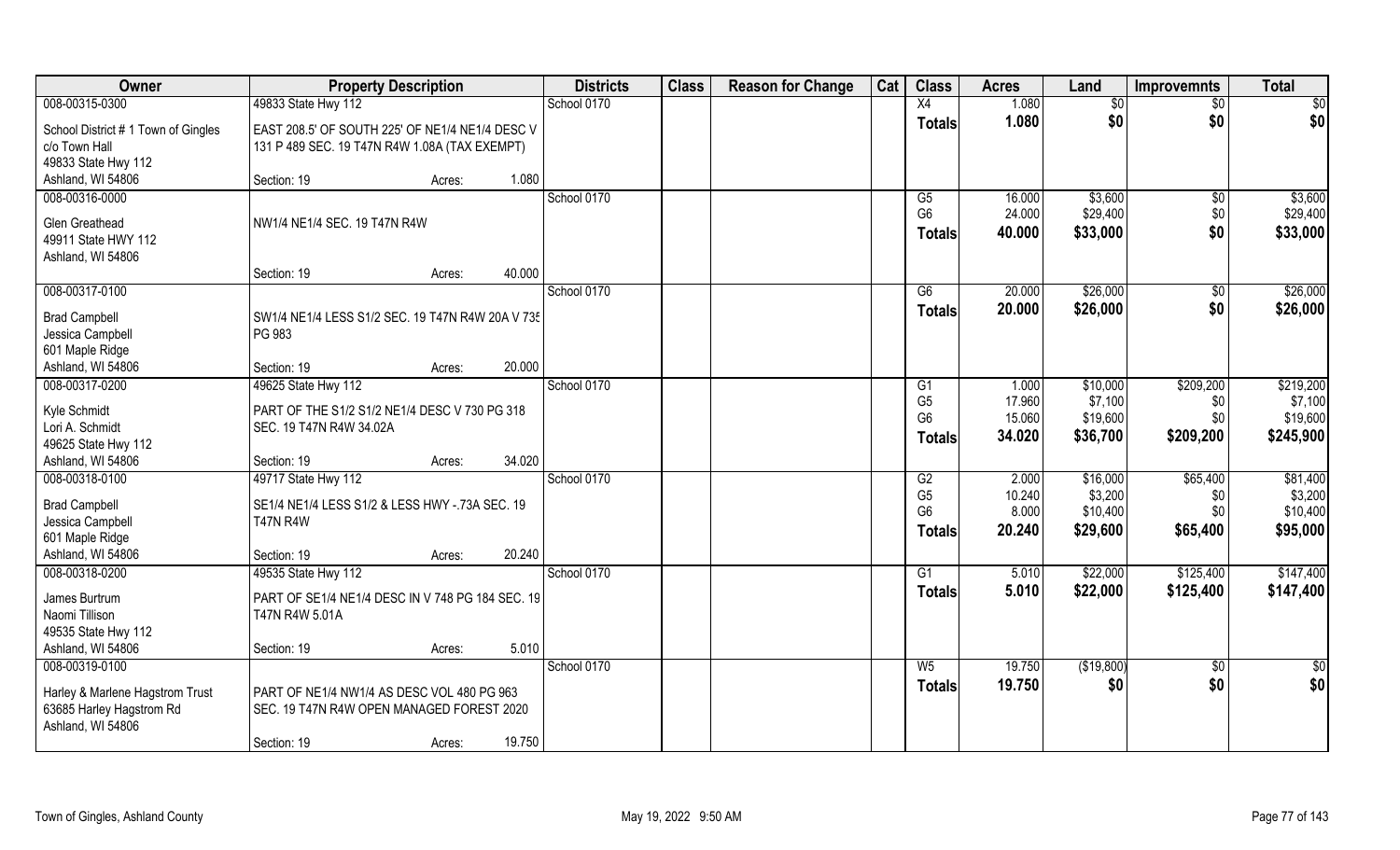| Owner | Property Description | | Districts | Class | Reason for Change | Cat | Class | Acres | Land | Improvemnts | Total |
|---|---|---|---|---|---|---|---|---|---|---|---|
| 008-00315-0300 | 49833 State Hwy 112 | | School 0170 | | | | X4 | 1.080 | $0 | $0 | $0 |
| School District # 1 Town of Gingles<br>c/o Town Hall<br>49833 State Hwy 112<br>Ashland, WI 54806 | EAST 208.5' OF SOUTH 225' OF NE1/4 NE1/4 DESC V 131 P 489 SEC. 19 T47N R4W 1.08A (TAX EXEMPT) | | | | | | **Totals** | **1.080** | **$0** | **$0** | **$0** |
| | Section: 19 | Acres: 1.080 | | | | | | | | | |
| 008-00316-0000 | | | School 0170 | | | | G5 | 16.000 | $3,600 | $0 | $3,600 |
| Glen Greathead<br>49911 State HWY 112<br>Ashland, WI 54806 | NW1/4 NE1/4 SEC. 19 T47N R4W | | | | | | G6 | 24.000 | $29,400 | $0 | $29,400 |
| | | | | | | | **Totals** | **40.000** | **$33,000** | **$0** | **$33,000** |
| | Section: 19 | Acres: 40.000 | | | | | | | | | |
| 008-00317-0100 | | | School 0170 | | | | G6 | 20.000 | $26,000 | $0 | $26,000 |
| Brad Campbell<br>Jessica Campbell<br>601 Maple Ridge<br>Ashland, WI 54806 | SW1/4 NE1/4 LESS S1/2 SEC. 19 T47N R4W 20A V 735 PG 983 | | | | | | **Totals** | **20.000** | **$26,000** | **$0** | **$26,000** |
| | Section: 19 | Acres: 20.000 | | | | | | | | | |
| 008-00317-0200 | 49625 State Hwy 112 | | School 0170 | | | | G1 | 1.000 | $10,000 | $209,200 | $219,200 |
| Kyle Schmidt<br>Lori A. Schmidt<br>49625 State Hwy 112<br>Ashland, WI 54806 | PART OF THE S1/2 S1/2 NE1/4 DESC V 730 PG 318 SEC. 19 T47N R4W 34.02A | | | | | | G5 | 17.960 | $7,100 | $0 | $7,100 |
| | | | | | | | G6 | 15.060 | $19,600 | $0 | $19,600 |
| | | | | | | | **Totals** | **34.020** | **$36,700** | **$209,200** | **$245,900** |
| | Section: 19 | Acres: 34.020 | | | | | | | | | |
| 008-00318-0100 | 49717 State Hwy 112 | | School 0170 | | | | G2 | 2.000 | $16,000 | $65,400 | $81,400 |
| Brad Campbell<br>Jessica Campbell<br>601 Maple Ridge<br>Ashland, WI 54806 | SE1/4 NE1/4 LESS S1/2 & LESS HWY -.73A SEC. 19 T47N R4W | | | | | | G5 | 10.240 | $3,200 | $0 | $3,200 |
| | | | | | | | G6 | 8.000 | $10,400 | $0 | $10,400 |
| | | | | | | | **Totals** | **20.240** | **$29,600** | **$65,400** | **$95,000** |
| | Section: 19 | Acres: 20.240 | | | | | | | | | |
| 008-00318-0200 | 49535 State Hwy 112 | | School 0170 | | | | G1 | 5.010 | $22,000 | $125,400 | $147,400 |
| James Burtrum<br>Naomi Tillison<br>49535 State Hwy 112<br>Ashland, WI 54806 | PART OF SE1/4 NE1/4 DESC IN V 748 PG 184 SEC. 19 T47N R4W 5.01A | | | | | | **Totals** | **5.010** | **$22,000** | **$125,400** | **$147,400** |
| | Section: 19 | Acres: 5.010 | | | | | | | | | |
| 008-00319-0100 | | | School 0170 | | | | W5 | 19.750 | ($19,800) | $0 | $0 |
| Harley & Marlene Hagstrom Trust<br>63685 Harley Hagstrom Rd<br>Ashland, WI 54806 | PART OF NE1/4 NW1/4 AS DESC VOL 480 PG 963 SEC. 19 T47N R4W OPEN MANAGED FOREST 2020 | | | | | | **Totals** | **19.750** | **$0** | **$0** | **$0** |
| | Section: 19 | Acres: 19.750 | | | | | | | | | |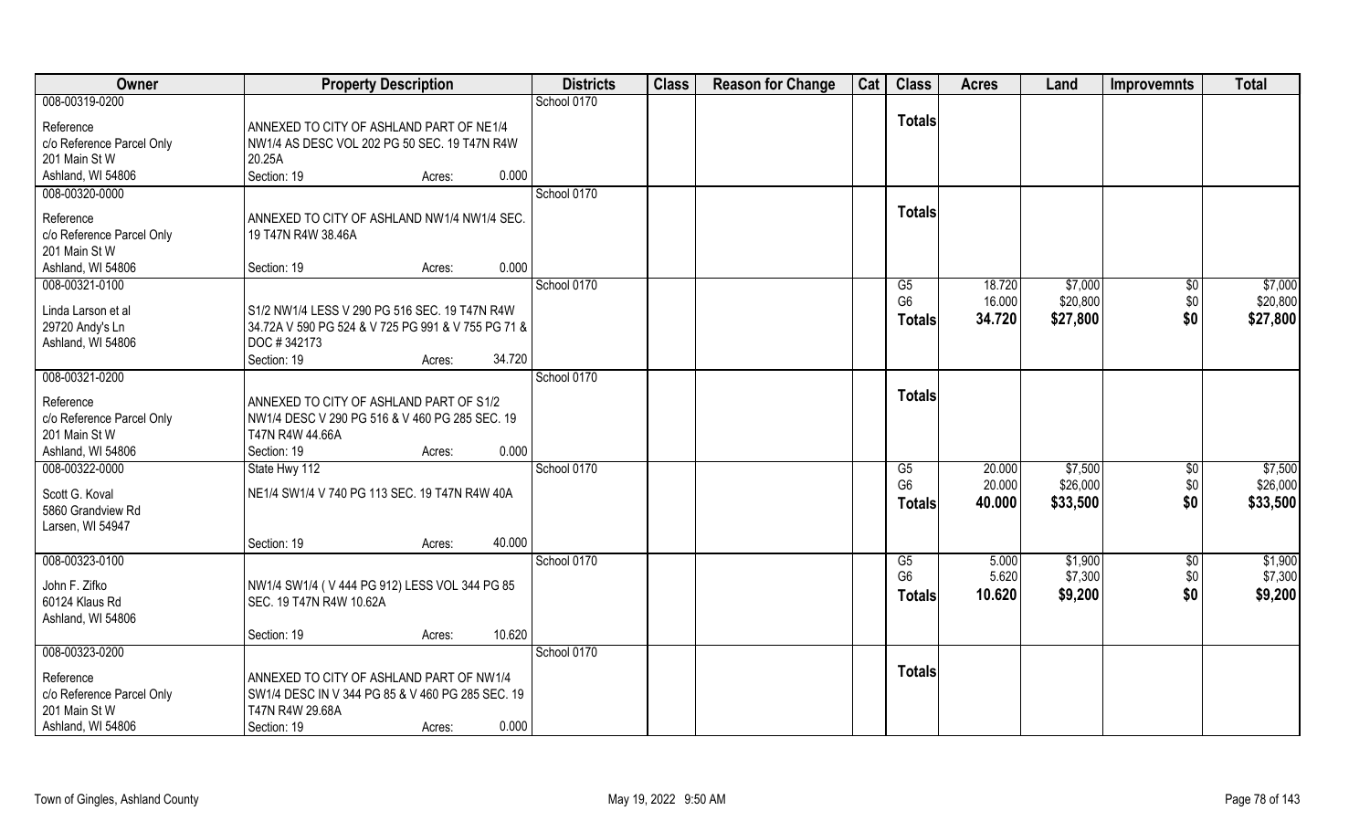| Owner | Property Description | | | Districts | Class | Reason for Change | Cat | Class | Acres | Land | Improvemnts | Total |
|---|---|---|---|---|---|---|---|---|---|---|---|---|
| 008-00319-0200 | | | | School 0170 | | | | | | | | |
| Reference<br>c/o Reference Parcel Only<br>201 Main St W<br>Ashland, WI 54806 | ANNEXED TO CITY OF ASHLAND PART OF NE1/4 NW1/4 AS DESC VOL 202 PG 50 SEC. 19 T47N R4W 20.25A | | | | | | | **Totals** | | | | |
| | Section: 19 | Acres: | 0.000 | | | | | | | | | |
| 008-00320-0000 | | | | School 0170 | | | | | | | | |
| Reference<br>c/o Reference Parcel Only<br>201 Main St W<br>Ashland, WI 54806 | ANNEXED TO CITY OF ASHLAND NW1/4 NW1/4 SEC. 19 T47N R4W 38.46A | | | | | | | **Totals** | | | | |
| | Section: 19 | Acres: | 0.000 | | | | | | | | | |
| 008-00321-0100 | | | | School 0170 | | | | G5 | 18.720 | $7,000 | $0 | $7,000 |
| Linda Larson et al<br>29720 Andy's Ln<br>Ashland, WI 54806 | S1/2 NW1/4 LESS V 290 PG 516 SEC. 19 T47N R4W 34.72A V 590 PG 524 & V 725 PG 991 & V 755 PG 71 & DOC # 342173 | | | | | | | G6 | 16.000 | $20,800 | $0 | $20,800 |
| | | | | | | | | **Totals** | **34.720** | **$27,800** | **$0** | **$27,800** |
| | Section: 19 | Acres: | 34.720 | | | | | | | | | |
| 008-00321-0200 | | | | School 0170 | | | | | | | | |
| Reference<br>c/o Reference Parcel Only<br>201 Main St W<br>Ashland, WI 54806 | ANNEXED TO CITY OF ASHLAND PART OF S1/2 NW1/4 DESC V 290 PG 516 & V 460 PG 285 SEC. 19 T47N R4W 44.66A | | | | | | | **Totals** | | | | |
| | Section: 19 | Acres: | 0.000 | | | | | | | | | |
| 008-00322-0000 | State Hwy 112 | | | School 0170 | | | | G5 | 20.000 | $7,500 | $0 | $7,500 |
| Scott G. Koval<br>5860 Grandview Rd<br>Larsen, WI 54947 | NE1/4 SW1/4 V 740 PG 113 SEC. 19 T47N R4W 40A | | | | | | | G6 | 20.000 | $26,000 | $0 | $26,000 |
| | | | | | | | | **Totals** | **40.000** | **$33,500** | **$0** | **$33,500** |
| | Section: 19 | Acres: | 40.000 | | | | | | | | | |
| 008-00323-0100 | | | | School 0170 | | | | G5 | 5.000 | $1,900 | $0 | $1,900 |
| John F. Zifko<br>60124 Klaus Rd<br>Ashland, WI 54806 | NW1/4 SW1/4 ( V 444 PG 912) LESS VOL 344 PG 85 SEC. 19 T47N R4W 10.62A | | | | | | | G6 | 5.620 | $7,300 | $0 | $7,300 |
| | | | | | | | | **Totals** | **10.620** | **$9,200** | **$0** | **$9,200** |
| | Section: 19 | Acres: | 10.620 | | | | | | | | | |
| 008-00323-0200 | | | | School 0170 | | | | | | | | |
| Reference<br>c/o Reference Parcel Only<br>201 Main St W<br>Ashland, WI 54806 | ANNEXED TO CITY OF ASHLAND PART OF NW1/4 SW1/4 DESC IN V 344 PG 85 & V 460 PG 285 SEC. 19 T47N R4W 29.68A | | | | | | | **Totals** | | | | |
| | Section: 19 | Acres: | 0.000 | | | | | | | | | |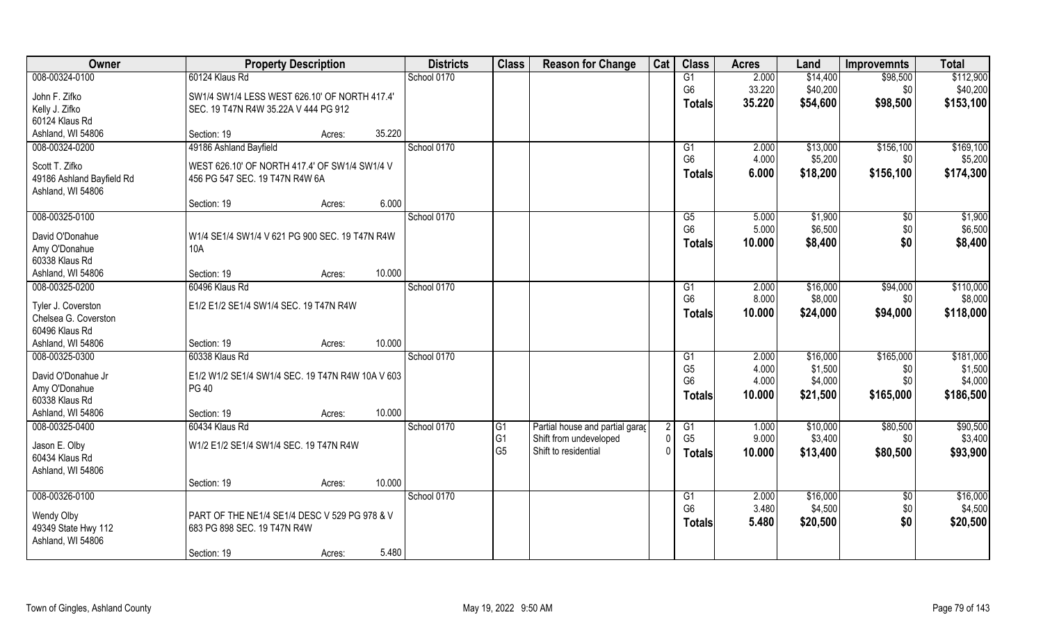| Owner | Property Description | | | Districts | Class | Reason for Change | Cat | Class | Acres | Land | Improvemnts | Total |
|---|---|---|---|---|---|---|---|---|---|---|---|---|
| 008-00324-0100 | 60124 Klaus Rd | | | School 0170 | | | | G1 | 2.000 | $14,400 | $98,500 | $112,900 |
| John F. Zifko | SW1/4 SW1/4 LESS WEST 626.10' OF NORTH 417.4' | | | | | | | G6 | 33.220 | $40,200 | $0 | $40,200 |
| Kelly J. Zifko | SEC. 19 T47N R4W 35.22A V 444 PG 912 | | | | | | | **Totals** | **35.220** | **$54,600** | **$98,500** | **$153,100** |
| 60124 Klaus Rd | | | | | | | | | | | | |
| Ashland, WI 54806 | Section: 19 | Acres: | 35.220 | | | | | | | | | |
| 008-00324-0200 | 49186 Ashland Bayfield | | | School 0170 | | | | G1 | 2.000 | $13,000 | $156,100 | $169,100 |
| Scott T. Zifko | WEST 626.10' OF NORTH 417.4' OF SW1/4 SW1/4 V | | | | | | | G6 | 4.000 | $5,200 | $0 | $5,200 |
| 49186 Ashland Bayfield Rd | 456 PG 547 SEC. 19 T47N R4W 6A | | | | | | | **Totals** | **6.000** | **$18,200** | **$156,100** | **$174,300** |
| Ashland, WI 54806 | | | | | | | | | | | | |
| | Section: 19 | Acres: | 6.000 | | | | | | | | | |
| 008-00325-0100 | | | | School 0170 | | | | G5 | 5.000 | $1,900 | $0 | $1,900 |
| David O'Donahue | W1/4 SE1/4 SW1/4 V 621 PG 900 SEC. 19 T47N R4W | | | | | | | G6 | 5.000 | $6,500 | $0 | $6,500 |
| Amy O'Donahue | 10A | | | | | | | **Totals** | **10.000** | **$8,400** | **$0** | **$8,400** |
| 60338 Klaus Rd | | | | | | | | | | | | |
| Ashland, WI 54806 | Section: 19 | Acres: | 10.000 | | | | | | | | | |
| 008-00325-0200 | 60496 Klaus Rd | | | School 0170 | | | | G1 | 2.000 | $16,000 | $94,000 | $110,000 |
| Tyler J. Coverston | E1/2 E1/2 SE1/4 SW1/4 SEC. 19 T47N R4W | | | | | | | G6 | 8.000 | $8,000 | $0 | $8,000 |
| Chelsea G. Coverston | | | | | | | | **Totals** | **10.000** | **$24,000** | **$94,000** | **$118,000** |
| 60496 Klaus Rd | | | | | | | | | | | | |
| Ashland, WI 54806 | Section: 19 | Acres: | 10.000 | | | | | | | | | |
| 008-00325-0300 | 60338 Klaus Rd | | | School 0170 | | | | G1 | 2.000 | $16,000 | $165,000 | $181,000 |
| David O'Donahue Jr | E1/2 W1/2 SE1/4 SW1/4 SEC. 19 T47N R4W 10A V 603 | | | | | | | G5 | 4.000 | $1,500 | $0 | $1,500 |
| Amy O'Donahue | PG 40 | | | | | | | G6 | 4.000 | $4,000 | $0 | $4,000 |
| 60338 Klaus Rd | | | | | | | | **Totals** | **10.000** | **$21,500** | **$165,000** | **$186,500** |
| Ashland, WI 54806 | Section: 19 | Acres: | 10.000 | | | | | | | | | |
| 008-00325-0400 | 60434 Klaus Rd | | | School 0170 | G1 | Partial house and partial garag | 2 | G1 | 1.000 | $10,000 | $80,500 | $90,500 |
| Jason E. Olby | W1/2 E1/2 SE1/4 SW1/4 SEC. 19 T47N R4W | | | | G1 | Shift from undeveloped | 0 | G5 | 9.000 | $3,400 | $0 | $3,400 |
| 60434 Klaus Rd | | | | | G5 | Shift to residential | 0 | **Totals** | **10.000** | **$13,400** | **$80,500** | **$93,900** |
| Ashland, WI 54806 | | | | | | | | | | | | |
| | Section: 19 | Acres: | 10.000 | | | | | | | | | |
| 008-00326-0100 | | | | School 0170 | | | | G1 | 2.000 | $16,000 | $0 | $16,000 |
| Wendy Olby | PART OF THE NE1/4 SE1/4 DESC V 529 PG 978 & V | | | | | | | G6 | 3.480 | $4,500 | $0 | $4,500 |
| 49349 State Hwy 112 | 683 PG 898 SEC. 19 T47N R4W | | | | | | | **Totals** | **5.480** | **$20,500** | **$0** | **$20,500** |
| Ashland, WI 54806 | | | | | | | | | | | | |
| | Section: 19 | Acres: | 5.480 | | | | | | | | | |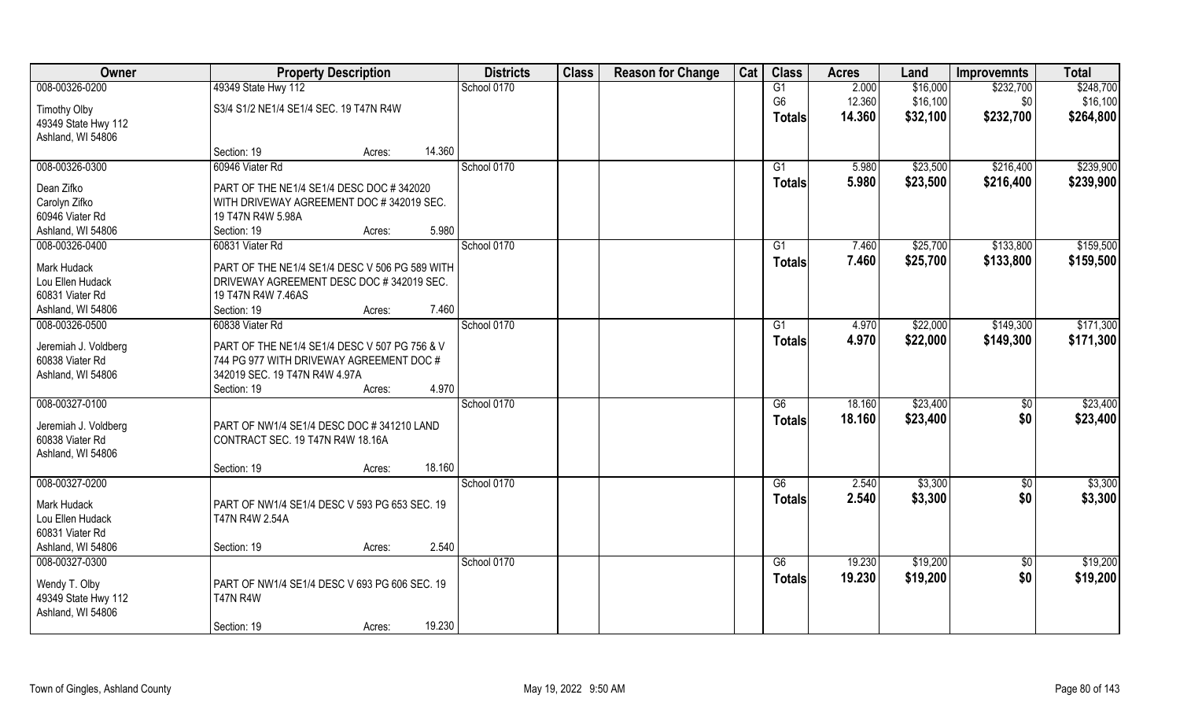| Owner | Property Description | | | Districts | Class | Reason for Change | Cat | Class | Acres | Land | Improvemnts | Total |
|---|---|---|---|---|---|---|---|---|---|---|---|---|
| 008-00326-0200 | 49349 State Hwy 112 | | | School 0170 | | | | G1 | 2.000 | $16,000 | $232,700 | $248,700 |
| Timothy Olby | S3/4 S1/2 NE1/4 SE1/4 SEC. 19 T47N R4W | | | | | | | G6 | 12.360 | $16,100 | $0 | $16,100 |
| 49349 State Hwy 112 | | | | | | | | **Totals** | **14.360** | **$32,100** | **$232,700** | **$264,800** |
| Ashland, WI 54806 | | | | | | | | | | | | |
| | Section: 19 | Acres: | 14.360 | | | | | | | | | |
| 008-00326-0300 | 60946 Viater Rd | | | School 0170 | | | | G1 | 5.980 | $23,500 | $216,400 | $239,900 |
| Dean Zifko | PART OF THE NE1/4 SE1/4 DESC DOC # 342020 | | | | | | | **Totals** | **5.980** | **$23,500** | **$216,400** | **$239,900** |
| Carolyn Zifko | WITH DRIVEWAY AGREEMENT DOC # 342019 SEC. | | | | | | | | | | | |
| 60946 Viater Rd | 19 T47N R4W 5.98A | | | | | | | | | | | |
| Ashland, WI 54806 | Section: 19 | Acres: | 5.980 | | | | | | | | | |
| 008-00326-0400 | 60831 Viater Rd | | | School 0170 | | | | G1 | 7.460 | $25,700 | $133,800 | $159,500 |
| Mark Hudack | PART OF THE NE1/4 SE1/4 DESC V 506 PG 589 WITH | | | | | | | **Totals** | **7.460** | **$25,700** | **$133,800** | **$159,500** |
| Lou Ellen Hudack | DRIVEWAY AGREEMENT DESC DOC # 342019 SEC. | | | | | | | | | | | |
| 60831 Viater Rd | 19 T47N R4W 7.46AS | | | | | | | | | | | |
| Ashland, WI 54806 | Section: 19 | Acres: | 7.460 | | | | | | | | | |
| 008-00326-0500 | 60838 Viater Rd | | | School 0170 | | | | G1 | 4.970 | $22,000 | $149,300 | $171,300 |
| Jeremiah J. Voldberg | PART OF THE NE1/4 SE1/4 DESC V 507 PG 756 & V | | | | | | | **Totals** | **4.970** | **$22,000** | **$149,300** | **$171,300** |
| 60838 Viater Rd | 744 PG 977 WITH DRIVEWAY AGREEMENT DOC # | | | | | | | | | | | |
| Ashland, WI 54806 | 342019 SEC. 19 T47N R4W 4.97A | | | | | | | | | | | |
| | Section: 19 | Acres: | 4.970 | | | | | | | | | |
| 008-00327-0100 | | | | School 0170 | | | | G6 | 18.160 | $23,400 | $0 | $23,400 |
| Jeremiah J. Voldberg | PART OF NW1/4 SE1/4 DESC DOC # 341210 LAND | | | | | | | **Totals** | **18.160** | **$23,400** | **$0** | **$23,400** |
| 60838 Viater Rd | CONTRACT SEC. 19 T47N R4W 18.16A | | | | | | | | | | | |
| Ashland, WI 54806 | | | | | | | | | | | | |
| | Section: 19 | Acres: | 18.160 | | | | | | | | | |
| 008-00327-0200 | | | | School 0170 | | | | G6 | 2.540 | $3,300 | $0 | $3,300 |
| Mark Hudack | PART OF NW1/4 SE1/4 DESC V 593 PG 653 SEC. 19 | | | | | | | **Totals** | **2.540** | **$3,300** | **$0** | **$3,300** |
| Lou Ellen Hudack | T47N R4W 2.54A | | | | | | | | | | | |
| 60831 Viater Rd | | | | | | | | | | | | |
| Ashland, WI 54806 | Section: 19 | Acres: | 2.540 | | | | | | | | | |
| 008-00327-0300 | | | | School 0170 | | | | G6 | 19.230 | $19,200 | $0 | $19,200 |
| Wendy T. Olby | PART OF NW1/4 SE1/4 DESC V 693 PG 606 SEC. 19 | | | | | | | **Totals** | **19.230** | **$19,200** | **$0** | **$19,200** |
| 49349 State Hwy 112 | T47N R4W | | | | | | | | | | | |
| Ashland, WI 54806 | | | | | | | | | | | | |
| | Section: 19 | Acres: | 19.230 | | | | | | | | | |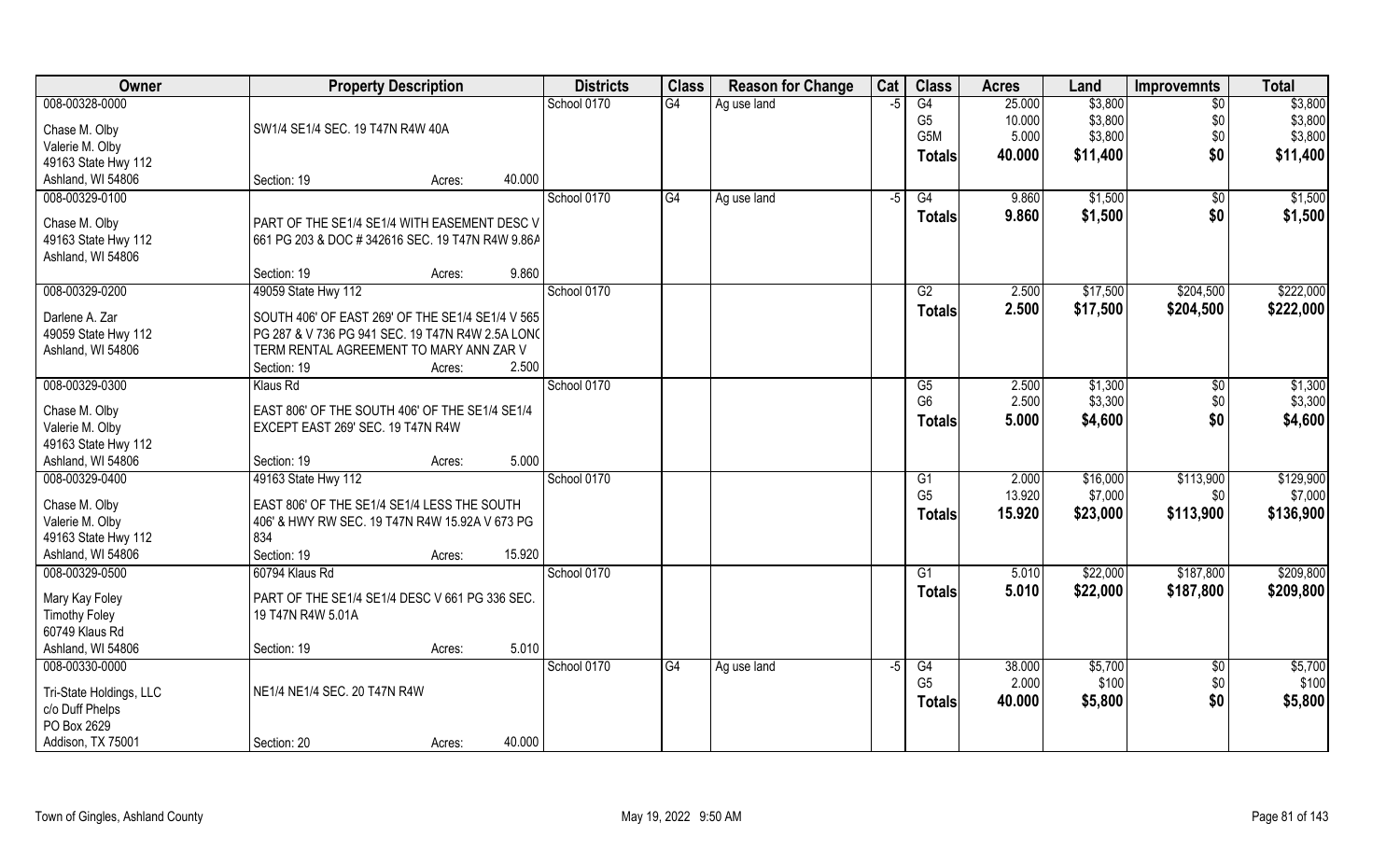| Owner | Property Description | | | Districts | Class | Reason for Change | Cat | Class | Acres | Land | Improvemnts | Total |
|---|---|---|---|---|---|---|---|---|---|---|---|---|
| 008-00328-0000 | | | | School 0170 | G4 | Ag use land | -5 | G4 | 25.000 | $3,800 | $0 | $3,800 |
| Chase M. Olby | SW1/4 SE1/4 SEC. 19 T47N R4W 40A | | | | | | | G5 | 10.000 | $3,800 | $0 | $3,800 |
| Valerie M. Olby | | | | | | | | G5M | 5.000 | $3,800 | $0 | $3,800 |
| 49163 State Hwy 112 | | | | | | | | **Totals** | **40.000** | **$11,400** | **$0** | **$11,400** |
| Ashland, WI 54806 | Section: 19 | Acres: | 40.000 | | | | | | | | | |
| 008-00329-0100 | | | | School 0170 | G4 | Ag use land | -5 | G4 | 9.860 | $1,500 | $0 | $1,500 |
| Chase M. Olby | PART OF THE SE1/4 SE1/4 WITH EASEMENT DESC V | | | | | | | **Totals** | **9.860** | **$1,500** | **$0** | **$1,500** |
| 49163 State Hwy 112 | 661 PG 203 & DOC # 342616 SEC. 19 T47N R4W 9.86A | | | | | | | | | | | |
| Ashland, WI 54806 | | | | | | | | | | | | |
| | Section: 19 | Acres: | 9.860 | | | | | | | | | |
| 008-00329-0200 | 49059 State Hwy 112 | | | School 0170 | | | | G2 | 2.500 | $17,500 | $204,500 | $222,000 |
| Darlene A. Zar | SOUTH 406' OF EAST 269' OF THE SE1/4 SE1/4 V 565 | | | | | | | **Totals** | **2.500** | **$17,500** | **$204,500** | **$222,000** |
| 49059 State Hwy 112 | PG 287 & V 736 PG 941 SEC. 19 T47N R4W 2.5A LONG | | | | | | | | | | | |
| Ashland, WI 54806 | TERM RENTAL AGREEMENT TO MARY ANN ZAR V | | | | | | | | | | | |
| | Section: 19 | Acres: | 2.500 | | | | | | | | | |
| 008-00329-0300 | Klaus Rd | | | School 0170 | | | | G5 | 2.500 | $1,300 | $0 | $1,300 |
| Chase M. Olby | EAST 806' OF THE SOUTH 406' OF THE SE1/4 SE1/4 | | | | | | | G6 | 2.500 | $3,300 | $0 | $3,300 |
| Valerie M. Olby | EXCEPT EAST 269' SEC. 19 T47N R4W | | | | | | | **Totals** | **5.000** | **$4,600** | **$0** | **$4,600** |
| 49163 State Hwy 112 | | | | | | | | | | | | |
| Ashland, WI 54806 | Section: 19 | Acres: | 5.000 | | | | | | | | | |
| 008-00329-0400 | 49163 State Hwy 112 | | | School 0170 | | | | G1 | 2.000 | $16,000 | $113,900 | $129,900 |
| Chase M. Olby | EAST 806' OF THE SE1/4 SE1/4 LESS THE SOUTH | | | | | | | G5 | 13.920 | $7,000 | $0 | $7,000 |
| Valerie M. Olby | 406' & HWY RW SEC. 19 T47N R4W 15.92A V 673 PG | | | | | | | **Totals** | **15.920** | **$23,000** | **$113,900** | **$136,900** |
| 49163 State Hwy 112 | 834 | | | | | | | | | | | |
| Ashland, WI 54806 | Section: 19 | Acres: | 15.920 | | | | | | | | | |
| 008-00329-0500 | 60794 Klaus Rd | | | School 0170 | | | | G1 | 5.010 | $22,000 | $187,800 | $209,800 |
| Mary Kay Foley | PART OF THE SE1/4 SE1/4 DESC V 661 PG 336 SEC. | | | | | | | **Totals** | **5.010** | **$22,000** | **$187,800** | **$209,800** |
| Timothy Foley | 19 T47N R4W 5.01A | | | | | | | | | | | |
| 60749 Klaus Rd | | | | | | | | | | | | |
| Ashland, WI 54806 | Section: 19 | Acres: | 5.010 | | | | | | | | | |
| 008-00330-0000 | | | | School 0170 | G4 | Ag use land | -5 | G4 | 38.000 | $5,700 | $0 | $5,700 |
| Tri-State Holdings, LLC | NE1/4 NE1/4 SEC. 20 T47N R4W | | | | | | | G5 | 2.000 | $100 | $0 | $100 |
| c/o Duff Phelps | | | | | | | | **Totals** | **40.000** | **$5,800** | **$0** | **$5,800** |
| PO Box 2629 | | | | | | | | | | | | |
| Addison, TX 75001 | Section: 20 | Acres: | 40.000 | | | | | | | | | |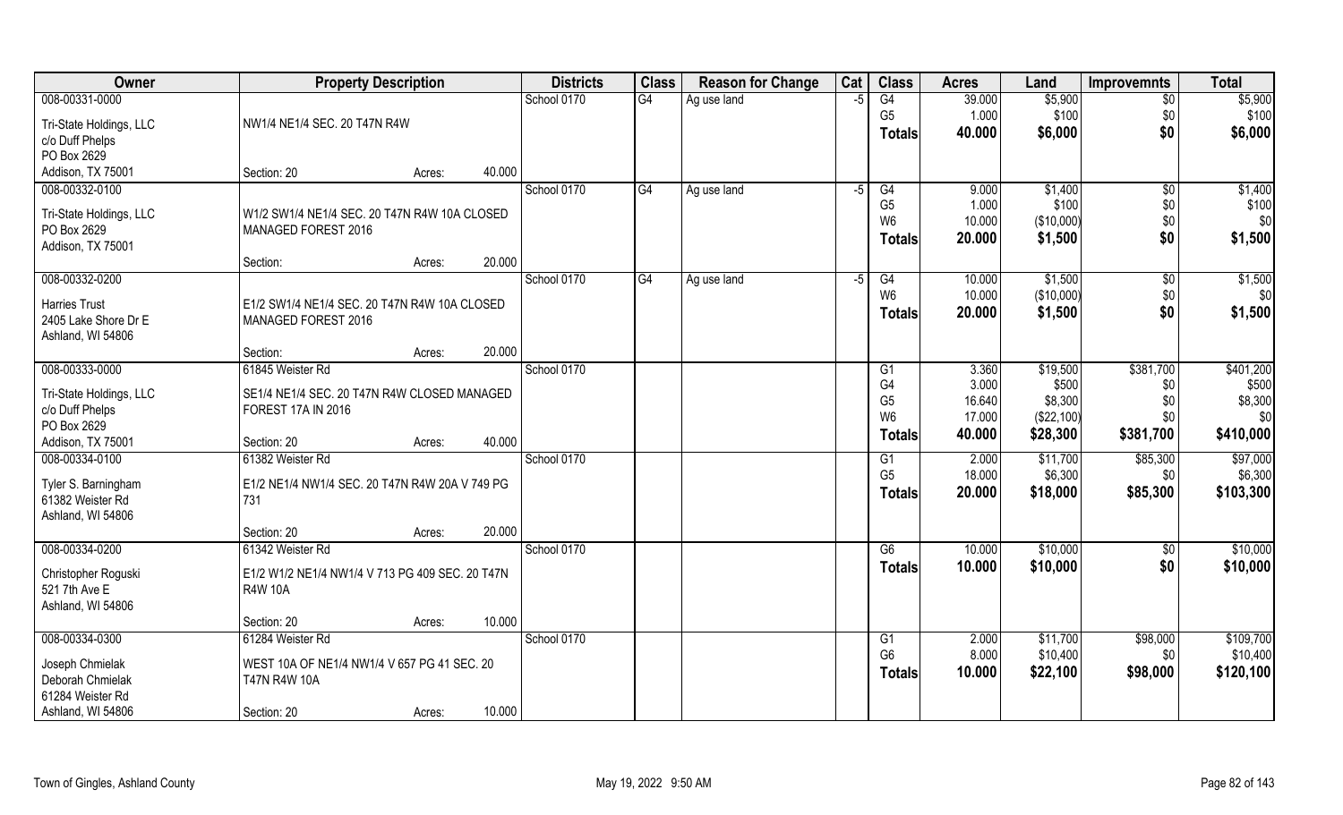| Owner | Property Description | Districts | Class | Reason for Change | Cat | Class | Acres | Land | Improvemnts | Total |
|---|---|---|---|---|---|---|---|---|---|---|
| 008-00331-0000<br>Tri-State Holdings, LLC<br>c/o Duff Phelps<br>PO Box 2629<br>Addison, TX 75001 | NW1/4 NE1/4 SEC. 20 T47N R4W<br>Section: 20 Acres: 40.000 | School 0170 | G4 | Ag use land | -5 | G4<br>G5<br>**Totals** | 39.000<br>1.000<br>**40.000** | $5,900<br>$100<br>**$6,000** | $0<br>$0<br>**$0** | $5,900<br>$100<br>**$6,000** |
| 008-00332-0100<br>Tri-State Holdings, LLC<br>PO Box 2629<br>Addison, TX 75001 | W1/2 SW1/4 NE1/4 SEC. 20 T47N R4W 10A CLOSED MANAGED FOREST 2016<br>Section: Acres: 20.000 | School 0170 | G4 | Ag use land | -5 | G4<br>G5<br>W6<br>**Totals** | 9.000<br>1.000<br>10.000<br>**20.000** | $1,400<br>$100<br>($10,000)<br>**$1,500** | $0<br>$0<br>$0<br>**$0** | $1,400<br>$100<br>$0<br>**$1,500** |
| 008-00332-0200<br>Harries Trust<br>2405 Lake Shore Dr E<br>Ashland, WI 54806 | E1/2 SW1/4 NE1/4 SEC. 20 T47N R4W 10A CLOSED MANAGED FOREST 2016<br>Section: Acres: 20.000 | School 0170 | G4 | Ag use land | -5 | G4<br>W6<br>**Totals** | 10.000<br>10.000<br>**20.000** | $1,500<br>($10,000)<br>**$1,500** | $0<br>$0<br>**$0** | $1,500<br>$0<br>**$1,500** |
| 008-00333-0000<br>Tri-State Holdings, LLC<br>c/o Duff Phelps<br>PO Box 2629<br>Addison, TX 75001 | 61845 Weister Rd<br>SE1/4 NE1/4 SEC. 20 T47N R4W CLOSED MANAGED FOREST 17A IN 2016<br>Section: 20 Acres: 40.000 | School 0170 | | | | G1<br>G4<br>G5<br>W6<br>**Totals** | 3.360<br>3.000<br>16.640<br>17.000<br>**40.000** | $19,500<br>$500<br>$8,300<br>($22,100)<br>**$28,300** | $381,700<br>$0<br>$0<br>$0<br>**$381,700** | $401,200<br>$500<br>$8,300<br>$0<br>**$410,000** |
| 008-00334-0100<br>Tyler S. Barningham<br>61382 Weister Rd<br>Ashland, WI 54806 | 61382 Weister Rd<br>E1/2 NE1/4 NW1/4 SEC. 20 T47N R4W 20A V 749 PG 731<br>Section: 20 Acres: 20.000 | School 0170 | | | | G1<br>G5<br>**Totals** | 2.000<br>18.000<br>**20.000** | $11,700<br>$6,300<br>**$18,000** | $85,300<br>$0<br>**$85,300** | $97,000<br>$6,300<br>**$103,300** |
| 008-00334-0200<br>Christopher Roguski<br>521 7th Ave E<br>Ashland, WI 54806 | 61342 Weister Rd<br>E1/2 W1/2 NE1/4 NW1/4 V 713 PG 409 SEC. 20 T47N R4W 10A<br>Section: 20 Acres: 10.000 | School 0170 | | | | G6<br>**Totals** | 10.000<br>**10.000** | $10,000<br>**$10,000** | $0<br>**$0** | $10,000<br>**$10,000** |
| 008-00334-0300<br>Joseph Chmielak<br>Deborah Chmielak<br>61284 Weister Rd<br>Ashland, WI 54806 | 61284 Weister Rd<br>WEST 10A OF NE1/4 NW1/4 V 657 PG 41 SEC. 20 T47N R4W 10A<br>Section: 20 Acres: 10.000 | School 0170 | | | | G1<br>G6<br>**Totals** | 2.000<br>8.000<br>**10.000** | $11,700<br>$10,400<br>**$22,100** | $98,000<br>$0<br>**$98,000** | $109,700<br>$10,400<br>**$120,100** |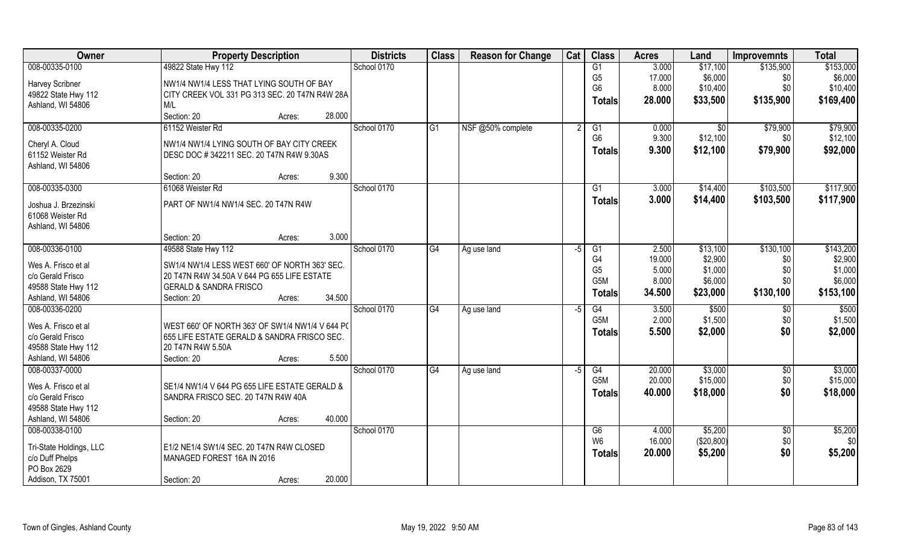| Owner | Property Description | Districts | Class | Reason for Change | Cat | Class | Acres | Land | Improvemnts | Total |
|---|---|---|---|---|---|---|---|---|---|---|
| 008-00335-0100<br>Harvey Scribner<br>49822 State Hwy 112<br>Ashland, WI 54806 | 49822 State Hwy 112<br>NW1/4 NW1/4 LESS THAT LYING SOUTH OF BAY CITY CREEK VOL 331 PG 313 SEC. 20 T47N R4W 28A M/L<br>Section: 20 Acres: 28.000 | School 0170 | | | | G1<br>G5<br>G6<br>**Totals** | 3.000<br>17.000<br>8.000<br>**28.000** | $17,100<br>$6,000<br>$10,400<br>**$33,500** | $135,900<br>$0<br>$0<br>**$135,900** | $153,000<br>$6,000<br>$10,400<br>**$169,400** |
| 008-00335-0200<br>Cheryl A. Cloud<br>61152 Weister Rd<br>Ashland, WI 54806 | 61152 Weister Rd<br>NW1/4 NW1/4 LYING SOUTH OF BAY CITY CREEK DESC DOC # 342211 SEC. 20 T47N R4W 9.30AS<br>Section: 20 Acres: 9.300 | School 0170 | G1 | NSF @50% complete | 2 | G1<br>G6<br>**Totals** | 0.000<br>9.300<br>**9.300** | $0<br>$12,100<br>**$12,100** | $79,900<br>$0<br>**$79,900** | $79,900<br>$12,100<br>**$92,000** |
| 008-00335-0300<br>Joshua J. Brzezinski<br>61068 Weister Rd<br>Ashland, WI 54806 | 61068 Weister Rd<br>PART OF NW1/4 NW1/4 SEC. 20 T47N R4W<br>Section: 20 Acres: 3.000 | School 0170 | | | | G1<br>**Totals** | 3.000<br>**3.000** | $14,400<br>**$14,400** | $103,500<br>**$103,500** | $117,900<br>**$117,900** |
| 008-00336-0100<br>Wes A. Frisco et al<br>c/o Gerald Frisco<br>49588 State Hwy 112<br>Ashland, WI 54806 | 49588 State Hwy 112<br>SW1/4 NW1/4 LESS WEST 660' OF NORTH 363' SEC. 20 T47N R4W 34.50A V 644 PG 655 LIFE ESTATE GERALD & SANDRA FRISCO<br>Section: 20 Acres: 34.500 | School 0170 | G4 | Ag use land | -5 | G1<br>G4<br>G5<br>G5M<br>**Totals** | 2.500<br>19.000<br>5.000<br>8.000<br>**34.500** | $13,100<br>$2,900<br>$1,000<br>$6,000<br>**$23,000** | $130,100<br>$0<br>$0<br>$0<br>**$130,100** | $143,200<br>$2,900<br>$1,000<br>$6,000<br>**$153,100** |
| 008-00336-0200<br>Wes A. Frisco et al<br>c/o Gerald Frisco<br>49588 State Hwy 112<br>Ashland, WI 54806 | WEST 660' OF NORTH 363' OF SW1/4 NW1/4 V 644 PG 655 LIFE ESTATE GERALD & SANDRA FRISCO SEC. 20 T47N R4W 5.50A<br>Section: 20 Acres: 5.500 | School 0170 | G4 | Ag use land | -5 | G4<br>G5M<br>**Totals** | 3.500<br>2.000<br>**5.500** | $500<br>$1,500<br>**$2,000** | $0<br>$0<br>**$0** | $500<br>$1,500<br>**$2,000** |
| 008-00337-0000<br>Wes A. Frisco et al<br>c/o Gerald Frisco<br>49588 State Hwy 112<br>Ashland, WI 54806 | SE1/4 NW1/4 V 644 PG 655 LIFE ESTATE GERALD & SANDRA FRISCO SEC. 20 T47N R4W 40A<br>Section: 20 Acres: 40.000 | School 0170 | G4 | Ag use land | -5 | G4<br>G5M<br>**Totals** | 20.000<br>20.000<br>**40.000** | $3,000<br>$15,000<br>**$18,000** | $0<br>$0<br>**$0** | $3,000<br>$15,000<br>**$18,000** |
| 008-00338-0100<br>Tri-State Holdings, LLC<br>c/o Duff Phelps<br>PO Box 2629<br>Addison, TX 75001 | E1/2 NE1/4 SW1/4 SEC. 20 T47N R4W CLOSED MANAGED FOREST 16A IN 2016<br>Section: 20 Acres: 20.000 | School 0170 | | | | G6<br>W6<br>**Totals** | 4.000<br>16.000<br>**20.000** | $5,200<br>($20,800)<br>**$5,200** | $0<br>$0<br>**$0** | $5,200<br>$0<br>**$5,200** |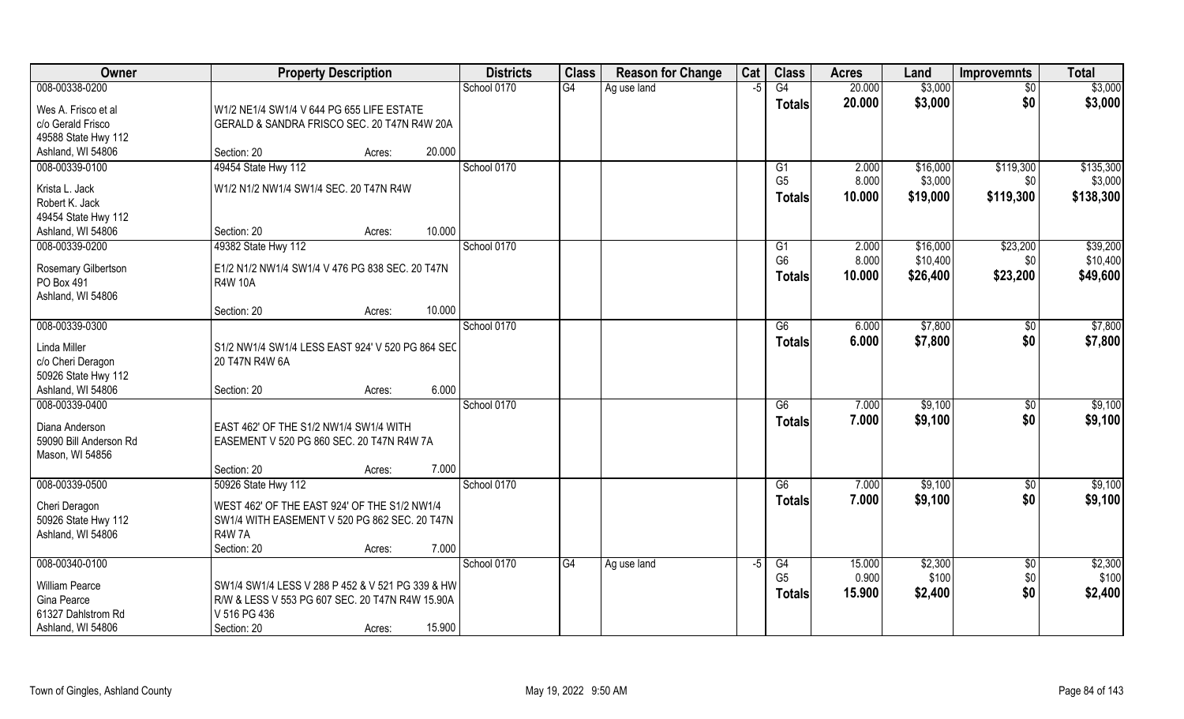| Owner | Property Description | Districts | Class | Reason for Change | Cat | Class | Acres | Land | Improvemnts | Total |
|---|---|---|---|---|---|---|---|---|---|---|
| 008-00338-0200 | | School 0170 | G4 | Ag use land | -5 | G4 | 20.000 | $3,000 | $0 | $3,000 |
| Wes A. Frisco et al | W1/2 NE1/4 SW1/4 V 644 PG 655 LIFE ESTATE | | | | | Totals | 20.000 | $3,000 | $0 | $3,000 |
| c/o Gerald Frisco | GERALD & SANDRA FRISCO SEC. 20 T47N R4W 20A | | | | | | | | | |
| 49588 State Hwy 112 | | | | | | | | | | |
| Ashland, WI 54806 | Section: 20 Acres: 20.000 | | | | | | | | | |
| 008-00339-0100 | 49454 State Hwy 112 | School 0170 | | | | G1 | 2.000 | $16,000 | $119,300 | $135,300 |
| Krista L. Jack | W1/2 N1/2 NW1/4 SW1/4 SEC. 20 T47N R4W | | | | | G5 | 8.000 | $3,000 | $0 | $3,000 |
| Robert K. Jack | | | | | | Totals | 10.000 | $19,000 | $119,300 | $138,300 |
| 49454 State Hwy 112 | | | | | | | | | | |
| Ashland, WI 54806 | Section: 20 Acres: 10.000 | | | | | | | | | |
| 008-00339-0200 | 49382 State Hwy 112 | School 0170 | | | | G1 | 2.000 | $16,000 | $23,200 | $39,200 |
| Rosemary Gilbertson | E1/2 N1/2 NW1/4 SW1/4 V 476 PG 838 SEC. 20 T47N | | | | | G6 | 8.000 | $10,400 | $0 | $10,400 |
| PO Box 491 | R4W 10A | | | | | Totals | 10.000 | $26,400 | $23,200 | $49,600 |
| Ashland, WI 54806 | | | | | | | | | | |
| | Section: 20 Acres: 10.000 | | | | | | | | | |
| 008-00339-0300 | | School 0170 | | | | G6 | 6.000 | $7,800 | $0 | $7,800 |
| Linda Miller | S1/2 NW1/4 SW1/4 LESS EAST 924' V 520 PG 864 SEC | | | | | Totals | 6.000 | $7,800 | $0 | $7,800 |
| c/o Cheri Deragon | 20 T47N R4W 6A | | | | | | | | | |
| 50926 State Hwy 112 | | | | | | | | | | |
| Ashland, WI 54806 | Section: 20 Acres: 6.000 | | | | | | | | | |
| 008-00339-0400 | | School 0170 | | | | G6 | 7.000 | $9,100 | $0 | $9,100 |
| Diana Anderson | EAST 462' OF THE S1/2 NW1/4 SW1/4 WITH | | | | | Totals | 7.000 | $9,100 | $0 | $9,100 |
| 59090 Bill Anderson Rd | EASEMENT V 520 PG 860 SEC. 20 T47N R4W 7A | | | | | | | | | |
| Mason, WI 54856 | | | | | | | | | | |
| | Section: 20 Acres: 7.000 | | | | | | | | | |
| 008-00339-0500 | 50926 State Hwy 112 | School 0170 | | | | G6 | 7.000 | $9,100 | $0 | $9,100 |
| Cheri Deragon | WEST 462' OF THE EAST 924' OF THE S1/2 NW1/4 | | | | | Totals | 7.000 | $9,100 | $0 | $9,100 |
| 50926 State Hwy 112 | SW1/4 WITH EASEMENT V 520 PG 862 SEC. 20 T47N | | | | | | | | | |
| Ashland, WI 54806 | R4W 7A | | | | | | | | | |
| | Section: 20 Acres: 7.000 | | | | | | | | | |
| 008-00340-0100 | | School 0170 | G4 | Ag use land | -5 | G4 | 15.000 | $2,300 | $0 | $2,300 |
| William Pearce | SW1/4 SW1/4 LESS V 288 P 452 & V 521 PG 339 & HW | | | | | G5 | 0.900 | $100 | $0 | $100 |
| Gina Pearce | R/W & LESS V 553 PG 607 SEC. 20 T47N R4W 15.90A | | | | | Totals | 15.900 | $2,400 | $0 | $2,400 |
| 61327 Dahlstrom Rd | V 516 PG 436 | | | | | | | | | |
| Ashland, WI 54806 | Section: 20 Acres: 15.900 | | | | | | | | | |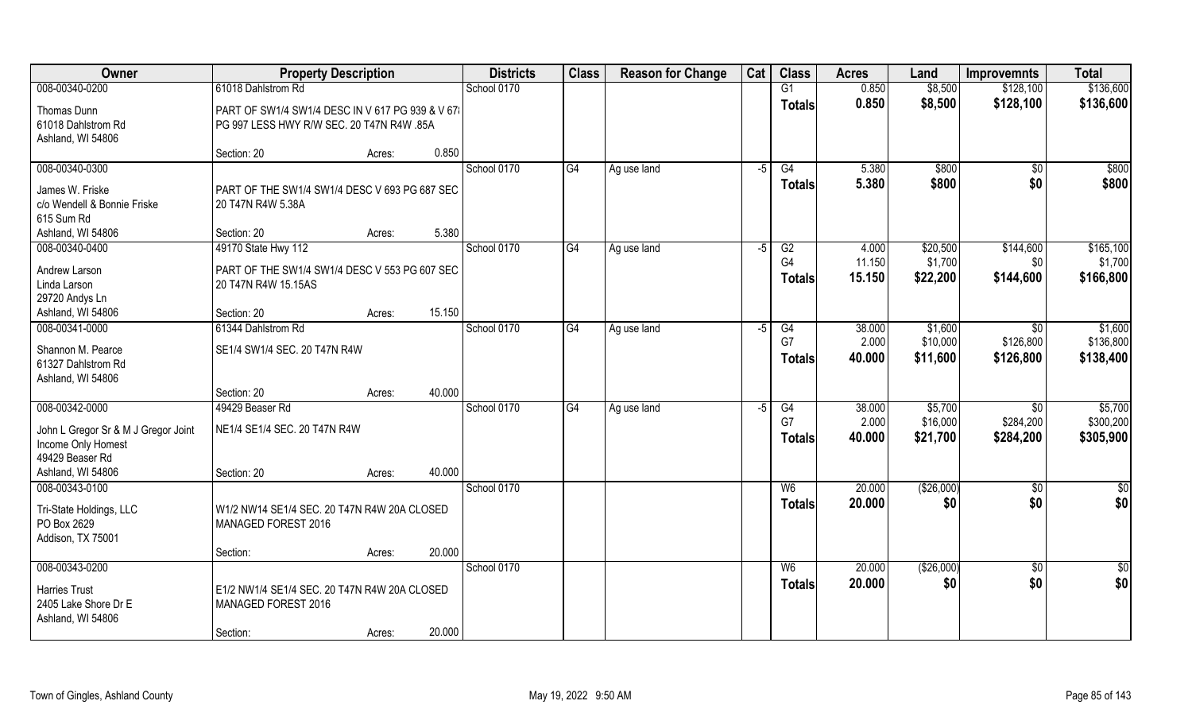| Owner | Property Description | | | Districts | Class | Reason for Change | Cat | Class | Acres | Land | Improvemnts | Total |
|---|---|---|---|---|---|---|---|---|---|---|---|---|
| 008-00340-0200 | 61018 Dahlstrom Rd | | | School 0170 | | | | G1 | 0.850 | $8,500 | $128,100 | $136,600 |
| Thomas Dunn<br>61018 Dahlstrom Rd<br>Ashland, WI 54806 | PART OF SW1/4 SW1/4 DESC IN V 617 PG 939 & V 67(<br>PG 997 LESS HWY R/W SEC. 20 T47N R4W .85A | | | | | | | Totals | 0.850 | $8,500 | $128,100 | $136,600 |
| | Section: 20 | Acres: | 0.850 | | | | | | | | | |
| 008-00340-0300 | | | | School 0170 | G4 | Ag use land | -5 | G4 | 5.380 | $800 | $0 | $800 |
| James W. Friske<br>c/o Wendell & Bonnie Friske<br>615 Sum Rd<br>Ashland, WI 54806 | PART OF THE SW1/4 SW1/4 DESC V 693 PG 687 SEC<br>20 T47N R4W 5.38A | | | | | | | Totals | 5.380 | $800 | $0 | $800 |
| | Section: 20 | Acres: | 5.380 | | | | | | | | | |
| 008-00340-0400 | 49170 State Hwy 112 | | | School 0170 | G4 | Ag use land | -5 | G2 | 4.000 | $20,500 | $144,600 | $165,100 |
| Andrew Larson<br>Linda Larson<br>29720 Andys Ln<br>Ashland, WI 54806 | PART OF THE SW1/4 SW1/4 DESC V 553 PG 607 SEC<br>20 T47N R4W 15.15AS | | | | | | | G4 | 11.150 | $1,700 | $0 | $1,700 |
| | | | | | | | | Totals | 15.150 | $22,200 | $144,600 | $166,800 |
| | Section: 20 | Acres: | 15.150 | | | | | | | | | |
| 008-00341-0000 | 61344 Dahlstrom Rd | | | School 0170 | G4 | Ag use land | -5 | G4 | 38.000 | $1,600 | $0 | $1,600 |
| Shannon M. Pearce<br>61327 Dahlstrom Rd<br>Ashland, WI 54806 | SE1/4 SW1/4 SEC. 20 T47N R4W | | | | | | | G7 | 2.000 | $10,000 | $126,800 | $136,800 |
| | | | | | | | | Totals | 40.000 | $11,600 | $126,800 | $138,400 |
| | Section: 20 | Acres: | 40.000 | | | | | | | | | |
| 008-00342-0000 | 49429 Beaser Rd | | | School 0170 | G4 | Ag use land | -5 | G4 | 38.000 | $5,700 | $0 | $5,700 |
| John L Gregor Sr & M J Gregor Joint<br>Income Only Homest<br>49429 Beaser Rd<br>Ashland, WI 54806 | NE1/4 SE1/4 SEC. 20 T47N R4W | | | | | | | G7 | 2.000 | $16,000 | $284,200 | $300,200 |
| | | | | | | | | Totals | 40.000 | $21,700 | $284,200 | $305,900 |
| | Section: 20 | Acres: | 40.000 | | | | | | | | | |
| 008-00343-0100 | | | | School 0170 | | | | W6 | 20.000 | ($26,000) | $0 | $0 |
| Tri-State Holdings, LLC<br>PO Box 2629<br>Addison, TX 75001 | W1/2 NW14 SE1/4 SEC. 20 T47N R4W 20A CLOSED<br>MANAGED FOREST 2016 | | | | | | | Totals | 20.000 | $0 | $0 | $0 |
| | Section: | Acres: | 20.000 | | | | | | | | | |
| 008-00343-0200 | | | | School 0170 | | | | W6 | 20.000 | ($26,000) | $0 | $0 |
| Harries Trust<br>2405 Lake Shore Dr E<br>Ashland, WI 54806 | E1/2 NW1/4 SE1/4 SEC. 20 T47N R4W 20A CLOSED<br>MANAGED FOREST 2016 | | | | | | | Totals | 20.000 | $0 | $0 | $0 |
| | Section: | Acres: | 20.000 | | | | | | | | | |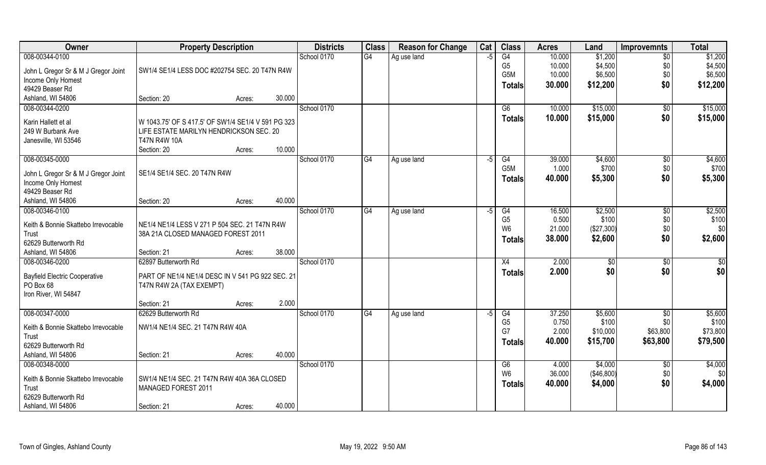| Owner | Property Description | | Districts | Class | Reason for Change | Cat | Class | Acres | Land | Improvemnts | Total |
|---|---|---|---|---|---|---|---|---|---|---|---|
| 008-00344-0100 | | | School 0170 | G4 | Ag use land | -5 | G4 | 10.000 | $1,200 | $0 | $1,200 |
| John L Gregor Sr & M J Gregor Joint | SW1/4 SE1/4 LESS DOC #202754 SEC. 20 T47N R4W | | | | | | G5 | 10.000 | $4,500 | $0 | $4,500 |
| Income Only Homest | | | | | | | G5M | 10.000 | $6,500 | $0 | $6,500 |
| 49429 Beaser Rd | | | | | | | **Totals** | **30.000** | **$12,200** | **$0** | **$12,200** |
| Ashland, WI 54806 | Section: 20 | Acres: 30.000 | | | | | | | | | |
| 008-00344-0200 | | | School 0170 | | | | G6 | 10.000 | $15,000 | $0 | $15,000 |
| Karin Hallett et al | W 1043.75' OF S 417.5' OF SW1/4 SE1/4 V 591 PG 323 | | | | | | **Totals** | **10.000** | **$15,000** | **$0** | **$15,000** |
| 249 W Burbank Ave | LIFE ESTATE MARILYN HENDRICKSON SEC. 20 | | | | | | | | | | |
| Janesville, WI 53546 | T47N R4W 10A | | | | | | | | | | |
| | Section: 20 | Acres: 10.000 | | | | | | | | | |
| 008-00345-0000 | | | School 0170 | G4 | Ag use land | -5 | G4 | 39.000 | $4,600 | $0 | $4,600 |
| John L Gregor Sr & M J Gregor Joint | SE1/4 SE1/4 SEC. 20 T47N R4W | | | | | | G5M | 1.000 | $700 | $0 | $700 |
| Income Only Homest | | | | | | | **Totals** | **40.000** | **$5,300** | **$0** | **$5,300** |
| 49429 Beaser Rd | | | | | | | | | | | |
| Ashland, WI 54806 | Section: 20 | Acres: 40.000 | | | | | | | | | |
| 008-00346-0100 | | | School 0170 | G4 | Ag use land | -5 | G4 | 16.500 | $2,500 | $0 | $2,500 |
| Keith & Bonnie Skattebo Irrevocable | NE1/4 NE1/4 LESS V 271 P 504 SEC. 21 T47N R4W | | | | | | G5 | 0.500 | $100 | $0 | $100 |
| Trust | 38A 21A CLOSED MANAGED FOREST 2011 | | | | | | W6 | 21.000 | ($27,300) | $0 | $0 |
| 62629 Butterworth Rd | | | | | | | **Totals** | **38.000** | **$2,600** | **$0** | **$2,600** |
| Ashland, WI 54806 | Section: 21 | Acres: 38.000 | | | | | | | | | |
| 008-00346-0200 | 62897 Butterworth Rd | | School 0170 | | | | X4 | 2.000 | $0 | $0 | $0 |
| Bayfield Electric Cooperative | PART OF NE1/4 NE1/4 DESC IN V 541 PG 922 SEC. 21 | | | | | | **Totals** | **2.000** | **$0** | **$0** | **$0** |
| PO Box 68 | T47N R4W 2A (TAX EXEMPT) | | | | | | | | | | |
| Iron River, WI 54847 | | | | | | | | | | | |
| | Section: 21 | Acres: 2.000 | | | | | | | | | |
| 008-00347-0000 | 62629 Butterworth Rd | | School 0170 | G4 | Ag use land | -5 | G4 | 37.250 | $5,600 | $0 | $5,600 |
| Keith & Bonnie Skattebo Irrevocable | NW1/4 NE1/4 SEC. 21 T47N R4W 40A | | | | | | G5 | 0.750 | $100 | $0 | $100 |
| Trust | | | | | | | G7 | 2.000 | $10,000 | $63,800 | $73,800 |
| 62629 Butterworth Rd | | | | | | | **Totals** | **40.000** | **$15,700** | **$63,800** | **$79,500** |
| Ashland, WI 54806 | Section: 21 | Acres: 40.000 | | | | | | | | | |
| 008-00348-0000 | | | School 0170 | | | | G6 | 4.000 | $4,000 | $0 | $4,000 |
| Keith & Bonnie Skattebo Irrevocable | SW1/4 NE1/4 SEC. 21 T47N R4W 40A 36A CLOSED | | | | | | W6 | 36.000 | ($46,800) | $0 | $0 |
| Trust | MANAGED FOREST 2011 | | | | | | **Totals** | **40.000** | **$4,000** | **$0** | **$4,000** |
| 62629 Butterworth Rd | | | | | | | | | | | |
| Ashland, WI 54806 | Section: 21 | Acres: 40.000 | | | | | | | | | |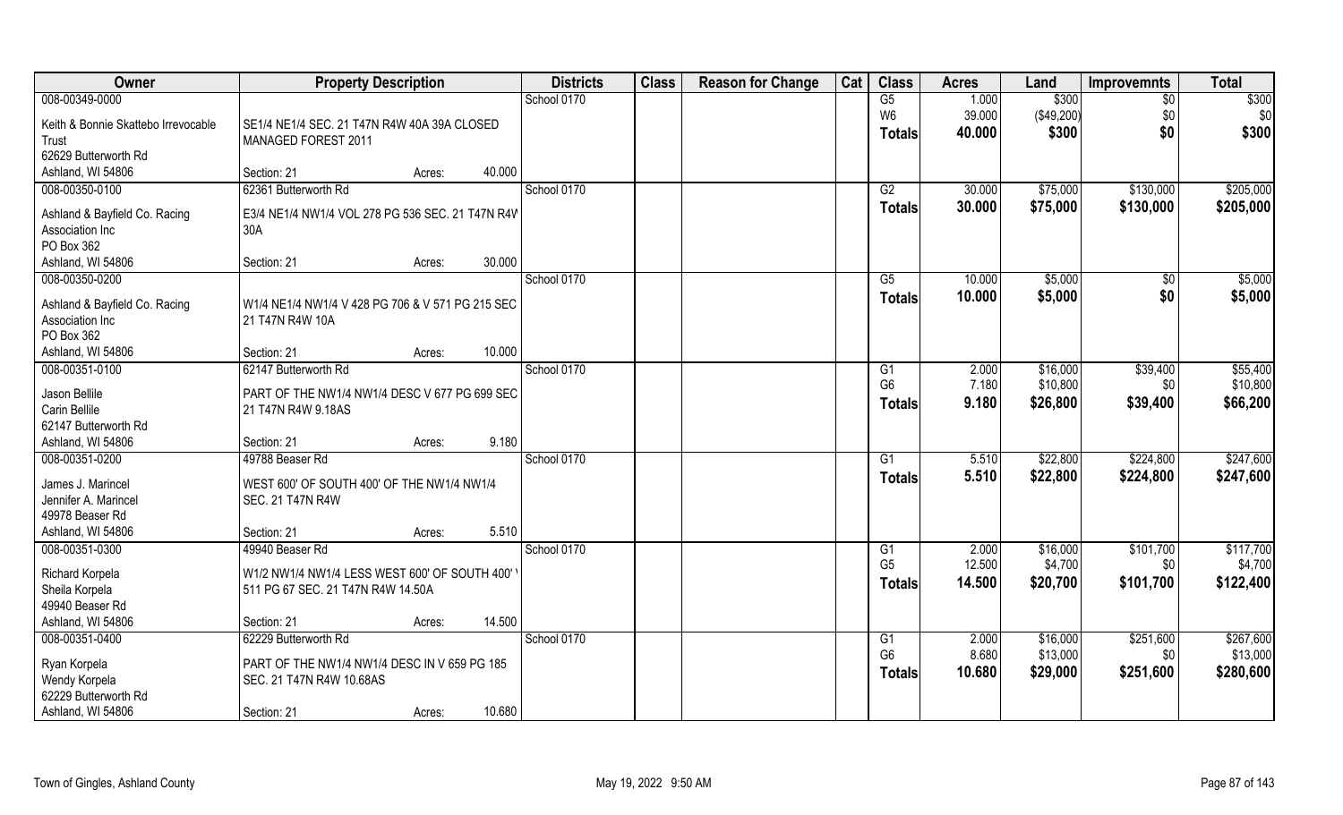| Owner | Property Description | | | Districts | Class | Reason for Change | Cat | Class | Acres | Land | Improvemnts | Total |
|---|---|---|---|---|---|---|---|---|---|---|---|---|
| 008-00349-0000 | | | | School 0170 | | | | G5 | 1.000 | $300 | $0 | $300 |
| Keith & Bonnie Skattebo Irrevocable Trust | SE1/4 NE1/4 SEC. 21 T47N R4W 40A 39A CLOSED MANAGED FOREST 2011 | | | | | | | W6 | 39.000 | ($49,200) | $0 | $0 |
| 62629 Butterworth Rd | | | | | | | | Totals | 40.000 | $300 | $0 | $300 |
| Ashland, WI 54806 | Section: 21 | Acres: | 40.000 | | | | | | | | | |
| 008-00350-0100 | 62361 Butterworth Rd | | | School 0170 | | | | G2 | 30.000 | $75,000 | $130,000 | $205,000 |
| Ashland & Bayfield Co. Racing Association Inc | E3/4 NE1/4 NW1/4 VOL 278 PG 536 SEC. 21 T47N R4W 30A | | | | | | | Totals | 30.000 | $75,000 | $130,000 | $205,000 |
| PO Box 362 | | | | | | | | | | | | |
| Ashland, WI 54806 | Section: 21 | Acres: | 30.000 | | | | | | | | | |
| 008-00350-0200 | | | | School 0170 | | | | G5 | 10.000 | $5,000 | $0 | $5,000 |
| Ashland & Bayfield Co. Racing Association Inc | W1/4 NE1/4 NW1/4 V 428 PG 706 & V 571 PG 215 SEC 21 T47N R4W 10A | | | | | | | Totals | 10.000 | $5,000 | $0 | $5,000 |
| PO Box 362 | | | | | | | | | | | | |
| Ashland, WI 54806 | Section: 21 | Acres: | 10.000 | | | | | | | | | |
| 008-00351-0100 | 62147 Butterworth Rd | | | School 0170 | | | | G1 | 2.000 | $16,000 | $39,400 | $55,400 |
| Jason Bellile | PART OF THE NW1/4 NW1/4 DESC V 677 PG 699 SEC 21 T47N R4W 9.18AS | | | | | | | G6 | 7.180 | $10,800 | $0 | $10,800 |
| Carin Bellile | | | | | | | | Totals | 9.180 | $26,800 | $39,400 | $66,200 |
| 62147 Butterworth Rd | | | | | | | | | | | | |
| Ashland, WI 54806 | Section: 21 | Acres: | 9.180 | | | | | | | | | |
| 008-00351-0200 | 49788 Beaser Rd | | | School 0170 | | | | G1 | 5.510 | $22,800 | $224,800 | $247,600 |
| James J. Marincel | WEST 600' OF SOUTH 400' OF THE NW1/4 NW1/4 SEC. 21 T47N R4W | | | | | | | Totals | 5.510 | $22,800 | $224,800 | $247,600 |
| Jennifer A. Marincel | | | | | | | | | | | | |
| 49978 Beaser Rd | | | | | | | | | | | | |
| Ashland, WI 54806 | Section: 21 | Acres: | 5.510 | | | | | | | | | |
| 008-00351-0300 | 49940 Beaser Rd | | | School 0170 | | | | G1 | 2.000 | $16,000 | $101,700 | $117,700 |
| Richard Korpela | W1/2 NW1/4 NW1/4 LESS WEST 600' OF SOUTH 400' V 511 PG 67 SEC. 21 T47N R4W 14.50A | | | | | | | G5 | 12.500 | $4,700 | $0 | $4,700 |
| Sheila Korpela | | | | | | | | Totals | 14.500 | $20,700 | $101,700 | $122,400 |
| 49940 Beaser Rd | | | | | | | | | | | | |
| Ashland, WI 54806 | Section: 21 | Acres: | 14.500 | | | | | | | | | |
| 008-00351-0400 | 62229 Butterworth Rd | | | School 0170 | | | | G1 | 2.000 | $16,000 | $251,600 | $267,600 |
| Ryan Korpela | PART OF THE NW1/4 NW1/4 DESC IN V 659 PG 185 SEC. 21 T47N R4W 10.68AS | | | | | | | G6 | 8.680 | $13,000 | $0 | $13,000 |
| Wendy Korpela | | | | | | | | Totals | 10.680 | $29,000 | $251,600 | $280,600 |
| 62229 Butterworth Rd | | | | | | | | | | | | |
| Ashland, WI 54806 | Section: 21 | Acres: | 10.680 | | | | | | | | | |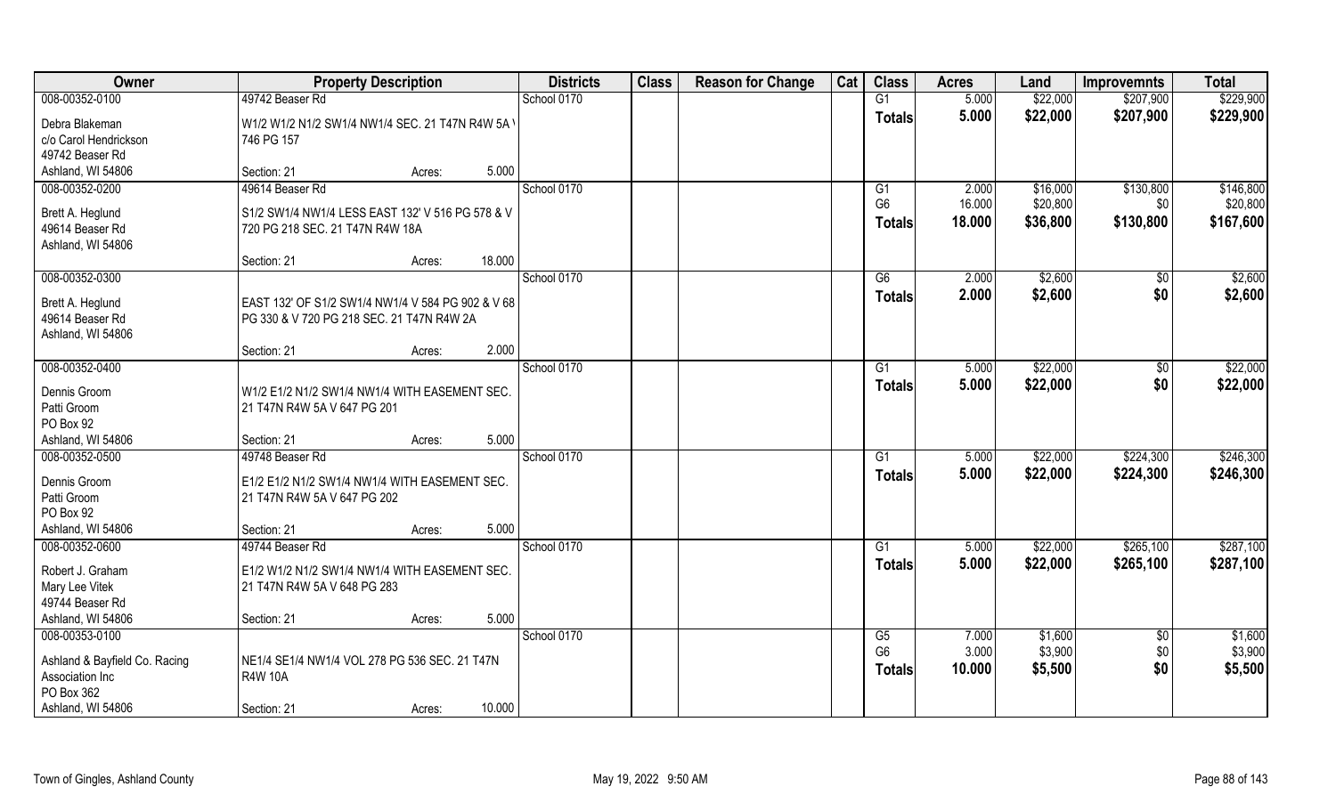| Owner | Property Description | Districts | Class | Reason for Change | Cat | Class | Acres | Land | Improvemnts | Total |
|---|---|---|---|---|---|---|---|---|---|---|
| 008-00352-0100 | 49742 Beaser Rd | School 0170 | | | | G1 | 5.000 | $22,000 | $207,900 | $229,900 |
| Debra Blakeman | W1/2 W1/2 N1/2 SW1/4 NW1/4 SEC. 21 T47N R4W 5A V | | | | | Totals | 5.000 | $22,000 | $207,900 | $229,900 |
| c/o Carol Hendrickson | 746 PG 157 | | | | | | | | | |
| 49742 Beaser Rd | | | | | | | | | | |
| Ashland, WI 54806 | Section: 21 Acres: 5.000 | | | | | | | | | |
| 008-00352-0200 | 49614 Beaser Rd | School 0170 | | | | G1 | 2.000 | $16,000 | $130,800 | $146,800 |
| Brett A. Heglund | S1/2 SW1/4 NW1/4 LESS EAST 132' V 516 PG 578 & V | | | | | G6 | 16.000 | $20,800 | $0 | $20,800 |
| 49614 Beaser Rd | 720 PG 218 SEC. 21 T47N R4W 18A | | | | | Totals | 18.000 | $36,800 | $130,800 | $167,600 |
| Ashland, WI 54806 | | | | | | | | | | |
| | Section: 21 Acres: 18.000 | | | | | | | | | |
| 008-00352-0300 | | School 0170 | | | | G6 | 2.000 | $2,600 | $0 | $2,600 |
| Brett A. Heglund | EAST 132' OF S1/2 SW1/4 NW1/4 V 584 PG 902 & V 68 | | | | | Totals | 2.000 | $2,600 | $0 | $2,600 |
| 49614 Beaser Rd | PG 330 & V 720 PG 218 SEC. 21 T47N R4W 2A | | | | | | | | | |
| Ashland, WI 54806 | | | | | | | | | | |
| | Section: 21 Acres: 2.000 | | | | | | | | | |
| 008-00352-0400 | | School 0170 | | | | G1 | 5.000 | $22,000 | $0 | $22,000 |
| Dennis Groom | W1/2 E1/2 N1/2 SW1/4 NW1/4 WITH EASEMENT SEC. | | | | | Totals | 5.000 | $22,000 | $0 | $22,000 |
| Patti Groom | 21 T47N R4W 5A V 647 PG 201 | | | | | | | | | |
| PO Box 92 | | | | | | | | | | |
| Ashland, WI 54806 | Section: 21 Acres: 5.000 | | | | | | | | | |
| 008-00352-0500 | 49748 Beaser Rd | School 0170 | | | | G1 | 5.000 | $22,000 | $224,300 | $246,300 |
| Dennis Groom | E1/2 E1/2 N1/2 SW1/4 NW1/4 WITH EASEMENT SEC. | | | | | Totals | 5.000 | $22,000 | $224,300 | $246,300 |
| Patti Groom | 21 T47N R4W 5A V 647 PG 202 | | | | | | | | | |
| PO Box 92 | | | | | | | | | | |
| Ashland, WI 54806 | Section: 21 Acres: 5.000 | | | | | | | | | |
| 008-00352-0600 | 49744 Beaser Rd | School 0170 | | | | G1 | 5.000 | $22,000 | $265,100 | $287,100 |
| Robert J. Graham | E1/2 W1/2 N1/2 SW1/4 NW1/4 WITH EASEMENT SEC. | | | | | Totals | 5.000 | $22,000 | $265,100 | $287,100 |
| Mary Lee Vitek | 21 T47N R4W 5A V 648 PG 283 | | | | | | | | | |
| 49744 Beaser Rd | | | | | | | | | | |
| Ashland, WI 54806 | Section: 21 Acres: 5.000 | | | | | | | | | |
| 008-00353-0100 | | School 0170 | | | | G5 | 7.000 | $1,600 | $0 | $1,600 |
| Ashland & Bayfield Co. Racing | NE1/4 SE1/4 NW1/4 VOL 278 PG 536 SEC. 21 T47N | | | | | G6 | 3.000 | $3,900 | $0 | $3,900 |
| Association Inc | R4W 10A | | | | | Totals | 10.000 | $5,500 | $0 | $5,500 |
| PO Box 362 | | | | | | | | | | |
| Ashland, WI 54806 | Section: 21 Acres: 10.000 | | | | | | | | | |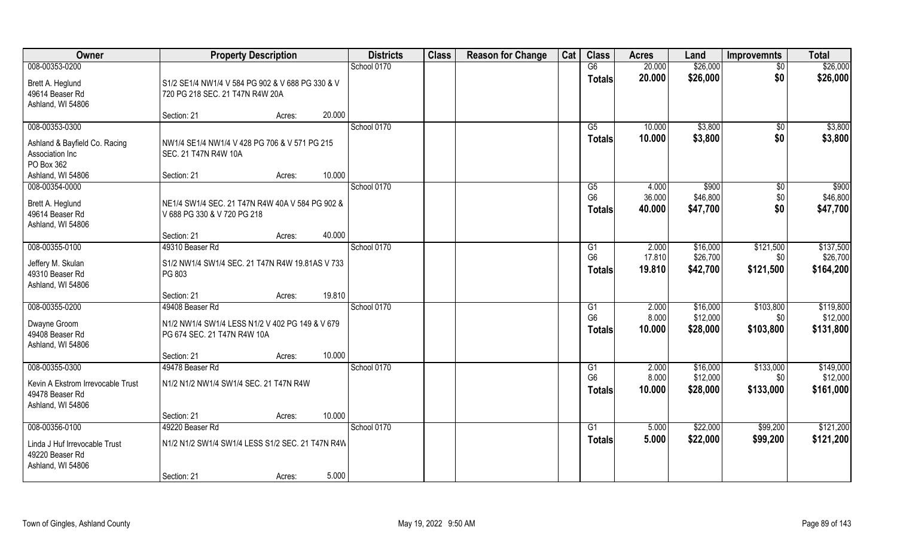| Owner | Property Description | | | Districts | Class | Reason for Change | Cat | Class | Acres | Land | Improvemnts | Total |
|---|---|---|---|---|---|---|---|---|---|---|---|---|
| 008-00353-0200 | | | | School 0170 | | | | G6 | 20.000 | $26,000 | $0 | $26,000 |
| Brett A. Heglund<br>49614 Beaser Rd<br>Ashland, WI 54806 | S1/2 SE1/4 NW1/4 V 584 PG 902 & V 688 PG 330 & V 720 PG 218 SEC. 21 T47N R4W 20A | | | | | | | Totals | 20.000 | $26,000 | $0 | $26,000 |
| | Section: 21 | Acres: | 20.000 | | | | | | | | | |
| 008-00353-0300 | | | | School 0170 | | | | G5 | 10.000 | $3,800 | $0 | $3,800 |
| Ashland & Bayfield Co. Racing Association Inc<br>PO Box 362<br>Ashland, WI 54806 | NW1/4 SE1/4 NW1/4 V 428 PG 706 & V 571 PG 215 SEC. 21 T47N R4W 10A | | | | | | | Totals | 10.000 | $3,800 | $0 | $3,800 |
| | Section: 21 | Acres: | 10.000 | | | | | | | | | |
| 008-00354-0000 | | | | School 0170 | | | | G5 | 4.000 | $900 | $0 | $900 |
| Brett A. Heglund<br>49614 Beaser Rd<br>Ashland, WI 54806 | NE1/4 SW1/4 SEC. 21 T47N R4W 40A V 584 PG 902 & V 688 PG 330 & V 720 PG 218 | | | | | | | G6 | 36.000 | $46,800 | $0 | $46,800 |
| | | | | | | | | Totals | 40.000 | $47,700 | $0 | $47,700 |
| | Section: 21 | Acres: | 40.000 | | | | | | | | | |
| 008-00355-0100 | 49310 Beaser Rd | | | School 0170 | | | | G1 | 2.000 | $16,000 | $121,500 | $137,500 |
| Jeffery M. Skulan<br>49310 Beaser Rd<br>Ashland, WI 54806 | S1/2 NW1/4 SW1/4 SEC. 21 T47N R4W 19.81AS V 733 PG 803 | | | | | | | G6 | 17.810 | $26,700 | $0 | $26,700 |
| | | | | | | | | Totals | 19.810 | $42,700 | $121,500 | $164,200 |
| | Section: 21 | Acres: | 19.810 | | | | | | | | | |
| 008-00355-0200 | 49408 Beaser Rd | | | School 0170 | | | | G1 | 2.000 | $16,000 | $103,800 | $119,800 |
| Dwayne Groom<br>49408 Beaser Rd<br>Ashland, WI 54806 | N1/2 NW1/4 SW1/4 LESS N1/2 V 402 PG 149 & V 679 PG 674 SEC. 21 T47N R4W 10A | | | | | | | G6 | 8.000 | $12,000 | $0 | $12,000 |
| | | | | | | | | Totals | 10.000 | $28,000 | $103,800 | $131,800 |
| | Section: 21 | Acres: | 10.000 | | | | | | | | | |
| 008-00355-0300 | 49478 Beaser Rd | | | School 0170 | | | | G1 | 2.000 | $16,000 | $133,000 | $149,000 |
| Kevin A Ekstrom Irrevocable Trust<br>49478 Beaser Rd<br>Ashland, WI 54806 | N1/2 N1/2 NW1/4 SW1/4 SEC. 21 T47N R4W | | | | | | | G6 | 8.000 | $12,000 | $0 | $12,000 |
| | | | | | | | | Totals | 10.000 | $28,000 | $133,000 | $161,000 |
| | Section: 21 | Acres: | 10.000 | | | | | | | | | |
| 008-00356-0100 | 49220 Beaser Rd | | | School 0170 | | | | G1 | 5.000 | $22,000 | $99,200 | $121,200 |
| Linda J Huf Irrevocable Trust<br>49220 Beaser Rd<br>Ashland, WI 54806 | N1/2 N1/2 SW1/4 SW1/4 LESS S1/2 SEC. 21 T47N R4W | | | | | | | Totals | 5.000 | $22,000 | $99,200 | $121,200 |
| | Section: 21 | Acres: | 5.000 | | | | | | | | | |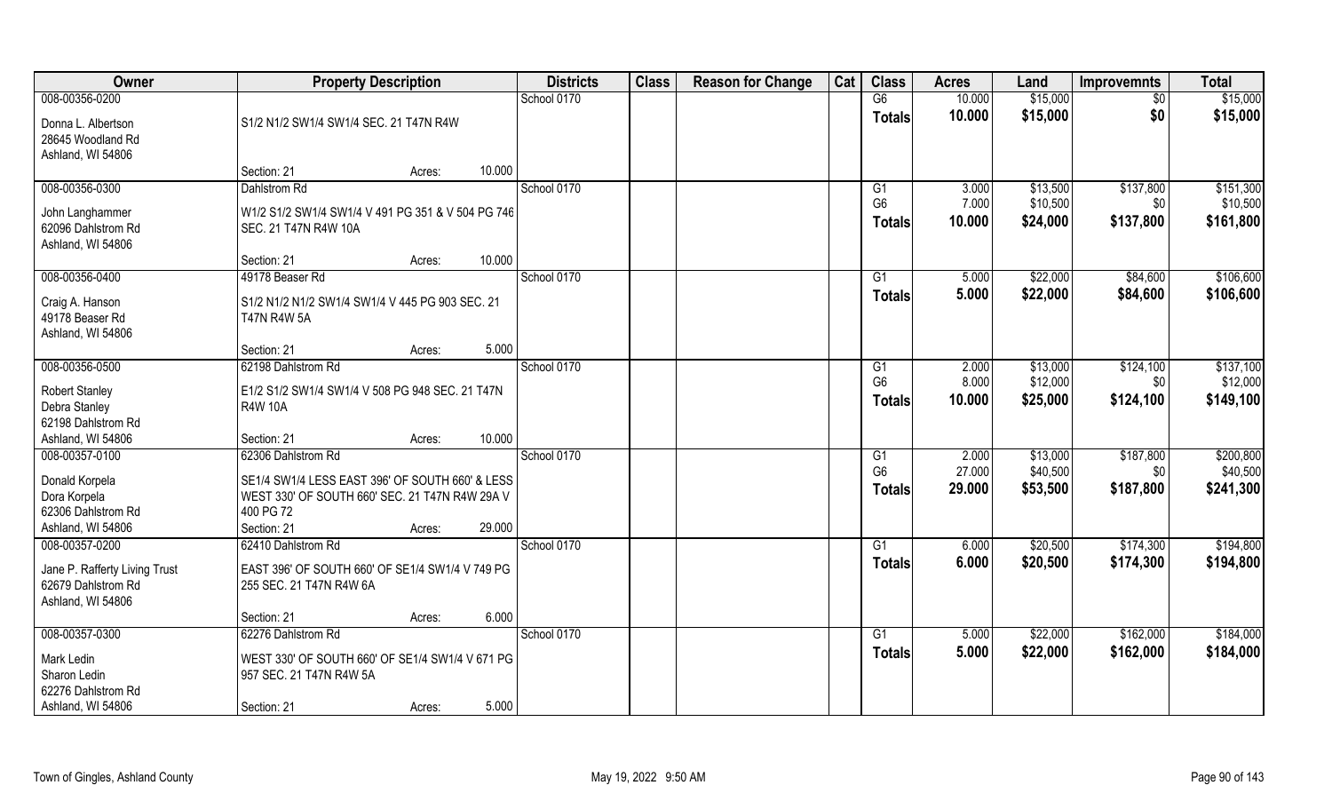| Owner | Property Description | | Districts | Class | Reason for Change | Cat | Class | Acres | Land | Improvemnts | Total |
|---|---|---|---|---|---|---|---|---|---|---|---|
| 008-00356-0200 | | | School 0170 | | | | G6 | 10.000 | $15,000 | $0 | $15,000 |
| Donna L. Albertson<br>28645 Woodland Rd<br>Ashland, WI 54806 | S1/2 N1/2 SW1/4 SW1/4 SEC. 21 T47N R4W | | | | | | Totals | 10.000 | $15,000 | $0 | $15,000 |
| | Section: 21 | Acres: 10.000 | | | | | | | | | |
| 008-00356-0300 | Dahlstrom Rd | | School 0170 | | | | G1 | 3.000 | $13,500 | $137,800 | $151,300 |
| John Langhammer<br>62096 Dahlstrom Rd<br>Ashland, WI 54806 | W1/2 S1/2 SW1/4 SW1/4 V 491 PG 351 & V 504 PG 746 SEC. 21 T47N R4W 10A | | | | | | G6 | 7.000 | $10,500 | $0 | $10,500 |
| | | | | | | | Totals | 10.000 | $24,000 | $137,800 | $161,800 |
| | Section: 21 | Acres: 10.000 | | | | | | | | | |
| 008-00356-0400 | 49178 Beaser Rd | | School 0170 | | | | G1 | 5.000 | $22,000 | $84,600 | $106,600 |
| Craig A. Hanson<br>49178 Beaser Rd<br>Ashland, WI 54806 | S1/2 N1/2 N1/2 SW1/4 SW1/4 V 445 PG 903 SEC. 21 T47N R4W 5A | | | | | | Totals | 5.000 | $22,000 | $84,600 | $106,600 |
| | Section: 21 | Acres: 5.000 | | | | | | | | | |
| 008-00356-0500 | 62198 Dahlstrom Rd | | School 0170 | | | | G1 | 2.000 | $13,000 | $124,100 | $137,100 |
| Robert Stanley<br>Debra Stanley<br>62198 Dahlstrom Rd | E1/2 S1/2 SW1/4 SW1/4 V 508 PG 948 SEC. 21 T47N R4W 10A | | | | | | G6 | 8.000 | $12,000 | $0 | $12,000 |
| | | | | | | | Totals | 10.000 | $25,000 | $124,100 | $149,100 |
| Ashland, WI 54806 | Section: 21 | Acres: 10.000 | | | | | | | | | |
| 008-00357-0100 | 62306 Dahlstrom Rd | | School 0170 | | | | G1 | 2.000 | $13,000 | $187,800 | $200,800 |
| Donald Korpela<br>Dora Korpela<br>62306 Dahlstrom Rd | SE1/4 SW1/4 LESS EAST 396' OF SOUTH 660' & LESS WEST 330' OF SOUTH 660' SEC. 21 T47N R4W 29A V 400 PG 72 | | | | | | G6 | 27.000 | $40,500 | $0 | $40,500 |
| | | | | | | | Totals | 29.000 | $53,500 | $187,800 | $241,300 |
| Ashland, WI 54806 | Section: 21 | Acres: 29.000 | | | | | | | | | |
| 008-00357-0200 | 62410 Dahlstrom Rd | | School 0170 | | | | G1 | 6.000 | $20,500 | $174,300 | $194,800 |
| Jane P. Rafferty Living Trust<br>62679 Dahlstrom Rd<br>Ashland, WI 54806 | EAST 396' OF SOUTH 660' OF SE1/4 SW1/4 V 749 PG 255 SEC. 21 T47N R4W 6A | | | | | | Totals | 6.000 | $20,500 | $174,300 | $194,800 |
| | Section: 21 | Acres: 6.000 | | | | | | | | | |
| 008-00357-0300 | 62276 Dahlstrom Rd | | School 0170 | | | | G1 | 5.000 | $22,000 | $162,000 | $184,000 |
| Mark Ledin<br>Sharon Ledin<br>62276 Dahlstrom Rd | WEST 330' OF SOUTH 660' OF SE1/4 SW1/4 V 671 PG 957 SEC. 21 T47N R4W 5A | | | | | | Totals | 5.000 | $22,000 | $162,000 | $184,000 |
| Ashland, WI 54806 | Section: 21 | Acres: 5.000 | | | | | | | | | |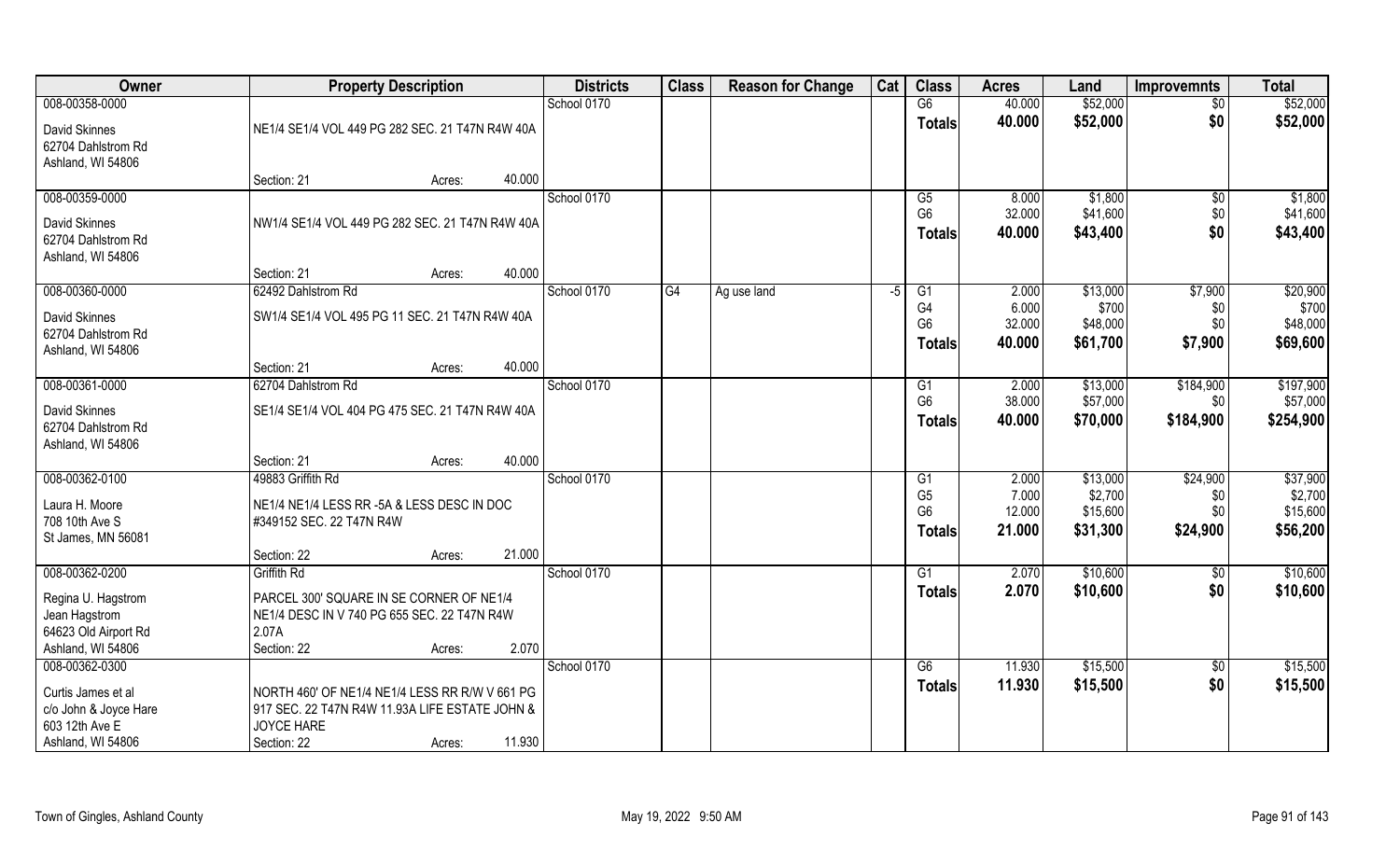| Owner | Property Description | | | Districts | Class | Reason for Change | Cat | Class | Acres | Land | Improvemnts | Total |
|---|---|---|---|---|---|---|---|---|---|---|---|---|
| 008-00358-0000 | | | | School 0170 | | | | G6 | 40.000 | $52,000 | $0 | $52,000 |
| David Skinnes<br>62704 Dahlstrom Rd<br>Ashland, WI 54806 | NE1/4 SE1/4 VOL 449 PG 282 SEC. 21 T47N R4W 40A | | | | | | | Totals | 40.000 | $52,000 | $0 | $52,000 |
| | Section: 21 | Acres: | 40.000 | | | | | | | | | |
| 008-00359-0000 | | | | School 0170 | | | | G5 | 8.000 | $1,800 | $0 | $1,800 |
| David Skinnes<br>62704 Dahlstrom Rd<br>Ashland, WI 54806 | NW1/4 SE1/4 VOL 449 PG 282 SEC. 21 T47N R4W 40A | | | | | | | G6 | 32.000 | $41,600 | $0 | $41,600 |
| | | | | | | | | Totals | 40.000 | $43,400 | $0 | $43,400 |
| | Section: 21 | Acres: | 40.000 | | | | | | | | | |
| 008-00360-0000 | 62492 Dahlstrom Rd | | | School 0170 | G4 | Ag use land | -5 | G1 | 2.000 | $13,000 | $7,900 | $20,900 |
| David Skinnes<br>62704 Dahlstrom Rd<br>Ashland, WI 54806 | SW1/4 SE1/4 VOL 495 PG 11 SEC. 21 T47N R4W 40A | | | | | | | G4 | 6.000 | $700 | $0 | $700 |
| | | | | | | | | G6 | 32.000 | $48,000 | $0 | $48,000 |
| | | | | | | | | Totals | 40.000 | $61,700 | $7,900 | $69,600 |
| | Section: 21 | Acres: | 40.000 | | | | | | | | | |
| 008-00361-0000 | 62704 Dahlstrom Rd | | | School 0170 | | | | G1 | 2.000 | $13,000 | $184,900 | $197,900 |
| David Skinnes<br>62704 Dahlstrom Rd<br>Ashland, WI 54806 | SE1/4 SE1/4 VOL 404 PG 475 SEC. 21 T47N R4W 40A | | | | | | | G6 | 38.000 | $57,000 | $0 | $57,000 |
| | | | | | | | | Totals | 40.000 | $70,000 | $184,900 | $254,900 |
| | Section: 21 | Acres: | 40.000 | | | | | | | | | |
| 008-00362-0100 | 49883 Griffith Rd | | | School 0170 | | | | G1 | 2.000 | $13,000 | $24,900 | $37,900 |
| Laura H. Moore<br>708 10th Ave S<br>St James, MN 56081 | NE1/4 NE1/4 LESS RR -5A & LESS DESC IN DOC #349152 SEC. 22 T47N R4W | | | | | | | G5 | 7.000 | $2,700 | $0 | $2,700 |
| | | | | | | | | G6 | 12.000 | $15,600 | $0 | $15,600 |
| | | | | | | | | Totals | 21.000 | $31,300 | $24,900 | $56,200 |
| | Section: 22 | Acres: | 21.000 | | | | | | | | | |
| 008-00362-0200 | Griffith Rd | | | School 0170 | | | | G1 | 2.070 | $10,600 | $0 | $10,600 |
| Regina U. Hagstrom<br>Jean Hagstrom<br>64623 Old Airport Rd<br>Ashland, WI 54806 | PARCEL 300' SQUARE IN SE CORNER OF NE1/4 NE1/4 DESC IN V 740 PG 655 SEC. 22 T47N R4W 2.07A | | | | | | | Totals | 2.070 | $10,600 | $0 | $10,600 |
| | Section: 22 | Acres: | 2.070 | | | | | | | | | |
| 008-00362-0300 | | | | School 0170 | | | | G6 | 11.930 | $15,500 | $0 | $15,500 |
| Curtis James et al<br>c/o John & Joyce Hare<br>603 12th Ave E<br>Ashland, WI 54806 | NORTH 460' OF NE1/4 NE1/4 LESS RR R/W V 661 PG 917 SEC. 22 T47N R4W 11.93A LIFE ESTATE JOHN & JOYCE HARE | | | | | | | Totals | 11.930 | $15,500 | $0 | $15,500 |
| | Section: 22 | Acres: | 11.930 | | | | | | | | | |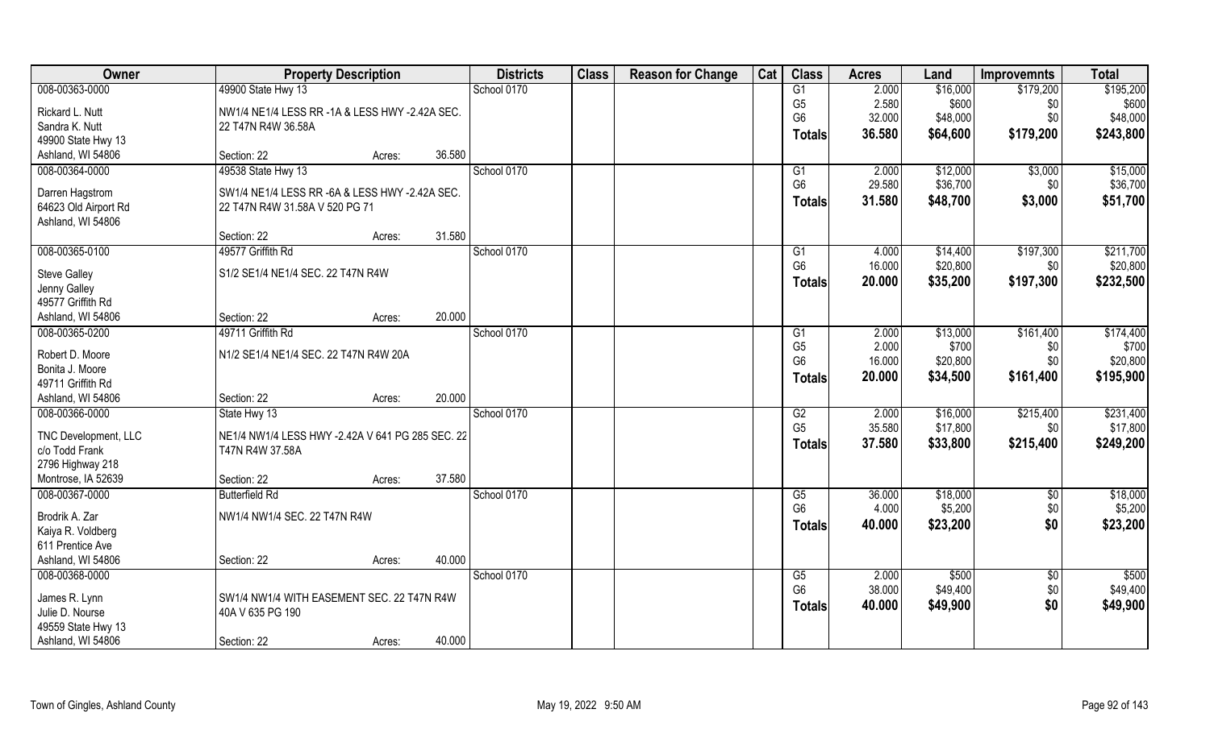| Owner | Property Description | | | Districts | Class | Reason for Change | Cat | Class | Acres | Land | Improvemnts | Total |
|---|---|---|---|---|---|---|---|---|---|---|---|---|
| 008-00363-0000 | 49900 State Hwy 13 | | | School 0170 | | | | G1 | 2.000 | $16,000 | $179,200 | $195,200 |
| Rickard L. Nutt | NW1/4 NE1/4 LESS RR -1A & LESS HWY -2.42A SEC. | | | | | | | G5 | 2.580 | $600 | $0 | $600 |
| Sandra K. Nutt | 22 T47N R4W 36.58A | | | | | | | G6 | 32.000 | $48,000 | $0 | $48,000 |
| 49900 State Hwy 13 | | | | | | | | **Totals** | **36.580** | **$64,600** | **$179,200** | **$243,800** |
| Ashland, WI 54806 | Section: 22 | Acres: | 36.580 | | | | | | | | | |
| 008-00364-0000 | 49538 State Hwy 13 | | | School 0170 | | | | G1 | 2.000 | $12,000 | $3,000 | $15,000 |
| Darren Hagstrom | SW1/4 NE1/4 LESS RR -6A & LESS HWY -2.42A SEC. | | | | | | | G6 | 29.580 | $36,700 | $0 | $36,700 |
| 64623 Old Airport Rd | 22 T47N R4W 31.58A V 520 PG 71 | | | | | | | **Totals** | **31.580** | **$48,700** | **$3,000** | **$51,700** |
| Ashland, WI 54806 | | | | | | | | | | | | |
| | Section: 22 | Acres: | 31.580 | | | | | | | | | |
| 008-00365-0100 | 49577 Griffith Rd | | | School 0170 | | | | G1 | 4.000 | $14,400 | $197,300 | $211,700 |
| Steve Galley | S1/2 SE1/4 NE1/4 SEC. 22 T47N R4W | | | | | | | G6 | 16.000 | $20,800 | $0 | $20,800 |
| Jenny Galley | | | | | | | | **Totals** | **20.000** | **$35,200** | **$197,300** | **$232,500** |
| 49577 Griffith Rd | | | | | | | | | | | | |
| Ashland, WI 54806 | Section: 22 | Acres: | 20.000 | | | | | | | | | |
| 008-00365-0200 | 49711 Griffith Rd | | | School 0170 | | | | G1 | 2.000 | $13,000 | $161,400 | $174,400 |
| Robert D. Moore | N1/2 SE1/4 NE1/4 SEC. 22 T47N R4W 20A | | | | | | | G5 | 2.000 | $700 | $0 | $700 |
| Bonita J. Moore | | | | | | | | G6 | 16.000 | $20,800 | $0 | $20,800 |
| 49711 Griffith Rd | | | | | | | | **Totals** | **20.000** | **$34,500** | **$161,400** | **$195,900** |
| Ashland, WI 54806 | Section: 22 | Acres: | 20.000 | | | | | | | | | |
| 008-00366-0000 | State Hwy 13 | | | School 0170 | | | | G2 | 2.000 | $16,000 | $215,400 | $231,400 |
| TNC Development, LLC | NE1/4 NW1/4 LESS HWY -2.42A V 641 PG 285 SEC. 22 | | | | | | | G5 | 35.580 | $17,800 | $0 | $17,800 |
| c/o Todd Frank | T47N R4W 37.58A | | | | | | | **Totals** | **37.580** | **$33,800** | **$215,400** | **$249,200** |
| 2796 Highway 218 | | | | | | | | | | | | |
| Montrose, IA 52639 | Section: 22 | Acres: | 37.580 | | | | | | | | | |
| 008-00367-0000 | Butterfield Rd | | | School 0170 | | | | G5 | 36.000 | $18,000 | $0 | $18,000 |
| Brodrik A. Zar | NW1/4 NW1/4 SEC. 22 T47N R4W | | | | | | | G6 | 4.000 | $5,200 | $0 | $5,200 |
| Kaiya R. Voldberg | | | | | | | | **Totals** | **40.000** | **$23,200** | **$0** | **$23,200** |
| 611 Prentice Ave | | | | | | | | | | | | |
| Ashland, WI 54806 | Section: 22 | Acres: | 40.000 | | | | | | | | | |
| 008-00368-0000 | | | | School 0170 | | | | G5 | 2.000 | $500 | $0 | $500 |
| James R. Lynn | SW1/4 NW1/4 WITH EASEMENT SEC. 22 T47N R4W | | | | | | | G6 | 38.000 | $49,400 | $0 | $49,400 |
| Julie D. Nourse | 40A V 635 PG 190 | | | | | | | **Totals** | **40.000** | **$49,900** | **$0** | **$49,900** |
| 49559 State Hwy 13 | | | | | | | | | | | | |
| Ashland, WI 54806 | Section: 22 | Acres: | 40.000 | | | | | | | | | |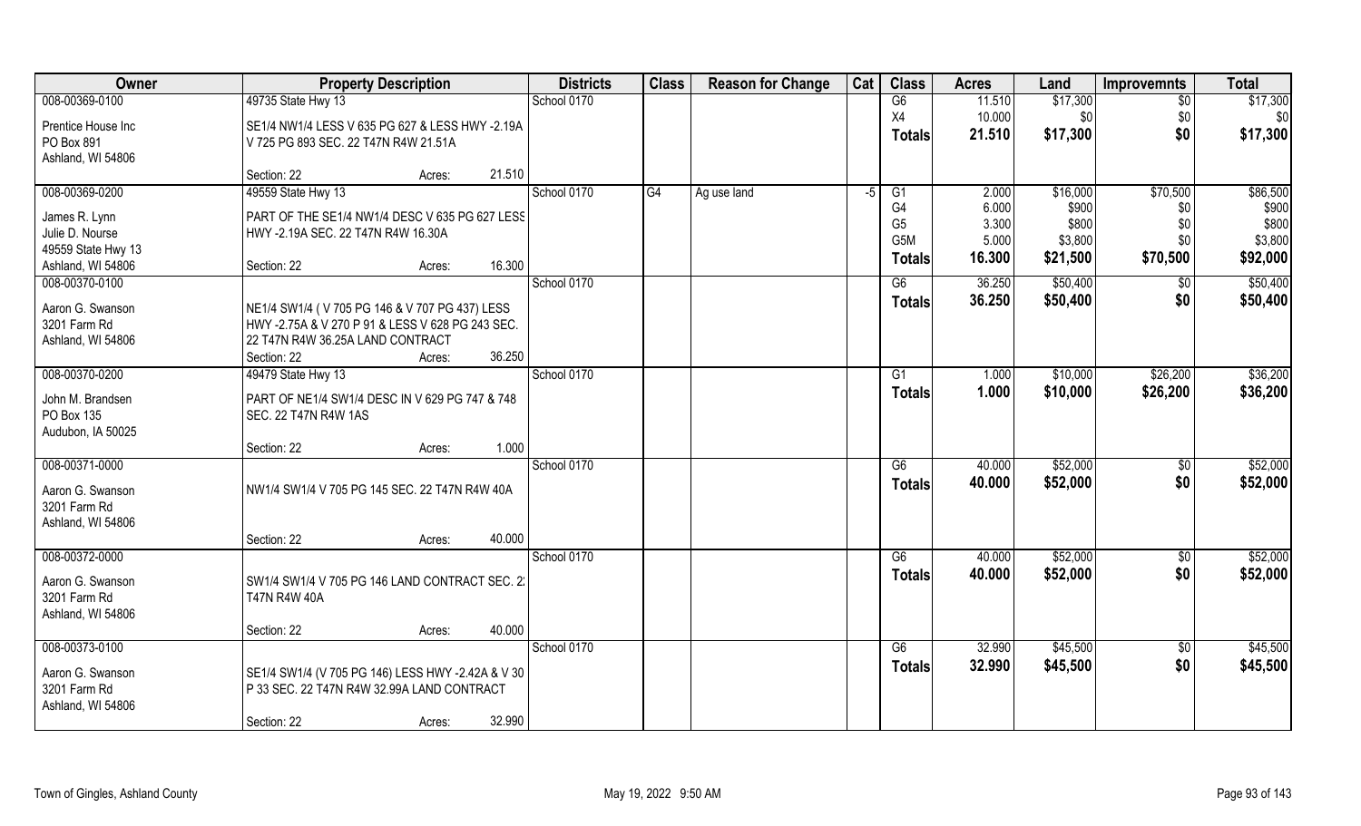| Owner | Property Description | | Districts | Class | Reason for Change | Cat | Class | Acres | Land | Improvemnts | Total |
|---|---|---|---|---|---|---|---|---|---|---|---|
| 008-00369-0100 | 49735 State Hwy 13 | | School 0170 | | | | G6 | 11.510 | $17,300 | $0 | $17,300 |
| Prentice House Inc | SE1/4 NW1/4 LESS V 635 PG 627 & LESS HWY -2.19A | | | | | | X4 | 10.000 | $0 | $0 | $0 |
| PO Box 891 | V 725 PG 893 SEC. 22 T47N R4W 21.51A | | | | | | **Totals** | **21.510** | **$17,300** | **$0** | **$17,300** |
| Ashland, WI 54806 | | | | | | | | | | | |
| | Section: 22 | Acres: 21.510 | | | | | | | | | |
| 008-00369-0200 | 49559 State Hwy 13 | | School 0170 | G4 | Ag use land | -5 | G1 | 2.000 | $16,000 | $70,500 | $86,500 |
| James R. Lynn | PART OF THE SE1/4 NW1/4 DESC V 635 PG 627 LESS | | | | | | G4 | 6.000 | $900 | $0 | $900 |
| Julie D. Nourse | HWY -2.19A SEC. 22 T47N R4W 16.30A | | | | | | G5 | 3.300 | $800 | $0 | $800 |
| 49559 State Hwy 13 | | | | | | | G5M | 5.000 | $3,800 | $0 | $3,800 |
| Ashland, WI 54806 | Section: 22 | Acres: 16.300 | | | | | **Totals** | **16.300** | **$21,500** | **$70,500** | **$92,000** |
| 008-00370-0100 | | | School 0170 | | | | G6 | 36.250 | $50,400 | $0 | $50,400 |
| Aaron G. Swanson | NE1/4 SW1/4 ( V 705 PG 146 & V 707 PG 437) LESS | | | | | | **Totals** | **36.250** | **$50,400** | **$0** | **$50,400** |
| 3201 Farm Rd | HWY -2.75A & V 270 P 91 & LESS V 628 PG 243 SEC. | | | | | | | | | | |
| Ashland, WI 54806 | 22 T47N R4W 36.25A LAND CONTRACT | | | | | | | | | | |
| | Section: 22 | Acres: 36.250 | | | | | | | | | |
| 008-00370-0200 | 49479 State Hwy 13 | | School 0170 | | | | G1 | 1.000 | $10,000 | $26,200 | $36,200 |
| John M. Brandsen | PART OF NE1/4 SW1/4 DESC IN V 629 PG 747 & 748 | | | | | | **Totals** | **1.000** | **$10,000** | **$26,200** | **$36,200** |
| PO Box 135 | SEC. 22 T47N R4W 1AS | | | | | | | | | | |
| Audubon, IA 50025 | | | | | | | | | | | |
| | Section: 22 | Acres: 1.000 | | | | | | | | | |
| 008-00371-0000 | | | School 0170 | | | | G6 | 40.000 | $52,000 | $0 | $52,000 |
| Aaron G. Swanson | NW1/4 SW1/4 V 705 PG 145 SEC. 22 T47N R4W 40A | | | | | | **Totals** | **40.000** | **$52,000** | **$0** | **$52,000** |
| 3201 Farm Rd | | | | | | | | | | | |
| Ashland, WI 54806 | | | | | | | | | | | |
| | Section: 22 | Acres: 40.000 | | | | | | | | | |
| 008-00372-0000 | | | School 0170 | | | | G6 | 40.000 | $52,000 | $0 | $52,000 |
| Aaron G. Swanson | SW1/4 SW1/4 V 705 PG 146 LAND CONTRACT SEC. 2: | | | | | | **Totals** | **40.000** | **$52,000** | **$0** | **$52,000** |
| 3201 Farm Rd | T47N R4W 40A | | | | | | | | | | |
| Ashland, WI 54806 | | | | | | | | | | | |
| | Section: 22 | Acres: 40.000 | | | | | | | | | |
| 008-00373-0100 | | | School 0170 | | | | G6 | 32.990 | $45,500 | $0 | $45,500 |
| Aaron G. Swanson | SE1/4 SW1/4 (V 705 PG 146) LESS HWY -2.42A & V 30 | | | | | | **Totals** | **32.990** | **$45,500** | **$0** | **$45,500** |
| 3201 Farm Rd | P 33 SEC. 22 T47N R4W 32.99A LAND CONTRACT | | | | | | | | | | |
| Ashland, WI 54806 | | | | | | | | | | | |
| | Section: 22 | Acres: 32.990 | | | | | | | | | |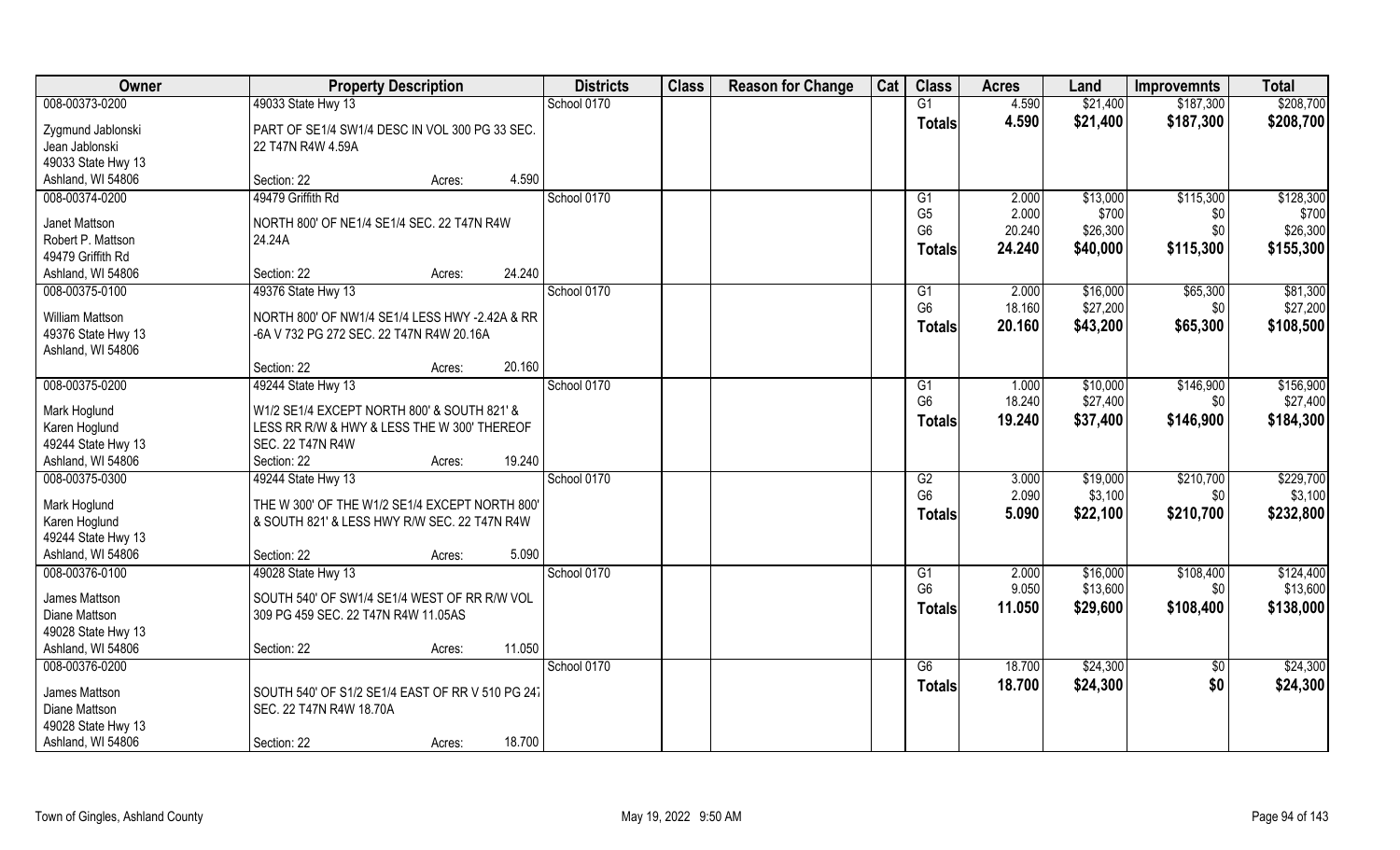| Owner | Property Description | Districts | Class | Reason for Change | Cat | Class | Acres | Land | Improvemnts | Total |
|---|---|---|---|---|---|---|---|---|---|---|
| 008-00373-0200 | 49033 State Hwy 13 | School 0170 | | | | G1 | 4.590 | $21,400 | $187,300 | $208,700 |
| Zygmund Jablonski<br>Jean Jablonski<br>49033 State Hwy 13<br>Ashland, WI 54806 | PART OF SE1/4 SW1/4 DESC IN VOL 300 PG 33 SEC. 22 T47N R4W 4.59A<br>Section: 22 Acres: 4.590 | | | | | Totals | 4.590 | $21,400 | $187,300 | $208,700 |
| 008-00374-0200 | 49479 Griffith Rd | School 0170 | | | | G1 | 2.000 | $13,000 | $115,300 | $128,300 |
| Janet Mattson<br>Robert P. Mattson<br>49479 Griffith Rd<br>Ashland, WI 54806 | NORTH 800' OF NE1/4 SE1/4 SEC. 22 T47N R4W 24.24A<br>Section: 22 Acres: 24.240 | | | | | G5 | 2.000 | $700 | $0 | $700 |
| | | | | | | G6 | 20.240 | $26,300 | $0 | $26,300 |
| | | | | | | Totals | 24.240 | $40,000 | $115,300 | $155,300 |
| 008-00375-0100 | 49376 State Hwy 13 | School 0170 | | | | G1 | 2.000 | $16,000 | $65,300 | $81,300 |
| William Mattson<br>49376 State Hwy 13<br>Ashland, WI 54806 | NORTH 800' OF NW1/4 SE1/4 LESS HWY -2.42A & RR -6A V 732 PG 272 SEC. 22 T47N R4W 20.16A<br>Section: 22 Acres: 20.160 | | | | | G6 | 18.160 | $27,200 | $0 | $27,200 |
| | | | | | | Totals | 20.160 | $43,200 | $65,300 | $108,500 |
| 008-00375-0200 | 49244 State Hwy 13 | School 0170 | | | | G1 | 1.000 | $10,000 | $146,900 | $156,900 |
| Mark Hoglund<br>Karen Hoglund<br>49244 State Hwy 13<br>Ashland, WI 54806 | W1/2 SE1/4 EXCEPT NORTH 800' & SOUTH 821' & LESS RR R/W & HWY & LESS THE W 300' THEREOF SEC. 22 T47N R4W<br>Section: 22 Acres: 19.240 | | | | | G6 | 18.240 | $27,400 | $0 | $27,400 |
| | | | | | | Totals | 19.240 | $37,400 | $146,900 | $184,300 |
| 008-00375-0300 | 49244 State Hwy 13 | School 0170 | | | | G2 | 3.000 | $19,000 | $210,700 | $229,700 |
| Mark Hoglund<br>Karen Hoglund<br>49244 State Hwy 13<br>Ashland, WI 54806 | THE W 300' OF THE W1/2 SE1/4 EXCEPT NORTH 800' & SOUTH 821' & LESS HWY R/W SEC. 22 T47N R4W<br>Section: 22 Acres: 5.090 | | | | | G6 | 2.090 | $3,100 | $0 | $3,100 |
| | | | | | | Totals | 5.090 | $22,100 | $210,700 | $232,800 |
| 008-00376-0100 | 49028 State Hwy 13 | School 0170 | | | | G1 | 2.000 | $16,000 | $108,400 | $124,400 |
| James Mattson<br>Diane Mattson<br>49028 State Hwy 13<br>Ashland, WI 54806 | SOUTH 540' OF SW1/4 SE1/4 WEST OF RR R/W VOL 309 PG 459 SEC. 22 T47N R4W 11.05AS<br>Section: 22 Acres: 11.050 | | | | | G6 | 9.050 | $13,600 | $0 | $13,600 |
| | | | | | | Totals | 11.050 | $29,600 | $108,400 | $138,000 |
| 008-00376-0200 | | School 0170 | | | | G6 | 18.700 | $24,300 | $0 | $24,300 |
| James Mattson<br>Diane Mattson<br>49028 State Hwy 13<br>Ashland, WI 54806 | SOUTH 540' OF S1/2 SE1/4 EAST OF RR V 510 PG 247 SEC. 22 T47N R4W 18.70A<br>Section: 22 Acres: 18.700 | | | | | Totals | 18.700 | $24,300 | $0 | $24,300 |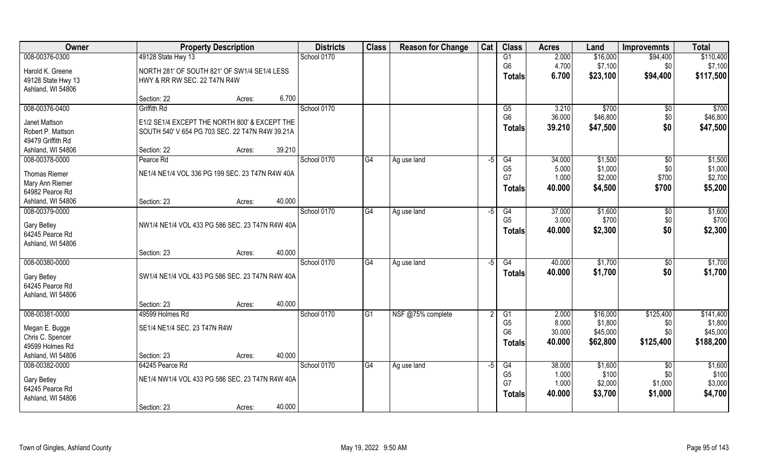| Owner | Property Description | | | Districts | Class | Reason for Change | Cat | Class | Acres | Land | Improvemnts | Total |
|---|---|---|---|---|---|---|---|---|---|---|---|---|
| 008-00376-0300 | 49128 State Hwy 13 | | | School 0170 | | | | G1 | 2.000 | $16,000 | $94,400 | $110,400 |
| Harold K. Greene | NORTH 281' OF SOUTH 821' OF SW1/4 SE1/4 LESS | | | | | | | G6 | 4.700 | $7,100 | $0 | $7,100 |
| 49128 State Hwy 13 | HWY & RR RW SEC. 22 T47N R4W | | | | | | | **Totals** | **6.700** | **$23,100** | **$94,400** | **$117,500** |
| Ashland, WI 54806 | | | | | | | | | | | | |
| | Section: 22 | Acres: | 6.700 | | | | | | | | | |
| 008-00376-0400 | Griffith Rd | | | School 0170 | | | | G5 | 3.210 | $700 | $0 | $700 |
| Janet Mattson | E1/2 SE1/4 EXCEPT THE NORTH 800' & EXCEPT THE | | | | | | | G6 | 36.000 | $46,800 | $0 | $46,800 |
| Robert P. Mattson | SOUTH 540' V 654 PG 703 SEC. 22 T47N R4W 39.21A | | | | | | | **Totals** | **39.210** | **$47,500** | **$0** | **$47,500** |
| 49479 Griffith Rd | | | | | | | | | | | | |
| Ashland, WI 54806 | Section: 22 | Acres: | 39.210 | | | | | | | | | |
| 008-00378-0000 | Pearce Rd | | | School 0170 | G4 | Ag use land | -5 | G4 | 34.000 | $1,500 | $0 | $1,500 |
| Thomas Riemer | NE1/4 NE1/4 VOL 336 PG 199 SEC. 23 T47N R4W 40A | | | | | | | G5 | 5.000 | $1,000 | $0 | $1,000 |
| Mary Ann Riemer | | | | | | | | G7 | 1.000 | $2,000 | $700 | $2,700 |
| 64982 Pearce Rd | | | | | | | | **Totals** | **40.000** | **$4,500** | **$700** | **$5,200** |
| Ashland, WI 54806 | Section: 23 | Acres: | 40.000 | | | | | | | | | |
| 008-00379-0000 | | | | School 0170 | G4 | Ag use land | -5 | G4 | 37.000 | $1,600 | $0 | $1,600 |
| Gary Betley | NW1/4 NE1/4 VOL 433 PG 586 SEC. 23 T47N R4W 40A | | | | | | | G5 | 3.000 | $700 | $0 | $700 |
| 64245 Pearce Rd | | | | | | | | **Totals** | **40.000** | **$2,300** | **$0** | **$2,300** |
| Ashland, WI 54806 | | | | | | | | | | | | |
| | Section: 23 | Acres: | 40.000 | | | | | | | | | |
| 008-00380-0000 | | | | School 0170 | G4 | Ag use land | -5 | G4 | 40.000 | $1,700 | $0 | $1,700 |
| Gary Betley | SW1/4 NE1/4 VOL 433 PG 586 SEC. 23 T47N R4W 40A | | | | | | | **Totals** | **40.000** | **$1,700** | **$0** | **$1,700** |
| 64245 Pearce Rd | | | | | | | | | | | | |
| Ashland, WI 54806 | | | | | | | | | | | | |
| | Section: 23 | Acres: | 40.000 | | | | | | | | | |
| 008-00381-0000 | 49599 Holmes Rd | | | School 0170 | G1 | NSF @75% complete | 2 | G1 | 2.000 | $16,000 | $125,400 | $141,400 |
| Megan E. Bugge | SE1/4 NE1/4 SEC. 23 T47N R4W | | | | | | | G5 | 8.000 | $1,800 | $0 | $1,800 |
| Chris C. Spencer | | | | | | | | G6 | 30.000 | $45,000 | $0 | $45,000 |
| 49599 Holmes Rd | | | | | | | | **Totals** | **40.000** | **$62,800** | **$125,400** | **$188,200** |
| Ashland, WI 54806 | Section: 23 | Acres: | 40.000 | | | | | | | | | |
| 008-00382-0000 | 64245 Pearce Rd | | | School 0170 | G4 | Ag use land | -5 | G4 | 38.000 | $1,600 | $0 | $1,600 |
| Gary Betley | NE1/4 NW1/4 VOL 433 PG 586 SEC. 23 T47N R4W 40A | | | | | | | G5 | 1.000 | $100 | $0 | $100 |
| 64245 Pearce Rd | | | | | | | | G7 | 1.000 | $2,000 | $1,000 | $3,000 |
| Ashland, WI 54806 | | | | | | | | **Totals** | **40.000** | **$3,700** | **$1,000** | **$4,700** |
| | Section: 23 | Acres: | 40.000 | | | | | | | | | |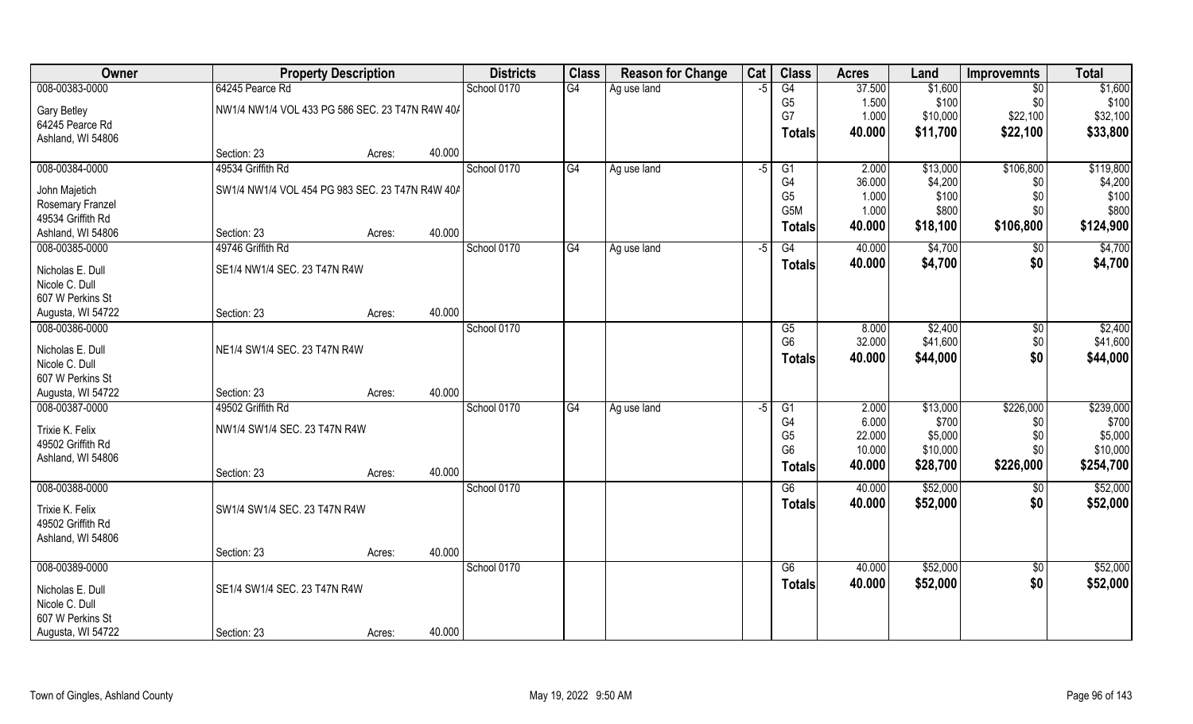| Owner | Property Description | | | Districts | Class | Reason for Change | Cat | Class | Acres | Land | Improvemnts | Total |
|---|---|---|---|---|---|---|---|---|---|---|---|---|
| 008-00383-0000 | 64245 Pearce Rd | | | School 0170 | G4 | Ag use land | -5 | G4 | 37.500 | $1,600 | $0 | $1,600 |
| Gary Betley | NW1/4 NW1/4 VOL 433 PG 586 SEC. 23 T47N R4W 40/ | | | | | | | G5 | 1.500 | $100 | $0 | $100 |
| 64245 Pearce Rd | | | | | | | | G7 | 1.000 | $10,000 | $22,100 | $32,100 |
| Ashland, WI 54806 | | | | | | | | **Totals** | **40.000** | **$11,700** | **$22,100** | **$33,800** |
| | Section: 23 | Acres: | 40.000 | | | | | | | | | |
| 008-00384-0000 | 49534 Griffith Rd | | | School 0170 | G4 | Ag use land | -5 | G1 | 2.000 | $13,000 | $106,800 | $119,800 |
| John Majetich | SW1/4 NW1/4 VOL 454 PG 983 SEC. 23 T47N R4W 40/ | | | | | | | G4 | 36.000 | $4,200 | $0 | $4,200 |
| Rosemary Franzel | | | | | | | | G5 | 1.000 | $100 | $0 | $100 |
| 49534 Griffith Rd | | | | | | | | G5M | 1.000 | $800 | $0 | $800 |
| Ashland, WI 54806 | Section: 23 | Acres: | 40.000 | | | | | **Totals** | **40.000** | **$18,100** | **$106,800** | **$124,900** |
| 008-00385-0000 | 49746 Griffith Rd | | | School 0170 | G4 | Ag use land | -5 | G4 | 40.000 | $4,700 | $0 | $4,700 |
| Nicholas E. Dull | SE1/4 NW1/4 SEC. 23 T47N R4W | | | | | | | **Totals** | **40.000** | **$4,700** | **$0** | **$4,700** |
| Nicole C. Dull | | | | | | | | | | | | |
| 607 W Perkins St | | | | | | | | | | | | |
| Augusta, WI 54722 | Section: 23 | Acres: | 40.000 | | | | | | | | | |
| 008-00386-0000 | | | | School 0170 | | | | G5 | 8.000 | $2,400 | $0 | $2,400 |
| Nicholas E. Dull | NE1/4 SW1/4 SEC. 23 T47N R4W | | | | | | | G6 | 32.000 | $41,600 | $0 | $41,600 |
| Nicole C. Dull | | | | | | | | **Totals** | **40.000** | **$44,000** | **$0** | **$44,000** |
| 607 W Perkins St | | | | | | | | | | | | |
| Augusta, WI 54722 | Section: 23 | Acres: | 40.000 | | | | | | | | | |
| 008-00387-0000 | 49502 Griffith Rd | | | School 0170 | G4 | Ag use land | -5 | G1 | 2.000 | $13,000 | $226,000 | $239,000 |
| Trixie K. Felix | NW1/4 SW1/4 SEC. 23 T47N R4W | | | | | | | G4 | 6.000 | $700 | $0 | $700 |
| 49502 Griffith Rd | | | | | | | | G5 | 22.000 | $5,000 | $0 | $5,000 |
| Ashland, WI 54806 | | | | | | | | G6 | 10.000 | $10,000 | $0 | $10,000 |
| | Section: 23 | Acres: | 40.000 | | | | | **Totals** | **40.000** | **$28,700** | **$226,000** | **$254,700** |
| 008-00388-0000 | | | | School 0170 | | | | G6 | 40.000 | $52,000 | $0 | $52,000 |
| Trixie K. Felix | SW1/4 SW1/4 SEC. 23 T47N R4W | | | | | | | **Totals** | **40.000** | **$52,000** | **$0** | **$52,000** |
| 49502 Griffith Rd | | | | | | | | | | | | |
| Ashland, WI 54806 | | | | | | | | | | | | |
| | Section: 23 | Acres: | 40.000 | | | | | | | | | |
| 008-00389-0000 | | | | School 0170 | | | | G6 | 40.000 | $52,000 | $0 | $52,000 |
| Nicholas E. Dull | SE1/4 SW1/4 SEC. 23 T47N R4W | | | | | | | **Totals** | **40.000** | **$52,000** | **$0** | **$52,000** |
| Nicole C. Dull | | | | | | | | | | | | |
| 607 W Perkins St | | | | | | | | | | | | |
| Augusta, WI 54722 | Section: 23 | Acres: | 40.000 | | | | | | | | | |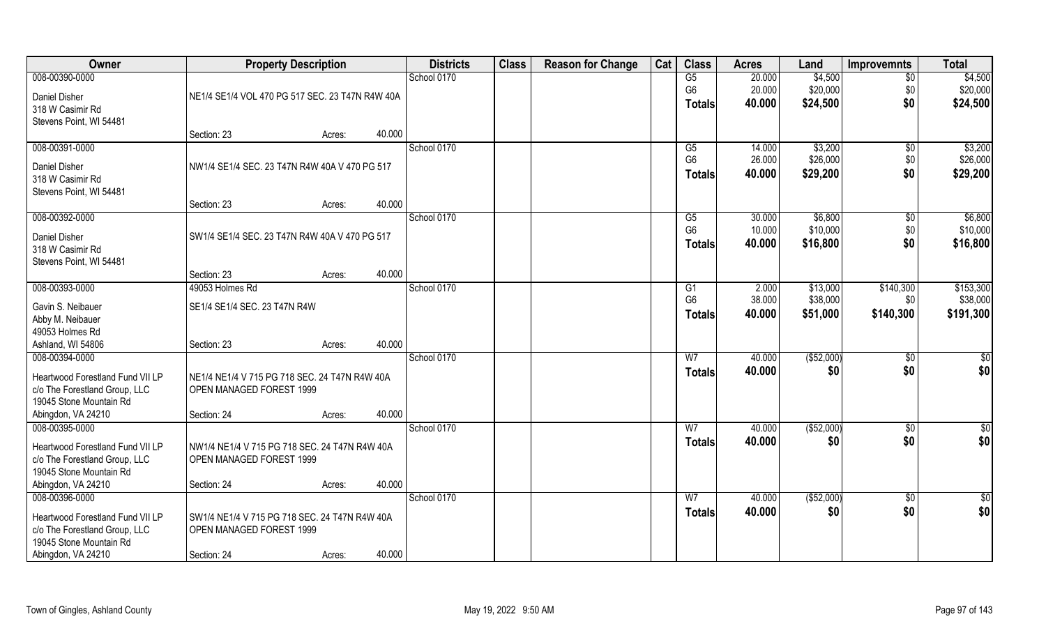| Owner | Property Description | | | Districts | Class | Reason for Change | Cat | Class | Acres | Land | Improvemnts | Total |
|---|---|---|---|---|---|---|---|---|---|---|---|---|
| 008-00390-0000 | | | | School 0170 | | | | G5 | 20.000 | $4,500 | $0 | $4,500 |
| Daniel Disher | NE1/4 SE1/4 VOL 470 PG 517 SEC. 23 T47N R4W 40A | | | | | | | G6 | 20.000 | $20,000 | $0 | $20,000 |
| 318 W Casimir Rd | | | | | | | | **Totals** | **40.000** | **$24,500** | **$0** | **$24,500** |
| Stevens Point, WI 54481 | | | | | | | | | | | | |
| | Section: 23 | Acres: | 40.000 | | | | | | | | | |
| 008-00391-0000 | | | | School 0170 | | | | G5 | 14.000 | $3,200 | $0 | $3,200 |
| Daniel Disher | NW1/4 SE1/4 SEC. 23 T47N R4W 40A V 470 PG 517 | | | | | | | G6 | 26.000 | $26,000 | $0 | $26,000 |
| 318 W Casimir Rd | | | | | | | | **Totals** | **40.000** | **$29,200** | **$0** | **$29,200** |
| Stevens Point, WI 54481 | | | | | | | | | | | | |
| | Section: 23 | Acres: | 40.000 | | | | | | | | | |
| 008-00392-0000 | | | | School 0170 | | | | G5 | 30.000 | $6,800 | $0 | $6,800 |
| Daniel Disher | SW1/4 SE1/4 SEC. 23 T47N R4W 40A V 470 PG 517 | | | | | | | G6 | 10.000 | $10,000 | $0 | $10,000 |
| 318 W Casimir Rd | | | | | | | | **Totals** | **40.000** | **$16,800** | **$0** | **$16,800** |
| Stevens Point, WI 54481 | | | | | | | | | | | | |
| | Section: 23 | Acres: | 40.000 | | | | | | | | | |
| 008-00393-0000 | 49053 Holmes Rd | | | School 0170 | | | | G1 | 2.000 | $13,000 | $140,300 | $153,300 |
| Gavin S. Neibauer | SE1/4 SE1/4 SEC. 23 T47N R4W | | | | | | | G6 | 38.000 | $38,000 | $0 | $38,000 |
| Abby M. Neibauer | | | | | | | | **Totals** | **40.000** | **$51,000** | **$140,300** | **$191,300** |
| 49053 Holmes Rd | | | | | | | | | | | | |
| Ashland, WI 54806 | Section: 23 | Acres: | 40.000 | | | | | | | | | |
| 008-00394-0000 | | | | School 0170 | | | | W7 | 40.000 | ($52,000) | $0 | $0 |
| Heartwood Forestland Fund VII LP | NE1/4 NE1/4 V 715 PG 718 SEC. 24 T47N R4W 40A | | | | | | | **Totals** | **40.000** | **$0** | **$0** | **$0** |
| c/o The Forestland Group, LLC | OPEN MANAGED FOREST 1999 | | | | | | | | | | | |
| 19045 Stone Mountain Rd | | | | | | | | | | | | |
| Abingdon, VA 24210 | Section: 24 | Acres: | 40.000 | | | | | | | | | |
| 008-00395-0000 | | | | School 0170 | | | | W7 | 40.000 | ($52,000) | $0 | $0 |
| Heartwood Forestland Fund VII LP | NW1/4 NE1/4 V 715 PG 718 SEC. 24 T47N R4W 40A | | | | | | | **Totals** | **40.000** | **$0** | **$0** | **$0** |
| c/o The Forestland Group, LLC | OPEN MANAGED FOREST 1999 | | | | | | | | | | | |
| 19045 Stone Mountain Rd | | | | | | | | | | | | |
| Abingdon, VA 24210 | Section: 24 | Acres: | 40.000 | | | | | | | | | |
| 008-00396-0000 | | | | School 0170 | | | | W7 | 40.000 | ($52,000) | $0 | $0 |
| Heartwood Forestland Fund VII LP | SW1/4 NE1/4 V 715 PG 718 SEC. 24 T47N R4W 40A | | | | | | | **Totals** | **40.000** | **$0** | **$0** | **$0** |
| c/o The Forestland Group, LLC | OPEN MANAGED FOREST 1999 | | | | | | | | | | | |
| 19045 Stone Mountain Rd | | | | | | | | | | | | |
| Abingdon, VA 24210 | Section: 24 | Acres: | 40.000 | | | | | | | | | |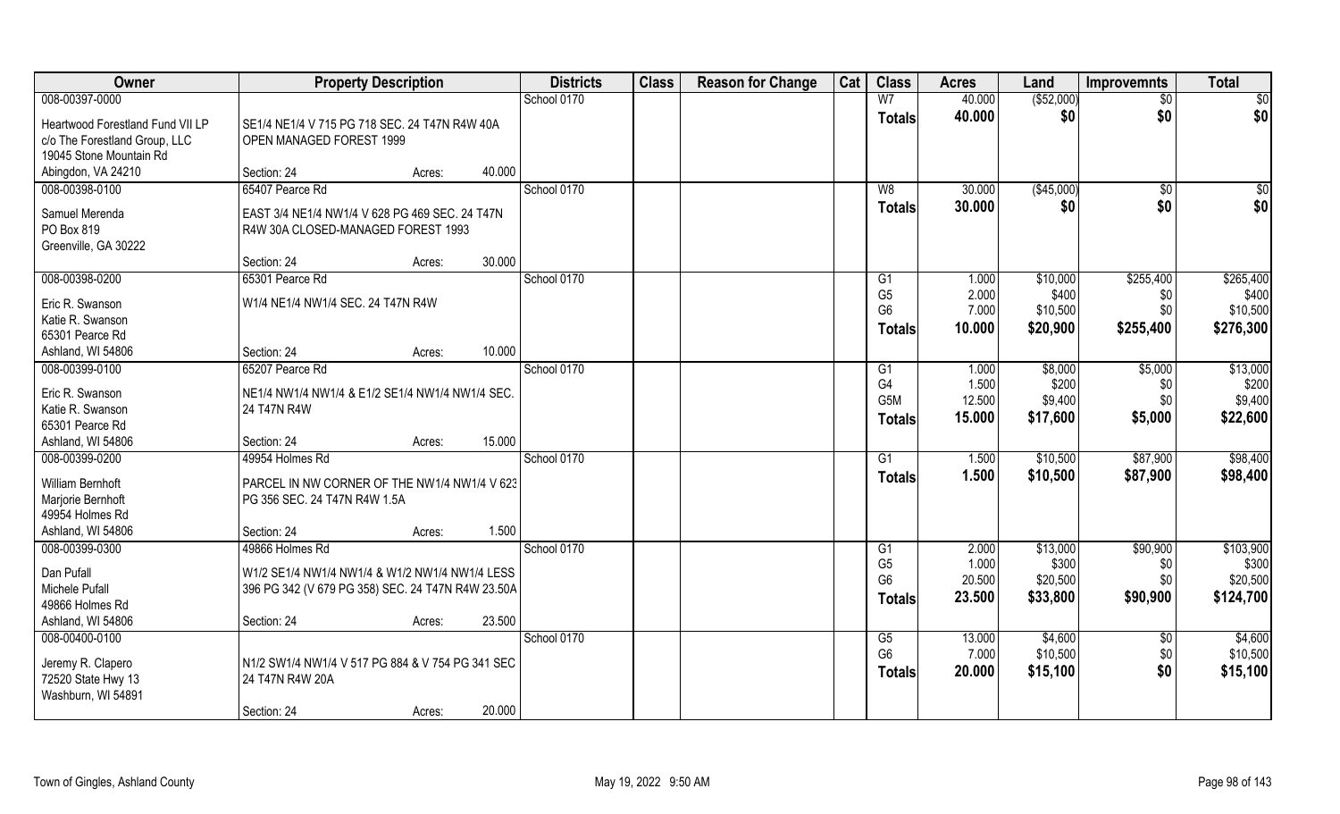| Owner | Property Description | | | Districts | Class | Reason for Change | Cat | Class | Acres | Land | Improvemnts | Total |
|---|---|---|---|---|---|---|---|---|---|---|---|---|
| 008-00397-0000 | | | | School 0170 | | | | W7 | 40.000 | ($52,000) | $0 | $0 |
| Heartwood Forestland Fund VII LP | SE1/4 NE1/4 V 715 PG 718 SEC. 24 T47N R4W 40A | | | | | | | Totals | 40.000 | $0 | $0 | $0 |
| c/o The Forestland Group, LLC | OPEN MANAGED FOREST 1999 | | | | | | | | | | | |
| 19045 Stone Mountain Rd | | | | | | | | | | | | |
| Abingdon, VA 24210 | Section: 24 | Acres: | 40.000 | | | | | | | | | |
| 008-00398-0100 | 65407 Pearce Rd | | | School 0170 | | | | W8 | 30.000 | ($45,000) | $0 | $0 |
| Samuel Merenda | EAST 3/4 NE1/4 NW1/4 V 628 PG 469 SEC. 24 T47N | | | | | | | Totals | 30.000 | $0 | $0 | $0 |
| PO Box 819 | R4W 30A CLOSED-MANAGED FOREST 1993 | | | | | | | | | | | |
| Greenville, GA 30222 | | | | | | | | | | | | |
| | Section: 24 | Acres: | 30.000 | | | | | | | | | |
| 008-00398-0200 | 65301 Pearce Rd | | | School 0170 | | | | G1 | 1.000 | $10,000 | $255,400 | $265,400 |
| Eric R. Swanson | W1/4 NE1/4 NW1/4 SEC. 24 T47N R4W | | | | | | | G5 | 2.000 | $400 | $0 | $400 |
| Katie R. Swanson | | | | | | | | G6 | 7.000 | $10,500 | $0 | $10,500 |
| 65301 Pearce Rd | | | | | | | | Totals | 10.000 | $20,900 | $255,400 | $276,300 |
| Ashland, WI 54806 | Section: 24 | Acres: | 10.000 | | | | | | | | | |
| 008-00399-0100 | 65207 Pearce Rd | | | School 0170 | | | | G1 | 1.000 | $8,000 | $5,000 | $13,000 |
| Eric R. Swanson | NE1/4 NW1/4 NW1/4 & E1/2 SE1/4 NW1/4 NW1/4 SEC. | | | | | | | G4 | 1.500 | $200 | $0 | $200 |
| Katie R. Swanson | 24 T47N R4W | | | | | | | G5M | 12.500 | $9,400 | $0 | $9,400 |
| 65301 Pearce Rd | | | | | | | | Totals | 15.000 | $17,600 | $5,000 | $22,600 |
| Ashland, WI 54806 | Section: 24 | Acres: | 15.000 | | | | | | | | | |
| 008-00399-0200 | 49954 Holmes Rd | | | School 0170 | | | | G1 | 1.500 | $10,500 | $87,900 | $98,400 |
| William Bernhoft | PARCEL IN NW CORNER OF THE NW1/4 NW1/4 V 623 | | | | | | | Totals | 1.500 | $10,500 | $87,900 | $98,400 |
| Marjorie Bernhoft | PG 356 SEC. 24 T47N R4W 1.5A | | | | | | | | | | | |
| 49954 Holmes Rd | | | | | | | | | | | | |
| Ashland, WI 54806 | Section: 24 | Acres: | 1.500 | | | | | | | | | |
| 008-00399-0300 | 49866 Holmes Rd | | | School 0170 | | | | G1 | 2.000 | $13,000 | $90,900 | $103,900 |
| Dan Pufall | W1/2 SE1/4 NW1/4 NW1/4 & W1/2 NW1/4 NW1/4 LESS | | | | | | | G5 | 1.000 | $300 | $0 | $300 |
| Michele Pufall | 396 PG 342 (V 679 PG 358) SEC. 24 T47N R4W 23.50A | | | | | | | G6 | 20.500 | $20,500 | $0 | $20,500 |
| 49866 Holmes Rd | | | | | | | | Totals | 23.500 | $33,800 | $90,900 | $124,700 |
| Ashland, WI 54806 | Section: 24 | Acres: | 23.500 | | | | | | | | | |
| 008-00400-0100 | | | | School 0170 | | | | G5 | 13.000 | $4,600 | $0 | $4,600 |
| Jeremy R. Clapero | N1/2 SW1/4 NW1/4 V 517 PG 884 & V 754 PG 341 SEC | | | | | | | G6 | 7.000 | $10,500 | $0 | $10,500 |
| 72520 State Hwy 13 | 24 T47N R4W 20A | | | | | | | Totals | 20.000 | $15,100 | $0 | $15,100 |
| Washburn, WI 54891 | | | | | | | | | | | | |
| | Section: 24 | Acres: | 20.000 | | | | | | | | | |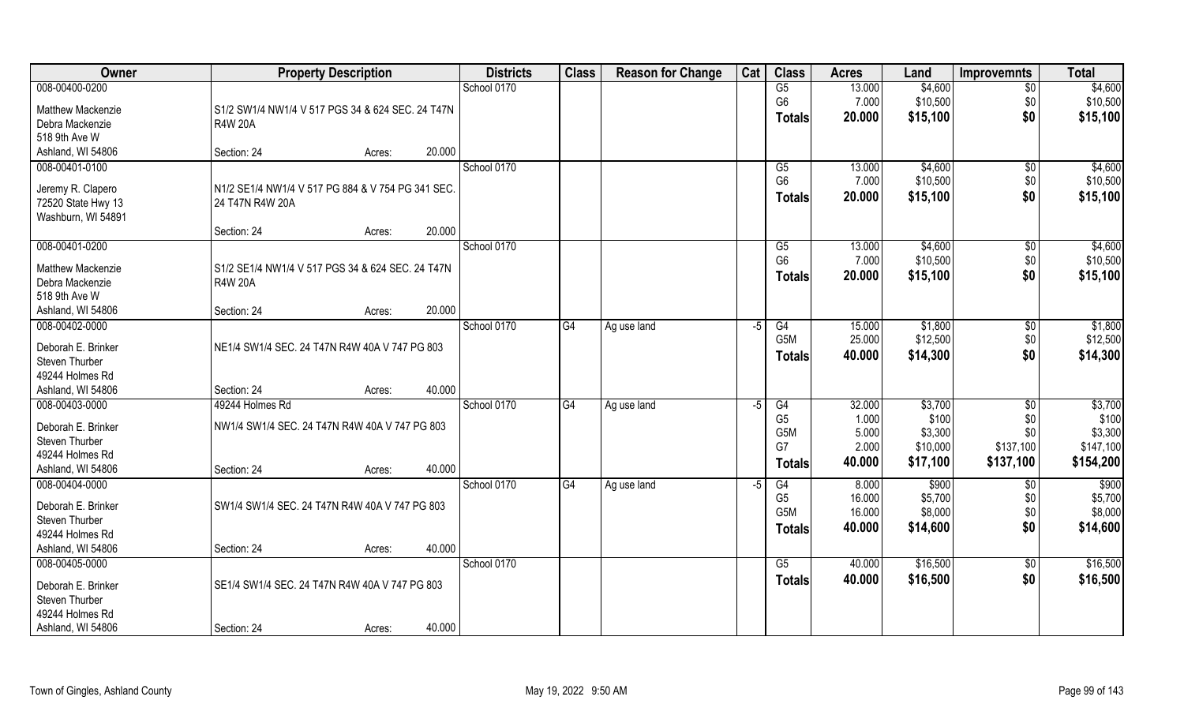| Owner | Property Description | | | Districts | Class | Reason for Change | Cat | Class | Acres | Land | Improvemnts | Total |
|---|---|---|---|---|---|---|---|---|---|---|---|---|
| 008-00400-0200 | | | | School 0170 | | | | G5 | 13.000 | $4,600 | $0 | $4,600 |
| Matthew Mackenzie | S1/2 SW1/4 NW1/4 V 517 PGS 34 & 624 SEC. 24 T47N | | | | | | | G6 | 7.000 | $10,500 | $0 | $10,500 |
| Debra Mackenzie | R4W 20A | | | | | | | **Totals** | **20.000** | **$15,100** | **$0** | **$15,100** |
| 518 9th Ave W | | | | | | | | | | | | |
| Ashland, WI 54806 | Section: 24 | Acres: | 20.000 | | | | | | | | | |
| 008-00401-0100 | | | | School 0170 | | | | G5 | 13.000 | $4,600 | $0 | $4,600 |
| Jeremy R. Clapero | N1/2 SE1/4 NW1/4 V 517 PG 884 & V 754 PG 341 SEC. | | | | | | | G6 | 7.000 | $10,500 | $0 | $10,500 |
| 72520 State Hwy 13 | 24 T47N R4W 20A | | | | | | | **Totals** | **20.000** | **$15,100** | **$0** | **$15,100** |
| Washburn, WI 54891 | | | | | | | | | | | | |
| | Section: 24 | Acres: | 20.000 | | | | | | | | | |
| 008-00401-0200 | | | | School 0170 | | | | G5 | 13.000 | $4,600 | $0 | $4,600 |
| Matthew Mackenzie | S1/2 SE1/4 NW1/4 V 517 PGS 34 & 624 SEC. 24 T47N | | | | | | | G6 | 7.000 | $10,500 | $0 | $10,500 |
| Debra Mackenzie | R4W 20A | | | | | | | **Totals** | **20.000** | **$15,100** | **$0** | **$15,100** |
| 518 9th Ave W | | | | | | | | | | | | |
| Ashland, WI 54806 | Section: 24 | Acres: | 20.000 | | | | | | | | | |
| 008-00402-0000 | | | | School 0170 | G4 | Ag use land | -5 | G4 | 15.000 | $1,800 | $0 | $1,800 |
| Deborah E. Brinker | NE1/4 SW1/4 SEC. 24 T47N R4W 40A V 747 PG 803 | | | | | | | G5M | 25.000 | $12,500 | $0 | $12,500 |
| Steven Thurber | | | | | | | | **Totals** | **40.000** | **$14,300** | **$0** | **$14,300** |
| 49244 Holmes Rd | | | | | | | | | | | | |
| Ashland, WI 54806 | Section: 24 | Acres: | 40.000 | | | | | | | | | |
| 008-00403-0000 | 49244 Holmes Rd | | | School 0170 | G4 | Ag use land | -5 | G4 | 32.000 | $3,700 | $0 | $3,700 |
| Deborah E. Brinker | NW1/4 SW1/4 SEC. 24 T47N R4W 40A V 747 PG 803 | | | | | | | G5 | 1.000 | $100 | $0 | $100 |
| Steven Thurber | | | | | | | | G5M | 5.000 | $3,300 | $0 | $3,300 |
| 49244 Holmes Rd | | | | | | | | G7 | 2.000 | $10,000 | $137,100 | $147,100 |
| Ashland, WI 54806 | Section: 24 | Acres: | 40.000 | | | | | **Totals** | **40.000** | **$17,100** | **$137,100** | **$154,200** |
| 008-00404-0000 | | | | School 0170 | G4 | Ag use land | -5 | G4 | 8.000 | $900 | $0 | $900 |
| Deborah E. Brinker | SW1/4 SW1/4 SEC. 24 T47N R4W 40A V 747 PG 803 | | | | | | | G5 | 16.000 | $5,700 | $0 | $5,700 |
| Steven Thurber | | | | | | | | G5M | 16.000 | $8,000 | $0 | $8,000 |
| 49244 Holmes Rd | | | | | | | | **Totals** | **40.000** | **$14,600** | **$0** | **$14,600** |
| Ashland, WI 54806 | Section: 24 | Acres: | 40.000 | | | | | | | | | |
| 008-00405-0000 | | | | School 0170 | | | | G5 | 40.000 | $16,500 | $0 | $16,500 |
| Deborah E. Brinker | SE1/4 SW1/4 SEC. 24 T47N R4W 40A V 747 PG 803 | | | | | | | **Totals** | **40.000** | **$16,500** | **$0** | **$16,500** |
| Steven Thurber | | | | | | | | | | | | |
| 49244 Holmes Rd | | | | | | | | | | | | |
| Ashland, WI 54806 | Section: 24 | Acres: | 40.000 | | | | | | | | | |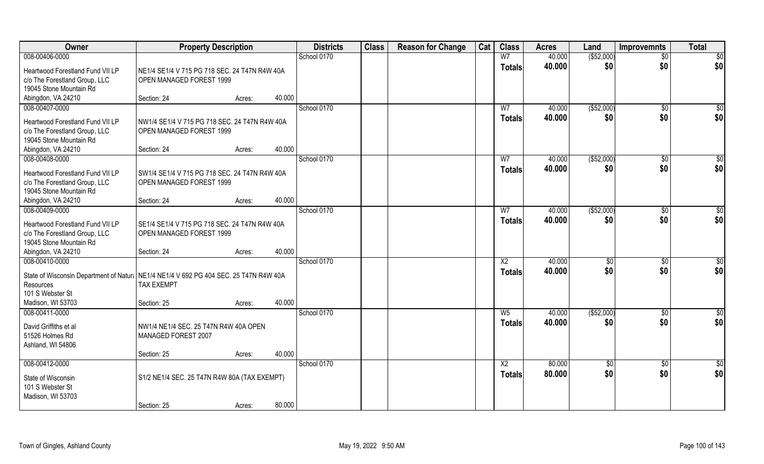| Owner | Property Description | | | Districts | Class | Reason for Change | Cat | Class | Acres | Land | Improvemnts | Total |
|---|---|---|---|---|---|---|---|---|---|---|---|---|
| 008-00406-0000 | | | | School 0170 | | | | W7 | 40.000 | ($52,000) | $0 | $0 |
| Heartwood Forestland Fund VII LP c/o The Forestland Group, LLC 19045 Stone Mountain Rd Abingdon, VA 24210 | NE1/4 SE1/4 V 715 PG 718 SEC. 24 T47N R4W 40A OPEN MANAGED FOREST 1999 | | | | | | | Totals | 40.000 | $0 | $0 | $0 |
| | Section: 24 | Acres: | 40.000 | | | | | | | | | |
| 008-00407-0000 | | | | School 0170 | | | | W7 | 40.000 | ($52,000) | $0 | $0 |
| Heartwood Forestland Fund VII LP c/o The Forestland Group, LLC 19045 Stone Mountain Rd Abingdon, VA 24210 | NW1/4 SE1/4 V 715 PG 718 SEC. 24 T47N R4W 40A OPEN MANAGED FOREST 1999 | | | | | | | Totals | 40.000 | $0 | $0 | $0 |
| | Section: 24 | Acres: | 40.000 | | | | | | | | | |
| 008-00408-0000 | | | | School 0170 | | | | W7 | 40.000 | ($52,000) | $0 | $0 |
| Heartwood Forestland Fund VII LP c/o The Forestland Group, LLC 19045 Stone Mountain Rd Abingdon, VA 24210 | SW1/4 SE1/4 V 715 PG 718 SEC. 24 T47N R4W 40A OPEN MANAGED FOREST 1999 | | | | | | | Totals | 40.000 | $0 | $0 | $0 |
| | Section: 24 | Acres: | 40.000 | | | | | | | | | |
| 008-00409-0000 | | | | School 0170 | | | | W7 | 40.000 | ($52,000) | $0 | $0 |
| Heartwood Forestland Fund VII LP c/o The Forestland Group, LLC 19045 Stone Mountain Rd Abingdon, VA 24210 | SE1/4 SE1/4 V 715 PG 718 SEC. 24 T47N R4W 40A OPEN MANAGED FOREST 1999 | | | | | | | Totals | 40.000 | $0 | $0 | $0 |
| | Section: 24 | Acres: | 40.000 | | | | | | | | | |
| 008-00410-0000 | | | | School 0170 | | | | X2 | 40.000 | $0 | $0 | $0 |
| State of Wisconsin Department of Natura Resources 101 S Webster St Madison, WI 53703 | NE1/4 NE1/4 V 692 PG 404 SEC. 25 T47N R4W 40A TAX EXEMPT | | | | | | | Totals | 40.000 | $0 | $0 | $0 |
| | Section: 25 | Acres: | 40.000 | | | | | | | | | |
| 008-00411-0000 | | | | School 0170 | | | | W5 | 40.000 | ($52,000) | $0 | $0 |
| David Griffiths et al 51526 Holmes Rd Ashland, WI 54806 | NW1/4 NE1/4 SEC. 25 T47N R4W 40A OPEN MANAGED FOREST 2007 | | | | | | | Totals | 40.000 | $0 | $0 | $0 |
| | Section: 25 | Acres: | 40.000 | | | | | | | | | |
| 008-00412-0000 | | | | School 0170 | | | | X2 | 80.000 | $0 | $0 | $0 |
| State of Wisconsin 101 S Webster St Madison, WI 53703 | S1/2 NE1/4 SEC. 25 T47N R4W 80A (TAX EXEMPT) | | | | | | | Totals | 80.000 | $0 | $0 | $0 |
| | Section: 25 | Acres: | 80.000 | | | | | | | | | |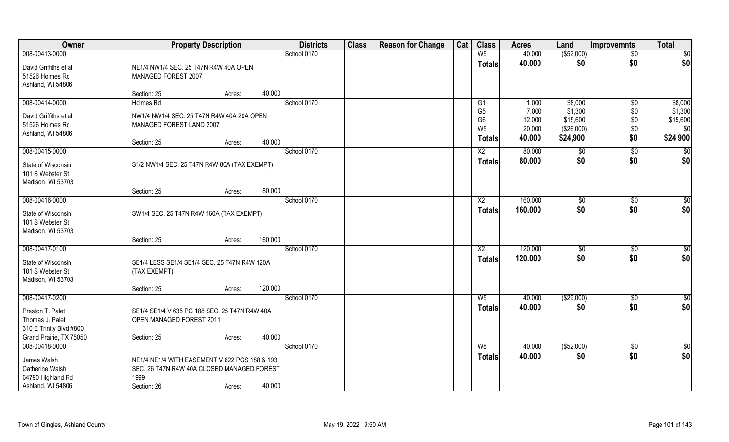| Owner | Property Description | Districts | Class | Reason for Change | Cat | Class | Acres | Land | Improvemnts | Total |
|---|---|---|---|---|---|---|---|---|---|---|
| 008-00413-0000<br>David Griffiths et al<br>51526 Holmes Rd<br>Ashland, WI 54806 | NE1/4 NW1/4 SEC. 25 T47N R4W 40A OPEN MANAGED FOREST 2007<br>Section: 25 Acres: 40.000 | School 0170 | | | | W5<br>**Totals** | 40.000<br>**40.000** | ($52,000)<br>**$0** | $0<br>**$0** | $0<br>**$0** |
| 008-00414-0000<br>David Griffiths et al<br>51526 Holmes Rd<br>Ashland, WI 54806 | Holmes Rd<br>NW1/4 NW1/4 SEC. 25 T47N R4W 40A 20A OPEN MANAGED FOREST LAND 2007<br>Section: 25 Acres: 40.000 | School 0170 | | | | G1<br>G5<br>G6<br>W5<br>**Totals** | 1.000<br>7.000<br>12.000<br>20.000<br>**40.000** | $8,000<br>$1,300<br>$15,600<br>($26,000)<br>**$24,900** | $0<br>$0<br>$0<br>$0<br>**$0** | $8,000<br>$1,300<br>$15,600<br>$0<br>**$24,900** |
| 008-00415-0000<br>State of Wisconsin<br>101 S Webster St<br>Madison, WI 53703 | S1/2 NW1/4 SEC. 25 T47N R4W 80A (TAX EXEMPT)<br>Section: 25 Acres: 80.000 | School 0170 | | | | X2<br>**Totals** | 80.000<br>**80.000** | $0<br>**$0** | $0<br>**$0** | $0<br>**$0** |
| 008-00416-0000<br>State of Wisconsin<br>101 S Webster St<br>Madison, WI 53703 | SW1/4 SEC. 25 T47N R4W 160A (TAX EXEMPT)<br>Section: 25 Acres: 160.000 | School 0170 | | | | X2<br>**Totals** | 160.000<br>**160.000** | $0<br>**$0** | $0<br>**$0** | $0<br>**$0** |
| 008-00417-0100<br>State of Wisconsin<br>101 S Webster St<br>Madison, WI 53703 | SE1/4 LESS SE1/4 SE1/4 SEC. 25 T47N R4W 120A (TAX EXEMPT)<br>Section: 25 Acres: 120.000 | School 0170 | | | | X2<br>**Totals** | 120.000<br>**120.000** | $0<br>**$0** | $0<br>**$0** | $0<br>**$0** |
| 008-00417-0200<br>Preston T. Palet<br>Thomas J. Palet<br>310 E Trinity Blvd #800<br>Grand Prairie, TX 75050 | SE1/4 SE1/4 V 635 PG 188 SEC. 25 T47N R4W 40A OPEN MANAGED FOREST 2011<br>Section: 25 Acres: 40.000 | School 0170 | | | | W5<br>**Totals** | 40.000<br>**40.000** | ($29,000)<br>**$0** | $0<br>**$0** | $0<br>**$0** |
| 008-00418-0000<br>James Walsh<br>Catherine Walsh<br>64790 Highland Rd<br>Ashland, WI 54806 | NE1/4 NE1/4 WITH EASEMENT V 622 PGS 188 & 193 SEC. 26 T47N R4W 40A CLOSED MANAGED FOREST 1999<br>Section: 26 Acres: 40.000 | School 0170 | | | | W8<br>**Totals** | 40.000<br>**40.000** | ($52,000)<br>**$0** | $0<br>**$0** | $0<br>**$0** |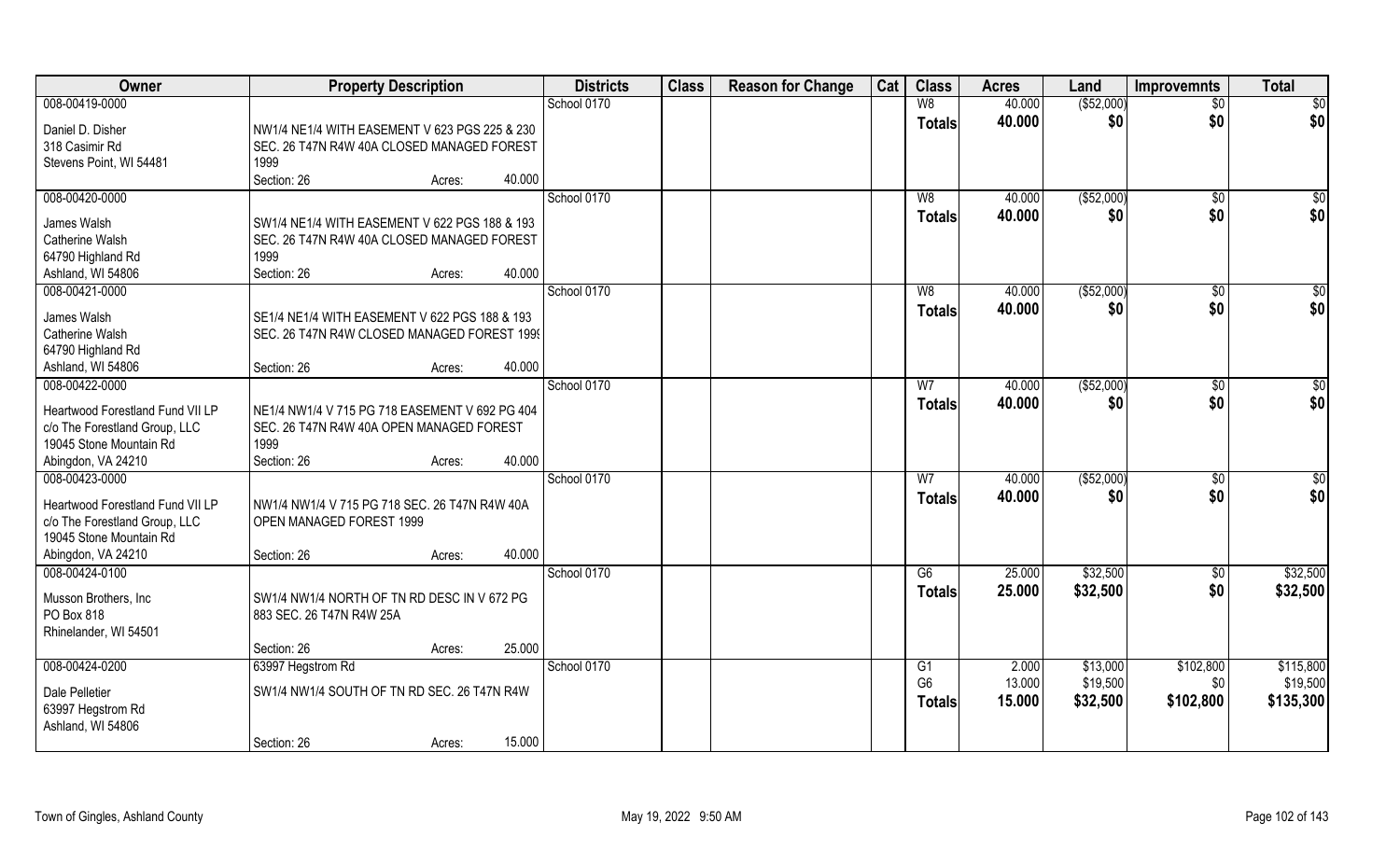| Owner | Property Description | Districts | Class | Reason for Change | Cat | Class | Acres | Land | Improvemnts | Total |
|---|---|---|---|---|---|---|---|---|---|---|
| 008-00419-0000<br>Daniel D. Disher<br>318 Casimir Rd<br>Stevens Point, WI 54481 | NW1/4 NE1/4 WITH EASEMENT V 623 PGS 225 & 230 SEC. 26 T47N R4W 40A CLOSED MANAGED FOREST 1999<br>Section: 26 Acres: 40.000 | School 0170 | | | | W8<br>**Totals** | 40.000<br>**40.000** | ($52,000)<br>**$0** | $0<br>**$0** | $0<br>**$0** |
| 008-00420-0000<br>James Walsh<br>Catherine Walsh<br>64790 Highland Rd<br>Ashland, WI 54806 | SW1/4 NE1/4 WITH EASEMENT V 622 PGS 188 & 193 SEC. 26 T47N R4W 40A CLOSED MANAGED FOREST 1999<br>Section: 26 Acres: 40.000 | School 0170 | | | | W8<br>**Totals** | 40.000<br>**40.000** | ($52,000)<br>**$0** | $0<br>**$0** | $0<br>**$0** |
| 008-00421-0000<br>James Walsh<br>Catherine Walsh<br>64790 Highland Rd<br>Ashland, WI 54806 | SE1/4 NE1/4 WITH EASEMENT V 622 PGS 188 & 193 SEC. 26 T47N R4W CLOSED MANAGED FOREST 1999<br>Section: 26 Acres: 40.000 | School 0170 | | | | W8<br>**Totals** | 40.000<br>**40.000** | ($52,000)<br>**$0** | $0<br>**$0** | $0<br>**$0** |
| 008-00422-0000<br>Heartwood Forestland Fund VII LP<br>c/o The Forestland Group, LLC<br>19045 Stone Mountain Rd<br>Abingdon, VA 24210 | NE1/4 NW1/4 V 715 PG 718 EASEMENT V 692 PG 404 SEC. 26 T47N R4W 40A OPEN MANAGED FOREST 1999<br>Section: 26 Acres: 40.000 | School 0170 | | | | W7<br>**Totals** | 40.000<br>**40.000** | ($52,000)<br>**$0** | $0<br>**$0** | $0<br>**$0** |
| 008-00423-0000<br>Heartwood Forestland Fund VII LP<br>c/o The Forestland Group, LLC<br>19045 Stone Mountain Rd<br>Abingdon, VA 24210 | NW1/4 NW1/4 V 715 PG 718 SEC. 26 T47N R4W 40A OPEN MANAGED FOREST 1999<br>Section: 26 Acres: 40.000 | School 0170 | | | | W7<br>**Totals** | 40.000<br>**40.000** | ($52,000)<br>**$0** | $0<br>**$0** | $0<br>**$0** |
| 008-00424-0100<br>Musson Brothers, Inc<br>PO Box 818<br>Rhinelander, WI 54501 | SW1/4 NW1/4 NORTH OF TN RD DESC IN V 672 PG 883 SEC. 26 T47N R4W 25A<br>Section: 26 Acres: 25.000 | School 0170 | | | | G6<br>**Totals** | 25.000<br>**25.000** | $32,500<br>**$32,500** | $0<br>**$0** | $32,500<br>**$32,500** |
| 008-00424-0200<br>Dale Pelletier<br>63997 Hegstrom Rd<br>Ashland, WI 54806 | 63997 Hegstrom Rd<br>SW1/4 NW1/4 SOUTH OF TN RD SEC. 26 T47N R4W<br>Section: 26 Acres: 15.000 | School 0170 | | | | G1<br>G6<br>**Totals** | 2.000<br>13.000<br>**15.000** | $13,000<br>$19,500<br>**$32,500** | $102,800<br>$0<br>**$102,800** | $115,800<br>$19,500<br>**$135,300** |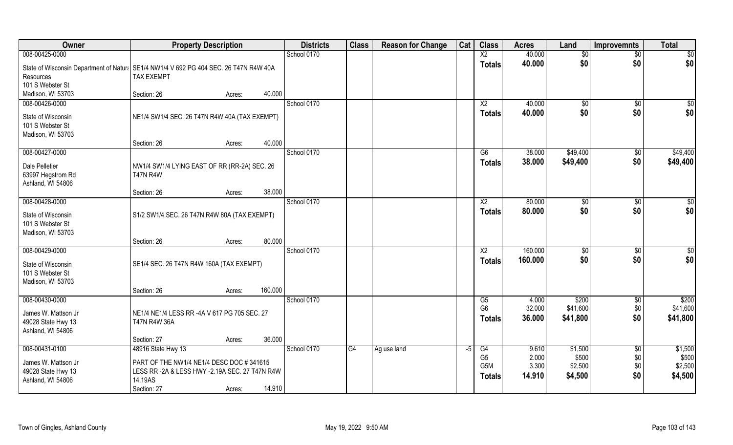| Owner | Property Description | Districts | Class | Reason for Change | Cat | Class | Acres | Land | Improvemnts | Total |
|---|---|---|---|---|---|---|---|---|---|---|
| 008-00425-0000<br>State of Wisconsin Department of Natura<br>Resources<br>101 S Webster St<br>Madison, WI 53703 | SE1/4 NW1/4 V 692 PG 404 SEC. 26 T47N R4W 40A TAX EXEMPT<br>Section: 26 Acres: 40.000 | School 0170 | | | | X2<br>**Totals** | 40.000<br>**40.000** | $0<br>**$0** | $0<br>**$0** | $0<br>**$0** |
| 008-00426-0000<br>State of Wisconsin<br>101 S Webster St<br>Madison, WI 53703 | NE1/4 SW1/4 SEC. 26 T47N R4W 40A (TAX EXEMPT)<br>Section: 26 Acres: 40.000 | School 0170 | | | | X2<br>**Totals** | 40.000<br>**40.000** | $0<br>**$0** | $0<br>**$0** | $0<br>**$0** |
| 008-00427-0000<br>Dale Pelletier<br>63997 Hegstrom Rd<br>Ashland, WI 54806 | NW1/4 SW1/4 LYING EAST OF RR (RR-2A) SEC. 26 T47N R4W<br>Section: 26 Acres: 38.000 | School 0170 | | | | G6<br>**Totals** | 38.000<br>**38.000** | $49,400<br>**$49,400** | $0<br>**$0** | $49,400<br>**$49,400** |
| 008-00428-0000<br>State of Wisconsin<br>101 S Webster St<br>Madison, WI 53703 | S1/2 SW1/4 SEC. 26 T47N R4W 80A (TAX EXEMPT)<br>Section: 26 Acres: 80.000 | School 0170 | | | | X2<br>**Totals** | 80.000<br>**80.000** | $0<br>**$0** | $0<br>**$0** | $0<br>**$0** |
| 008-00429-0000<br>State of Wisconsin<br>101 S Webster St<br>Madison, WI 53703 | SE1/4 SEC. 26 T47N R4W 160A (TAX EXEMPT)<br>Section: 26 Acres: 160.000 | School 0170 | | | | X2<br>**Totals** | 160.000<br>**160.000** | $0<br>**$0** | $0<br>**$0** | $0<br>**$0** |
| 008-00430-0000<br>James W. Mattson Jr<br>49028 State Hwy 13<br>Ashland, WI 54806 | NE1/4 NE1/4 LESS RR -4A V 617 PG 705 SEC. 27 T47N R4W 36A<br>Section: 27 Acres: 36.000 | School 0170 | | | | G5<br>G6<br>**Totals** | 4.000<br>32.000<br>**36.000** | $200<br>$41,600<br>**$41,800** | $0<br>$0<br>**$0** | $200<br>$41,600<br>**$41,800** |
| 008-00431-0100<br>James W. Mattson Jr<br>49028 State Hwy 13<br>Ashland, WI 54806 | 48916 State Hwy 13<br>PART OF THE NW1/4 NE1/4 DESC DOC # 341615 LESS RR -2A & LESS HWY -2.19A SEC. 27 T47N R4W 14.19AS<br>Section: 27 Acres: 14.910 | School 0170 | G4 | Ag use land | -5 | G4<br>G5<br>G5M<br>**Totals** | 9.610<br>2.000<br>3.300<br>**14.910** | $1,500<br>$500<br>$2,500<br>**$4,500** | $0<br>$0<br>$0<br>**$0** | $1,500<br>$500<br>$2,500<br>**$4,500** |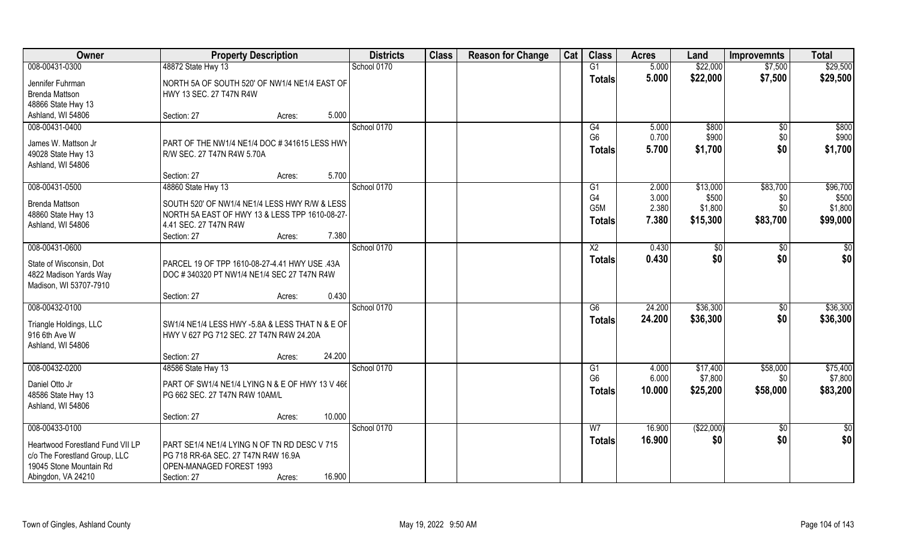| Owner | Property Description | Districts | Class | Reason for Change | Cat | Class | Acres | Land | Improvemnts | Total |
|---|---|---|---|---|---|---|---|---|---|---|
| 008-00431-0300 | 48872 State Hwy 13 | School 0170 | | | | G1 | 5.000 | $22,000 | $7,500 | $29,500 |
| Jennifer Fuhrman | NORTH 5A OF SOUTH 520' OF NW1/4 NE1/4 EAST OF | | | | | **Totals** | **5.000** | **$22,000** | **$7,500** | **$29,500** |
| Brenda Mattson | HWY 13 SEC. 27 T47N R4W | | | | | | | | | |
| 48866 State Hwy 13 | | | | | | | | | | |
| Ashland, WI 54806 | Section: 27 Acres: 5.000 | | | | | | | | | |
| 008-00431-0400 | | School 0170 | | | | G4 | 5.000 | $800 | $0 | $800 |
| James W. Mattson Jr | PART OF THE NW1/4 NE1/4 DOC # 341615 LESS HWY | | | | | G6 | 0.700 | $900 | $0 | $900 |
| 49028 State Hwy 13 | R/W SEC. 27 T47N R4W 5.70A | | | | | **Totals** | **5.700** | **$1,700** | **$0** | **$1,700** |
| Ashland, WI 54806 | | | | | | | | | | |
| | Section: 27 Acres: 5.700 | | | | | | | | | |
| 008-00431-0500 | 48860 State Hwy 13 | School 0170 | | | | G1 | 2.000 | $13,000 | $83,700 | $96,700 |
| Brenda Mattson | SOUTH 520' OF NW1/4 NE1/4 LESS HWY R/W & LESS | | | | | G4 | 3.000 | $500 | $0 | $500 |
| 48860 State Hwy 13 | NORTH 5A EAST OF HWY 13 & LESS TPP 1610-08-27- | | | | | G5M | 2.380 | $1,800 | $0 | $1,800 |
| Ashland, WI 54806 | 4.41 SEC. 27 T47N R4W | | | | | **Totals** | **7.380** | **$15,300** | **$83,700** | **$99,000** |
| | Section: 27 Acres: 7.380 | | | | | | | | | |
| 008-00431-0600 | | School 0170 | | | | X2 | 0.430 | $0 | $0 | $0 |
| State of Wisconsin, Dot | PARCEL 19 OF TPP 1610-08-27-4.41 HWY USE .43A | | | | | **Totals** | **0.430** | **$0** | **$0** | **$0** |
| 4822 Madison Yards Way | DOC # 340320 PT NW1/4 NE1/4 SEC 27 T47N R4W | | | | | | | | | |
| Madison, WI 53707-7910 | | | | | | | | | | |
| | Section: 27 Acres: 0.430 | | | | | | | | | |
| 008-00432-0100 | | School 0170 | | | | G6 | 24.200 | $36,300 | $0 | $36,300 |
| Triangle Holdings, LLC | SW1/4 NE1/4 LESS HWY -5.8A & LESS THAT N & E OF | | | | | **Totals** | **24.200** | **$36,300** | **$0** | **$36,300** |
| 916 6th Ave W | HWY V 627 PG 712 SEC. 27 T47N R4W 24.20A | | | | | | | | | |
| Ashland, WI 54806 | | | | | | | | | | |
| | Section: 27 Acres: 24.200 | | | | | | | | | |
| 008-00432-0200 | 48586 State Hwy 13 | School 0170 | | | | G1 | 4.000 | $17,400 | $58,000 | $75,400 |
| Daniel Otto Jr | PART OF SW1/4 NE1/4 LYING N & E OF HWY 13 V 466 | | | | | G6 | 6.000 | $7,800 | $0 | $7,800 |
| 48586 State Hwy 13 | PG 662 SEC. 27 T47N R4W 10AM/L | | | | | **Totals** | **10.000** | **$25,200** | **$58,000** | **$83,200** |
| Ashland, WI 54806 | | | | | | | | | | |
| | Section: 27 Acres: 10.000 | | | | | | | | | |
| 008-00433-0100 | | School 0170 | | | | W7 | 16.900 | ($22,000) | $0 | $0 |
| Heartwood Forestland Fund VII LP | PART SE1/4 NE1/4 LYING N OF TN RD DESC V 715 | | | | | **Totals** | **16.900** | **$0** | **$0** | **$0** |
| c/o The Forestland Group, LLC | PG 718 RR-6A SEC. 27 T47N R4W 16.9A | | | | | | | | | |
| 19045 Stone Mountain Rd | OPEN-MANAGED FOREST 1993 | | | | | | | | | |
| Abingdon, VA 24210 | Section: 27 Acres: 16.900 | | | | | | | | | |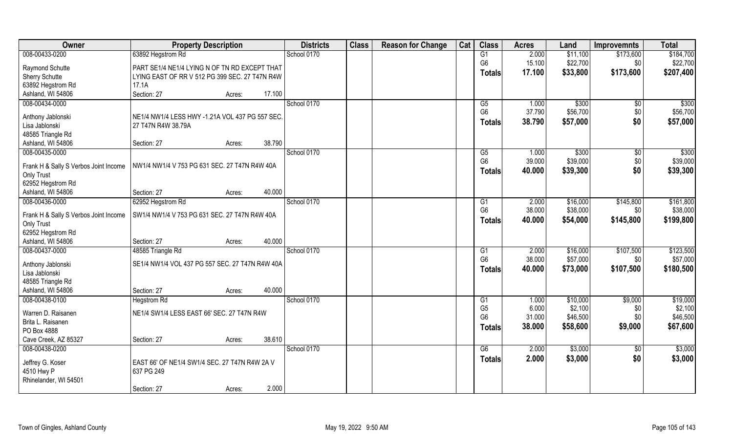| Owner | Property Description | | | Districts | Class | Reason for Change | Cat | Class | Acres | Land | Improvemnts | Total |
|---|---|---|---|---|---|---|---|---|---|---|---|---|
| 008-00433-0200 | 63892 Hegstrom Rd | | | School 0170 | | | | G1 | 2.000 | $11,100 | $173,600 | $184,700 |
| Raymond Schutte | PART SE1/4 NE1/4 LYING N OF TN RD EXCEPT THAT | | | | | | | G6 | 15.100 | $22,700 | $0 | $22,700 |
| Sherry Schutte | LYING EAST OF RR V 512 PG 399 SEC. 27 T47N R4W | | | | | | | **Totals** | **17.100** | **$33,800** | **$173,600** | **$207,400** |
| 63892 Hegstrom Rd | 17.1A | | | | | | | | | | | |
| Ashland, WI 54806 | Section: 27 | Acres: | 17.100 | | | | | | | | | |
| 008-00434-0000 | | | | School 0170 | | | | G5 | 1.000 | $300 | $0 | $300 |
| Anthony Jablonski | NE1/4 NW1/4 LESS HWY -1.21A VOL 437 PG 557 SEC. | | | | | | | G6 | 37.790 | $56,700 | $0 | $56,700 |
| Lisa Jablonski | 27 T47N R4W 38.79A | | | | | | | **Totals** | **38.790** | **$57,000** | **$0** | **$57,000** |
| 48585 Triangle Rd | | | | | | | | | | | | |
| Ashland, WI 54806 | Section: 27 | Acres: | 38.790 | | | | | | | | | |
| 008-00435-0000 | | | | School 0170 | | | | G5 | 1.000 | $300 | $0 | $300 |
| Frank H & Sally S Verbos Joint Income | NW1/4 NW1/4 V 753 PG 631 SEC. 27 T47N R4W 40A | | | | | | | G6 | 39.000 | $39,000 | $0 | $39,000 |
| Only Trust | | | | | | | | **Totals** | **40.000** | **$39,300** | **$0** | **$39,300** |
| 62952 Hegstrom Rd | | | | | | | | | | | | |
| Ashland, WI 54806 | Section: 27 | Acres: | 40.000 | | | | | | | | | |
| 008-00436-0000 | 62952 Hegstrom Rd | | | School 0170 | | | | G1 | 2.000 | $16,000 | $145,800 | $161,800 |
| Frank H & Sally S Verbos Joint Income | SW1/4 NW1/4 V 753 PG 631 SEC. 27 T47N R4W 40A | | | | | | | G6 | 38.000 | $38,000 | $0 | $38,000 |
| Only Trust | | | | | | | | **Totals** | **40.000** | **$54,000** | **$145,800** | **$199,800** |
| 62952 Hegstrom Rd | | | | | | | | | | | | |
| Ashland, WI 54806 | Section: 27 | Acres: | 40.000 | | | | | | | | | |
| 008-00437-0000 | 48585 Triangle Rd | | | School 0170 | | | | G1 | 2.000 | $16,000 | $107,500 | $123,500 |
| Anthony Jablonski | SE1/4 NW1/4 VOL 437 PG 557 SEC. 27 T47N R4W 40A | | | | | | | G6 | 38.000 | $57,000 | $0 | $57,000 |
| Lisa Jablonski | | | | | | | | **Totals** | **40.000** | **$73,000** | **$107,500** | **$180,500** |
| 48585 Triangle Rd | | | | | | | | | | | | |
| Ashland, WI 54806 | Section: 27 | Acres: | 40.000 | | | | | | | | | |
| 008-00438-0100 | Hegstrom Rd | | | School 0170 | | | | G1 | 1.000 | $10,000 | $9,000 | $19,000 |
| Warren D. Raisanen | NE1/4 SW1/4 LESS EAST 66' SEC. 27 T47N R4W | | | | | | | G5 | 6.000 | $2,100 | $0 | $2,100 |
| Brita L. Raisanen | | | | | | | | G6 | 31.000 | $46,500 | $0 | $46,500 |
| PO Box 4888 | | | | | | | | **Totals** | **38.000** | **$58,600** | **$9,000** | **$67,600** |
| Cave Creek, AZ 85327 | Section: 27 | Acres: | 38.610 | | | | | | | | | |
| 008-00438-0200 | | | | School 0170 | | | | G6 | 2.000 | $3,000 | $0 | $3,000 |
| Jeffrey G. Koser | EAST 66' OF NE1/4 SW1/4 SEC. 27 T47N R4W 2A V | | | | | | | **Totals** | **2.000** | **$3,000** | **$0** | **$3,000** |
| 4510 Hwy P | 637 PG 249 | | | | | | | | | | | |
| Rhinelander, WI 54501 | | | | | | | | | | | | |
| | Section: 27 | Acres: | 2.000 | | | | | | | | | |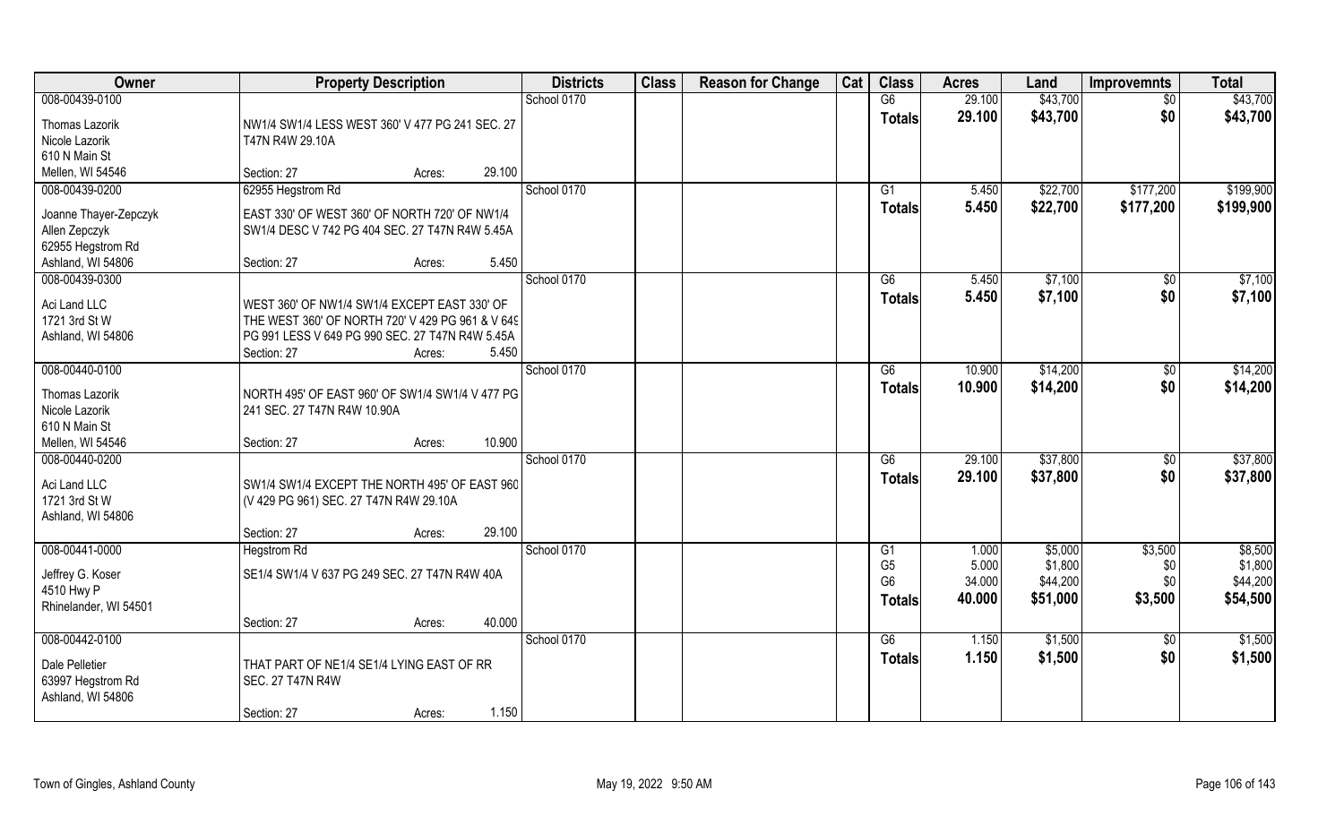| Owner | Property Description | Districts | Class | Reason for Change | Cat | Class | Acres | Land | Improvemnts | Total |
|---|---|---|---|---|---|---|---|---|---|---|
| 008-00439-0100 | | School 0170 | | | | G6 | 29.100 | $43,700 | $0 | $43,700 |
| Thomas Lazorik<br>Nicole Lazorik<br>610 N Main St<br>Mellen, WI 54546 | NW1/4 SW1/4 LESS WEST 360' V 477 PG 241 SEC. 27 T47N R4W 29.10A<br>Section: 27 Acres: 29.100 | | | | | Totals | 29.100 | $43,700 | $0 | $43,700 |
| 008-00439-0200 | 62955 Hegstrom Rd | School 0170 | | | | G1 | 5.450 | $22,700 | $177,200 | $199,900 |
| Joanne Thayer-Zepczyk<br>Allen Zepczyk<br>62955 Hegstrom Rd<br>Ashland, WI 54806 | EAST 330' OF WEST 360' OF NORTH 720' OF NW1/4 SW1/4 DESC V 742 PG 404 SEC. 27 T47N R4W 5.45A<br>Section: 27 Acres: 5.450 | | | | | Totals | 5.450 | $22,700 | $177,200 | $199,900 |
| 008-00439-0300 | | School 0170 | | | | G6 | 5.450 | $7,100 | $0 | $7,100 |
| Aci Land LLC<br>1721 3rd St W<br>Ashland, WI 54806 | WEST 360' OF NW1/4 SW1/4 EXCEPT EAST 330' OF THE WEST 360' OF NORTH 720' V 429 PG 961 & V 649 PG 991 LESS V 649 PG 990 SEC. 27 T47N R4W 5.45A<br>Section: 27 Acres: 5.450 | | | | | Totals | 5.450 | $7,100 | $0 | $7,100 |
| 008-00440-0100 | | School 0170 | | | | G6 | 10.900 | $14,200 | $0 | $14,200 |
| Thomas Lazorik<br>Nicole Lazorik<br>610 N Main St<br>Mellen, WI 54546 | NORTH 495' OF EAST 960' OF SW1/4 SW1/4 V 477 PG 241 SEC. 27 T47N R4W 10.90A<br>Section: 27 Acres: 10.900 | | | | | Totals | 10.900 | $14,200 | $0 | $14,200 |
| 008-00440-0200 | | School 0170 | | | | G6 | 29.100 | $37,800 | $0 | $37,800 |
| Aci Land LLC<br>1721 3rd St W<br>Ashland, WI 54806 | SW1/4 SW1/4 EXCEPT THE NORTH 495' OF EAST 960 (V 429 PG 961) SEC. 27 T47N R4W 29.10A<br>Section: 27 Acres: 29.100 | | | | | Totals | 29.100 | $37,800 | $0 | $37,800 |
| 008-00441-0000 | Hegstrom Rd | School 0170 | | | | G1 | 1.000 | $5,000 | $3,500 | $8,500 |
| Jeffrey G. Koser<br>4510 Hwy P<br>Rhinelander, WI 54501 | SE1/4 SW1/4 V 637 PG 249 SEC. 27 T47N R4W 40A<br>Section: 27 Acres: 40.000 | | | | | G5 | 5.000 | $1,800 | $0 | $1,800 |
| | | | | | | G6 | 34.000 | $44,200 | $0 | $44,200 |
| | | | | | | Totals | 40.000 | $51,000 | $3,500 | $54,500 |
| 008-00442-0100 | | School 0170 | | | | G6 | 1.150 | $1,500 | $0 | $1,500 |
| Dale Pelletier<br>63997 Hegstrom Rd<br>Ashland, WI 54806 | THAT PART OF NE1/4 SE1/4 LYING EAST OF RR SEC. 27 T47N R4W<br>Section: 27 Acres: 1.150 | | | | | Totals | 1.150 | $1,500 | $0 | $1,500 |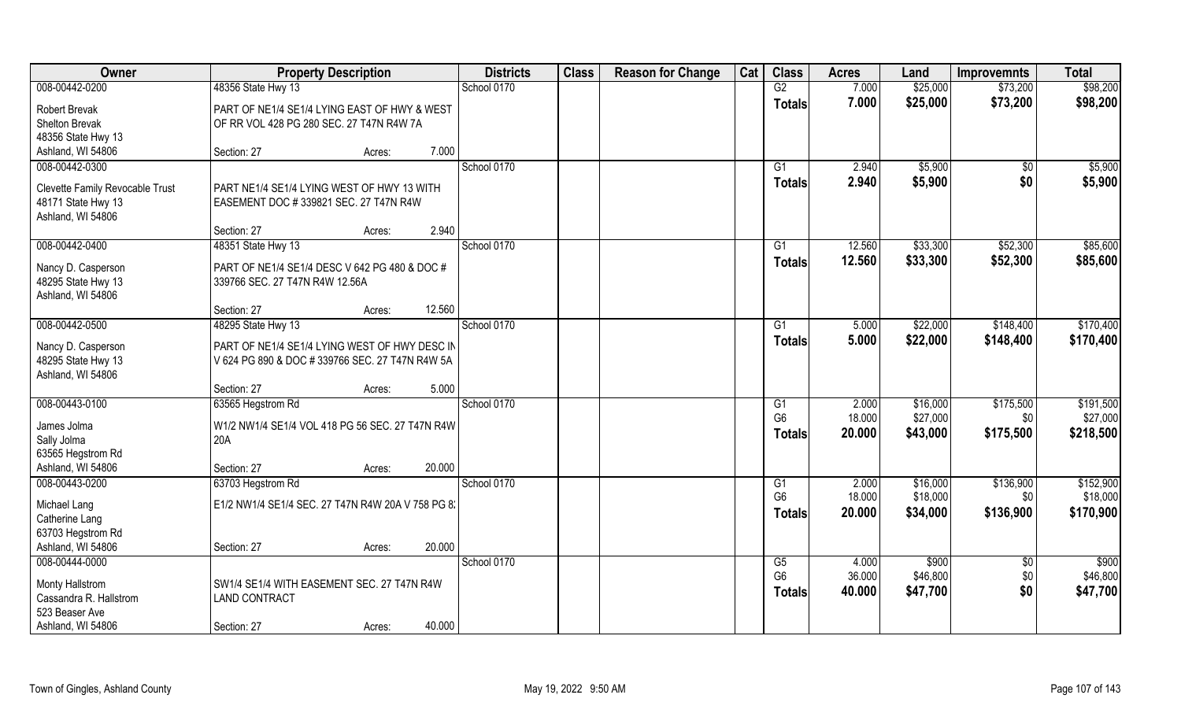| Owner | Property Description | | | Districts | Class | Reason for Change | Cat | Class | Acres | Land | Improvemnts | Total |
|---|---|---|---|---|---|---|---|---|---|---|---|---|
| 008-00442-0200 | 48356 State Hwy 13 | | | School 0170 | | | | G2 | 7.000 | $25,000 | $73,200 | $98,200 |
| Robert Brevak<br>Shelton Brevak<br>48356 State Hwy 13<br>Ashland, WI 54806 | PART OF NE1/4 SE1/4 LYING EAST OF HWY & WEST OF RR VOL 428 PG 280 SEC. 27 T47N R4W 7A | | | | | | | **Totals** | **7.000** | **$25,000** | **$73,200** | **$98,200** |
| | Section: 27 | Acres: | 7.000 | | | | | | | | | |
| 008-00442-0300 | | | | School 0170 | | | | G1 | 2.940 | $5,900 | $0 | $5,900 |
| Clevette Family Revocable Trust<br>48171 State Hwy 13<br>Ashland, WI 54806 | PART NE1/4 SE1/4 LYING WEST OF HWY 13 WITH EASEMENT DOC # 339821 SEC. 27 T47N R4W | | | | | | | **Totals** | **2.940** | **$5,900** | **$0** | **$5,900** |
| | Section: 27 | Acres: | 2.940 | | | | | | | | | |
| 008-00442-0400 | 48351 State Hwy 13 | | | School 0170 | | | | G1 | 12.560 | $33,300 | $52,300 | $85,600 |
| Nancy D. Casperson<br>48295 State Hwy 13<br>Ashland, WI 54806 | PART OF NE1/4 SE1/4 DESC V 642 PG 480 & DOC # 339766 SEC. 27 T47N R4W 12.56A | | | | | | | **Totals** | **12.560** | **$33,300** | **$52,300** | **$85,600** |
| | Section: 27 | Acres: | 12.560 | | | | | | | | | |
| 008-00442-0500 | 48295 State Hwy 13 | | | School 0170 | | | | G1 | 5.000 | $22,000 | $148,400 | $170,400 |
| Nancy D. Casperson<br>48295 State Hwy 13<br>Ashland, WI 54806 | PART OF NE1/4 SE1/4 LYING WEST OF HWY DESC IN V 624 PG 890 & DOC # 339766 SEC. 27 T47N R4W 5A | | | | | | | **Totals** | **5.000** | **$22,000** | **$148,400** | **$170,400** |
| | Section: 27 | Acres: | 5.000 | | | | | | | | | |
| 008-00443-0100 | 63565 Hegstrom Rd | | | School 0170 | | | | G1 | 2.000 | $16,000 | $175,500 | $191,500 |
| | | | | | | | | G6 | 18.000 | $27,000 | $0 | $27,000 |
| James Jolma<br>Sally Jolma<br>63565 Hegstrom Rd<br>Ashland, WI 54806 | W1/2 NW1/4 SE1/4 VOL 418 PG 56 SEC. 27 T47N R4W 20A | | | | | | | **Totals** | **20.000** | **$43,000** | **$175,500** | **$218,500** |
| | Section: 27 | Acres: | 20.000 | | | | | | | | | |
| 008-00443-0200 | 63703 Hegstrom Rd | | | School 0170 | | | | G1 | 2.000 | $16,000 | $136,900 | $152,900 |
| | | | | | | | | G6 | 18.000 | $18,000 | $0 | $18,000 |
| Michael Lang<br>Catherine Lang<br>63703 Hegstrom Rd<br>Ashland, WI 54806 | E1/2 NW1/4 SE1/4 SEC. 27 T47N R4W 20A V 758 PG 8: | | | | | | | **Totals** | **20.000** | **$34,000** | **$136,900** | **$170,900** |
| | Section: 27 | Acres: | 20.000 | | | | | | | | | |
| 008-00444-0000 | | | | School 0170 | | | | G5 | 4.000 | $900 | $0 | $900 |
| | | | | | | | | G6 | 36.000 | $46,800 | $0 | $46,800 |
| Monty Hallstrom<br>Cassandra R. Hallstrom<br>523 Beaser Ave<br>Ashland, WI 54806 | SW1/4 SE1/4 WITH EASEMENT SEC. 27 T47N R4W LAND CONTRACT | | | | | | | **Totals** | **40.000** | **$47,700** | **$0** | **$47,700** |
| | Section: 27 | Acres: | 40.000 | | | | | | | | | |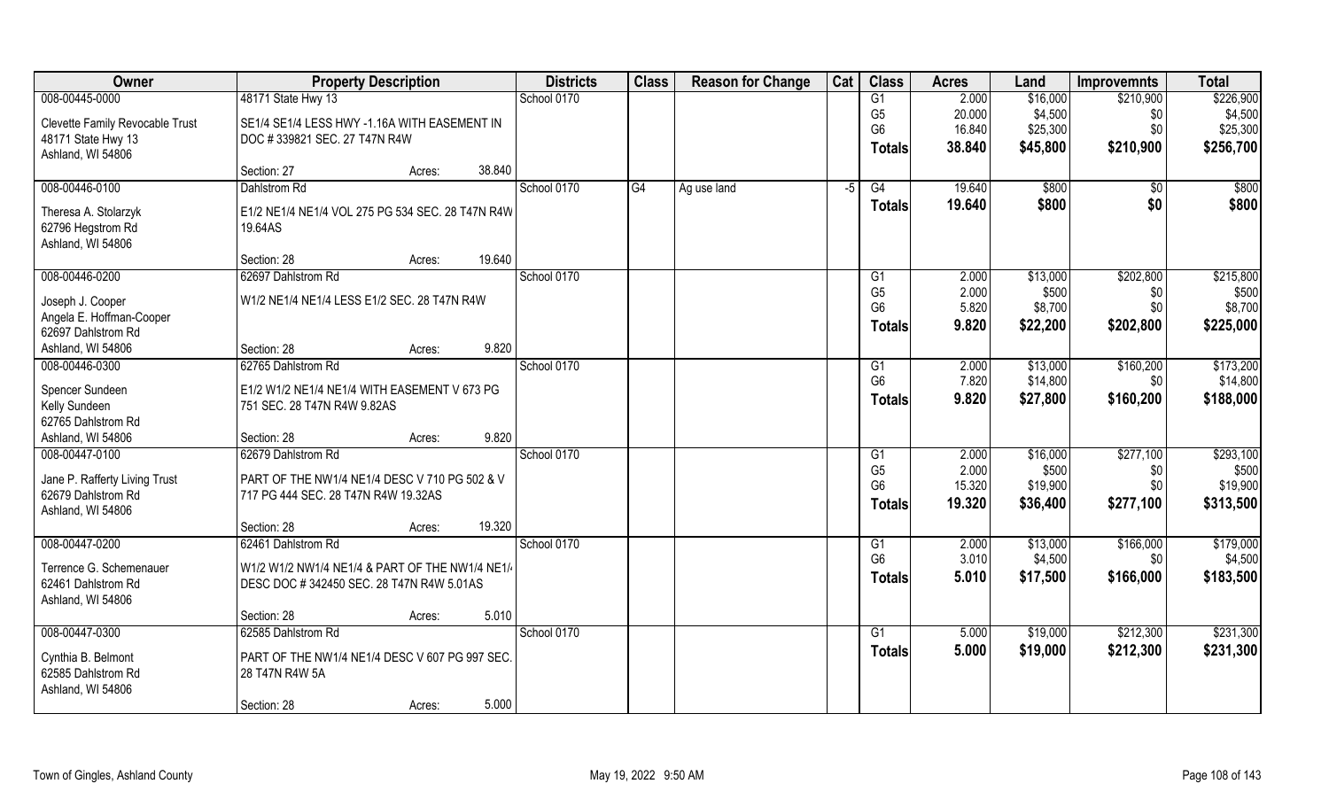| Owner | Property Description | | Districts | Class | Reason for Change | Cat | Class | Acres | Land | Improvemnts | Total |
|---|---|---|---|---|---|---|---|---|---|---|---|
| 008-00445-0000 | 48171 State Hwy 13 | | School 0170 | | | | G1 | 2.000 | $16,000 | $210,900 | $226,900 |
| Clevette Family Revocable Trust | SE1/4 SE1/4 LESS HWY -1.16A WITH EASEMENT IN | | | | | | G5 | 20.000 | $4,500 | $0 | $4,500 |
| 48171 State Hwy 13 | DOC # 339821 SEC. 27 T47N R4W | | | | | | G6 | 16.840 | $25,300 | $0 | $25,300 |
| Ashland, WI 54806 | | | | | | | **Totals** | **38.840** | **$45,800** | **$210,900** | **$256,700** |
| | Section: 27 | Acres: 38.840 | | | | | | | | | |
| 008-00446-0100 | Dahlstrom Rd | | School 0170 | G4 | Ag use land | -5 | G4 | 19.640 | $800 | $0 | $800 |
| Theresa A. Stolarzyk | E1/2 NE1/4 NE1/4 VOL 275 PG 534 SEC. 28 T47N R4W | | | | | | **Totals** | **19.640** | **$800** | **$0** | **$800** |
| 62796 Hegstrom Rd | 19.64AS | | | | | | | | | | |
| Ashland, WI 54806 | | | | | | | | | | | |
| | Section: 28 | Acres: 19.640 | | | | | | | | | |
| 008-00446-0200 | 62697 Dahlstrom Rd | | School 0170 | | | | G1 | 2.000 | $13,000 | $202,800 | $215,800 |
| Joseph J. Cooper | W1/2 NE1/4 NE1/4 LESS E1/2 SEC. 28 T47N R4W | | | | | | G5 | 2.000 | $500 | $0 | $500 |
| Angela E. Hoffman-Cooper | | | | | | | G6 | 5.820 | $8,700 | $0 | $8,700 |
| 62697 Dahlstrom Rd | | | | | | | **Totals** | **9.820** | **$22,200** | **$202,800** | **$225,000** |
| Ashland, WI 54806 | Section: 28 | Acres: 9.820 | | | | | | | | | |
| 008-00446-0300 | 62765 Dahlstrom Rd | | School 0170 | | | | G1 | 2.000 | $13,000 | $160,200 | $173,200 |
| Spencer Sundeen | E1/2 W1/2 NE1/4 NE1/4 WITH EASEMENT V 673 PG | | | | | | G6 | 7.820 | $14,800 | $0 | $14,800 |
| Kelly Sundeen | 751 SEC. 28 T47N R4W 9.82AS | | | | | | **Totals** | **9.820** | **$27,800** | **$160,200** | **$188,000** |
| 62765 Dahlstrom Rd | | | | | | | | | | | |
| Ashland, WI 54806 | Section: 28 | Acres: 9.820 | | | | | | | | | |
| 008-00447-0100 | 62679 Dahlstrom Rd | | School 0170 | | | | G1 | 2.000 | $16,000 | $277,100 | $293,100 |
| Jane P. Rafferty Living Trust | PART OF THE NW1/4 NE1/4 DESC V 710 PG 502 & V | | | | | | G5 | 2.000 | $500 | $0 | $500 |
| 62679 Dahlstrom Rd | 717 PG 444 SEC. 28 T47N R4W 19.32AS | | | | | | G6 | 15.320 | $19,900 | $0 | $19,900 |
| Ashland, WI 54806 | | | | | | | **Totals** | **19.320** | **$36,400** | **$277,100** | **$313,500** |
| | Section: 28 | Acres: 19.320 | | | | | | | | | |
| 008-00447-0200 | 62461 Dahlstrom Rd | | School 0170 | | | | G1 | 2.000 | $13,000 | $166,000 | $179,000 |
| Terrence G. Schemenauer | W1/2 W1/2 NW1/4 NE1/4 & PART OF THE NW1/4 NE1/4 | | | | | | G6 | 3.010 | $4,500 | $0 | $4,500 |
| 62461 Dahlstrom Rd | DESC DOC # 342450 SEC. 28 T47N R4W 5.01AS | | | | | | **Totals** | **5.010** | **$17,500** | **$166,000** | **$183,500** |
| Ashland, WI 54806 | | | | | | | | | | | |
| | Section: 28 | Acres: 5.010 | | | | | | | | | |
| 008-00447-0300 | 62585 Dahlstrom Rd | | School 0170 | | | | G1 | 5.000 | $19,000 | $212,300 | $231,300 |
| Cynthia B. Belmont | PART OF THE NW1/4 NE1/4 DESC V 607 PG 997 SEC. | | | | | | **Totals** | **5.000** | **$19,000** | **$212,300** | **$231,300** |
| 62585 Dahlstrom Rd | 28 T47N R4W 5A | | | | | | | | | | |
| Ashland, WI 54806 | | | | | | | | | | | |
| | Section: 28 | Acres: 5.000 | | | | | | | | | |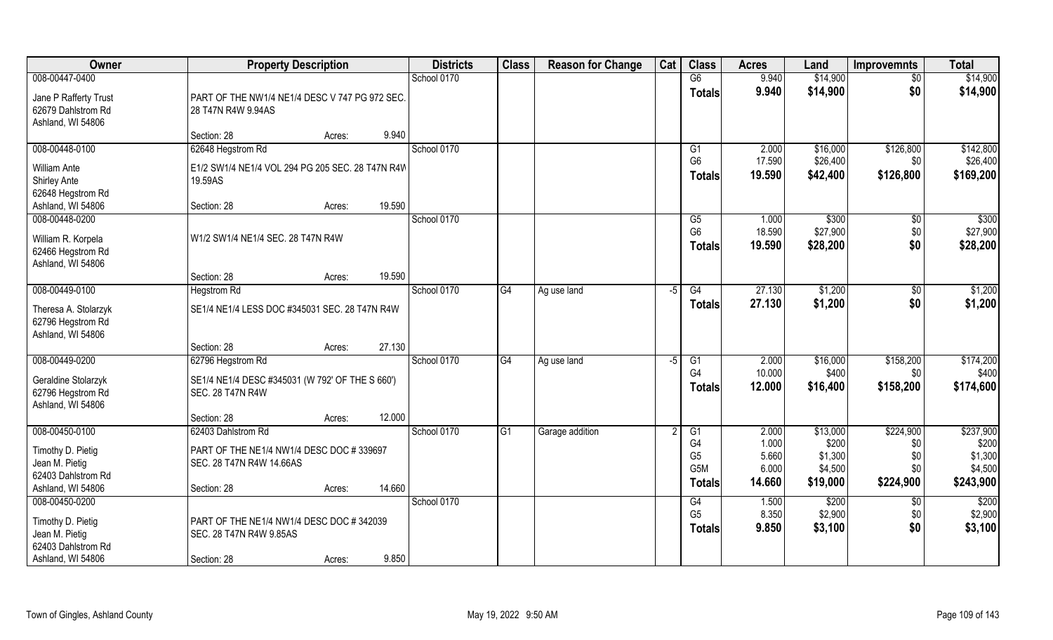| Owner | Property Description | Districts | Class | Reason for Change | Cat | Class | Acres | Land | Improvemnts | Total |
|---|---|---|---|---|---|---|---|---|---|---|
| 008-00447-0400<br>Jane P Rafferty Trust<br>62679 Dahlstrom Rd<br>Ashland, WI 54806 | PART OF THE NW1/4 NE1/4 DESC V 747 PG 972 SEC. 28 T47N R4W 9.94AS<br>Section: 28 Acres: 9.940 | School 0170 | | | | G6<br>**Totals** | 9.940<br>**9.940** | $14,900<br>**$14,900** | $0<br>**$0** | $14,900<br>**$14,900** |
| 008-00448-0100<br>William Ante<br>Shirley Ante<br>62648 Hegstrom Rd<br>Ashland, WI 54806 | 62648 Hegstrom Rd<br>E1/2 SW1/4 NE1/4 VOL 294 PG 205 SEC. 28 T47N R4W 19.59AS<br>Section: 28 Acres: 19.590 | School 0170 | | | | G1<br>G6<br>**Totals** | 2.000<br>17.590<br>**19.590** | $16,000<br>$26,400<br>**$42,400** | $126,800<br>$0<br>**$126,800** | $142,800<br>$26,400<br>**$169,200** |
| 008-00448-0200<br>William R. Korpela<br>62466 Hegstrom Rd<br>Ashland, WI 54806 | W1/2 SW1/4 NE1/4 SEC. 28 T47N R4W<br>Section: 28 Acres: 19.590 | School 0170 | | | | G5<br>G6<br>**Totals** | 1.000<br>18.590<br>**19.590** | $300<br>$27,900<br>**$28,200** | $0<br>$0<br>**$0** | $300<br>$27,900<br>**$28,200** |
| 008-00449-0100<br>Theresa A. Stolarzyk<br>62796 Hegstrom Rd<br>Ashland, WI 54806 | Hegstrom Rd<br>SE1/4 NE1/4 LESS DOC #345031 SEC. 28 T47N R4W<br>Section: 28 Acres: 27.130 | School 0170 | G4 | Ag use land | -5 | G4<br>**Totals** | 27.130<br>**27.130** | $1,200<br>**$1,200** | $0<br>**$0** | $1,200<br>**$1,200** |
| 008-00449-0200<br>Geraldine Stolarzyk<br>62796 Hegstrom Rd<br>Ashland, WI 54806 | 62796 Hegstrom Rd<br>SE1/4 NE1/4 DESC #345031 (W 792' OF THE S 660') SEC. 28 T47N R4W<br>Section: 28 Acres: 12.000 | School 0170 | G4 | Ag use land | -5 | G1<br>G4<br>**Totals** | 2.000<br>10.000<br>**12.000** | $16,000<br>$400<br>**$16,400** | $158,200<br>$0<br>**$158,200** | $174,200<br>$400<br>**$174,600** |
| 008-00450-0100<br>Timothy D. Pietig<br>Jean M. Pietig<br>62403 Dahlstrom Rd<br>Ashland, WI 54806 | 62403 Dahlstrom Rd<br>PART OF THE NE1/4 NW1/4 DESC DOC # 339697 SEC. 28 T47N R4W 14.66AS<br>Section: 28 Acres: 14.660 | School 0170 | G1 | Garage addition | 2 | G1<br>G4<br>G5<br>G5M<br>**Totals** | 2.000<br>1.000<br>5.660<br>6.000<br>**14.660** | $13,000<br>$200<br>$1,300<br>$4,500<br>**$19,000** | $224,900<br>$0<br>$0<br>$0<br>**$224,900** | $237,900<br>$200<br>$1,300<br>$4,500<br>**$243,900** |
| 008-00450-0200<br>Timothy D. Pietig<br>Jean M. Pietig<br>62403 Dahlstrom Rd<br>Ashland, WI 54806 | PART OF THE NE1/4 NW1/4 DESC DOC # 342039 SEC. 28 T47N R4W 9.85AS<br>Section: 28 Acres: 9.850 | School 0170 | | | | G4<br>G5<br>**Totals** | 1.500<br>8.350<br>**9.850** | $200<br>$2,900<br>**$3,100** | $0<br>$0<br>**$0** | $200<br>$2,900<br>**$3,100** |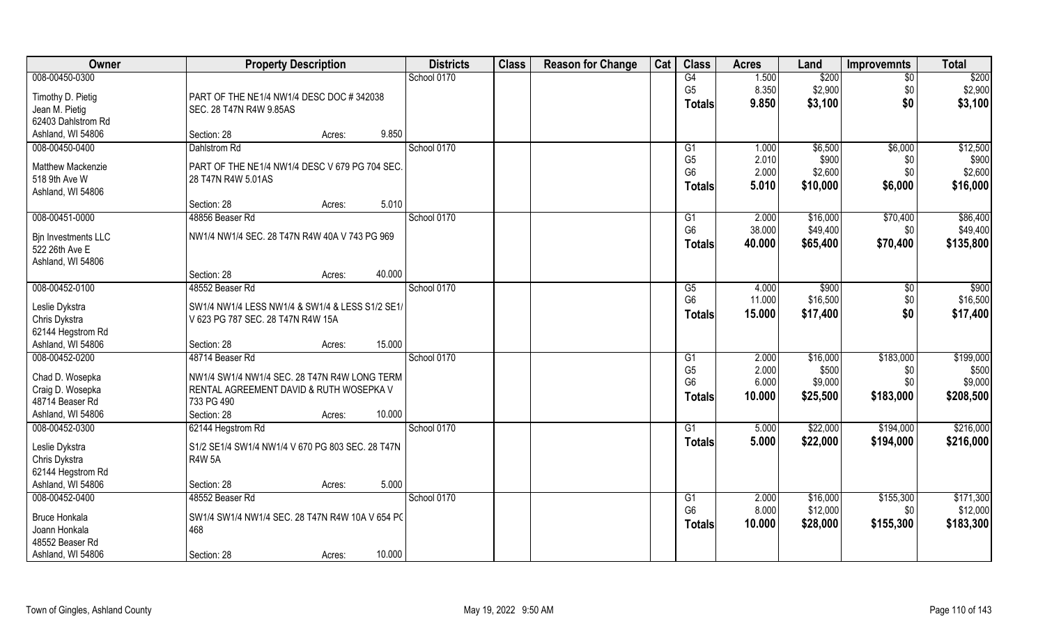| Owner | Property Description | Districts | Class | Reason for Change | Cat | Class | Acres | Land | Improvemnts | Total |
|---|---|---|---|---|---|---|---|---|---|---|
| 008-00450-0300<br><br>Timothy D. Pietig<br>Jean M. Pietig<br>62403 Dahlstrom Rd<br>Ashland, WI 54806 | PART OF THE NE1/4 NW1/4 DESC DOC # 342038<br>SEC. 28 T47N R4W 9.85AS<br><br>Section: 28 Acres: 9.850 | School 0170 | | | | G4<br>G5<br>**Totals** | 1.500<br>8.350<br>**9.850** | $200<br>$2,900<br>**$3,100** | $0<br>$0<br>**$0** | $200<br>$2,900<br>**$3,100** |
| 008-00450-0400<br><br>Matthew Mackenzie<br>518 9th Ave W<br>Ashland, WI 54806 | Dahlstrom Rd<br>PART OF THE NE1/4 NW1/4 DESC V 679 PG 704 SEC.<br>28 T47N R4W 5.01AS<br><br>Section: 28 Acres: 5.010 | School 0170 | | | | G1<br>G5<br>G6<br>**Totals** | 1.000<br>2.010<br>2.000<br>**5.010** | $6,500<br>$900<br>$2,600<br>**$10,000** | $6,000<br>$0<br>$0<br>**$6,000** | $12,500<br>$900<br>$2,600<br>**$16,000** |
| 008-00451-0000<br><br>Bjn Investments LLC<br>522 26th Ave E<br>Ashland, WI 54806 | 48856 Beaser Rd<br>NW1/4 NW1/4 SEC. 28 T47N R4W 40A V 743 PG 969<br><br>Section: 28 Acres: 40.000 | School 0170 | | | | G1<br>G6<br>**Totals** | 2.000<br>38.000<br>**40.000** | $16,000<br>$49,400<br>**$65,400** | $70,400<br>$0<br>**$70,400** | $86,400<br>$49,400<br>**$135,800** |
| 008-00452-0100<br><br>Leslie Dykstra<br>Chris Dykstra<br>62144 Hegstrom Rd<br>Ashland, WI 54806 | 48552 Beaser Rd<br>SW1/4 NW1/4 LESS NW1/4 & SW1/4 & LESS S1/2 SE1/<br>V 623 PG 787 SEC. 28 T47N R4W 15A<br><br>Section: 28 Acres: 15.000 | School 0170 | | | | G5<br>G6<br>**Totals** | 4.000<br>11.000<br>**15.000** | $900<br>$16,500<br>**$17,400** | $0<br>$0<br>**$0** | $900<br>$16,500<br>**$17,400** |
| 008-00452-0200<br><br>Chad D. Wosepka<br>Craig D. Wosepka<br>48714 Beaser Rd<br>Ashland, WI 54806 | 48714 Beaser Rd<br>NW1/4 SW1/4 NW1/4 SEC. 28 T47N R4W LONG TERM<br>RENTAL AGREEMENT DAVID & RUTH WOSEPKA V<br>733 PG 490<br>Section: 28 Acres: 10.000 | School 0170 | | | | G1<br>G5<br>G6<br>**Totals** | 2.000<br>2.000<br>6.000<br>**10.000** | $16,000<br>$500<br>$9,000<br>**$25,500** | $183,000<br>$0<br>$0<br>**$183,000** | $199,000<br>$500<br>$9,000<br>**$208,500** |
| 008-00452-0300<br><br>Leslie Dykstra<br>Chris Dykstra<br>62144 Hegstrom Rd<br>Ashland, WI 54806 | 62144 Hegstrom Rd<br>S1/2 SE1/4 SW1/4 NW1/4 V 670 PG 803 SEC. 28 T47N<br>R4W 5A<br><br>Section: 28 Acres: 5.000 | School 0170 | | | | G1<br>**Totals** | 5.000<br>**5.000** | $22,000<br>**$22,000** | $194,000<br>**$194,000** | $216,000<br>**$216,000** |
| 008-00452-0400<br><br>Bruce Honkala<br>Joann Honkala<br>48552 Beaser Rd<br>Ashland, WI 54806 | 48552 Beaser Rd<br>SW1/4 SW1/4 NW1/4 SEC. 28 T47N R4W 10A V 654 PC<br>468<br><br>Section: 28 Acres: 10.000 | School 0170 | | | | G1<br>G6<br>**Totals** | 2.000<br>8.000<br>**10.000** | $16,000<br>$12,000<br>**$28,000** | $155,300<br>$0<br>**$155,300** | $171,300<br>$12,000<br>**$183,300** |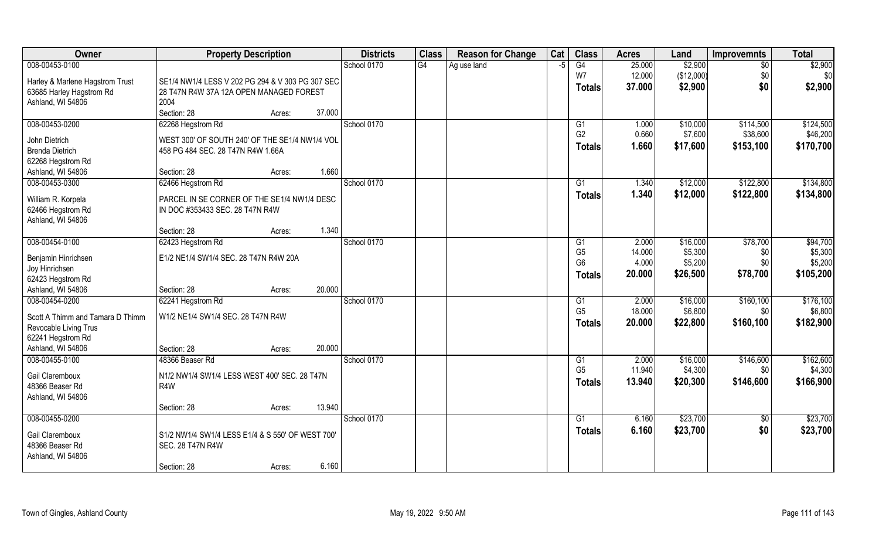| Owner | Property Description | | Districts | Class | Reason for Change | Cat | Class | Acres | Land | Improvemnts | Total |
|---|---|---|---|---|---|---|---|---|---|---|---|
| 008-00453-0100 | | | School 0170 | G4 | Ag use land | -5 | G4 | 25.000 | $2,900 | $0 | $2,900 |
| Harley & Marlene Hagstrom Trust | SE1/4 NW1/4 LESS V 202 PG 294 & V 303 PG 307 SEC | | | | | | W7 | 12.000 | ($12,000) | $0 | $0 |
| 63685 Harley Hagstrom Rd | 28 T47N R4W 37A 12A OPEN MANAGED FOREST | | | | | | **Totals** | **37.000** | **$2,900** | **$0** | **$2,900** |
| Ashland, WI 54806 | 2004 | | | | | | | | | | |
| | Section: 28 | Acres: 37.000 | | | | | | | | | |
| 008-00453-0200 | 62268 Hegstrom Rd | | School 0170 | | | | G1 | 1.000 | $10,000 | $114,500 | $124,500 |
| John Dietrich | WEST 300' OF SOUTH 240' OF THE SE1/4 NW1/4 VOL | | | | | | G2 | 0.660 | $7,600 | $38,600 | $46,200 |
| Brenda Dietrich | 458 PG 484 SEC. 28 T47N R4W 1.66A | | | | | | **Totals** | **1.660** | **$17,600** | **$153,100** | **$170,700** |
| 62268 Hegstrom Rd | | | | | | | | | | | |
| Ashland, WI 54806 | Section: 28 | Acres: 1.660 | | | | | | | | | |
| 008-00453-0300 | 62466 Hegstrom Rd | | School 0170 | | | | G1 | 1.340 | $12,000 | $122,800 | $134,800 |
| William R. Korpela | PARCEL IN SE CORNER OF THE SE1/4 NW1/4 DESC | | | | | | **Totals** | **1.340** | **$12,000** | **$122,800** | **$134,800** |
| 62466 Hegstrom Rd | IN DOC #353433 SEC. 28 T47N R4W | | | | | | | | | | |
| Ashland, WI 54806 | | | | | | | | | | | |
| | Section: 28 | Acres: 1.340 | | | | | | | | | |
| 008-00454-0100 | 62423 Hegstrom Rd | | School 0170 | | | | G1 | 2.000 | $16,000 | $78,700 | $94,700 |
| Benjamin Hinrichsen | E1/2 NE1/4 SW1/4 SEC. 28 T47N R4W 20A | | | | | | G5 | 14.000 | $5,300 | $0 | $5,300 |
| Joy Hinrichsen | | | | | | | G6 | 4.000 | $5,200 | $0 | $5,200 |
| 62423 Hegstrom Rd | | | | | | | **Totals** | **20.000** | **$26,500** | **$78,700** | **$105,200** |
| Ashland, WI 54806 | Section: 28 | Acres: 20.000 | | | | | | | | | |
| 008-00454-0200 | 62241 Hegstrom Rd | | School 0170 | | | | G1 | 2.000 | $16,000 | $160,100 | $176,100 |
| Scott A Thimm and Tamara D Thimm | W1/2 NE1/4 SW1/4 SEC. 28 T47N R4W | | | | | | G5 | 18.000 | $6,800 | $0 | $6,800 |
| Revocable Living Trus | | | | | | | **Totals** | **20.000** | **$22,800** | **$160,100** | **$182,900** |
| 62241 Hegstrom Rd | | | | | | | | | | | |
| Ashland, WI 54806 | Section: 28 | Acres: 20.000 | | | | | | | | | |
| 008-00455-0100 | 48366 Beaser Rd | | School 0170 | | | | G1 | 2.000 | $16,000 | $146,600 | $162,600 |
| Gail Claremboux | N1/2 NW1/4 SW1/4 LESS WEST 400' SEC. 28 T47N | | | | | | G5 | 11.940 | $4,300 | $0 | $4,300 |
| 48366 Beaser Rd | R4W | | | | | | **Totals** | **13.940** | **$20,300** | **$146,600** | **$166,900** |
| Ashland, WI 54806 | | | | | | | | | | | |
| | Section: 28 | Acres: 13.940 | | | | | | | | | |
| 008-00455-0200 | | | School 0170 | | | | G1 | 6.160 | $23,700 | $0 | $23,700 |
| Gail Claremboux | S1/2 NW1/4 SW1/4 LESS E1/4 & S 550' OF WEST 700' | | | | | | **Totals** | **6.160** | **$23,700** | **$0** | **$23,700** |
| 48366 Beaser Rd | SEC. 28 T47N R4W | | | | | | | | | | |
| Ashland, WI 54806 | | | | | | | | | | | |
| | Section: 28 | Acres: 6.160 | | | | | | | | | |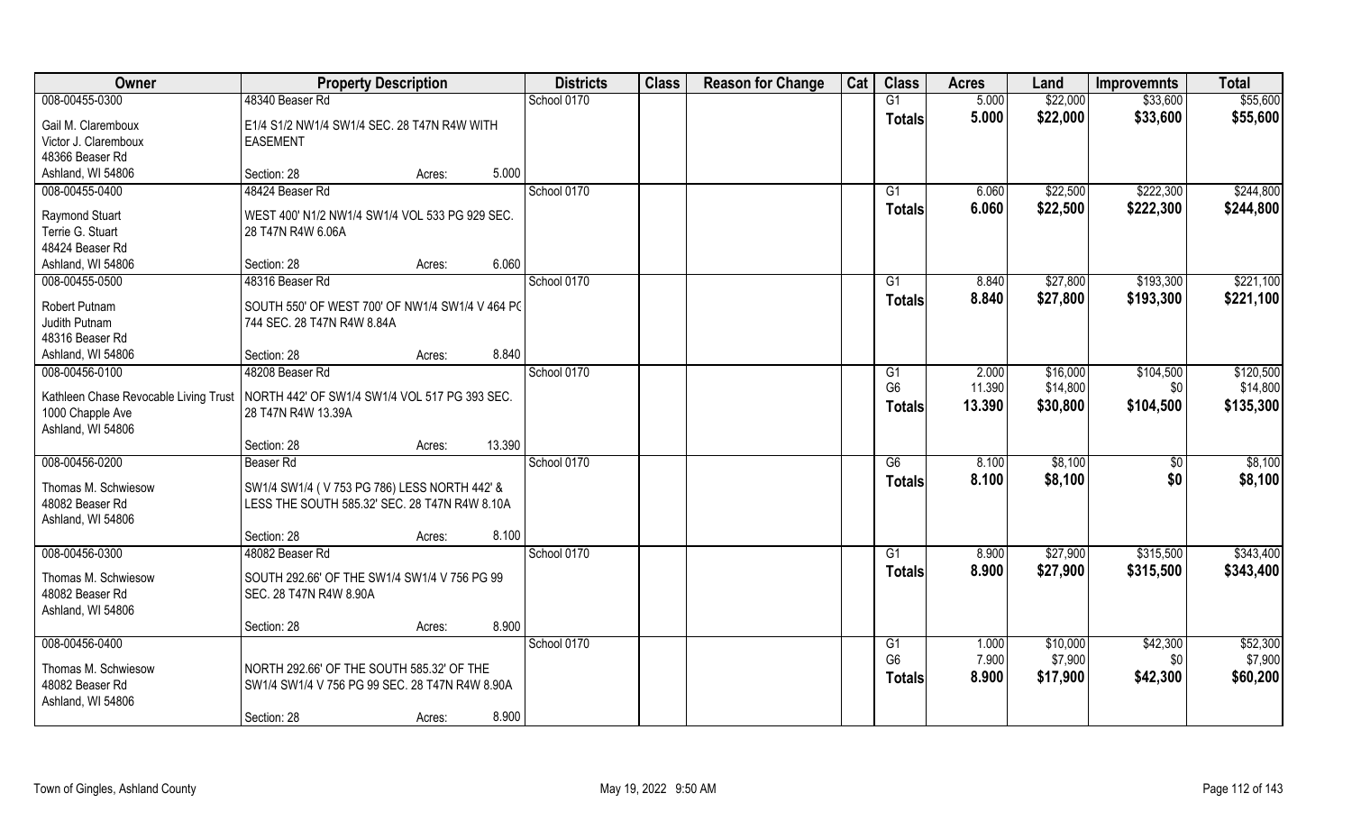| Owner | Property Description | | | Districts | Class | Reason for Change | Cat | Class | Acres | Land | Improvemnts | Total |
|---|---|---|---|---|---|---|---|---|---|---|---|---|
| 008-00455-0300 | 48340 Beaser Rd | | | School 0170 | | | | G1 | 5.000 | $22,000 | $33,600 | $55,600 |
| Gail M. Claremboux<br>Victor J. Claremboux<br>48366 Beaser Rd<br>Ashland, WI 54806 | E1/4 S1/2 NW1/4 SW1/4 SEC. 28 T47N R4W WITH EASEMENT | | | | | | | Totals | 5.000 | $22,000 | $33,600 | $55,600 |
| | Section: 28 | Acres: | 5.000 | | | | | | | | | |
| 008-00455-0400 | 48424 Beaser Rd | | | School 0170 | | | | G1 | 6.060 | $22,500 | $222,300 | $244,800 |
| Raymond Stuart<br>Terrie G. Stuart<br>48424 Beaser Rd<br>Ashland, WI 54806 | WEST 400' N1/2 NW1/4 SW1/4 VOL 533 PG 929 SEC. 28 T47N R4W 6.06A | | | | | | | Totals | 6.060 | $22,500 | $222,300 | $244,800 |
| | Section: 28 | Acres: | 6.060 | | | | | | | | | |
| 008-00455-0500 | 48316 Beaser Rd | | | School 0170 | | | | G1 | 8.840 | $27,800 | $193,300 | $221,100 |
| Robert Putnam<br>Judith Putnam<br>48316 Beaser Rd<br>Ashland, WI 54806 | SOUTH 550' OF WEST 700' OF NW1/4 SW1/4 V 464 PG 744 SEC. 28 T47N R4W 8.84A | | | | | | | Totals | 8.840 | $27,800 | $193,300 | $221,100 |
| | Section: 28 | Acres: | 8.840 | | | | | | | | | |
| 008-00456-0100 | 48208 Beaser Rd | | | School 0170 | | | | G1 | 2.000 | $16,000 | $104,500 | $120,500 |
| Kathleen Chase Revocable Living Trust<br>1000 Chapple Ave<br>Ashland, WI 54806 | NORTH 442' OF SW1/4 SW1/4 VOL 517 PG 393 SEC. 28 T47N R4W 13.39A | | | | | | | G6 | 11.390 | $14,800 | $0 | $14,800 |
| | | | | | | | | Totals | 13.390 | $30,800 | $104,500 | $135,300 |
| | Section: 28 | Acres: | 13.390 | | | | | | | | | |
| 008-00456-0200 | Beaser Rd | | | School 0170 | | | | G6 | 8.100 | $8,100 | $0 | $8,100 |
| Thomas M. Schwiesow<br>48082 Beaser Rd<br>Ashland, WI 54806 | SW1/4 SW1/4 ( V 753 PG 786) LESS NORTH 442' & LESS THE SOUTH 585.32' SEC. 28 T47N R4W 8.10A | | | | | | | Totals | 8.100 | $8,100 | $0 | $8,100 |
| | Section: 28 | Acres: | 8.100 | | | | | | | | | |
| 008-00456-0300 | 48082 Beaser Rd | | | School 0170 | | | | G1 | 8.900 | $27,900 | $315,500 | $343,400 |
| Thomas M. Schwiesow<br>48082 Beaser Rd<br>Ashland, WI 54806 | SOUTH 292.66' OF THE SW1/4 SW1/4 V 756 PG 99 SEC. 28 T47N R4W 8.90A | | | | | | | Totals | 8.900 | $27,900 | $315,500 | $343,400 |
| | Section: 28 | Acres: | 8.900 | | | | | | | | | |
| 008-00456-0400 | | | | School 0170 | | | | G1 | 1.000 | $10,000 | $42,300 | $52,300 |
| Thomas M. Schwiesow<br>48082 Beaser Rd<br>Ashland, WI 54806 | NORTH 292.66' OF THE SOUTH 585.32' OF THE SW1/4 SW1/4 V 756 PG 99 SEC. 28 T47N R4W 8.90A | | | | | | | G6 | 7.900 | $7,900 | $0 | $7,900 |
| | | | | | | | | Totals | 8.900 | $17,900 | $42,300 | $60,200 |
| | Section: 28 | Acres: | 8.900 | | | | | | | | | |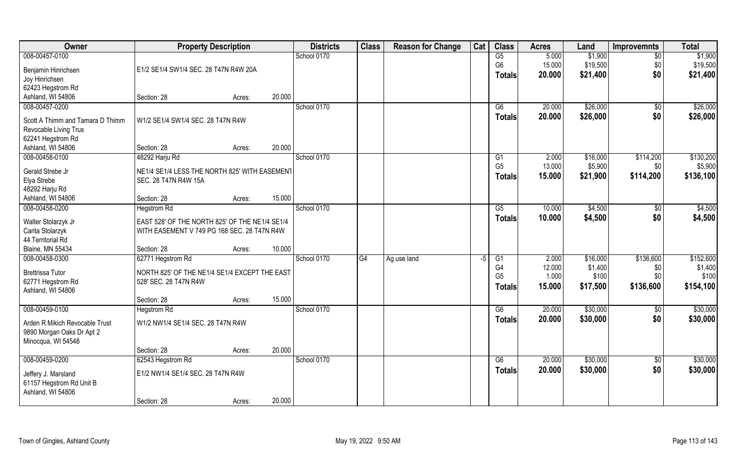| Owner | Property Description | | | Districts | Class | Reason for Change | Cat | Class | Acres | Land | Improvemnts | Total |
|---|---|---|---|---|---|---|---|---|---|---|---|---|
| 008-00457-0100 | | | | School 0170 | | | | G5 | 5.000 | $1,900 | $0 | $1,900 |
| Benjamin Hinrichsen | E1/2 SE1/4 SW1/4 SEC. 28 T47N R4W 20A | | | | | | | G6 | 15.000 | $19,500 | $0 | $19,500 |
| Joy Hinrichsen | | | | | | | | **Totals** | **20.000** | **$21,400** | **$0** | **$21,400** |
| 62423 Hegstrom Rd | | | | | | | | | | | | |
| Ashland, WI 54806 | Section: 28 | Acres: | 20.000 | | | | | | | | | |
| 008-00457-0200 | | | | School 0170 | | | | G6 | 20.000 | $26,000 | $0 | $26,000 |
| Scott A Thimm and Tamara D Thimm | W1/2 SE1/4 SW1/4 SEC. 28 T47N R4W | | | | | | | **Totals** | **20.000** | **$26,000** | **$0** | **$26,000** |
| Revocable Living Trus | | | | | | | | | | | | |
| 62241 Hegstrom Rd | | | | | | | | | | | | |
| Ashland, WI 54806 | Section: 28 | Acres: | 20.000 | | | | | | | | | |
| 008-00458-0100 | 48292 Harju Rd | | | School 0170 | | | | G1 | 2.000 | $16,000 | $114,200 | $130,200 |
| Gerald Strebe Jr | NE1/4 SE1/4 LESS THE NORTH 825' WITH EASEMENT | | | | | | | G5 | 13.000 | $5,900 | $0 | $5,900 |
| Elya Strebe | SEC. 28 T47N R4W 15A | | | | | | | **Totals** | **15.000** | **$21,900** | **$114,200** | **$136,100** |
| 48292 Harju Rd | | | | | | | | | | | | |
| Ashland, WI 54806 | Section: 28 | Acres: | 15.000 | | | | | | | | | |
| 008-00458-0200 | Hegstrom Rd | | | School 0170 | | | | G5 | 10.000 | $4,500 | $0 | $4,500 |
| Walter Stolarzyk Jr | EAST 528' OF THE NORTH 825' OF THE NE1/4 SE1/4 | | | | | | | **Totals** | **10.000** | **$4,500** | **$0** | **$4,500** |
| Carita Stolarzyk | WITH EASEMENT V 749 PG 168 SEC. 28 T47N R4W | | | | | | | | | | | |
| 44 Territorial Rd | | | | | | | | | | | | |
| Blaine, MN 55434 | Section: 28 | Acres: | 10.000 | | | | | | | | | |
| 008-00458-0300 | 62771 Hegstrom Rd | | | School 0170 | G4 | Ag use land | -5 | G1 | 2.000 | $16,000 | $136,600 | $152,600 |
| Brettissa Tutor | NORTH 825' OF THE NE1/4 SE1/4 EXCEPT THE EAST | | | | | | | G4 | 12.000 | $1,400 | $0 | $1,400 |
| 62771 Hegstrom Rd | 528' SEC. 28 T47N R4W | | | | | | | G5 | 1.000 | $100 | $0 | $100 |
| Ashland, WI 54806 | | | | | | | | **Totals** | **15.000** | **$17,500** | **$136,600** | **$154,100** |
| | Section: 28 | Acres: | 15.000 | | | | | | | | | |
| 008-00459-0100 | Hegstrom Rd | | | School 0170 | | | | G6 | 20.000 | $30,000 | $0 | $30,000 |
| Arden R Mikich Revocable Trust | W1/2 NW1/4 SE1/4 SEC. 28 T47N R4W | | | | | | | **Totals** | **20.000** | **$30,000** | **$0** | **$30,000** |
| 9890 Morgan Oaks Dr Apt 2 | | | | | | | | | | | | |
| Minocqua, WI 54548 | | | | | | | | | | | | |
| | Section: 28 | Acres: | 20.000 | | | | | | | | | |
| 008-00459-0200 | 62543 Hegstrom Rd | | | School 0170 | | | | G6 | 20.000 | $30,000 | $0 | $30,000 |
| Jeffery J. Marsland | E1/2 NW1/4 SE1/4 SEC. 28 T47N R4W | | | | | | | **Totals** | **20.000** | **$30,000** | **$0** | **$30,000** |
| 61157 Hegstrom Rd Unit B | | | | | | | | | | | | |
| Ashland, WI 54806 | | | | | | | | | | | | |
| | Section: 28 | Acres: | 20.000 | | | | | | | | | |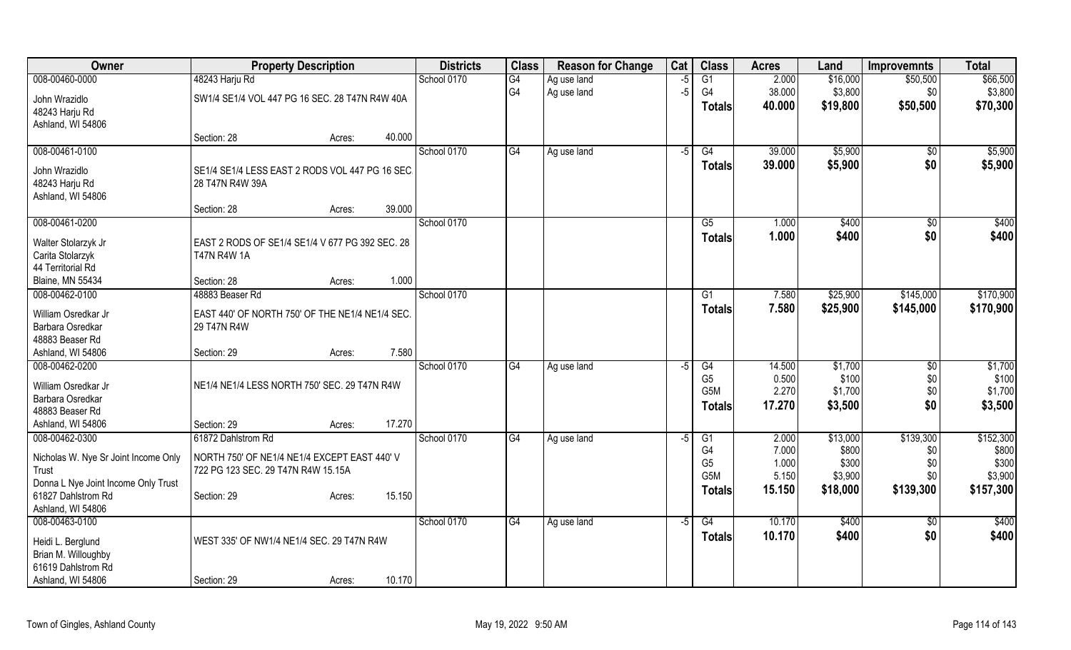| Owner | Property Description | | | Districts | Class | Reason for Change | Cat | Class | Acres | Land | Improvemnts | Total |
|---|---|---|---|---|---|---|---|---|---|---|---|---|
| 008-00460-0000 | 48243 Harju Rd | | | School 0170 | G4 | Ag use land | -5 | G1 | 2.000 | $16,000 | $50,500 | $66,500 |
| John Wrazidlo | SW1/4 SE1/4 VOL 447 PG 16 SEC. 28 T47N R4W 40A | | | | G4 | Ag use land | -5 | G4 | 38.000 | $3,800 | $0 | $3,800 |
| 48243 Harju Rd | | | | | | | | **Totals** | **40.000** | **$19,800** | **$50,500** | **$70,300** |
| Ashland, WI 54806 | Section: 28 | Acres: | 40.000 | | | | | | | | | |
| 008-00461-0100 | | | | School 0170 | G4 | Ag use land | -5 | G4 | 39.000 | $5,900 | $0 | $5,900 |
| John Wrazidlo | SE1/4 SE1/4 LESS EAST 2 RODS VOL 447 PG 16 SEC. 28 T47N R4W 39A | | | | | | | **Totals** | **39.000** | **$5,900** | **$0** | **$5,900** |
| 48243 Harju Rd | | | | | | | | | | | | |
| Ashland, WI 54806 | Section: 28 | Acres: | 39.000 | | | | | | | | | |
| 008-00461-0200 | | | | School 0170 | | | | G5 | 1.000 | $400 | $0 | $400 |
| Walter Stolarzyk Jr | EAST 2 RODS OF SE1/4 SE1/4 V 677 PG 392 SEC. 28 T47N R4W 1A | | | | | | | **Totals** | **1.000** | **$400** | **$0** | **$400** |
| Carita Stolarzyk | | | | | | | | | | | | |
| 44 Territorial Rd | | | | | | | | | | | | |
| Blaine, MN 55434 | Section: 28 | Acres: | 1.000 | | | | | | | | | |
| 008-00462-0100 | 48883 Beaser Rd | | | School 0170 | | | | G1 | 7.580 | $25,900 | $145,000 | $170,900 |
| William Osredkar Jr | EAST 440' OF NORTH 750' OF THE NE1/4 NE1/4 SEC. 29 T47N R4W | | | | | | | **Totals** | **7.580** | **$25,900** | **$145,000** | **$170,900** |
| Barbara Osredkar | | | | | | | | | | | | |
| 48883 Beaser Rd | | | | | | | | | | | | |
| Ashland, WI 54806 | Section: 29 | Acres: | 7.580 | | | | | | | | | |
| 008-00462-0200 | | | | School 0170 | G4 | Ag use land | -5 | G4 | 14.500 | $1,700 | $0 | $1,700 |
| William Osredkar Jr | NE1/4 NE1/4 LESS NORTH 750' SEC. 29 T47N R4W | | | | | | | G5 | 0.500 | $100 | $0 | $100 |
| Barbara Osredkar | | | | | | | | G5M | 2.270 | $1,700 | $0 | $1,700 |
| 48883 Beaser Rd | | | | | | | | **Totals** | **17.270** | **$3,500** | **$0** | **$3,500** |
| Ashland, WI 54806 | Section: 29 | Acres: | 17.270 | | | | | | | | | |
| 008-00462-0300 | 61872 Dahlstrom Rd | | | School 0170 | G4 | Ag use land | -5 | G1 | 2.000 | $13,000 | $139,300 | $152,300 |
| Nicholas W. Nye Sr Joint Income Only Trust | NORTH 750' OF NE1/4 NE1/4 EXCEPT EAST 440' V 722 PG 123 SEC. 29 T47N R4W 15.15A | | | | | | | G4 | 7.000 | $800 | $0 | $800 |
| Donna L Nye Joint Income Only Trust | | | | | | | | G5 | 1.000 | $300 | $0 | $300 |
| 61827 Dahlstrom Rd | | | | | | | | G5M | 5.150 | $3,900 | $0 | $3,900 |
| Ashland, WI 54806 | Section: 29 | Acres: | 15.150 | | | | | **Totals** | **15.150** | **$18,000** | **$139,300** | **$157,300** |
| 008-00463-0100 | | | | School 0170 | G4 | Ag use land | -5 | G4 | 10.170 | $400 | $0 | $400 |
| Heidi L. Berglund | WEST 335' OF NW1/4 NE1/4 SEC. 29 T47N R4W | | | | | | | **Totals** | **10.170** | **$400** | **$0** | **$400** |
| Brian M. Willoughby | | | | | | | | | | | | |
| 61619 Dahlstrom Rd | | | | | | | | | | | | |
| Ashland, WI 54806 | Section: 29 | Acres: | 10.170 | | | | | | | | | |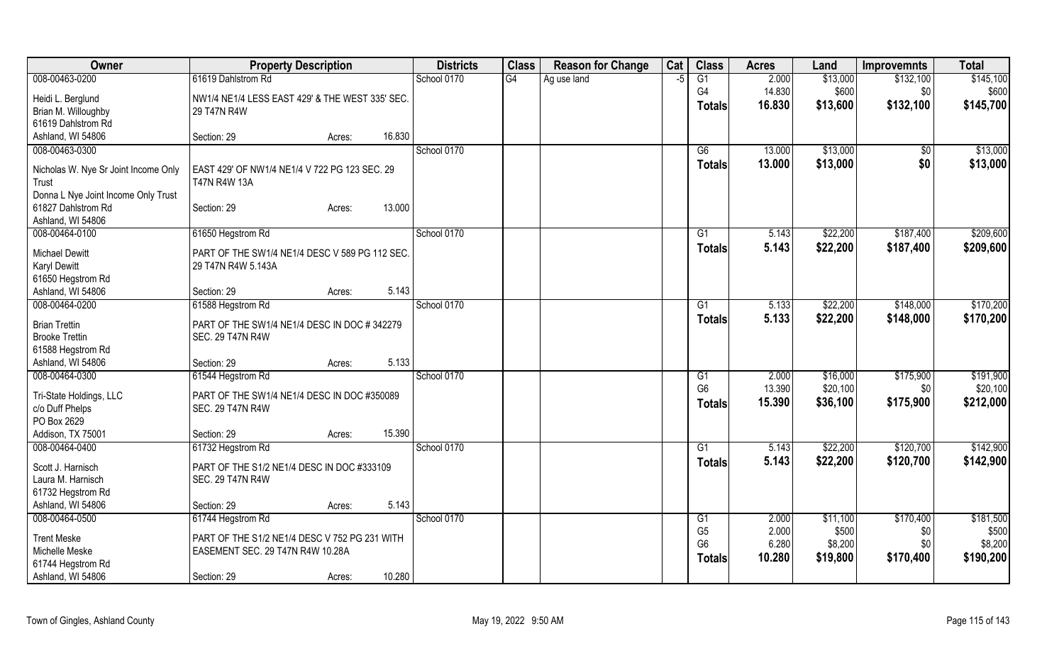| Owner | Property Description | | Districts | Class | Reason for Change | Cat | Class | Acres | Land | Improvemnts | Total |
|---|---|---|---|---|---|---|---|---|---|---|---|
| 008-00463-0200 | 61619 Dahlstrom Rd | | School 0170 | G4 | Ag use land | -5 | G1 | 2.000 | $13,000 | $132,100 | $145,100 |
| Heidi L. Berglund | NW1/4 NE1/4 LESS EAST 429' & THE WEST 335' SEC. | | | | | | G4 | 14.830 | $600 | $0 | $600 |
| Brian M. Willoughby | 29 T47N R4W | | | | | | **Totals** | **16.830** | **$13,600** | **$132,100** | **$145,700** |
| 61619 Dahlstrom Rd | | | | | | | | | | | |
| Ashland, WI 54806 | Section: 29 | Acres: 16.830 | | | | | | | | | |
| 008-00463-0300 | | | School 0170 | | | | G6 | 13.000 | $13,000 | $0 | $13,000 |
| Nicholas W. Nye Sr Joint Income Only Trust | EAST 429' OF NW1/4 NE1/4 V 722 PG 123 SEC. 29 T47N R4W 13A | | | | | | **Totals** | **13.000** | **$13,000** | **$0** | **$13,000** |
| Donna L Nye Joint Income Only Trust | | | | | | | | | | | |
| 61827 Dahlstrom Rd | Section: 29 | Acres: 13.000 | | | | | | | | | |
| Ashland, WI 54806 | | | | | | | | | | | |
| 008-00464-0100 | 61650 Hegstrom Rd | | School 0170 | | | | G1 | 5.143 | $22,200 | $187,400 | $209,600 |
| Michael Dewitt | PART OF THE SW1/4 NE1/4 DESC V 589 PG 112 SEC. | | | | | | **Totals** | **5.143** | **$22,200** | **$187,400** | **$209,600** |
| Karyl Dewitt | 29 T47N R4W 5.143A | | | | | | | | | | |
| 61650 Hegstrom Rd | | | | | | | | | | | |
| Ashland, WI 54806 | Section: 29 | Acres: 5.143 | | | | | | | | | |
| 008-00464-0200 | 61588 Hegstrom Rd | | School 0170 | | | | G1 | 5.133 | $22,200 | $148,000 | $170,200 |
| Brian Trettin | PART OF THE SW1/4 NE1/4 DESC IN DOC # 342279 | | | | | | **Totals** | **5.133** | **$22,200** | **$148,000** | **$170,200** |
| Brooke Trettin | SEC. 29 T47N R4W | | | | | | | | | | |
| 61588 Hegstrom Rd | | | | | | | | | | | |
| Ashland, WI 54806 | Section: 29 | Acres: 5.133 | | | | | | | | | |
| 008-00464-0300 | 61544 Hegstrom Rd | | School 0170 | | | | G1 | 2.000 | $16,000 | $175,900 | $191,900 |
| Tri-State Holdings, LLC | PART OF THE SW1/4 NE1/4 DESC IN DOC #350089 | | | | | | G6 | 13.390 | $20,100 | $0 | $20,100 |
| c/o Duff Phelps | SEC. 29 T47N R4W | | | | | | **Totals** | **15.390** | **$36,100** | **$175,900** | **$212,000** |
| PO Box 2629 | | | | | | | | | | | |
| Addison, TX 75001 | Section: 29 | Acres: 15.390 | | | | | | | | | |
| 008-00464-0400 | 61732 Hegstrom Rd | | School 0170 | | | | G1 | 5.143 | $22,200 | $120,700 | $142,900 |
| Scott J. Harnisch | PART OF THE S1/2 NE1/4 DESC IN DOC #333109 | | | | | | **Totals** | **5.143** | **$22,200** | **$120,700** | **$142,900** |
| Laura M. Harnisch | SEC. 29 T47N R4W | | | | | | | | | | |
| 61732 Hegstrom Rd | | | | | | | | | | | |
| Ashland, WI 54806 | Section: 29 | Acres: 5.143 | | | | | | | | | |
| 008-00464-0500 | 61744 Hegstrom Rd | | School 0170 | | | | G1 | 2.000 | $11,100 | $170,400 | $181,500 |
| Trent Meske | PART OF THE S1/2 NE1/4 DESC V 752 PG 231 WITH | | | | | | G5 | 2.000 | $500 | $0 | $500 |
| Michelle Meske | EASEMENT SEC. 29 T47N R4W 10.28A | | | | | | G6 | 6.280 | $8,200 | $0 | $8,200 |
| 61744 Hegstrom Rd | | | | | | | **Totals** | **10.280** | **$19,800** | **$170,400** | **$190,200** |
| Ashland, WI 54806 | Section: 29 | Acres: 10.280 | | | | | | | | | |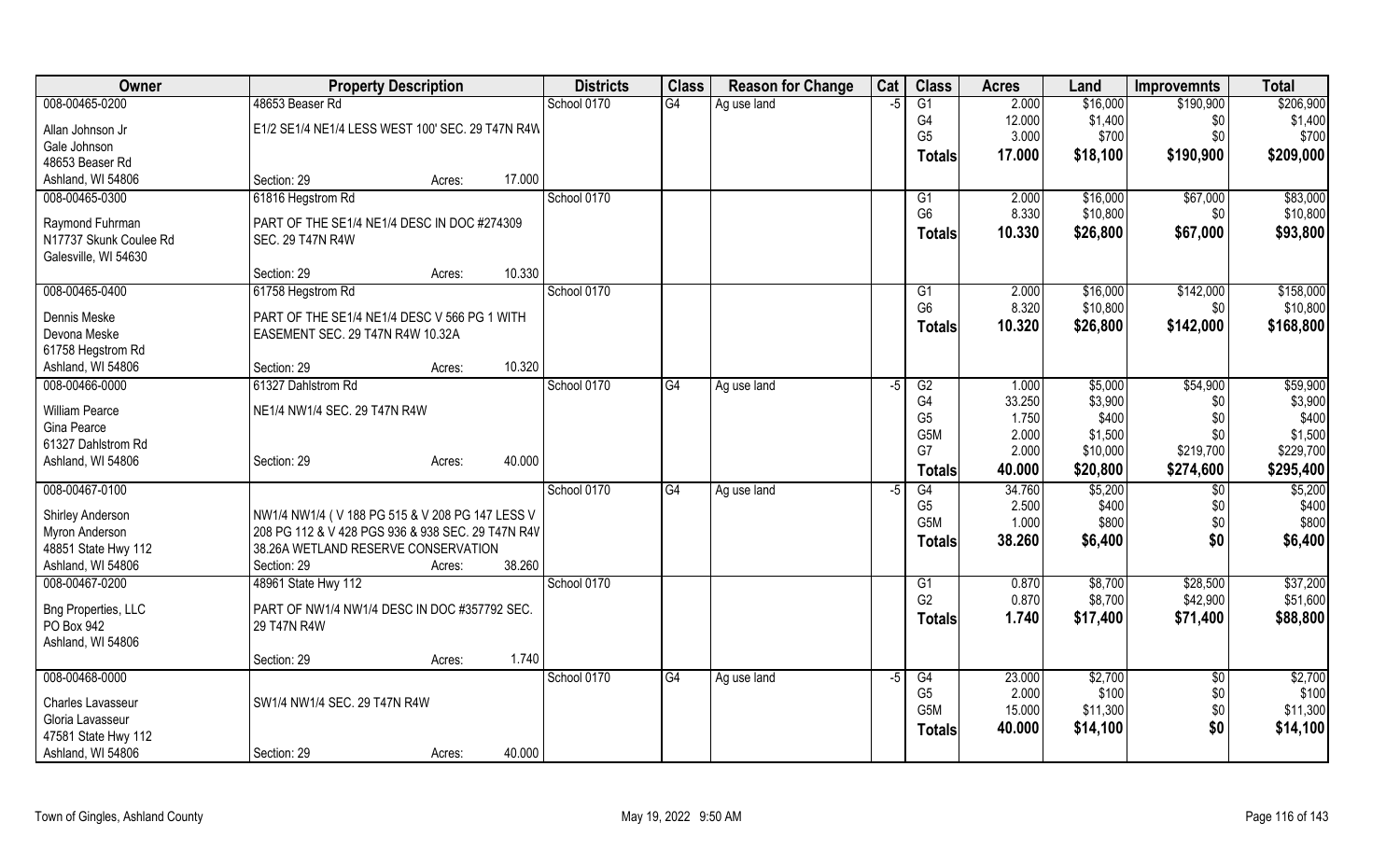| Owner | Property Description | | | Districts | Class | Reason for Change | Cat | Class | Acres | Land | Improvemnts | Total |
|---|---|---|---|---|---|---|---|---|---|---|---|---|
| 008-00465-0200 | 48653 Beaser Rd | | | School 0170 | G4 | Ag use land | -5 | G1 | 2.000 | $16,000 | $190,900 | $206,900 |
| Allan Johnson Jr | E1/2 SE1/4 NE1/4 LESS WEST 100' SEC. 29 T47N R4W | | | | | | | G4 | 12.000 | $1,400 | $0 | $1,400 |
| Gale Johnson | | | | | | | | G5 | 3.000 | $700 | $0 | $700 |
| 48653 Beaser Rd | | | | | | | | **Totals** | **17.000** | **$18,100** | **$190,900** | **$209,000** |
| Ashland, WI 54806 | Section: 29 | Acres: | 17.000 | | | | | | | | | |
| 008-00465-0300 | 61816 Hegstrom Rd | | | School 0170 | | | | G1 | 2.000 | $16,000 | $67,000 | $83,000 |
| Raymond Fuhrman | PART OF THE SE1/4 NE1/4 DESC IN DOC #274309 | | | | | | | G6 | 8.330 | $10,800 | $0 | $10,800 |
| N17737 Skunk Coulee Rd | SEC. 29 T47N R4W | | | | | | | **Totals** | **10.330** | **$26,800** | **$67,000** | **$93,800** |
| Galesville, WI 54630 | | | | | | | | | | | | |
| | Section: 29 | Acres: | 10.330 | | | | | | | | | |
| 008-00465-0400 | 61758 Hegstrom Rd | | | School 0170 | | | | G1 | 2.000 | $16,000 | $142,000 | $158,000 |
| Dennis Meske | PART OF THE SE1/4 NE1/4 DESC V 566 PG 1 WITH | | | | | | | G6 | 8.320 | $10,800 | $0 | $10,800 |
| Devona Meske | EASEMENT SEC. 29 T47N R4W 10.32A | | | | | | | **Totals** | **10.320** | **$26,800** | **$142,000** | **$168,800** |
| 61758 Hegstrom Rd | | | | | | | | | | | | |
| Ashland, WI 54806 | Section: 29 | Acres: | 10.320 | | | | | | | | | |
| 008-00466-0000 | 61327 Dahlstrom Rd | | | School 0170 | G4 | Ag use land | -5 | G2 | 1.000 | $5,000 | $54,900 | $59,900 |
| William Pearce | NE1/4 NW1/4 SEC. 29 T47N R4W | | | | | | | G4 | 33.250 | $3,900 | $0 | $3,900 |
| Gina Pearce | | | | | | | | G5 | 1.750 | $400 | $0 | $400 |
| 61327 Dahlstrom Rd | | | | | | | | G5M | 2.000 | $1,500 | $0 | $1,500 |
| Ashland, WI 54806 | Section: 29 | Acres: | 40.000 | | | | | G7 | 2.000 | $10,000 | $219,700 | $229,700 |
| | | | | | | | | **Totals** | **40.000** | **$20,800** | **$274,600** | **$295,400** |
| 008-00467-0100 | | | | School 0170 | G4 | Ag use land | -5 | G4 | 34.760 | $5,200 | $0 | $5,200 |
| Shirley Anderson | NW1/4 NW1/4 ( V 188 PG 515 & V 208 PG 147 LESS V | | | | | | | G5 | 2.500 | $400 | $0 | $400 |
| Myron Anderson | 208 PG 112 & V 428 PGS 936 & 938 SEC. 29 T47N R4W | | | | | | | G5M | 1.000 | $800 | $0 | $800 |
| 48851 State Hwy 112 | 38.26A WETLAND RESERVE CONSERVATION | | | | | | | **Totals** | **38.260** | **$6,400** | **$0** | **$6,400** |
| Ashland, WI 54806 | Section: 29 | Acres: | 38.260 | | | | | | | | | |
| 008-00467-0200 | 48961 State Hwy 112 | | | School 0170 | | | | G1 | 0.870 | $8,700 | $28,500 | $37,200 |
| Bng Properties, LLC | PART OF NW1/4 NW1/4 DESC IN DOC #357792 SEC. | | | | | | | G2 | 0.870 | $8,700 | $42,900 | $51,600 |
| PO Box 942 | 29 T47N R4W | | | | | | | **Totals** | **1.740** | **$17,400** | **$71,400** | **$88,800** |
| Ashland, WI 54806 | | | | | | | | | | | | |
| | Section: 29 | Acres: | 1.740 | | | | | | | | | |
| 008-00468-0000 | | | | School 0170 | G4 | Ag use land | -5 | G4 | 23.000 | $2,700 | $0 | $2,700 |
| Charles Lavasseur | SW1/4 NW1/4 SEC. 29 T47N R4W | | | | | | | G5 | 2.000 | $100 | $0 | $100 |
| Gloria Lavasseur | | | | | | | | G5M | 15.000 | $11,300 | $0 | $11,300 |
| 47581 State Hwy 112 | | | | | | | | **Totals** | **40.000** | **$14,100** | **$0** | **$14,100** |
| Ashland, WI 54806 | Section: 29 | Acres: | 40.000 | | | | | | | | | |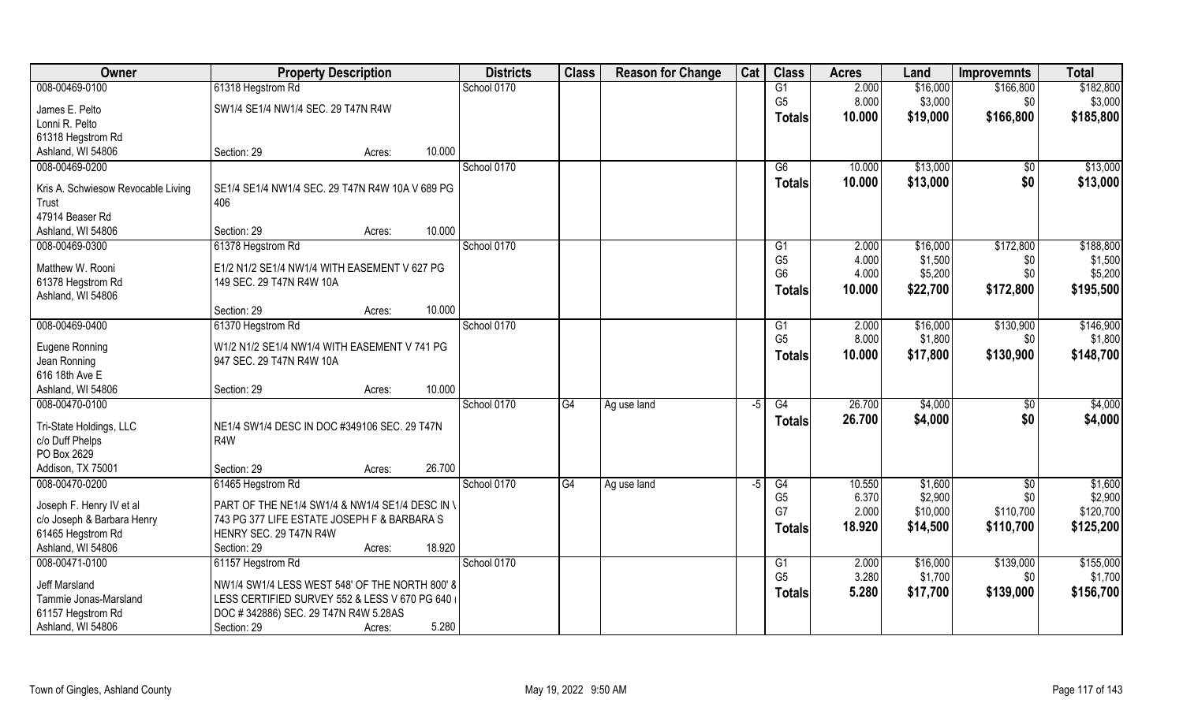| Owner | Property Description | Districts | Class | Reason for Change | Cat | Class | Acres | Land | Improvemnts | Total |
|---|---|---|---|---|---|---|---|---|---|---|
| 008-00469-0100<br>James E. Pelto<br>Lonni R. Pelto<br>61318 Hegstrom Rd<br>Ashland, WI 54806 | 61318 Hegstrom Rd<br>SW1/4 SE1/4 NW1/4 SEC. 29 T47N R4W<br>Section: 29 Acres: 10.000 | School 0170 | | | | G1<br>G5<br>**Totals** | 2.000<br>8.000<br>**10.000** | $16,000<br>$3,000<br>**$19,000** | $166,800<br>$0<br>**$166,800** | $182,800<br>$3,000<br>**$185,800** |
| 008-00469-0200<br>Kris A. Schwiesow Revocable Living Trust<br>47914 Beaser Rd<br>Ashland, WI 54806 | SE1/4 SE1/4 NW1/4 SEC. 29 T47N R4W 10A V 689 PG 406<br>Section: 29 Acres: 10.000 | School 0170 | | | | G6<br>**Totals** | 10.000<br>**10.000** | $13,000<br>**$13,000** | $0<br>**$0** | $13,000<br>**$13,000** |
| 008-00469-0300<br>Matthew W. Rooni<br>61378 Hegstrom Rd<br>Ashland, WI 54806 | 61378 Hegstrom Rd<br>E1/2 N1/2 SE1/4 NW1/4 WITH EASEMENT V 627 PG 149 SEC. 29 T47N R4W 10A<br>Section: 29 Acres: 10.000 | School 0170 | | | | G1<br>G5<br>G6<br>**Totals** | 2.000<br>4.000<br>4.000<br>**10.000** | $16,000<br>$1,500<br>$5,200<br>**$22,700** | $172,800<br>$0<br>$0<br>**$172,800** | $188,800<br>$1,500<br>$5,200<br>**$195,500** |
| 008-00469-0400<br>Eugene Ronning<br>Jean Ronning<br>616 18th Ave E<br>Ashland, WI 54806 | 61370 Hegstrom Rd<br>W1/2 N1/2 SE1/4 NW1/4 WITH EASEMENT V 741 PG 947 SEC. 29 T47N R4W 10A<br>Section: 29 Acres: 10.000 | School 0170 | | | | G1<br>G5<br>**Totals** | 2.000<br>8.000<br>**10.000** | $16,000<br>$1,800<br>**$17,800** | $130,900<br>$0<br>**$130,900** | $146,900<br>$1,800<br>**$148,700** |
| 008-00470-0100<br>Tri-State Holdings, LLC<br>c/o Duff Phelps<br>PO Box 2629<br>Addison, TX 75001 | NE1/4 SW1/4 DESC IN DOC #349106 SEC. 29 T47N R4W<br>Section: 29 Acres: 26.700 | School 0170 | G4 | Ag use land | -5 | G4<br>**Totals** | 26.700<br>**26.700** | $4,000<br>**$4,000** | $0<br>**$0** | $4,000<br>**$4,000** |
| 008-00470-0200<br>Joseph F. Henry IV et al<br>c/o Joseph & Barbara Henry<br>61465 Hegstrom Rd<br>Ashland, WI 54806 | 61465 Hegstrom Rd<br>PART OF THE NE1/4 SW1/4 & NW1/4 SE1/4 DESC IN V 743 PG 377 LIFE ESTATE JOSEPH F & BARBARA S HENRY SEC. 29 T47N R4W<br>Section: 29 Acres: 18.920 | School 0170 | G4 | Ag use land | -5 | G4<br>G5<br>G7<br>**Totals** | 10.550<br>6.370<br>2.000<br>**18.920** | $1,600<br>$2,900<br>$10,000<br>**$14,500** | $0<br>$0<br>$110,700<br>**$110,700** | $1,600<br>$2,900<br>$120,700<br>**$125,200** |
| 008-00471-0100<br>Jeff Marsland<br>Tammie Jonas-Marsland<br>61157 Hegstrom Rd<br>Ashland, WI 54806 | 61157 Hegstrom Rd<br>NW1/4 SW1/4 LESS WEST 548' OF THE NORTH 800' & LESS CERTIFIED SURVEY 552 & LESS V 670 PG 640 (DOC # 342886) SEC. 29 T47N R4W 5.28AS<br>Section: 29 Acres: 5.280 | School 0170 | | | | G1<br>G5<br>**Totals** | 2.000<br>3.280<br>**5.280** | $16,000<br>$1,700<br>**$17,700** | $139,000<br>$0<br>**$139,000** | $155,000<br>$1,700<br>**$156,700** |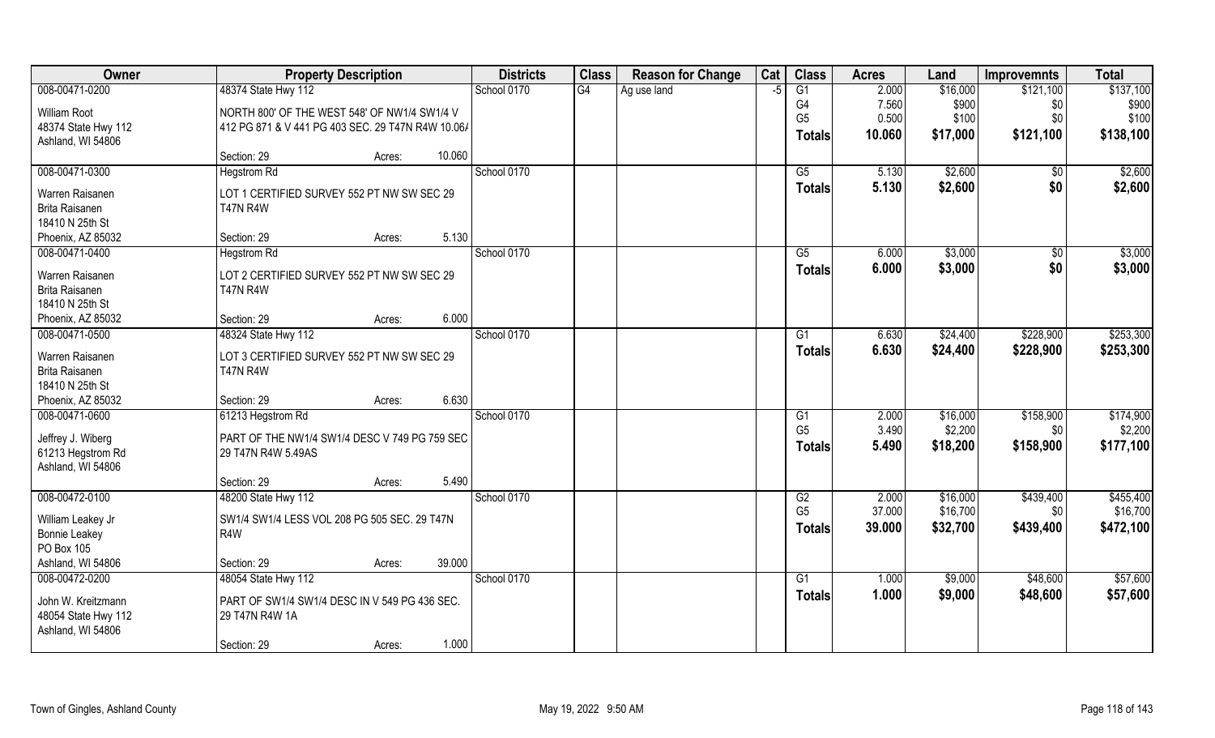| Owner | Property Description | Districts | Class | Reason for Change | Cat | Class | Acres | Land | Improvemnts | Total |
|---|---|---|---|---|---|---|---|---|---|---|
| 008-00471-0200 | 48374 State Hwy 112 | School 0170 | G4 | Ag use land | -5 | G1 | 2.000 | $16,000 | $121,100 | $137,100 |
| William Root | NORTH 800' OF THE WEST 548' OF NW1/4 SW1/4 V | | | | | G4 | 7.560 | $900 | $0 | $900 |
| 48374 State Hwy 112 | 412 PG 871 & V 441 PG 403 SEC. 29 T47N R4W 10.06A | | | | | G5 | 0.500 | $100 | $0 | $100 |
| Ashland, WI 54806 | | | | | | **Totals** | **10.060** | **$17,000** | **$121,100** | **$138,100** |
| | Section: 29 Acres: 10.060 | | | | | | | | | |
| 008-00471-0300 | Hegstrom Rd | School 0170 | | | | G5 | 5.130 | $2,600 | $0 | $2,600 |
| Warren Raisanen | LOT 1 CERTIFIED SURVEY 552 PT NW SW SEC 29 | | | | | **Totals** | **5.130** | **$2,600** | **$0** | **$2,600** |
| Brita Raisanen | T47N R4W | | | | | | | | | |
| 18410 N 25th St | | | | | | | | | | |
| Phoenix, AZ 85032 | Section: 29 Acres: 5.130 | | | | | | | | | |
| 008-00471-0400 | Hegstrom Rd | School 0170 | | | | G5 | 6.000 | $3,000 | $0 | $3,000 |
| Warren Raisanen | LOT 2 CERTIFIED SURVEY 552 PT NW SW SEC 29 | | | | | **Totals** | **6.000** | **$3,000** | **$0** | **$3,000** |
| Brita Raisanen | T47N R4W | | | | | | | | | |
| 18410 N 25th St | | | | | | | | | | |
| Phoenix, AZ 85032 | Section: 29 Acres: 6.000 | | | | | | | | | |
| 008-00471-0500 | 48324 State Hwy 112 | School 0170 | | | | G1 | 6.630 | $24,400 | $228,900 | $253,300 |
| Warren Raisanen | LOT 3 CERTIFIED SURVEY 552 PT NW SW SEC 29 | | | | | **Totals** | **6.630** | **$24,400** | **$228,900** | **$253,300** |
| Brita Raisanen | T47N R4W | | | | | | | | | |
| 18410 N 25th St | | | | | | | | | | |
| Phoenix, AZ 85032 | Section: 29 Acres: 6.630 | | | | | | | | | |
| 008-00471-0600 | 61213 Hegstrom Rd | School 0170 | | | | G1 | 2.000 | $16,000 | $158,900 | $174,900 |
| Jeffrey J. Wiberg | PART OF THE NW1/4 SW1/4 DESC V 749 PG 759 SEC | | | | | G5 | 3.490 | $2,200 | $0 | $2,200 |
| 61213 Hegstrom Rd | 29 T47N R4W 5.49AS | | | | | **Totals** | **5.490** | **$18,200** | **$158,900** | **$177,100** |
| Ashland, WI 54806 | | | | | | | | | | |
| | Section: 29 Acres: 5.490 | | | | | | | | | |
| 008-00472-0100 | 48200 State Hwy 112 | School 0170 | | | | G2 | 2.000 | $16,000 | $439,400 | $455,400 |
| William Leakey Jr | SW1/4 SW1/4 LESS VOL 208 PG 505 SEC. 29 T47N | | | | | G5 | 37.000 | $16,700 | $0 | $16,700 |
| Bonnie Leakey | R4W | | | | | **Totals** | **39.000** | **$32,700** | **$439,400** | **$472,100** |
| PO Box 105 | | | | | | | | | | |
| Ashland, WI 54806 | Section: 29 Acres: 39.000 | | | | | | | | | |
| 008-00472-0200 | 48054 State Hwy 112 | School 0170 | | | | G1 | 1.000 | $9,000 | $48,600 | $57,600 |
| John W. Kreitzmann | PART OF SW1/4 SW1/4 DESC IN V 549 PG 436 SEC. | | | | | **Totals** | **1.000** | **$9,000** | **$48,600** | **$57,600** |
| 48054 State Hwy 112 | 29 T47N R4W 1A | | | | | | | | | |
| Ashland, WI 54806 | | | | | | | | | | |
| | Section: 29 Acres: 1.000 | | | | | | | | | |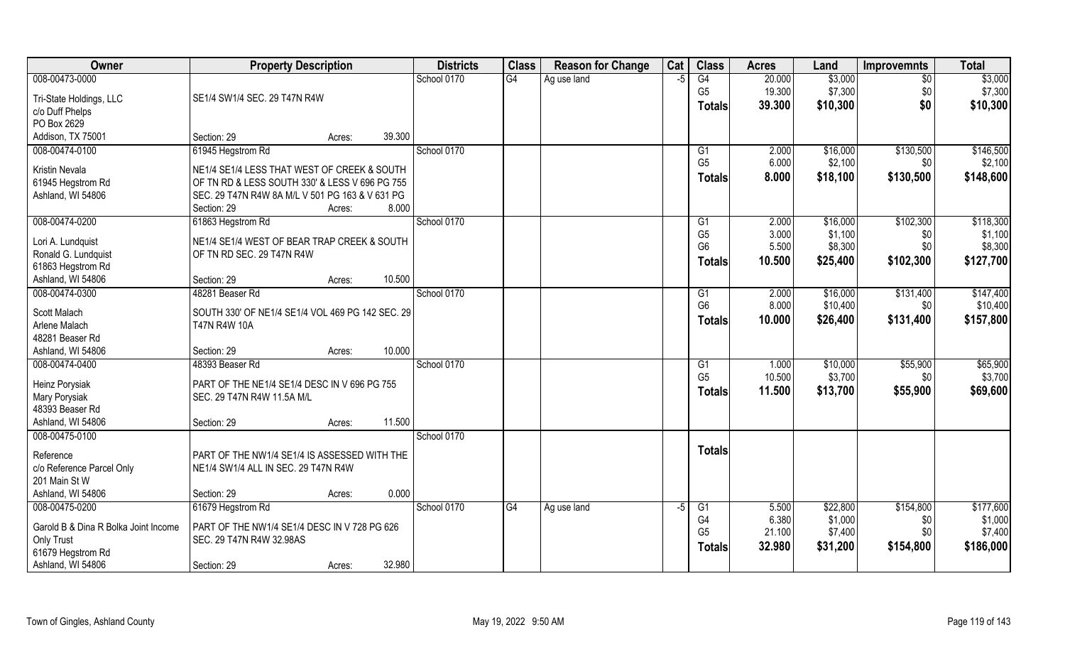| Owner | Property Description | Districts | Class | Reason for Change | Cat | Class | Acres | Land | Improvemnts | Total |
|---|---|---|---|---|---|---|---|---|---|---|
| 008-00473-0000<br><br>Tri-State Holdings, LLC<br>c/o Duff Phelps<br>PO Box 2629<br>Addison, TX 75001 | SE1/4 SW1/4 SEC. 29 T47N R4W<br><br>Section: 29 Acres: 39.300 | School 0170 | G4 | Ag use land | -5 | G4<br>G5<br>**Totals** | 20.000<br>19.300<br>**39.300** | $3,000<br>$7,300<br>**$10,300** | $0<br>$0<br>**$0** | $3,000<br>$7,300<br>**$10,300** |
| 008-00474-0100<br><br>Kristin Nevala<br>61945 Hegstrom Rd<br>Ashland, WI 54806 | 61945 Hegstrom Rd<br><br>NE1/4 SE1/4 LESS THAT WEST OF CREEK & SOUTH OF TN RD & LESS SOUTH 330' & LESS V 696 PG 755 SEC. 29 T47N R4W 8A M/L V 501 PG 163 & V 631 PG<br>Section: 29 Acres: 8.000 | School 0170 | | | | G1<br>G5<br>**Totals** | 2.000<br>6.000<br>**8.000** | $16,000<br>$2,100<br>**$18,100** | $130,500<br>$0<br>**$130,500** | $146,500<br>$2,100<br>**$148,600** |
| 008-00474-0200<br><br>Lori A. Lundquist<br>Ronald G. Lundquist<br>61863 Hegstrom Rd<br>Ashland, WI 54806 | 61863 Hegstrom Rd<br><br>NE1/4 SE1/4 WEST OF BEAR TRAP CREEK & SOUTH OF TN RD SEC. 29 T47N R4W<br><br>Section: 29 Acres: 10.500 | School 0170 | | | | G1<br>G5<br>G6<br>**Totals** | 2.000<br>3.000<br>5.500<br>**10.500** | $16,000<br>$1,100<br>$8,300<br>**$25,400** | $102,300<br>$0<br>$0<br>**$102,300** | $118,300<br>$1,100<br>$8,300<br>**$127,700** |
| 008-00474-0300<br><br>Scott Malach<br>Arlene Malach<br>48281 Beaser Rd<br>Ashland, WI 54806 | 48281 Beaser Rd<br><br>SOUTH 330' OF NE1/4 SE1/4 VOL 469 PG 142 SEC. 29 T47N R4W 10A<br><br>Section: 29 Acres: 10.000 | School 0170 | | | | G1<br>G6<br>**Totals** | 2.000<br>8.000<br>**10.000** | $16,000<br>$10,400<br>**$26,400** | $131,400<br>$0<br>**$131,400** | $147,400<br>$10,400<br>**$157,800** |
| 008-00474-0400<br><br>Heinz Porysiak<br>Mary Porysiak<br>48393 Beaser Rd<br>Ashland, WI 54806 | 48393 Beaser Rd<br><br>PART OF THE NE1/4 SE1/4 DESC IN V 696 PG 755 SEC. 29 T47N R4W 11.5A M/L<br><br>Section: 29 Acres: 11.500 | School 0170 | | | | G1<br>G5<br>**Totals** | 1.000<br>10.500<br>**11.500** | $10,000<br>$3,700<br>**$13,700** | $55,900<br>$0<br>**$55,900** | $65,900<br>$3,700<br>**$69,600** |
| 008-00475-0100<br><br>Reference<br>c/o Reference Parcel Only<br>201 Main St W<br>Ashland, WI 54806 | PART OF THE NW1/4 SE1/4 IS ASSESSED WITH THE NE1/4 SW1/4 ALL IN SEC. 29 T47N R4W<br><br>Section: 29 Acres: 0.000 | School 0170 | | | | **Totals** | | | | |
| 008-00475-0200<br><br>Garold B & Dina R Bolka Joint Income Only Trust<br>61679 Hegstrom Rd<br>Ashland, WI 54806 | 61679 Hegstrom Rd<br><br>PART OF THE NW1/4 SE1/4 DESC IN V 728 PG 626 SEC. 29 T47N R4W 32.98AS<br><br>Section: 29 Acres: 32.980 | School 0170 | G4 | Ag use land | -5 | G1<br>G4<br>G5<br>**Totals** | 5.500<br>6.380<br>21.100<br>**32.980** | $22,800<br>$1,000<br>$7,400<br>**$31,200** | $154,800<br>$0<br>$0<br>**$154,800** | $177,600<br>$1,000<br>$7,400<br>**$186,000** |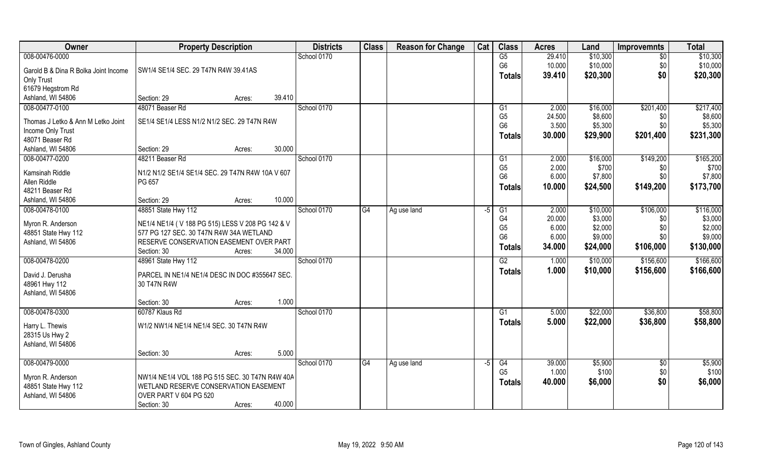| Owner | Property Description | | | Districts | Class | Reason for Change | Cat | Class | Acres | Land | Improvemnts | Total |
|---|---|---|---|---|---|---|---|---|---|---|---|---|
| 008-00476-0000 | | | | School 0170 | | | | G5 | 29.410 | $10,300 | $0 | $10,300 |
| Garold B & Dina R Bolka Joint Income | SW1/4 SE1/4 SEC. 29 T47N R4W 39.41AS | | | | | | | G6 | 10.000 | $10,000 | $0 | $10,000 |
| Only Trust | | | | | | | | **Totals** | **39.410** | **$20,300** | **$0** | **$20,300** |
| 61679 Hegstrom Rd | | | | | | | | | | | | |
| Ashland, WI 54806 | Section: 29 | Acres: | 39.410 | | | | | | | | | |
| 008-00477-0100 | 48071 Beaser Rd | | | School 0170 | | | | G1 | 2.000 | $16,000 | $201,400 | $217,400 |
| Thomas J Letko & Ann M Letko Joint | SE1/4 SE1/4 LESS N1/2 N1/2 SEC. 29 T47N R4W | | | | | | | G5 | 24.500 | $8,600 | $0 | $8,600 |
| Income Only Trust | | | | | | | | G6 | 3.500 | $5,300 | $0 | $5,300 |
| 48071 Beaser Rd | | | | | | | | **Totals** | **30.000** | **$29,900** | **$201,400** | **$231,300** |
| Ashland, WI 54806 | Section: 29 | Acres: | 30.000 | | | | | | | | | |
| 008-00477-0200 | 48211 Beaser Rd | | | School 0170 | | | | G1 | 2.000 | $16,000 | $149,200 | $165,200 |
| Kamsinah Riddle | N1/2 N1/2 SE1/4 SE1/4 SEC. 29 T47N R4W 10A V 607 | | | | | | | G5 | 2.000 | $700 | $0 | $700 |
| Allen Riddle | PG 657 | | | | | | | G6 | 6.000 | $7,800 | $0 | $7,800 |
| 48211 Beaser Rd | | | | | | | | **Totals** | **10.000** | **$24,500** | **$149,200** | **$173,700** |
| Ashland, WI 54806 | Section: 29 | Acres: | 10.000 | | | | | | | | | |
| 008-00478-0100 | 48851 State Hwy 112 | | | School 0170 | G4 | Ag use land | -5 | G1 | 2.000 | $10,000 | $106,000 | $116,000 |
| Myron R. Anderson | NE1/4 NE1/4 ( V 188 PG 515) LESS V 208 PG 142 & V | | | | | | | G4 | 20.000 | $3,000 | $0 | $3,000 |
| 48851 State Hwy 112 | 577 PG 127 SEC. 30 T47N R4W 34A WETLAND | | | | | | | G5 | 6.000 | $2,000 | $0 | $2,000 |
| Ashland, WI 54806 | RESERVE CONSERVATION EASEMENT OVER PART | | | | | | | G6 | 6.000 | $9,000 | $0 | $9,000 |
| | Section: 30 | Acres: | 34.000 | | | | | **Totals** | **34.000** | **$24,000** | **$106,000** | **$130,000** |
| 008-00478-0200 | 48961 State Hwy 112 | | | School 0170 | | | | G2 | 1.000 | $10,000 | $156,600 | $166,600 |
| David J. Derusha | PARCEL IN NE1/4 NE1/4 DESC IN DOC #355647 SEC. | | | | | | | **Totals** | **1.000** | **$10,000** | **$156,600** | **$166,600** |
| 48961 Hwy 112 | 30 T47N R4W | | | | | | | | | | | |
| Ashland, WI 54806 | | | | | | | | | | | | |
| | Section: 30 | Acres: | 1.000 | | | | | | | | | |
| 008-00478-0300 | 60787 Klaus Rd | | | School 0170 | | | | G1 | 5.000 | $22,000 | $36,800 | $58,800 |
| Harry L. Thewis | W1/2 NW1/4 NE1/4 NE1/4 SEC. 30 T47N R4W | | | | | | | **Totals** | **5.000** | **$22,000** | **$36,800** | **$58,800** |
| 28315 Us Hwy 2 | | | | | | | | | | | | |
| Ashland, WI 54806 | | | | | | | | | | | | |
| | Section: 30 | Acres: | 5.000 | | | | | | | | | |
| 008-00479-0000 | | | | School 0170 | G4 | Ag use land | -5 | G4 | 39.000 | $5,900 | $0 | $5,900 |
| Myron R. Anderson | NW1/4 NE1/4 VOL 188 PG 515 SEC. 30 T47N R4W 40A | | | | | | | G5 | 1.000 | $100 | $0 | $100 |
| 48851 State Hwy 112 | WETLAND RESERVE CONSERVATION EASEMENT | | | | | | | **Totals** | **40.000** | **$6,000** | **$0** | **$6,000** |
| Ashland, WI 54806 | OVER PART V 604 PG 520 | | | | | | | | | | | |
| | Section: 30 | Acres: | 40.000 | | | | | | | | | |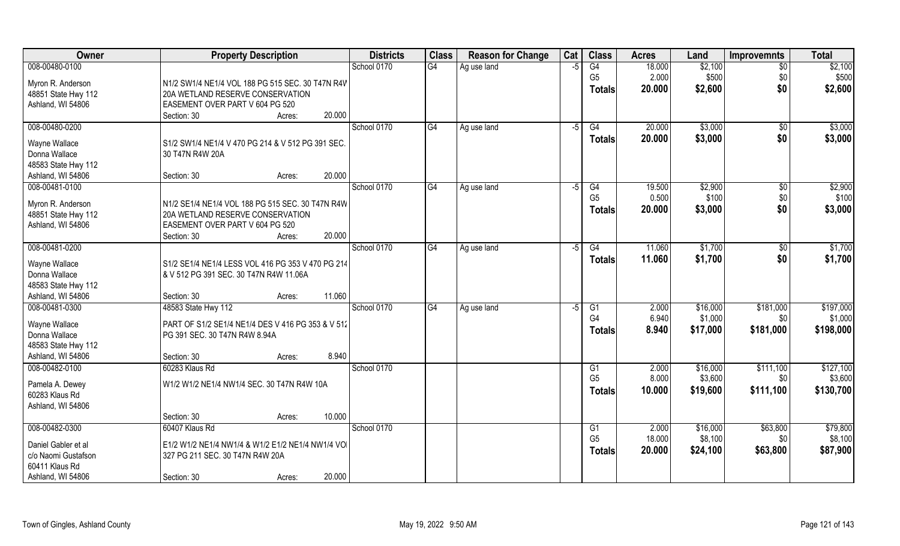| Owner | Property Description | Districts | Class | Reason for Change | Cat | Class | Acres | Land | Improvemnts | Total |
|---|---|---|---|---|---|---|---|---|---|---|
| 008-00480-0100<br>Myron R. Anderson<br>48851 State Hwy 112<br>Ashland, WI 54806 | N1/2 SW1/4 NE1/4 VOL 188 PG 515 SEC. 30 T47N R4W 20A WETLAND RESERVE CONSERVATION EASEMENT OVER PART V 604 PG 520<br>Section: 30 Acres: 20.000 | School 0170 | G4 | Ag use land | -5 | G4<br>G5<br>**Totals** | 18.000<br>2.000<br>**20.000** | \$2,100<br>\$500<br>**\$2,600** | \$0<br>\$0<br>**\$0** | \$2,100<br>\$500<br>**\$2,600** |
| 008-00480-0200<br>Wayne Wallace<br>Donna Wallace<br>48583 State Hwy 112<br>Ashland, WI 54806 | S1/2 SW1/4 NE1/4 V 470 PG 214 & V 512 PG 391 SEC. 30 T47N R4W 20A<br>Section: 30 Acres: 20.000 | School 0170 | G4 | Ag use land | -5 | G4<br>**Totals** | 20.000<br>**20.000** | \$3,000<br>**\$3,000** | \$0<br>**\$0** | \$3,000<br>**\$3,000** |
| 008-00481-0100<br>Myron R. Anderson<br>48851 State Hwy 112<br>Ashland, WI 54806 | N1/2 SE1/4 NE1/4 VOL 188 PG 515 SEC. 30 T47N R4W 20A WETLAND RESERVE CONSERVATION EASEMENT OVER PART V 604 PG 520<br>Section: 30 Acres: 20.000 | School 0170 | G4 | Ag use land | -5 | G4<br>G5<br>**Totals** | 19.500<br>0.500<br>**20.000** | \$2,900<br>\$100<br>**\$3,000** | \$0<br>\$0<br>**\$0** | \$2,900<br>\$100<br>**\$3,000** |
| 008-00481-0200<br>Wayne Wallace<br>Donna Wallace<br>48583 State Hwy 112<br>Ashland, WI 54806 | S1/2 SE1/4 NE1/4 LESS VOL 416 PG 353 V 470 PG 214 & V 512 PG 391 SEC. 30 T47N R4W 11.06A<br>Section: 30 Acres: 11.060 | School 0170 | G4 | Ag use land | -5 | G4<br>**Totals** | 11.060<br>**11.060** | \$1,700<br>**\$1,700** | \$0<br>**\$0** | \$1,700<br>**\$1,700** |
| 008-00481-0300<br>Wayne Wallace<br>Donna Wallace<br>48583 State Hwy 112<br>Ashland, WI 54806 | 48583 State Hwy 112<br>PART OF S1/2 SE1/4 NE1/4 DES V 416 PG 353 & V 512 PG 391 SEC. 30 T47N R4W 8.94A<br>Section: 30 Acres: 8.940 | School 0170 | G4 | Ag use land | -5 | G1<br>G4<br>**Totals** | 2.000<br>6.940<br>**8.940** | \$16,000<br>\$1,000<br>**\$17,000** | \$181,000<br>\$0<br>**\$181,000** | \$197,000<br>\$1,000<br>**\$198,000** |
| 008-00482-0100<br>Pamela A. Dewey<br>60283 Klaus Rd<br>Ashland, WI 54806 | 60283 Klaus Rd<br>W1/2 W1/2 NE1/4 NW1/4 SEC. 30 T47N R4W 10A<br>Section: 30 Acres: 10.000 | School 0170 | | | | G1<br>G5<br>**Totals** | 2.000<br>8.000<br>**10.000** | \$16,000<br>\$3,600<br>**\$19,600** | \$111,100<br>\$0<br>**\$111,100** | \$127,100<br>\$3,600<br>**\$130,700** |
| 008-00482-0300<br>Daniel Gabler et al<br>c/o Naomi Gustafson<br>60411 Klaus Rd<br>Ashland, WI 54806 | 60407 Klaus Rd<br>E1/2 W1/2 NE1/4 NW1/4 & W1/2 E1/2 NE1/4 NW1/4 VOL 327 PG 211 SEC. 30 T47N R4W 20A<br>Section: 30 Acres: 20.000 | School 0170 | | | | G1<br>G5<br>**Totals** | 2.000<br>18.000<br>**20.000** | \$16,000<br>\$8,100<br>**\$24,100** | \$63,800<br>\$0<br>**\$63,800** | \$79,800<br>\$8,100<br>**\$87,900** |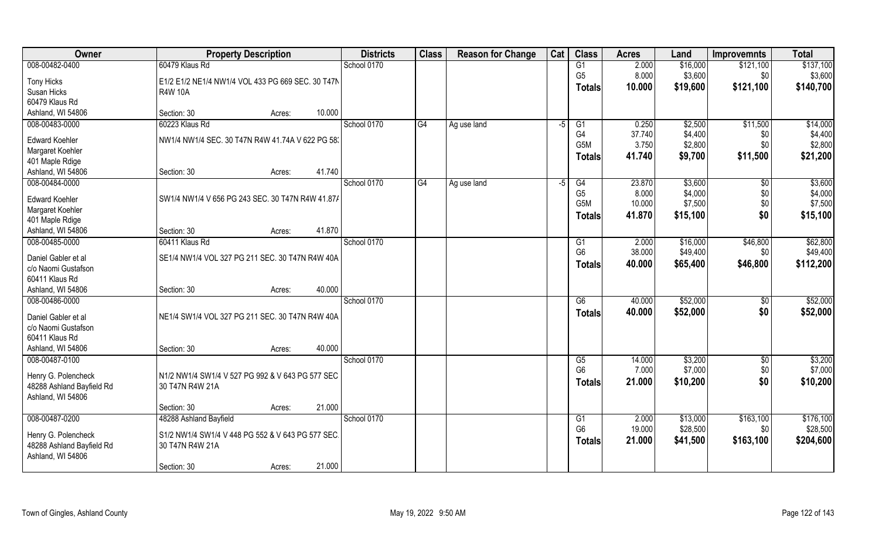| Owner | Property Description | | | Districts | Class | Reason for Change | Cat | Class | Acres | Land | Improvemnts | Total |
|---|---|---|---|---|---|---|---|---|---|---|---|---|
| 008-00482-0400 | 60479 Klaus Rd | | | School 0170 | | | | G1 | 2.000 | $16,000 | $121,100 | $137,100 |
| Tony Hicks | E1/2 E1/2 NE1/4 NW1/4 VOL 433 PG 669 SEC. 30 T47N | | | | | | | G5 | 8.000 | $3,600 | $0 | $3,600 |
| Susan Hicks | R4W 10A | | | | | | | **Totals** | **10.000** | **$19,600** | **$121,100** | **$140,700** |
| 60479 Klaus Rd | | | | | | | | | | | | |
| Ashland, WI 54806 | Section: 30 | Acres: | 10.000 | | | | | | | | | |
| 008-00483-0000 | 60223 Klaus Rd | | | School 0170 | G4 | Ag use land | -5 | G1 | 0.250 | $2,500 | $11,500 | $14,000 |
| Edward Koehler | NW1/4 NW1/4 SEC. 30 T47N R4W 41.74A V 622 PG 58. | | | | | | | G4 | 37.740 | $4,400 | $0 | $4,400 |
| Margaret Koehler | | | | | | | | G5M | 3.750 | $2,800 | $0 | $2,800 |
| 401 Maple Rdige | | | | | | | | **Totals** | **41.740** | **$9,700** | **$11,500** | **$21,200** |
| Ashland, WI 54806 | Section: 30 | Acres: | 41.740 | | | | | | | | | |
| 008-00484-0000 | | | | School 0170 | G4 | Ag use land | -5 | G4 | 23.870 | $3,600 | $0 | $3,600 |
| Edward Koehler | SW1/4 NW1/4 V 656 PG 243 SEC. 30 T47N R4W 41.87/ | | | | | | | G5 | 8.000 | $4,000 | $0 | $4,000 |
| Margaret Koehler | | | | | | | | G5M | 10.000 | $7,500 | $0 | $7,500 |
| 401 Maple Rdige | | | | | | | | **Totals** | **41.870** | **$15,100** | **$0** | **$15,100** |
| Ashland, WI 54806 | Section: 30 | Acres: | 41.870 | | | | | | | | | |
| 008-00485-0000 | 60411 Klaus Rd | | | School 0170 | | | | G1 | 2.000 | $16,000 | $46,800 | $62,800 |
| Daniel Gabler et al | SE1/4 NW1/4 VOL 327 PG 211 SEC. 30 T47N R4W 40A | | | | | | | G6 | 38.000 | $49,400 | $0 | $49,400 |
| c/o Naomi Gustafson | | | | | | | | **Totals** | **40.000** | **$65,400** | **$46,800** | **$112,200** |
| 60411 Klaus Rd | | | | | | | | | | | | |
| Ashland, WI 54806 | Section: 30 | Acres: | 40.000 | | | | | | | | | |
| 008-00486-0000 | | | | School 0170 | | | | G6 | 40.000 | $52,000 | $0 | $52,000 |
| Daniel Gabler et al | NE1/4 SW1/4 VOL 327 PG 211 SEC. 30 T47N R4W 40A | | | | | | | **Totals** | **40.000** | **$52,000** | **$0** | **$52,000** |
| c/o Naomi Gustafson | | | | | | | | | | | | |
| 60411 Klaus Rd | | | | | | | | | | | | |
| Ashland, WI 54806 | Section: 30 | Acres: | 40.000 | | | | | | | | | |
| 008-00487-0100 | | | | School 0170 | | | | G5 | 14.000 | $3,200 | $0 | $3,200 |
| Henry G. Polencheck | N1/2 NW1/4 SW1/4 V 527 PG 992 & V 643 PG 577 SEC | | | | | | | G6 | 7.000 | $7,000 | $0 | $7,000 |
| 48288 Ashland Bayfield Rd | 30 T47N R4W 21A | | | | | | | **Totals** | **21.000** | **$10,200** | **$0** | **$10,200** |
| Ashland, WI 54806 | | | | | | | | | | | | |
| | Section: 30 | Acres: | 21.000 | | | | | | | | | |
| 008-00487-0200 | 48288 Ashland Bayfield | | | School 0170 | | | | G1 | 2.000 | $13,000 | $163,100 | $176,100 |
| Henry G. Polencheck | S1/2 NW1/4 SW1/4 V 448 PG 552 & V 643 PG 577 SEC. | | | | | | | G6 | 19.000 | $28,500 | $0 | $28,500 |
| 48288 Ashland Bayfield Rd | 30 T47N R4W 21A | | | | | | | **Totals** | **21.000** | **$41,500** | **$163,100** | **$204,600** |
| Ashland, WI 54806 | | | | | | | | | | | | |
| | Section: 30 | Acres: | 21.000 | | | | | | | | | |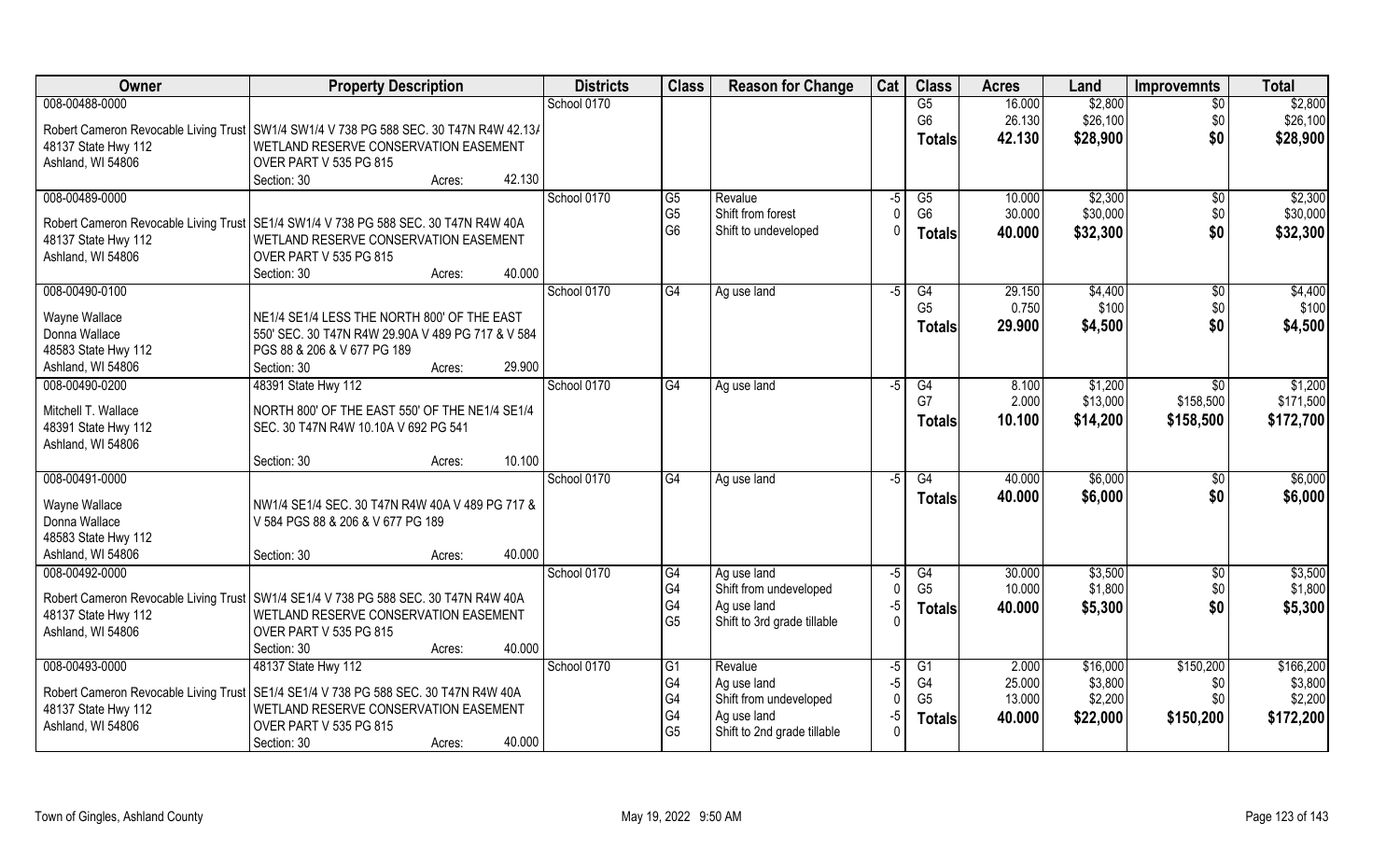| Owner | Property Description | | | Districts | Class | Reason for Change | Cat | Class | Acres | Land | Improvemnts | Total |
|---|---|---|---|---|---|---|---|---|---|---|---|---|
| 008-00488-0000 | | | | School 0170 | | | | G5 | 16.000 | $2,800 | $0 | $2,800 |
| Robert Cameron Revocable Living Trust | SW1/4 SW1/4 V 738 PG 588 SEC. 30 T47N R4W 42.13A | | | | | | | G6 | 26.130 | $26,100 | $0 | $26,100 |
| 48137 State Hwy 112 | WETLAND RESERVE CONSERVATION EASEMENT | | | | | | | Totals | 42.130 | $28,900 | $0 | $28,900 |
| Ashland, WI 54806 | OVER PART V 535 PG 815 | | | | | | | | | | | |
| | Section: 30 | Acres: | 42.130 | | | | | | | | | |
| 008-00489-0000 | | | | School 0170 | G5 | Revalue | -5 | G5 | 10.000 | $2,300 | $0 | $2,300 |
| Robert Cameron Revocable Living Trust | SE1/4 SW1/4 V 738 PG 588 SEC. 30 T47N R4W 40A | | | | G5 | Shift from forest | 0 | G6 | 30.000 | $30,000 | $0 | $30,000 |
| 48137 State Hwy 112 | WETLAND RESERVE CONSERVATION EASEMENT | | | | G6 | Shift to undeveloped | 0 | Totals | 40.000 | $32,300 | $0 | $32,300 |
| Ashland, WI 54806 | OVER PART V 535 PG 815 | | | | | | | | | | | |
| | Section: 30 | Acres: | 40.000 | | | | | | | | | |
| 008-00490-0100 | | | | School 0170 | G4 | Ag use land | -5 | G4 | 29.150 | $4,400 | $0 | $4,400 |
| Wayne Wallace | NE1/4 SE1/4 LESS THE NORTH 800' OF THE EAST | | | | | | | G5 | 0.750 | $100 | $0 | $100 |
| Donna Wallace | 550' SEC. 30 T47N R4W 29.90A V 489 PG 717 & V 584 | | | | | | | Totals | 29.900 | $4,500 | $0 | $4,500 |
| 48583 State Hwy 112 | PGS 88 & 206 & V 677 PG 189 | | | | | | | | | | | |
| Ashland, WI 54806 | Section: 30 | Acres: | 29.900 | | | | | | | | | |
| 008-00490-0200 | 48391 State Hwy 112 | | | School 0170 | G4 | Ag use land | -5 | G4 | 8.100 | $1,200 | $0 | $1,200 |
| Mitchell T. Wallace | NORTH 800' OF THE EAST 550' OF THE NE1/4 SE1/4 | | | | | | | G7 | 2.000 | $13,000 | $158,500 | $171,500 |
| 48391 State Hwy 112 | SEC. 30 T47N R4W 10.10A V 692 PG 541 | | | | | | | Totals | 10.100 | $14,200 | $158,500 | $172,700 |
| Ashland, WI 54806 | | | | | | | | | | | | |
| | Section: 30 | Acres: | 10.100 | | | | | | | | | |
| 008-00491-0000 | | | | School 0170 | G4 | Ag use land | -5 | G4 | 40.000 | $6,000 | $0 | $6,000 |
| Wayne Wallace | NW1/4 SE1/4 SEC. 30 T47N R4W 40A V 489 PG 717 & | | | | | | | Totals | 40.000 | $6,000 | $0 | $6,000 |
| Donna Wallace | V 584 PGS 88 & 206 & V 677 PG 189 | | | | | | | | | | | |
| 48583 State Hwy 112 | | | | | | | | | | | | |
| Ashland, WI 54806 | Section: 30 | Acres: | 40.000 | | | | | | | | | |
| 008-00492-0000 | | | | School 0170 | G4 | Ag use land | -5 | G4 | 30.000 | $3,500 | $0 | $3,500 |
| Robert Cameron Revocable Living Trust | SW1/4 SE1/4 V 738 PG 588 SEC. 30 T47N R4W 40A | | | | G4 | Shift from undeveloped | 0 | G5 | 10.000 | $1,800 | $0 | $1,800 |
| 48137 State Hwy 112 | WETLAND RESERVE CONSERVATION EASEMENT | | | | G4 | Ag use land | -5 | Totals | 40.000 | $5,300 | $0 | $5,300 |
| Ashland, WI 54806 | OVER PART V 535 PG 815 | | | | G5 | Shift to 3rd grade tillable | 0 | | | | | |
| | Section: 30 | Acres: | 40.000 | | | | | | | | | |
| 008-00493-0000 | 48137 State Hwy 112 | | | School 0170 | G1 | Revalue | -5 | G1 | 2.000 | $16,000 | $150,200 | $166,200 |
| Robert Cameron Revocable Living Trust | SE1/4 SE1/4 V 738 PG 588 SEC. 30 T47N R4W 40A | | | | G4 | Ag use land | -5 | G4 | 25.000 | $3,800 | $0 | $3,800 |
| 48137 State Hwy 112 | WETLAND RESERVE CONSERVATION EASEMENT | | | | G4 | Shift from undeveloped | 0 | G5 | 13.000 | $2,200 | $0 | $2,200 |
| Ashland, WI 54806 | OVER PART V 535 PG 815 | | | | G4 | Ag use land | -5 | Totals | 40.000 | $22,000 | $150,200 | $172,200 |
| | Section: 30 | Acres: | 40.000 | | G5 | Shift to 2nd grade tillable | 0 | | | | | |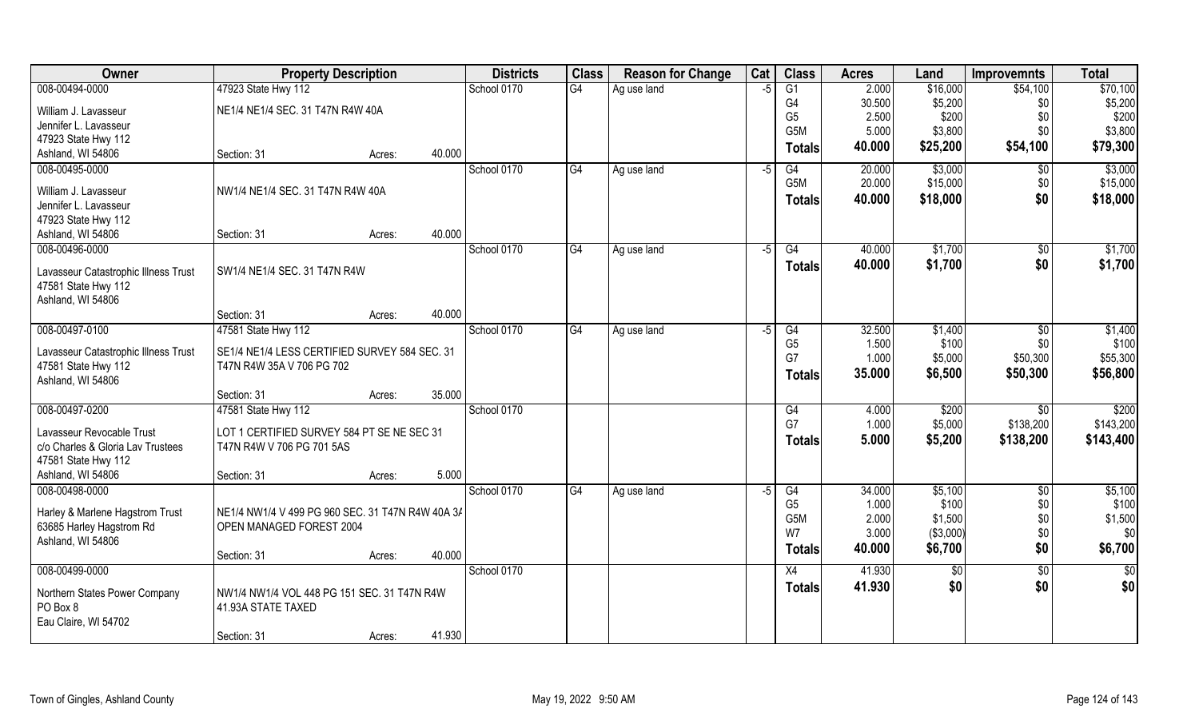| Owner | Property Description | | | Districts | Class | Reason for Change | Cat | Class | Acres | Land | Improvemnts | Total |
|---|---|---|---|---|---|---|---|---|---|---|---|---|
| 008-00494-0000 | 47923 State Hwy 112 | | | School 0170 | G4 | Ag use land | -5 | G1 | 2.000 | $16,000 | $54,100 | $70,100 |
| William J. Lavasseur | NE1/4 NE1/4 SEC. 31 T47N R4W 40A | | | | | | | G4 | 30.500 | $5,200 | $0 | $5,200 |
| Jennifer L. Lavasseur | | | | | | | | G5 | 2.500 | $200 | $0 | $200 |
| 47923 State Hwy 112 | | | | | | | | G5M | 5.000 | $3,800 | $0 | $3,800 |
| Ashland, WI 54806 | Section: 31 | Acres: | 40.000 | | | | | **Totals** | **40.000** | **$25,200** | **$54,100** | **$79,300** |
| 008-00495-0000 | | | | School 0170 | G4 | Ag use land | -5 | G4 | 20.000 | $3,000 | $0 | $3,000 |
| William J. Lavasseur | NW1/4 NE1/4 SEC. 31 T47N R4W 40A | | | | | | | G5M | 20.000 | $15,000 | $0 | $15,000 |
| Jennifer L. Lavasseur | | | | | | | | **Totals** | **40.000** | **$18,000** | **$0** | **$18,000** |
| 47923 State Hwy 112 | | | | | | | | | | | | |
| Ashland, WI 54806 | Section: 31 | Acres: | 40.000 | | | | | | | | | |
| 008-00496-0000 | | | | School 0170 | G4 | Ag use land | -5 | G4 | 40.000 | $1,700 | $0 | $1,700 |
| Lavasseur Catastrophic Illness Trust | SW1/4 NE1/4 SEC. 31 T47N R4W | | | | | | | **Totals** | **40.000** | **$1,700** | **$0** | **$1,700** |
| 47581 State Hwy 112 | | | | | | | | | | | | |
| Ashland, WI 54806 | | | | | | | | | | | | |
| | Section: 31 | Acres: | 40.000 | | | | | | | | | |
| 008-00497-0100 | 47581 State Hwy 112 | | | School 0170 | G4 | Ag use land | -5 | G4 | 32.500 | $1,400 | $0 | $1,400 |
| Lavasseur Catastrophic Illness Trust | SE1/4 NE1/4 LESS CERTIFIED SURVEY 584 SEC. 31 | | | | | | | G5 | 1.500 | $100 | $0 | $100 |
| 47581 State Hwy 112 | T47N R4W 35A V 706 PG 702 | | | | | | | G7 | 1.000 | $5,000 | $50,300 | $55,300 |
| Ashland, WI 54806 | | | | | | | | **Totals** | **35.000** | **$6,500** | **$50,300** | **$56,800** |
| | Section: 31 | Acres: | 35.000 | | | | | | | | | |
| 008-00497-0200 | 47581 State Hwy 112 | | | School 0170 | | | | G4 | 4.000 | $200 | $0 | $200 |
| Lavasseur Revocable Trust | LOT 1 CERTIFIED SURVEY 584 PT SE NE SEC 31 | | | | | | | G7 | 1.000 | $5,000 | $138,200 | $143,200 |
| c/o Charles & Gloria Lav Trustees | T47N R4W V 706 PG 701 5AS | | | | | | | **Totals** | **5.000** | **$5,200** | **$138,200** | **$143,400** |
| 47581 State Hwy 112 | | | | | | | | | | | | |
| Ashland, WI 54806 | Section: 31 | Acres: | 5.000 | | | | | | | | | |
| 008-00498-0000 | | | | School 0170 | G4 | Ag use land | -5 | G4 | 34.000 | $5,100 | $0 | $5,100 |
| Harley & Marlene Hagstrom Trust | NE1/4 NW1/4 V 499 PG 960 SEC. 31 T47N R4W 40A 3A | | | | | | | G5 | 1.000 | $100 | $0 | $100 |
| 63685 Harley Hagstrom Rd | OPEN MANAGED FOREST 2004 | | | | | | | G5M | 2.000 | $1,500 | $0 | $1,500 |
| Ashland, WI 54806 | | | | | | | | W7 | 3.000 | ($3,000) | $0 | $0 |
| | Section: 31 | Acres: | 40.000 | | | | | **Totals** | **40.000** | **$6,700** | **$0** | **$6,700** |
| 008-00499-0000 | | | | School 0170 | | | | X4 | 41.930 | $0 | $0 | $0 |
| Northern States Power Company | NW1/4 NW1/4 VOL 448 PG 151 SEC. 31 T47N R4W | | | | | | | **Totals** | **41.930** | **$0** | **$0** | **$0** |
| PO Box 8 | 41.93A STATE TAXED | | | | | | | | | | | |
| Eau Claire, WI 54702 | | | | | | | | | | | | |
| | Section: 31 | Acres: | 41.930 | | | | | | | | | |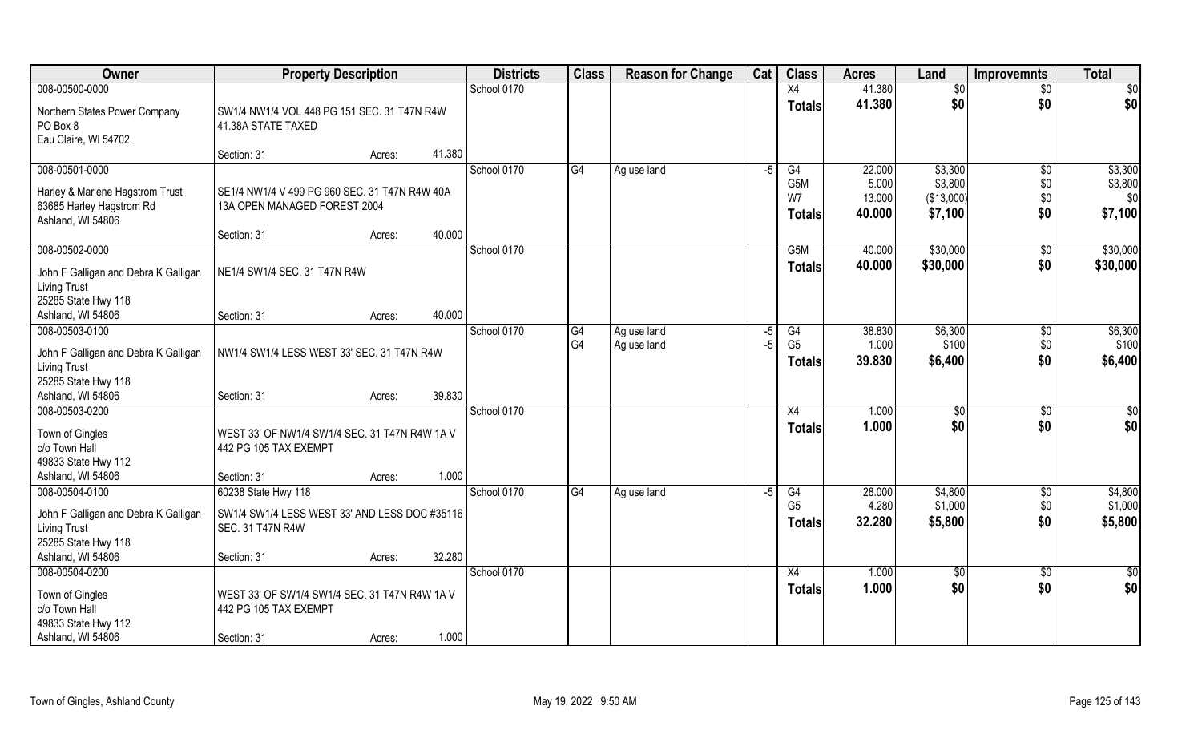| Owner | Property Description | | | Districts | Class | Reason for Change | Cat | Class | Acres | Land | Improvemnts | Total |
|---|---|---|---|---|---|---|---|---|---|---|---|---|
| 008-00500-0000 | | | | School 0170 | | | | X4 | 41.380 | $0 | $0 | $0 |
| Northern States Power Company<br>PO Box 8<br>Eau Claire, WI 54702 | SW1/4 NW1/4 VOL 448 PG 151 SEC. 31 T47N R4W<br>41.38A STATE TAXED | | | | | | | Totals | 41.380 | $0 | $0 | $0 |
| | Section: 31 | Acres: | 41.380 | | | | | | | | | |
| 008-00501-0000 | | | | School 0170 | G4 | Ag use land | -5 | G4 | 22.000 | $3,300 | $0 | $3,300 |
| Harley & Marlene Hagstrom Trust<br>63685 Harley Hagstrom Rd<br>Ashland, WI 54806 | SE1/4 NW1/4 V 499 PG 960 SEC. 31 T47N R4W 40A<br>13A OPEN MANAGED FOREST 2004 | | | | | | | G5M | 5.000 | $3,800 | $0 | $3,800 |
| | | | | | | | | W7 | 13.000 | ($13,000) | $0 | $0 |
| | | | | | | | | Totals | 40.000 | $7,100 | $0 | $7,100 |
| | Section: 31 | Acres: | 40.000 | | | | | | | | | |
| 008-00502-0000 | | | | School 0170 | | | | G5M | 40.000 | $30,000 | $0 | $30,000 |
| John F Galligan and Debra K Galligan<br>Living Trust<br>25285 State Hwy 118<br>Ashland, WI 54806 | NE1/4 SW1/4 SEC. 31 T47N R4W | | | | | | | Totals | 40.000 | $30,000 | $0 | $30,000 |
| | Section: 31 | Acres: | 40.000 | | | | | | | | | |
| 008-00503-0100 | | | | School 0170 | G4 | Ag use land | -5 | G4 | 38.830 | $6,300 | $0 | $6,300 |
| John F Galligan and Debra K Galligan<br>Living Trust<br>25285 State Hwy 118<br>Ashland, WI 54806 | NW1/4 SW1/4 LESS WEST 33' SEC. 31 T47N R4W | | | | G4 | Ag use land | -5 | G5 | 1.000 | $100 | $0 | $100 |
| | | | | | | | | Totals | 39.830 | $6,400 | $0 | $6,400 |
| | Section: 31 | Acres: | 39.830 | | | | | | | | | |
| 008-00503-0200 | | | | School 0170 | | | | X4 | 1.000 | $0 | $0 | $0 |
| Town of Gingles<br>c/o Town Hall<br>49833 State Hwy 112<br>Ashland, WI 54806 | WEST 33' OF NW1/4 SW1/4 SEC. 31 T47N R4W 1A V<br>442 PG 105 TAX EXEMPT | | | | | | | Totals | 1.000 | $0 | $0 | $0 |
| | Section: 31 | Acres: | 1.000 | | | | | | | | | |
| 008-00504-0100 | 60238 State Hwy 118 | | | School 0170 | G4 | Ag use land | -5 | G4 | 28.000 | $4,800 | $0 | $4,800 |
| John F Galligan and Debra K Galligan<br>Living Trust<br>25285 State Hwy 118<br>Ashland, WI 54806 | SW1/4 SW1/4 LESS WEST 33' AND LESS DOC #35116<br>SEC. 31 T47N R4W | | | | | | | G5 | 4.280 | $1,000 | $0 | $1,000 |
| | | | | | | | | Totals | 32.280 | $5,800 | $0 | $5,800 |
| | Section: 31 | Acres: | 32.280 | | | | | | | | | |
| 008-00504-0200 | | | | School 0170 | | | | X4 | 1.000 | $0 | $0 | $0 |
| Town of Gingles<br>c/o Town Hall<br>49833 State Hwy 112<br>Ashland, WI 54806 | WEST 33' OF SW1/4 SW1/4 SEC. 31 T47N R4W 1A V<br>442 PG 105 TAX EXEMPT | | | | | | | Totals | 1.000 | $0 | $0 | $0 |
| | Section: 31 | Acres: | 1.000 | | | | | | | | | |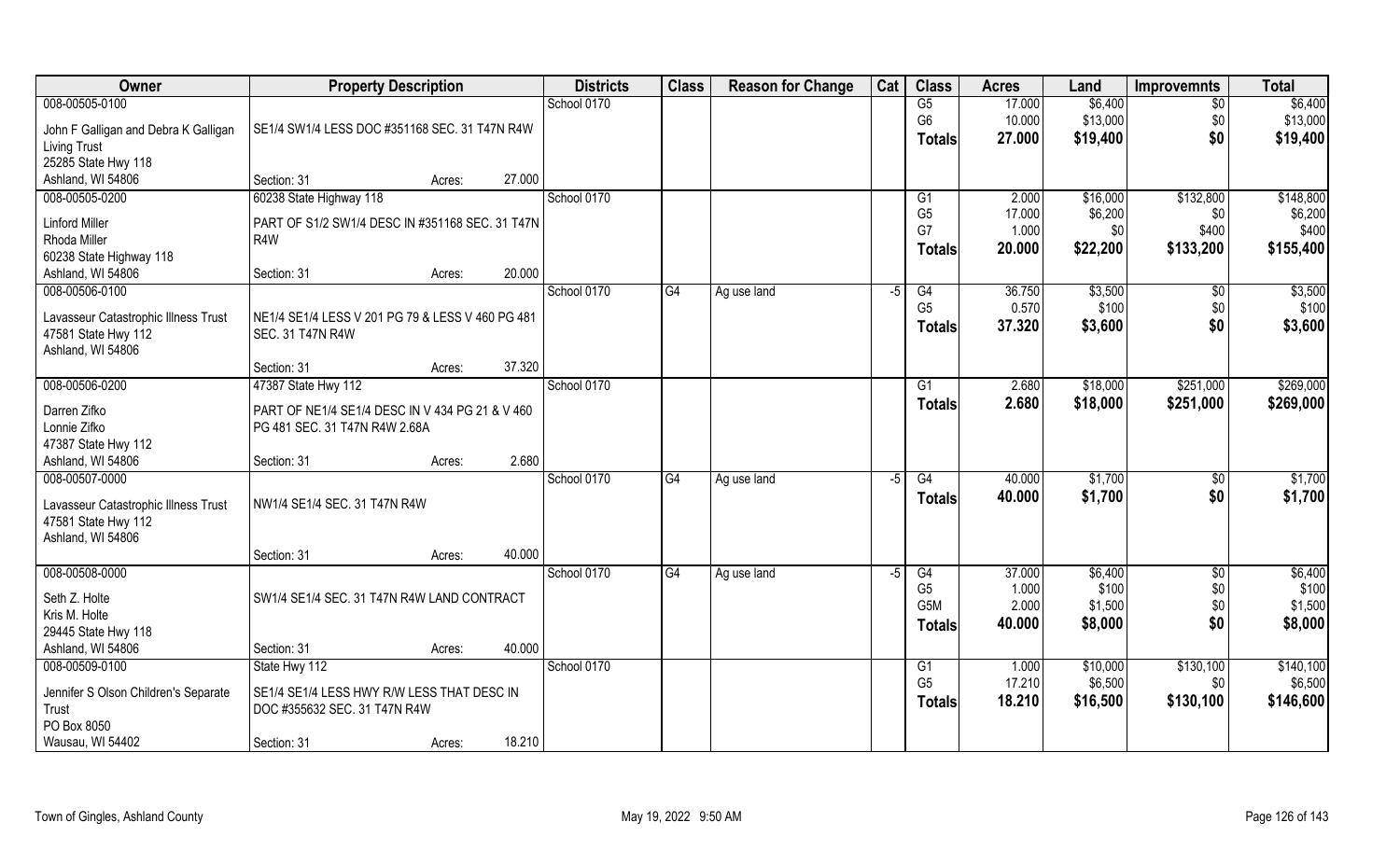| Owner | Property Description | | | Districts | Class | Reason for Change | Cat | Class | Acres | Land | Improvemnts | Total |
|---|---|---|---|---|---|---|---|---|---|---|---|---|
| 008-00505-0100 | | | | School 0170 | | | | G5 | 17.000 | $6,400 | $0 | $6,400 |
| John F Galligan and Debra K Galligan Living Trust | SE1/4 SW1/4 LESS DOC #351168 SEC. 31 T47N R4W | | | | | | | G6 | 10.000 | $13,000 | $0 | $13,000 |
| 25285 State Hwy 118 | | | | | | | | **Totals** | **27.000** | **$19,400** | **$0** | **$19,400** |
| Ashland, WI 54806 | Section: 31 | Acres: | 27.000 | | | | | | | | | |
| 008-00505-0200 | 60238 State Highway 118 | | | School 0170 | | | | G1 | 2.000 | $16,000 | $132,800 | $148,800 |
| Linford Miller | PART OF S1/2 SW1/4 DESC IN #351168 SEC. 31 T47N R4W | | | | | | | G5 | 17.000 | $6,200 | $0 | $6,200 |
| Rhoda Miller | | | | | | | | G7 | 1.000 | $0 | $400 | $400 |
| 60238 State Highway 118 | | | | | | | | **Totals** | **20.000** | **$22,200** | **$133,200** | **$155,400** |
| Ashland, WI 54806 | Section: 31 | Acres: | 20.000 | | | | | | | | | |
| 008-00506-0100 | | | | School 0170 | G4 | Ag use land | -5 | G4 | 36.750 | $3,500 | $0 | $3,500 |
| Lavasseur Catastrophic Illness Trust | NE1/4 SE1/4 LESS V 201 PG 79 & LESS V 460 PG 481 SEC. 31 T47N R4W | | | | | | | G5 | 0.570 | $100 | $0 | $100 |
| 47581 State Hwy 112 | | | | | | | | **Totals** | **37.320** | **$3,600** | **$0** | **$3,600** |
| Ashland, WI 54806 | | | | | | | | | | | | |
| | Section: 31 | Acres: | 37.320 | | | | | | | | | |
| 008-00506-0200 | 47387 State Hwy 112 | | | School 0170 | | | | G1 | 2.680 | $18,000 | $251,000 | $269,000 |
| Darren Zifko | PART OF NE1/4 SE1/4 DESC IN V 434 PG 21 & V 460 PG 481 SEC. 31 T47N R4W 2.68A | | | | | | | **Totals** | **2.680** | **$18,000** | **$251,000** | **$269,000** |
| Lonnie Zifko | | | | | | | | | | | | |
| 47387 State Hwy 112 | | | | | | | | | | | | |
| Ashland, WI 54806 | Section: 31 | Acres: | 2.680 | | | | | | | | | |
| 008-00507-0000 | | | | School 0170 | G4 | Ag use land | -5 | G4 | 40.000 | $1,700 | $0 | $1,700 |
| Lavasseur Catastrophic Illness Trust | NW1/4 SE1/4 SEC. 31 T47N R4W | | | | | | | **Totals** | **40.000** | **$1,700** | **$0** | **$1,700** |
| 47581 State Hwy 112 | | | | | | | | | | | | |
| Ashland, WI 54806 | | | | | | | | | | | | |
| | Section: 31 | Acres: | 40.000 | | | | | | | | | |
| 008-00508-0000 | | | | School 0170 | G4 | Ag use land | -5 | G4 | 37.000 | $6,400 | $0 | $6,400 |
| Seth Z. Holte | SW1/4 SE1/4 SEC. 31 T47N R4W LAND CONTRACT | | | | | | | G5 | 1.000 | $100 | $0 | $100 |
| Kris M. Holte | | | | | | | | G5M | 2.000 | $1,500 | $0 | $1,500 |
| 29445 State Hwy 118 | | | | | | | | **Totals** | **40.000** | **$8,000** | **$0** | **$8,000** |
| Ashland, WI 54806 | Section: 31 | Acres: | 40.000 | | | | | | | | | |
| 008-00509-0100 | State Hwy 112 | | | School 0170 | | | | G1 | 1.000 | $10,000 | $130,100 | $140,100 |
| Jennifer S Olson Children's Separate Trust | SE1/4 SE1/4 LESS HWY R/W LESS THAT DESC IN DOC #355632 SEC. 31 T47N R4W | | | | | | | G5 | 17.210 | $6,500 | $0 | $6,500 |
| PO Box 8050 | | | | | | | | **Totals** | **18.210** | **$16,500** | **$130,100** | **$146,600** |
| Wausau, WI 54402 | Section: 31 | Acres: | 18.210 | | | | | | | | | |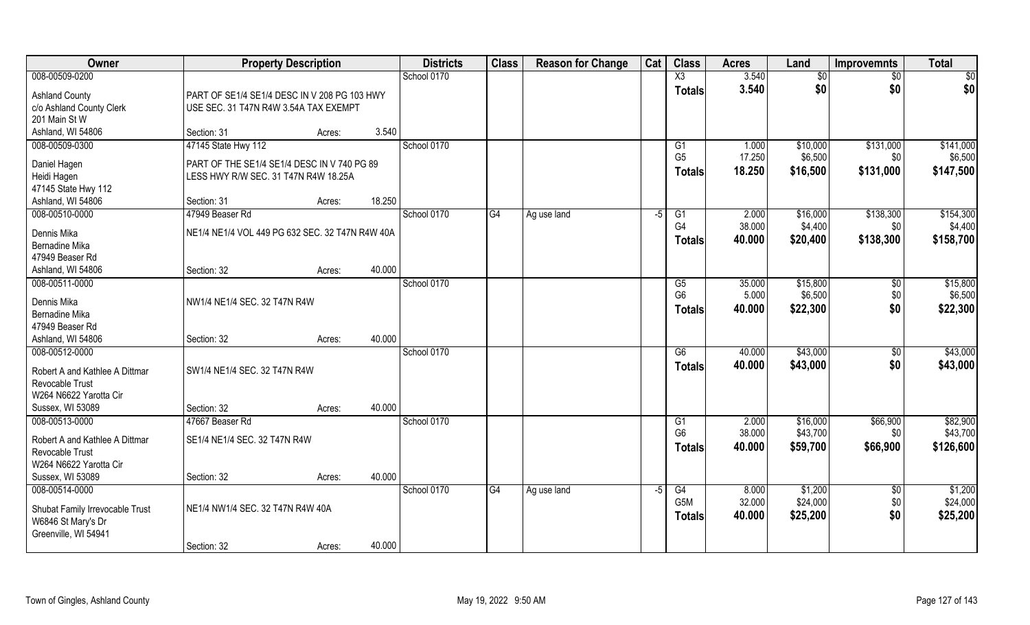| Owner | Property Description | | | Districts | Class | Reason for Change | Cat | Class | Acres | Land | Improvemnts | Total |
|---|---|---|---|---|---|---|---|---|---|---|---|---|
| 008-00509-0200 | | | | School 0170 | | | | X3 | 3.540 | $0 | $0 | $0 |
| Ashland County | PART OF SE1/4 SE1/4 DESC IN V 208 PG 103 HWY | | | | | | | Totals | 3.540 | $0 | $0 | $0 |
| c/o Ashland County Clerk | USE SEC. 31 T47N R4W 3.54A TAX EXEMPT | | | | | | | | | | | |
| 201 Main St W | | | | | | | | | | | | |
| Ashland, WI 54806 | Section: 31 | Acres: | 3.540 | | | | | | | | | |
| 008-00509-0300 | 47145 State Hwy 112 | | | School 0170 | | | | G1 | 1.000 | $10,000 | $131,000 | $141,000 |
| Daniel Hagen | PART OF THE SE1/4 SE1/4 DESC IN V 740 PG 89 | | | | | | | G5 | 17.250 | $6,500 | $0 | $6,500 |
| Heidi Hagen | LESS HWY R/W SEC. 31 T47N R4W 18.25A | | | | | | | Totals | 18.250 | $16,500 | $131,000 | $147,500 |
| 47145 State Hwy 112 | | | | | | | | | | | | |
| Ashland, WI 54806 | Section: 31 | Acres: | 18.250 | | | | | | | | | |
| 008-00510-0000 | 47949 Beaser Rd | | | School 0170 | G4 | Ag use land | -5 | G1 | 2.000 | $16,000 | $138,300 | $154,300 |
| Dennis Mika | NE1/4 NE1/4 VOL 449 PG 632 SEC. 32 T47N R4W 40A | | | | | | | G4 | 38.000 | $4,400 | $0 | $4,400 |
| Bernadine Mika | | | | | | | | Totals | 40.000 | $20,400 | $138,300 | $158,700 |
| 47949 Beaser Rd | | | | | | | | | | | | |
| Ashland, WI 54806 | Section: 32 | Acres: | 40.000 | | | | | | | | | |
| 008-00511-0000 | | | | School 0170 | | | | G5 | 35.000 | $15,800 | $0 | $15,800 |
| Dennis Mika | NW1/4 NE1/4 SEC. 32 T47N R4W | | | | | | | G6 | 5.000 | $6,500 | $0 | $6,500 |
| Bernadine Mika | | | | | | | | Totals | 40.000 | $22,300 | $0 | $22,300 |
| 47949 Beaser Rd | | | | | | | | | | | | |
| Ashland, WI 54806 | Section: 32 | Acres: | 40.000 | | | | | | | | | |
| 008-00512-0000 | | | | School 0170 | | | | G6 | 40.000 | $43,000 | $0 | $43,000 |
| Robert A and Kathlee A Dittmar | SW1/4 NE1/4 SEC. 32 T47N R4W | | | | | | | Totals | 40.000 | $43,000 | $0 | $43,000 |
| Revocable Trust | | | | | | | | | | | | |
| W264 N6622 Yarotta Cir | | | | | | | | | | | | |
| Sussex, WI 53089 | Section: 32 | Acres: | 40.000 | | | | | | | | | |
| 008-00513-0000 | 47667 Beaser Rd | | | School 0170 | | | | G1 | 2.000 | $16,000 | $66,900 | $82,900 |
| Robert A and Kathlee A Dittmar | SE1/4 NE1/4 SEC. 32 T47N R4W | | | | | | | G6 | 38.000 | $43,700 | $0 | $43,700 |
| Revocable Trust | | | | | | | | Totals | 40.000 | $59,700 | $66,900 | $126,600 |
| W264 N6622 Yarotta Cir | | | | | | | | | | | | |
| Sussex, WI 53089 | Section: 32 | Acres: | 40.000 | | | | | | | | | |
| 008-00514-0000 | | | | School 0170 | G4 | Ag use land | -5 | G4 | 8.000 | $1,200 | $0 | $1,200 |
| Shubat Family Irrevocable Trust | NE1/4 NW1/4 SEC. 32 T47N R4W 40A | | | | | | | G5M | 32.000 | $24,000 | $0 | $24,000 |
| W6846 St Mary's Dr | | | | | | | | Totals | 40.000 | $25,200 | $0 | $25,200 |
| Greenville, WI 54941 | | | | | | | | | | | | |
| | Section: 32 | Acres: | 40.000 | | | | | | | | | |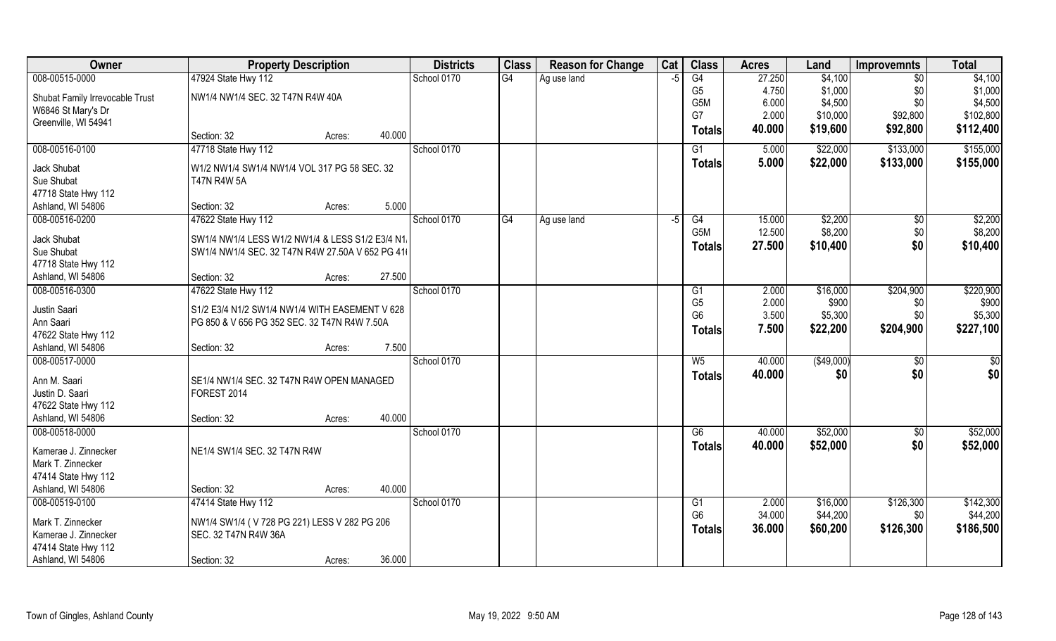| Owner | Property Description | | Districts | Class | Reason for Change | Cat | Class | Acres | Land | Improvemnts | Total |
|---|---|---|---|---|---|---|---|---|---|---|---|
| 008-00515-0000 | 47924 State Hwy 112 | | School 0170 | G4 | Ag use land | -5 | G4 | 27.250 | $4,100 | $0 | $4,100 |
| Shubat Family Irrevocable Trust | NW1/4 NW1/4 SEC. 32 T47N R4W 40A | | | | | | G5 | 4.750 | $1,000 | $0 | $1,000 |
| W6846 St Mary's Dr | | | | | | | G5M | 6.000 | $4,500 | $0 | $4,500 |
| Greenville, WI 54941 | | | | | | | G7 | 2.000 | $10,000 | $92,800 | $102,800 |
| | Section: 32 | Acres: 40.000 | | | | | **Totals** | **40.000** | **$19,600** | **$92,800** | **$112,400** |
| 008-00516-0100 | 47718 State Hwy 112 | | School 0170 | | | | G1 | 5.000 | $22,000 | $133,000 | $155,000 |
| Jack Shubat | W1/2 NW1/4 SW1/4 NW1/4 VOL 317 PG 58 SEC. 32 | | | | | | **Totals** | **5.000** | **$22,000** | **$133,000** | **$155,000** |
| Sue Shubat | T47N R4W 5A | | | | | | | | | | |
| 47718 State Hwy 112 | | | | | | | | | | | |
| Ashland, WI 54806 | Section: 32 | Acres: 5.000 | | | | | | | | | |
| 008-00516-0200 | 47622 State Hwy 112 | | School 0170 | G4 | Ag use land | -5 | G4 | 15.000 | $2,200 | $0 | $2,200 |
| Jack Shubat | SW1/4 NW1/4 LESS W1/2 NW1/4 & LESS S1/2 E3/4 N1/ | | | | | | G5M | 12.500 | $8,200 | $0 | $8,200 |
| Sue Shubat | SW1/4 NW1/4 SEC. 32 T47N R4W 27.50A V 652 PG 41( | | | | | | **Totals** | **27.500** | **$10,400** | **$0** | **$10,400** |
| 47718 State Hwy 112 | | | | | | | | | | | |
| Ashland, WI 54806 | Section: 32 | Acres: 27.500 | | | | | | | | | |
| 008-00516-0300 | 47622 State Hwy 112 | | School 0170 | | | | G1 | 2.000 | $16,000 | $204,900 | $220,900 |
| Justin Saari | S1/2 E3/4 N1/2 SW1/4 NW1/4 WITH EASEMENT V 628 | | | | | | G5 | 2.000 | $900 | $0 | $900 |
| Ann Saari | PG 850 & V 656 PG 352 SEC. 32 T47N R4W 7.50A | | | | | | G6 | 3.500 | $5,300 | $0 | $5,300 |
| 47622 State Hwy 112 | | | | | | | **Totals** | **7.500** | **$22,200** | **$204,900** | **$227,100** |
| Ashland, WI 54806 | Section: 32 | Acres: 7.500 | | | | | | | | | |
| 008-00517-0000 | | | School 0170 | | | | W5 | 40.000 | ($49,000) | $0 | $0 |
| Ann M. Saari | SE1/4 NW1/4 SEC. 32 T47N R4W OPEN MANAGED | | | | | | **Totals** | **40.000** | **$0** | **$0** | **$0** |
| Justin D. Saari | FOREST 2014 | | | | | | | | | | |
| 47622 State Hwy 112 | | | | | | | | | | | |
| Ashland, WI 54806 | Section: 32 | Acres: 40.000 | | | | | | | | | |
| 008-00518-0000 | | | School 0170 | | | | G6 | 40.000 | $52,000 | $0 | $52,000 |
| Kamerae J. Zinnecker | NE1/4 SW1/4 SEC. 32 T47N R4W | | | | | | **Totals** | **40.000** | **$52,000** | **$0** | **$52,000** |
| Mark T. Zinnecker | | | | | | | | | | | |
| 47414 State Hwy 112 | | | | | | | | | | | |
| Ashland, WI 54806 | Section: 32 | Acres: 40.000 | | | | | | | | | |
| 008-00519-0100 | 47414 State Hwy 112 | | School 0170 | | | | G1 | 2.000 | $16,000 | $126,300 | $142,300 |
| Mark T. Zinnecker | NW1/4 SW1/4 ( V 728 PG 221) LESS V 282 PG 206 | | | | | | G6 | 34.000 | $44,200 | $0 | $44,200 |
| Kamerae J. Zinnecker | SEC. 32 T47N R4W 36A | | | | | | **Totals** | **36.000** | **$60,200** | **$126,300** | **$186,500** |
| 47414 State Hwy 112 | | | | | | | | | | | |
| Ashland, WI 54806 | Section: 32 | Acres: 36.000 | | | | | | | | | |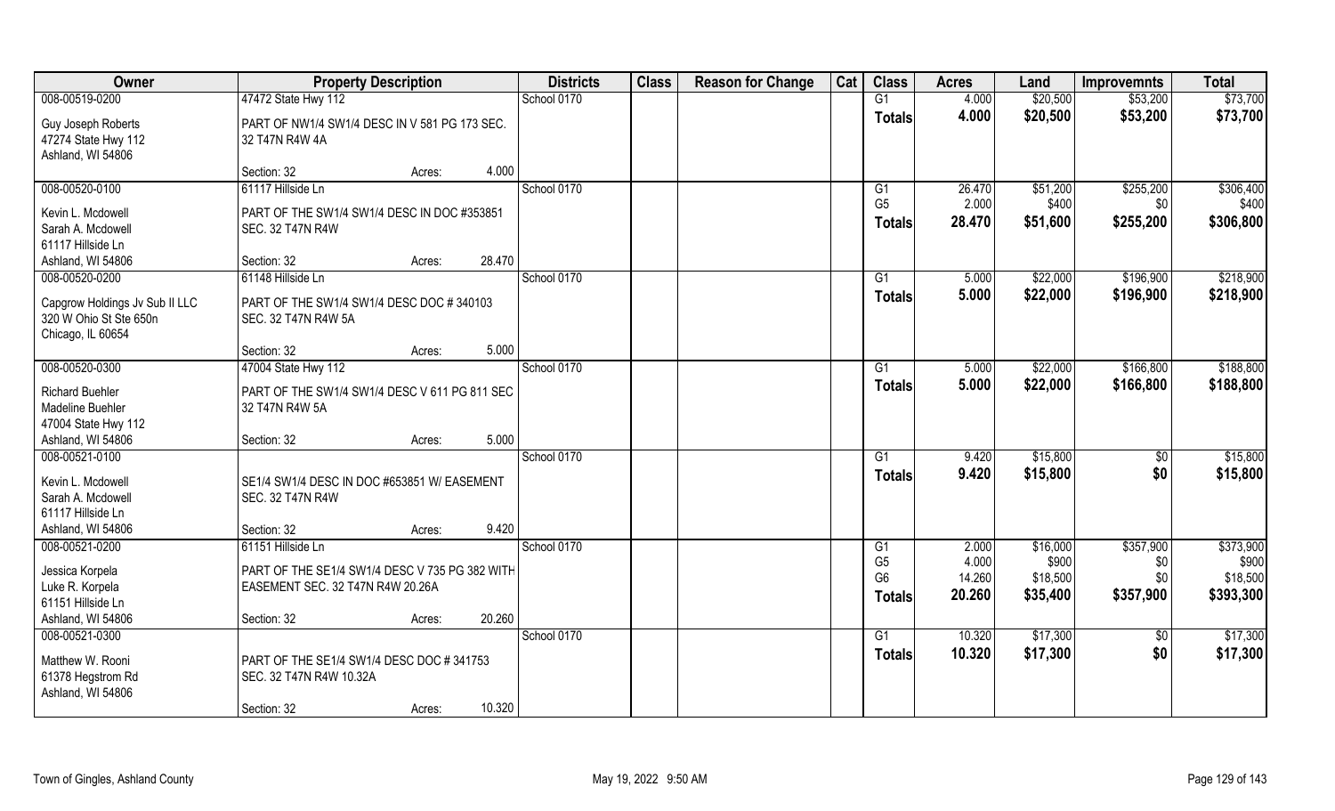| Owner | Property Description | | | Districts | Class | Reason for Change | Cat | Class | Acres | Land | Improvemnts | Total |
|---|---|---|---|---|---|---|---|---|---|---|---|---|
| 008-00519-0200 | 47472 State Hwy 112 | | | School 0170 | | | | G1 | 4.000 | $20,500 | $53,200 | $73,700 |
| Guy Joseph Roberts<br>47274 State Hwy 112<br>Ashland, WI 54806 | PART OF NW1/4 SW1/4 DESC IN V 581 PG 173 SEC. 32 T47N R4W 4A | | | | | | | Totals | 4.000 | $20,500 | $53,200 | $73,700 |
| | Section: 32 | Acres: | 4.000 | | | | | | | | | |
| 008-00520-0100 | 61117 Hillside Ln | | | School 0170 | | | | G1 | 26.470 | $51,200 | $255,200 | $306,400 |
| Kevin L. Mcdowell<br>Sarah A. Mcdowell<br>61117 Hillside Ln<br>Ashland, WI 54806 | PART OF THE SW1/4 SW1/4 DESC IN DOC #353851 SEC. 32 T47N R4W | | | | | | | G5 | 2.000 | $400 | $0 | $400 |
| | | | | | | | | Totals | 28.470 | $51,600 | $255,200 | $306,800 |
| | Section: 32 | Acres: | 28.470 | | | | | | | | | |
| 008-00520-0200 | 61148 Hillside Ln | | | School 0170 | | | | G1 | 5.000 | $22,000 | $196,900 | $218,900 |
| Capgrow Holdings Jv Sub II LLC<br>320 W Ohio St Ste 650n<br>Chicago, IL 60654 | PART OF THE SW1/4 SW1/4 DESC DOC # 340103 SEC. 32 T47N R4W 5A | | | | | | | Totals | 5.000 | $22,000 | $196,900 | $218,900 |
| | Section: 32 | Acres: | 5.000 | | | | | | | | | |
| 008-00520-0300 | 47004 State Hwy 112 | | | School 0170 | | | | G1 | 5.000 | $22,000 | $166,800 | $188,800 |
| Richard Buehler<br>Madeline Buehler<br>47004 State Hwy 112<br>Ashland, WI 54806 | PART OF THE SW1/4 SW1/4 DESC V 611 PG 811 SEC 32 T47N R4W 5A | | | | | | | Totals | 5.000 | $22,000 | $166,800 | $188,800 |
| | Section: 32 | Acres: | 5.000 | | | | | | | | | |
| 008-00521-0100 | | | | School 0170 | | | | G1 | 9.420 | $15,800 | $0 | $15,800 |
| Kevin L. Mcdowell<br>Sarah A. Mcdowell<br>61117 Hillside Ln<br>Ashland, WI 54806 | SE1/4 SW1/4 DESC IN DOC #653851 W/ EASEMENT SEC. 32 T47N R4W | | | | | | | Totals | 9.420 | $15,800 | $0 | $15,800 |
| | Section: 32 | Acres: | 9.420 | | | | | | | | | |
| 008-00521-0200 | 61151 Hillside Ln | | | School 0170 | | | | G1 | 2.000 | $16,000 | $357,900 | $373,900 |
| Jessica Korpela<br>Luke R. Korpela<br>61151 Hillside Ln<br>Ashland, WI 54806 | PART OF THE SE1/4 SW1/4 DESC V 735 PG 382 WITH EASEMENT SEC. 32 T47N R4W 20.26A | | | | | | | G5 | 4.000 | $900 | $0 | $900 |
| | | | | | | | | G6 | 14.260 | $18,500 | $0 | $18,500 |
| | | | | | | | | Totals | 20.260 | $35,400 | $357,900 | $393,300 |
| | Section: 32 | Acres: | 20.260 | | | | | | | | | |
| 008-00521-0300 | | | | School 0170 | | | | G1 | 10.320 | $17,300 | $0 | $17,300 |
| Matthew W. Rooni<br>61378 Hegstrom Rd<br>Ashland, WI 54806 | PART OF THE SE1/4 SW1/4 DESC DOC # 341753 SEC. 32 T47N R4W 10.32A | | | | | | | Totals | 10.320 | $17,300 | $0 | $17,300 |
| | Section: 32 | Acres: | 10.320 | | | | | | | | | |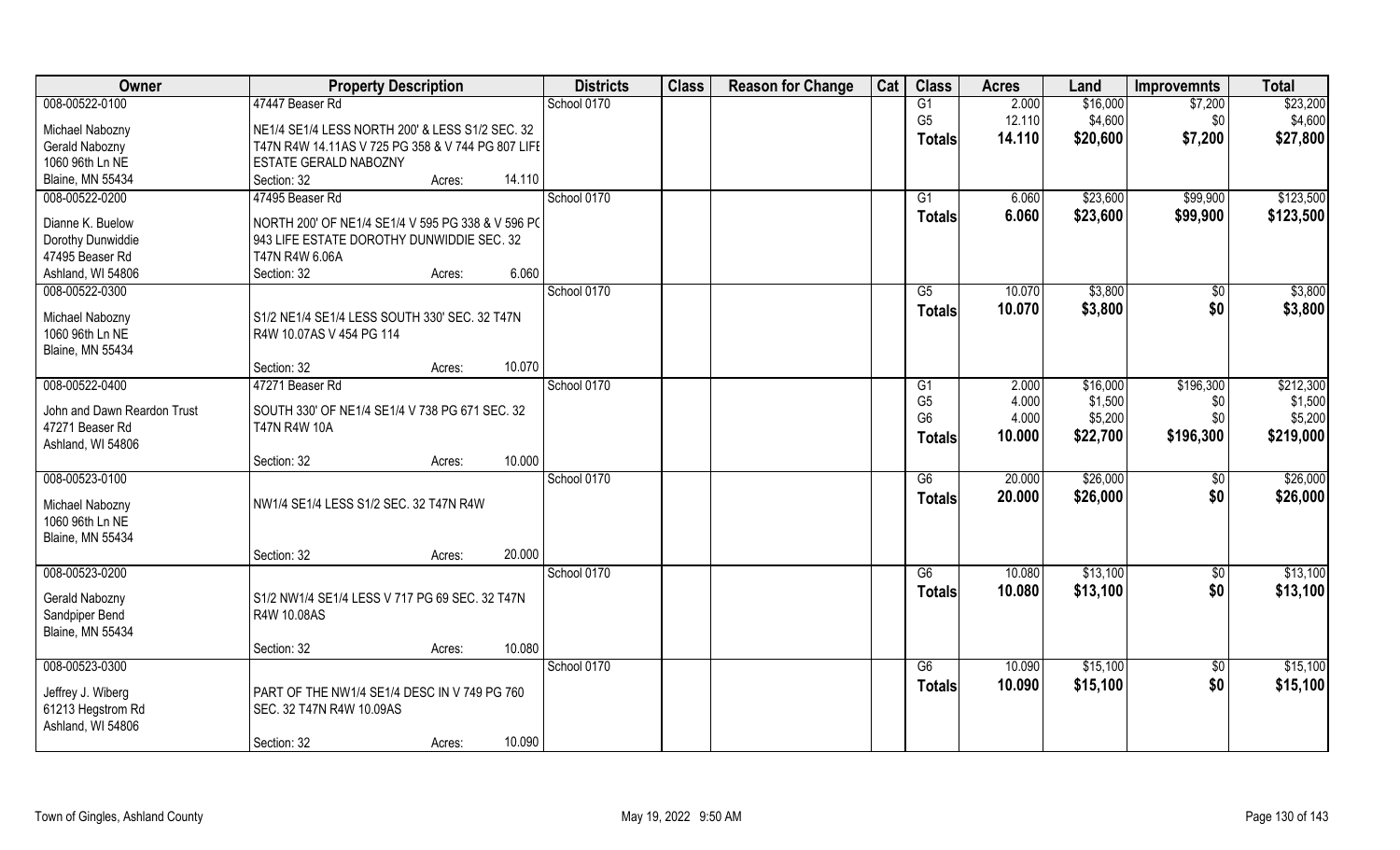| Owner | Property Description | | | Districts | Class | Reason for Change | Cat | Class | Acres | Land | Improvemnts | Total |
|---|---|---|---|---|---|---|---|---|---|---|---|---|
| 008-00522-0100 | 47447 Beaser Rd | | | School 0170 | | | | G1 | 2.000 | $16,000 | $7,200 | $23,200 |
| Michael Nabozny | NE1/4 SE1/4 LESS NORTH 200' & LESS S1/2 SEC. 32 | | | | | | | G5 | 12.110 | $4,600 | $0 | $4,600 |
| Gerald Nabozny | T47N R4W 14.11AS V 725 PG 358 & V 744 PG 807 LIFE | | | | | | | **Totals** | **14.110** | **$20,600** | **$7,200** | **$27,800** |
| 1060 96th Ln NE | ESTATE GERALD NABOZNY | | | | | | | | | | | |
| Blaine, MN 55434 | Section: 32 | Acres: | 14.110 | | | | | | | | | |
| 008-00522-0200 | 47495 Beaser Rd | | | School 0170 | | | | G1 | 6.060 | $23,600 | $99,900 | $123,500 |
| Dianne K. Buelow | NORTH 200' OF NE1/4 SE1/4 V 595 PG 338 & V 596 PG | | | | | | | **Totals** | **6.060** | **$23,600** | **$99,900** | **$123,500** |
| Dorothy Dunwiddie | 943 LIFE ESTATE DOROTHY DUNWIDDIE SEC. 32 | | | | | | | | | | | |
| 47495 Beaser Rd | T47N R4W 6.06A | | | | | | | | | | | |
| Ashland, WI 54806 | Section: 32 | Acres: | 6.060 | | | | | | | | | |
| 008-00522-0300 | | | | School 0170 | | | | G5 | 10.070 | $3,800 | $0 | $3,800 |
| Michael Nabozny | S1/2 NE1/4 SE1/4 LESS SOUTH 330' SEC. 32 T47N | | | | | | | **Totals** | **10.070** | **$3,800** | **$0** | **$3,800** |
| 1060 96th Ln NE | R4W 10.07AS V 454 PG 114 | | | | | | | | | | | |
| Blaine, MN 55434 | | | | | | | | | | | | |
| | Section: 32 | Acres: | 10.070 | | | | | | | | | |
| 008-00522-0400 | 47271 Beaser Rd | | | School 0170 | | | | G1 | 2.000 | $16,000 | $196,300 | $212,300 |
| John and Dawn Reardon Trust | SOUTH 330' OF NE1/4 SE1/4 V 738 PG 671 SEC. 32 | | | | | | | G5 | 4.000 | $1,500 | $0 | $1,500 |
| 47271 Beaser Rd | T47N R4W 10A | | | | | | | G6 | 4.000 | $5,200 | $0 | $5,200 |
| Ashland, WI 54806 | | | | | | | | **Totals** | **10.000** | **$22,700** | **$196,300** | **$219,000** |
| | Section: 32 | Acres: | 10.000 | | | | | | | | | |
| 008-00523-0100 | | | | School 0170 | | | | G6 | 20.000 | $26,000 | $0 | $26,000 |
| Michael Nabozny | NW1/4 SE1/4 LESS S1/2 SEC. 32 T47N R4W | | | | | | | **Totals** | **20.000** | **$26,000** | **$0** | **$26,000** |
| 1060 96th Ln NE | | | | | | | | | | | | |
| Blaine, MN 55434 | | | | | | | | | | | | |
| | Section: 32 | Acres: | 20.000 | | | | | | | | | |
| 008-00523-0200 | | | | School 0170 | | | | G6 | 10.080 | $13,100 | $0 | $13,100 |
| Gerald Nabozny | S1/2 NW1/4 SE1/4 LESS V 717 PG 69 SEC. 32 T47N | | | | | | | **Totals** | **10.080** | **$13,100** | **$0** | **$13,100** |
| Sandpiper Bend | R4W 10.08AS | | | | | | | | | | | |
| Blaine, MN 55434 | | | | | | | | | | | | |
| | Section: 32 | Acres: | 10.080 | | | | | | | | | |
| 008-00523-0300 | | | | School 0170 | | | | G6 | 10.090 | $15,100 | $0 | $15,100 |
| Jeffrey J. Wiberg | PART OF THE NW1/4 SE1/4 DESC IN V 749 PG 760 | | | | | | | **Totals** | **10.090** | **$15,100** | **$0** | **$15,100** |
| 61213 Hegstrom Rd | SEC. 32 T47N R4W 10.09AS | | | | | | | | | | | |
| Ashland, WI 54806 | | | | | | | | | | | | |
| | Section: 32 | Acres: | 10.090 | | | | | | | | | |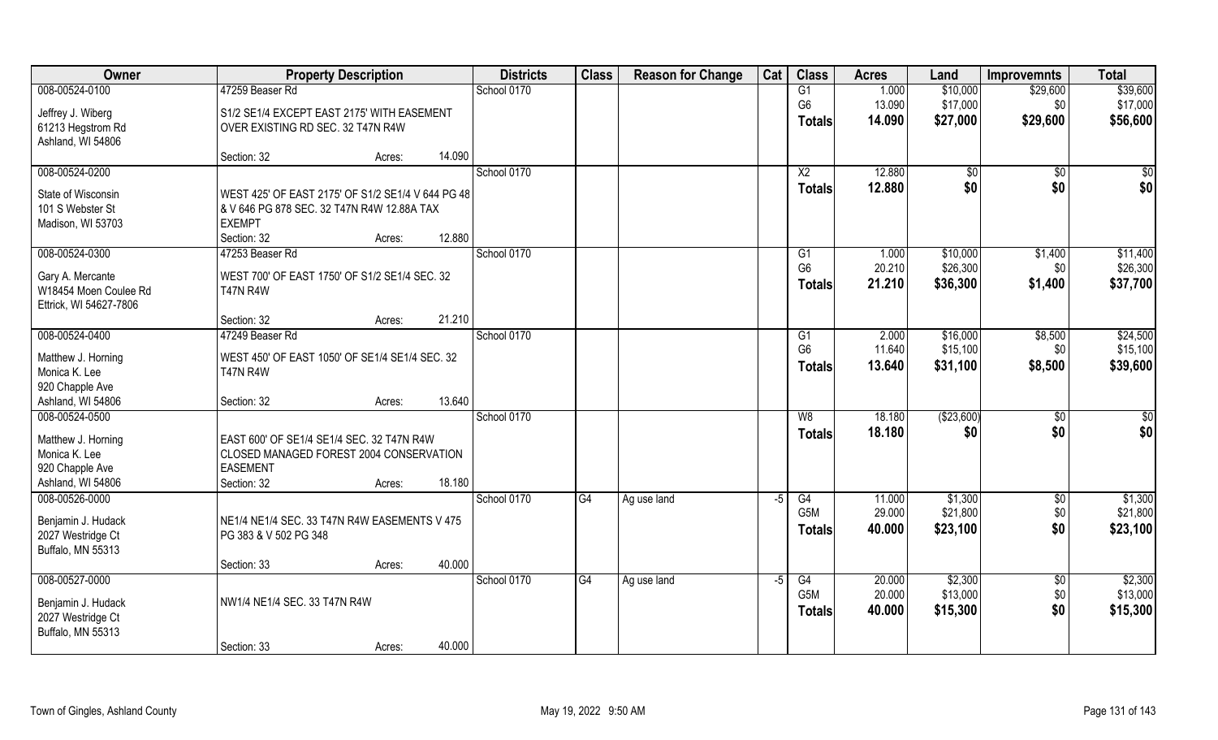| Owner | Property Description | | Districts | Class | Reason for Change | Cat | Class | Acres | Land | Improvemnts | Total |
|---|---|---|---|---|---|---|---|---|---|---|---|
| 008-00524-0100 | 47259 Beaser Rd | | School 0170 | | | | G1 | 1.000 | $10,000 | $29,600 | $39,600 |
| Jeffrey J. Wiberg | S1/2 SE1/4 EXCEPT EAST 2175' WITH EASEMENT | | | | | | G6 | 13.090 | $17,000 | $0 | $17,000 |
| 61213 Hegstrom Rd | OVER EXISTING RD SEC. 32 T47N R4W | | | | | | **Totals** | **14.090** | **$27,000** | **$29,600** | **$56,600** |
| Ashland, WI 54806 | | | | | | | | | | | |
| | Section: 32 | Acres: 14.090 | | | | | | | | | |
| 008-00524-0200 | | | School 0170 | | | | X2 | 12.880 | $0 | $0 | $0 |
| State of Wisconsin | WEST 425' OF EAST 2175' OF S1/2 SE1/4 V 644 PG 48 | | | | | | **Totals** | **12.880** | **$0** | **$0** | **$0** |
| 101 S Webster St | & V 646 PG 878 SEC. 32 T47N R4W 12.88A TAX | | | | | | | | | | |
| Madison, WI 53703 | EXEMPT | | | | | | | | | | |
| | Section: 32 | Acres: 12.880 | | | | | | | | | |
| 008-00524-0300 | 47253 Beaser Rd | | School 0170 | | | | G1 | 1.000 | $10,000 | $1,400 | $11,400 |
| Gary A. Mercante | WEST 700' OF EAST 1750' OF S1/2 SE1/4 SEC. 32 | | | | | | G6 | 20.210 | $26,300 | $0 | $26,300 |
| W18454 Moen Coulee Rd | T47N R4W | | | | | | **Totals** | **21.210** | **$36,300** | **$1,400** | **$37,700** |
| Ettrick, WI 54627-7806 | | | | | | | | | | | |
| | Section: 32 | Acres: 21.210 | | | | | | | | | |
| 008-00524-0400 | 47249 Beaser Rd | | School 0170 | | | | G1 | 2.000 | $16,000 | $8,500 | $24,500 |
| Matthew J. Horning | WEST 450' OF EAST 1050' OF SE1/4 SE1/4 SEC. 32 | | | | | | G6 | 11.640 | $15,100 | $0 | $15,100 |
| Monica K. Lee | T47N R4W | | | | | | **Totals** | **13.640** | **$31,100** | **$8,500** | **$39,600** |
| 920 Chapple Ave | | | | | | | | | | | |
| Ashland, WI 54806 | Section: 32 | Acres: 13.640 | | | | | | | | | |
| 008-00524-0500 | | | School 0170 | | | | W8 | 18.180 | ($23,600) | $0 | $0 |
| Matthew J. Horning | EAST 600' OF SE1/4 SE1/4 SEC. 32 T47N R4W | | | | | | **Totals** | **18.180** | **$0** | **$0** | **$0** |
| Monica K. Lee | CLOSED MANAGED FOREST 2004 CONSERVATION | | | | | | | | | | |
| 920 Chapple Ave | EASEMENT | | | | | | | | | | |
| Ashland, WI 54806 | Section: 32 | Acres: 18.180 | | | | | | | | | |
| 008-00526-0000 | | | School 0170 | G4 | Ag use land | -5 | G4 | 11.000 | $1,300 | $0 | $1,300 |
| Benjamin J. Hudack | NE1/4 NE1/4 SEC. 33 T47N R4W EASEMENTS V 475 | | | | | | G5M | 29.000 | $21,800 | $0 | $21,800 |
| 2027 Westridge Ct | PG 383 & V 502 PG 348 | | | | | | **Totals** | **40.000** | **$23,100** | **$0** | **$23,100** |
| Buffalo, MN 55313 | | | | | | | | | | | |
| | Section: 33 | Acres: 40.000 | | | | | | | | | |
| 008-00527-0000 | | | School 0170 | G4 | Ag use land | -5 | G4 | 20.000 | $2,300 | $0 | $2,300 |
| Benjamin J. Hudack | NW1/4 NE1/4 SEC. 33 T47N R4W | | | | | | G5M | 20.000 | $13,000 | $0 | $13,000 |
| 2027 Westridge Ct | | | | | | | **Totals** | **40.000** | **$15,300** | **$0** | **$15,300** |
| Buffalo, MN 55313 | | | | | | | | | | | |
| | Section: 33 | Acres: 40.000 | | | | | | | | | |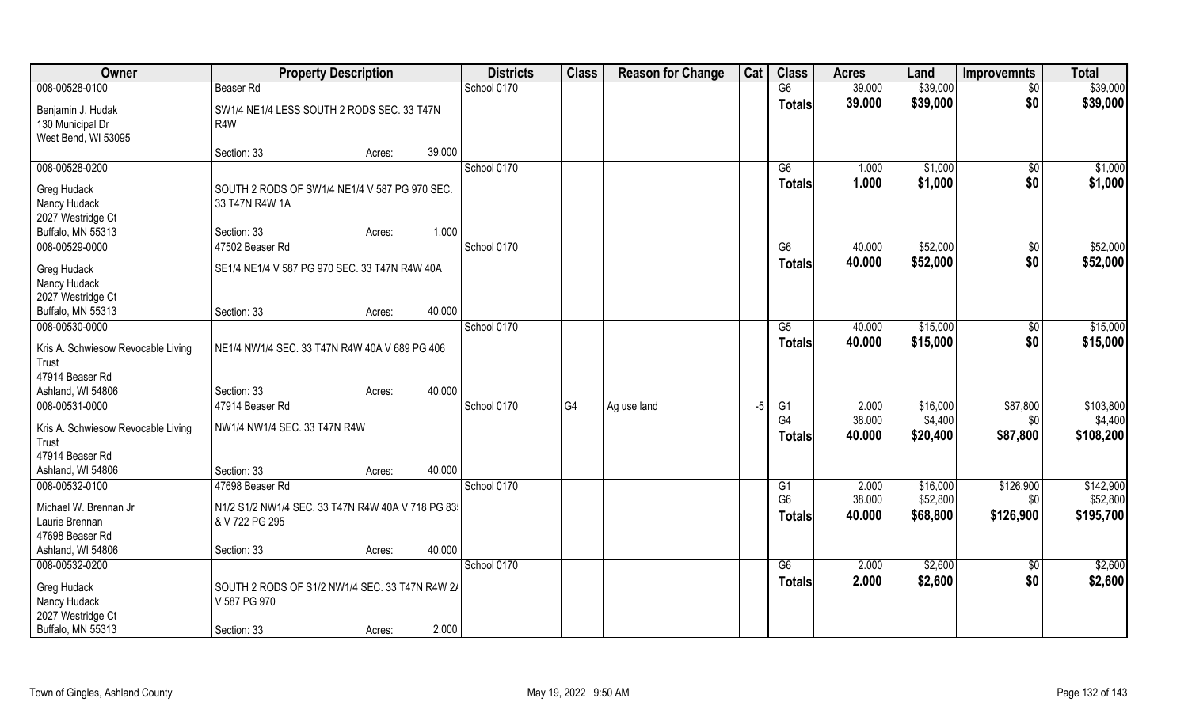| Owner | Property Description | | | Districts | Class | Reason for Change | Cat | Class | Acres | Land | Improvemnts | Total |
|---|---|---|---|---|---|---|---|---|---|---|---|---|
| 008-00528-0100 | Beaser Rd | | | School 0170 | | | | G6 | 39.000 | $39,000 | $0 | $39,000 |
| Benjamin J. Hudak<br>130 Municipal Dr<br>West Bend, WI 53095 | SW1/4 NE1/4 LESS SOUTH 2 RODS SEC. 33 T47N R4W | | | | | | | **Totals** | **39.000** | **$39,000** | **$0** | **$39,000** |
| | Section: 33 | Acres: | 39.000 | | | | | | | | | |
| 008-00528-0200 | | | | School 0170 | | | | G6 | 1.000 | $1,000 | $0 | $1,000 |
| Greg Hudack<br>Nancy Hudack<br>2027 Westridge Ct<br>Buffalo, MN 55313 | SOUTH 2 RODS OF SW1/4 NE1/4 V 587 PG 970 SEC. 33 T47N R4W 1A | | | | | | | **Totals** | **1.000** | **$1,000** | **$0** | **$1,000** |
| | Section: 33 | Acres: | 1.000 | | | | | | | | | |
| 008-00529-0000 | 47502 Beaser Rd | | | School 0170 | | | | G6 | 40.000 | $52,000 | $0 | $52,000 |
| Greg Hudack<br>Nancy Hudack<br>2027 Westridge Ct<br>Buffalo, MN 55313 | SE1/4 NE1/4 V 587 PG 970 SEC. 33 T47N R4W 40A | | | | | | | **Totals** | **40.000** | **$52,000** | **$0** | **$52,000** |
| | Section: 33 | Acres: | 40.000 | | | | | | | | | |
| 008-00530-0000 | | | | School 0170 | | | | G5 | 40.000 | $15,000 | $0 | $15,000 |
| Kris A. Schwiesow Revocable Living Trust<br>47914 Beaser Rd<br>Ashland, WI 54806 | NE1/4 NW1/4 SEC. 33 T47N R4W 40A V 689 PG 406 | | | | | | | **Totals** | **40.000** | **$15,000** | **$0** | **$15,000** |
| | Section: 33 | Acres: | 40.000 | | | | | | | | | |
| 008-00531-0000 | 47914 Beaser Rd | | | School 0170 | G4 | Ag use land | -5 | G1 | 2.000 | $16,000 | $87,800 | $103,800 |
| Kris A. Schwiesow Revocable Living Trust<br>47914 Beaser Rd<br>Ashland, WI 54806 | NW1/4 NW1/4 SEC. 33 T47N R4W | | | | | | | G4 | 38.000 | $4,400 | $0 | $4,400 |
| | | | | | | | | **Totals** | **40.000** | **$20,400** | **$87,800** | **$108,200** |
| | Section: 33 | Acres: | 40.000 | | | | | | | | | |
| 008-00532-0100 | 47698 Beaser Rd | | | School 0170 | | | | G1 | 2.000 | $16,000 | $126,900 | $142,900 |
| Michael W. Brennan Jr<br>Laurie Brennan<br>47698 Beaser Rd<br>Ashland, WI 54806 | N1/2 S1/2 NW1/4 SEC. 33 T47N R4W 40A V 718 PG 83 & V 722 PG 295 | | | | | | | G6 | 38.000 | $52,800 | $0 | $52,800 |
| | | | | | | | | **Totals** | **40.000** | **$68,800** | **$126,900** | **$195,700** |
| | Section: 33 | Acres: | 40.000 | | | | | | | | | |
| 008-00532-0200 | | | | School 0170 | | | | G6 | 2.000 | $2,600 | $0 | $2,600 |
| Greg Hudack<br>Nancy Hudack<br>2027 Westridge Ct<br>Buffalo, MN 55313 | SOUTH 2 RODS OF S1/2 NW1/4 SEC. 33 T47N R4W 2A V 587 PG 970 | | | | | | | **Totals** | **2.000** | **$2,600** | **$0** | **$2,600** |
| | Section: 33 | Acres: | 2.000 | | | | | | | | | |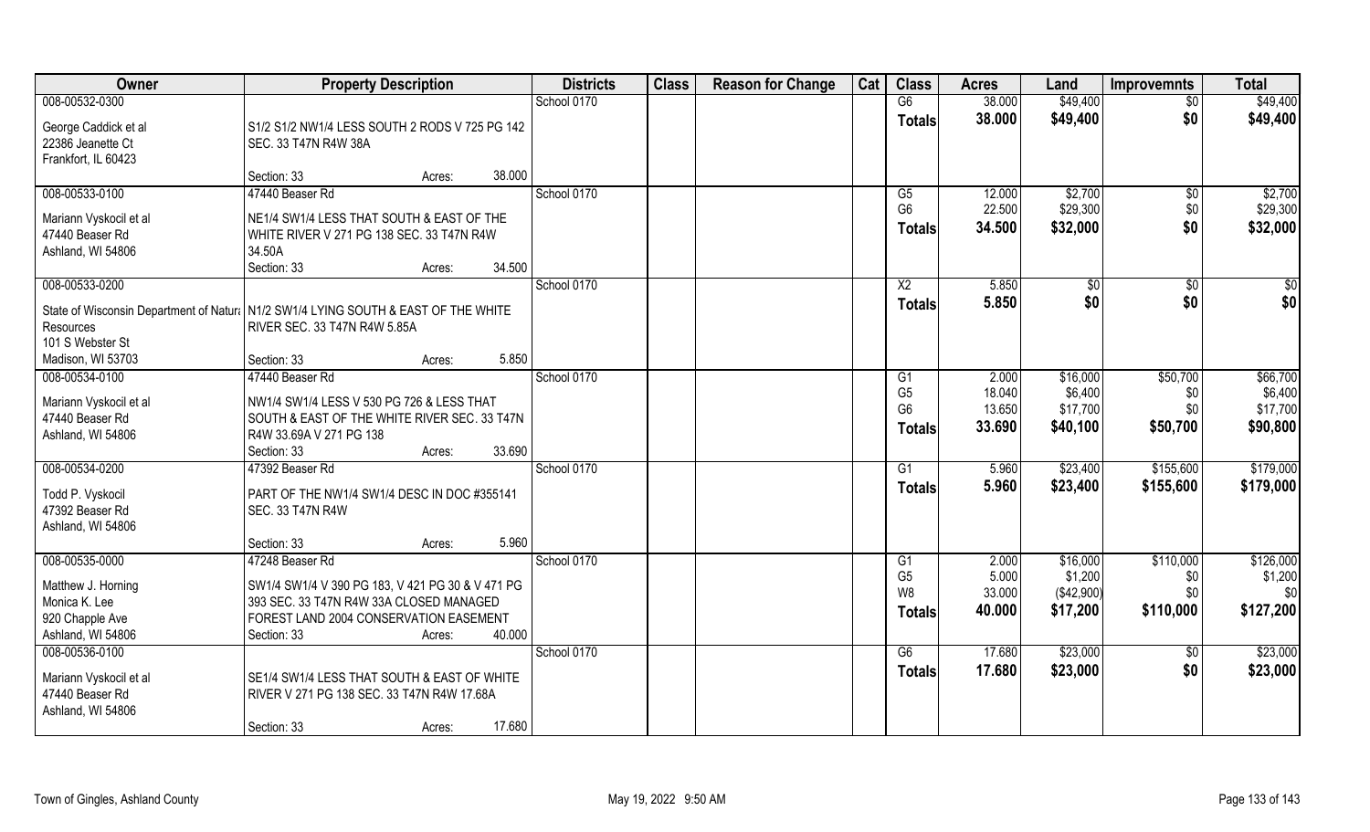| Owner | Property Description | Districts | Class | Reason for Change | Cat | Class | Acres | Land | Improvemnts | Total |
|---|---|---|---|---|---|---|---|---|---|---|
| 008-00532-0300 | | School 0170 | | | | G6 | 38.000 | $49,400 | $0 | $49,400 |
| George Caddick et al<br>22386 Jeanette Ct<br>Frankfort, IL 60423 | S1/2 S1/2 NW1/4 LESS SOUTH 2 RODS V 725 PG 142 SEC. 33 T47N R4W 38A | | | | | Totals | 38.000 | $49,400 | $0 | $49,400 |
| | Section: 33 Acres: 38.000 | | | | | | | | | |
| 008-00533-0100 | 47440 Beaser Rd | School 0170 | | | | G5 | 12.000 | $2,700 | $0 | $2,700 |
| Mariann Vyskocil et al<br>47440 Beaser Rd<br>Ashland, WI 54806 | NE1/4 SW1/4 LESS THAT SOUTH & EAST OF THE WHITE RIVER V 271 PG 138 SEC. 33 T47N R4W 34.50A | | | | | G6 | 22.500 | $29,300 | $0 | $29,300 |
| | | | | | | Totals | 34.500 | $32,000 | $0 | $32,000 |
| | Section: 33 Acres: 34.500 | | | | | | | | | |
| 008-00533-0200 | | School 0170 | | | | X2 | 5.850 | $0 | $0 | $0 |
| State of Wisconsin Department of Natural Resources<br>101 S Webster St<br>Madison, WI 53703 | N1/2 SW1/4 LYING SOUTH & EAST OF THE WHITE RIVER SEC. 33 T47N R4W 5.85A | | | | | Totals | 5.850 | $0 | $0 | $0 |
| | Section: 33 Acres: 5.850 | | | | | | | | | |
| 008-00534-0100 | 47440 Beaser Rd | School 0170 | | | | G1 | 2.000 | $16,000 | $50,700 | $66,700 |
| Mariann Vyskocil et al<br>47440 Beaser Rd<br>Ashland, WI 54806 | NW1/4 SW1/4 LESS V 530 PG 726 & LESS THAT SOUTH & EAST OF THE WHITE RIVER SEC. 33 T47N R4W 33.69A V 271 PG 138 | | | | | G5 | 18.040 | $6,400 | $0 | $6,400 |
| | | | | | | G6 | 13.650 | $17,700 | $0 | $17,700 |
| | | | | | | Totals | 33.690 | $40,100 | $50,700 | $90,800 |
| | Section: 33 Acres: 33.690 | | | | | | | | | |
| 008-00534-0200 | 47392 Beaser Rd | School 0170 | | | | G1 | 5.960 | $23,400 | $155,600 | $179,000 |
| Todd P. Vyskocil<br>47392 Beaser Rd<br>Ashland, WI 54806 | PART OF THE NW1/4 SW1/4 DESC IN DOC #355141 SEC. 33 T47N R4W | | | | | Totals | 5.960 | $23,400 | $155,600 | $179,000 |
| | Section: 33 Acres: 5.960 | | | | | | | | | |
| 008-00535-0000 | 47248 Beaser Rd | School 0170 | | | | G1 | 2.000 | $16,000 | $110,000 | $126,000 |
| Matthew J. Horning<br>Monica K. Lee<br>920 Chapple Ave<br>Ashland, WI 54806 | SW1/4 SW1/4 V 390 PG 183, V 421 PG 30 & V 471 PG 393 SEC. 33 T47N R4W 33A CLOSED MANAGED FOREST LAND 2004 CONSERVATION EASEMENT | | | | | G5 | 5.000 | $1,200 | $0 | $1,200 |
| | | | | | | W8 | 33.000 | ($42,900) | $0 | $0 |
| | | | | | | Totals | 40.000 | $17,200 | $110,000 | $127,200 |
| | Section: 33 Acres: 40.000 | | | | | | | | | |
| 008-00536-0100 | | School 0170 | | | | G6 | 17.680 | $23,000 | $0 | $23,000 |
| Mariann Vyskocil et al<br>47440 Beaser Rd<br>Ashland, WI 54806 | SE1/4 SW1/4 LESS THAT SOUTH & EAST OF WHITE RIVER V 271 PG 138 SEC. 33 T47N R4W 17.68A | | | | | Totals | 17.680 | $23,000 | $0 | $23,000 |
| | Section: 33 Acres: 17.680 | | | | | | | | | |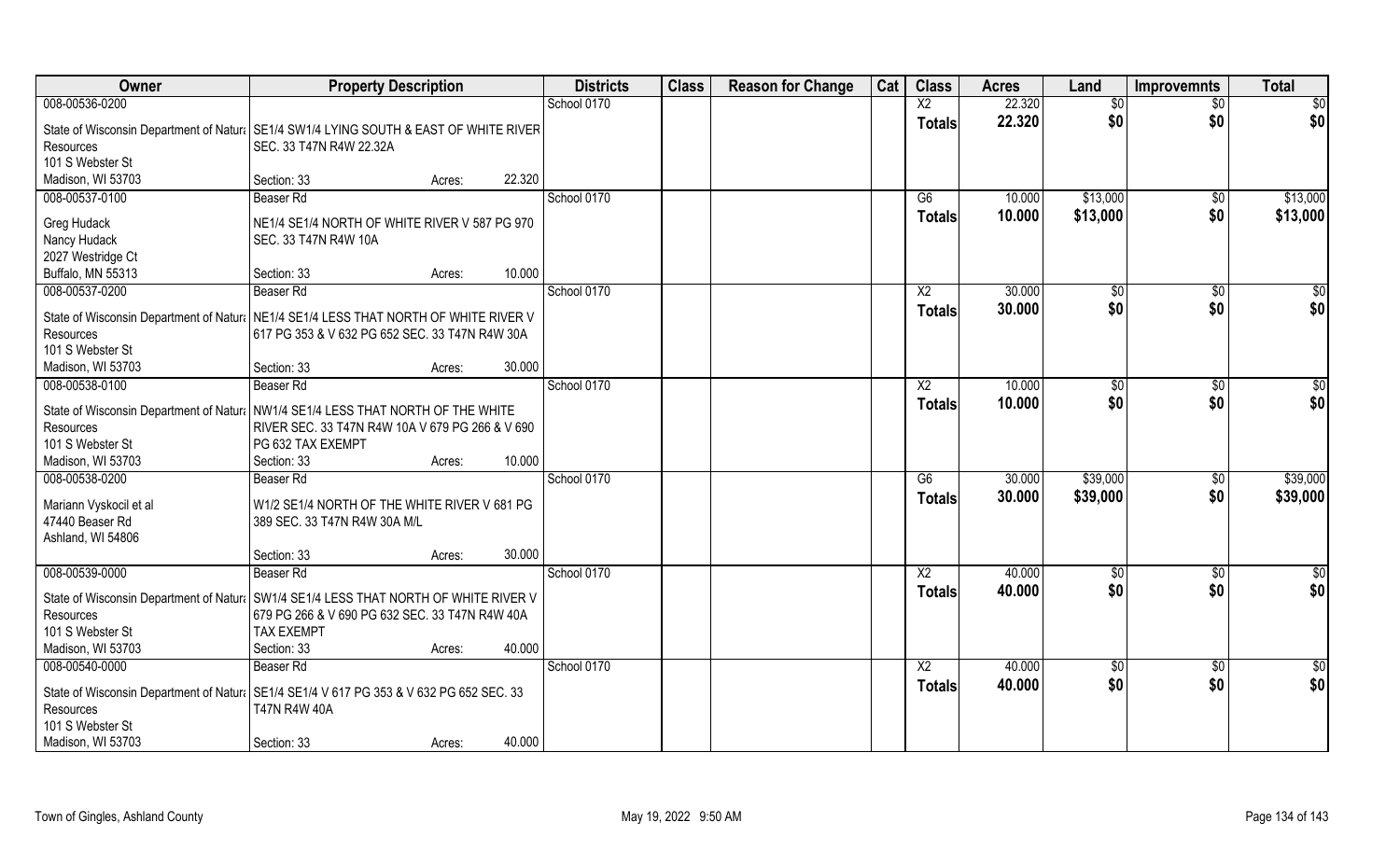| Owner | Property Description | Districts | Class | Reason for Change | Cat | Class | Acres | Land | Improvemnts | Total |
|---|---|---|---|---|---|---|---|---|---|---|
| 008-00536-0200<br>State of Wisconsin Department of Natura<br>Resources<br>101 S Webster St<br>Madison, WI 53703 | SE1/4 SW1/4 LYING SOUTH & EAST OF WHITE RIVER SEC. 33 T47N R4W 22.32A<br>Section: 33 Acres: 22.320 | School 0170 | | | | X2<br>**Totals** | 22.320<br>**22.320** | $0<br>**$0** | $0<br>**$0** | $0<br>**$0** |
| 008-00537-0100<br>Greg Hudack<br>Nancy Hudack<br>2027 Westridge Ct<br>Buffalo, MN 55313 | Beaser Rd<br>NE1/4 SE1/4 NORTH OF WHITE RIVER V 587 PG 970 SEC. 33 T47N R4W 10A<br>Section: 33 Acres: 10.000 | School 0170 | | | | G6<br>**Totals** | 10.000<br>**10.000** | $13,000<br>**$13,000** | $0<br>**$0** | $13,000<br>**$13,000** |
| 008-00537-0200<br>State of Wisconsin Department of Natura<br>Resources<br>101 S Webster St<br>Madison, WI 53703 | Beaser Rd<br>NE1/4 SE1/4 LESS THAT NORTH OF WHITE RIVER V 617 PG 353 & V 632 PG 652 SEC. 33 T47N R4W 30A<br>Section: 33 Acres: 30.000 | School 0170 | | | | X2<br>**Totals** | 30.000<br>**30.000** | $0<br>**$0** | $0<br>**$0** | $0<br>**$0** |
| 008-00538-0100<br>State of Wisconsin Department of Natura<br>Resources<br>101 S Webster St<br>Madison, WI 53703 | Beaser Rd<br>NW1/4 SE1/4 LESS THAT NORTH OF THE WHITE RIVER SEC. 33 T47N R4W 10A V 679 PG 266 & V 690 PG 632 TAX EXEMPT<br>Section: 33 Acres: 10.000 | School 0170 | | | | X2<br>**Totals** | 10.000<br>**10.000** | $0<br>**$0** | $0<br>**$0** | $0<br>**$0** |
| 008-00538-0200<br>Mariann Vyskocil et al<br>47440 Beaser Rd<br>Ashland, WI 54806 | Beaser Rd<br>W1/2 SE1/4 NORTH OF THE WHITE RIVER V 681 PG 389 SEC. 33 T47N R4W 30A M/L<br>Section: 33 Acres: 30.000 | School 0170 | | | | G6<br>**Totals** | 30.000<br>**30.000** | $39,000<br>**$39,000** | $0<br>**$0** | $39,000<br>**$39,000** |
| 008-00539-0000<br>State of Wisconsin Department of Natura<br>Resources<br>101 S Webster St<br>Madison, WI 53703 | Beaser Rd<br>SW1/4 SE1/4 LESS THAT NORTH OF WHITE RIVER V 679 PG 266 & V 690 PG 632. SEC. 33 T47N R4W 40A TAX EXEMPT<br>Section: 33 Acres: 40.000 | School 0170 | | | | X2<br>**Totals** | 40.000<br>**40.000** | $0<br>**$0** | $0<br>**$0** | $0<br>**$0** |
| 008-00540-0000<br>State of Wisconsin Department of Natura<br>Resources<br>101 S Webster St<br>Madison, WI 53703 | Beaser Rd<br>SE1/4 SE1/4 V 617 PG 353 & V 632 PG 652 SEC. 33 T47N R4W 40A<br>Section: 33 Acres: 40.000 | School 0170 | | | | X2<br>**Totals** | 40.000<br>**40.000** | $0<br>**$0** | $0<br>**$0** | $0<br>**$0** |

Town of Gingles, Ashland County — May 19, 2022 9:50 AM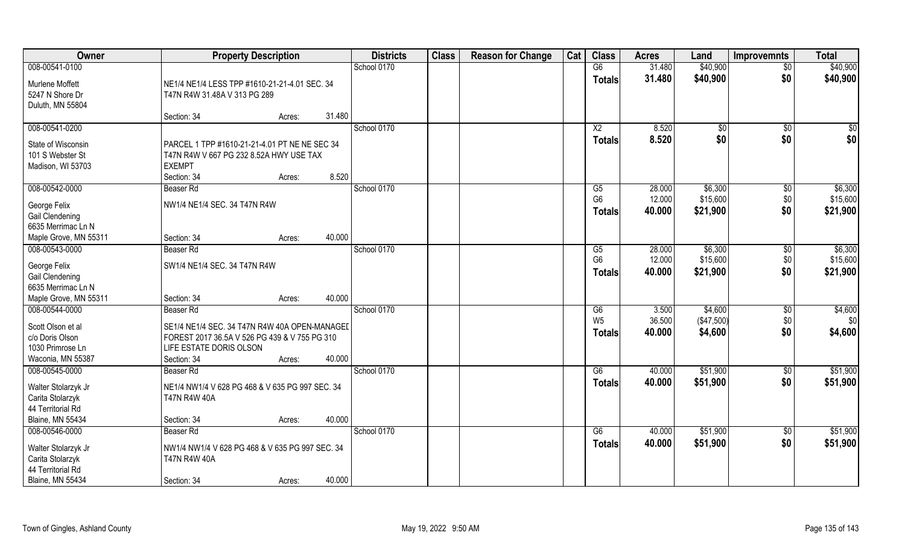| Owner | Property Description | | Districts | Class | Reason for Change | Cat | Class | Acres | Land | Improvemnts | Total |
|---|---|---|---|---|---|---|---|---|---|---|---|
| 008-00541-0100 | | | School 0170 | | | | G6 | 31.480 | $40,900 | $0 | $40,900 |
| Murlene Moffett | NE1/4 NE1/4 LESS TPP #1610-21-21-4.01 SEC. 34 | | | | | | Totals | 31.480 | $40,900 | $0 | $40,900 |
| 5247 N Shore Dr | T47N R4W 31.48A V 313 PG 289 | | | | | | | | | | |
| Duluth, MN 55804 | | | | | | | | | | | |
| | Section: 34 | Acres: 31.480 | | | | | | | | | |
| 008-00541-0200 | | | School 0170 | | | | X2 | 8.520 | $0 | $0 | $0 |
| State of Wisconsin | PARCEL 1 TPP #1610-21-21-4.01 PT NE NE SEC 34 | | | | | | Totals | 8.520 | $0 | $0 | $0 |
| 101 S Webster St | T47N R4W V 667 PG 232 8.52A HWY USE TAX | | | | | | | | | | |
| Madison, WI 53703 | EXEMPT | | | | | | | | | | |
| | Section: 34 | Acres: 8.520 | | | | | | | | | |
| 008-00542-0000 | Beaser Rd | | School 0170 | | | | G5 | 28.000 | $6,300 | $0 | $6,300 |
| George Felix | NW1/4 NE1/4 SEC. 34 T47N R4W | | | | | | G6 | 12.000 | $15,600 | $0 | $15,600 |
| Gail Clendening | | | | | | | Totals | 40.000 | $21,900 | $0 | $21,900 |
| 6635 Merrimac Ln N | | | | | | | | | | | |
| Maple Grove, MN 55311 | Section: 34 | Acres: 40.000 | | | | | | | | | |
| 008-00543-0000 | Beaser Rd | | School 0170 | | | | G5 | 28.000 | $6,300 | $0 | $6,300 |
| George Felix | SW1/4 NE1/4 SEC. 34 T47N R4W | | | | | | G6 | 12.000 | $15,600 | $0 | $15,600 |
| Gail Clendening | | | | | | | Totals | 40.000 | $21,900 | $0 | $21,900 |
| 6635 Merrimac Ln N | | | | | | | | | | | |
| Maple Grove, MN 55311 | Section: 34 | Acres: 40.000 | | | | | | | | | |
| 008-00544-0000 | Beaser Rd | | School 0170 | | | | G6 | 3.500 | $4,600 | $0 | $4,600 |
| Scott Olson et al | SE1/4 NE1/4 SEC. 34 T47N R4W 40A OPEN-MANAGED | | | | | | W5 | 36.500 | ($47,500) | $0 | $0 |
| c/o Doris Olson | FOREST 2017 36.5A V 526 PG 439 & V 755 PG 310 | | | | | | Totals | 40.000 | $4,600 | $0 | $4,600 |
| 1030 Primrose Ln | LIFE ESTATE DORIS OLSON | | | | | | | | | | |
| Waconia, MN 55387 | Section: 34 | Acres: 40.000 | | | | | | | | | |
| 008-00545-0000 | Beaser Rd | | School 0170 | | | | G6 | 40.000 | $51,900 | $0 | $51,900 |
| Walter Stolarzyk Jr | NE1/4 NW1/4 V 628 PG 468 & V 635 PG 997 SEC. 34 | | | | | | Totals | 40.000 | $51,900 | $0 | $51,900 |
| Carita Stolarzyk | T47N R4W 40A | | | | | | | | | | |
| 44 Territorial Rd | | | | | | | | | | | |
| Blaine, MN 55434 | Section: 34 | Acres: 40.000 | | | | | | | | | |
| 008-00546-0000 | Beaser Rd | | School 0170 | | | | G6 | 40.000 | $51,900 | $0 | $51,900 |
| Walter Stolarzyk Jr | NW1/4 NW1/4 V 628 PG 468 & V 635 PG 997 SEC. 34 | | | | | | Totals | 40.000 | $51,900 | $0 | $51,900 |
| Carita Stolarzyk | T47N R4W 40A | | | | | | | | | | |
| 44 Territorial Rd | | | | | | | | | | | |
| Blaine, MN 55434 | Section: 34 | Acres: 40.000 | | | | | | | | | |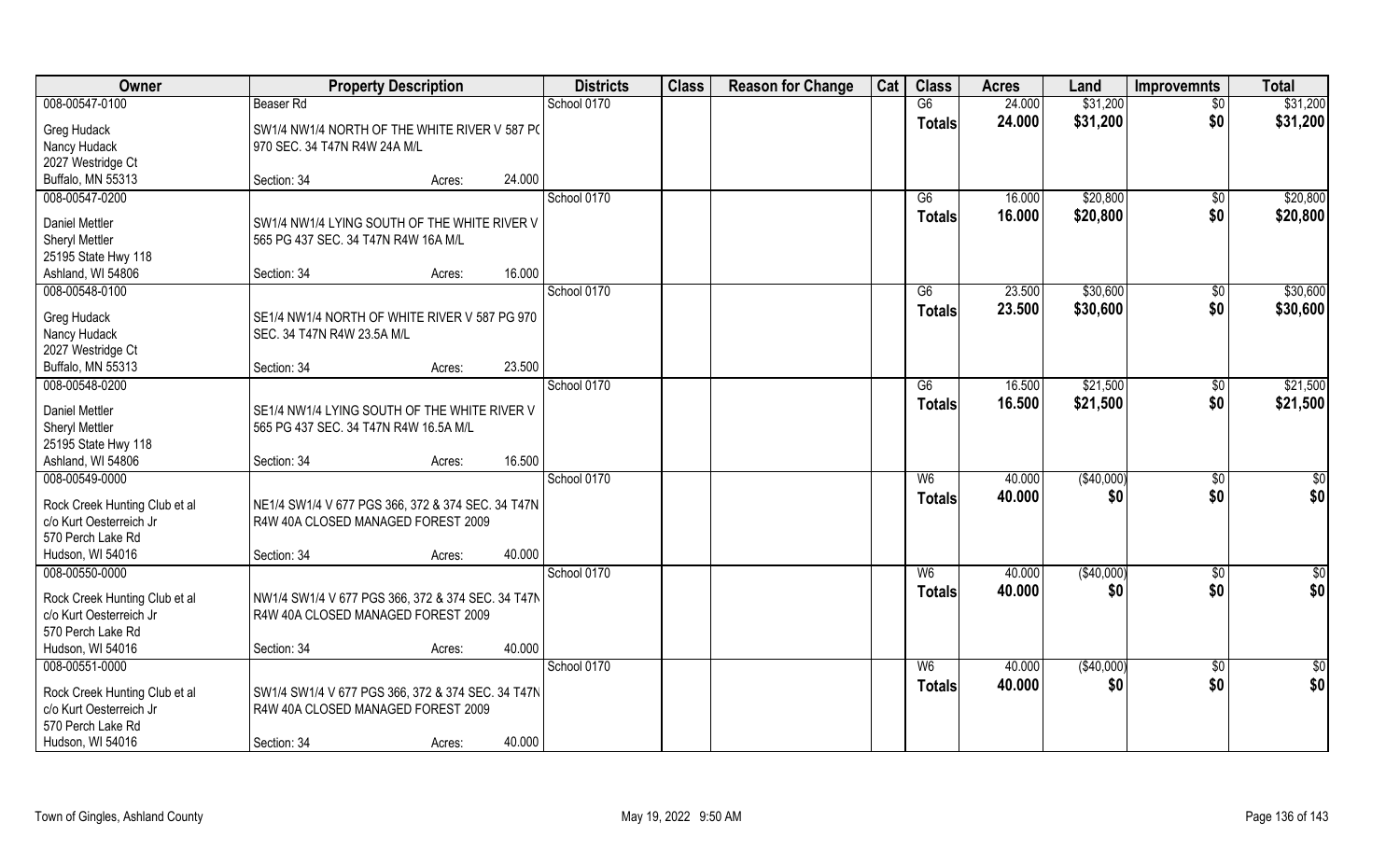| Owner | Property Description | Districts | Class | Reason for Change | Cat | Class | Acres | Land | Improvemnts | Total |
|---|---|---|---|---|---|---|---|---|---|---|
| 008-00547-0100 | Beaser Rd | School 0170 | | | | G6 | 24.000 | $31,200 | $0 | $31,200 |
| Greg Hudack<br>Nancy Hudack<br>2027 Westridge Ct<br>Buffalo, MN 55313 | SW1/4 NW1/4 NORTH OF THE WHITE RIVER V 587 PG 970 SEC. 34 T47N R4W 24A M/L<br>Section: 34 Acres: 24.000 | | | | | Totals | 24.000 | $31,200 | $0 | $31,200 |
| 008-00547-0200 | | School 0170 | | | | G6 | 16.000 | $20,800 | $0 | $20,800 |
| Daniel Mettler<br>Sheryl Mettler<br>25195 State Hwy 118<br>Ashland, WI 54806 | SW1/4 NW1/4 LYING SOUTH OF THE WHITE RIVER V 565 PG 437 SEC. 34 T47N R4W 16A M/L<br>Section: 34 Acres: 16.000 | | | | | Totals | 16.000 | $20,800 | $0 | $20,800 |
| 008-00548-0100 | | School 0170 | | | | G6 | 23.500 | $30,600 | $0 | $30,600 |
| Greg Hudack<br>Nancy Hudack<br>2027 Westridge Ct<br>Buffalo, MN 55313 | SE1/4 NW1/4 NORTH OF WHITE RIVER V 587 PG 970 SEC. 34 T47N R4W 23.5A M/L<br>Section: 34 Acres: 23.500 | | | | | Totals | 23.500 | $30,600 | $0 | $30,600 |
| 008-00548-0200 | | School 0170 | | | | G6 | 16.500 | $21,500 | $0 | $21,500 |
| Daniel Mettler<br>Sheryl Mettler<br>25195 State Hwy 118<br>Ashland, WI 54806 | SE1/4 NW1/4 LYING SOUTH OF THE WHITE RIVER V 565 PG 437 SEC. 34 T47N R4W 16.5A M/L<br>Section: 34 Acres: 16.500 | | | | | Totals | 16.500 | $21,500 | $0 | $21,500 |
| 008-00549-0000 | | School 0170 | | | | W6 | 40.000 | ($40,000) | $0 | $0 |
| Rock Creek Hunting Club et al<br>c/o Kurt Oesterreich Jr<br>570 Perch Lake Rd<br>Hudson, WI 54016 | NE1/4 SW1/4 V 677 PGS 366, 372 & 374 SEC. 34 T47N R4W 40A CLOSED MANAGED FOREST 2009<br>Section: 34 Acres: 40.000 | | | | | Totals | 40.000 | $0 | $0 | $0 |
| 008-00550-0000 | | School 0170 | | | | W6 | 40.000 | ($40,000) | $0 | $0 |
| Rock Creek Hunting Club et al<br>c/o Kurt Oesterreich Jr<br>570 Perch Lake Rd<br>Hudson, WI 54016 | NW1/4 SW1/4 V 677 PGS 366, 372 & 374 SEC. 34 T47N R4W 40A CLOSED MANAGED FOREST 2009<br>Section: 34 Acres: 40.000 | | | | | Totals | 40.000 | $0 | $0 | $0 |
| 008-00551-0000 | | School 0170 | | | | W6 | 40.000 | ($40,000) | $0 | $0 |
| Rock Creek Hunting Club et al<br>c/o Kurt Oesterreich Jr<br>570 Perch Lake Rd<br>Hudson, WI 54016 | SW1/4 SW1/4 V 677 PGS 366, 372 & 374 SEC. 34 T47N R4W 40A CLOSED MANAGED FOREST 2009<br>Section: 34 Acres: 40.000 | | | | | Totals | 40.000 | $0 | $0 | $0 |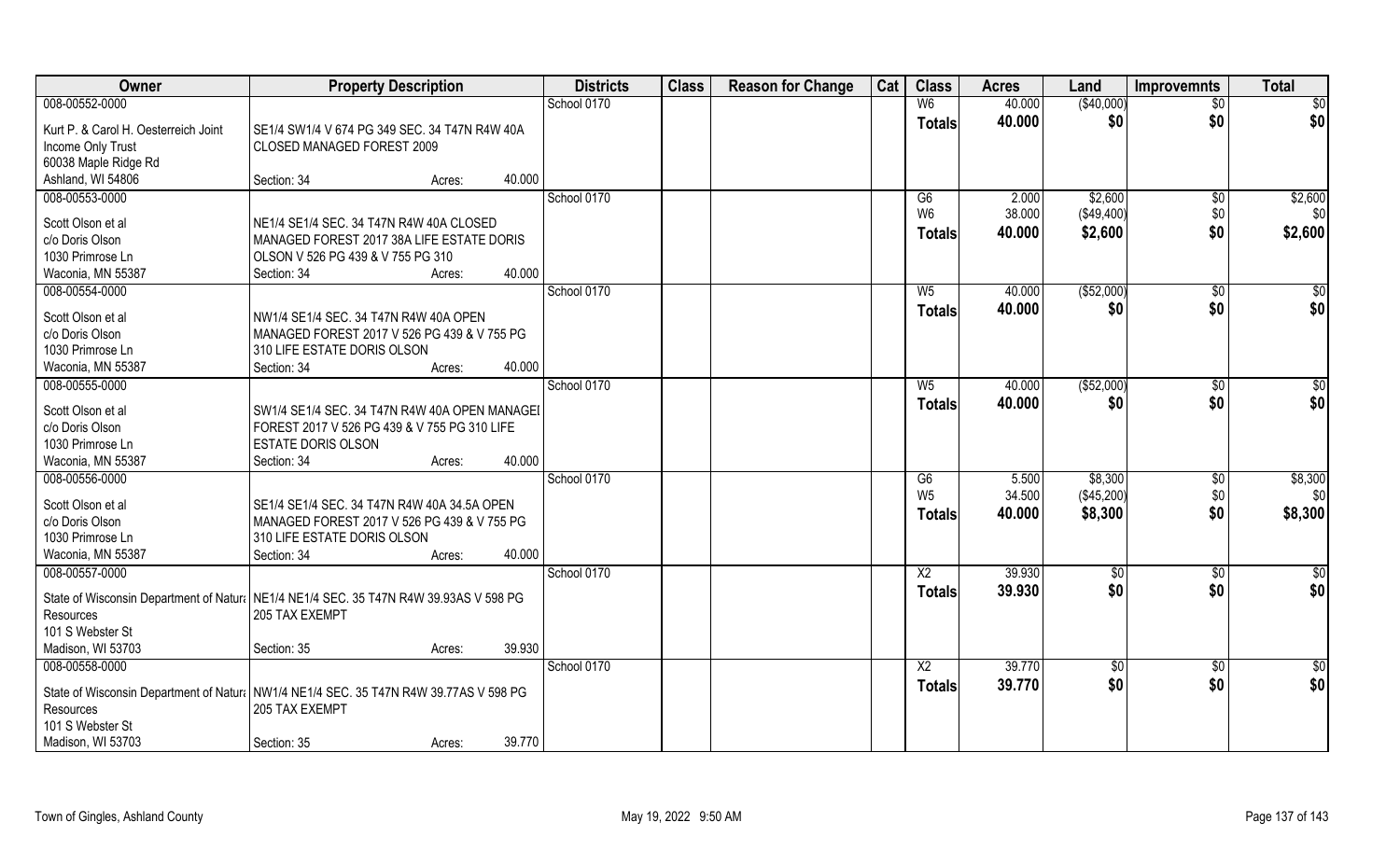| Owner | Property Description | Districts | Class | Reason for Change | Cat | Class | Acres | Land | Improvemnts | Total |
|---|---|---|---|---|---|---|---|---|---|---|
| 008-00552-0000<br>Kurt P. & Carol H. Oesterreich Joint Income Only Trust<br>60038 Maple Ridge Rd<br>Ashland, WI 54806 | SE1/4 SW1/4 V 674 PG 349 SEC. 34 T47N R4W 40A CLOSED MANAGED FOREST 2009<br>Section: 34 Acres: 40.000 | School 0170 | | | | W6<br>**Totals** | 40.000<br>**40.000** | ($40,000)<br>**$0** | $0<br>**$0** | $0<br>**$0** |
| 008-00553-0000<br>Scott Olson et al<br>c/o Doris Olson<br>1030 Primrose Ln<br>Waconia, MN 55387 | NE1/4 SE1/4 SEC. 34 T47N R4W 40A CLOSED MANAGED FOREST 2017 38A LIFE ESTATE DORIS OLSON V 526 PG 439 & V 755 PG 310<br>Section: 34 Acres: 40.000 | School 0170 | | | | G6<br>W6<br>**Totals** | 2.000<br>38.000<br>**40.000** | $2,600<br>($49,400)<br>**$2,600** | $0<br>$0<br>**$0** | $2,600<br>$0<br>**$2,600** |
| 008-00554-0000<br>Scott Olson et al<br>c/o Doris Olson<br>1030 Primrose Ln<br>Waconia, MN 55387 | NW1/4 SE1/4 SEC. 34 T47N R4W 40A OPEN MANAGED FOREST 2017 V 526 PG 439 & V 755 PG 310 LIFE ESTATE DORIS OLSON<br>Section: 34 Acres: 40.000 | School 0170 | | | | W5<br>**Totals** | 40.000<br>**40.000** | ($52,000)<br>**$0** | $0<br>**$0** | $0<br>**$0** |
| 008-00555-0000<br>Scott Olson et al<br>c/o Doris Olson<br>1030 Primrose Ln<br>Waconia, MN 55387 | SW1/4 SE1/4 SEC. 34 T47N R4W 40A OPEN MANAGED FOREST 2017 V 526 PG 439 & V 755 PG 310 LIFE ESTATE DORIS OLSON<br>Section: 34 Acres: 40.000 | School 0170 | | | | W5<br>**Totals** | 40.000<br>**40.000** | ($52,000)<br>**$0** | $0<br>**$0** | $0<br>**$0** |
| 008-00556-0000<br>Scott Olson et al<br>c/o Doris Olson<br>1030 Primrose Ln<br>Waconia, MN 55387 | SE1/4 SE1/4 SEC. 34 T47N R4W 40A 34.5A OPEN MANAGED FOREST 2017 V 526 PG 439 & V 755 PG 310 LIFE ESTATE DORIS OLSON<br>Section: 34 Acres: 40.000 | School 0170 | | | | G6<br>W5<br>**Totals** | 5.500<br>34.500<br>**40.000** | $8,300<br>($45,200)<br>**$8,300** | $0<br>$0<br>**$0** | $8,300<br>$0<br>**$8,300** |
| 008-00557-0000<br>State of Wisconsin Department of Natural Resources<br>101 S Webster St<br>Madison, WI 53703 | NE1/4 NE1/4 SEC. 35 T47N R4W 39.93AS V 598 PG 205 TAX EXEMPT<br>Section: 35 Acres: 39.930 | School 0170 | | | | X2<br>**Totals** | 39.930<br>**39.930** | $0<br>**$0** | $0<br>**$0** | $0<br>**$0** |
| 008-00558-0000<br>State of Wisconsin Department of Natural Resources<br>101 S Webster St<br>Madison, WI 53703 | NW1/4 NE1/4 SEC. 35 T47N R4W 39.77AS V 598 PG 205 TAX EXEMPT<br>Section: 35 Acres: 39.770 | School 0170 | | | | X2<br>**Totals** | 39.770<br>**39.770** | $0<br>**$0** | $0<br>**$0** | $0<br>**$0** |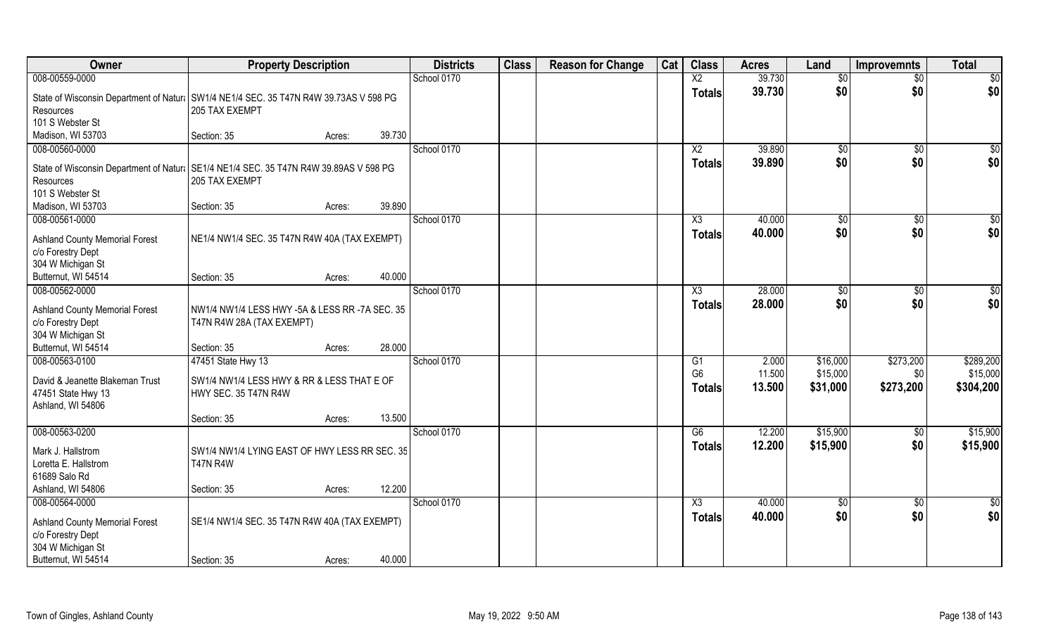| Owner | Property Description | | | Districts | Class | Reason for Change | Cat | Class | Acres | Land | Improvemnts | Total |
|---|---|---|---|---|---|---|---|---|---|---|---|---|
| 008-00559-0000 | | | | School 0170 | | | | X2 | 39.730 | $0 | $0 | $0 |
| State of Wisconsin Department of Natura Resources 101 S Webster St Madison, WI 53703 | SW1/4 NE1/4 SEC. 35 T47N R4W 39.73AS V 598 PG 205 TAX EXEMPT | | | | | | | Totals | 39.730 | $0 | $0 | $0 |
| | Section: 35 | Acres: | 39.730 | | | | | | | | | |
| 008-00560-0000 | | | | School 0170 | | | | X2 | 39.890 | $0 | $0 | $0 |
| State of Wisconsin Department of Natura Resources 101 S Webster St Madison, WI 53703 | SE1/4 NE1/4 SEC. 35 T47N R4W 39.89AS V 598 PG 205 TAX EXEMPT | | | | | | | Totals | 39.890 | $0 | $0 | $0 |
| | Section: 35 | Acres: | 39.890 | | | | | | | | | |
| 008-00561-0000 | | | | School 0170 | | | | X3 | 40.000 | $0 | $0 | $0 |
| Ashland County Memorial Forest c/o Forestry Dept 304 W Michigan St Butternut, WI 54514 | NE1/4 NW1/4 SEC. 35 T47N R4W 40A (TAX EXEMPT) | | | | | | | Totals | 40.000 | $0 | $0 | $0 |
| | Section: 35 | Acres: | 40.000 | | | | | | | | | |
| 008-00562-0000 | | | | School 0170 | | | | X3 | 28.000 | $0 | $0 | $0 |
| Ashland County Memorial Forest c/o Forestry Dept 304 W Michigan St Butternut, WI 54514 | NW1/4 NW1/4 LESS HWY -5A & LESS RR -7A SEC. 35 T47N R4W 28A (TAX EXEMPT) | | | | | | | Totals | 28.000 | $0 | $0 | $0 |
| | Section: 35 | Acres: | 28.000 | | | | | | | | | |
| 008-00563-0100 | 47451 State Hwy 13 | | | School 0170 | | | | G1 | 2.000 | $16,000 | $273,200 | $289,200 |
| David & Jeanette Blakeman Trust 47451 State Hwy 13 Ashland, WI 54806 | SW1/4 NW1/4 LESS HWY & RR & LESS THAT E OF HWY SEC. 35 T47N R4W | | | | | | | G6 | 11.500 | $15,000 | $0 | $15,000 |
| | | | | | | | | Totals | 13.500 | $31,000 | $273,200 | $304,200 |
| | Section: 35 | Acres: | 13.500 | | | | | | | | | |
| 008-00563-0200 | | | | School 0170 | | | | G6 | 12.200 | $15,900 | $0 | $15,900 |
| Mark J. Hallstrom Loretta E. Hallstrom 61689 Salo Rd Ashland, WI 54806 | SW1/4 NW1/4 LYING EAST OF HWY LESS RR SEC. 35 T47N R4W | | | | | | | Totals | 12.200 | $15,900 | $0 | $15,900 |
| | Section: 35 | Acres: | 12.200 | | | | | | | | | |
| 008-00564-0000 | | | | School 0170 | | | | X3 | 40.000 | $0 | $0 | $0 |
| Ashland County Memorial Forest c/o Forestry Dept 304 W Michigan St Butternut, WI 54514 | SE1/4 NW1/4 SEC. 35 T47N R4W 40A (TAX EXEMPT) | | | | | | | Totals | 40.000 | $0 | $0 | $0 |
| | Section: 35 | Acres: | 40.000 | | | | | | | | | |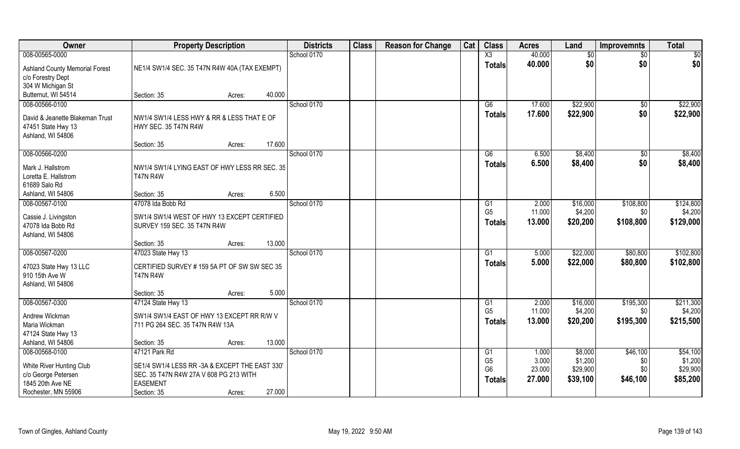| Owner | Property Description | | | Districts | Class | Reason for Change | Cat | Class | Acres | Land | Improvemnts | Total |
|---|---|---|---|---|---|---|---|---|---|---|---|---|
| 008-00565-0000 | | | | School 0170 | | | | X3 | 40.000 | $0 | $0 | $0 |
| Ashland County Memorial Forest | NE1/4 SW1/4 SEC. 35 T47N R4W 40A (TAX EXEMPT) | | | | | | | Totals | 40.000 | $0 | $0 | $0 |
| c/o Forestry Dept | | | | | | | | | | | | |
| 304 W Michigan St | | | | | | | | | | | | |
| Butternut, WI 54514 | Section: 35 | Acres: | 40.000 | | | | | | | | | |
| 008-00566-0100 | | | | School 0170 | | | | G6 | 17.600 | $22,900 | $0 | $22,900 |
| David & Jeanette Blakeman Trust | NW1/4 SW1/4 LESS HWY & RR & LESS THAT E OF | | | | | | | Totals | 17.600 | $22,900 | $0 | $22,900 |
| 47451 State Hwy 13 | HWY SEC. 35 T47N R4W | | | | | | | | | | | |
| Ashland, WI 54806 | | | | | | | | | | | | |
| | Section: 35 | Acres: | 17.600 | | | | | | | | | |
| 008-00566-0200 | | | | School 0170 | | | | G6 | 6.500 | $8,400 | $0 | $8,400 |
| Mark J. Hallstrom | NW1/4 SW1/4 LYING EAST OF HWY LESS RR SEC. 35 | | | | | | | Totals | 6.500 | $8,400 | $0 | $8,400 |
| Loretta E. Hallstrom | T47N R4W | | | | | | | | | | | |
| 61689 Salo Rd | | | | | | | | | | | | |
| Ashland, WI 54806 | Section: 35 | Acres: | 6.500 | | | | | | | | | |
| 008-00567-0100 | 47078 Ida Bobb Rd | | | School 0170 | | | | G1 | 2.000 | $16,000 | $108,800 | $124,800 |
| Cassie J. Livingston | SW1/4 SW1/4 WEST OF HWY 13 EXCEPT CERTIFIED | | | | | | | G5 | 11.000 | $4,200 | $0 | $4,200 |
| 47078 Ida Bobb Rd | SURVEY 159 SEC. 35 T47N R4W | | | | | | | Totals | 13.000 | $20,200 | $108,800 | $129,000 |
| Ashland, WI 54806 | | | | | | | | | | | | |
| | Section: 35 | Acres: | 13.000 | | | | | | | | | |
| 008-00567-0200 | 47023 State Hwy 13 | | | School 0170 | | | | G1 | 5.000 | $22,000 | $80,800 | $102,800 |
| 47023 State Hwy 13 LLC | CERTIFIED SURVEY # 159 5A PT OF SW SW SEC 35 | | | | | | | Totals | 5.000 | $22,000 | $80,800 | $102,800 |
| 910 15th Ave W | T47N R4W | | | | | | | | | | | |
| Ashland, WI 54806 | | | | | | | | | | | | |
| | Section: 35 | Acres: | 5.000 | | | | | | | | | |
| 008-00567-0300 | 47124 State Hwy 13 | | | School 0170 | | | | G1 | 2.000 | $16,000 | $195,300 | $211,300 |
| Andrew Wickman | SW1/4 SW1/4 EAST OF HWY 13 EXCEPT RR R/W V | | | | | | | G5 | 11.000 | $4,200 | $0 | $4,200 |
| Maria Wickman | 711 PG 264 SEC. 35 T47N R4W 13A | | | | | | | Totals | 13.000 | $20,200 | $195,300 | $215,500 |
| 47124 State Hwy 13 | | | | | | | | | | | | |
| Ashland, WI 54806 | Section: 35 | Acres: | 13.000 | | | | | | | | | |
| 008-00568-0100 | 47121 Park Rd | | | School 0170 | | | | G1 | 1.000 | $8,000 | $46,100 | $54,100 |
| White River Hunting Club | SE1/4 SW1/4 LESS RR -3A & EXCEPT THE EAST 330' | | | | | | | G5 | 3.000 | $1,200 | $0 | $1,200 |
| c/o George Petersen | SEC. 35 T47N R4W 27A V 608 PG 213 WITH | | | | | | | G6 | 23.000 | $29,900 | $0 | $29,900 |
| 1845 20th Ave NE | EASEMENT | | | | | | | Totals | 27.000 | $39,100 | $46,100 | $85,200 |
| Rochester, MN 55906 | Section: 35 | Acres: | 27.000 | | | | | | | | | |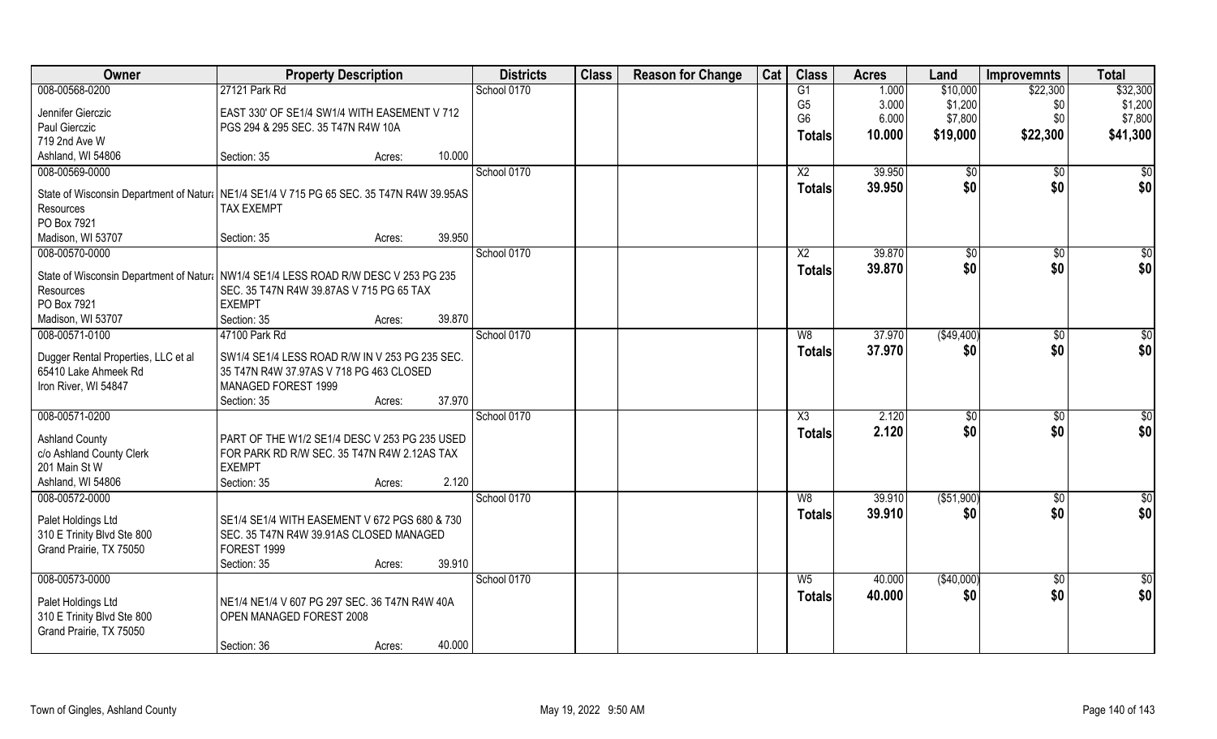| Owner | Property Description | | Districts | Class | Reason for Change | Cat | Class | Acres | Land | Improvemnts | Total |
|---|---|---|---|---|---|---|---|---|---|---|---|
| 008-00568-0200 | 27121 Park Rd | | School 0170 | | | | G1 | 1.000 | $10,000 | $22,300 | $32,300 |
| Jennifer Gierczic | EAST 330' OF SE1/4 SW1/4 WITH EASEMENT V 712 | | | | | | G5 | 3.000 | $1,200 | $0 | $1,200 |
| Paul Gierczic | PGS 294 & 295 SEC. 35 T47N R4W 10A | | | | | | G6 | 6.000 | $7,800 | $0 | $7,800 |
| 719 2nd Ave W | | | | | | | **Totals** | **10.000** | **$19,000** | **$22,300** | **$41,300** |
| Ashland, WI 54806 | Section: 35 | Acres: 10.000 | | | | | | | | | |
| 008-00569-0000 | | | School 0170 | | | | X2 | 39.950 | $0 | $0 | $0 |
| State of Wisconsin Department of Natural Resources | NE1/4 SE1/4 V 715 PG 65 SEC. 35 T47N R4W 39.95AS TAX EXEMPT | | | | | | **Totals** | **39.950** | **$0** | **$0** | **$0** |
| PO Box 7921 | | | | | | | | | | | |
| Madison, WI 53707 | Section: 35 | Acres: 39.950 | | | | | | | | | |
| 008-00570-0000 | | | School 0170 | | | | X2 | 39.870 | $0 | $0 | $0 |
| State of Wisconsin Department of Natural Resources | NW1/4 SE1/4 LESS ROAD R/W DESC V 253 PG 235 SEC. 35 T47N R4W 39.87AS V 715 PG 65 TAX EXEMPT | | | | | | **Totals** | **39.870** | **$0** | **$0** | **$0** |
| PO Box 7921 | | | | | | | | | | | |
| Madison, WI 53707 | Section: 35 | Acres: 39.870 | | | | | | | | | |
| 008-00571-0100 | 47100 Park Rd | | School 0170 | | | | W8 | 37.970 | ($49,400) | $0 | $0 |
| Dugger Rental Properties, LLC et al | SW1/4 SE1/4 LESS ROAD R/W IN V 253 PG 235 SEC. | | | | | | **Totals** | **37.970** | **$0** | **$0** | **$0** |
| 65410 Lake Ahmeek Rd | 35 T47N R4W 37.97AS V 718 PG 463 CLOSED | | | | | | | | | | |
| Iron River, WI 54847 | MANAGED FOREST 1999 | | | | | | | | | | |
| | Section: 35 | Acres: 37.970 | | | | | | | | | |
| 008-00571-0200 | | | School 0170 | | | | X3 | 2.120 | $0 | $0 | $0 |
| Ashland County | PART OF THE W1/2 SE1/4 DESC V 253 PG 235 USED | | | | | | **Totals** | **2.120** | **$0** | **$0** | **$0** |
| c/o Ashland County Clerk | FOR PARK RD R/W SEC. 35 T47N R4W 2.12AS TAX | | | | | | | | | | |
| 201 Main St W | EXEMPT | | | | | | | | | | |
| Ashland, WI 54806 | Section: 35 | Acres: 2.120 | | | | | | | | | |
| 008-00572-0000 | | | School 0170 | | | | W8 | 39.910 | ($51,900) | $0 | $0 |
| Palet Holdings Ltd | SE1/4 SE1/4 WITH EASEMENT V 672 PGS 680 & 730 | | | | | | **Totals** | **39.910** | **$0** | **$0** | **$0** |
| 310 E Trinity Blvd Ste 800 | SEC. 35 T47N R4W 39.91AS CLOSED MANAGED | | | | | | | | | | |
| Grand Prairie, TX 75050 | FOREST 1999 | | | | | | | | | | |
| | Section: 35 | Acres: 39.910 | | | | | | | | | |
| 008-00573-0000 | | | School 0170 | | | | W5 | 40.000 | ($40,000) | $0 | $0 |
| Palet Holdings Ltd | NE1/4 NE1/4 V 607 PG 297 SEC. 36 T47N R4W 40A | | | | | | **Totals** | **40.000** | **$0** | **$0** | **$0** |
| 310 E Trinity Blvd Ste 800 | OPEN MANAGED FOREST 2008 | | | | | | | | | | |
| Grand Prairie, TX 75050 | | | | | | | | | | | |
| | Section: 36 | Acres: 40.000 | | | | | | | | | |

Town of Gingles, Ashland County

May 19, 2022 9:50 AM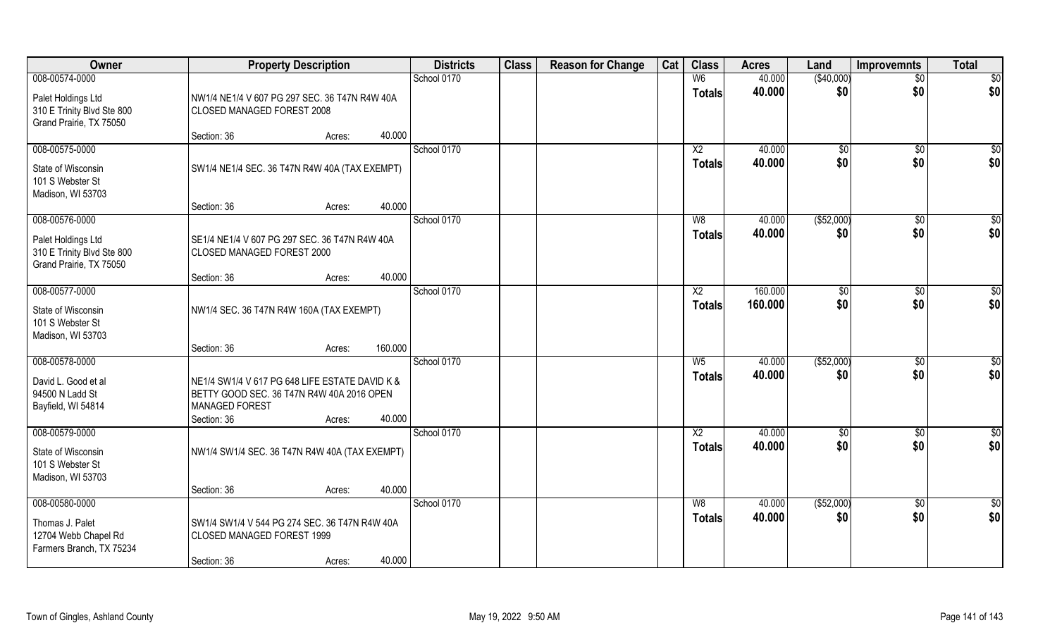| Owner | Property Description | Districts | Class | Reason for Change | Cat | Class | Acres | Land | Improvemnts | Total |
|---|---|---|---|---|---|---|---|---|---|---|
| 008-00574-0000 | | School 0170 | | | | W6 | 40.000 | ($40,000) | $0 | $0 |
| Palet Holdings Ltd<br>310 E Trinity Blvd Ste 800<br>Grand Prairie, TX 75050 | NW1/4 NE1/4 V 607 PG 297 SEC. 36 T47N R4W 40A CLOSED MANAGED FOREST 2008 | | | | | Totals | 40.000 | $0 | $0 | $0 |
| | Section: 36 Acres: 40.000 | | | | | | | | | |
| 008-00575-0000 | | School 0170 | | | | X2 | 40.000 | $0 | $0 | $0 |
| State of Wisconsin<br>101 S Webster St<br>Madison, WI 53703 | SW1/4 NE1/4 SEC. 36 T47N R4W 40A (TAX EXEMPT) | | | | | Totals | 40.000 | $0 | $0 | $0 |
| | Section: 36 Acres: 40.000 | | | | | | | | | |
| 008-00576-0000 | | School 0170 | | | | W8 | 40.000 | ($52,000) | $0 | $0 |
| Palet Holdings Ltd<br>310 E Trinity Blvd Ste 800<br>Grand Prairie, TX 75050 | SE1/4 NE1/4 V 607 PG 297 SEC. 36 T47N R4W 40A CLOSED MANAGED FOREST 2000 | | | | | Totals | 40.000 | $0 | $0 | $0 |
| | Section: 36 Acres: 40.000 | | | | | | | | | |
| 008-00577-0000 | | School 0170 | | | | X2 | 160.000 | $0 | $0 | $0 |
| State of Wisconsin<br>101 S Webster St<br>Madison, WI 53703 | NW1/4 SEC. 36 T47N R4W 160A (TAX EXEMPT) | | | | | Totals | 160.000 | $0 | $0 | $0 |
| | Section: 36 Acres: 160.000 | | | | | | | | | |
| 008-00578-0000 | | School 0170 | | | | W5 | 40.000 | ($52,000) | $0 | $0 |
| David L. Good et al<br>94500 N Ladd St<br>Bayfield, WI 54814 | NE1/4 SW1/4 V 617 PG 648 LIFE ESTATE DAVID K & BETTY GOOD SEC. 36 T47N R4W 40A 2016 OPEN MANAGED FOREST | | | | | Totals | 40.000 | $0 | $0 | $0 |
| | Section: 36 Acres: 40.000 | | | | | | | | | |
| 008-00579-0000 | | School 0170 | | | | X2 | 40.000 | $0 | $0 | $0 |
| State of Wisconsin<br>101 S Webster St<br>Madison, WI 53703 | NW1/4 SW1/4 SEC. 36 T47N R4W 40A (TAX EXEMPT) | | | | | Totals | 40.000 | $0 | $0 | $0 |
| | Section: 36 Acres: 40.000 | | | | | | | | | |
| 008-00580-0000 | | School 0170 | | | | W8 | 40.000 | ($52,000) | $0 | $0 |
| Thomas J. Palet<br>12704 Webb Chapel Rd<br>Farmers Branch, TX 75234 | SW1/4 SW1/4 V 544 PG 274 SEC. 36 T47N R4W 40A CLOSED MANAGED FOREST 1999 | | | | | Totals | 40.000 | $0 | $0 | $0 |
| | Section: 36 Acres: 40.000 | | | | | | | | | |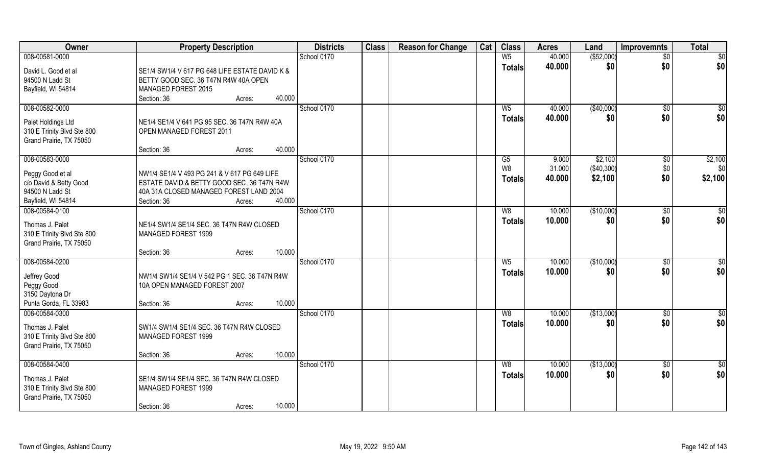| Owner | Property Description | | | Districts | Class | Reason for Change | Cat | Class | Acres | Land | Improvemnts | Total |
|---|---|---|---|---|---|---|---|---|---|---|---|---|
| 008-00581-0000 | | | | School 0170 | | | | W5 | 40.000 | ($52,000) | $0 | $0 |
| David L. Good et al<br>94500 N Ladd St<br>Bayfield, WI 54814 | SE1/4 SW1/4 V 617 PG 648 LIFE ESTATE DAVID K & BETTY GOOD SEC. 36 T47N R4W 40A OPEN MANAGED FOREST 2015 | | | | | | | Totals | 40.000 | $0 | $0 | $0 |
| | Section: 36 | Acres: | 40.000 | | | | | | | | | |
| 008-00582-0000 | | | | School 0170 | | | | W5 | 40.000 | ($40,000) | $0 | $0 |
| Palet Holdings Ltd<br>310 E Trinity Blvd Ste 800<br>Grand Prairie, TX 75050 | NE1/4 SE1/4 V 641 PG 95 SEC. 36 T47N R4W 40A OPEN MANAGED FOREST 2011 | | | | | | | Totals | 40.000 | $0 | $0 | $0 |
| | Section: 36 | Acres: | 40.000 | | | | | | | | | |
| 008-00583-0000 | | | | School 0170 | | | | G5 | 9.000 | $2,100 | $0 | $2,100 |
| Peggy Good et al<br>c/o David & Betty Good<br>94500 N Ladd St<br>Bayfield, WI 54814 | NW1/4 SE1/4 V 493 PG 241 & V 617 PG 649 LIFE ESTATE DAVID & BETTY GOOD SEC. 36 T47N R4W 40A 31A CLOSED MANAGED FOREST LAND 2004 | | | | | | | W8 | 31.000 | ($40,300) | $0 | $0 |
| | | | | | | | | Totals | 40.000 | $2,100 | $0 | $2,100 |
| | Section: 36 | Acres: | 40.000 | | | | | | | | | |
| 008-00584-0100 | | | | School 0170 | | | | W8 | 10.000 | ($10,000) | $0 | $0 |
| Thomas J. Palet<br>310 E Trinity Blvd Ste 800<br>Grand Prairie, TX 75050 | NE1/4 SW1/4 SE1/4 SEC. 36 T47N R4W CLOSED MANAGED FOREST 1999 | | | | | | | Totals | 10.000 | $0 | $0 | $0 |
| | Section: 36 | Acres: | 10.000 | | | | | | | | | |
| 008-00584-0200 | | | | School 0170 | | | | W5 | 10.000 | ($10,000) | $0 | $0 |
| Jeffrey Good<br>Peggy Good<br>3150 Daytona Dr<br>Punta Gorda, FL 33983 | NW1/4 SW1/4 SE1/4 V 542 PG 1 SEC. 36 T47N R4W 10A OPEN MANAGED FOREST 2007 | | | | | | | Totals | 10.000 | $0 | $0 | $0 |
| | Section: 36 | Acres: | 10.000 | | | | | | | | | |
| 008-00584-0300 | | | | School 0170 | | | | W8 | 10.000 | ($13,000) | $0 | $0 |
| Thomas J. Palet<br>310 E Trinity Blvd Ste 800<br>Grand Prairie, TX 75050 | SW1/4 SW1/4 SE1/4 SEC. 36 T47N R4W CLOSED MANAGED FOREST 1999 | | | | | | | Totals | 10.000 | $0 | $0 | $0 |
| | Section: 36 | Acres: | 10.000 | | | | | | | | | |
| 008-00584-0400 | | | | School 0170 | | | | W8 | 10.000 | ($13,000) | $0 | $0 |
| Thomas J. Palet<br>310 E Trinity Blvd Ste 800<br>Grand Prairie, TX 75050 | SE1/4 SW1/4 SE1/4 SEC. 36 T47N R4W CLOSED MANAGED FOREST 1999 | | | | | | | Totals | 10.000 | $0 | $0 | $0 |
| | Section: 36 | Acres: | 10.000 | | | | | | | | | |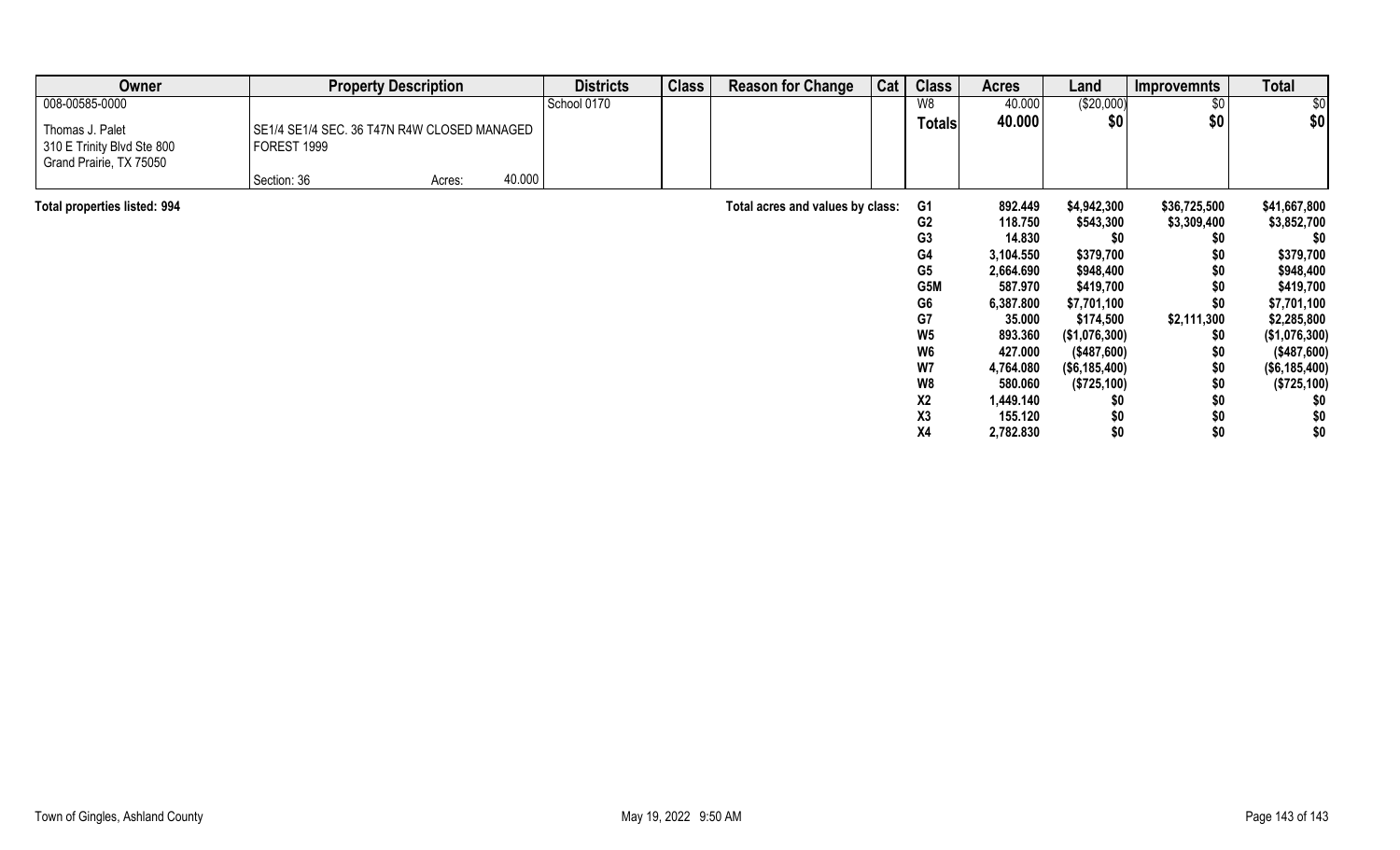| Owner | Property Description | | | Districts | Class | Reason for Change | Cat | Class | Acres | Land | Improvemnts | Total |
|---|---|---|---|---|---|---|---|---|---|---|---|---|
| 008-00585-0000 | | | | School 0170 | | | | W8 | 40.000 | ($20,000) | $0 | $0 |
| Thomas J. Palet<br>310 E Trinity Blvd Ste 800<br>Grand Prairie, TX 75050 | SE1/4 SE1/4 SEC. 36 T47N R4W CLOSED MANAGED FOREST 1999 | | | | | | | **Totals** | **40.000** | **$0** | **$0** | **$0** |
| | Section: 36 | Acres: | 40.000 | | | | | | | | | |

**Total properties listed: 994**

**Total acres and values by class:**

| Class | Acres | Land | Improvemnts | Total |
|---|---|---|---|---|
| G1 | 892.449 | $4,942,300 | $36,725,500 | $41,667,800 |
| G2 | 118.750 | $543,300 | $3,309,400 | $3,852,700 |
| G3 | 14.830 | $0 | $0 | $0 |
| G4 | 3,104.550 | $379,700 | $0 | $379,700 |
| G5 | 2,664.690 | $948,400 | $0 | $948,400 |
| G5M | 587.970 | $419,700 | $0 | $419,700 |
| G6 | 6,387.800 | $7,701,100 | $0 | $7,701,100 |
| G7 | 35.000 | $174,500 | $2,111,300 | $2,285,800 |
| W5 | 893.360 | ($1,076,300) | $0 | ($1,076,300) |
| W6 | 427.000 | ($487,600) | $0 | ($487,600) |
| W7 | 4,764.080 | ($6,185,400) | $0 | ($6,185,400) |
| W8 | 580.060 | ($725,100) | $0 | ($725,100) |
| X2 | 1,449.140 | $0 | $0 | $0 |
| X3 | 155.120 | $0 | $0 | $0 |
| X4 | 2,782.830 | $0 | $0 | $0 |

Town of Gingles, Ashland County May 19, 2022 9:50 AM